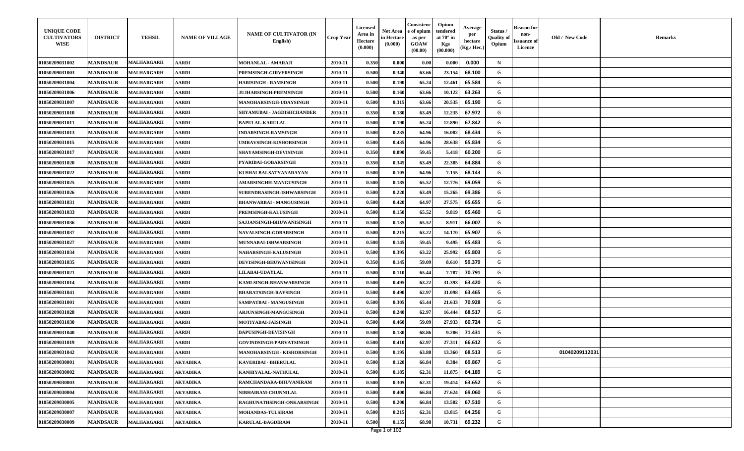| UNIQUE CODE CULTIVATORS WISE | DISTRICT | TEHSIL | NAME OF VILLAGE | NAME OF CULTIVATOR (IN English) | Crop Year | Licensed Area in Hectare (0.000) | Net Area in Hectare (0.000) | Consistence of opium as per GOAW (00.00) | Opium tendered at 70° in Kgs (00.000) | Average per hectare (Kg./ Hec.) | Status / Quality of Opium | Reason for non-Issuance of Licence | Old / New Code | Remarks |
|---|---|---|---|---|---|---|---|---|---|---|---|---|---|---|
| 01050209031002 | MANDSAUR | MALHARGARH | AARDI | MOHANLAL - AMARAJI | 2010-11 | 0.350 | 0.000 | 0.00 | 0.000 | 0.000 | N | | | |
| 01050209031003 | MANDSAUR | MALHARGARH | AARDI | PREMSINGH-GIRVERSINGH | 2010-11 | 0.500 | 0.340 | 63.66 | 23.154 | 68.100 | G | | | |
| 01050209031004 | MANDSAUR | MALHARGARH | AARDI | HARISINGH - RAMSINGH | 2010-11 | 0.500 | 0.190 | 65.24 | 12.461 | 65.584 | G | | | |
| 01050209031006 | MANDSAUR | MALHARGARH | AARDI | JUJHARSINGH-PREMSINGH | 2010-11 | 0.500 | 0.160 | 63.66 | 10.122 | 63.263 | G | | | |
| 01050209031007 | MANDSAUR | MALHARGARH | AARDI | MANOHARSINGH-UDAYSINGH | 2010-11 | 0.500 | 0.315 | 63.66 | 20.535 | 65.190 | G | | | |
| 01050209031010 | MANDSAUR | MALHARGARH | AARDI | SHYAMUBAI - JAGDISHCHANDER | 2010-11 | 0.350 | 0.180 | 63.49 | 12.235 | 67.972 | G | | | |
| 01050209031011 | MANDSAUR | MALHARGARH | AARDI | BAPULAL-KARULAL | 2010-11 | 0.500 | 0.190 | 65.24 | 12.890 | 67.842 | G | | | |
| 01050209031013 | MANDSAUR | MALHARGARH | AARDI | INDARSINGH-RAMSINGH | 2010-11 | 0.500 | 0.235 | 64.96 | 16.082 | 68.434 | G | | | |
| 01050209031015 | MANDSAUR | MALHARGARH | AARDI | UMRAVSINGH-KISHORSINGH | 2010-11 | 0.500 | 0.435 | 64.96 | 28.638 | 65.834 | G | | | |
| 01050209031017 | MANDSAUR | MALHARGARH | AARDI | SHAYAMSINGH-DEVISINGH | 2010-11 | 0.350 | 0.090 | 59.45 | 5.418 | 60.200 | G | | | |
| 01050209031020 | MANDSAUR | MALHARGARH | AARDI | PYARIBAI-GOBARSINGH | 2010-11 | 0.350 | 0.345 | 63.49 | 22.385 | 64.884 | G | | | |
| 01050209031022 | MANDSAUR | MALHARGARH | AARDI | KUSHALBAI-SATYANARAYAN | 2010-11 | 0.500 | 0.105 | 64.96 | 7.155 | 68.143 | G | | | |
| 01050209031025 | MANDSAUR | MALHARGARH | AARDI | AMARSINGHH-MANGUSINGH | 2010-11 | 0.500 | 0.185 | 65.52 | 12.776 | 69.059 | G | | | |
| 01050209031026 | MANDSAUR | MALHARGARH | AARDI | SURENDRASINGH-ISHWARSINGH | 2010-11 | 0.500 | 0.220 | 63.49 | 15.265 | 69.386 | G | | | |
| 01050209031031 | MANDSAUR | MALHARGARH | AARDI | BHANWARBAI - MANGUSINGH | 2010-11 | 0.500 | 0.420 | 64.97 | 27.575 | 65.655 | G | | | |
| 01050209031033 | MANDSAUR | MALHARGARH | AARDI | PREMSINGH-KALUSINGH | 2010-11 | 0.500 | 0.150 | 65.52 | 9.819 | 65.460 | G | | | |
| 01050209031036 | MANDSAUR | MALHARGARH | AARDI | SAJJANSINGH-BHUWANISINGH | 2010-11 | 0.500 | 0.135 | 65.52 | 8.911 | 66.007 | G | | | |
| 01050209031037 | MANDSAUR | MALHARGARH | AARDI | NAVALSINGH-GOBARSINGH | 2010-11 | 0.500 | 0.215 | 63.22 | 14.170 | 65.907 | G | | | |
| 01050209031027 | MANDSAUR | MALHARGARH | AARDI | MUNNABAI-ISHWARSINGH | 2010-11 | 0.500 | 0.145 | 59.45 | 9.495 | 65.483 | G | | | |
| 01050209031034 | MANDSAUR | MALHARGARH | AARDI | NAHARSINGH-KALUSINGH | 2010-11 | 0.500 | 0.395 | 63.22 | 25.992 | 65.803 | G | | | |
| 01050209031035 | MANDSAUR | MALHARGARH | AARDI | DEVISINGH-BHUWANISINGH | 2010-11 | 0.350 | 0.145 | 59.09 | 8.610 | 59.379 | G | | | |
| 01050209031021 | MANDSAUR | MALHARGARH | AARDI | LILABAI-UDAYLAL | 2010-11 | 0.500 | 0.110 | 65.44 | 7.787 | 70.791 | G | | | |
| 01050209031014 | MANDSAUR | MALHARGARH | AARDI | KAMLSINGH-BHANWARSINGH | 2010-11 | 0.500 | 0.495 | 63.22 | 31.393 | 63.420 | G | | | |
| 01050209031041 | MANDSAUR | MALHARGARH | AARDI | BHARATSINGH-RAYSINGH | 2010-11 | 0.500 | 0.490 | 62.97 | 31.098 | 63.465 | G | | | |
| 01050209031001 | MANDSAUR | MALHARGARH | AARDI | SAMPATBAI - MANGUSINGH | 2010-11 | 0.500 | 0.305 | 65.44 | 21.633 | 70.928 | G | | | |
| 01050209031028 | MANDSAUR | MALHARGARH | AARDI | ARJUNSINGH-MANGUSINGH | 2010-11 | 0.500 | 0.240 | 62.97 | 16.444 | 68.517 | G | | | |
| 01050209031030 | MANDSAUR | MALHARGARH | AARDI | MOTIYABAI-JAISINGH | 2010-11 | 0.500 | 0.460 | 59.09 | 27.933 | 60.724 | G | | | |
| 01050209031040 | MANDSAUR | MALHARGARH | AARDI | BAPUSINGH-DEVISINGH | 2010-11 | 0.500 | 0.130 | 68.86 | 9.286 | 71.431 | G | | | |
| 01050209031019 | MANDSAUR | MALHARGARH | AARDI | GOVINDSINGH-PARVATSINGH | 2010-11 | 0.500 | 0.410 | 62.97 | 27.311 | 66.612 | G | | | |
| 01050209031042 | MANDSAUR | MALHARGARH | AARDI | MANOHARSINGH - KISHORSINGH | 2010-11 | 0.500 | 0.195 | 63.88 | 13.360 | 68.513 | G | | 01040209112031 | |
| 01050209030001 | MANDSAUR | MALHARGARH | AKYABIKA | KAVERIBAI - BHERULAL | 2010-11 | 0.500 | 0.120 | 66.84 | 8.384 | 69.867 | G | | | |
| 01050209030002 | MANDSAUR | MALHARGARH | AKYABIKA | KANHIYALAL-NATHULAL | 2010-11 | 0.500 | 0.185 | 62.31 | 11.875 | 64.189 | G | | | |
| 01050209030003 | MANDSAUR | MALHARGARH | AKYABIKA | RAMCHANDARA-BHUVANIRAM | 2010-11 | 0.500 | 0.305 | 62.31 | 19.414 | 63.652 | G | | | |
| 01050209030004 | MANDSAUR | MALHARGARH | AKYABIKA | NIBHAIRAM-CHUNNILAL | 2010-11 | 0.500 | 0.400 | 66.84 | 27.624 | 69.060 | G | | | |
| 01050209030005 | MANDSAUR | MALHARGARH | AKYABIKA | RAGHUNATHSINGH-ONKARSINGH | 2010-11 | 0.500 | 0.200 | 66.84 | 13.502 | 67.510 | G | | | |
| 01050209030007 | MANDSAUR | MALHARGARH | AKYABIKA | MOHANDAS-TULSIRAM | 2010-11 | 0.500 | 0.215 | 62.31 | 13.815 | 64.256 | G | | | |
| 01050209030009 | MANDSAUR | MALHARGARH | AKYABIKA | KARULAL-BAGDIRAM | 2010-11 | 0.500 | 0.155 | 68.98 | 10.731 | 69.232 | G | | | |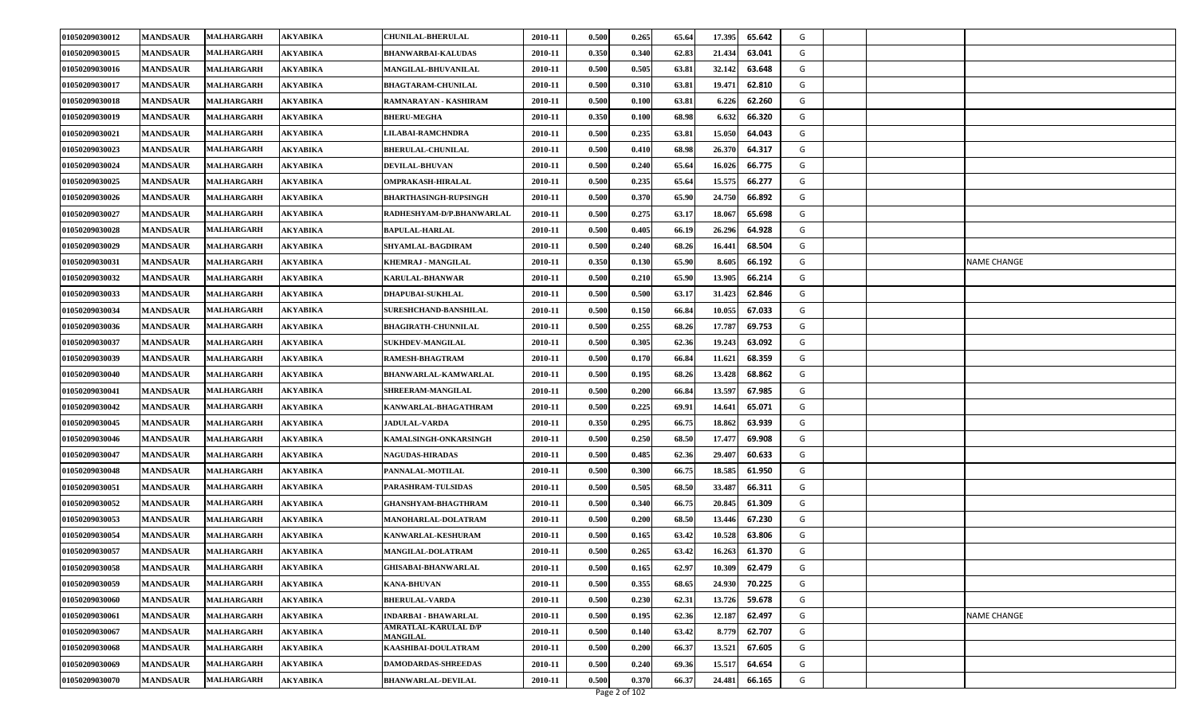| | | | | | | | | | | | | | | |
|---|---|---|---|---|---|---|---|---|---|---|---|---|---|---|
| 01050209030012 | MANDSAUR | MALHARGARH | AKYABIKA | CHUNILAL-BHERULAL | 2010-11 | 0.500 | 0.265 | 65.64 | 17.395 | 65.642 | G | | | |
| 01050209030015 | MANDSAUR | MALHARGARH | AKYABIKA | BHANWARBAI-KALUDAS | 2010-11 | 0.350 | 0.340 | 62.83 | 21.434 | 63.041 | G | | | |
| 01050209030016 | MANDSAUR | MALHARGARH | AKYABIKA | MANGILAL-BHUVANILAL | 2010-11 | 0.500 | 0.505 | 63.81 | 32.142 | 63.648 | G | | | |
| 01050209030017 | MANDSAUR | MALHARGARH | AKYABIKA | BHAGTARAM-CHUNILAL | 2010-11 | 0.500 | 0.310 | 63.81 | 19.471 | 62.810 | G | | | |
| 01050209030018 | MANDSAUR | MALHARGARH | AKYABIKA | RAMNARAYAN - KASHIRAM | 2010-11 | 0.500 | 0.100 | 63.81 | 6.226 | 62.260 | G | | | |
| 01050209030019 | MANDSAUR | MALHARGARH | AKYABIKA | BHERU-MEGHA | 2010-11 | 0.350 | 0.100 | 68.98 | 6.632 | 66.320 | G | | | |
| 01050209030021 | MANDSAUR | MALHARGARH | AKYABIKA | LILABAI-RAMCHNDRA | 2010-11 | 0.500 | 0.235 | 63.81 | 15.050 | 64.043 | G | | | |
| 01050209030023 | MANDSAUR | MALHARGARH | AKYABIKA | BHERULAL-CHUNILAL | 2010-11 | 0.500 | 0.410 | 68.98 | 26.370 | 64.317 | G | | | |
| 01050209030024 | MANDSAUR | MALHARGARH | AKYABIKA | DEVILAL-BHUVAN | 2010-11 | 0.500 | 0.240 | 65.64 | 16.026 | 66.775 | G | | | |
| 01050209030025 | MANDSAUR | MALHARGARH | AKYABIKA | OMPRAKASH-HIRALAL | 2010-11 | 0.500 | 0.235 | 65.64 | 15.575 | 66.277 | G | | | |
| 01050209030026 | MANDSAUR | MALHARGARH | AKYABIKA | BHARTHASINGH-RUPSINGH | 2010-11 | 0.500 | 0.370 | 65.90 | 24.750 | 66.892 | G | | | |
| 01050209030027 | MANDSAUR | MALHARGARH | AKYABIKA | RADHESHYAM-D/P.BHANWARLAL | 2010-11 | 0.500 | 0.275 | 63.17 | 18.067 | 65.698 | G | | | |
| 01050209030028 | MANDSAUR | MALHARGARH | AKYABIKA | BAPULAL-HARLAL | 2010-11 | 0.500 | 0.405 | 66.19 | 26.296 | 64.928 | G | | | |
| 01050209030029 | MANDSAUR | MALHARGARH | AKYABIKA | SHYAMLAL-BAGDIRAM | 2010-11 | 0.500 | 0.240 | 68.26 | 16.441 | 68.504 | G | | | |
| 01050209030031 | MANDSAUR | MALHARGARH | AKYABIKA | KHEMRAJ - MANGILAL | 2010-11 | 0.350 | 0.130 | 65.90 | 8.605 | 66.192 | G | | | NAME CHANGE |
| 01050209030032 | MANDSAUR | MALHARGARH | AKYABIKA | KARULAL-BHANWAR | 2010-11 | 0.500 | 0.210 | 65.90 | 13.905 | 66.214 | G | | | |
| 01050209030033 | MANDSAUR | MALHARGARH | AKYABIKA | DHAPUBAI-SUKHLAL | 2010-11 | 0.500 | 0.500 | 63.17 | 31.423 | 62.846 | G | | | |
| 01050209030034 | MANDSAUR | MALHARGARH | AKYABIKA | SURESHCHAND-BANSHILAL | 2010-11 | 0.500 | 0.150 | 66.84 | 10.055 | 67.033 | G | | | |
| 01050209030036 | MANDSAUR | MALHARGARH | AKYABIKA | BHAGIRATH-CHUNNILAL | 2010-11 | 0.500 | 0.255 | 68.26 | 17.787 | 69.753 | G | | | |
| 01050209030037 | MANDSAUR | MALHARGARH | AKYABIKA | SUKHDEV-MANGILAL | 2010-11 | 0.500 | 0.305 | 62.36 | 19.243 | 63.092 | G | | | |
| 01050209030039 | MANDSAUR | MALHARGARH | AKYABIKA | RAMESH-BHAGTRAM | 2010-11 | 0.500 | 0.170 | 66.84 | 11.621 | 68.359 | G | | | |
| 01050209030040 | MANDSAUR | MALHARGARH | AKYABIKA | BHANWARLAL-KAMWARLAL | 2010-11 | 0.500 | 0.195 | 68.26 | 13.428 | 68.862 | G | | | |
| 01050209030041 | MANDSAUR | MALHARGARH | AKYABIKA | SHREERAM-MANGILAL | 2010-11 | 0.500 | 0.200 | 66.84 | 13.597 | 67.985 | G | | | |
| 01050209030042 | MANDSAUR | MALHARGARH | AKYABIKA | KANWARLAL-BHAGATHRAM | 2010-11 | 0.500 | 0.225 | 69.91 | 14.641 | 65.071 | G | | | |
| 01050209030045 | MANDSAUR | MALHARGARH | AKYABIKA | JADULAL-VARDA | 2010-11 | 0.350 | 0.295 | 66.75 | 18.862 | 63.939 | G | | | |
| 01050209030046 | MANDSAUR | MALHARGARH | AKYABIKA | KAMALSINGH-ONKARSINGH | 2010-11 | 0.500 | 0.250 | 68.50 | 17.477 | 69.908 | G | | | |
| 01050209030047 | MANDSAUR | MALHARGARH | AKYABIKA | NAGUDAS-HIRADAS | 2010-11 | 0.500 | 0.485 | 62.36 | 29.407 | 60.633 | G | | | |
| 01050209030048 | MANDSAUR | MALHARGARH | AKYABIKA | PANNALAL-MOTILAL | 2010-11 | 0.500 | 0.300 | 66.75 | 18.585 | 61.950 | G | | | |
| 01050209030051 | MANDSAUR | MALHARGARH | AKYABIKA | PARASHRAM-TULSIDAS | 2010-11 | 0.500 | 0.505 | 68.50 | 33.487 | 66.311 | G | | | |
| 01050209030052 | MANDSAUR | MALHARGARH | AKYABIKA | GHANSHYAM-BHAGTHRAM | 2010-11 | 0.500 | 0.340 | 66.75 | 20.845 | 61.309 | G | | | |
| 01050209030053 | MANDSAUR | MALHARGARH | AKYABIKA | MANOHARLAL-DOLATRAM | 2010-11 | 0.500 | 0.200 | 68.50 | 13.446 | 67.230 | G | | | |
| 01050209030054 | MANDSAUR | MALHARGARH | AKYABIKA | KANWARLAL-KESHURAM | 2010-11 | 0.500 | 0.165 | 63.42 | 10.528 | 63.806 | G | | | |
| 01050209030057 | MANDSAUR | MALHARGARH | AKYABIKA | MANGILAL-DOLATRAM | 2010-11 | 0.500 | 0.265 | 63.42 | 16.263 | 61.370 | G | | | |
| 01050209030058 | MANDSAUR | MALHARGARH | AKYABIKA | GHISABAI-BHANWARLAL | 2010-11 | 0.500 | 0.165 | 62.97 | 10.309 | 62.479 | G | | | |
| 01050209030059 | MANDSAUR | MALHARGARH | AKYABIKA | KANA-BHUVAN | 2010-11 | 0.500 | 0.355 | 68.65 | 24.930 | 70.225 | G | | | |
| 01050209030060 | MANDSAUR | MALHARGARH | AKYABIKA | BHERULAL-VARDA | 2010-11 | 0.500 | 0.230 | 62.31 | 13.726 | 59.678 | G | | | |
| 01050209030061 | MANDSAUR | MALHARGARH | AKYABIKA | INDARBAI - BHAWARLAL | 2010-11 | 0.500 | 0.195 | 62.36 | 12.187 | 62.497 | G | | | NAME CHANGE |
| 01050209030067 | MANDSAUR | MALHARGARH | AKYABIKA | AMRATLAL-KARULAL D/P MANGILAL | 2010-11 | 0.500 | 0.140 | 63.42 | 8.779 | 62.707 | G | | | |
| 01050209030068 | MANDSAUR | MALHARGARH | AKYABIKA | KAASHIBAI-DOULATRAM | 2010-11 | 0.500 | 0.200 | 66.37 | 13.521 | 67.605 | G | | | |
| 01050209030069 | MANDSAUR | MALHARGARH | AKYABIKA | DAMODARDAS-SHREEDAS | 2010-11 | 0.500 | 0.240 | 69.36 | 15.517 | 64.654 | G | | | |
| 01050209030070 | MANDSAUR | MALHARGARH | AKYABIKA | BHANWARLAL-DEVILAL | 2010-11 | 0.500 | 0.370 | 66.37 | 24.481 | 66.165 | G | | | |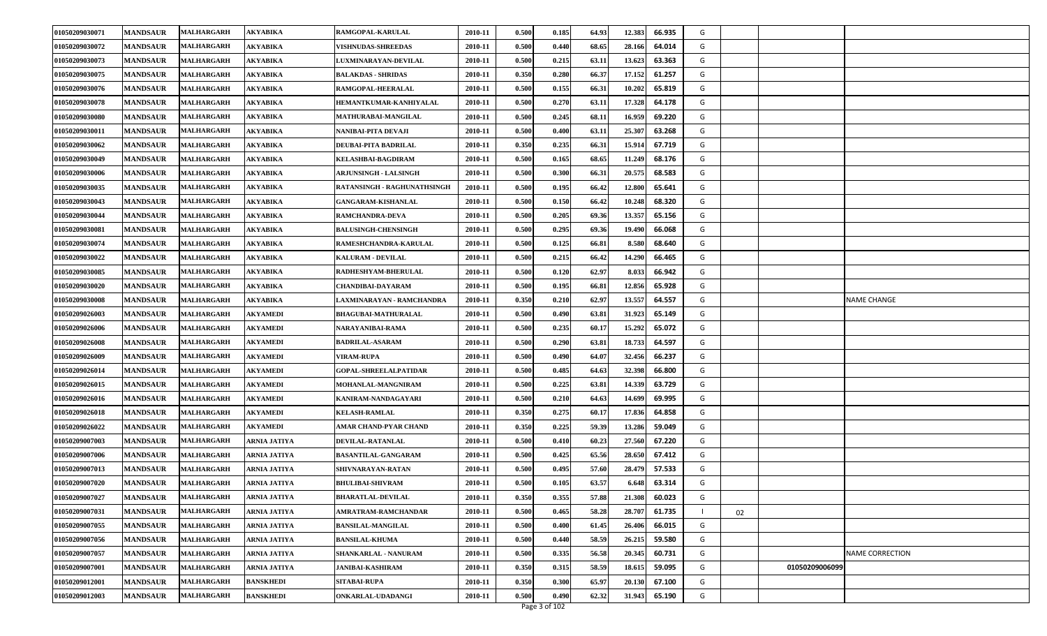| | | | | | | | | | | | | | | |
|---|---|---|---|---|---|---|---|---|---|---|---|---|---|---|
| 01050209030071 | MANDSAUR | MALHARGARH | AKYABIKA | RAMGOPAL-KARULAL | 2010-11 | 0.500 | 0.185 | 64.93 | 12.383 | 66.935 | G | | | |
| 01050209030072 | MANDSAUR | MALHARGARH | AKYABIKA | VISHNUDAS-SHREEDAS | 2010-11 | 0.500 | 0.440 | 68.65 | 28.166 | 64.014 | G | | | |
| 01050209030073 | MANDSAUR | MALHARGARH | AKYABIKA | LUXMINARAYAN-DEVILAL | 2010-11 | 0.500 | 0.215 | 63.11 | 13.623 | 63.363 | G | | | |
| 01050209030075 | MANDSAUR | MALHARGARH | AKYABIKA | BALAKDAS - SHRIDAS | 2010-11 | 0.350 | 0.280 | 66.37 | 17.152 | 61.257 | G | | | |
| 01050209030076 | MANDSAUR | MALHARGARH | AKYABIKA | RAMGOPAL-HEERALAL | 2010-11 | 0.500 | 0.155 | 66.31 | 10.202 | 65.819 | G | | | |
| 01050209030078 | MANDSAUR | MALHARGARH | AKYABIKA | HEMANTKUMAR-KANHIYALAL | 2010-11 | 0.500 | 0.270 | 63.11 | 17.328 | 64.178 | G | | | |
| 01050209030080 | MANDSAUR | MALHARGARH | AKYABIKA | MATHURABAI-MANGILAL | 2010-11 | 0.500 | 0.245 | 68.11 | 16.959 | 69.220 | G | | | |
| 01050209030011 | MANDSAUR | MALHARGARH | AKYABIKA | NANIBAI-PITA DEVAJI | 2010-11 | 0.500 | 0.400 | 63.11 | 25.307 | 63.268 | G | | | |
| 01050209030062 | MANDSAUR | MALHARGARH | AKYABIKA | DEUBAI-PITA BADRILAL | 2010-11 | 0.350 | 0.235 | 66.31 | 15.914 | 67.719 | G | | | |
| 01050209030049 | MANDSAUR | MALHARGARH | AKYABIKA | KELASHBAI-BAGDIRAM | 2010-11 | 0.500 | 0.165 | 68.65 | 11.249 | 68.176 | G | | | |
| 01050209030006 | MANDSAUR | MALHARGARH | AKYABIKA | ARJUNSINGH - LALSINGH | 2010-11 | 0.500 | 0.300 | 66.31 | 20.575 | 68.583 | G | | | |
| 01050209030035 | MANDSAUR | MALHARGARH | AKYABIKA | RATANSINGH - RAGHUNATHSINGH | 2010-11 | 0.500 | 0.195 | 66.42 | 12.800 | 65.641 | G | | | |
| 01050209030043 | MANDSAUR | MALHARGARH | AKYABIKA | GANGARAM-KISHANLAL | 2010-11 | 0.500 | 0.150 | 66.42 | 10.248 | 68.320 | G | | | |
| 01050209030044 | MANDSAUR | MALHARGARH | AKYABIKA | RAMCHANDRA-DEVA | 2010-11 | 0.500 | 0.205 | 69.36 | 13.357 | 65.156 | G | | | |
| 01050209030081 | MANDSAUR | MALHARGARH | AKYABIKA | BALUSINGH-CHENSINGH | 2010-11 | 0.500 | 0.295 | 69.36 | 19.490 | 66.068 | G | | | |
| 01050209030074 | MANDSAUR | MALHARGARH | AKYABIKA | RAMESHCHANDRA-KARULAL | 2010-11 | 0.500 | 0.125 | 66.81 | 8.580 | 68.640 | G | | | |
| 01050209030022 | MANDSAUR | MALHARGARH | AKYABIKA | KALURAM - DEVILAL | 2010-11 | 0.500 | 0.215 | 66.42 | 14.290 | 66.465 | G | | | |
| 01050209030085 | MANDSAUR | MALHARGARH | AKYABIKA | RADHESHYAM-BHERULAL | 2010-11 | 0.500 | 0.120 | 62.97 | 8.033 | 66.942 | G | | | |
| 01050209030020 | MANDSAUR | MALHARGARH | AKYABIKA | CHANDIBAI-DAYARAM | 2010-11 | 0.500 | 0.195 | 66.81 | 12.856 | 65.928 | G | | | |
| 01050209030008 | MANDSAUR | MALHARGARH | AKYABIKA | LAXMINARAYAN - RAMCHANDRA | 2010-11 | 0.350 | 0.210 | 62.97 | 13.557 | 64.557 | G | | | NAME CHANGE |
| 01050209026003 | MANDSAUR | MALHARGARH | AKYAMEDI | BHAGUBAI-MATHURALAL | 2010-11 | 0.500 | 0.490 | 63.81 | 31.923 | 65.149 | G | | | |
| 01050209026006 | MANDSAUR | MALHARGARH | AKYAMEDI | NARAYANIBAI-RAMA | 2010-11 | 0.500 | 0.235 | 60.17 | 15.292 | 65.072 | G | | | |
| 01050209026008 | MANDSAUR | MALHARGARH | AKYAMEDI | BADRILAL-ASARAM | 2010-11 | 0.500 | 0.290 | 63.81 | 18.733 | 64.597 | G | | | |
| 01050209026009 | MANDSAUR | MALHARGARH | AKYAMEDI | VIRAM-RUPA | 2010-11 | 0.500 | 0.490 | 64.07 | 32.456 | 66.237 | G | | | |
| 01050209026014 | MANDSAUR | MALHARGARH | AKYAMEDI | GOPAL-SHREELALPATIDAR | 2010-11 | 0.500 | 0.485 | 64.63 | 32.398 | 66.800 | G | | | |
| 01050209026015 | MANDSAUR | MALHARGARH | AKYAMEDI | MOHANLAL-MANGNIRAM | 2010-11 | 0.500 | 0.225 | 63.81 | 14.339 | 63.729 | G | | | |
| 01050209026016 | MANDSAUR | MALHARGARH | AKYAMEDI | KANIRAM-NANDAGAYARI | 2010-11 | 0.500 | 0.210 | 64.63 | 14.699 | 69.995 | G | | | |
| 01050209026018 | MANDSAUR | MALHARGARH | AKYAMEDI | KELASH-RAMLAL | 2010-11 | 0.350 | 0.275 | 60.17 | 17.836 | 64.858 | G | | | |
| 01050209026022 | MANDSAUR | MALHARGARH | AKYAMEDI | AMAR CHAND-PYAR CHAND | 2010-11 | 0.350 | 0.225 | 59.39 | 13.286 | 59.049 | G | | | |
| 01050209007003 | MANDSAUR | MALHARGARH | ARNIA JATIYA | DEVILAL-RATANLAL | 2010-11 | 0.500 | 0.410 | 60.23 | 27.560 | 67.220 | G | | | |
| 01050209007006 | MANDSAUR | MALHARGARH | ARNIA JATIYA | BASANTILAL-GANGARAM | 2010-11 | 0.500 | 0.425 | 65.56 | 28.650 | 67.412 | G | | | |
| 01050209007013 | MANDSAUR | MALHARGARH | ARNIA JATIYA | SHIVNARAYAN-RATAN | 2010-11 | 0.500 | 0.495 | 57.60 | 28.479 | 57.533 | G | | | |
| 01050209007020 | MANDSAUR | MALHARGARH | ARNIA JATIYA | BHULIBAI-SHIVRAM | 2010-11 | 0.500 | 0.105 | 63.57 | 6.648 | 63.314 | G | | | |
| 01050209007027 | MANDSAUR | MALHARGARH | ARNIA JATIYA | BHARATLAL-DEVILAL | 2010-11 | 0.350 | 0.355 | 57.88 | 21.308 | 60.023 | G | | | |
| 01050209007031 | MANDSAUR | MALHARGARH | ARNIA JATIYA | AMRATRAM-RAMCHANDAR | 2010-11 | 0.500 | 0.465 | 58.28 | 28.707 | 61.735 | I | 02 | | |
| 01050209007055 | MANDSAUR | MALHARGARH | ARNIA JATIYA | BANSILAL-MANGILAL | 2010-11 | 0.500 | 0.400 | 61.45 | 26.406 | 66.015 | G | | | |
| 01050209007056 | MANDSAUR | MALHARGARH | ARNIA JATIYA | BANSILAL-KHUMA | 2010-11 | 0.500 | 0.440 | 58.59 | 26.215 | 59.580 | G | | | |
| 01050209007057 | MANDSAUR | MALHARGARH | ARNIA JATIYA | SHANKARLAL - NANURAM | 2010-11 | 0.500 | 0.335 | 56.58 | 20.345 | 60.731 | G | | | NAME CORRECTION |
| 01050209007001 | MANDSAUR | MALHARGARH | ARNIA JATIYA | JANIBAI-KASHIRAM | 2010-11 | 0.350 | 0.315 | 58.59 | 18.615 | 59.095 | G | | 01050209006099 | |
| 01050209012001 | MANDSAUR | MALHARGARH | BANSKHEDI | SITABAI-RUPA | 2010-11 | 0.350 | 0.300 | 65.97 | 20.130 | 67.100 | G | | | |
| 01050209012003 | MANDSAUR | MALHARGARH | BANSKHEDI | ONKARLAL-UDADANGI | 2010-11 | 0.500 | 0.490 | 62.32 | 31.943 | 65.190 | G | | | |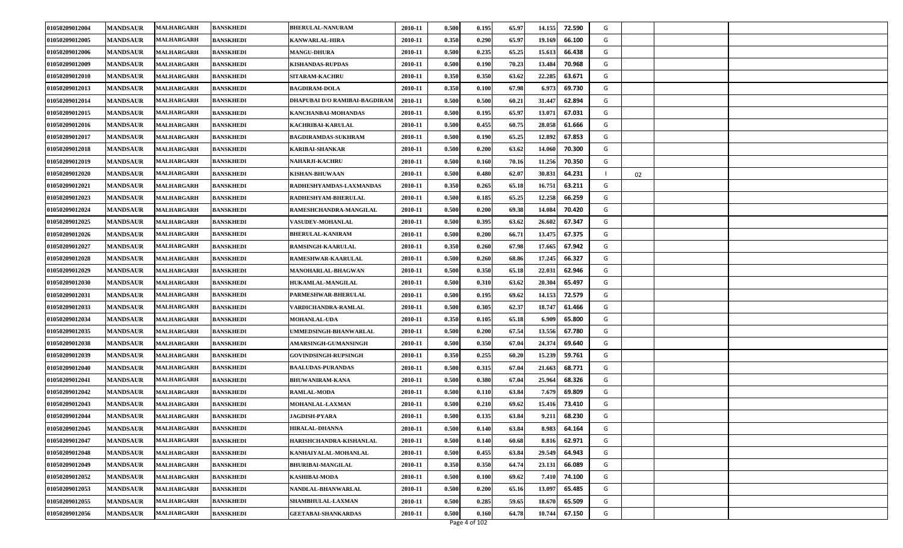| | | | | | | | | | | | | | | |
|---|---|---|---|---|---|---|---|---|---|---|---|---|---|---|
| 01050209012004 | MANDSAUR | MALHARGARH | BANSKHEDI | BHERULAL-NANURAM | 2010-11 | 0.500 | 0.195 | 65.97 | 14.155 | 72.590 | G | | | |
| 01050209012005 | MANDSAUR | MALHARGARH | BANSKHEDI | KANWARLAL-HIRA | 2010-11 | 0.350 | 0.290 | 65.97 | 19.169 | 66.100 | G | | | |
| 01050209012006 | MANDSAUR | MALHARGARH | BANSKHEDI | MANGU-DHURA | 2010-11 | 0.500 | 0.235 | 65.25 | 15.613 | 66.438 | G | | | |
| 01050209012009 | MANDSAUR | MALHARGARH | BANSKHEDI | KISHANDAS-RUPDAS | 2010-11 | 0.500 | 0.190 | 70.23 | 13.484 | 70.968 | G | | | |
| 01050209012010 | MANDSAUR | MALHARGARH | BANSKHEDI | SITARAM-KACHRU | 2010-11 | 0.350 | 0.350 | 63.62 | 22.285 | 63.671 | G | | | |
| 01050209012013 | MANDSAUR | MALHARGARH | BANSKHEDI | BAGDIRAM-DOLA | 2010-11 | 0.350 | 0.100 | 67.98 | 6.973 | 69.730 | G | | | |
| 01050209012014 | MANDSAUR | MALHARGARH | BANSKHEDI | DHAPUBAI D/O RAMIBAI-BAGDIRAM | 2010-11 | 0.500 | 0.500 | 60.21 | 31.447 | 62.894 | G | | | |
| 01050209012015 | MANDSAUR | MALHARGARH | BANSKHEDI | KANCHANBAI-MOHANDAS | 2010-11 | 0.500 | 0.195 | 65.97 | 13.071 | 67.031 | G | | | |
| 01050209012016 | MANDSAUR | MALHARGARH | BANSKHEDI | KACHRIBAI-KARULAL | 2010-11 | 0.500 | 0.455 | 60.75 | 28.058 | 61.666 | G | | | |
| 01050209012017 | MANDSAUR | MALHARGARH | BANSKHEDI | BAGDIRAMDAS-SUKHRAM | 2010-11 | 0.500 | 0.190 | 65.25 | 12.892 | 67.853 | G | | | |
| 01050209012018 | MANDSAUR | MALHARGARH | BANSKHEDI | KARIBAI-SHANKAR | 2010-11 | 0.500 | 0.200 | 63.62 | 14.060 | 70.300 | G | | | |
| 01050209012019 | MANDSAUR | MALHARGARH | BANSKHEDI | NAHARJI-KACHRU | 2010-11 | 0.500 | 0.160 | 70.16 | 11.256 | 70.350 | G | | | |
| 01050209012020 | MANDSAUR | MALHARGARH | BANSKHEDI | KISHAN-BHUWAAN | 2010-11 | 0.500 | 0.480 | 62.07 | 30.831 | 64.231 | I | 02 | | |
| 01050209012021 | MANDSAUR | MALHARGARH | BANSKHEDI | RADHESHYAMDAS-LAXMANDAS | 2010-11 | 0.350 | 0.265 | 65.18 | 16.751 | 63.211 | G | | | |
| 01050209012023 | MANDSAUR | MALHARGARH | BANSKHEDI | RADHESHYAM-BHERULAL | 2010-11 | 0.500 | 0.185 | 65.25 | 12.258 | 66.259 | G | | | |
| 01050209012024 | MANDSAUR | MALHARGARH | BANSKHEDI | RAMESHCHANDRA-MANGILAL | 2010-11 | 0.500 | 0.200 | 69.38 | 14.084 | 70.420 | G | | | |
| 01050209012025 | MANDSAUR | MALHARGARH | BANSKHEDI | VASUDEV-MOHANLAL | 2010-11 | 0.500 | 0.395 | 63.62 | 26.602 | 67.347 | G | | | |
| 01050209012026 | MANDSAUR | MALHARGARH | BANSKHEDI | BHERULAL-KANIRAM | 2010-11 | 0.500 | 0.200 | 66.71 | 13.475 | 67.375 | G | | | |
| 01050209012027 | MANDSAUR | MALHARGARH | BANSKHEDI | RAMSINGH-KAARULAL | 2010-11 | 0.350 | 0.260 | 67.98 | 17.665 | 67.942 | G | | | |
| 01050209012028 | MANDSAUR | MALHARGARH | BANSKHEDI | RAMESHWAR-KAARULAL | 2010-11 | 0.500 | 0.260 | 68.86 | 17.245 | 66.327 | G | | | |
| 01050209012029 | MANDSAUR | MALHARGARH | BANSKHEDI | MANOHARLAL-BHAGWAN | 2010-11 | 0.500 | 0.350 | 65.18 | 22.031 | 62.946 | G | | | |
| 01050209012030 | MANDSAUR | MALHARGARH | BANSKHEDI | HUKAMLAL-MANGILAL | 2010-11 | 0.500 | 0.310 | 63.62 | 20.304 | 65.497 | G | | | |
| 01050209012031 | MANDSAUR | MALHARGARH | BANSKHEDI | PARMESHWAR-BHERULAL | 2010-11 | 0.500 | 0.195 | 69.62 | 14.153 | 72.579 | G | | | |
| 01050209012033 | MANDSAUR | MALHARGARH | BANSKHEDI | VARDICHANDRA-RAMLAL | 2010-11 | 0.500 | 0.305 | 62.37 | 18.747 | 61.466 | G | | | |
| 01050209012034 | MANDSAUR | MALHARGARH | BANSKHEDI | MOHANLAL-UDA | 2010-11 | 0.350 | 0.105 | 65.18 | 6.909 | 65.800 | G | | | |
| 01050209012035 | MANDSAUR | MALHARGARH | BANSKHEDI | UMMEDSINGH-BHANWARLAL | 2010-11 | 0.500 | 0.200 | 67.54 | 13.556 | 67.780 | G | | | |
| 01050209012038 | MANDSAUR | MALHARGARH | BANSKHEDI | AMARSINGH-GUMANSINGH | 2010-11 | 0.500 | 0.350 | 67.04 | 24.374 | 69.640 | G | | | |
| 01050209012039 | MANDSAUR | MALHARGARH | BANSKHEDI | GOVINDSINGH-RUPSINGH | 2010-11 | 0.350 | 0.255 | 60.20 | 15.239 | 59.761 | G | | | |
| 01050209012040 | MANDSAUR | MALHARGARH | BANSKHEDI | BAALUDAS-PURANDAS | 2010-11 | 0.500 | 0.315 | 67.04 | 21.663 | 68.771 | G | | | |
| 01050209012041 | MANDSAUR | MALHARGARH | BANSKHEDI | BHUWANIRAM-KANA | 2010-11 | 0.500 | 0.380 | 67.04 | 25.964 | 68.326 | G | | | |
| 01050209012042 | MANDSAUR | MALHARGARH | BANSKHEDI | RAMLAL-MODA | 2010-11 | 0.500 | 0.110 | 63.84 | 7.679 | 69.809 | G | | | |
| 01050209012043 | MANDSAUR | MALHARGARH | BANSKHEDI | MOHANLAL-LAXMAN | 2010-11 | 0.500 | 0.210 | 69.62 | 15.416 | 73.410 | G | | | |
| 01050209012044 | MANDSAUR | MALHARGARH | BANSKHEDI | JAGDISH-PYARA | 2010-11 | 0.500 | 0.135 | 63.84 | 9.211 | 68.230 | G | | | |
| 01050209012045 | MANDSAUR | MALHARGARH | BANSKHEDI | HIRALAL-DHANNA | 2010-11 | 0.500 | 0.140 | 63.84 | 8.983 | 64.164 | G | | | |
| 01050209012047 | MANDSAUR | MALHARGARH | BANSKHEDI | HARISHCHANDRA-KISHANLAL | 2010-11 | 0.500 | 0.140 | 60.68 | 8.816 | 62.971 | G | | | |
| 01050209012048 | MANDSAUR | MALHARGARH | BANSKHEDI | KANHAIYALAL-MOHANLAL | 2010-11 | 0.500 | 0.455 | 63.84 | 29.549 | 64.943 | G | | | |
| 01050209012049 | MANDSAUR | MALHARGARH | BANSKHEDI | BHURIBAI-MANGILAL | 2010-11 | 0.350 | 0.350 | 64.74 | 23.131 | 66.089 | G | | | |
| 01050209012052 | MANDSAUR | MALHARGARH | BANSKHEDI | KASHIBAI-MODA | 2010-11 | 0.500 | 0.100 | 69.62 | 7.410 | 74.100 | G | | | |
| 01050209012053 | MANDSAUR | MALHARGARH | BANSKHEDI | NANDLAL-BHANWARLAL | 2010-11 | 0.500 | 0.200 | 65.16 | 13.097 | 65.485 | G | | | |
| 01050209012055 | MANDSAUR | MALHARGARH | BANSKHEDI | SHAMBHULAL-LAXMAN | 2010-11 | 0.500 | 0.285 | 59.65 | 18.670 | 65.509 | G | | | |
| 01050209012056 | MANDSAUR | MALHARGARH | BANSKHEDI | GEETABAI-SHANKARDAS | 2010-11 | 0.500 | 0.160 | 64.78 | 10.744 | 67.150 | G | | | |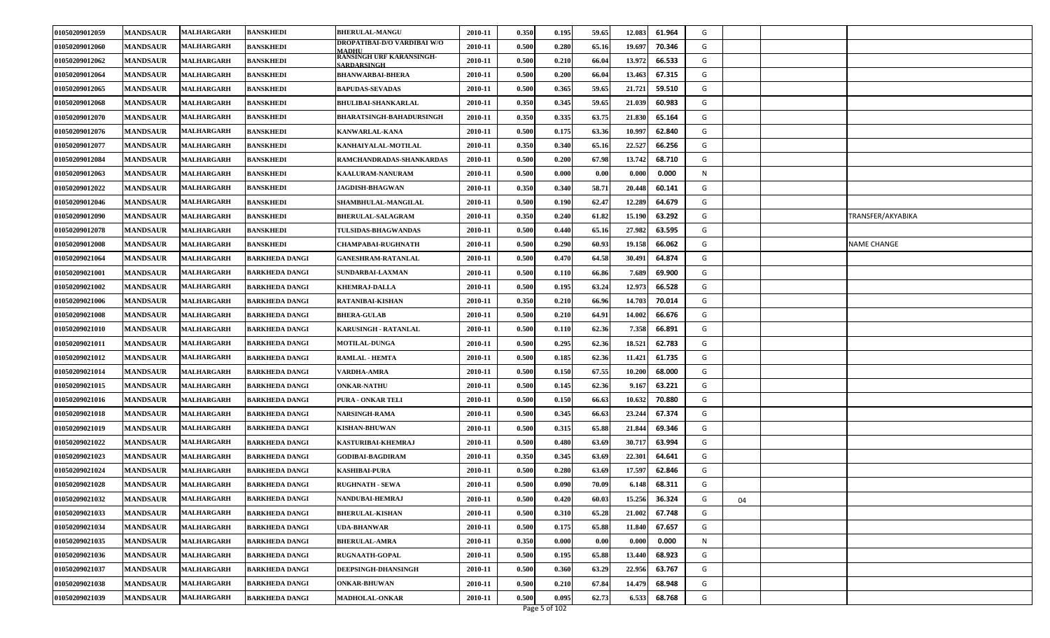| | | | | | | | | | | | | | | | |
|---|---|---|---|---|---|---|---|---|---|---|---|---|---|---|---|
| 01050209012059 | MANDSAUR | MALHARGARH | BANSKHEDI | BHERULAL-MANGU | 2010-11 | 0.350 | 0.195 | 59.65 | 12.083 | 61.964 | G | | | |
| 01050209012060 | MANDSAUR | MALHARGARH | BANSKHEDI | DROPATIBAI-D/O VARDIBAI W/O MADHU | 2010-11 | 0.500 | 0.280 | 65.16 | 19.697 | 70.346 | G | | | |
| 01050209012062 | MANDSAUR | MALHARGARH | BANSKHEDI | RANSINGH URF KARANSINGH-SARDARSINGH | 2010-11 | 0.500 | 0.210 | 66.04 | 13.972 | 66.533 | G | | | |
| 01050209012064 | MANDSAUR | MALHARGARH | BANSKHEDI | BHANWARBAI-BHERA | 2010-11 | 0.500 | 0.200 | 66.04 | 13.463 | 67.315 | G | | | |
| 01050209012065 | MANDSAUR | MALHARGARH | BANSKHEDI | BAPUDAS-SEVADAS | 2010-11 | 0.500 | 0.365 | 59.65 | 21.721 | 59.510 | G | | | |
| 01050209012068 | MANDSAUR | MALHARGARH | BANSKHEDI | BHULIBAI-SHANKARLAL | 2010-11 | 0.350 | 0.345 | 59.65 | 21.039 | 60.983 | G | | | |
| 01050209012070 | MANDSAUR | MALHARGARH | BANSKHEDI | BHARATSINGH-BAHADURSINGH | 2010-11 | 0.350 | 0.335 | 63.75 | 21.830 | 65.164 | G | | | |
| 01050209012076 | MANDSAUR | MALHARGARH | BANSKHEDI | KANWARLAL-KANA | 2010-11 | 0.500 | 0.175 | 63.36 | 10.997 | 62.840 | G | | | |
| 01050209012077 | MANDSAUR | MALHARGARH | BANSKHEDI | KANHAIYALAL-MOTILAL | 2010-11 | 0.350 | 0.340 | 65.16 | 22.527 | 66.256 | G | | | |
| 01050209012084 | MANDSAUR | MALHARGARH | BANSKHEDI | RAMCHANDRADAS-SHANKARDAS | 2010-11 | 0.500 | 0.200 | 67.98 | 13.742 | 68.710 | G | | | |
| 01050209012063 | MANDSAUR | MALHARGARH | BANSKHEDI | KAALURAM-NANURAM | 2010-11 | 0.500 | 0.000 | 0.00 | 0.000 | 0.000 | N | | | |
| 01050209012022 | MANDSAUR | MALHARGARH | BANSKHEDI | JAGDISH-BHAGWAN | 2010-11 | 0.350 | 0.340 | 58.71 | 20.448 | 60.141 | G | | | |
| 01050209012046 | MANDSAUR | MALHARGARH | BANSKHEDI | SHAMBHULAL-MANGILAL | 2010-11 | 0.500 | 0.190 | 62.47 | 12.289 | 64.679 | G | | | |
| 01050209012090 | MANDSAUR | MALHARGARH | BANSKHEDI | BHERULAL-SALAGRAM | 2010-11 | 0.350 | 0.240 | 61.82 | 15.190 | 63.292 | G | | | TRANSFER/AKYABIKA |
| 01050209012078 | MANDSAUR | MALHARGARH | BANSKHEDI | TULSIDAS-BHAGWANDAS | 2010-11 | 0.500 | 0.440 | 65.16 | 27.982 | 63.595 | G | | | |
| 01050209012008 | MANDSAUR | MALHARGARH | BANSKHEDI | CHAMPABAI-RUGHNATH | 2010-11 | 0.500 | 0.290 | 60.93 | 19.158 | 66.062 | G | | | NAME CHANGE |
| 01050209021064 | MANDSAUR | MALHARGARH | BARKHEDA DANGI | GANESHRAM-RATANLAL | 2010-11 | 0.500 | 0.470 | 64.58 | 30.491 | 64.874 | G | | | |
| 01050209021001 | MANDSAUR | MALHARGARH | BARKHEDA DANGI | SUNDARBAI-LAXMAN | 2010-11 | 0.500 | 0.110 | 66.86 | 7.689 | 69.900 | G | | | |
| 01050209021002 | MANDSAUR | MALHARGARH | BARKHEDA DANGI | KHEMRAJ-DALLA | 2010-11 | 0.500 | 0.195 | 63.24 | 12.973 | 66.528 | G | | | |
| 01050209021006 | MANDSAUR | MALHARGARH | BARKHEDA DANGI | RATANIBAI-KISHAN | 2010-11 | 0.350 | 0.210 | 66.96 | 14.703 | 70.014 | G | | | |
| 01050209021008 | MANDSAUR | MALHARGARH | BARKHEDA DANGI | BHERA-GULAB | 2010-11 | 0.500 | 0.210 | 64.91 | 14.002 | 66.676 | G | | | |
| 01050209021010 | MANDSAUR | MALHARGARH | BARKHEDA DANGI | KARUSINGH - RATANLAL | 2010-11 | 0.500 | 0.110 | 62.36 | 7.358 | 66.891 | G | | | |
| 01050209021011 | MANDSAUR | MALHARGARH | BARKHEDA DANGI | MOTILAL-DUNGA | 2010-11 | 0.500 | 0.295 | 62.36 | 18.521 | 62.783 | G | | | |
| 01050209021012 | MANDSAUR | MALHARGARH | BARKHEDA DANGI | RAMLAL - HEMTA | 2010-11 | 0.500 | 0.185 | 62.36 | 11.421 | 61.735 | G | | | |
| 01050209021014 | MANDSAUR | MALHARGARH | BARKHEDA DANGI | VARDHA-AMRA | 2010-11 | 0.500 | 0.150 | 67.55 | 10.200 | 68.000 | G | | | |
| 01050209021015 | MANDSAUR | MALHARGARH | BARKHEDA DANGI | ONKAR-NATHU | 2010-11 | 0.500 | 0.145 | 62.36 | 9.167 | 63.221 | G | | | |
| 01050209021016 | MANDSAUR | MALHARGARH | BARKHEDA DANGI | PURA - ONKAR TELI | 2010-11 | 0.500 | 0.150 | 66.63 | 10.632 | 70.880 | G | | | |
| 01050209021018 | MANDSAUR | MALHARGARH | BARKHEDA DANGI | NARSINGH-RAMA | 2010-11 | 0.500 | 0.345 | 66.63 | 23.244 | 67.374 | G | | | |
| 01050209021019 | MANDSAUR | MALHARGARH | BARKHEDA DANGI | KISHAN-BHUWAN | 2010-11 | 0.500 | 0.315 | 65.88 | 21.844 | 69.346 | G | | | |
| 01050209021022 | MANDSAUR | MALHARGARH | BARKHEDA DANGI | KASTURIBAI-KHEMRAJ | 2010-11 | 0.500 | 0.480 | 63.69 | 30.717 | 63.994 | G | | | |
| 01050209021023 | MANDSAUR | MALHARGARH | BARKHEDA DANGI | GODIBAI-BAGDIRAM | 2010-11 | 0.350 | 0.345 | 63.69 | 22.301 | 64.641 | G | | | |
| 01050209021024 | MANDSAUR | MALHARGARH | BARKHEDA DANGI | KASHIBAI-PURA | 2010-11 | 0.500 | 0.280 | 63.69 | 17.597 | 62.846 | G | | | |
| 01050209021028 | MANDSAUR | MALHARGARH | BARKHEDA DANGI | RUGHNATH - SEWA | 2010-11 | 0.500 | 0.090 | 70.09 | 6.148 | 68.311 | G | | | |
| 01050209021032 | MANDSAUR | MALHARGARH | BARKHEDA DANGI | NANDUBAI-HEMRAJ | 2010-11 | 0.500 | 0.420 | 60.03 | 15.256 | 36.324 | G | 04 | | |
| 01050209021033 | MANDSAUR | MALHARGARH | BARKHEDA DANGI | BHERULAL-KISHAN | 2010-11 | 0.500 | 0.310 | 65.28 | 21.002 | 67.748 | G | | | |
| 01050209021034 | MANDSAUR | MALHARGARH | BARKHEDA DANGI | UDA-BHANWAR | 2010-11 | 0.500 | 0.175 | 65.88 | 11.840 | 67.657 | G | | | |
| 01050209021035 | MANDSAUR | MALHARGARH | BARKHEDA DANGI | BHERULAL-AMRA | 2010-11 | 0.350 | 0.000 | 0.00 | 0.000 | 0.000 | N | | | |
| 01050209021036 | MANDSAUR | MALHARGARH | BARKHEDA DANGI | RUGNAATH-GOPAL | 2010-11 | 0.500 | 0.195 | 65.88 | 13.440 | 68.923 | G | | | |
| 01050209021037 | MANDSAUR | MALHARGARH | BARKHEDA DANGI | DEEPSINGH-DHANSINGH | 2010-11 | 0.500 | 0.360 | 63.29 | 22.956 | 63.767 | G | | | |
| 01050209021038 | MANDSAUR | MALHARGARH | BARKHEDA DANGI | ONKAR-BHUWAN | 2010-11 | 0.500 | 0.210 | 67.84 | 14.479 | 68.948 | G | | | |
| 01050209021039 | MANDSAUR | MALHARGARH | BARKHEDA DANGI | MADHOLAL-ONKAR | 2010-11 | 0.500 | 0.095 | 62.73 | 6.533 | 68.768 | G | | | |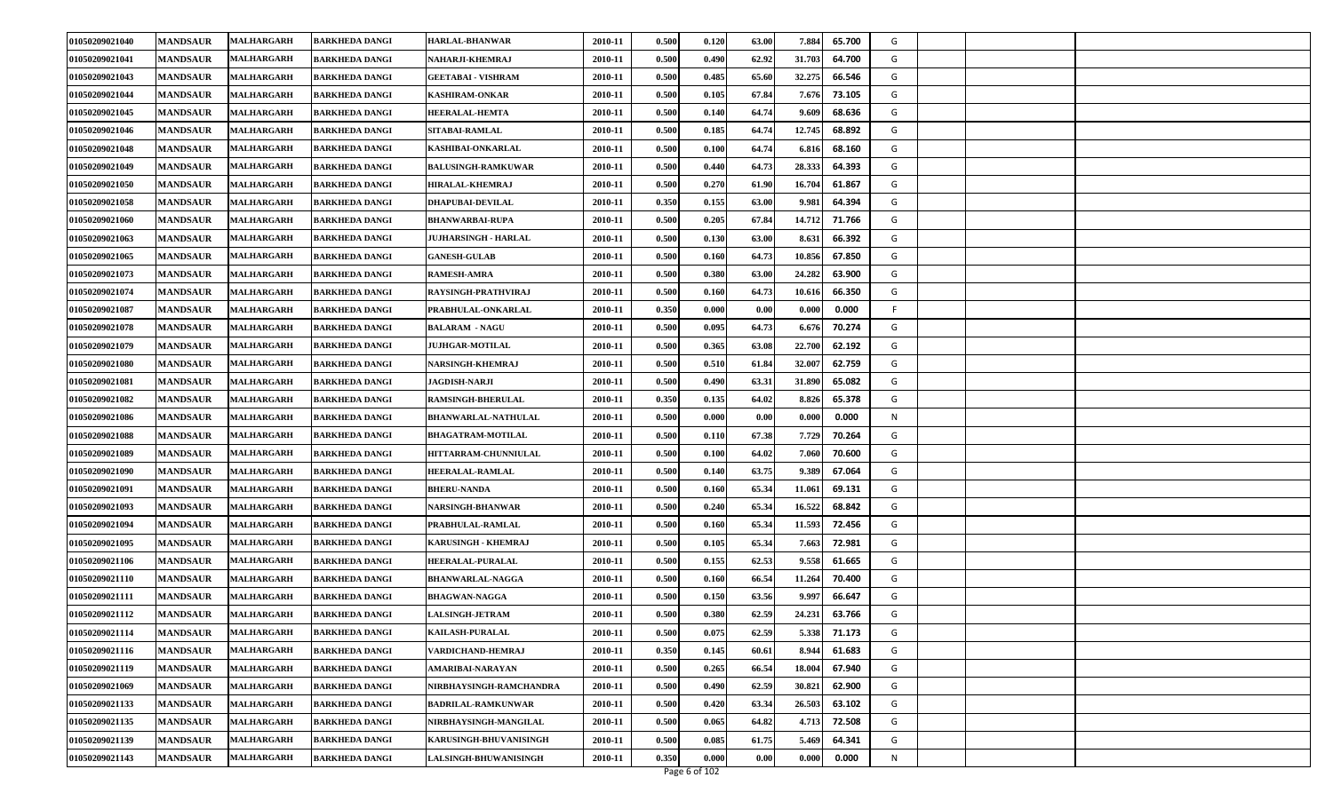| | | | | | | | | | | | | | | |
|---|---|---|---|---|---|---|---|---|---|---|---|---|---|---|
| 01050209021040 | MANDSAUR | MALHARGARH | BARKHEDA DANGI | HARLAL-BHANWAR | 2010-11 | 0.500 | 0.120 | 63.00 | 7.884 | 65.700 | G | | | |
| 01050209021041 | MANDSAUR | MALHARGARH | BARKHEDA DANGI | NAHARJI-KHEMRAJ | 2010-11 | 0.500 | 0.490 | 62.92 | 31.703 | 64.700 | G | | | |
| 01050209021043 | MANDSAUR | MALHARGARH | BARKHEDA DANGI | GEETABAI - VISHRAM | 2010-11 | 0.500 | 0.485 | 65.60 | 32.275 | 66.546 | G | | | |
| 01050209021044 | MANDSAUR | MALHARGARH | BARKHEDA DANGI | KASHIRAM-ONKAR | 2010-11 | 0.500 | 0.105 | 67.84 | 7.676 | 73.105 | G | | | |
| 01050209021045 | MANDSAUR | MALHARGARH | BARKHEDA DANGI | HEERALAL-HEMTA | 2010-11 | 0.500 | 0.140 | 64.74 | 9.609 | 68.636 | G | | | |
| 01050209021046 | MANDSAUR | MALHARGARH | BARKHEDA DANGI | SITABAI-RAMLAL | 2010-11 | 0.500 | 0.185 | 64.74 | 12.745 | 68.892 | G | | | |
| 01050209021048 | MANDSAUR | MALHARGARH | BARKHEDA DANGI | KASHIBAI-ONKARLAL | 2010-11 | 0.500 | 0.100 | 64.74 | 6.816 | 68.160 | G | | | |
| 01050209021049 | MANDSAUR | MALHARGARH | BARKHEDA DANGI | BALUSINGH-RAMKUWAR | 2010-11 | 0.500 | 0.440 | 64.73 | 28.333 | 64.393 | G | | | |
| 01050209021050 | MANDSAUR | MALHARGARH | BARKHEDA DANGI | HIRALAL-KHEMRAJ | 2010-11 | 0.500 | 0.270 | 61.90 | 16.704 | 61.867 | G | | | |
| 01050209021058 | MANDSAUR | MALHARGARH | BARKHEDA DANGI | DHAPUBAI-DEVILAL | 2010-11 | 0.350 | 0.155 | 63.00 | 9.981 | 64.394 | G | | | |
| 01050209021060 | MANDSAUR | MALHARGARH | BARKHEDA DANGI | BHANWARBAI-RUPA | 2010-11 | 0.500 | 0.205 | 67.84 | 14.712 | 71.766 | G | | | |
| 01050209021063 | MANDSAUR | MALHARGARH | BARKHEDA DANGI | JUJHARSINGH - HARLAL | 2010-11 | 0.500 | 0.130 | 63.00 | 8.631 | 66.392 | G | | | |
| 01050209021065 | MANDSAUR | MALHARGARH | BARKHEDA DANGI | GANESH-GULAB | 2010-11 | 0.500 | 0.160 | 64.73 | 10.856 | 67.850 | G | | | |
| 01050209021073 | MANDSAUR | MALHARGARH | BARKHEDA DANGI | RAMESH-AMRA | 2010-11 | 0.500 | 0.380 | 63.00 | 24.282 | 63.900 | G | | | |
| 01050209021074 | MANDSAUR | MALHARGARH | BARKHEDA DANGI | RAYSINGH-PRATHVIRAJ | 2010-11 | 0.500 | 0.160 | 64.73 | 10.616 | 66.350 | G | | | |
| 01050209021087 | MANDSAUR | MALHARGARH | BARKHEDA DANGI | PRABHULAL-ONKARLAL | 2010-11 | 0.350 | 0.000 | 0.00 | 0.000 | 0.000 | F | | | |
| 01050209021078 | MANDSAUR | MALHARGARH | BARKHEDA DANGI | BALARAM - NAGU | 2010-11 | 0.500 | 0.095 | 64.73 | 6.676 | 70.274 | G | | | |
| 01050209021079 | MANDSAUR | MALHARGARH | BARKHEDA DANGI | JUJHGAR-MOTILAL | 2010-11 | 0.500 | 0.365 | 63.08 | 22.700 | 62.192 | G | | | |
| 01050209021080 | MANDSAUR | MALHARGARH | BARKHEDA DANGI | NARSINGH-KHEMRAJ | 2010-11 | 0.500 | 0.510 | 61.84 | 32.007 | 62.759 | G | | | |
| 01050209021081 | MANDSAUR | MALHARGARH | BARKHEDA DANGI | JAGDISH-NARJI | 2010-11 | 0.500 | 0.490 | 63.31 | 31.890 | 65.082 | G | | | |
| 01050209021082 | MANDSAUR | MALHARGARH | BARKHEDA DANGI | RAMSINGH-BHERULAL | 2010-11 | 0.350 | 0.135 | 64.02 | 8.826 | 65.378 | G | | | |
| 01050209021086 | MANDSAUR | MALHARGARH | BARKHEDA DANGI | BHANWARLAL-NATHULAL | 2010-11 | 0.500 | 0.000 | 0.00 | 0.000 | 0.000 | N | | | |
| 01050209021088 | MANDSAUR | MALHARGARH | BARKHEDA DANGI | BHAGATRAM-MOTILAL | 2010-11 | 0.500 | 0.110 | 67.38 | 7.729 | 70.264 | G | | | |
| 01050209021089 | MANDSAUR | MALHARGARH | BARKHEDA DANGI | HITTARRAM-CHUNNIULAL | 2010-11 | 0.500 | 0.100 | 64.02 | 7.060 | 70.600 | G | | | |
| 01050209021090 | MANDSAUR | MALHARGARH | BARKHEDA DANGI | HEERALAL-RAMLAL | 2010-11 | 0.500 | 0.140 | 63.75 | 9.389 | 67.064 | G | | | |
| 01050209021091 | MANDSAUR | MALHARGARH | BARKHEDA DANGI | BHERU-NANDA | 2010-11 | 0.500 | 0.160 | 65.34 | 11.061 | 69.131 | G | | | |
| 01050209021093 | MANDSAUR | MALHARGARH | BARKHEDA DANGI | NARSINGH-BHANWAR | 2010-11 | 0.500 | 0.240 | 65.34 | 16.522 | 68.842 | G | | | |
| 01050209021094 | MANDSAUR | MALHARGARH | BARKHEDA DANGI | PRABHULAL-RAMLAL | 2010-11 | 0.500 | 0.160 | 65.34 | 11.593 | 72.456 | G | | | |
| 01050209021095 | MANDSAUR | MALHARGARH | BARKHEDA DANGI | KARUSINGH - KHEMRAJ | 2010-11 | 0.500 | 0.105 | 65.34 | 7.663 | 72.981 | G | | | |
| 01050209021106 | MANDSAUR | MALHARGARH | BARKHEDA DANGI | HEERALAL-PURALAL | 2010-11 | 0.500 | 0.155 | 62.53 | 9.558 | 61.665 | G | | | |
| 01050209021110 | MANDSAUR | MALHARGARH | BARKHEDA DANGI | BHANWARLAL-NAGGA | 2010-11 | 0.500 | 0.160 | 66.54 | 11.264 | 70.400 | G | | | |
| 01050209021111 | MANDSAUR | MALHARGARH | BARKHEDA DANGI | BHAGWAN-NAGGA | 2010-11 | 0.500 | 0.150 | 63.56 | 9.997 | 66.647 | G | | | |
| 01050209021112 | MANDSAUR | MALHARGARH | BARKHEDA DANGI | LALSINGH-JETRAM | 2010-11 | 0.500 | 0.380 | 62.59 | 24.231 | 63.766 | G | | | |
| 01050209021114 | MANDSAUR | MALHARGARH | BARKHEDA DANGI | KAILASH-PURALAL | 2010-11 | 0.500 | 0.075 | 62.59 | 5.338 | 71.173 | G | | | |
| 01050209021116 | MANDSAUR | MALHARGARH | BARKHEDA DANGI | VARDICHAND-HEMRAJ | 2010-11 | 0.350 | 0.145 | 60.61 | 8.944 | 61.683 | G | | | |
| 01050209021119 | MANDSAUR | MALHARGARH | BARKHEDA DANGI | AMARIBAI-NARAYAN | 2010-11 | 0.500 | 0.265 | 66.54 | 18.004 | 67.940 | G | | | |
| 01050209021069 | MANDSAUR | MALHARGARH | BARKHEDA DANGI | NIRBHAYSINGH-RAMCHANDRA | 2010-11 | 0.500 | 0.490 | 62.59 | 30.821 | 62.900 | G | | | |
| 01050209021133 | MANDSAUR | MALHARGARH | BARKHEDA DANGI | BADRILAL-RAMKUNWAR | 2010-11 | 0.500 | 0.420 | 63.34 | 26.503 | 63.102 | G | | | |
| 01050209021135 | MANDSAUR | MALHARGARH | BARKHEDA DANGI | NIRBHAYSINGH-MANGILAL | 2010-11 | 0.500 | 0.065 | 64.82 | 4.713 | 72.508 | G | | | |
| 01050209021139 | MANDSAUR | MALHARGARH | BARKHEDA DANGI | KARUSINGH-BHUVANISINGH | 2010-11 | 0.500 | 0.085 | 61.75 | 5.469 | 64.341 | G | | | |
| 01050209021143 | MANDSAUR | MALHARGARH | BARKHEDA DANGI | LALSINGH-BHUWANISINGH | 2010-11 | 0.350 | 0.000 | 0.00 | 0.000 | 0.000 | N | | | |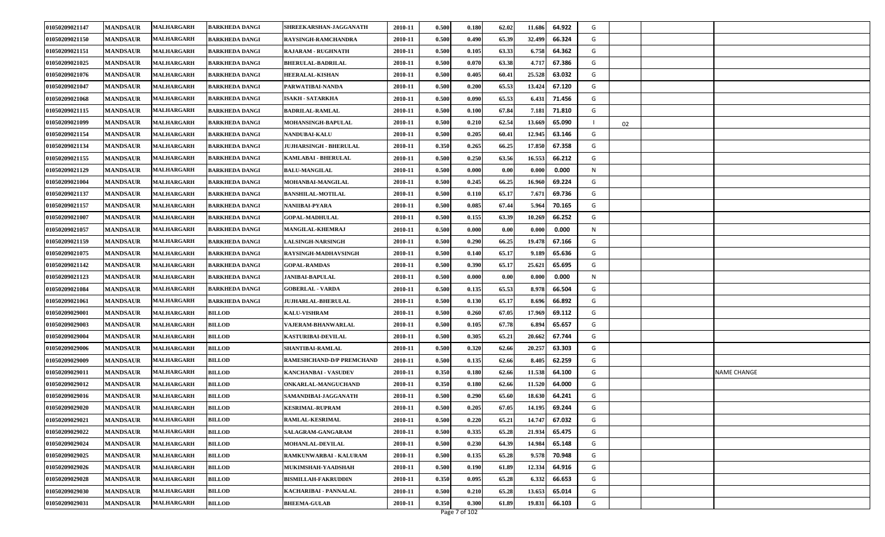| | | | | | | | | | | | | | | |
|---|---|---|---|---|---|---|---|---|---|---|---|---|---|---|
| 01050209021147 | MANDSAUR | MALHARGARH | BARKHEDA DANGI | SHREEKARSHAN-JAGGANATH | 2010-11 | 0.500 | 0.180 | 62.02 | 11.686 | 64.922 | G | | | |
| 01050209021150 | MANDSAUR | MALHARGARH | BARKHEDA DANGI | RAYSINGH-RAMCHANDRA | 2010-11 | 0.500 | 0.490 | 65.39 | 32.499 | 66.324 | G | | | |
| 01050209021151 | MANDSAUR | MALHARGARH | BARKHEDA DANGI | RAJARAM - RUGHNATH | 2010-11 | 0.500 | 0.105 | 63.33 | 6.758 | 64.362 | G | | | |
| 01050209021025 | MANDSAUR | MALHARGARH | BARKHEDA DANGI | BHERULAL-BADRILAL | 2010-11 | 0.500 | 0.070 | 63.38 | 4.717 | 67.386 | G | | | |
| 01050209021076 | MANDSAUR | MALHARGARH | BARKHEDA DANGI | HEERALAL-KISHAN | 2010-11 | 0.500 | 0.405 | 60.41 | 25.528 | 63.032 | G | | | |
| 01050209021047 | MANDSAUR | MALHARGARH | BARKHEDA DANGI | PARWATIBAI-NANDA | 2010-11 | 0.500 | 0.200 | 65.53 | 13.424 | 67.120 | G | | | |
| 01050209021068 | MANDSAUR | MALHARGARH | BARKHEDA DANGI | ISAKH - SATARKHA | 2010-11 | 0.500 | 0.090 | 65.53 | 6.431 | 71.456 | G | | | |
| 01050209021115 | MANDSAUR | MALHARGARH | BARKHEDA DANGI | BADRILAL-RAMLAL | 2010-11 | 0.500 | 0.100 | 67.84 | 7.181 | 71.810 | G | | | |
| 01050209021099 | MANDSAUR | MALHARGARH | BARKHEDA DANGI | MOHANSINGH-BAPULAL | 2010-11 | 0.500 | 0.210 | 62.54 | 13.669 | 65.090 | I | 02 | | |
| 01050209021154 | MANDSAUR | MALHARGARH | BARKHEDA DANGI | NANDUBAI-KALU | 2010-11 | 0.500 | 0.205 | 60.41 | 12.945 | 63.146 | G | | | |
| 01050209021134 | MANDSAUR | MALHARGARH | BARKHEDA DANGI | JUJHARSINGH - BHERULAL | 2010-11 | 0.350 | 0.265 | 66.25 | 17.850 | 67.358 | G | | | |
| 01050209021155 | MANDSAUR | MALHARGARH | BARKHEDA DANGI | KAMLABAI - BHERULAL | 2010-11 | 0.500 | 0.250 | 63.56 | 16.553 | 66.212 | G | | | |
| 01050209021129 | MANDSAUR | MALHARGARH | BARKHEDA DANGI | BALU-MANGILAL | 2010-11 | 0.500 | 0.000 | 0.00 | 0.000 | 0.000 | N | | | |
| 01050209021004 | MANDSAUR | MALHARGARH | BARKHEDA DANGI | MOHANBAI-MANGILAL | 2010-11 | 0.500 | 0.245 | 66.25 | 16.960 | 69.224 | G | | | |
| 01050209021137 | MANDSAUR | MALHARGARH | BARKHEDA DANGI | BANSHILAL-MOTILAL | 2010-11 | 0.500 | 0.110 | 65.17 | 7.671 | 69.736 | G | | | |
| 01050209021157 | MANDSAUR | MALHARGARH | BARKHEDA DANGI | NANIIBAI-PYARA | 2010-11 | 0.500 | 0.085 | 67.44 | 5.964 | 70.165 | G | | | |
| 01050209021007 | MANDSAUR | MALHARGARH | BARKHEDA DANGI | GOPAL-MADHULAL | 2010-11 | 0.500 | 0.155 | 63.39 | 10.269 | 66.252 | G | | | |
| 01050209021057 | MANDSAUR | MALHARGARH | BARKHEDA DANGI | MANGILAL-KHEMRAJ | 2010-11 | 0.500 | 0.000 | 0.00 | 0.000 | 0.000 | N | | | |
| 01050209021159 | MANDSAUR | MALHARGARH | BARKHEDA DANGI | LALSINGH-NARSINGH | 2010-11 | 0.500 | 0.290 | 66.25 | 19.478 | 67.166 | G | | | |
| 01050209021075 | MANDSAUR | MALHARGARH | BARKHEDA DANGI | RAYSINGH-MADHAVSINGH | 2010-11 | 0.500 | 0.140 | 65.17 | 9.189 | 65.636 | G | | | |
| 01050209021142 | MANDSAUR | MALHARGARH | BARKHEDA DANGI | GOPAL-RAMDAS | 2010-11 | 0.500 | 0.390 | 65.17 | 25.621 | 65.695 | G | | | |
| 01050209021123 | MANDSAUR | MALHARGARH | BARKHEDA DANGI | JANIBAI-BAPULAL | 2010-11 | 0.500 | 0.000 | 0.00 | 0.000 | 0.000 | N | | | |
| 01050209021084 | MANDSAUR | MALHARGARH | BARKHEDA DANGI | GOBERLAL - VARDA | 2010-11 | 0.500 | 0.135 | 65.53 | 8.978 | 66.504 | G | | | |
| 01050209021061 | MANDSAUR | MALHARGARH | BARKHEDA DANGI | JUJHARLAL-BHERULAL | 2010-11 | 0.500 | 0.130 | 65.17 | 8.696 | 66.892 | G | | | |
| 01050209029001 | MANDSAUR | MALHARGARH | BILLOD | KALU-VISHRAM | 2010-11 | 0.500 | 0.260 | 67.05 | 17.969 | 69.112 | G | | | |
| 01050209029003 | MANDSAUR | MALHARGARH | BILLOD | VAJERAM-BHANWARLAL | 2010-11 | 0.500 | 0.105 | 67.78 | 6.894 | 65.657 | G | | | |
| 01050209029004 | MANDSAUR | MALHARGARH | BILLOD | KASTURIBAI-DEVILAL | 2010-11 | 0.500 | 0.305 | 65.21 | 20.662 | 67.744 | G | | | |
| 01050209029006 | MANDSAUR | MALHARGARH | BILLOD | SHANTIBAI-RAMLAL | 2010-11 | 0.500 | 0.320 | 62.66 | 20.257 | 63.303 | G | | | |
| 01050209029009 | MANDSAUR | MALHARGARH | BILLOD | RAMESHCHAND-D/P PREMCHAND | 2010-11 | 0.500 | 0.135 | 62.66 | 8.405 | 62.259 | G | | | |
| 01050209029011 | MANDSAUR | MALHARGARH | BILLOD | KANCHANBAI - VASUDEV | 2010-11 | 0.350 | 0.180 | 62.66 | 11.538 | 64.100 | G | | | NAME CHANGE |
| 01050209029012 | MANDSAUR | MALHARGARH | BILLOD | ONKARLAL-MANGUCHAND | 2010-11 | 0.350 | 0.180 | 62.66 | 11.520 | 64.000 | G | | | |
| 01050209029016 | MANDSAUR | MALHARGARH | BILLOD | SAMANDIBAI-JAGGANATH | 2010-11 | 0.500 | 0.290 | 65.60 | 18.630 | 64.241 | G | | | |
| 01050209029020 | MANDSAUR | MALHARGARH | BILLOD | KESRIMAL-RUPRAM | 2010-11 | 0.500 | 0.205 | 67.05 | 14.195 | 69.244 | G | | | |
| 01050209029021 | MANDSAUR | MALHARGARH | BILLOD | RAMLAL-KESRIMAL | 2010-11 | 0.500 | 0.220 | 65.21 | 14.747 | 67.032 | G | | | |
| 01050209029022 | MANDSAUR | MALHARGARH | BILLOD | SALAGRAM-GANGARAM | 2010-11 | 0.500 | 0.335 | 65.28 | 21.934 | 65.475 | G | | | |
| 01050209029024 | MANDSAUR | MALHARGARH | BILLOD | MOHANLAL-DEVILAL | 2010-11 | 0.500 | 0.230 | 64.39 | 14.984 | 65.148 | G | | | |
| 01050209029025 | MANDSAUR | MALHARGARH | BILLOD | RAMKUNWARBAI - KALURAM | 2010-11 | 0.500 | 0.135 | 65.28 | 9.578 | 70.948 | G | | | |
| 01050209029026 | MANDSAUR | MALHARGARH | BILLOD | MUKIMSHAH-YAADSHAH | 2010-11 | 0.500 | 0.190 | 61.89 | 12.334 | 64.916 | G | | | |
| 01050209029028 | MANDSAUR | MALHARGARH | BILLOD | BISMILLAH-FAKRUDDIN | 2010-11 | 0.350 | 0.095 | 65.28 | 6.332 | 66.653 | G | | | |
| 01050209029030 | MANDSAUR | MALHARGARH | BILLOD | KACHARIBAI - PANNALAL | 2010-11 | 0.500 | 0.210 | 65.28 | 13.653 | 65.014 | G | | | |
| 01050209029031 | MANDSAUR | MALHARGARH | BILLOD | BHEEMA-GULAB | 2010-11 | 0.350 | 0.300 | 61.89 | 19.831 | 66.103 | G | | | |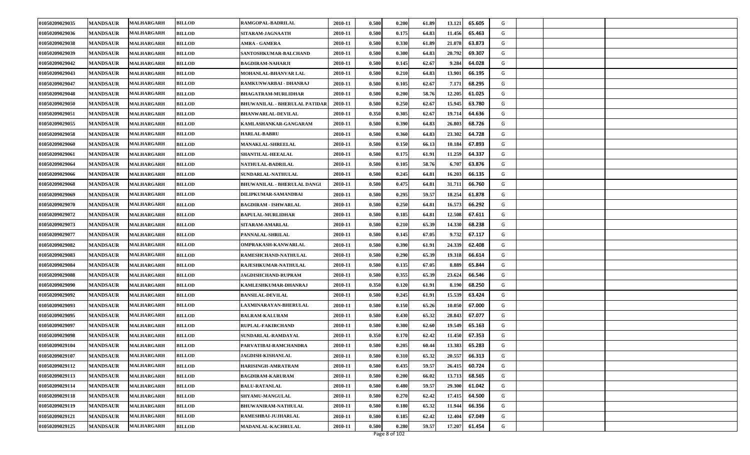| | | | | | | | | | | | | | | |
|---|---|---|---|---|---|---|---|---|---|---|---|---|---|---|
| 01050209029035 | MANDSAUR | MALHARGARH | BILLOD | RAMGOPAL-BADRILAL | 2010-11 | 0.500 | 0.200 | 61.89 | 13.121 | 65.605 | G | | | |
| 01050209029036 | MANDSAUR | MALHARGARH | BILLOD | SITARAM-JAGNAATH | 2010-11 | 0.500 | 0.175 | 64.83 | 11.456 | 65.463 | G | | | |
| 01050209029038 | MANDSAUR | MALHARGARH | BILLOD | AMRA - GAMERA | 2010-11 | 0.500 | 0.330 | 61.89 | 21.078 | 63.873 | G | | | |
| 01050209029039 | MANDSAUR | MALHARGARH | BILLOD | SANTOSHKUMAR-BALCHAND | 2010-11 | 0.500 | 0.300 | 64.83 | 20.792 | 69.307 | G | | | |
| 01050209029042 | MANDSAUR | MALHARGARH | BILLOD | BAGDIRAM-NAHARJI | 2010-11 | 0.500 | 0.145 | 62.67 | 9.284 | 64.028 | G | | | |
| 01050209029043 | MANDSAUR | MALHARGARH | BILLOD | MOHANLAL-BHANVAR LAL | 2010-11 | 0.500 | 0.210 | 64.83 | 13.901 | 66.195 | G | | | |
| 01050209029047 | MANDSAUR | MALHARGARH | BILLOD | RAMKUNWARBAI - DHANRAJ | 2010-11 | 0.500 | 0.105 | 62.67 | 7.171 | 68.295 | G | | | |
| 01050209029048 | MANDSAUR | MALHARGARH | BILLOD | BHAGATRAM-MURLIDHAR | 2010-11 | 0.500 | 0.200 | 58.76 | 12.205 | 61.025 | G | | | |
| 01050209029050 | MANDSAUR | MALHARGARH | BILLOD | BHUWANILAL - BHERULAL PATIDAR | 2010-11 | 0.500 | 0.250 | 62.67 | 15.945 | 63.780 | G | | | |
| 01050209029051 | MANDSAUR | MALHARGARH | BILLOD | BHANWARLAL-DEVILAL | 2010-11 | 0.350 | 0.305 | 62.67 | 19.714 | 64.636 | G | | | |
| 01050209029055 | MANDSAUR | MALHARGARH | BILLOD | KAMLASHANKAR-GANGARAM | 2010-11 | 0.500 | 0.390 | 64.83 | 26.803 | 68.726 | G | | | |
| 01050209029058 | MANDSAUR | MALHARGARH | BILLOD | HARLAL-BABRU | 2010-11 | 0.500 | 0.360 | 64.83 | 23.302 | 64.728 | G | | | |
| 01050209029060 | MANDSAUR | MALHARGARH | BILLOD | MANAKLAL-SHREELAL | 2010-11 | 0.500 | 0.150 | 66.13 | 10.184 | 67.893 | G | | | |
| 01050209029061 | MANDSAUR | MALHARGARH | BILLOD | SHANTILAL-HEEALAL | 2010-11 | 0.500 | 0.175 | 61.91 | 11.259 | 64.337 | G | | | |
| 01050209029064 | MANDSAUR | MALHARGARH | BILLOD | NATHULAL-BADRILAL | 2010-11 | 0.500 | 0.105 | 58.76 | 6.707 | 63.876 | G | | | |
| 01050209029066 | MANDSAUR | MALHARGARH | BILLOD | SUNDARLAL-NATHULAL | 2010-11 | 0.500 | 0.245 | 64.81 | 16.203 | 66.135 | G | | | |
| 01050209029068 | MANDSAUR | MALHARGARH | BILLOD | BHUWANILAL - BHERULAL DANGI | 2010-11 | 0.500 | 0.475 | 64.81 | 31.711 | 66.760 | G | | | |
| 01050209029069 | MANDSAUR | MALHARGARH | BILLOD | DILIPKUMAR-SAMANDBAI | 2010-11 | 0.500 | 0.295 | 59.57 | 18.254 | 61.878 | G | | | |
| 01050209029070 | MANDSAUR | MALHARGARH | BILLOD | BAGDIRAM - ISHWARLAL | 2010-11 | 0.500 | 0.250 | 64.81 | 16.573 | 66.292 | G | | | |
| 01050209029072 | MANDSAUR | MALHARGARH | BILLOD | BAPULAL-MURLIDHAR | 2010-11 | 0.500 | 0.185 | 64.81 | 12.508 | 67.611 | G | | | |
| 01050209029073 | MANDSAUR | MALHARGARH | BILLOD | SITARAM-AMARLAL | 2010-11 | 0.500 | 0.210 | 65.39 | 14.330 | 68.238 | G | | | |
| 01050209029077 | MANDSAUR | MALHARGARH | BILLOD | PANNALAL-SHRILAL | 2010-11 | 0.500 | 0.145 | 67.05 | 9.732 | 67.117 | G | | | |
| 01050209029082 | MANDSAUR | MALHARGARH | BILLOD | OMPRAKASH-KANWARLAL | 2010-11 | 0.500 | 0.390 | 61.91 | 24.339 | 62.408 | G | | | |
| 01050209029083 | MANDSAUR | MALHARGARH | BILLOD | RAMESHCHAND-NATHULAL | 2010-11 | 0.500 | 0.290 | 65.39 | 19.318 | 66.614 | G | | | |
| 01050209029084 | MANDSAUR | MALHARGARH | BILLOD | RAJESHKUMAR-NATHULAL | 2010-11 | 0.500 | 0.135 | 67.05 | 8.889 | 65.844 | G | | | |
| 01050209029088 | MANDSAUR | MALHARGARH | BILLOD | JAGDISHCHAND-RUPRAM | 2010-11 | 0.500 | 0.355 | 65.39 | 23.624 | 66.546 | G | | | |
| 01050209029090 | MANDSAUR | MALHARGARH | BILLOD | KAMLESHKUMAR-DHANRAJ | 2010-11 | 0.350 | 0.120 | 61.91 | 8.190 | 68.250 | G | | | |
| 01050209029092 | MANDSAUR | MALHARGARH | BILLOD | BANSILAL-DEVILAL | 2010-11 | 0.500 | 0.245 | 61.91 | 15.539 | 63.424 | G | | | |
| 01050209029093 | MANDSAUR | MALHARGARH | BILLOD | LAXMINARAYAN-BHERULAL | 2010-11 | 0.500 | 0.150 | 65.26 | 10.050 | 67.000 | G | | | |
| 01050209029095 | MANDSAUR | MALHARGARH | BILLOD | BALRAM-KALURAM | 2010-11 | 0.500 | 0.430 | 65.32 | 28.843 | 67.077 | G | | | |
| 01050209029097 | MANDSAUR | MALHARGARH | BILLOD | RUPLAL-FAKIRCHAND | 2010-11 | 0.500 | 0.300 | 62.60 | 19.549 | 65.163 | G | | | |
| 01050209029098 | MANDSAUR | MALHARGARH | BILLOD | SUNDARLAL-RAMDAYAL | 2010-11 | 0.350 | 0.170 | 62.42 | 11.450 | 67.353 | G | | | |
| 01050209029104 | MANDSAUR | MALHARGARH | BILLOD | PARVATIBAI-RAMCHANDRA | 2010-11 | 0.500 | 0.205 | 60.44 | 13.383 | 65.283 | G | | | |
| 01050209029107 | MANDSAUR | MALHARGARH | BILLOD | JAGDISH-KISHANLAL | 2010-11 | 0.500 | 0.310 | 65.32 | 20.557 | 66.313 | G | | | |
| 01050209029112 | MANDSAUR | MALHARGARH | BILLOD | HARISINGH-AMRATRAM | 2010-11 | 0.500 | 0.435 | 59.57 | 26.415 | 60.724 | G | | | |
| 01050209029113 | MANDSAUR | MALHARGARH | BILLOD | BAGDIRAM-KARURAM | 2010-11 | 0.500 | 0.200 | 66.02 | 13.713 | 68.565 | G | | | |
| 01050209029114 | MANDSAUR | MALHARGARH | BILLOD | BALU-RATANLAL | 2010-11 | 0.500 | 0.480 | 59.57 | 29.300 | 61.042 | G | | | |
| 01050209029118 | MANDSAUR | MALHARGARH | BILLOD | SHYAMU-MANGULAL | 2010-11 | 0.500 | 0.270 | 62.42 | 17.415 | 64.500 | G | | | |
| 01050209029119 | MANDSAUR | MALHARGARH | BILLOD | BHUWANIRAM-NATHULAL | 2010-11 | 0.500 | 0.180 | 65.32 | 11.944 | 66.356 | G | | | |
| 01050209029121 | MANDSAUR | MALHARGARH | BILLOD | RAMESHBAI-JUJHARLAL | 2010-11 | 0.500 | 0.185 | 62.42 | 12.404 | 67.049 | G | | | |
| 01050209029125 | MANDSAUR | MALHARGARH | BILLOD | MADANLAL-KACHRULAL | 2010-11 | 0.500 | 0.280 | 59.57 | 17.207 | 61.454 | G | | | |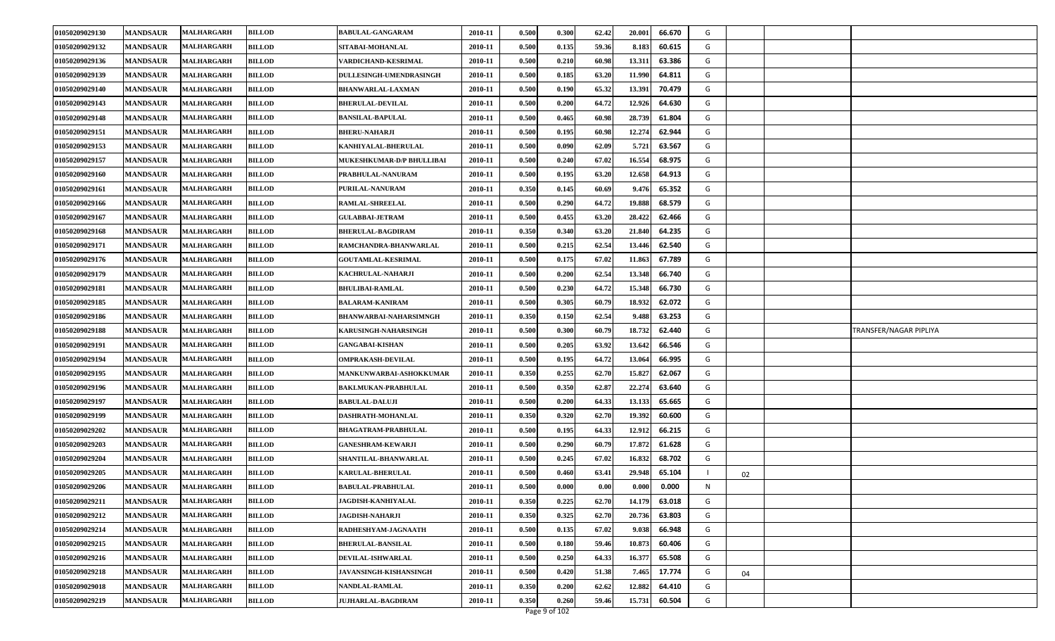| | | | | | | | | | | | | | | |
|---|---|---|---|---|---|---|---|---|---|---|---|---|---|---|
| 01050209029130 | MANDSAUR | MALHARGARH | BILLOD | BABULAL-GANGARAM | 2010-11 | 0.500 | 0.300 | 62.42 | 20.001 | 66.670 | G | | | |
| 01050209029132 | MANDSAUR | MALHARGARH | BILLOD | SITABAI-MOHANLAL | 2010-11 | 0.500 | 0.135 | 59.36 | 8.183 | 60.615 | G | | | |
| 01050209029136 | MANDSAUR | MALHARGARH | BILLOD | VARDICHAND-KESRIMAL | 2010-11 | 0.500 | 0.210 | 60.98 | 13.311 | 63.386 | G | | | |
| 01050209029139 | MANDSAUR | MALHARGARH | BILLOD | DULLESINGH-UMENDRASINGH | 2010-11 | 0.500 | 0.185 | 63.20 | 11.990 | 64.811 | G | | | |
| 01050209029140 | MANDSAUR | MALHARGARH | BILLOD | BHANWARLAL-LAXMAN | 2010-11 | 0.500 | 0.190 | 65.32 | 13.391 | 70.479 | G | | | |
| 01050209029143 | MANDSAUR | MALHARGARH | BILLOD | BHERULAL-DEVILAL | 2010-11 | 0.500 | 0.200 | 64.72 | 12.926 | 64.630 | G | | | |
| 01050209029148 | MANDSAUR | MALHARGARH | BILLOD | BANSILAL-BAPULAL | 2010-11 | 0.500 | 0.465 | 60.98 | 28.739 | 61.804 | G | | | |
| 01050209029151 | MANDSAUR | MALHARGARH | BILLOD | BHERU-NAHARJI | 2010-11 | 0.500 | 0.195 | 60.98 | 12.274 | 62.944 | G | | | |
| 01050209029153 | MANDSAUR | MALHARGARH | BILLOD | KANHIYALAL-BHERULAL | 2010-11 | 0.500 | 0.090 | 62.09 | 5.721 | 63.567 | G | | | |
| 01050209029157 | MANDSAUR | MALHARGARH | BILLOD | MUKESHKUMAR-D/P BHULLIBAI | 2010-11 | 0.500 | 0.240 | 67.02 | 16.554 | 68.975 | G | | | |
| 01050209029160 | MANDSAUR | MALHARGARH | BILLOD | PRABHULAL-NANURAM | 2010-11 | 0.500 | 0.195 | 63.20 | 12.658 | 64.913 | G | | | |
| 01050209029161 | MANDSAUR | MALHARGARH | BILLOD | PURILAL-NANURAM | 2010-11 | 0.350 | 0.145 | 60.69 | 9.476 | 65.352 | G | | | |
| 01050209029166 | MANDSAUR | MALHARGARH | BILLOD | RAMLAL-SHREELAL | 2010-11 | 0.500 | 0.290 | 64.72 | 19.888 | 68.579 | G | | | |
| 01050209029167 | MANDSAUR | MALHARGARH | BILLOD | GULABBAI-JETRAM | 2010-11 | 0.500 | 0.455 | 63.20 | 28.422 | 62.466 | G | | | |
| 01050209029168 | MANDSAUR | MALHARGARH | BILLOD | BHERULAL-BAGDIRAM | 2010-11 | 0.350 | 0.340 | 63.20 | 21.840 | 64.235 | G | | | |
| 01050209029171 | MANDSAUR | MALHARGARH | BILLOD | RAMCHANDRA-BHANWARLAL | 2010-11 | 0.500 | 0.215 | 62.54 | 13.446 | 62.540 | G | | | |
| 01050209029176 | MANDSAUR | MALHARGARH | BILLOD | GOUTAMLAL-KESRIMAL | 2010-11 | 0.500 | 0.175 | 67.02 | 11.863 | 67.789 | G | | | |
| 01050209029179 | MANDSAUR | MALHARGARH | BILLOD | KACHRULAL-NAHARJI | 2010-11 | 0.500 | 0.200 | 62.54 | 13.348 | 66.740 | G | | | |
| 01050209029181 | MANDSAUR | MALHARGARH | BILLOD | BHULIBAI-RAMLAL | 2010-11 | 0.500 | 0.230 | 64.72 | 15.348 | 66.730 | G | | | |
| 01050209029185 | MANDSAUR | MALHARGARH | BILLOD | BALARAM-KANIRAM | 2010-11 | 0.500 | 0.305 | 60.79 | 18.932 | 62.072 | G | | | |
| 01050209029186 | MANDSAUR | MALHARGARH | BILLOD | BHANWARBAI-NAHARSIMNGH | 2010-11 | 0.350 | 0.150 | 62.54 | 9.488 | 63.253 | G | | | |
| 01050209029188 | MANDSAUR | MALHARGARH | BILLOD | KARUSINGH-NAHARSINGH | 2010-11 | 0.500 | 0.300 | 60.79 | 18.732 | 62.440 | G | | | TRANSFER/NAGAR PIPLIYA |
| 01050209029191 | MANDSAUR | MALHARGARH | BILLOD | GANGABAI-KISHAN | 2010-11 | 0.500 | 0.205 | 63.92 | 13.642 | 66.546 | G | | | |
| 01050209029194 | MANDSAUR | MALHARGARH | BILLOD | OMPRAKASH-DEVILAL | 2010-11 | 0.500 | 0.195 | 64.72 | 13.064 | 66.995 | G | | | |
| 01050209029195 | MANDSAUR | MALHARGARH | BILLOD | MANKUNWARBAI-ASHOKKUMAR | 2010-11 | 0.350 | 0.255 | 62.70 | 15.827 | 62.067 | G | | | |
| 01050209029196 | MANDSAUR | MALHARGARH | BILLOD | BAKLMUKAN-PRABHULAL | 2010-11 | 0.500 | 0.350 | 62.87 | 22.274 | 63.640 | G | | | |
| 01050209029197 | MANDSAUR | MALHARGARH | BILLOD | BABULAL-DALUJI | 2010-11 | 0.500 | 0.200 | 64.33 | 13.133 | 65.665 | G | | | |
| 01050209029199 | MANDSAUR | MALHARGARH | BILLOD | DASHRATH-MOHANLAL | 2010-11 | 0.350 | 0.320 | 62.70 | 19.392 | 60.600 | G | | | |
| 01050209029202 | MANDSAUR | MALHARGARH | BILLOD | BHAGATRAM-PRABHULAL | 2010-11 | 0.500 | 0.195 | 64.33 | 12.912 | 66.215 | G | | | |
| 01050209029203 | MANDSAUR | MALHARGARH | BILLOD | GANESHRAM-KEWARJI | 2010-11 | 0.500 | 0.290 | 60.79 | 17.872 | 61.628 | G | | | |
| 01050209029204 | MANDSAUR | MALHARGARH | BILLOD | SHANTILAL-BHANWARLAL | 2010-11 | 0.500 | 0.245 | 67.02 | 16.832 | 68.702 | G | | | |
| 01050209029205 | MANDSAUR | MALHARGARH | BILLOD | KARULAL-BHERULAL | 2010-11 | 0.500 | 0.460 | 63.41 | 29.948 | 65.104 | I | 02 | | |
| 01050209029206 | MANDSAUR | MALHARGARH | BILLOD | BABULAL-PRABHULAL | 2010-11 | 0.500 | 0.000 | 0.00 | 0.000 | 0.000 | N | | | |
| 01050209029211 | MANDSAUR | MALHARGARH | BILLOD | JAGDISH-KANHIYALAL | 2010-11 | 0.350 | 0.225 | 62.70 | 14.179 | 63.018 | G | | | |
| 01050209029212 | MANDSAUR | MALHARGARH | BILLOD | JAGDISH-NAHARJI | 2010-11 | 0.350 | 0.325 | 62.70 | 20.736 | 63.803 | G | | | |
| 01050209029214 | MANDSAUR | MALHARGARH | BILLOD | RADHESHYAM-JAGNAATH | 2010-11 | 0.500 | 0.135 | 67.02 | 9.038 | 66.948 | G | | | |
| 01050209029215 | MANDSAUR | MALHARGARH | BILLOD | BHERULAL-BANSILAL | 2010-11 | 0.500 | 0.180 | 59.46 | 10.873 | 60.406 | G | | | |
| 01050209029216 | MANDSAUR | MALHARGARH | BILLOD | DEVILAL-ISHWARLAL | 2010-11 | 0.500 | 0.250 | 64.33 | 16.377 | 65.508 | G | | | |
| 01050209029218 | MANDSAUR | MALHARGARH | BILLOD | JAVANSINGH-KISHANSINGH | 2010-11 | 0.500 | 0.420 | 51.38 | 7.465 | 17.774 | G | 04 | | |
| 01050209029018 | MANDSAUR | MALHARGARH | BILLOD | NANDLAL-RAMLAL | 2010-11 | 0.350 | 0.200 | 62.62 | 12.882 | 64.410 | G | | | |
| 01050209029219 | MANDSAUR | MALHARGARH | BILLOD | JUJHARLAL-BAGDIRAM | 2010-11 | 0.350 | 0.260 | 59.46 | 15.731 | 60.504 | G | | | |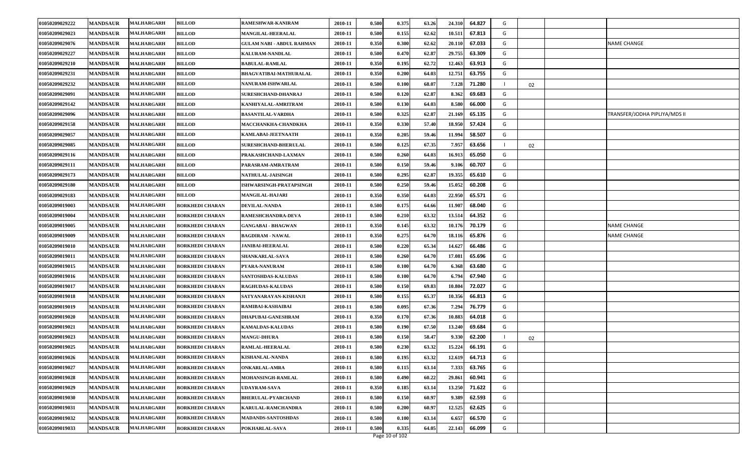| 01050209029222 | MANDSAUR | MALHARGARH | BILLOD | RAMESHWAR-KANIRAM | 2010-11 | 0.500 | 0.375 | 63.26 | 24.310 | 64.827 | G | | | |
|---|---|---|---|---|---|---|---|---|---|---|---|---|---|---|
| 01050209029023 | MANDSAUR | MALHARGARH | BILLOD | MANGILAL-HEERALAL | 2010-11 | 0.500 | 0.155 | 62.62 | 10.511 | 67.813 | G | | | |
| 01050209029076 | MANDSAUR | MALHARGARH | BILLOD | GULAM NABI - ABDUL RAHMAN | 2010-11 | 0.350 | 0.300 | 62.62 | 20.110 | 67.033 | G | | | NAME CHANGE |
| 01050209029227 | MANDSAUR | MALHARGARH | BILLOD | KALURAM-NANDLAL | 2010-11 | 0.500 | 0.470 | 62.87 | 29.755 | 63.309 | G | | | |
| 01050209029210 | MANDSAUR | MALHARGARH | BILLOD | BABULAL-RAMLAL | 2010-11 | 0.350 | 0.195 | 62.72 | 12.463 | 63.913 | G | | | |
| 01050209029231 | MANDSAUR | MALHARGARH | BILLOD | BHAGVATIBAI-MATHURALAL | 2010-11 | 0.350 | 0.200 | 64.03 | 12.751 | 63.755 | G | | | |
| 01050209029232 | MANDSAUR | MALHARGARH | BILLOD | NANURAM-ISHWARLAL | 2010-11 | 0.500 | 0.100 | 68.07 | 7.128 | 71.280 | I | 02 | | |
| 01050209029091 | MANDSAUR | MALHARGARH | BILLOD | SURESHCHAND-DHANRAJ | 2010-11 | 0.500 | 0.120 | 62.87 | 8.362 | 69.683 | G | | | |
| 01050209029142 | MANDSAUR | MALHARGARH | BILLOD | KANHIYALAL-AMRITRAM | 2010-11 | 0.500 | 0.130 | 64.03 | 8.580 | 66.000 | G | | | |
| 01050209029096 | MANDSAUR | MALHARGARH | BILLOD | BASANTILAL-VARDHA | 2010-11 | 0.500 | 0.325 | 62.87 | 21.169 | 65.135 | G | | | TRANSFER/JODHA PIPLIYA/MDS II |
| 01050209029158 | MANDSAUR | MALHARGARH | BILLOD | MACCHANKHA-CHANDKHA | 2010-11 | 0.350 | 0.330 | 57.40 | 18.950 | 57.424 | G | | | |
| 01050209029057 | MANDSAUR | MALHARGARH | BILLOD | KAMLABAI-JEETNAATH | 2010-11 | 0.350 | 0.205 | 59.46 | 11.994 | 58.507 | G | | | |
| 01050209029085 | MANDSAUR | MALHARGARH | BILLOD | SURESHCHAND-BHERULAL | 2010-11 | 0.500 | 0.125 | 67.35 | 7.957 | 63.656 | I | 02 | | |
| 01050209029116 | MANDSAUR | MALHARGARH | BILLOD | PRAKASHCHAND-LAXMAN | 2010-11 | 0.500 | 0.260 | 64.03 | 16.913 | 65.050 | G | | | |
| 01050209029111 | MANDSAUR | MALHARGARH | BILLOD | PARASRAM-AMRATRAM | 2010-11 | 0.500 | 0.150 | 59.46 | 9.106 | 60.707 | G | | | |
| 01050209029173 | MANDSAUR | MALHARGARH | BILLOD | NATHULAL-JAISINGH | 2010-11 | 0.500 | 0.295 | 62.87 | 19.355 | 65.610 | G | | | |
| 01050209029180 | MANDSAUR | MALHARGARH | BILLOD | ISHWARSINGH-PRATAPSINGH | 2010-11 | 0.500 | 0.250 | 59.46 | 15.052 | 60.208 | G | | | |
| 01050209029183 | MANDSAUR | MALHARGARH | BILLOD | MANGILAL-HAJARI | 2010-11 | 0.350 | 0.350 | 64.03 | 22.950 | 65.571 | G | | | |
| 01050209019003 | MANDSAUR | MALHARGARH | BORKHEDI CHARAN | DEVILAL-NANDA | 2010-11 | 0.500 | 0.175 | 64.66 | 11.907 | 68.040 | G | | | |
| 01050209019004 | MANDSAUR | MALHARGARH | BORKHEDI CHARAN | RAMESHCHANDRA-DEVA | 2010-11 | 0.500 | 0.210 | 63.32 | 13.514 | 64.352 | G | | | |
| 01050209019005 | MANDSAUR | MALHARGARH | BORKHEDI CHARAN | GANGABAI - BHAGWAN | 2010-11 | 0.350 | 0.145 | 63.32 | 10.176 | 70.179 | G | | | NAME CHANGE |
| 01050209019009 | MANDSAUR | MALHARGARH | BORKHEDI CHARAN | BAGDIRAM - NAWAL | 2010-11 | 0.350 | 0.275 | 64.70 | 18.116 | 65.876 | G | | | NAME CHANGE |
| 01050209019010 | MANDSAUR | MALHARGARH | BORKHEDI CHARAN | JANIBAI-HEERALAL | 2010-11 | 0.500 | 0.220 | 65.34 | 14.627 | 66.486 | G | | | |
| 01050209019011 | MANDSAUR | MALHARGARH | BORKHEDI CHARAN | SHANKARLAL-SAVA | 2010-11 | 0.500 | 0.260 | 64.70 | 17.081 | 65.696 | G | | | |
| 01050209019015 | MANDSAUR | MALHARGARH | BORKHEDI CHARAN | PYARA-NANURAM | 2010-11 | 0.500 | 0.100 | 64.70 | 6.368 | 63.680 | G | | | |
| 01050209019016 | MANDSAUR | MALHARGARH | BORKHEDI CHARAN | SANTOSHDAS-KALUDAS | 2010-11 | 0.500 | 0.100 | 64.70 | 6.794 | 67.940 | G | | | |
| 01050209019017 | MANDSAUR | MALHARGARH | BORKHEDI CHARAN | RAGHUDAS-KALUDAS | 2010-11 | 0.500 | 0.150 | 69.83 | 10.804 | 72.027 | G | | | |
| 01050209019018 | MANDSAUR | MALHARGARH | BORKHEDI CHARAN | SATYANARAYAN-KISHANJI | 2010-11 | 0.500 | 0.155 | 65.37 | 10.356 | 66.813 | G | | | |
| 01050209019019 | MANDSAUR | MALHARGARH | BORKHEDI CHARAN | RAMIBAI-KASHAIBAI | 2010-11 | 0.500 | 0.095 | 67.36 | 7.294 | 76.779 | G | | | |
| 01050209019020 | MANDSAUR | MALHARGARH | BORKHEDI CHARAN | DHAPUBAI-GANESHRAM | 2010-11 | 0.350 | 0.170 | 67.36 | 10.883 | 64.018 | G | | | |
| 01050209019021 | MANDSAUR | MALHARGARH | BORKHEDI CHARAN | KAMALDAS-KALUDAS | 2010-11 | 0.500 | 0.190 | 67.50 | 13.240 | 69.684 | G | | | |
| 01050209019023 | MANDSAUR | MALHARGARH | BORKHEDI CHARAN | MANGU-DHURA | 2010-11 | 0.500 | 0.150 | 58.47 | 9.330 | 62.200 | I | 02 | | |
| 01050209019025 | MANDSAUR | MALHARGARH | BORKHEDI CHARAN | RAMLAL-HEERALAL | 2010-11 | 0.500 | 0.230 | 63.32 | 15.224 | 66.191 | G | | | |
| 01050209019026 | MANDSAUR | MALHARGARH | BORKHEDI CHARAN | KISHANLAL-NANDA | 2010-11 | 0.500 | 0.195 | 63.32 | 12.619 | 64.713 | G | | | |
| 01050209019027 | MANDSAUR | MALHARGARH | BORKHEDI CHARAN | ONKARLAL-AMRA | 2010-11 | 0.500 | 0.115 | 63.14 | 7.333 | 63.765 | G | | | |
| 01050209019028 | MANDSAUR | MALHARGARH | BORKHEDI CHARAN | MOHANSINGH-RAMLAL | 2010-11 | 0.500 | 0.490 | 60.22 | 29.861 | 60.941 | G | | | |
| 01050209019029 | MANDSAUR | MALHARGARH | BORKHEDI CHARAN | UDAYRAM-SAVA | 2010-11 | 0.350 | 0.185 | 63.14 | 13.250 | 71.622 | G | | | |
| 01050209019030 | MANDSAUR | MALHARGARH | BORKHEDI CHARAN | BHERULAL-PYARCHAND | 2010-11 | 0.500 | 0.150 | 60.97 | 9.389 | 62.593 | G | | | |
| 01050209019031 | MANDSAUR | MALHARGARH | BORKHEDI CHARAN | KARULAL-RAMCHANDRA | 2010-11 | 0.500 | 0.200 | 60.97 | 12.525 | 62.625 | G | | | |
| 01050209019032 | MANDSAUR | MALHARGARH | BORKHEDI CHARAN | MADANDS-SANTOSHDAS | 2010-11 | 0.500 | 0.100 | 63.14 | 6.657 | 66.570 | G | | | |
| 01050209019033 | MANDSAUR | MALHARGARH | BORKHEDI CHARAN | POKHARLAL-SAVA | 2010-11 | 0.500 | 0.335 | 64.05 | 22.143 | 66.099 | G | | | |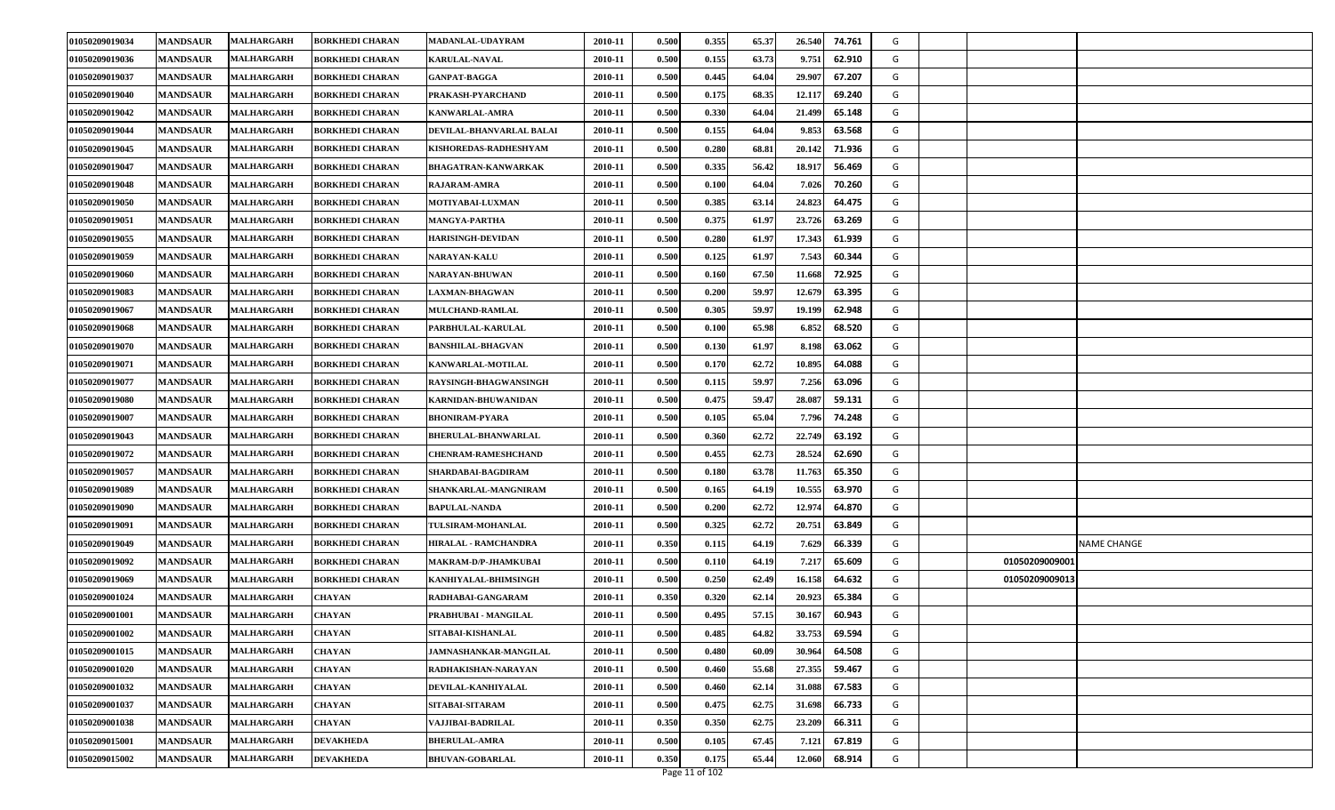| | | | | | | | | | | | | | | |
|---|---|---|---|---|---|---|---|---|---|---|---|---|---|---|
| 01050209019034 | MANDSAUR | MALHARGARH | BORKHEDI CHARAN | MADANLAL-UDAYRAM | 2010-11 | 0.500 | 0.355 | 65.37 | 26.540 | 74.761 | G | | | |
| 01050209019036 | MANDSAUR | MALHARGARH | BORKHEDI CHARAN | KARULAL-NAVAL | 2010-11 | 0.500 | 0.155 | 63.73 | 9.751 | 62.910 | G | | | |
| 01050209019037 | MANDSAUR | MALHARGARH | BORKHEDI CHARAN | GANPAT-BAGGA | 2010-11 | 0.500 | 0.445 | 64.04 | 29.907 | 67.207 | G | | | |
| 01050209019040 | MANDSAUR | MALHARGARH | BORKHEDI CHARAN | PRAKASH-PYARCHAND | 2010-11 | 0.500 | 0.175 | 68.35 | 12.117 | 69.240 | G | | | |
| 01050209019042 | MANDSAUR | MALHARGARH | BORKHEDI CHARAN | KANWARLAL-AMRA | 2010-11 | 0.500 | 0.330 | 64.04 | 21.499 | 65.148 | G | | | |
| 01050209019044 | MANDSAUR | MALHARGARH | BORKHEDI CHARAN | DEVILAL-BHANVARLAL BALAI | 2010-11 | 0.500 | 0.155 | 64.04 | 9.853 | 63.568 | G | | | |
| 01050209019045 | MANDSAUR | MALHARGARH | BORKHEDI CHARAN | KISHOREDAS-RADHESHYAM | 2010-11 | 0.500 | 0.280 | 68.81 | 20.142 | 71.936 | G | | | |
| 01050209019047 | MANDSAUR | MALHARGARH | BORKHEDI CHARAN | BHAGATRAN-KANWARKAK | 2010-11 | 0.500 | 0.335 | 56.42 | 18.917 | 56.469 | G | | | |
| 01050209019048 | MANDSAUR | MALHARGARH | BORKHEDI CHARAN | RAJARAM-AMRA | 2010-11 | 0.500 | 0.100 | 64.04 | 7.026 | 70.260 | G | | | |
| 01050209019050 | MANDSAUR | MALHARGARH | BORKHEDI CHARAN | MOTIYABAI-LUXMAN | 2010-11 | 0.500 | 0.385 | 63.14 | 24.823 | 64.475 | G | | | |
| 01050209019051 | MANDSAUR | MALHARGARH | BORKHEDI CHARAN | MANGYA-PARTHA | 2010-11 | 0.500 | 0.375 | 61.97 | 23.726 | 63.269 | G | | | |
| 01050209019055 | MANDSAUR | MALHARGARH | BORKHEDI CHARAN | HARISINGH-DEVIDAN | 2010-11 | 0.500 | 0.280 | 61.97 | 17.343 | 61.939 | G | | | |
| 01050209019059 | MANDSAUR | MALHARGARH | BORKHEDI CHARAN | NARAYAN-KALU | 2010-11 | 0.500 | 0.125 | 61.97 | 7.543 | 60.344 | G | | | |
| 01050209019060 | MANDSAUR | MALHARGARH | BORKHEDI CHARAN | NARAYAN-BHUWAN | 2010-11 | 0.500 | 0.160 | 67.50 | 11.668 | 72.925 | G | | | |
| 01050209019083 | MANDSAUR | MALHARGARH | BORKHEDI CHARAN | LAXMAN-BHAGWAN | 2010-11 | 0.500 | 0.200 | 59.97 | 12.679 | 63.395 | G | | | |
| 01050209019067 | MANDSAUR | MALHARGARH | BORKHEDI CHARAN | MULCHAND-RAMLAL | 2010-11 | 0.500 | 0.305 | 59.97 | 19.199 | 62.948 | G | | | |
| 01050209019068 | MANDSAUR | MALHARGARH | BORKHEDI CHARAN | PARBHULAL-KARULAL | 2010-11 | 0.500 | 0.100 | 65.98 | 6.852 | 68.520 | G | | | |
| 01050209019070 | MANDSAUR | MALHARGARH | BORKHEDI CHARAN | BANSHILAL-BHAGVAN | 2010-11 | 0.500 | 0.130 | 61.97 | 8.198 | 63.062 | G | | | |
| 01050209019071 | MANDSAUR | MALHARGARH | BORKHEDI CHARAN | KANWARLAL-MOTILAL | 2010-11 | 0.500 | 0.170 | 62.72 | 10.895 | 64.088 | G | | | |
| 01050209019077 | MANDSAUR | MALHARGARH | BORKHEDI CHARAN | RAYSINGH-BHAGWANSINGH | 2010-11 | 0.500 | 0.115 | 59.97 | 7.256 | 63.096 | G | | | |
| 01050209019080 | MANDSAUR | MALHARGARH | BORKHEDI CHARAN | KARNIDAN-BHUWANIDAN | 2010-11 | 0.500 | 0.475 | 59.47 | 28.087 | 59.131 | G | | | |
| 01050209019007 | MANDSAUR | MALHARGARH | BORKHEDI CHARAN | BHONIRAM-PYARA | 2010-11 | 0.500 | 0.105 | 65.04 | 7.796 | 74.248 | G | | | |
| 01050209019043 | MANDSAUR | MALHARGARH | BORKHEDI CHARAN | BHERULAL-BHANWARLAL | 2010-11 | 0.500 | 0.360 | 62.72 | 22.749 | 63.192 | G | | | |
| 01050209019072 | MANDSAUR | MALHARGARH | BORKHEDI CHARAN | CHENRAM-RAMESHCHAND | 2010-11 | 0.500 | 0.455 | 62.73 | 28.524 | 62.690 | G | | | |
| 01050209019057 | MANDSAUR | MALHARGARH | BORKHEDI CHARAN | SHARDABAI-BAGDIRAM | 2010-11 | 0.500 | 0.180 | 63.78 | 11.763 | 65.350 | G | | | |
| 01050209019089 | MANDSAUR | MALHARGARH | BORKHEDI CHARAN | SHANKARLAL-MANGNIRAM | 2010-11 | 0.500 | 0.165 | 64.19 | 10.555 | 63.970 | G | | | |
| 01050209019090 | MANDSAUR | MALHARGARH | BORKHEDI CHARAN | BAPULAL-NANDA | 2010-11 | 0.500 | 0.200 | 62.72 | 12.974 | 64.870 | G | | | |
| 01050209019091 | MANDSAUR | MALHARGARH | BORKHEDI CHARAN | TULSIRAM-MOHANLAL | 2010-11 | 0.500 | 0.325 | 62.72 | 20.751 | 63.849 | G | | | |
| 01050209019049 | MANDSAUR | MALHARGARH | BORKHEDI CHARAN | HIRALAL - RAMCHANDRA | 2010-11 | 0.350 | 0.115 | 64.19 | 7.629 | 66.339 | G | | | NAME CHANGE |
| 01050209019092 | MANDSAUR | MALHARGARH | BORKHEDI CHARAN | MAKRAM-D/P-JHAMKUBAI | 2010-11 | 0.500 | 0.110 | 64.19 | 7.217 | 65.609 | G | | 01050209009001 | |
| 01050209019069 | MANDSAUR | MALHARGARH | BORKHEDI CHARAN | KANHIYALAL-BHIMSINGH | 2010-11 | 0.500 | 0.250 | 62.49 | 16.158 | 64.632 | G | | 01050209009013 | |
| 01050209001024 | MANDSAUR | MALHARGARH | CHAYAN | RADHABAI-GANGARAM | 2010-11 | 0.350 | 0.320 | 62.14 | 20.923 | 65.384 | G | | | |
| 01050209001001 | MANDSAUR | MALHARGARH | CHAYAN | PRABHUBAI - MANGILAL | 2010-11 | 0.500 | 0.495 | 57.15 | 30.167 | 60.943 | G | | | |
| 01050209001002 | MANDSAUR | MALHARGARH | CHAYAN | SITABAI-KISHANLAL | 2010-11 | 0.500 | 0.485 | 64.82 | 33.753 | 69.594 | G | | | |
| 01050209001015 | MANDSAUR | MALHARGARH | CHAYAN | JAMNASHANKAR-MANGILAL | 2010-11 | 0.500 | 0.480 | 60.09 | 30.964 | 64.508 | G | | | |
| 01050209001020 | MANDSAUR | MALHARGARH | CHAYAN | RADHAKISHAN-NARAYAN | 2010-11 | 0.500 | 0.460 | 55.68 | 27.355 | 59.467 | G | | | |
| 01050209001032 | MANDSAUR | MALHARGARH | CHAYAN | DEVILAL-KANHIYALAL | 2010-11 | 0.500 | 0.460 | 62.14 | 31.088 | 67.583 | G | | | |
| 01050209001037 | MANDSAUR | MALHARGARH | CHAYAN | SITABAI-SITARAM | 2010-11 | 0.500 | 0.475 | 62.75 | 31.698 | 66.733 | G | | | |
| 01050209001038 | MANDSAUR | MALHARGARH | CHAYAN | VAJJIBAI-BADRILAL | 2010-11 | 0.350 | 0.350 | 62.75 | 23.209 | 66.311 | G | | | |
| 01050209015001 | MANDSAUR | MALHARGARH | DEVAKHEDA | BHERULAL-AMRA | 2010-11 | 0.500 | 0.105 | 67.45 | 7.121 | 67.819 | G | | | |
| 01050209015002 | MANDSAUR | MALHARGARH | DEVAKHEDA | BHUVAN-GOBARLAL | 2010-11 | 0.350 | 0.175 | 65.44 | 12.060 | 68.914 | G | | | |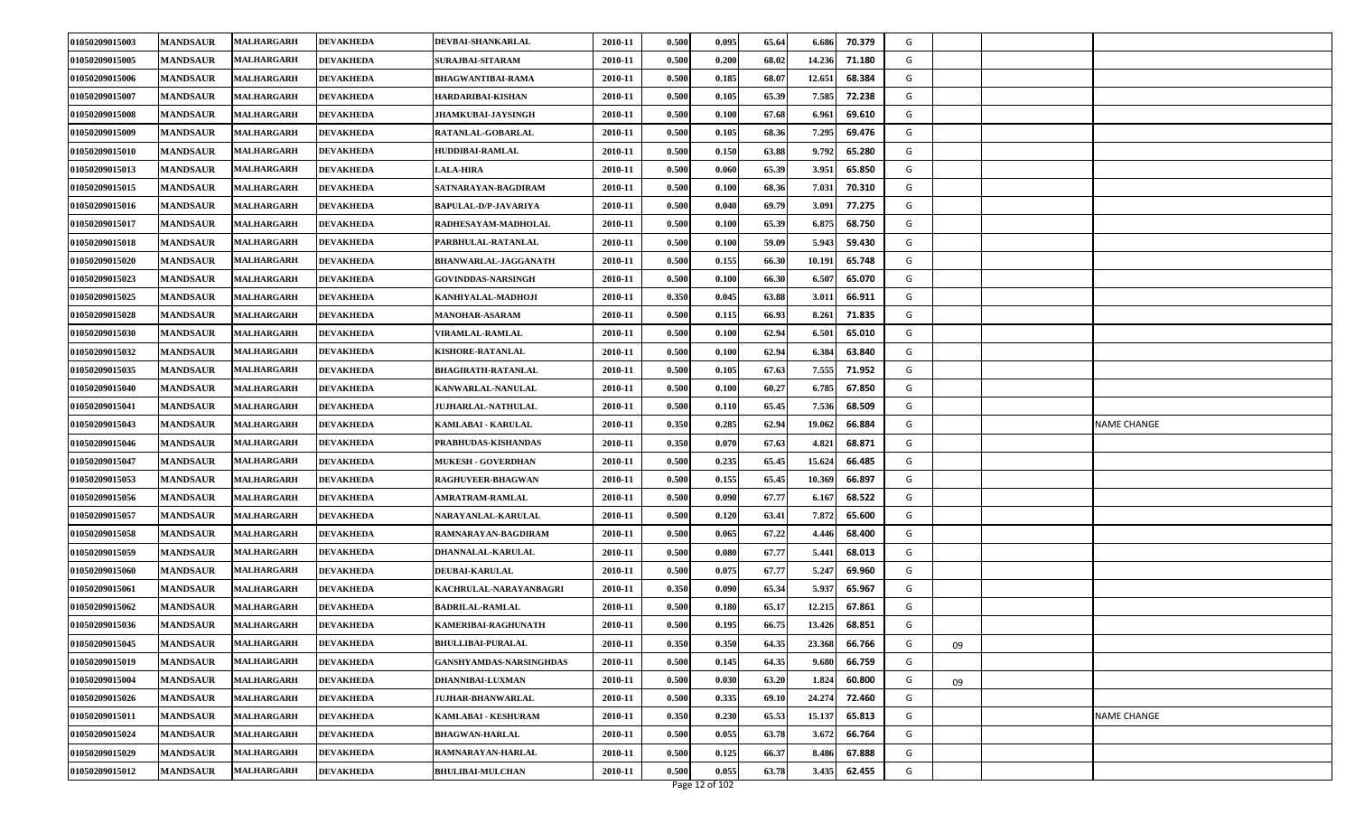| | | | | | | | | | | | | | | |
|---|---|---|---|---|---|---|---|---|---|---|---|---|---|---|
| 01050209015003 | MANDSAUR | MALHARGARH | DEVAKHEDA | DEVBAI-SHANKARLAL | 2010-11 | 0.500 | 0.095 | 65.64 | 6.686 | 70.379 | G | | | |
| 01050209015005 | MANDSAUR | MALHARGARH | DEVAKHEDA | SURAJBAI-SITARAM | 2010-11 | 0.500 | 0.200 | 68.02 | 14.236 | 71.180 | G | | | |
| 01050209015006 | MANDSAUR | MALHARGARH | DEVAKHEDA | BHAGWANTIBAI-RAMA | 2010-11 | 0.500 | 0.185 | 68.07 | 12.651 | 68.384 | G | | | |
| 01050209015007 | MANDSAUR | MALHARGARH | DEVAKHEDA | HARDARIBAI-KISHAN | 2010-11 | 0.500 | 0.105 | 65.39 | 7.585 | 72.238 | G | | | |
| 01050209015008 | MANDSAUR | MALHARGARH | DEVAKHEDA | JHAMKUBAI-JAYSINGH | 2010-11 | 0.500 | 0.100 | 67.68 | 6.961 | 69.610 | G | | | |
| 01050209015009 | MANDSAUR | MALHARGARH | DEVAKHEDA | RATANLAL-GOBARLAL | 2010-11 | 0.500 | 0.105 | 68.36 | 7.295 | 69.476 | G | | | |
| 01050209015010 | MANDSAUR | MALHARGARH | DEVAKHEDA | HUDDIBAI-RAMLAL | 2010-11 | 0.500 | 0.150 | 63.88 | 9.792 | 65.280 | G | | | |
| 01050209015013 | MANDSAUR | MALHARGARH | DEVAKHEDA | LALA-HIRA | 2010-11 | 0.500 | 0.060 | 65.39 | 3.951 | 65.850 | G | | | |
| 01050209015015 | MANDSAUR | MALHARGARH | DEVAKHEDA | SATNARAYAN-BAGDIRAM | 2010-11 | 0.500 | 0.100 | 68.36 | 7.031 | 70.310 | G | | | |
| 01050209015016 | MANDSAUR | MALHARGARH | DEVAKHEDA | BAPULAL-D/P-JAVARIYA | 2010-11 | 0.500 | 0.040 | 69.79 | 3.091 | 77.275 | G | | | |
| 01050209015017 | MANDSAUR | MALHARGARH | DEVAKHEDA | RADHESAYAM-MADHOLAL | 2010-11 | 0.500 | 0.100 | 65.39 | 6.875 | 68.750 | G | | | |
| 01050209015018 | MANDSAUR | MALHARGARH | DEVAKHEDA | PARBHULAL-RATANLAL | 2010-11 | 0.500 | 0.100 | 59.09 | 5.943 | 59.430 | G | | | |
| 01050209015020 | MANDSAUR | MALHARGARH | DEVAKHEDA | BHANWARLAL-JAGGANATH | 2010-11 | 0.500 | 0.155 | 66.30 | 10.191 | 65.748 | G | | | |
| 01050209015023 | MANDSAUR | MALHARGARH | DEVAKHEDA | GOVINDDAS-NARSINGH | 2010-11 | 0.500 | 0.100 | 66.30 | 6.507 | 65.070 | G | | | |
| 01050209015025 | MANDSAUR | MALHARGARH | DEVAKHEDA | KANHIYALAL-MADHOJI | 2010-11 | 0.350 | 0.045 | 63.88 | 3.011 | 66.911 | G | | | |
| 01050209015028 | MANDSAUR | MALHARGARH | DEVAKHEDA | MANOHAR-ASARAM | 2010-11 | 0.500 | 0.115 | 66.93 | 8.261 | 71.835 | G | | | |
| 01050209015030 | MANDSAUR | MALHARGARH | DEVAKHEDA | VIRAMLAL-RAMLAL | 2010-11 | 0.500 | 0.100 | 62.94 | 6.501 | 65.010 | G | | | |
| 01050209015032 | MANDSAUR | MALHARGARH | DEVAKHEDA | KISHORE-RATANLAL | 2010-11 | 0.500 | 0.100 | 62.94 | 6.384 | 63.840 | G | | | |
| 01050209015035 | MANDSAUR | MALHARGARH | DEVAKHEDA | BHAGIRATH-RATANLAL | 2010-11 | 0.500 | 0.105 | 67.63 | 7.555 | 71.952 | G | | | |
| 01050209015040 | MANDSAUR | MALHARGARH | DEVAKHEDA | KANWARLAL-NANULAL | 2010-11 | 0.500 | 0.100 | 60.27 | 6.785 | 67.850 | G | | | |
| 01050209015041 | MANDSAUR | MALHARGARH | DEVAKHEDA | JUJHARLAL-NATHULAL | 2010-11 | 0.500 | 0.110 | 65.45 | 7.536 | 68.509 | G | | | |
| 01050209015043 | MANDSAUR | MALHARGARH | DEVAKHEDA | KAMLABAI - KARULAL | 2010-11 | 0.350 | 0.285 | 62.94 | 19.062 | 66.884 | G | | | NAME CHANGE |
| 01050209015046 | MANDSAUR | MALHARGARH | DEVAKHEDA | PRABHUDAS-KISHANDAS | 2010-11 | 0.350 | 0.070 | 67.63 | 4.821 | 68.871 | G | | | |
| 01050209015047 | MANDSAUR | MALHARGARH | DEVAKHEDA | MUKESH - GOVERDHAN | 2010-11 | 0.500 | 0.235 | 65.45 | 15.624 | 66.485 | G | | | |
| 01050209015053 | MANDSAUR | MALHARGARH | DEVAKHEDA | RAGHUVEER-BHAGWAN | 2010-11 | 0.500 | 0.155 | 65.45 | 10.369 | 66.897 | G | | | |
| 01050209015056 | MANDSAUR | MALHARGARH | DEVAKHEDA | AMRATRAM-RAMLAL | 2010-11 | 0.500 | 0.090 | 67.77 | 6.167 | 68.522 | G | | | |
| 01050209015057 | MANDSAUR | MALHARGARH | DEVAKHEDA | NARAYANLAL-KARULAL | 2010-11 | 0.500 | 0.120 | 63.41 | 7.872 | 65.600 | G | | | |
| 01050209015058 | MANDSAUR | MALHARGARH | DEVAKHEDA | RAMNARAYAN-BAGDIRAM | 2010-11 | 0.500 | 0.065 | 67.22 | 4.446 | 68.400 | G | | | |
| 01050209015059 | MANDSAUR | MALHARGARH | DEVAKHEDA | DHANNALAL-KARULAL | 2010-11 | 0.500 | 0.080 | 67.77 | 5.441 | 68.013 | G | | | |
| 01050209015060 | MANDSAUR | MALHARGARH | DEVAKHEDA | DEUBAI-KARULAL | 2010-11 | 0.500 | 0.075 | 67.77 | 5.247 | 69.960 | G | | | |
| 01050209015061 | MANDSAUR | MALHARGARH | DEVAKHEDA | KACHRULAL-NARAYANBAGRI | 2010-11 | 0.350 | 0.090 | 65.34 | 5.937 | 65.967 | G | | | |
| 01050209015062 | MANDSAUR | MALHARGARH | DEVAKHEDA | BADRILAL-RAMLAL | 2010-11 | 0.500 | 0.180 | 65.17 | 12.215 | 67.861 | G | | | |
| 01050209015036 | MANDSAUR | MALHARGARH | DEVAKHEDA | KAMERIBAI-RAGHUNATH | 2010-11 | 0.500 | 0.195 | 66.75 | 13.426 | 68.851 | G | | | |
| 01050209015045 | MANDSAUR | MALHARGARH | DEVAKHEDA | BHULLIBAI-PURALAL | 2010-11 | 0.350 | 0.350 | 64.35 | 23.368 | 66.766 | G | 09 | | |
| 01050209015019 | MANDSAUR | MALHARGARH | DEVAKHEDA | GANSHYAMDAS-NARSINGHDAS | 2010-11 | 0.500 | 0.145 | 64.35 | 9.680 | 66.759 | G | | | |
| 01050209015004 | MANDSAUR | MALHARGARH | DEVAKHEDA | DHANNIBAI-LUXMAN | 2010-11 | 0.500 | 0.030 | 63.20 | 1.824 | 60.800 | G | 09 | | |
| 01050209015026 | MANDSAUR | MALHARGARH | DEVAKHEDA | JUJHAR-BHANWARLAL | 2010-11 | 0.500 | 0.335 | 69.10 | 24.274 | 72.460 | G | | | |
| 01050209015011 | MANDSAUR | MALHARGARH | DEVAKHEDA | KAMLABAI - KESHURAM | 2010-11 | 0.350 | 0.230 | 65.53 | 15.137 | 65.813 | G | | | NAME CHANGE |
| 01050209015024 | MANDSAUR | MALHARGARH | DEVAKHEDA | BHAGWAN-HARLAL | 2010-11 | 0.500 | 0.055 | 63.78 | 3.672 | 66.764 | G | | | |
| 01050209015029 | MANDSAUR | MALHARGARH | DEVAKHEDA | RAMNARAYAN-HARLAL | 2010-11 | 0.500 | 0.125 | 66.37 | 8.486 | 67.888 | G | | | |
| 01050209015012 | MANDSAUR | MALHARGARH | DEVAKHEDA | BHULIBAI-MULCHAN | 2010-11 | 0.500 | 0.055 | 63.78 | 3.435 | 62.455 | G | | | |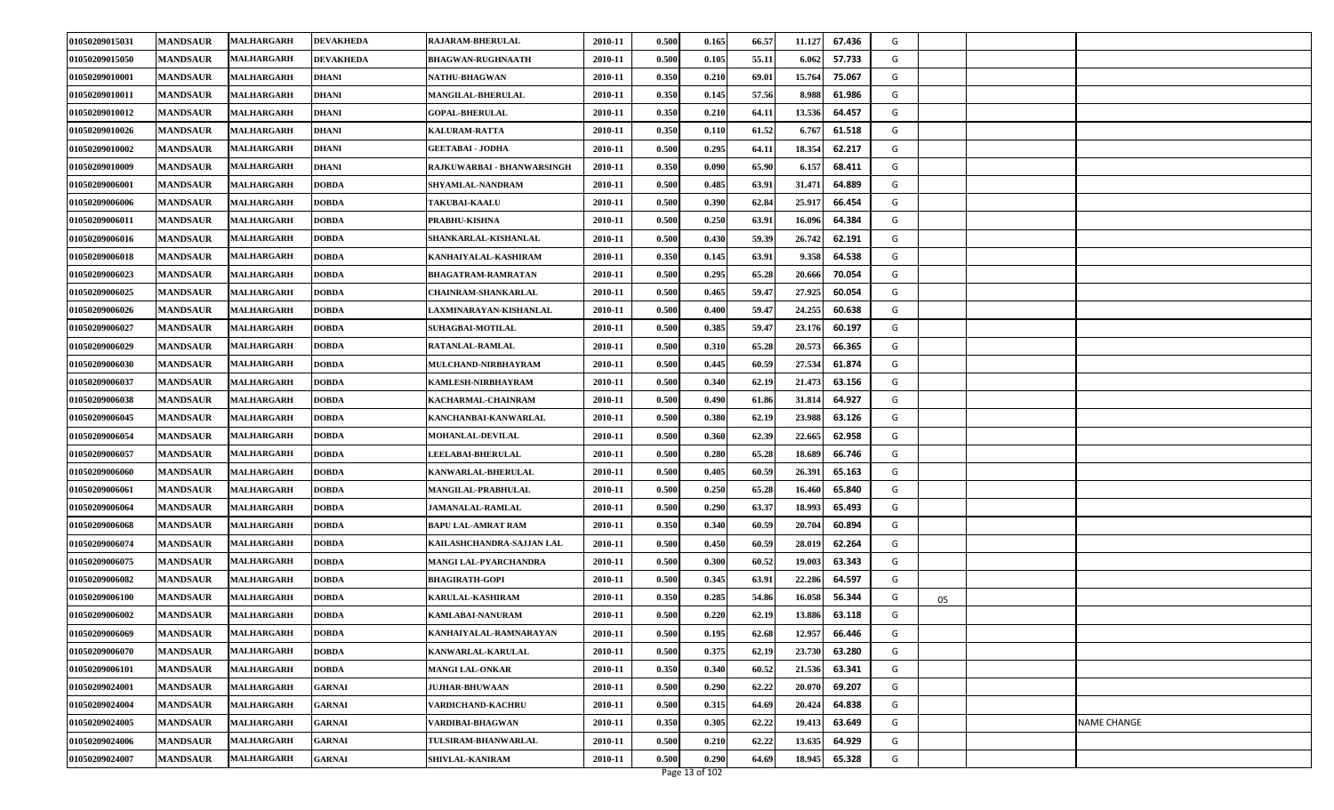| | | | | | | | | | | | | | | |
|---|---|---|---|---|---|---|---|---|---|---|---|---|---|---|
| 01050209015031 | MANDSAUR | MALHARGARH | DEVAKHEDA | RAJARAM-BHERULAL | 2010-11 | 0.500 | 0.165 | 66.57 | 11.127 | 67.436 | G | | | |
| 01050209015050 | MANDSAUR | MALHARGARH | DEVAKHEDA | BHAGWAN-RUGHNAATH | 2010-11 | 0.500 | 0.105 | 55.11 | 6.062 | 57.733 | G | | | |
| 01050209010001 | MANDSAUR | MALHARGARH | DHANI | NATHU-BHAGWAN | 2010-11 | 0.350 | 0.210 | 69.01 | 15.764 | 75.067 | G | | | |
| 01050209010011 | MANDSAUR | MALHARGARH | DHANI | MANGILAL-BHERULAL | 2010-11 | 0.350 | 0.145 | 57.56 | 8.988 | 61.986 | G | | | |
| 01050209010012 | MANDSAUR | MALHARGARH | DHANI | GOPAL-BHERULAL | 2010-11 | 0.350 | 0.210 | 64.11 | 13.536 | 64.457 | G | | | |
| 01050209010026 | MANDSAUR | MALHARGARH | DHANI | KALURAM-RATTA | 2010-11 | 0.350 | 0.110 | 61.52 | 6.767 | 61.518 | G | | | |
| 01050209010002 | MANDSAUR | MALHARGARH | DHANI | GEETABAI - JODHA | 2010-11 | 0.500 | 0.295 | 64.11 | 18.354 | 62.217 | G | | | |
| 01050209010009 | MANDSAUR | MALHARGARH | DHANI | RAJKUWARBAI - BHANWARSINGH | 2010-11 | 0.350 | 0.090 | 65.90 | 6.157 | 68.411 | G | | | |
| 01050209006001 | MANDSAUR | MALHARGARH | DOBDA | SHYAMLAL-NANDRAM | 2010-11 | 0.500 | 0.485 | 63.91 | 31.471 | 64.889 | G | | | |
| 01050209006006 | MANDSAUR | MALHARGARH | DOBDA | TAKUBAI-KAALU | 2010-11 | 0.500 | 0.390 | 62.84 | 25.917 | 66.454 | G | | | |
| 01050209006011 | MANDSAUR | MALHARGARH | DOBDA | PRABHU-KISHNA | 2010-11 | 0.500 | 0.250 | 63.91 | 16.096 | 64.384 | G | | | |
| 01050209006016 | MANDSAUR | MALHARGARH | DOBDA | SHANKARLAL-KISHANLAL | 2010-11 | 0.500 | 0.430 | 59.39 | 26.742 | 62.191 | G | | | |
| 01050209006018 | MANDSAUR | MALHARGARH | DOBDA | KANHAIYALAL-KASHIRAM | 2010-11 | 0.350 | 0.145 | 63.91 | 9.358 | 64.538 | G | | | |
| 01050209006023 | MANDSAUR | MALHARGARH | DOBDA | BHAGATRAM-RAMRATAN | 2010-11 | 0.500 | 0.295 | 65.28 | 20.666 | 70.054 | G | | | |
| 01050209006025 | MANDSAUR | MALHARGARH | DOBDA | CHAINRAM-SHANKARLAL | 2010-11 | 0.500 | 0.465 | 59.47 | 27.925 | 60.054 | G | | | |
| 01050209006026 | MANDSAUR | MALHARGARH | DOBDA | LAXMINARAYAN-KISHANLAL | 2010-11 | 0.500 | 0.400 | 59.47 | 24.255 | 60.638 | G | | | |
| 01050209006027 | MANDSAUR | MALHARGARH | DOBDA | SUHAGBAI-MOTILAL | 2010-11 | 0.500 | 0.385 | 59.47 | 23.176 | 60.197 | G | | | |
| 01050209006029 | MANDSAUR | MALHARGARH | DOBDA | RATANLAL-RAMLAL | 2010-11 | 0.500 | 0.310 | 65.28 | 20.573 | 66.365 | G | | | |
| 01050209006030 | MANDSAUR | MALHARGARH | DOBDA | MULCHAND-NIRBHAYRAM | 2010-11 | 0.500 | 0.445 | 60.59 | 27.534 | 61.874 | G | | | |
| 01050209006037 | MANDSAUR | MALHARGARH | DOBDA | KAMLESH-NIRBHAYRAM | 2010-11 | 0.500 | 0.340 | 62.19 | 21.473 | 63.156 | G | | | |
| 01050209006038 | MANDSAUR | MALHARGARH | DOBDA | KACHARMAL-CHAINRAM | 2010-11 | 0.500 | 0.490 | 61.86 | 31.814 | 64.927 | G | | | |
| 01050209006045 | MANDSAUR | MALHARGARH | DOBDA | KANCHANBAI-KANWARLAL | 2010-11 | 0.500 | 0.380 | 62.19 | 23.988 | 63.126 | G | | | |
| 01050209006054 | MANDSAUR | MALHARGARH | DOBDA | MOHANLAL-DEVILAL | 2010-11 | 0.500 | 0.360 | 62.39 | 22.665 | 62.958 | G | | | |
| 01050209006057 | MANDSAUR | MALHARGARH | DOBDA | LEELABAI-BHERULAL | 2010-11 | 0.500 | 0.280 | 65.28 | 18.689 | 66.746 | G | | | |
| 01050209006060 | MANDSAUR | MALHARGARH | DOBDA | KANWARLAL-BHERULAL | 2010-11 | 0.500 | 0.405 | 60.59 | 26.391 | 65.163 | G | | | |
| 01050209006061 | MANDSAUR | MALHARGARH | DOBDA | MANGILAL-PRABHULAL | 2010-11 | 0.500 | 0.250 | 65.28 | 16.460 | 65.840 | G | | | |
| 01050209006064 | MANDSAUR | MALHARGARH | DOBDA | JAMANALAL-RAMLAL | 2010-11 | 0.500 | 0.290 | 63.37 | 18.993 | 65.493 | G | | | |
| 01050209006068 | MANDSAUR | MALHARGARH | DOBDA | BAPU LAL-AMRAT RAM | 2010-11 | 0.350 | 0.340 | 60.59 | 20.704 | 60.894 | G | | | |
| 01050209006074 | MANDSAUR | MALHARGARH | DOBDA | KAILASHCHANDRA-SAJJAN LAL | 2010-11 | 0.500 | 0.450 | 60.59 | 28.019 | 62.264 | G | | | |
| 01050209006075 | MANDSAUR | MALHARGARH | DOBDA | MANGI LAL-PYARCHANDRA | 2010-11 | 0.500 | 0.300 | 60.52 | 19.003 | 63.343 | G | | | |
| 01050209006082 | MANDSAUR | MALHARGARH | DOBDA | BHAGIRATH-GOPI | 2010-11 | 0.500 | 0.345 | 63.91 | 22.286 | 64.597 | G | | | |
| 01050209006100 | MANDSAUR | MALHARGARH | DOBDA | KARULAL-KASHIRAM | 2010-11 | 0.350 | 0.285 | 54.86 | 16.058 | 56.344 | G | 05 | | |
| 01050209006002 | MANDSAUR | MALHARGARH | DOBDA | KAMLABAI-NANURAM | 2010-11 | 0.500 | 0.220 | 62.19 | 13.886 | 63.118 | G | | | |
| 01050209006069 | MANDSAUR | MALHARGARH | DOBDA | KANHAIYALAL-RAMNARAYAN | 2010-11 | 0.500 | 0.195 | 62.68 | 12.957 | 66.446 | G | | | |
| 01050209006070 | MANDSAUR | MALHARGARH | DOBDA | KANWARLAL-KARULAL | 2010-11 | 0.500 | 0.375 | 62.19 | 23.730 | 63.280 | G | | | |
| 01050209006101 | MANDSAUR | MALHARGARH | DOBDA | MANGI LAL-ONKAR | 2010-11 | 0.350 | 0.340 | 60.52 | 21.536 | 63.341 | G | | | |
| 01050209024001 | MANDSAUR | MALHARGARH | GARNAI | JUJHAR-BHUWAAN | 2010-11 | 0.500 | 0.290 | 62.22 | 20.070 | 69.207 | G | | | |
| 01050209024004 | MANDSAUR | MALHARGARH | GARNAI | VARDICHAND-KACHRU | 2010-11 | 0.500 | 0.315 | 64.69 | 20.424 | 64.838 | G | | | |
| 01050209024005 | MANDSAUR | MALHARGARH | GARNAI | VARDIBAI-BHAGWAN | 2010-11 | 0.350 | 0.305 | 62.22 | 19.413 | 63.649 | G | | | NAME CHANGE |
| 01050209024006 | MANDSAUR | MALHARGARH | GARNAI | TULSIRAM-BHANWARLAL | 2010-11 | 0.500 | 0.210 | 62.22 | 13.635 | 64.929 | G | | | |
| 01050209024007 | MANDSAUR | MALHARGARH | GARNAI | SHIVLAL-KANIRAM | 2010-11 | 0.500 | 0.290 | 64.69 | 18.945 | 65.328 | G | | | |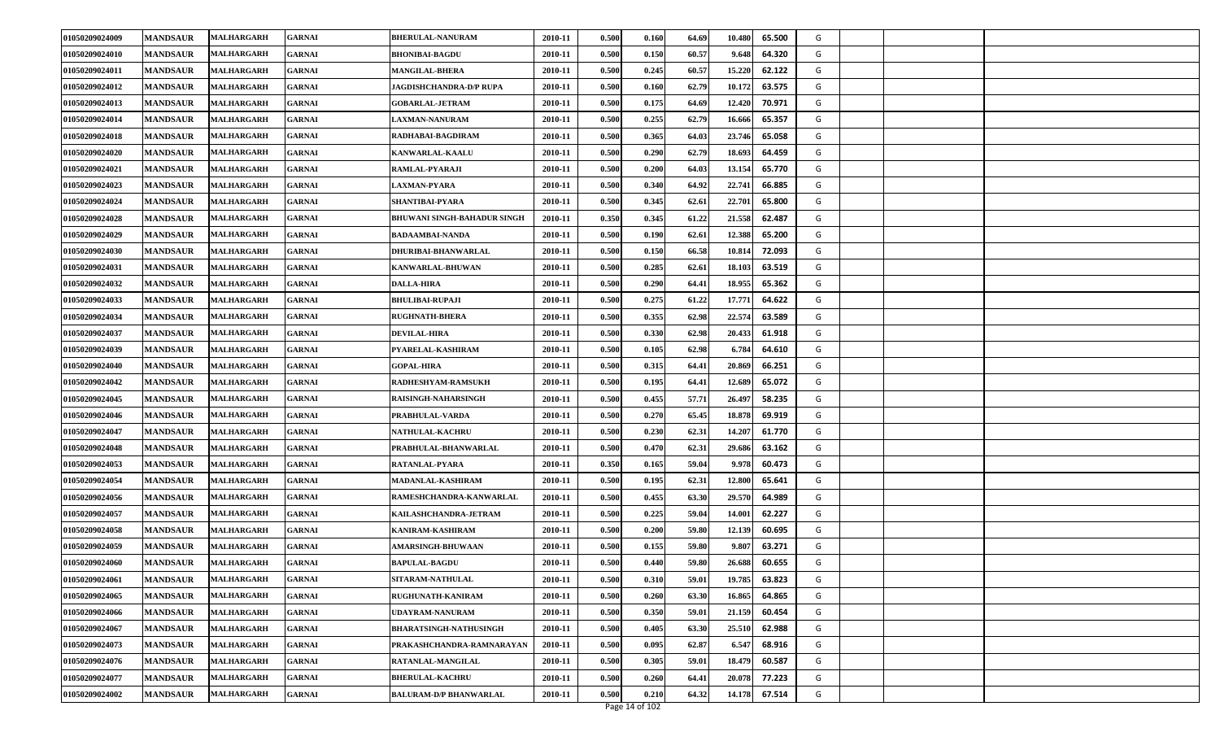| | | | | | | | | | | | | | | |
|---|---|---|---|---|---|---|---|---|---|---|---|---|---|---|
| 01050209024009 | MANDSAUR | MALHARGARH | GARNAI | BHERULAL-NANURAM | 2010-11 | 0.500 | 0.160 | 64.69 | 10.480 | 65.500 | G | | | |
| 01050209024010 | MANDSAUR | MALHARGARH | GARNAI | BHONIBAI-BAGDU | 2010-11 | 0.500 | 0.150 | 60.57 | 9.648 | 64.320 | G | | | |
| 01050209024011 | MANDSAUR | MALHARGARH | GARNAI | MANGILAL-BHERA | 2010-11 | 0.500 | 0.245 | 60.57 | 15.220 | 62.122 | G | | | |
| 01050209024012 | MANDSAUR | MALHARGARH | GARNAI | JAGDISHCHANDRA-D/P RUPA | 2010-11 | 0.500 | 0.160 | 62.79 | 10.172 | 63.575 | G | | | |
| 01050209024013 | MANDSAUR | MALHARGARH | GARNAI | GOBARLAL-JETRAM | 2010-11 | 0.500 | 0.175 | 64.69 | 12.420 | 70.971 | G | | | |
| 01050209024014 | MANDSAUR | MALHARGARH | GARNAI | LAXMAN-NANURAM | 2010-11 | 0.500 | 0.255 | 62.79 | 16.666 | 65.357 | G | | | |
| 01050209024018 | MANDSAUR | MALHARGARH | GARNAI | RADHABAI-BAGDIRAM | 2010-11 | 0.500 | 0.365 | 64.03 | 23.746 | 65.058 | G | | | |
| 01050209024020 | MANDSAUR | MALHARGARH | GARNAI | KANWARLAL-KAALU | 2010-11 | 0.500 | 0.290 | 62.79 | 18.693 | 64.459 | G | | | |
| 01050209024021 | MANDSAUR | MALHARGARH | GARNAI | RAMLAL-PYARAJI | 2010-11 | 0.500 | 0.200 | 64.03 | 13.154 | 65.770 | G | | | |
| 01050209024023 | MANDSAUR | MALHARGARH | GARNAI | LAXMAN-PYARA | 2010-11 | 0.500 | 0.340 | 64.92 | 22.741 | 66.885 | G | | | |
| 01050209024024 | MANDSAUR | MALHARGARH | GARNAI | SHANTIBAI-PYARA | 2010-11 | 0.500 | 0.345 | 62.61 | 22.701 | 65.800 | G | | | |
| 01050209024028 | MANDSAUR | MALHARGARH | GARNAI | BHUWANI SINGH-BAHADUR SINGH | 2010-11 | 0.350 | 0.345 | 61.22 | 21.558 | 62.487 | G | | | |
| 01050209024029 | MANDSAUR | MALHARGARH | GARNAI | BADAAMBAI-NANDA | 2010-11 | 0.500 | 0.190 | 62.61 | 12.388 | 65.200 | G | | | |
| 01050209024030 | MANDSAUR | MALHARGARH | GARNAI | DHURIBAI-BHANWARLAL | 2010-11 | 0.500 | 0.150 | 66.58 | 10.814 | 72.093 | G | | | |
| 01050209024031 | MANDSAUR | MALHARGARH | GARNAI | KANWARLAL-BHUWAN | 2010-11 | 0.500 | 0.285 | 62.61 | 18.103 | 63.519 | G | | | |
| 01050209024032 | MANDSAUR | MALHARGARH | GARNAI | DALLA-HIRA | 2010-11 | 0.500 | 0.290 | 64.41 | 18.955 | 65.362 | G | | | |
| 01050209024033 | MANDSAUR | MALHARGARH | GARNAI | BHULIBAI-RUPAJI | 2010-11 | 0.500 | 0.275 | 61.22 | 17.771 | 64.622 | G | | | |
| 01050209024034 | MANDSAUR | MALHARGARH | GARNAI | RUGHNATH-BHERA | 2010-11 | 0.500 | 0.355 | 62.98 | 22.574 | 63.589 | G | | | |
| 01050209024037 | MANDSAUR | MALHARGARH | GARNAI | DEVILAL-HIRA | 2010-11 | 0.500 | 0.330 | 62.98 | 20.433 | 61.918 | G | | | |
| 01050209024039 | MANDSAUR | MALHARGARH | GARNAI | PYARELAL-KASHIRAM | 2010-11 | 0.500 | 0.105 | 62.98 | 6.784 | 64.610 | G | | | |
| 01050209024040 | MANDSAUR | MALHARGARH | GARNAI | GOPAL-HIRA | 2010-11 | 0.500 | 0.315 | 64.41 | 20.869 | 66.251 | G | | | |
| 01050209024042 | MANDSAUR | MALHARGARH | GARNAI | RADHESHYAM-RAMSUKH | 2010-11 | 0.500 | 0.195 | 64.41 | 12.689 | 65.072 | G | | | |
| 01050209024045 | MANDSAUR | MALHARGARH | GARNAI | RAISINGH-NAHARSINGH | 2010-11 | 0.500 | 0.455 | 57.71 | 26.497 | 58.235 | G | | | |
| 01050209024046 | MANDSAUR | MALHARGARH | GARNAI | PRABHULAL-VARDA | 2010-11 | 0.500 | 0.270 | 65.45 | 18.878 | 69.919 | G | | | |
| 01050209024047 | MANDSAUR | MALHARGARH | GARNAI | NATHULAL-KACHRU | 2010-11 | 0.500 | 0.230 | 62.31 | 14.207 | 61.770 | G | | | |
| 01050209024048 | MANDSAUR | MALHARGARH | GARNAI | PRABHULAL-BHANWARLAL | 2010-11 | 0.500 | 0.470 | 62.31 | 29.686 | 63.162 | G | | | |
| 01050209024053 | MANDSAUR | MALHARGARH | GARNAI | RATANLAL-PYARA | 2010-11 | 0.350 | 0.165 | 59.04 | 9.978 | 60.473 | G | | | |
| 01050209024054 | MANDSAUR | MALHARGARH | GARNAI | MADANLAL-KASHIRAM | 2010-11 | 0.500 | 0.195 | 62.31 | 12.800 | 65.641 | G | | | |
| 01050209024056 | MANDSAUR | MALHARGARH | GARNAI | RAMESHCHANDRA-KANWARLAL | 2010-11 | 0.500 | 0.455 | 63.30 | 29.570 | 64.989 | G | | | |
| 01050209024057 | MANDSAUR | MALHARGARH | GARNAI | KAILASHCHANDRA-JETRAM | 2010-11 | 0.500 | 0.225 | 59.04 | 14.001 | 62.227 | G | | | |
| 01050209024058 | MANDSAUR | MALHARGARH | GARNAI | KANIRAM-KASHIRAM | 2010-11 | 0.500 | 0.200 | 59.80 | 12.139 | 60.695 | G | | | |
| 01050209024059 | MANDSAUR | MALHARGARH | GARNAI | AMARSINGH-BHUWAAN | 2010-11 | 0.500 | 0.155 | 59.80 | 9.807 | 63.271 | G | | | |
| 01050209024060 | MANDSAUR | MALHARGARH | GARNAI | BAPULAL-BAGDU | 2010-11 | 0.500 | 0.440 | 59.80 | 26.688 | 60.655 | G | | | |
| 01050209024061 | MANDSAUR | MALHARGARH | GARNAI | SITARAM-NATHULAL | 2010-11 | 0.500 | 0.310 | 59.01 | 19.785 | 63.823 | G | | | |
| 01050209024065 | MANDSAUR | MALHARGARH | GARNAI | RUGHUNATH-KANIRAM | 2010-11 | 0.500 | 0.260 | 63.30 | 16.865 | 64.865 | G | | | |
| 01050209024066 | MANDSAUR | MALHARGARH | GARNAI | UDAYRAM-NANURAM | 2010-11 | 0.500 | 0.350 | 59.01 | 21.159 | 60.454 | G | | | |
| 01050209024067 | MANDSAUR | MALHARGARH | GARNAI | BHARATSINGH-NATHUSINGH | 2010-11 | 0.500 | 0.405 | 63.30 | 25.510 | 62.988 | G | | | |
| 01050209024073 | MANDSAUR | MALHARGARH | GARNAI | PRAKASHCHANDRA-RAMNARAYAN | 2010-11 | 0.500 | 0.095 | 62.87 | 6.547 | 68.916 | G | | | |
| 01050209024076 | MANDSAUR | MALHARGARH | GARNAI | RATANLAL-MANGILAL | 2010-11 | 0.500 | 0.305 | 59.01 | 18.479 | 60.587 | G | | | |
| 01050209024077 | MANDSAUR | MALHARGARH | GARNAI | BHERULAL-KACHRU | 2010-11 | 0.500 | 0.260 | 64.41 | 20.078 | 77.223 | G | | | |
| 01050209024002 | MANDSAUR | MALHARGARH | GARNAI | BALURAM-D/P BHANWARLAL | 2010-11 | 0.500 | 0.210 | 64.32 | 14.178 | 67.514 | G | | | |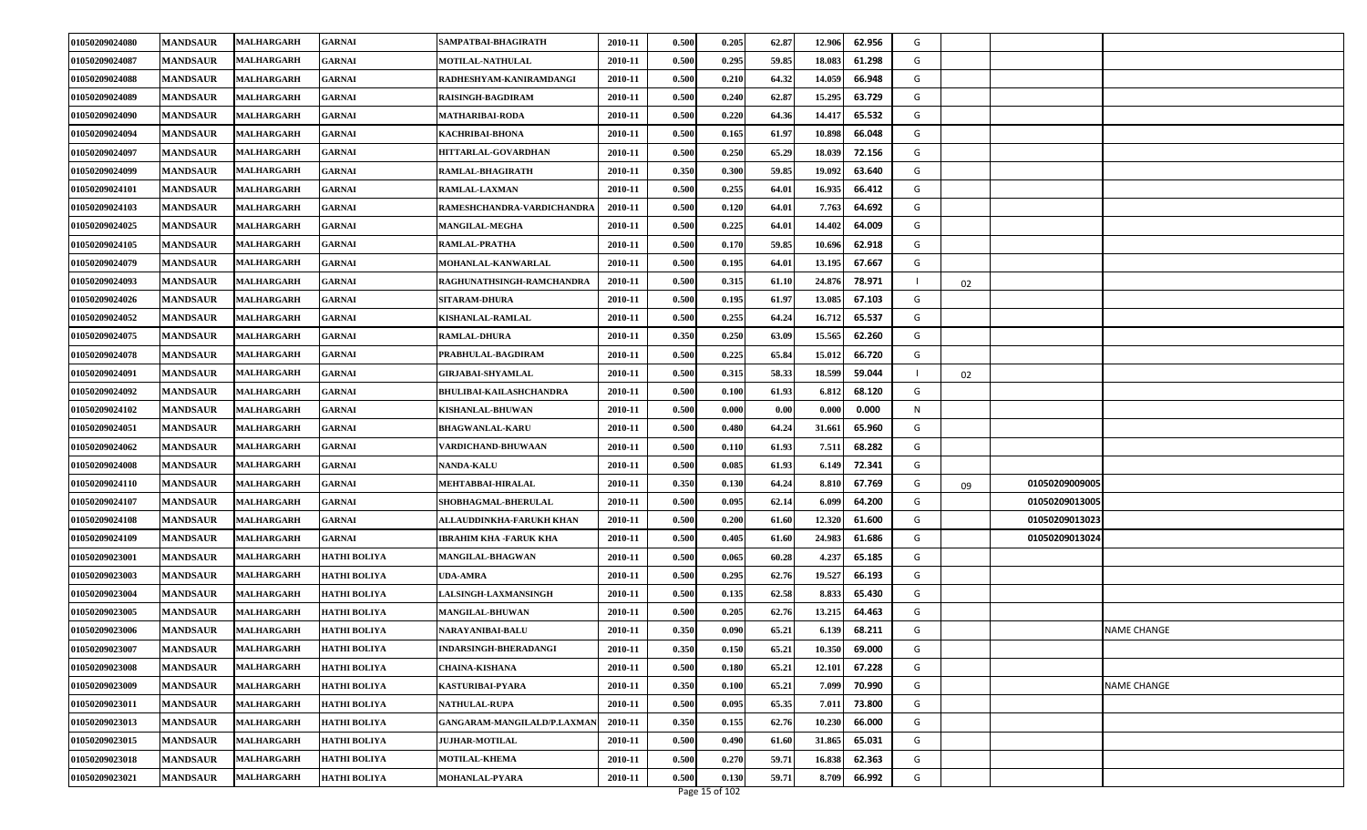| | | | | | | | | | | | | | | |
|---|---|---|---|---|---|---|---|---|---|---|---|---|---|---|
| 01050209024080 | MANDSAUR | MALHARGARH | GARNAI | SAMPATBAI-BHAGIRATH | 2010-11 | 0.500 | 0.205 | 62.87 | 12.906 | 62.956 | G | | | |
| 01050209024087 | MANDSAUR | MALHARGARH | GARNAI | MOTILAL-NATHULAL | 2010-11 | 0.500 | 0.295 | 59.85 | 18.083 | 61.298 | G | | | |
| 01050209024088 | MANDSAUR | MALHARGARH | GARNAI | RADHESHYAM-KANIRAMDANGI | 2010-11 | 0.500 | 0.210 | 64.32 | 14.059 | 66.948 | G | | | |
| 01050209024089 | MANDSAUR | MALHARGARH | GARNAI | RAISINGH-BAGDIRAM | 2010-11 | 0.500 | 0.240 | 62.87 | 15.295 | 63.729 | G | | | |
| 01050209024090 | MANDSAUR | MALHARGARH | GARNAI | MATHARIBAI-RODA | 2010-11 | 0.500 | 0.220 | 64.36 | 14.417 | 65.532 | G | | | |
| 01050209024094 | MANDSAUR | MALHARGARH | GARNAI | KACHRIBAI-BHONA | 2010-11 | 0.500 | 0.165 | 61.97 | 10.898 | 66.048 | G | | | |
| 01050209024097 | MANDSAUR | MALHARGARH | GARNAI | HITTARLAL-GOVARDHAN | 2010-11 | 0.500 | 0.250 | 65.29 | 18.039 | 72.156 | G | | | |
| 01050209024099 | MANDSAUR | MALHARGARH | GARNAI | RAMLAL-BHAGIRATH | 2010-11 | 0.350 | 0.300 | 59.85 | 19.092 | 63.640 | G | | | |
| 01050209024101 | MANDSAUR | MALHARGARH | GARNAI | RAMLAL-LAXMAN | 2010-11 | 0.500 | 0.255 | 64.01 | 16.935 | 66.412 | G | | | |
| 01050209024103 | MANDSAUR | MALHARGARH | GARNAI | RAMESHCHANDRA-VARDICHANDRA | 2010-11 | 0.500 | 0.120 | 64.01 | 7.763 | 64.692 | G | | | |
| 01050209024025 | MANDSAUR | MALHARGARH | GARNAI | MANGILAL-MEGHA | 2010-11 | 0.500 | 0.225 | 64.01 | 14.402 | 64.009 | G | | | |
| 01050209024105 | MANDSAUR | MALHARGARH | GARNAI | RAMLAL-PRATHA | 2010-11 | 0.500 | 0.170 | 59.85 | 10.696 | 62.918 | G | | | |
| 01050209024079 | MANDSAUR | MALHARGARH | GARNAI | MOHANLAL-KANWARLAL | 2010-11 | 0.500 | 0.195 | 64.01 | 13.195 | 67.667 | G | | | |
| 01050209024093 | MANDSAUR | MALHARGARH | GARNAI | RAGHUNATHSINGH-RAMCHANDRA | 2010-11 | 0.500 | 0.315 | 61.10 | 24.876 | 78.971 | I | 02 | | |
| 01050209024026 | MANDSAUR | MALHARGARH | GARNAI | SITARAM-DHURA | 2010-11 | 0.500 | 0.195 | 61.97 | 13.085 | 67.103 | G | | | |
| 01050209024052 | MANDSAUR | MALHARGARH | GARNAI | KISHANLAL-RAMLAL | 2010-11 | 0.500 | 0.255 | 64.24 | 16.712 | 65.537 | G | | | |
| 01050209024075 | MANDSAUR | MALHARGARH | GARNAI | RAMLAL-DHURA | 2010-11 | 0.350 | 0.250 | 63.09 | 15.565 | 62.260 | G | | | |
| 01050209024078 | MANDSAUR | MALHARGARH | GARNAI | PRABHULAL-BAGDIRAM | 2010-11 | 0.500 | 0.225 | 65.84 | 15.012 | 66.720 | G | | | |
| 01050209024091 | MANDSAUR | MALHARGARH | GARNAI | GIRJABAI-SHYAMLAL | 2010-11 | 0.500 | 0.315 | 58.33 | 18.599 | 59.044 | I | 02 | | |
| 01050209024092 | MANDSAUR | MALHARGARH | GARNAI | BHULIBAI-KAILASHCHANDRA | 2010-11 | 0.500 | 0.100 | 61.93 | 6.812 | 68.120 | G | | | |
| 01050209024102 | MANDSAUR | MALHARGARH | GARNAI | KISHANLAL-BHUWAN | 2010-11 | 0.500 | 0.000 | 0.00 | 0.000 | 0.000 | N | | | |
| 01050209024051 | MANDSAUR | MALHARGARH | GARNAI | BHAGWANLAL-KARU | 2010-11 | 0.500 | 0.480 | 64.24 | 31.661 | 65.960 | G | | | |
| 01050209024062 | MANDSAUR | MALHARGARH | GARNAI | VARDICHAND-BHUWAAN | 2010-11 | 0.500 | 0.110 | 61.93 | 7.511 | 68.282 | G | | | |
| 01050209024008 | MANDSAUR | MALHARGARH | GARNAI | NANDA-KALU | 2010-11 | 0.500 | 0.085 | 61.93 | 6.149 | 72.341 | G | | | |
| 01050209024110 | MANDSAUR | MALHARGARH | GARNAI | MEHTABBAI-HIRALAL | 2010-11 | 0.350 | 0.130 | 64.24 | 8.810 | 67.769 | G | 09 | 01050209009005 | |
| 01050209024107 | MANDSAUR | MALHARGARH | GARNAI | SHOBHAGMAL-BHERULAL | 2010-11 | 0.500 | 0.095 | 62.14 | 6.099 | 64.200 | G | | 01050209013005 | |
| 01050209024108 | MANDSAUR | MALHARGARH | GARNAI | ALLAUDDINKHA-FARUKH KHAN | 2010-11 | 0.500 | 0.200 | 61.60 | 12.320 | 61.600 | G | | 01050209013023 | |
| 01050209024109 | MANDSAUR | MALHARGARH | GARNAI | IBRAHIM KHA -FARUK KHA | 2010-11 | 0.500 | 0.405 | 61.60 | 24.983 | 61.686 | G | | 01050209013024 | |
| 01050209023001 | MANDSAUR | MALHARGARH | HATHI BOLIYA | MANGILAL-BHAGWAN | 2010-11 | 0.500 | 0.065 | 60.28 | 4.237 | 65.185 | G | | | |
| 01050209023003 | MANDSAUR | MALHARGARH | HATHI BOLIYA | UDA-AMRA | 2010-11 | 0.500 | 0.295 | 62.76 | 19.527 | 66.193 | G | | | |
| 01050209023004 | MANDSAUR | MALHARGARH | HATHI BOLIYA | LALSINGH-LAXMANSINGH | 2010-11 | 0.500 | 0.135 | 62.58 | 8.833 | 65.430 | G | | | |
| 01050209023005 | MANDSAUR | MALHARGARH | HATHI BOLIYA | MANGILAL-BHUWAN | 2010-11 | 0.500 | 0.205 | 62.76 | 13.215 | 64.463 | G | | | |
| 01050209023006 | MANDSAUR | MALHARGARH | HATHI BOLIYA | NARAYANIBAI-BALU | 2010-11 | 0.350 | 0.090 | 65.21 | 6.139 | 68.211 | G | | | NAME CHANGE |
| 01050209023007 | MANDSAUR | MALHARGARH | HATHI BOLIYA | INDARSINGH-BHERADANGI | 2010-11 | 0.350 | 0.150 | 65.21 | 10.350 | 69.000 | G | | | |
| 01050209023008 | MANDSAUR | MALHARGARH | HATHI BOLIYA | CHAINA-KISHANA | 2010-11 | 0.500 | 0.180 | 65.21 | 12.101 | 67.228 | G | | | |
| 01050209023009 | MANDSAUR | MALHARGARH | HATHI BOLIYA | KASTURIBAI-PYARA | 2010-11 | 0.350 | 0.100 | 65.21 | 7.099 | 70.990 | G | | | NAME CHANGE |
| 01050209023011 | MANDSAUR | MALHARGARH | HATHI BOLIYA | NATHULAL-RUPA | 2010-11 | 0.500 | 0.095 | 65.35 | 7.011 | 73.800 | G | | | |
| 01050209023013 | MANDSAUR | MALHARGARH | HATHI BOLIYA | GANGARAM-MANGILALD/P.LAXMAN | 2010-11 | 0.350 | 0.155 | 62.76 | 10.230 | 66.000 | G | | | |
| 01050209023015 | MANDSAUR | MALHARGARH | HATHI BOLIYA | JUJHAR-MOTILAL | 2010-11 | 0.500 | 0.490 | 61.60 | 31.865 | 65.031 | G | | | |
| 01050209023018 | MANDSAUR | MALHARGARH | HATHI BOLIYA | MOTILAL-KHEMA | 2010-11 | 0.500 | 0.270 | 59.71 | 16.838 | 62.363 | G | | | |
| 01050209023021 | MANDSAUR | MALHARGARH | HATHI BOLIYA | MOHANLAL-PYARA | 2010-11 | 0.500 | 0.130 | 59.71 | 8.709 | 66.992 | G | | | |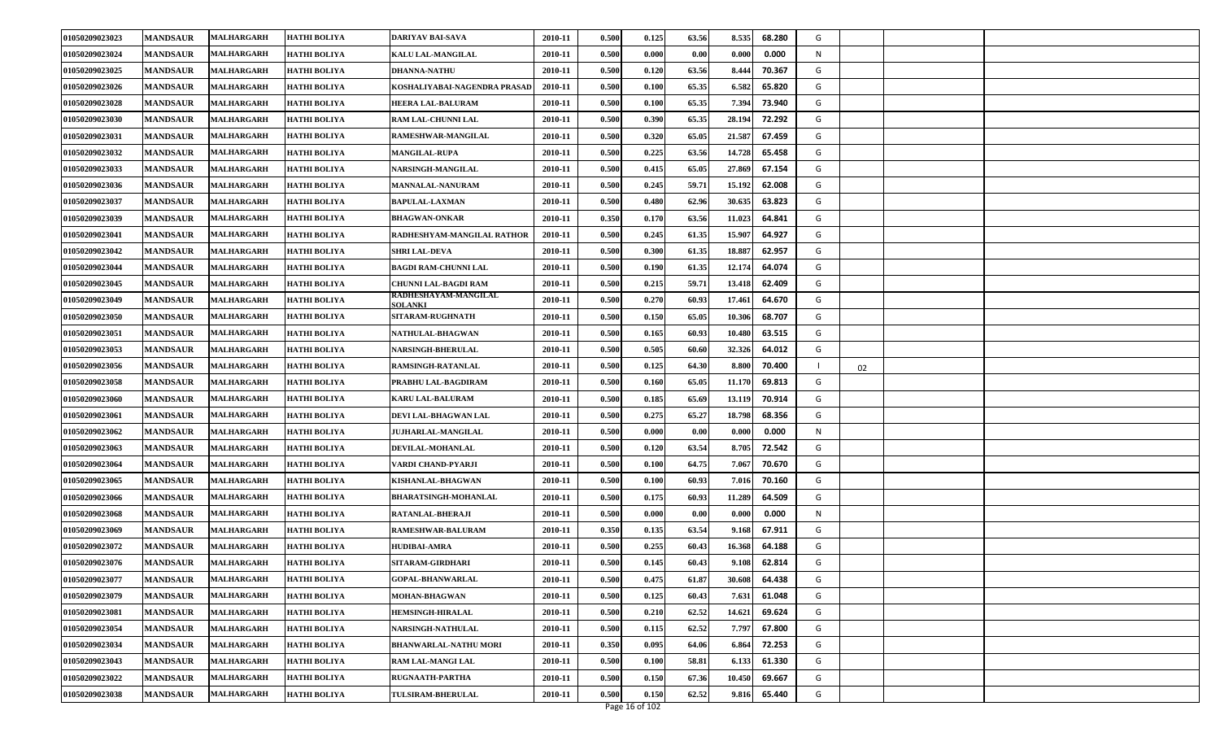| | | | | | | | | | | | | | | |
|---|---|---|---|---|---|---|---|---|---|---|---|---|---|---|
| 01050209023023 | MANDSAUR | MALHARGARH | HATHI BOLIYA | DARIYAV BAI-SAVA | 2010-11 | 0.500 | 0.125 | 63.56 | 8.535 | 68.280 | G | | | |
| 01050209023024 | MANDSAUR | MALHARGARH | HATHI BOLIYA | KALU LAL-MANGILAL | 2010-11 | 0.500 | 0.000 | 0.00 | 0.000 | 0.000 | N | | | |
| 01050209023025 | MANDSAUR | MALHARGARH | HATHI BOLIYA | DHANNA-NATHU | 2010-11 | 0.500 | 0.120 | 63.56 | 8.444 | 70.367 | G | | | |
| 01050209023026 | MANDSAUR | MALHARGARH | HATHI BOLIYA | KOSHALIYABAI-NAGENDRA PRASAD | 2010-11 | 0.500 | 0.100 | 65.35 | 6.582 | 65.820 | G | | | |
| 01050209023028 | MANDSAUR | MALHARGARH | HATHI BOLIYA | HEERA LAL-BALURAM | 2010-11 | 0.500 | 0.100 | 65.35 | 7.394 | 73.940 | G | | | |
| 01050209023030 | MANDSAUR | MALHARGARH | HATHI BOLIYA | RAM LAL-CHUNNI LAL | 2010-11 | 0.500 | 0.390 | 65.35 | 28.194 | 72.292 | G | | | |
| 01050209023031 | MANDSAUR | MALHARGARH | HATHI BOLIYA | RAMESHWAR-MANGILAL | 2010-11 | 0.500 | 0.320 | 65.05 | 21.587 | 67.459 | G | | | |
| 01050209023032 | MANDSAUR | MALHARGARH | HATHI BOLIYA | MANGILAL-RUPA | 2010-11 | 0.500 | 0.225 | 63.56 | 14.728 | 65.458 | G | | | |
| 01050209023033 | MANDSAUR | MALHARGARH | HATHI BOLIYA | NARSINGH-MANGILAL | 2010-11 | 0.500 | 0.415 | 65.05 | 27.869 | 67.154 | G | | | |
| 01050209023036 | MANDSAUR | MALHARGARH | HATHI BOLIYA | MANNALAL-NANURAM | 2010-11 | 0.500 | 0.245 | 59.71 | 15.192 | 62.008 | G | | | |
| 01050209023037 | MANDSAUR | MALHARGARH | HATHI BOLIYA | BAPULAL-LAXMAN | 2010-11 | 0.500 | 0.480 | 62.96 | 30.635 | 63.823 | G | | | |
| 01050209023039 | MANDSAUR | MALHARGARH | HATHI BOLIYA | BHAGWAN-ONKAR | 2010-11 | 0.350 | 0.170 | 63.56 | 11.023 | 64.841 | G | | | |
| 01050209023041 | MANDSAUR | MALHARGARH | HATHI BOLIYA | RADHESHYAM-MANGILAL RATHOR | 2010-11 | 0.500 | 0.245 | 61.35 | 15.907 | 64.927 | G | | | |
| 01050209023042 | MANDSAUR | MALHARGARH | HATHI BOLIYA | SHRI LAL-DEVA | 2010-11 | 0.500 | 0.300 | 61.35 | 18.887 | 62.957 | G | | | |
| 01050209023044 | MANDSAUR | MALHARGARH | HATHI BOLIYA | BAGDI RAM-CHUNNI LAL | 2010-11 | 0.500 | 0.190 | 61.35 | 12.174 | 64.074 | G | | | |
| 01050209023045 | MANDSAUR | MALHARGARH | HATHI BOLIYA | CHUNNI LAL-BAGDI RAM | 2010-11 | 0.500 | 0.215 | 59.71 | 13.418 | 62.409 | G | | | |
| 01050209023049 | MANDSAUR | MALHARGARH | HATHI BOLIYA | RADHESHAYAM-MANGILAL SOLANKI | 2010-11 | 0.500 | 0.270 | 60.93 | 17.461 | 64.670 | G | | | |
| 01050209023050 | MANDSAUR | MALHARGARH | HATHI BOLIYA | SITARAM-RUGHNATH | 2010-11 | 0.500 | 0.150 | 65.05 | 10.306 | 68.707 | G | | | |
| 01050209023051 | MANDSAUR | MALHARGARH | HATHI BOLIYA | NATHULAL-BHAGWAN | 2010-11 | 0.500 | 0.165 | 60.93 | 10.480 | 63.515 | G | | | |
| 01050209023053 | MANDSAUR | MALHARGARH | HATHI BOLIYA | NARSINGH-BHERULAL | 2010-11 | 0.500 | 0.505 | 60.60 | 32.326 | 64.012 | G | | | |
| 01050209023056 | MANDSAUR | MALHARGARH | HATHI BOLIYA | RAMSINGH-RATANLAL | 2010-11 | 0.500 | 0.125 | 64.30 | 8.800 | 70.400 | I | 02 | | |
| 01050209023058 | MANDSAUR | MALHARGARH | HATHI BOLIYA | PRABHU LAL-BAGDIRAM | 2010-11 | 0.500 | 0.160 | 65.05 | 11.170 | 69.813 | G | | | |
| 01050209023060 | MANDSAUR | MALHARGARH | HATHI BOLIYA | KARU LAL-BALURAM | 2010-11 | 0.500 | 0.185 | 65.69 | 13.119 | 70.914 | G | | | |
| 01050209023061 | MANDSAUR | MALHARGARH | HATHI BOLIYA | DEVI LAL-BHAGWAN LAL | 2010-11 | 0.500 | 0.275 | 65.27 | 18.798 | 68.356 | G | | | |
| 01050209023062 | MANDSAUR | MALHARGARH | HATHI BOLIYA | JUJHARLAL-MANGILAL | 2010-11 | 0.500 | 0.000 | 0.00 | 0.000 | 0.000 | N | | | |
| 01050209023063 | MANDSAUR | MALHARGARH | HATHI BOLIYA | DEVILAL-MOHANLAL | 2010-11 | 0.500 | 0.120 | 63.54 | 8.705 | 72.542 | G | | | |
| 01050209023064 | MANDSAUR | MALHARGARH | HATHI BOLIYA | VARDI CHAND-PYARJI | 2010-11 | 0.500 | 0.100 | 64.75 | 7.067 | 70.670 | G | | | |
| 01050209023065 | MANDSAUR | MALHARGARH | HATHI BOLIYA | KISHANLAL-BHAGWAN | 2010-11 | 0.500 | 0.100 | 60.93 | 7.016 | 70.160 | G | | | |
| 01050209023066 | MANDSAUR | MALHARGARH | HATHI BOLIYA | BHARATSINGH-MOHANLAL | 2010-11 | 0.500 | 0.175 | 60.93 | 11.289 | 64.509 | G | | | |
| 01050209023068 | MANDSAUR | MALHARGARH | HATHI BOLIYA | RATANLAL-BHERAJI | 2010-11 | 0.500 | 0.000 | 0.00 | 0.000 | 0.000 | N | | | |
| 01050209023069 | MANDSAUR | MALHARGARH | HATHI BOLIYA | RAMESHWAR-BALURAM | 2010-11 | 0.350 | 0.135 | 63.54 | 9.168 | 67.911 | G | | | |
| 01050209023072 | MANDSAUR | MALHARGARH | HATHI BOLIYA | HUDIBAI-AMRA | 2010-11 | 0.500 | 0.255 | 60.43 | 16.368 | 64.188 | G | | | |
| 01050209023076 | MANDSAUR | MALHARGARH | HATHI BOLIYA | SITARAM-GIRDHARI | 2010-11 | 0.500 | 0.145 | 60.43 | 9.108 | 62.814 | G | | | |
| 01050209023077 | MANDSAUR | MALHARGARH | HATHI BOLIYA | GOPAL-BHANWARLAL | 2010-11 | 0.500 | 0.475 | 61.87 | 30.608 | 64.438 | G | | | |
| 01050209023079 | MANDSAUR | MALHARGARH | HATHI BOLIYA | MOHAN-BHAGWAN | 2010-11 | 0.500 | 0.125 | 60.43 | 7.631 | 61.048 | G | | | |
| 01050209023081 | MANDSAUR | MALHARGARH | HATHI BOLIYA | HEMSINGH-HIRALAL | 2010-11 | 0.500 | 0.210 | 62.52 | 14.621 | 69.624 | G | | | |
| 01050209023054 | MANDSAUR | MALHARGARH | HATHI BOLIYA | NARSINGH-NATHULAL | 2010-11 | 0.500 | 0.115 | 62.52 | 7.797 | 67.800 | G | | | |
| 01050209023034 | MANDSAUR | MALHARGARH | HATHI BOLIYA | BHANWARLAL-NATHU MORI | 2010-11 | 0.350 | 0.095 | 64.06 | 6.864 | 72.253 | G | | | |
| 01050209023043 | MANDSAUR | MALHARGARH | HATHI BOLIYA | RAM LAL-MANGI LAL | 2010-11 | 0.500 | 0.100 | 58.81 | 6.133 | 61.330 | G | | | |
| 01050209023022 | MANDSAUR | MALHARGARH | HATHI BOLIYA | RUGNAATH-PARTHA | 2010-11 | 0.500 | 0.150 | 67.36 | 10.450 | 69.667 | G | | | |
| 01050209023038 | MANDSAUR | MALHARGARH | HATHI BOLIYA | TULSIRAM-BHERULAL | 2010-11 | 0.500 | 0.150 | 62.52 | 9.816 | 65.440 | G | | | |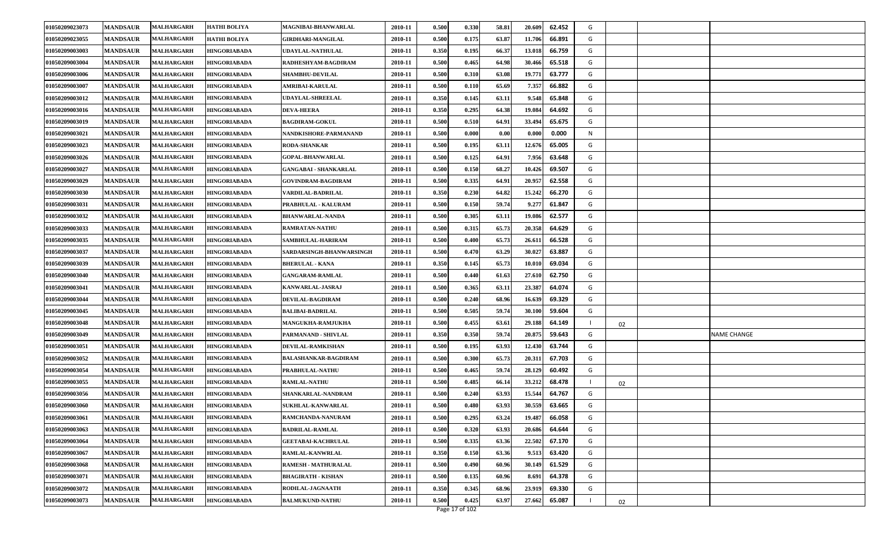| | | | | | | | | | | | | | | |
|---|---|---|---|---|---|---|---|---|---|---|---|---|---|---|
| 01050209023073 | MANDSAUR | MALHARGARH | HATHI BOLIYA | MAGNIBAI-BHANWARLAL | 2010-11 | 0.500 | 0.330 | 58.81 | 20.609 | 62.452 | G | | | |
| 01050209023055 | MANDSAUR | MALHARGARH | HATHI BOLIYA | GIRDHARI-MANGILAL | 2010-11 | 0.500 | 0.175 | 63.87 | 11.706 | 66.891 | G | | | |
| 01050209003003 | MANDSAUR | MALHARGARH | HINGORIABADA | UDAYLAL-NATHULAL | 2010-11 | 0.350 | 0.195 | 66.37 | 13.018 | 66.759 | G | | | |
| 01050209003004 | MANDSAUR | MALHARGARH | HINGORIABADA | RADHESHYAM-BAGDIRAM | 2010-11 | 0.500 | 0.465 | 64.98 | 30.466 | 65.518 | G | | | |
| 01050209003006 | MANDSAUR | MALHARGARH | HINGORIABADA | SHAMBHU-DEVILAL | 2010-11 | 0.500 | 0.310 | 63.08 | 19.771 | 63.777 | G | | | |
| 01050209003007 | MANDSAUR | MALHARGARH | HINGORIABADA | AMRIBAI-KARULAL | 2010-11 | 0.500 | 0.110 | 65.69 | 7.357 | 66.882 | G | | | |
| 01050209003012 | MANDSAUR | MALHARGARH | HINGORIABADA | UDAYLAL-SHREELAL | 2010-11 | 0.350 | 0.145 | 63.11 | 9.548 | 65.848 | G | | | |
| 01050209003016 | MANDSAUR | MALHARGARH | HINGORIABADA | DEVA-HEERA | 2010-11 | 0.350 | 0.295 | 64.38 | 19.084 | 64.692 | G | | | |
| 01050209003019 | MANDSAUR | MALHARGARH | HINGORIABADA | BAGDIRAM-GOKUL | 2010-11 | 0.500 | 0.510 | 64.91 | 33.494 | 65.675 | G | | | |
| 01050209003021 | MANDSAUR | MALHARGARH | HINGORIABADA | NANDKISHORE-PARMANAND | 2010-11 | 0.500 | 0.000 | 0.00 | 0.000 | 0.000 | N | | | |
| 01050209003023 | MANDSAUR | MALHARGARH | HINGORIABADA | RODA-SHANKAR | 2010-11 | 0.500 | 0.195 | 63.11 | 12.676 | 65.005 | G | | | |
| 01050209003026 | MANDSAUR | MALHARGARH | HINGORIABADA | GOPAL-BHANWARLAL | 2010-11 | 0.500 | 0.125 | 64.91 | 7.956 | 63.648 | G | | | |
| 01050209003027 | MANDSAUR | MALHARGARH | HINGORIABADA | GANGABAI - SHANKARLAL | 2010-11 | 0.500 | 0.150 | 68.27 | 10.426 | 69.507 | G | | | |
| 01050209003029 | MANDSAUR | MALHARGARH | HINGORIABADA | GOVINDRAM-BAGDIRAM | 2010-11 | 0.500 | 0.335 | 64.91 | 20.957 | 62.558 | G | | | |
| 01050209003030 | MANDSAUR | MALHARGARH | HINGORIABADA | VARDILAL-BADRILAL | 2010-11 | 0.350 | 0.230 | 64.82 | 15.242 | 66.270 | G | | | |
| 01050209003031 | MANDSAUR | MALHARGARH | HINGORIABADA | PRABHULAL - KALURAM | 2010-11 | 0.500 | 0.150 | 59.74 | 9.277 | 61.847 | G | | | |
| 01050209003032 | MANDSAUR | MALHARGARH | HINGORIABADA | BHANWARLAL-NANDA | 2010-11 | 0.500 | 0.305 | 63.11 | 19.086 | 62.577 | G | | | |
| 01050209003033 | MANDSAUR | MALHARGARH | HINGORIABADA | RAMRATAN-NATHU | 2010-11 | 0.500 | 0.315 | 65.73 | 20.358 | 64.629 | G | | | |
| 01050209003035 | MANDSAUR | MALHARGARH | HINGORIABADA | SAMBHULAL-HARIRAM | 2010-11 | 0.500 | 0.400 | 65.73 | 26.611 | 66.528 | G | | | |
| 01050209003037 | MANDSAUR | MALHARGARH | HINGORIABADA | SARDARSINGH-BHANWARSINGH | 2010-11 | 0.500 | 0.470 | 63.29 | 30.027 | 63.887 | G | | | |
| 01050209003039 | MANDSAUR | MALHARGARH | HINGORIABADA | BHERULAL - KANA | 2010-11 | 0.350 | 0.145 | 65.73 | 10.010 | 69.034 | G | | | |
| 01050209003040 | MANDSAUR | MALHARGARH | HINGORIABADA | GANGARAM-RAMLAL | 2010-11 | 0.500 | 0.440 | 61.63 | 27.610 | 62.750 | G | | | |
| 01050209003041 | MANDSAUR | MALHARGARH | HINGORIABADA | KANWARLAL-JASRAJ | 2010-11 | 0.500 | 0.365 | 63.11 | 23.387 | 64.074 | G | | | |
| 01050209003044 | MANDSAUR | MALHARGARH | HINGORIABADA | DEVILAL-BAGDIRAM | 2010-11 | 0.500 | 0.240 | 68.96 | 16.639 | 69.329 | G | | | |
| 01050209003045 | MANDSAUR | MALHARGARH | HINGORIABADA | BALIBAI-BADRILAL | 2010-11 | 0.500 | 0.505 | 59.74 | 30.100 | 59.604 | G | | | |
| 01050209003048 | MANDSAUR | MALHARGARH | HINGORIABADA | MANGUKHA-RAMJUKHA | 2010-11 | 0.500 | 0.455 | 63.61 | 29.188 | 64.149 | I | 02 | | |
| 01050209003049 | MANDSAUR | MALHARGARH | HINGORIABADA | PARMANAND - SHIVLAL | 2010-11 | 0.350 | 0.350 | 59.74 | 20.875 | 59.643 | G | | | NAME CHANGE |
| 01050209003051 | MANDSAUR | MALHARGARH | HINGORIABADA | DEVILAL-RAMKISHAN | 2010-11 | 0.500 | 0.195 | 63.93 | 12.430 | 63.744 | G | | | |
| 01050209003052 | MANDSAUR | MALHARGARH | HINGORIABADA | BALASHANKAR-BAGDIRAM | 2010-11 | 0.500 | 0.300 | 65.73 | 20.311 | 67.703 | G | | | |
| 01050209003054 | MANDSAUR | MALHARGARH | HINGORIABADA | PRABHULAL-NATHU | 2010-11 | 0.500 | 0.465 | 59.74 | 28.129 | 60.492 | G | | | |
| 01050209003055 | MANDSAUR | MALHARGARH | HINGORIABADA | RAMLAL-NATHU | 2010-11 | 0.500 | 0.485 | 66.14 | 33.212 | 68.478 | I | 02 | | |
| 01050209003056 | MANDSAUR | MALHARGARH | HINGORIABADA | SHANKARLAL-NANDRAM | 2010-11 | 0.500 | 0.240 | 63.93 | 15.544 | 64.767 | G | | | |
| 01050209003060 | MANDSAUR | MALHARGARH | HINGORIABADA | SUKHLAL-KANWARLAL | 2010-11 | 0.500 | 0.480 | 63.93 | 30.559 | 63.665 | G | | | |
| 01050209003061 | MANDSAUR | MALHARGARH | HINGORIABADA | RAMCHANDA-NANURAM | 2010-11 | 0.500 | 0.295 | 63.24 | 19.487 | 66.058 | G | | | |
| 01050209003063 | MANDSAUR | MALHARGARH | HINGORIABADA | BADRILAL-RAMLAL | 2010-11 | 0.500 | 0.320 | 63.93 | 20.686 | 64.644 | G | | | |
| 01050209003064 | MANDSAUR | MALHARGARH | HINGORIABADA | GEETABAI-KACHRULAL | 2010-11 | 0.500 | 0.335 | 63.36 | 22.502 | 67.170 | G | | | |
| 01050209003067 | MANDSAUR | MALHARGARH | HINGORIABADA | RAMLAL-KANWRLAL | 2010-11 | 0.350 | 0.150 | 63.36 | 9.513 | 63.420 | G | | | |
| 01050209003068 | MANDSAUR | MALHARGARH | HINGORIABADA | RAMESH - MATHURALAL | 2010-11 | 0.500 | 0.490 | 60.96 | 30.149 | 61.529 | G | | | |
| 01050209003071 | MANDSAUR | MALHARGARH | HINGORIABADA | BHAGIRATH - KISHAN | 2010-11 | 0.500 | 0.135 | 60.96 | 8.691 | 64.378 | G | | | |
| 01050209003072 | MANDSAUR | MALHARGARH | HINGORIABADA | RODILAL-JAGNAATH | 2010-11 | 0.350 | 0.345 | 68.96 | 23.919 | 69.330 | G | | | |
| 01050209003073 | MANDSAUR | MALHARGARH | HINGORIABADA | BALMUKUND-NATHU | 2010-11 | 0.500 | 0.425 | 63.97 | 27.662 | 65.087 | I | 02 | | |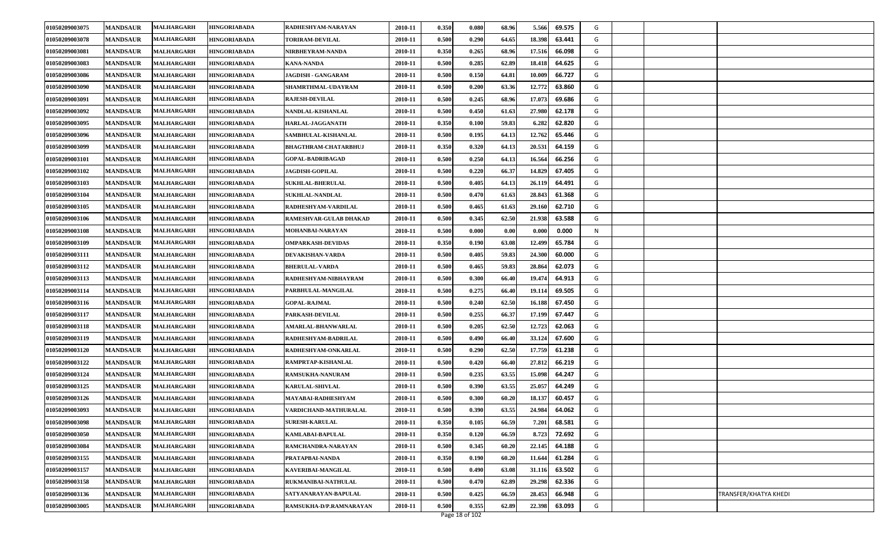| | | | | | | | | | | | | | | |
|---|---|---|---|---|---|---|---|---|---|---|---|---|---|---|
| 01050209003075 | MANDSAUR | MALHARGARH | HINGORIABADA | RADHESHYAM-NARAYAN | 2010-11 | 0.350 | 0.080 | 68.96 | 5.566 | 69.575 | G | | | |
| 01050209003078 | MANDSAUR | MALHARGARH | HINGORIABADA | TORIRAM-DEVILAL | 2010-11 | 0.500 | 0.290 | 64.65 | 18.398 | 63.441 | G | | | |
| 01050209003081 | MANDSAUR | MALHARGARH | HINGORIABADA | NIRBHEYRAM-NANDA | 2010-11 | 0.350 | 0.265 | 68.96 | 17.516 | 66.098 | G | | | |
| 01050209003083 | MANDSAUR | MALHARGARH | HINGORIABADA | KANA-NANDA | 2010-11 | 0.500 | 0.285 | 62.89 | 18.418 | 64.625 | G | | | |
| 01050209003086 | MANDSAUR | MALHARGARH | HINGORIABADA | JAGDISH - GANGARAM | 2010-11 | 0.500 | 0.150 | 64.81 | 10.009 | 66.727 | G | | | |
| 01050209003090 | MANDSAUR | MALHARGARH | HINGORIABADA | SHAMRTHMAL-UDAYRAM | 2010-11 | 0.500 | 0.200 | 63.36 | 12.772 | 63.860 | G | | | |
| 01050209003091 | MANDSAUR | MALHARGARH | HINGORIABADA | RAJESH-DEVILAL | 2010-11 | 0.500 | 0.245 | 68.96 | 17.073 | 69.686 | G | | | |
| 01050209003092 | MANDSAUR | MALHARGARH | HINGORIABADA | NANDLAL-KISHANLAL | 2010-11 | 0.500 | 0.450 | 61.63 | 27.980 | 62.178 | G | | | |
| 01050209003095 | MANDSAUR | MALHARGARH | HINGORIABADA | HARLAL-JAGGANATH | 2010-11 | 0.350 | 0.100 | 59.83 | 6.282 | 62.820 | G | | | |
| 01050209003096 | MANDSAUR | MALHARGARH | HINGORIABADA | SAMBHULAL-KISHANLAL | 2010-11 | 0.500 | 0.195 | 64.13 | 12.762 | 65.446 | G | | | |
| 01050209003099 | MANDSAUR | MALHARGARH | HINGORIABADA | BHAGTHRAM-CHATARBHUJ | 2010-11 | 0.350 | 0.320 | 64.13 | 20.531 | 64.159 | G | | | |
| 01050209003101 | MANDSAUR | MALHARGARH | HINGORIABADA | GOPAL-BADRIBAGAD | 2010-11 | 0.500 | 0.250 | 64.13 | 16.564 | 66.256 | G | | | |
| 01050209003102 | MANDSAUR | MALHARGARH | HINGORIABADA | JAGDISH-GOPILAL | 2010-11 | 0.500 | 0.220 | 66.37 | 14.829 | 67.405 | G | | | |
| 01050209003103 | MANDSAUR | MALHARGARH | HINGORIABADA | SUKHLAL-BHERULAL | 2010-11 | 0.500 | 0.405 | 64.13 | 26.119 | 64.491 | G | | | |
| 01050209003104 | MANDSAUR | MALHARGARH | HINGORIABADA | SUKHLAL-NANDLAL | 2010-11 | 0.500 | 0.470 | 61.63 | 28.843 | 61.368 | G | | | |
| 01050209003105 | MANDSAUR | MALHARGARH | HINGORIABADA | RADHESHYAM-VARDILAL | 2010-11 | 0.500 | 0.465 | 61.63 | 29.160 | 62.710 | G | | | |
| 01050209003106 | MANDSAUR | MALHARGARH | HINGORIABADA | RAMESHVAR-GULAB DHAKAD | 2010-11 | 0.500 | 0.345 | 62.50 | 21.938 | 63.588 | G | | | |
| 01050209003108 | MANDSAUR | MALHARGARH | HINGORIABADA | MOHANBAI-NARAYAN | 2010-11 | 0.500 | 0.000 | 0.00 | 0.000 | 0.000 | N | | | |
| 01050209003109 | MANDSAUR | MALHARGARH | HINGORIABADA | OMPARKASH-DEVIDAS | 2010-11 | 0.350 | 0.190 | 63.08 | 12.499 | 65.784 | G | | | |
| 01050209003111 | MANDSAUR | MALHARGARH | HINGORIABADA | DEVAKISHAN-VARDA | 2010-11 | 0.500 | 0.405 | 59.83 | 24.300 | 60.000 | G | | | |
| 01050209003112 | MANDSAUR | MALHARGARH | HINGORIABADA | BHERULAL-VARDA | 2010-11 | 0.500 | 0.465 | 59.83 | 28.864 | 62.073 | G | | | |
| 01050209003113 | MANDSAUR | MALHARGARH | HINGORIABADA | RADHESHYAM-NIBHAYRAM | 2010-11 | 0.500 | 0.300 | 66.40 | 19.474 | 64.913 | G | | | |
| 01050209003114 | MANDSAUR | MALHARGARH | HINGORIABADA | PARBHULAL-MANGILAL | 2010-11 | 0.500 | 0.275 | 66.40 | 19.114 | 69.505 | G | | | |
| 01050209003116 | MANDSAUR | MALHARGARH | HINGORIABADA | GOPAL-RAJMAL | 2010-11 | 0.500 | 0.240 | 62.50 | 16.188 | 67.450 | G | | | |
| 01050209003117 | MANDSAUR | MALHARGARH | HINGORIABADA | PARKASH-DEVILAL | 2010-11 | 0.500 | 0.255 | 66.37 | 17.199 | 67.447 | G | | | |
| 01050209003118 | MANDSAUR | MALHARGARH | HINGORIABADA | AMARLAL-BHANWARLAL | 2010-11 | 0.500 | 0.205 | 62.50 | 12.723 | 62.063 | G | | | |
| 01050209003119 | MANDSAUR | MALHARGARH | HINGORIABADA | RADHESHYAM-BADRILAL | 2010-11 | 0.500 | 0.490 | 66.40 | 33.124 | 67.600 | G | | | |
| 01050209003120 | MANDSAUR | MALHARGARH | HINGORIABADA | RADHESHYAM-ONKARLAL | 2010-11 | 0.500 | 0.290 | 62.50 | 17.759 | 61.238 | G | | | |
| 01050209003122 | MANDSAUR | MALHARGARH | HINGORIABADA | RAMPRTAP-KISHANLAL | 2010-11 | 0.500 | 0.420 | 66.40 | 27.812 | 66.219 | G | | | |
| 01050209003124 | MANDSAUR | MALHARGARH | HINGORIABADA | RAMSUKHA-NANURAM | 2010-11 | 0.500 | 0.235 | 63.55 | 15.098 | 64.247 | G | | | |
| 01050209003125 | MANDSAUR | MALHARGARH | HINGORIABADA | KARULAL-SHIVLAL | 2010-11 | 0.500 | 0.390 | 63.55 | 25.057 | 64.249 | G | | | |
| 01050209003126 | MANDSAUR | MALHARGARH | HINGORIABADA | MAYABAI-RADHESHYAM | 2010-11 | 0.500 | 0.300 | 60.20 | 18.137 | 60.457 | G | | | |
| 01050209003093 | MANDSAUR | MALHARGARH | HINGORIABADA | VARDICHAND-MATHURALAL | 2010-11 | 0.500 | 0.390 | 63.55 | 24.984 | 64.062 | G | | | |
| 01050209003098 | MANDSAUR | MALHARGARH | HINGORIABADA | SURESH-KARULAL | 2010-11 | 0.350 | 0.105 | 66.59 | 7.201 | 68.581 | G | | | |
| 01050209003050 | MANDSAUR | MALHARGARH | HINGORIABADA | KAMLABAI-BAPULAL | 2010-11 | 0.350 | 0.120 | 66.59 | 8.723 | 72.692 | G | | | |
| 01050209003084 | MANDSAUR | MALHARGARH | HINGORIABADA | RAMCHANDRA-NARAYAN | 2010-11 | 0.500 | 0.345 | 60.20 | 22.145 | 64.188 | G | | | |
| 01050209003155 | MANDSAUR | MALHARGARH | HINGORIABADA | PRATAPBAI-NANDA | 2010-11 | 0.350 | 0.190 | 60.20 | 11.644 | 61.284 | G | | | |
| 01050209003157 | MANDSAUR | MALHARGARH | HINGORIABADA | KAVERIBAI-MANGILAL | 2010-11 | 0.500 | 0.490 | 63.08 | 31.116 | 63.502 | G | | | |
| 01050209003158 | MANDSAUR | MALHARGARH | HINGORIABADA | RUKMANIBAI-NATHULAL | 2010-11 | 0.500 | 0.470 | 62.89 | 29.298 | 62.336 | G | | | |
| 01050209003136 | MANDSAUR | MALHARGARH | HINGORIABADA | SATYANARAYAN-BAPULAL | 2010-11 | 0.500 | 0.425 | 66.59 | 28.453 | 66.948 | G | | | TRANSFER/KHATYA KHEDI |
| 01050209003005 | MANDSAUR | MALHARGARH | HINGORIABADA | RAMSUKHA-D/P.RAMNARAYAN | 2010-11 | 0.500 | 0.355 | 62.89 | 22.398 | 63.093 | G | | | |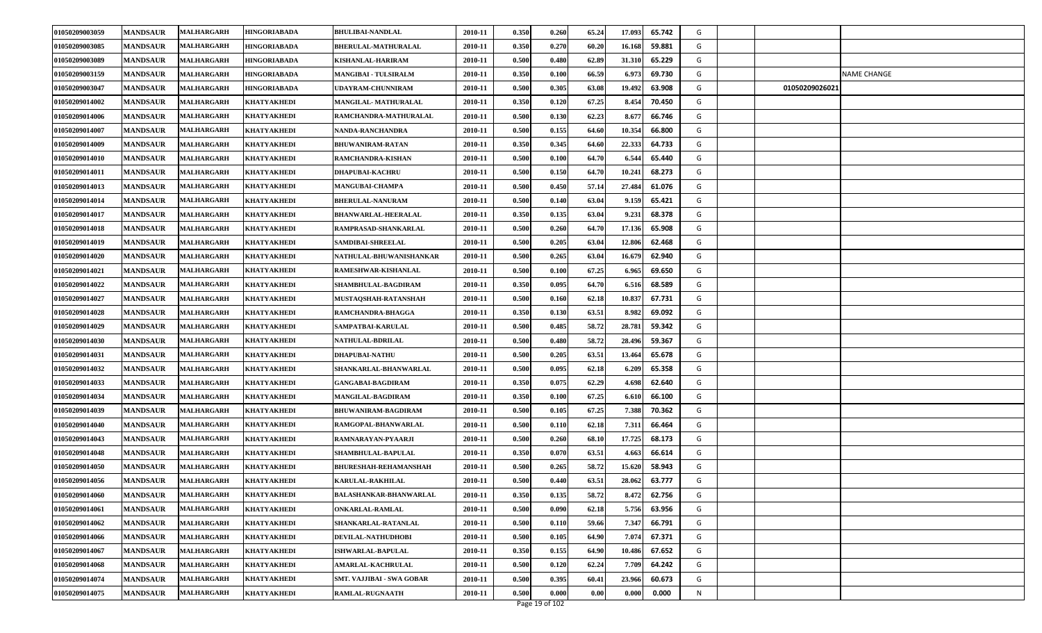| | | | | | | | | | | | | | | |
|---|---|---|---|---|---|---|---|---|---|---|---|---|---|---|
| 01050209003059 | MANDSAUR | MALHARGARH | HINGORIABADA | BHULIBAI-NANDLAL | 2010-11 | 0.350 | 0.260 | 65.24 | 17.093 | 65.742 | G | | | |
| 01050209003085 | MANDSAUR | MALHARGARH | HINGORIABADA | BHERULAL-MATHURALAL | 2010-11 | 0.350 | 0.270 | 60.20 | 16.168 | 59.881 | G | | | |
| 01050209003089 | MANDSAUR | MALHARGARH | HINGORIABADA | KISHANLAL-HARIRAM | 2010-11 | 0.500 | 0.480 | 62.89 | 31.310 | 65.229 | G | | | |
| 01050209003159 | MANDSAUR | MALHARGARH | HINGORIABADA | MANGIBAI - TULSIRALM | 2010-11 | 0.350 | 0.100 | 66.59 | 6.973 | 69.730 | G | | | NAME CHANGE |
| 01050209003047 | MANDSAUR | MALHARGARH | HINGORIABADA | UDAYRAM-CHUNNIRAM | 2010-11 | 0.500 | 0.305 | 63.08 | 19.492 | 63.908 | G | | 01050209026021 | |
| 01050209014002 | MANDSAUR | MALHARGARH | KHATYAKHEDI | MANGILAL- MATHURALAL | 2010-11 | 0.350 | 0.120 | 67.25 | 8.454 | 70.450 | G | | | |
| 01050209014006 | MANDSAUR | MALHARGARH | KHATYAKHEDI | RAMCHANDRA-MATHURALAL | 2010-11 | 0.500 | 0.130 | 62.23 | 8.677 | 66.746 | G | | | |
| 01050209014007 | MANDSAUR | MALHARGARH | KHATYAKHEDI | NANDA-RANCHANDRA | 2010-11 | 0.500 | 0.155 | 64.60 | 10.354 | 66.800 | G | | | |
| 01050209014009 | MANDSAUR | MALHARGARH | KHATYAKHEDI | BHUWANIRAM-RATAN | 2010-11 | 0.350 | 0.345 | 64.60 | 22.333 | 64.733 | G | | | |
| 01050209014010 | MANDSAUR | MALHARGARH | KHATYAKHEDI | RAMCHANDRA-KISHAN | 2010-11 | 0.500 | 0.100 | 64.70 | 6.544 | 65.440 | G | | | |
| 01050209014011 | MANDSAUR | MALHARGARH | KHATYAKHEDI | DHAPUBAI-KACHRU | 2010-11 | 0.500 | 0.150 | 64.70 | 10.241 | 68.273 | G | | | |
| 01050209014013 | MANDSAUR | MALHARGARH | KHATYAKHEDI | MANGUBAI-CHAMPA | 2010-11 | 0.500 | 0.450 | 57.14 | 27.484 | 61.076 | G | | | |
| 01050209014014 | MANDSAUR | MALHARGARH | KHATYAKHEDI | BHERULAL-NANURAM | 2010-11 | 0.500 | 0.140 | 63.04 | 9.159 | 65.421 | G | | | |
| 01050209014017 | MANDSAUR | MALHARGARH | KHATYAKHEDI | BHANWARLAL-HEERALAL | 2010-11 | 0.350 | 0.135 | 63.04 | 9.231 | 68.378 | G | | | |
| 01050209014018 | MANDSAUR | MALHARGARH | KHATYAKHEDI | RAMPRASAD-SHANKARLAL | 2010-11 | 0.500 | 0.260 | 64.70 | 17.136 | 65.908 | G | | | |
| 01050209014019 | MANDSAUR | MALHARGARH | KHATYAKHEDI | SAMDIBAI-SHREELAL | 2010-11 | 0.500 | 0.205 | 63.04 | 12.806 | 62.468 | G | | | |
| 01050209014020 | MANDSAUR | MALHARGARH | KHATYAKHEDI | NATHULAL-BHUWANISHANKAR | 2010-11 | 0.500 | 0.265 | 63.04 | 16.679 | 62.940 | G | | | |
| 01050209014021 | MANDSAUR | MALHARGARH | KHATYAKHEDI | RAMESHWAR-KISHANLAL | 2010-11 | 0.500 | 0.100 | 67.25 | 6.965 | 69.650 | G | | | |
| 01050209014022 | MANDSAUR | MALHARGARH | KHATYAKHEDI | SHAMBHULAL-BAGDIRAM | 2010-11 | 0.350 | 0.095 | 64.70 | 6.516 | 68.589 | G | | | |
| 01050209014027 | MANDSAUR | MALHARGARH | KHATYAKHEDI | MUSTAQSHAH-RATANSHAH | 2010-11 | 0.500 | 0.160 | 62.18 | 10.837 | 67.731 | G | | | |
| 01050209014028 | MANDSAUR | MALHARGARH | KHATYAKHEDI | RAMCHANDRA-BHAGGA | 2010-11 | 0.350 | 0.130 | 63.51 | 8.982 | 69.092 | G | | | |
| 01050209014029 | MANDSAUR | MALHARGARH | KHATYAKHEDI | SAMPATBAI-KARULAL | 2010-11 | 0.500 | 0.485 | 58.72 | 28.781 | 59.342 | G | | | |
| 01050209014030 | MANDSAUR | MALHARGARH | KHATYAKHEDI | NATHULAL-BDRILAL | 2010-11 | 0.500 | 0.480 | 58.72 | 28.496 | 59.367 | G | | | |
| 01050209014031 | MANDSAUR | MALHARGARH | KHATYAKHEDI | DHAPUBAI-NATHU | 2010-11 | 0.500 | 0.205 | 63.51 | 13.464 | 65.678 | G | | | |
| 01050209014032 | MANDSAUR | MALHARGARH | KHATYAKHEDI | SHANKARLAL-BHANWARLAL | 2010-11 | 0.500 | 0.095 | 62.18 | 6.209 | 65.358 | G | | | |
| 01050209014033 | MANDSAUR | MALHARGARH | KHATYAKHEDI | GANGABAI-BAGDIRAM | 2010-11 | 0.350 | 0.075 | 62.29 | 4.698 | 62.640 | G | | | |
| 01050209014034 | MANDSAUR | MALHARGARH | KHATYAKHEDI | MANGILAL-BAGDIRAM | 2010-11 | 0.350 | 0.100 | 67.25 | 6.610 | 66.100 | G | | | |
| 01050209014039 | MANDSAUR | MALHARGARH | KHATYAKHEDI | BHUWANIRAM-BAGDIRAM | 2010-11 | 0.500 | 0.105 | 67.25 | 7.388 | 70.362 | G | | | |
| 01050209014040 | MANDSAUR | MALHARGARH | KHATYAKHEDI | RAMGOPAL-BHANWARLAL | 2010-11 | 0.500 | 0.110 | 62.18 | 7.311 | 66.464 | G | | | |
| 01050209014043 | MANDSAUR | MALHARGARH | KHATYAKHEDI | RAMNARAYAN-PYAARJI | 2010-11 | 0.500 | 0.260 | 68.10 | 17.725 | 68.173 | G | | | |
| 01050209014048 | MANDSAUR | MALHARGARH | KHATYAKHEDI | SHAMBHULAL-BAPULAL | 2010-11 | 0.350 | 0.070 | 63.51 | 4.663 | 66.614 | G | | | |
| 01050209014050 | MANDSAUR | MALHARGARH | KHATYAKHEDI | BHURESHAH-REHAMANSHAH | 2010-11 | 0.500 | 0.265 | 58.72 | 15.620 | 58.943 | G | | | |
| 01050209014056 | MANDSAUR | MALHARGARH | KHATYAKHEDI | KARULAL-RAKHILAL | 2010-11 | 0.500 | 0.440 | 63.51 | 28.062 | 63.777 | G | | | |
| 01050209014060 | MANDSAUR | MALHARGARH | KHATYAKHEDI | BALASHANKAR-BHANWARLAL | 2010-11 | 0.350 | 0.135 | 58.72 | 8.472 | 62.756 | G | | | |
| 01050209014061 | MANDSAUR | MALHARGARH | KHATYAKHEDI | ONKARLAL-RAMLAL | 2010-11 | 0.500 | 0.090 | 62.18 | 5.756 | 63.956 | G | | | |
| 01050209014062 | MANDSAUR | MALHARGARH | KHATYAKHEDI | SHANKARLAL-RATANLAL | 2010-11 | 0.500 | 0.110 | 59.66 | 7.347 | 66.791 | G | | | |
| 01050209014066 | MANDSAUR | MALHARGARH | KHATYAKHEDI | DEVILAL-NATHUDHOBI | 2010-11 | 0.500 | 0.105 | 64.90 | 7.074 | 67.371 | G | | | |
| 01050209014067 | MANDSAUR | MALHARGARH | KHATYAKHEDI | ISHWARLAL-BAPULAL | 2010-11 | 0.350 | 0.155 | 64.90 | 10.486 | 67.652 | G | | | |
| 01050209014068 | MANDSAUR | MALHARGARH | KHATYAKHEDI | AMARLAL-KACHRULAL | 2010-11 | 0.500 | 0.120 | 62.24 | 7.709 | 64.242 | G | | | |
| 01050209014074 | MANDSAUR | MALHARGARH | KHATYAKHEDI | SMT. VAJJIBAI - SWA GOBAR | 2010-11 | 0.500 | 0.395 | 60.41 | 23.966 | 60.673 | G | | | |
| 01050209014075 | MANDSAUR | MALHARGARH | KHATYAKHEDI | RAMLAL-RUGNAATH | 2010-11 | 0.500 | 0.000 | 0.00 | 0.000 | 0.000 | N | | | |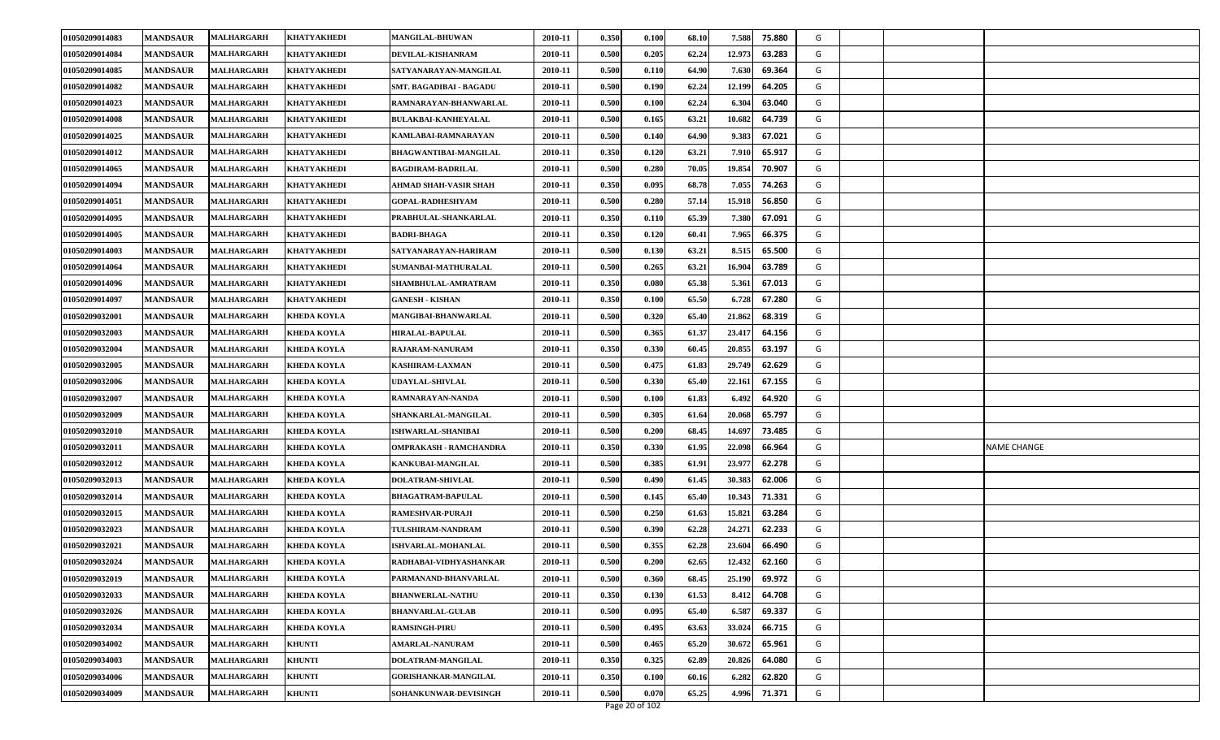| | | | | | | | | | | | | | | |
|---|---|---|---|---|---|---|---|---|---|---|---|---|---|---|
| 01050209014083 | MANDSAUR | MALHARGARH | KHATYAKHEDI | MANGILAL-BHUWAN | 2010-11 | 0.350 | 0.100 | 68.10 | 7.588 | 75.880 | G | | | |
| 01050209014084 | MANDSAUR | MALHARGARH | KHATYAKHEDI | DEVILAL-KISHANRAM | 2010-11 | 0.500 | 0.205 | 62.24 | 12.973 | 63.283 | G | | | |
| 01050209014085 | MANDSAUR | MALHARGARH | KHATYAKHEDI | SATYANARAYAN-MANGILAL | 2010-11 | 0.500 | 0.110 | 64.90 | 7.630 | 69.364 | G | | | |
| 01050209014082 | MANDSAUR | MALHARGARH | KHATYAKHEDI | SMT. BAGADIBAI - BAGADU | 2010-11 | 0.500 | 0.190 | 62.24 | 12.199 | 64.205 | G | | | |
| 01050209014023 | MANDSAUR | MALHARGARH | KHATYAKHEDI | RAMNARAYAN-BHANWARLAL | 2010-11 | 0.500 | 0.100 | 62.24 | 6.304 | 63.040 | G | | | |
| 01050209014008 | MANDSAUR | MALHARGARH | KHATYAKHEDI | BULAKBAI-KANHEYALAL | 2010-11 | 0.500 | 0.165 | 63.21 | 10.682 | 64.739 | G | | | |
| 01050209014025 | MANDSAUR | MALHARGARH | KHATYAKHEDI | KAMLABAI-RAMNARAYAN | 2010-11 | 0.500 | 0.140 | 64.90 | 9.383 | 67.021 | G | | | |
| 01050209014012 | MANDSAUR | MALHARGARH | KHATYAKHEDI | BHAGWANTIBAI-MANGILAL | 2010-11 | 0.350 | 0.120 | 63.21 | 7.910 | 65.917 | G | | | |
| 01050209014065 | MANDSAUR | MALHARGARH | KHATYAKHEDI | BAGDIRAM-BADRILAL | 2010-11 | 0.500 | 0.280 | 70.05 | 19.854 | 70.907 | G | | | |
| 01050209014094 | MANDSAUR | MALHARGARH | KHATYAKHEDI | AHMAD SHAH-VASIR SHAH | 2010-11 | 0.350 | 0.095 | 68.78 | 7.055 | 74.263 | G | | | |
| 01050209014051 | MANDSAUR | MALHARGARH | KHATYAKHEDI | GOPAL-RADHESHYAM | 2010-11 | 0.500 | 0.280 | 57.14 | 15.918 | 56.850 | G | | | |
| 01050209014095 | MANDSAUR | MALHARGARH | KHATYAKHEDI | PRABHULAL-SHANKARLAL | 2010-11 | 0.350 | 0.110 | 65.39 | 7.380 | 67.091 | G | | | |
| 01050209014005 | MANDSAUR | MALHARGARH | KHATYAKHEDI | BADRI-BHAGA | 2010-11 | 0.350 | 0.120 | 60.41 | 7.965 | 66.375 | G | | | |
| 01050209014003 | MANDSAUR | MALHARGARH | KHATYAKHEDI | SATYANARAYAN-HARIRAM | 2010-11 | 0.500 | 0.130 | 63.21 | 8.515 | 65.500 | G | | | |
| 01050209014064 | MANDSAUR | MALHARGARH | KHATYAKHEDI | SUMANBAI-MATHURALAL | 2010-11 | 0.500 | 0.265 | 63.21 | 16.904 | 63.789 | G | | | |
| 01050209014096 | MANDSAUR | MALHARGARH | KHATYAKHEDI | SHAMBHULAL-AMRATRAM | 2010-11 | 0.350 | 0.080 | 65.38 | 5.361 | 67.013 | G | | | |
| 01050209014097 | MANDSAUR | MALHARGARH | KHATYAKHEDI | GANESH - KISHAN | 2010-11 | 0.350 | 0.100 | 65.50 | 6.728 | 67.280 | G | | | |
| 01050209032001 | MANDSAUR | MALHARGARH | KHEDA KOYLA | MANGIBAI-BHANWARLAL | 2010-11 | 0.500 | 0.320 | 65.40 | 21.862 | 68.319 | G | | | |
| 01050209032003 | MANDSAUR | MALHARGARH | KHEDA KOYLA | HIRALAL-BAPULAL | 2010-11 | 0.500 | 0.365 | 61.37 | 23.417 | 64.156 | G | | | |
| 01050209032004 | MANDSAUR | MALHARGARH | KHEDA KOYLA | RAJARAM-NANURAM | 2010-11 | 0.350 | 0.330 | 60.45 | 20.855 | 63.197 | G | | | |
| 01050209032005 | MANDSAUR | MALHARGARH | KHEDA KOYLA | KASHIRAM-LAXMAN | 2010-11 | 0.500 | 0.475 | 61.83 | 29.749 | 62.629 | G | | | |
| 01050209032006 | MANDSAUR | MALHARGARH | KHEDA KOYLA | UDAYLAL-SHIVLAL | 2010-11 | 0.500 | 0.330 | 65.40 | 22.161 | 67.155 | G | | | |
| 01050209032007 | MANDSAUR | MALHARGARH | KHEDA KOYLA | RAMNARAYAN-NANDA | 2010-11 | 0.500 | 0.100 | 61.83 | 6.492 | 64.920 | G | | | |
| 01050209032009 | MANDSAUR | MALHARGARH | KHEDA KOYLA | SHANKARLAL-MANGILAL | 2010-11 | 0.500 | 0.305 | 61.64 | 20.068 | 65.797 | G | | | |
| 01050209032010 | MANDSAUR | MALHARGARH | KHEDA KOYLA | ISHWARLAL-SHANIBAI | 2010-11 | 0.500 | 0.200 | 68.45 | 14.697 | 73.485 | G | | | |
| 01050209032011 | MANDSAUR | MALHARGARH | KHEDA KOYLA | OMPRAKASH - RAMCHANDRA | 2010-11 | 0.350 | 0.330 | 61.95 | 22.098 | 66.964 | G | | | NAME CHANGE |
| 01050209032012 | MANDSAUR | MALHARGARH | KHEDA KOYLA | KANKUBAI-MANGILAL | 2010-11 | 0.500 | 0.385 | 61.91 | 23.977 | 62.278 | G | | | |
| 01050209032013 | MANDSAUR | MALHARGARH | KHEDA KOYLA | DOLATRAM-SHIVLAL | 2010-11 | 0.500 | 0.490 | 61.45 | 30.383 | 62.006 | G | | | |
| 01050209032014 | MANDSAUR | MALHARGARH | KHEDA KOYLA | BHAGATRAM-BAPULAL | 2010-11 | 0.500 | 0.145 | 65.40 | 10.343 | 71.331 | G | | | |
| 01050209032015 | MANDSAUR | MALHARGARH | KHEDA KOYLA | RAMESHVAR-PURAJI | 2010-11 | 0.500 | 0.250 | 61.63 | 15.821 | 63.284 | G | | | |
| 01050209032023 | MANDSAUR | MALHARGARH | KHEDA KOYLA | TULSHIRAM-NANDRAM | 2010-11 | 0.500 | 0.390 | 62.28 | 24.271 | 62.233 | G | | | |
| 01050209032021 | MANDSAUR | MALHARGARH | KHEDA KOYLA | ISHVARLAL-MOHANLAL | 2010-11 | 0.500 | 0.355 | 62.28 | 23.604 | 66.490 | G | | | |
| 01050209032024 | MANDSAUR | MALHARGARH | KHEDA KOYLA | RADHABAI-VIDHYASHANKAR | 2010-11 | 0.500 | 0.200 | 62.65 | 12.432 | 62.160 | G | | | |
| 01050209032019 | MANDSAUR | MALHARGARH | KHEDA KOYLA | PARMANAND-BHANVARLAL | 2010-11 | 0.500 | 0.360 | 68.45 | 25.190 | 69.972 | G | | | |
| 01050209032033 | MANDSAUR | MALHARGARH | KHEDA KOYLA | BHANWERLAL-NATHU | 2010-11 | 0.350 | 0.130 | 61.53 | 8.412 | 64.708 | G | | | |
| 01050209032026 | MANDSAUR | MALHARGARH | KHEDA KOYLA | BHANVARLAL-GULAB | 2010-11 | 0.500 | 0.095 | 65.40 | 6.587 | 69.337 | G | | | |
| 01050209032034 | MANDSAUR | MALHARGARH | KHEDA KOYLA | RAMSINGH-PIRU | 2010-11 | 0.500 | 0.495 | 63.63 | 33.024 | 66.715 | G | | | |
| 01050209034002 | MANDSAUR | MALHARGARH | KHUNTI | AMARLAL-NANURAM | 2010-11 | 0.500 | 0.465 | 65.20 | 30.672 | 65.961 | G | | | |
| 01050209034003 | MANDSAUR | MALHARGARH | KHUNTI | DOLATRAM-MANGILAL | 2010-11 | 0.350 | 0.325 | 62.89 | 20.826 | 64.080 | G | | | |
| 01050209034006 | MANDSAUR | MALHARGARH | KHUNTI | GORISHANKAR-MANGILAL | 2010-11 | 0.350 | 0.100 | 60.16 | 6.282 | 62.820 | G | | | |
| 01050209034009 | MANDSAUR | MALHARGARH | KHUNTI | SOHANKUNWAR-DEVISINGH | 2010-11 | 0.500 | 0.070 | 65.25 | 4.996 | 71.371 | G | | | |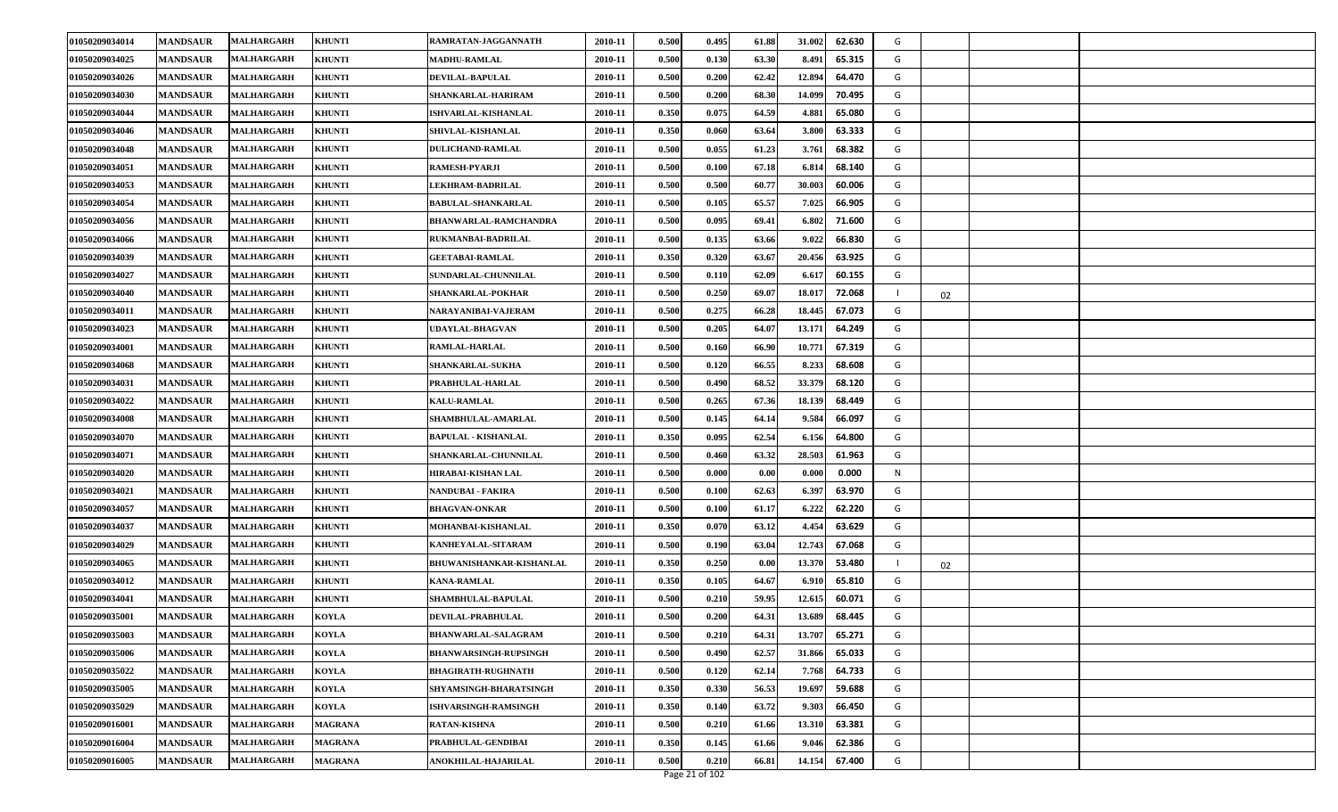| | | | | | | | | | | | | | | |
|---|---|---|---|---|---|---|---|---|---|---|---|---|---|---|
| 01050209034014 | MANDSAUR | MALHARGARH | KHUNTI | RAMRATAN-JAGGANNATH | 2010-11 | 0.500 | 0.495 | 61.88 | 31.002 | 62.630 | G | | | |
| 01050209034025 | MANDSAUR | MALHARGARH | KHUNTI | MADHU-RAMLAL | 2010-11 | 0.500 | 0.130 | 63.30 | 8.491 | 65.315 | G | | | |
| 01050209034026 | MANDSAUR | MALHARGARH | KHUNTI | DEVILAL-BAPULAL | 2010-11 | 0.500 | 0.200 | 62.42 | 12.894 | 64.470 | G | | | |
| 01050209034030 | MANDSAUR | MALHARGARH | KHUNTI | SHANKARLAL-HARIRAM | 2010-11 | 0.500 | 0.200 | 68.30 | 14.099 | 70.495 | G | | | |
| 01050209034044 | MANDSAUR | MALHARGARH | KHUNTI | ISHVARLAL-KISHANLAL | 2010-11 | 0.350 | 0.075 | 64.59 | 4.881 | 65.080 | G | | | |
| 01050209034046 | MANDSAUR | MALHARGARH | KHUNTI | SHIVLAL-KISHANLAL | 2010-11 | 0.350 | 0.060 | 63.64 | 3.800 | 63.333 | G | | | |
| 01050209034048 | MANDSAUR | MALHARGARH | KHUNTI | DULICHAND-RAMLAL | 2010-11 | 0.500 | 0.055 | 61.23 | 3.761 | 68.382 | G | | | |
| 01050209034051 | MANDSAUR | MALHARGARH | KHUNTI | RAMESH-PYARJI | 2010-11 | 0.500 | 0.100 | 67.18 | 6.814 | 68.140 | G | | | |
| 01050209034053 | MANDSAUR | MALHARGARH | KHUNTI | LEKHRAM-BADRILAL | 2010-11 | 0.500 | 0.500 | 60.77 | 30.003 | 60.006 | G | | | |
| 01050209034054 | MANDSAUR | MALHARGARH | KHUNTI | BABULAL-SHANKARLAL | 2010-11 | 0.500 | 0.105 | 65.57 | 7.025 | 66.905 | G | | | |
| 01050209034056 | MANDSAUR | MALHARGARH | KHUNTI | BHANWARLAL-RAMCHANDRA | 2010-11 | 0.500 | 0.095 | 69.41 | 6.802 | 71.600 | G | | | |
| 01050209034066 | MANDSAUR | MALHARGARH | KHUNTI | RUKMANBAI-BADRILAL | 2010-11 | 0.500 | 0.135 | 63.66 | 9.022 | 66.830 | G | | | |
| 01050209034039 | MANDSAUR | MALHARGARH | KHUNTI | GEETABAI-RAMLAL | 2010-11 | 0.350 | 0.320 | 63.67 | 20.456 | 63.925 | G | | | |
| 01050209034027 | MANDSAUR | MALHARGARH | KHUNTI | SUNDARLAL-CHUNNILAL | 2010-11 | 0.500 | 0.110 | 62.09 | 6.617 | 60.155 | G | | | |
| 01050209034040 | MANDSAUR | MALHARGARH | KHUNTI | SHANKARLAL-POKHAR | 2010-11 | 0.500 | 0.250 | 69.07 | 18.017 | 72.068 | I | 02 | | |
| 01050209034011 | MANDSAUR | MALHARGARH | KHUNTI | NARAYANIBAI-VAJERAM | 2010-11 | 0.500 | 0.275 | 66.28 | 18.445 | 67.073 | G | | | |
| 01050209034023 | MANDSAUR | MALHARGARH | KHUNTI | UDAYLAL-BHAGVAN | 2010-11 | 0.500 | 0.205 | 64.07 | 13.171 | 64.249 | G | | | |
| 01050209034001 | MANDSAUR | MALHARGARH | KHUNTI | RAMLAL-HARLAL | 2010-11 | 0.500 | 0.160 | 66.90 | 10.771 | 67.319 | G | | | |
| 01050209034068 | MANDSAUR | MALHARGARH | KHUNTI | SHANKARLAL-SUKHA | 2010-11 | 0.500 | 0.120 | 66.55 | 8.233 | 68.608 | G | | | |
| 01050209034031 | MANDSAUR | MALHARGARH | KHUNTI | PRABHULAL-HARLAL | 2010-11 | 0.500 | 0.490 | 68.52 | 33.379 | 68.120 | G | | | |
| 01050209034022 | MANDSAUR | MALHARGARH | KHUNTI | KALU-RAMLAL | 2010-11 | 0.500 | 0.265 | 67.36 | 18.139 | 68.449 | G | | | |
| 01050209034008 | MANDSAUR | MALHARGARH | KHUNTI | SHAMBHULAL-AMARLAL | 2010-11 | 0.500 | 0.145 | 64.14 | 9.584 | 66.097 | G | | | |
| 01050209034070 | MANDSAUR | MALHARGARH | KHUNTI | BAPULAL - KISHANLAL | 2010-11 | 0.350 | 0.095 | 62.54 | 6.156 | 64.800 | G | | | |
| 01050209034071 | MANDSAUR | MALHARGARH | KHUNTI | SHANKARLAL-CHUNNILAL | 2010-11 | 0.500 | 0.460 | 63.32 | 28.503 | 61.963 | G | | | |
| 01050209034020 | MANDSAUR | MALHARGARH | KHUNTI | HIRABAI-KISHAN LAL | 2010-11 | 0.500 | 0.000 | 0.00 | 0.000 | 0.000 | N | | | |
| 01050209034021 | MANDSAUR | MALHARGARH | KHUNTI | NANDUBAI - FAKIRA | 2010-11 | 0.500 | 0.100 | 62.63 | 6.397 | 63.970 | G | | | |
| 01050209034057 | MANDSAUR | MALHARGARH | KHUNTI | BHAGVAN-ONKAR | 2010-11 | 0.500 | 0.100 | 61.17 | 6.222 | 62.220 | G | | | |
| 01050209034037 | MANDSAUR | MALHARGARH | KHUNTI | MOHANBAI-KISHANLAL | 2010-11 | 0.350 | 0.070 | 63.12 | 4.454 | 63.629 | G | | | |
| 01050209034029 | MANDSAUR | MALHARGARH | KHUNTI | KANHEYALAL-SITARAM | 2010-11 | 0.500 | 0.190 | 63.04 | 12.743 | 67.068 | G | | | |
| 01050209034065 | MANDSAUR | MALHARGARH | KHUNTI | BHUWANISHANKAR-KISHANLAL | 2010-11 | 0.350 | 0.250 | 0.00 | 13.370 | 53.480 | I | 02 | | |
| 01050209034012 | MANDSAUR | MALHARGARH | KHUNTI | KANA-RAMLAL | 2010-11 | 0.350 | 0.105 | 64.67 | 6.910 | 65.810 | G | | | |
| 01050209034041 | MANDSAUR | MALHARGARH | KHUNTI | SHAMBHULAL-BAPULAL | 2010-11 | 0.500 | 0.210 | 59.95 | 12.615 | 60.071 | G | | | |
| 01050209035001 | MANDSAUR | MALHARGARH | KOYLA | DEVILAL-PRABHULAL | 2010-11 | 0.500 | 0.200 | 64.31 | 13.689 | 68.445 | G | | | |
| 01050209035003 | MANDSAUR | MALHARGARH | KOYLA | BHANWARLAL-SALAGRAM | 2010-11 | 0.500 | 0.210 | 64.31 | 13.707 | 65.271 | G | | | |
| 01050209035006 | MANDSAUR | MALHARGARH | KOYLA | BHANWARSINGH-RUPSINGH | 2010-11 | 0.500 | 0.490 | 62.57 | 31.866 | 65.033 | G | | | |
| 01050209035022 | MANDSAUR | MALHARGARH | KOYLA | BHAGIRATH-RUGHNATH | 2010-11 | 0.500 | 0.120 | 62.14 | 7.768 | 64.733 | G | | | |
| 01050209035005 | MANDSAUR | MALHARGARH | KOYLA | SHYAMSINGH-BHARATSINGH | 2010-11 | 0.350 | 0.330 | 56.53 | 19.697 | 59.688 | G | | | |
| 01050209035029 | MANDSAUR | MALHARGARH | KOYLA | ISHVARSINGH-RAMSINGH | 2010-11 | 0.350 | 0.140 | 63.72 | 9.303 | 66.450 | G | | | |
| 01050209016001 | MANDSAUR | MALHARGARH | MAGRANA | RATAN-KISHNA | 2010-11 | 0.500 | 0.210 | 61.66 | 13.310 | 63.381 | G | | | |
| 01050209016004 | MANDSAUR | MALHARGARH | MAGRANA | PRABHULAL-GENDIBAI | 2010-11 | 0.350 | 0.145 | 61.66 | 9.046 | 62.386 | G | | | |
| 01050209016005 | MANDSAUR | MALHARGARH | MAGRANA | ANOKHILAL-HAJARILAL | 2010-11 | 0.500 | 0.210 | 66.81 | 14.154 | 67.400 | G | | | |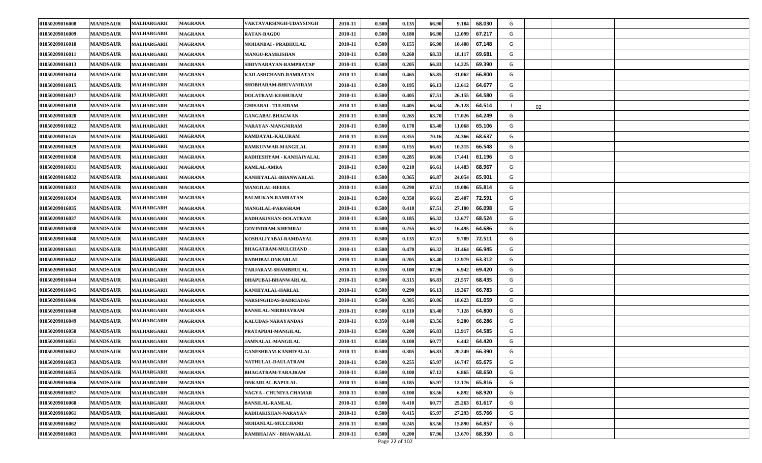| | | | | | | | | | | | | | | |
|---|---|---|---|---|---|---|---|---|---|---|---|---|---|---|
| 01050209016008 | MANDSAUR | MALHARGARH | MAGRANA | VAKTAVARSINGH-UDAYSINGH | 2010-11 | 0.500 | 0.135 | 66.90 | 9.184 | 68.030 | G | | | |
| 01050209016009 | MANDSAUR | MALHARGARH | MAGRANA | RATAN-BAGDU | 2010-11 | 0.500 | 0.180 | 66.90 | 12.099 | 67.217 | G | | | |
| 01050209016010 | MANDSAUR | MALHARGARH | MAGRANA | MOHANBAI - PRABHULAL | 2010-11 | 0.500 | 0.155 | 66.90 | 10.408 | 67.148 | G | | | |
| 01050209016011 | MANDSAUR | MALHARGARH | MAGRANA | MANGU-RAMKISHAN | 2010-11 | 0.500 | 0.260 | 68.33 | 18.117 | 69.681 | G | | | |
| 01050209016013 | MANDSAUR | MALHARGARH | MAGRANA | SIHIVNARAYAN-RAMPRATAP | 2010-11 | 0.500 | 0.205 | 66.83 | 14.225 | 69.390 | G | | | |
| 01050209016014 | MANDSAUR | MALHARGARH | MAGRANA | KAILASHCHAND-RAMRATAN | 2010-11 | 0.500 | 0.465 | 65.85 | 31.062 | 66.800 | G | | | |
| 01050209016015 | MANDSAUR | MALHARGARH | MAGRANA | SHOBHARAM-BHUVANIRAM | 2010-11 | 0.500 | 0.195 | 66.13 | 12.612 | 64.677 | G | | | |
| 01050209016017 | MANDSAUR | MALHARGARH | MAGRANA | DOLATRAM-KESHURAM | 2010-11 | 0.500 | 0.405 | 67.51 | 26.155 | 64.580 | G | | | |
| 01050209016018 | MANDSAUR | MALHARGARH | MAGRANA | GHISABAI - TULSIRAM | 2010-11 | 0.500 | 0.405 | 66.34 | 26.128 | 64.514 | I | 02 | | |
| 01050209016020 | MANDSAUR | MALHARGARH | MAGRANA | GANGABAI-BHAGWAN | 2010-11 | 0.500 | 0.265 | 63.70 | 17.026 | 64.249 | G | | | |
| 01050209016022 | MANDSAUR | MALHARGARH | MAGRANA | NARAYAN-MANGNIRAM | 2010-11 | 0.500 | 0.170 | 63.40 | 11.068 | 65.106 | G | | | |
| 01050209016145 | MANDSAUR | MALHARGARH | MAGRANA | RAMDAYAL-KALURAM | 2010-11 | 0.350 | 0.355 | 70.16 | 24.366 | 68.637 | G | | | |
| 01050209016029 | MANDSAUR | MALHARGARH | MAGRANA | RAMKUNWAR-MANGILAL | 2010-11 | 0.500 | 0.155 | 66.61 | 10.315 | 66.548 | G | | | |
| 01050209016030 | MANDSAUR | MALHARGARH | MAGRANA | RADHESHYAM - KANHAIYALAL | 2010-11 | 0.500 | 0.285 | 60.86 | 17.441 | 61.196 | G | | | |
| 01050209016031 | MANDSAUR | MALHARGARH | MAGRANA | RAMLAL-AMRA | 2010-11 | 0.500 | 0.210 | 66.61 | 14.483 | 68.967 | G | | | |
| 01050209016032 | MANDSAUR | MALHARGARH | MAGRANA | KANHIYALAL-BHANWARLAL | 2010-11 | 0.500 | 0.365 | 66.87 | 24.054 | 65.901 | G | | | |
| 01050209016033 | MANDSAUR | MALHARGARH | MAGRANA | MANGILAL-HEERA | 2010-11 | 0.500 | 0.290 | 67.51 | 19.086 | 65.814 | G | | | |
| 01050209016034 | MANDSAUR | MALHARGARH | MAGRANA | BALMUKAN-RAMRATAN | 2010-11 | 0.500 | 0.350 | 66.61 | 25.407 | 72.591 | G | | | |
| 01050209016035 | MANDSAUR | MALHARGARH | MAGRANA | MANGILAL-PARASRAM | 2010-11 | 0.500 | 0.410 | 67.51 | 27.100 | 66.098 | G | | | |
| 01050209016037 | MANDSAUR | MALHARGARH | MAGRANA | RADHAKISHAN-DOLATRAM | 2010-11 | 0.500 | 0.185 | 66.32 | 12.677 | 68.524 | G | | | |
| 01050209016038 | MANDSAUR | MALHARGARH | MAGRANA | GOVINDRAM-KHEMRAJ | 2010-11 | 0.500 | 0.255 | 66.32 | 16.495 | 64.686 | G | | | |
| 01050209016040 | MANDSAUR | MALHARGARH | MAGRANA | KOSHALIYABAI-RAMDAYAL | 2010-11 | 0.500 | 0.135 | 67.51 | 9.789 | 72.511 | G | | | |
| 01050209016041 | MANDSAUR | MALHARGARH | MAGRANA | BHAGATRAM-MULCHAND | 2010-11 | 0.500 | 0.470 | 66.32 | 31.464 | 66.945 | G | | | |
| 01050209016042 | MANDSAUR | MALHARGARH | MAGRANA | RADHIBAI-ONKARLAL | 2010-11 | 0.500 | 0.205 | 63.40 | 12.979 | 63.312 | G | | | |
| 01050209016043 | MANDSAUR | MALHARGARH | MAGRANA | TARJARAM-SHAMBHULAL | 2010-11 | 0.350 | 0.100 | 67.96 | 6.942 | 69.420 | G | | | |
| 01050209016044 | MANDSAUR | MALHARGARH | MAGRANA | DHAPUBAI-BHANWARLAL | 2010-11 | 0.500 | 0.315 | 66.83 | 21.557 | 68.435 | G | | | |
| 01050209016045 | MANDSAUR | MALHARGARH | MAGRANA | KANHIYALAL-HARLAL | 2010-11 | 0.500 | 0.290 | 66.13 | 19.367 | 66.783 | G | | | |
| 01050209016046 | MANDSAUR | MALHARGARH | MAGRANA | NARSINGHDAS-BADRIADAS | 2010-11 | 0.500 | 0.305 | 60.86 | 18.623 | 61.059 | G | | | |
| 01050209016048 | MANDSAUR | MALHARGARH | MAGRANA | BANSILAL-NIRBHAYRAM | 2010-11 | 0.500 | 0.110 | 63.40 | 7.128 | 64.800 | G | | | |
| 01050209016049 | MANDSAUR | MALHARGARH | MAGRANA | KALUDAS-NARAYANDAS | 2010-11 | 0.350 | 0.140 | 63.56 | 9.280 | 66.286 | G | | | |
| 01050209016050 | MANDSAUR | MALHARGARH | MAGRANA | PRATAPBAI-MANGILAL | 2010-11 | 0.500 | 0.200 | 66.83 | 12.917 | 64.585 | G | | | |
| 01050209016051 | MANDSAUR | MALHARGARH | MAGRANA | JAMNALAL-MANGILAL | 2010-11 | 0.500 | 0.100 | 60.77 | 6.442 | 64.420 | G | | | |
| 01050209016052 | MANDSAUR | MALHARGARH | MAGRANA | GANESHRAM-KANHIYALAL | 2010-11 | 0.500 | 0.305 | 66.83 | 20.249 | 66.390 | G | | | |
| 01050209016053 | MANDSAUR | MALHARGARH | MAGRANA | NATHULAL-DAULATRAM | 2010-11 | 0.500 | 0.255 | 65.97 | 16.747 | 65.675 | G | | | |
| 01050209016055 | MANDSAUR | MALHARGARH | MAGRANA | BHAGATRAM-TARAJRAM | 2010-11 | 0.500 | 0.100 | 67.12 | 6.865 | 68.650 | G | | | |
| 01050209016056 | MANDSAUR | MALHARGARH | MAGRANA | ONKARLAL-BAPULAL | 2010-11 | 0.500 | 0.185 | 65.97 | 12.176 | 65.816 | G | | | |
| 01050209016057 | MANDSAUR | MALHARGARH | MAGRANA | NAGYA - CHUNIYA CHAMAR | 2010-11 | 0.500 | 0.100 | 63.56 | 6.892 | 68.920 | G | | | |
| 01050209016060 | MANDSAUR | MALHARGARH | MAGRANA | BANSILAL-RAMLAL | 2010-11 | 0.500 | 0.410 | 60.77 | 25.263 | 61.617 | G | | | |
| 01050209016061 | MANDSAUR | MALHARGARH | MAGRANA | RADHAKISHAN-NARAYAN | 2010-11 | 0.500 | 0.415 | 65.97 | 27.293 | 65.766 | G | | | |
| 01050209016062 | MANDSAUR | MALHARGARH | MAGRANA | MOHANLAL-MULCHAND | 2010-11 | 0.500 | 0.245 | 63.56 | 15.890 | 64.857 | G | | | |
| 01050209016063 | MANDSAUR | MALHARGARH | MAGRANA | RAMBHAJAN - BHAWARLAL | 2010-11 | 0.500 | 0.200 | 67.96 | 13.670 | 68.350 | G | | | |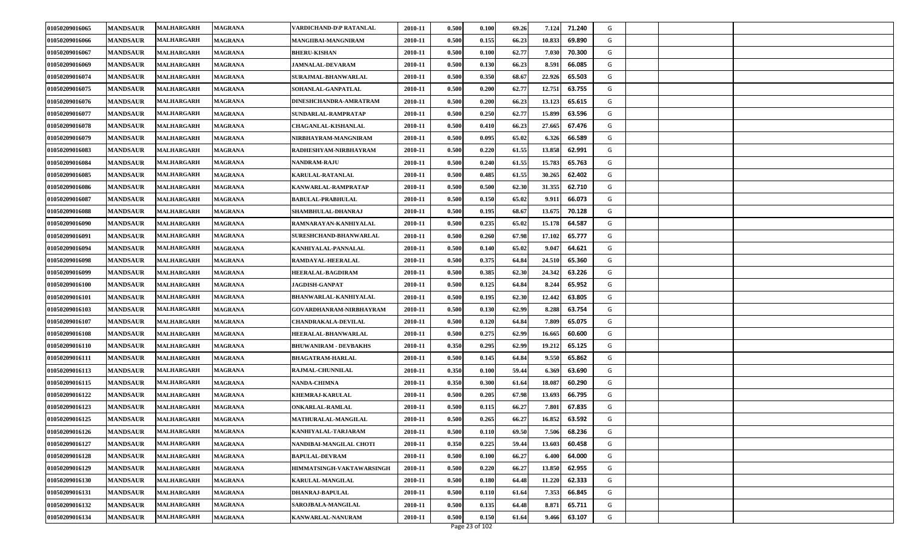| | | | | | | | | | | | | | | |
|---|---|---|---|---|---|---|---|---|---|---|---|---|---|---|
| 01050209016065 | MANDSAUR | MALHARGARH | MAGRANA | VARDICHAND-D\P RATANLAL | 2010-11 | 0.500 | 0.100 | 69.26 | 7.124 | 71.240 | G | | | |
| 01050209016066 | MANDSAUR | MALHARGARH | MAGRANA | MANGIIBAI-MANGNIRAM | 2010-11 | 0.500 | 0.155 | 66.23 | 10.833 | 69.890 | G | | | |
| 01050209016067 | MANDSAUR | MALHARGARH | MAGRANA | BHERU-KISHAN | 2010-11 | 0.500 | 0.100 | 62.77 | 7.030 | 70.300 | G | | | |
| 01050209016069 | MANDSAUR | MALHARGARH | MAGRANA | JAMNALAL-DEVARAM | 2010-11 | 0.500 | 0.130 | 66.23 | 8.591 | 66.085 | G | | | |
| 01050209016074 | MANDSAUR | MALHARGARH | MAGRANA | SURAJMAL-BHANWARLAL | 2010-11 | 0.500 | 0.350 | 68.67 | 22.926 | 65.503 | G | | | |
| 01050209016075 | MANDSAUR | MALHARGARH | MAGRANA | SOHANLAL-GANPATLAL | 2010-11 | 0.500 | 0.200 | 62.77 | 12.751 | 63.755 | G | | | |
| 01050209016076 | MANDSAUR | MALHARGARH | MAGRANA | DINESHCHANDRA-AMRATRAM | 2010-11 | 0.500 | 0.200 | 66.23 | 13.123 | 65.615 | G | | | |
| 01050209016077 | MANDSAUR | MALHARGARH | MAGRANA | SUNDARLAL-RAMPRATAP | 2010-11 | 0.500 | 0.250 | 62.77 | 15.899 | 63.596 | G | | | |
| 01050209016078 | MANDSAUR | MALHARGARH | MAGRANA | CHAGANLAL-KISHANLAL | 2010-11 | 0.500 | 0.410 | 66.23 | 27.665 | 67.476 | G | | | |
| 01050209016079 | MANDSAUR | MALHARGARH | MAGRANA | NIRBHAYRAM-MANGNIRAM | 2010-11 | 0.500 | 0.095 | 65.02 | 6.326 | 66.589 | G | | | |
| 01050209016083 | MANDSAUR | MALHARGARH | MAGRANA | RADHESHYAM-NIRBHAYRAM | 2010-11 | 0.500 | 0.220 | 61.55 | 13.858 | 62.991 | G | | | |
| 01050209016084 | MANDSAUR | MALHARGARH | MAGRANA | NANDRAM-RAJU | 2010-11 | 0.500 | 0.240 | 61.55 | 15.783 | 65.763 | G | | | |
| 01050209016085 | MANDSAUR | MALHARGARH | MAGRANA | KARULAL-RATANLAL | 2010-11 | 0.500 | 0.485 | 61.55 | 30.265 | 62.402 | G | | | |
| 01050209016086 | MANDSAUR | MALHARGARH | MAGRANA | KANWARLAL-RAMPRATAP | 2010-11 | 0.500 | 0.500 | 62.30 | 31.355 | 62.710 | G | | | |
| 01050209016087 | MANDSAUR | MALHARGARH | MAGRANA | BABULAL-PRABHULAL | 2010-11 | 0.500 | 0.150 | 65.02 | 9.911 | 66.073 | G | | | |
| 01050209016088 | MANDSAUR | MALHARGARH | MAGRANA | SHAMBHULAL-DHANRAJ | 2010-11 | 0.500 | 0.195 | 68.67 | 13.675 | 70.128 | G | | | |
| 01050209016090 | MANDSAUR | MALHARGARH | MAGRANA | RAMNARAYAN-KANHIYALAL | 2010-11 | 0.500 | 0.235 | 65.02 | 15.178 | 64.587 | G | | | |
| 01050209016091 | MANDSAUR | MALHARGARH | MAGRANA | SURESHCHAND-BHANWARLAL | 2010-11 | 0.500 | 0.260 | 67.98 | 17.102 | 65.777 | G | | | |
| 01050209016094 | MANDSAUR | MALHARGARH | MAGRANA | KANHIYALAL-PANNALAL | 2010-11 | 0.500 | 0.140 | 65.02 | 9.047 | 64.621 | G | | | |
| 01050209016098 | MANDSAUR | MALHARGARH | MAGRANA | RAMDAYAL-HEERALAL | 2010-11 | 0.500 | 0.375 | 64.84 | 24.510 | 65.360 | G | | | |
| 01050209016099 | MANDSAUR | MALHARGARH | MAGRANA | HEERALAL-BAGDIRAM | 2010-11 | 0.500 | 0.385 | 62.30 | 24.342 | 63.226 | G | | | |
| 01050209016100 | MANDSAUR | MALHARGARH | MAGRANA | JAGDISH-GANPAT | 2010-11 | 0.500 | 0.125 | 64.84 | 8.244 | 65.952 | G | | | |
| 01050209016101 | MANDSAUR | MALHARGARH | MAGRANA | BHANWARLAL-KANHIYALAL | 2010-11 | 0.500 | 0.195 | 62.30 | 12.442 | 63.805 | G | | | |
| 01050209016103 | MANDSAUR | MALHARGARH | MAGRANA | GOVARDHANRAM-NIRBHAYRAM | 2010-11 | 0.500 | 0.130 | 62.99 | 8.288 | 63.754 | G | | | |
| 01050209016107 | MANDSAUR | MALHARGARH | MAGRANA | CHANDRAKALA-DEVILAL | 2010-11 | 0.500 | 0.120 | 64.84 | 7.809 | 65.075 | G | | | |
| 01050209016108 | MANDSAUR | MALHARGARH | MAGRANA | HEERALAL-BHANWARLAL | 2010-11 | 0.500 | 0.275 | 62.99 | 16.665 | 60.600 | G | | | |
| 01050209016110 | MANDSAUR | MALHARGARH | MAGRANA | BHUWANIRAM - DEVBAKHS | 2010-11 | 0.350 | 0.295 | 62.99 | 19.212 | 65.125 | G | | | |
| 01050209016111 | MANDSAUR | MALHARGARH | MAGRANA | BHAGATRAM-HARLAL | 2010-11 | 0.500 | 0.145 | 64.84 | 9.550 | 65.862 | G | | | |
| 01050209016113 | MANDSAUR | MALHARGARH | MAGRANA | RAJMAL-CHUNNILAL | 2010-11 | 0.350 | 0.100 | 59.44 | 6.369 | 63.690 | G | | | |
| 01050209016115 | MANDSAUR | MALHARGARH | MAGRANA | NANDA-CHIMNA | 2010-11 | 0.350 | 0.300 | 61.64 | 18.087 | 60.290 | G | | | |
| 01050209016122 | MANDSAUR | MALHARGARH | MAGRANA | KHEMRAJ-KARULAL | 2010-11 | 0.500 | 0.205 | 67.98 | 13.693 | 66.795 | G | | | |
| 01050209016123 | MANDSAUR | MALHARGARH | MAGRANA | ONKARLAL-RAMLAL | 2010-11 | 0.500 | 0.115 | 66.27 | 7.801 | 67.835 | G | | | |
| 01050209016125 | MANDSAUR | MALHARGARH | MAGRANA | MATHURALAL-MANGILAL | 2010-11 | 0.500 | 0.265 | 66.27 | 16.852 | 63.592 | G | | | |
| 01050209016126 | MANDSAUR | MALHARGARH | MAGRANA | KANHIYALAL-TARJARAM | 2010-11 | 0.500 | 0.110 | 69.50 | 7.506 | 68.236 | G | | | |
| 01050209016127 | MANDSAUR | MALHARGARH | MAGRANA | NANDIBAI-MANGILAL CHOTI | 2010-11 | 0.350 | 0.225 | 59.44 | 13.603 | 60.458 | G | | | |
| 01050209016128 | MANDSAUR | MALHARGARH | MAGRANA | BAPULAL-DEVRAM | 2010-11 | 0.500 | 0.100 | 66.27 | 6.400 | 64.000 | G | | | |
| 01050209016129 | MANDSAUR | MALHARGARH | MAGRANA | HIMMATSINGH-VAKTAWARSINGH | 2010-11 | 0.500 | 0.220 | 66.27 | 13.850 | 62.955 | G | | | |
| 01050209016130 | MANDSAUR | MALHARGARH | MAGRANA | KARULAL-MANGILAL | 2010-11 | 0.500 | 0.180 | 64.48 | 11.220 | 62.333 | G | | | |
| 01050209016131 | MANDSAUR | MALHARGARH | MAGRANA | DHANRAJ-BAPULAL | 2010-11 | 0.500 | 0.110 | 61.64 | 7.353 | 66.845 | G | | | |
| 01050209016132 | MANDSAUR | MALHARGARH | MAGRANA | SAROJBALA-MANGILAL | 2010-11 | 0.500 | 0.135 | 64.48 | 8.871 | 65.711 | G | | | |
| 01050209016134 | MANDSAUR | MALHARGARH | MAGRANA | KANWARLAL-NANURAM | 2010-11 | 0.500 | 0.150 | 61.64 | 9.466 | 63.107 | G | | | |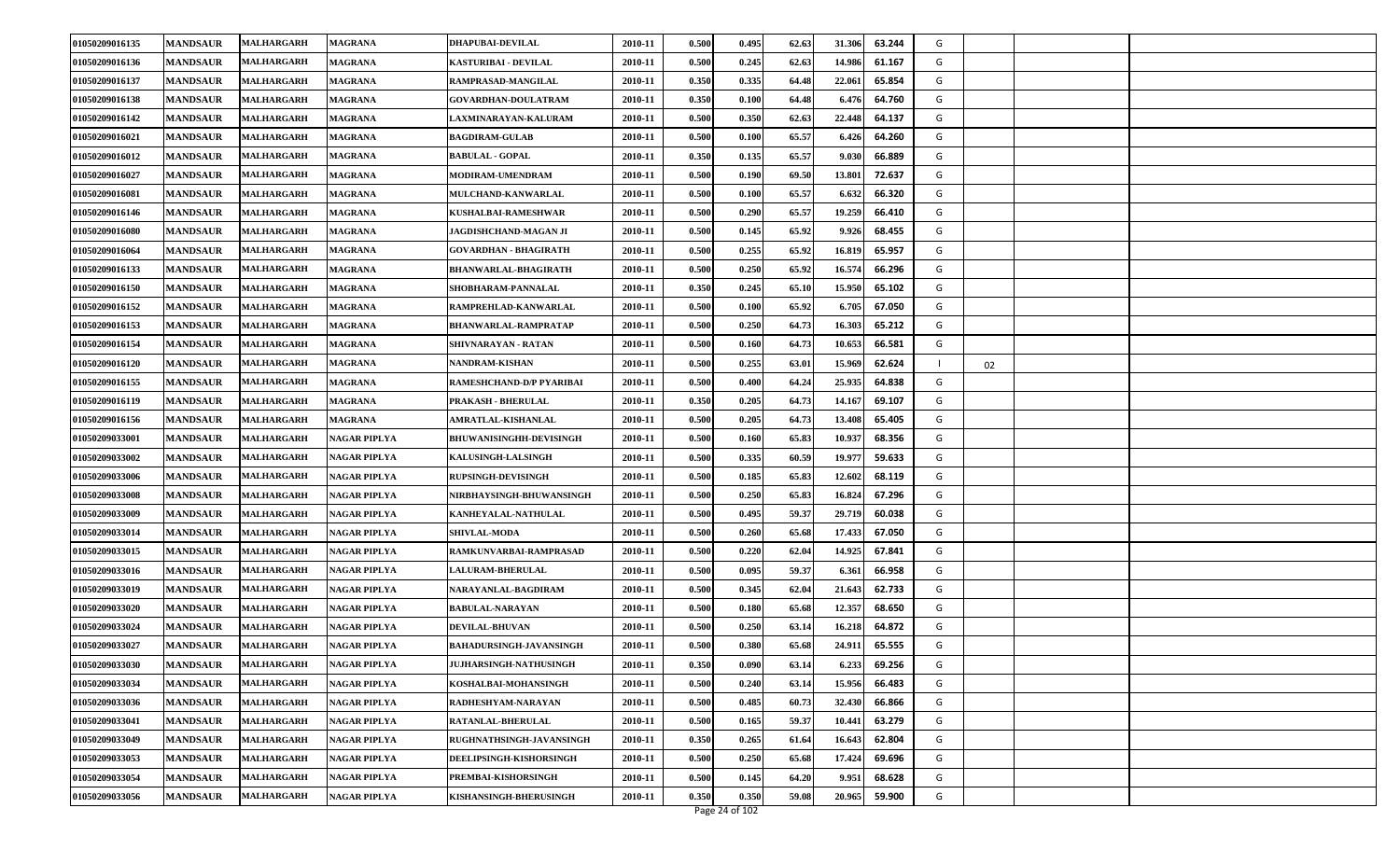| | | | | | | | | | | | | | | |
|---|---|---|---|---|---|---|---|---|---|---|---|---|---|---|
| 01050209016135 | MANDSAUR | MALHARGARH | MAGRANA | DHAPUBAI-DEVILAL | 2010-11 | 0.500 | 0.495 | 62.63 | 31.306 | 63.244 | G | | | |
| 01050209016136 | MANDSAUR | MALHARGARH | MAGRANA | KASTURIBAI - DEVILAL | 2010-11 | 0.500 | 0.245 | 62.63 | 14.986 | 61.167 | G | | | |
| 01050209016137 | MANDSAUR | MALHARGARH | MAGRANA | RAMPRASAD-MANGILAL | 2010-11 | 0.350 | 0.335 | 64.48 | 22.061 | 65.854 | G | | | |
| 01050209016138 | MANDSAUR | MALHARGARH | MAGRANA | GOVARDHAN-DOULATRAM | 2010-11 | 0.350 | 0.100 | 64.48 | 6.476 | 64.760 | G | | | |
| 01050209016142 | MANDSAUR | MALHARGARH | MAGRANA | LAXMINARAYAN-KALURAM | 2010-11 | 0.500 | 0.350 | 62.63 | 22.448 | 64.137 | G | | | |
| 01050209016021 | MANDSAUR | MALHARGARH | MAGRANA | BAGDIRAM-GULAB | 2010-11 | 0.500 | 0.100 | 65.57 | 6.426 | 64.260 | G | | | |
| 01050209016012 | MANDSAUR | MALHARGARH | MAGRANA | BABULAL - GOPAL | 2010-11 | 0.350 | 0.135 | 65.57 | 9.030 | 66.889 | G | | | |
| 01050209016027 | MANDSAUR | MALHARGARH | MAGRANA | MODIRAM-UMENDRAM | 2010-11 | 0.500 | 0.190 | 69.50 | 13.801 | 72.637 | G | | | |
| 01050209016081 | MANDSAUR | MALHARGARH | MAGRANA | MULCHAND-KANWARLAL | 2010-11 | 0.500 | 0.100 | 65.57 | 6.632 | 66.320 | G | | | |
| 01050209016146 | MANDSAUR | MALHARGARH | MAGRANA | KUSHALBAI-RAMESHWAR | 2010-11 | 0.500 | 0.290 | 65.57 | 19.259 | 66.410 | G | | | |
| 01050209016080 | MANDSAUR | MALHARGARH | MAGRANA | JAGDISHCHAND-MAGAN JI | 2010-11 | 0.500 | 0.145 | 65.92 | 9.926 | 68.455 | G | | | |
| 01050209016064 | MANDSAUR | MALHARGARH | MAGRANA | GOVARDHAN - BHAGIRATH | 2010-11 | 0.500 | 0.255 | 65.92 | 16.819 | 65.957 | G | | | |
| 01050209016133 | MANDSAUR | MALHARGARH | MAGRANA | BHANWARLAL-BHAGIRATH | 2010-11 | 0.500 | 0.250 | 65.92 | 16.574 | 66.296 | G | | | |
| 01050209016150 | MANDSAUR | MALHARGARH | MAGRANA | SHOBHARAM-PANNALAL | 2010-11 | 0.350 | 0.245 | 65.10 | 15.950 | 65.102 | G | | | |
| 01050209016152 | MANDSAUR | MALHARGARH | MAGRANA | RAMPREHLAD-KANWARLAL | 2010-11 | 0.500 | 0.100 | 65.92 | 6.705 | 67.050 | G | | | |
| 01050209016153 | MANDSAUR | MALHARGARH | MAGRANA | BHANWARLAL-RAMPRATAP | 2010-11 | 0.500 | 0.250 | 64.73 | 16.303 | 65.212 | G | | | |
| 01050209016154 | MANDSAUR | MALHARGARH | MAGRANA | SHIVNARAYAN - RATAN | 2010-11 | 0.500 | 0.160 | 64.73 | 10.653 | 66.581 | G | | | |
| 01050209016120 | MANDSAUR | MALHARGARH | MAGRANA | NANDRAM-KISHAN | 2010-11 | 0.500 | 0.255 | 63.01 | 15.969 | 62.624 | I | 02 | | |
| 01050209016155 | MANDSAUR | MALHARGARH | MAGRANA | RAMESHCHAND-D/P PYARIBAI | 2010-11 | 0.500 | 0.400 | 64.24 | 25.935 | 64.838 | G | | | |
| 01050209016119 | MANDSAUR | MALHARGARH | MAGRANA | PRAKASH - BHERULAL | 2010-11 | 0.350 | 0.205 | 64.73 | 14.167 | 69.107 | G | | | |
| 01050209016156 | MANDSAUR | MALHARGARH | MAGRANA | AMRATLAL-KISHANLAL | 2010-11 | 0.500 | 0.205 | 64.73 | 13.408 | 65.405 | G | | | |
| 01050209033001 | MANDSAUR | MALHARGARH | NAGAR PIPLYA | BHUWANISINGHH-DEVISINGH | 2010-11 | 0.500 | 0.160 | 65.83 | 10.937 | 68.356 | G | | | |
| 01050209033002 | MANDSAUR | MALHARGARH | NAGAR PIPLYA | KALUSINGH-LALSINGH | 2010-11 | 0.500 | 0.335 | 60.59 | 19.977 | 59.633 | G | | | |
| 01050209033006 | MANDSAUR | MALHARGARH | NAGAR PIPLYA | RUPSINGH-DEVISINGH | 2010-11 | 0.500 | 0.185 | 65.83 | 12.602 | 68.119 | G | | | |
| 01050209033008 | MANDSAUR | MALHARGARH | NAGAR PIPLYA | NIRBHAYSINGH-BHUWANSINGH | 2010-11 | 0.500 | 0.250 | 65.83 | 16.824 | 67.296 | G | | | |
| 01050209033009 | MANDSAUR | MALHARGARH | NAGAR PIPLYA | KANHEYALAL-NATHULAL | 2010-11 | 0.500 | 0.495 | 59.37 | 29.719 | 60.038 | G | | | |
| 01050209033014 | MANDSAUR | MALHARGARH | NAGAR PIPLYA | SHIVLAL-MODA | 2010-11 | 0.500 | 0.260 | 65.68 | 17.433 | 67.050 | G | | | |
| 01050209033015 | MANDSAUR | MALHARGARH | NAGAR PIPLYA | RAMKUNVARBAI-RAMPRASAD | 2010-11 | 0.500 | 0.220 | 62.04 | 14.925 | 67.841 | G | | | |
| 01050209033016 | MANDSAUR | MALHARGARH | NAGAR PIPLYA | LALURAM-BHERULAL | 2010-11 | 0.500 | 0.095 | 59.37 | 6.361 | 66.958 | G | | | |
| 01050209033019 | MANDSAUR | MALHARGARH | NAGAR PIPLYA | NARAYANLAL-BAGDIRAM | 2010-11 | 0.500 | 0.345 | 62.04 | 21.643 | 62.733 | G | | | |
| 01050209033020 | MANDSAUR | MALHARGARH | NAGAR PIPLYA | BABULAL-NARAYAN | 2010-11 | 0.500 | 0.180 | 65.68 | 12.357 | 68.650 | G | | | |
| 01050209033024 | MANDSAUR | MALHARGARH | NAGAR PIPLYA | DEVILAL-BHUVAN | 2010-11 | 0.500 | 0.250 | 63.14 | 16.218 | 64.872 | G | | | |
| 01050209033027 | MANDSAUR | MALHARGARH | NAGAR PIPLYA | BAHADURSINGH-JAVANSINGH | 2010-11 | 0.500 | 0.380 | 65.68 | 24.911 | 65.555 | G | | | |
| 01050209033030 | MANDSAUR | MALHARGARH | NAGAR PIPLYA | JUJHARSINGH-NATHUSINGH | 2010-11 | 0.350 | 0.090 | 63.14 | 6.233 | 69.256 | G | | | |
| 01050209033034 | MANDSAUR | MALHARGARH | NAGAR PIPLYA | KOSHALBAI-MOHANSINGH | 2010-11 | 0.500 | 0.240 | 63.14 | 15.956 | 66.483 | G | | | |
| 01050209033036 | MANDSAUR | MALHARGARH | NAGAR PIPLYA | RADHESHYAM-NARAYAN | 2010-11 | 0.500 | 0.485 | 60.73 | 32.430 | 66.866 | G | | | |
| 01050209033041 | MANDSAUR | MALHARGARH | NAGAR PIPLYA | RATANLAL-BHERULAL | 2010-11 | 0.500 | 0.165 | 59.37 | 10.441 | 63.279 | G | | | |
| 01050209033049 | MANDSAUR | MALHARGARH | NAGAR PIPLYA | RUGHNATHSINGH-JAVANSINGH | 2010-11 | 0.350 | 0.265 | 61.64 | 16.643 | 62.804 | G | | | |
| 01050209033053 | MANDSAUR | MALHARGARH | NAGAR PIPLYA | DEELIPSINGH-KISHORSINGH | 2010-11 | 0.500 | 0.250 | 65.68 | 17.424 | 69.696 | G | | | |
| 01050209033054 | MANDSAUR | MALHARGARH | NAGAR PIPLYA | PREMBAI-KISHORSINGH | 2010-11 | 0.500 | 0.145 | 64.20 | 9.951 | 68.628 | G | | | |
| 01050209033056 | MANDSAUR | MALHARGARH | NAGAR PIPLYA | KISHANSINGH-BHERUSINGH | 2010-11 | 0.350 | 0.350 | 59.08 | 20.965 | 59.900 | G | | | |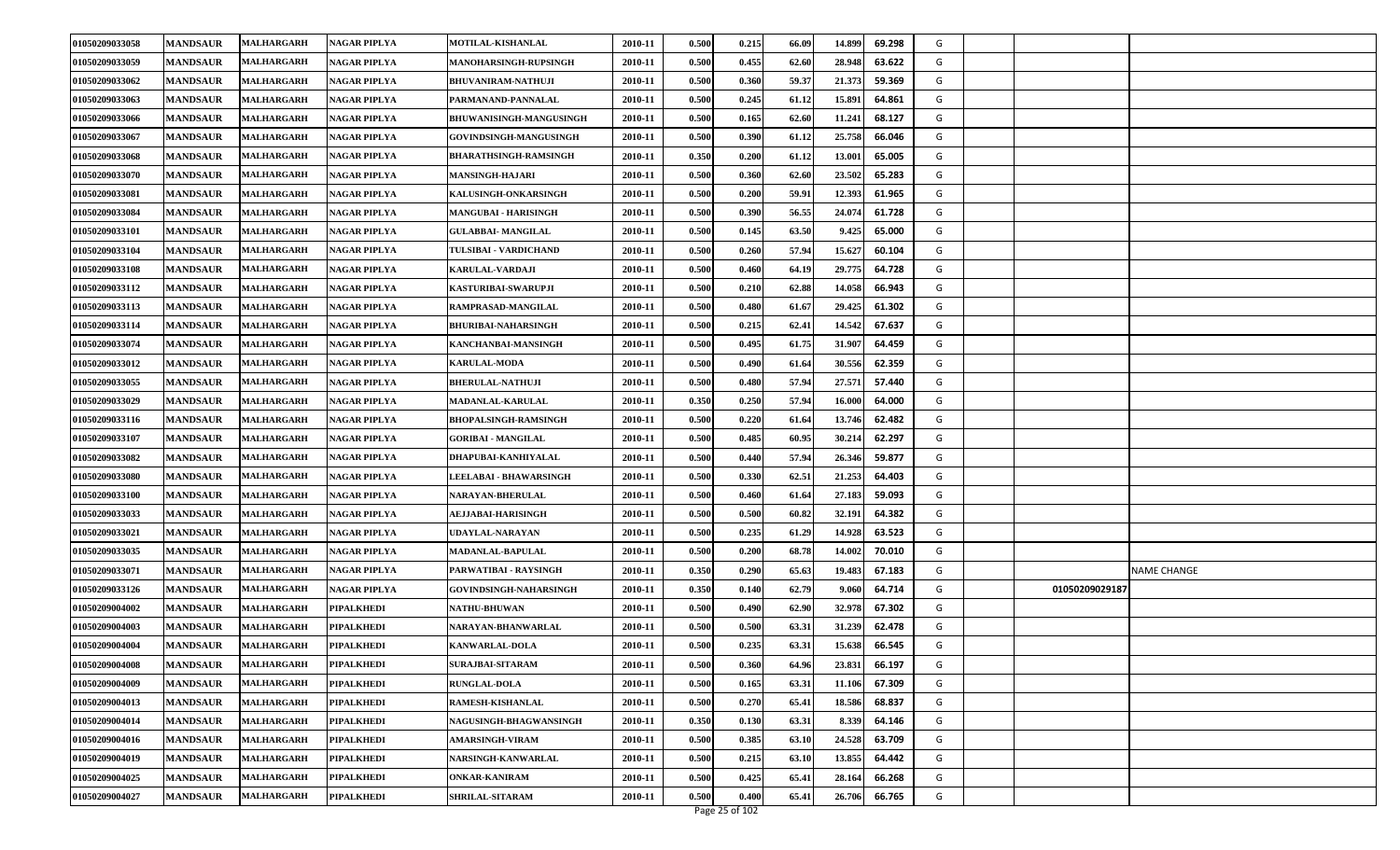| | | | | | | | | | | | | | | |
|---|---|---|---|---|---|---|---|---|---|---|---|---|---|---|
| 01050209033058 | MANDSAUR | MALHARGARH | NAGAR PIPLYA | MOTILAL-KISHANLAL | 2010-11 | 0.500 | 0.215 | 66.09 | 14.899 | 69.298 | G | | | |
| 01050209033059 | MANDSAUR | MALHARGARH | NAGAR PIPLYA | MANOHARSINGH-RUPSINGH | 2010-11 | 0.500 | 0.455 | 62.60 | 28.948 | 63.622 | G | | | |
| 01050209033062 | MANDSAUR | MALHARGARH | NAGAR PIPLYA | BHUVANIRAM-NATHUJI | 2010-11 | 0.500 | 0.360 | 59.37 | 21.373 | 59.369 | G | | | |
| 01050209033063 | MANDSAUR | MALHARGARH | NAGAR PIPLYA | PARMANAND-PANNALAL | 2010-11 | 0.500 | 0.245 | 61.12 | 15.891 | 64.861 | G | | | |
| 01050209033066 | MANDSAUR | MALHARGARH | NAGAR PIPLYA | BHUWANISINGH-MANGUSINGH | 2010-11 | 0.500 | 0.165 | 62.60 | 11.241 | 68.127 | G | | | |
| 01050209033067 | MANDSAUR | MALHARGARH | NAGAR PIPLYA | GOVINDSINGH-MANGUSINGH | 2010-11 | 0.500 | 0.390 | 61.12 | 25.758 | 66.046 | G | | | |
| 01050209033068 | MANDSAUR | MALHARGARH | NAGAR PIPLYA | BHARATHSINGH-RAMSINGH | 2010-11 | 0.350 | 0.200 | 61.12 | 13.001 | 65.005 | G | | | |
| 01050209033070 | MANDSAUR | MALHARGARH | NAGAR PIPLYA | MANSINGH-HAJARI | 2010-11 | 0.500 | 0.360 | 62.60 | 23.502 | 65.283 | G | | | |
| 01050209033081 | MANDSAUR | MALHARGARH | NAGAR PIPLYA | KALUSINGH-ONKARSINGH | 2010-11 | 0.500 | 0.200 | 59.91 | 12.393 | 61.965 | G | | | |
| 01050209033084 | MANDSAUR | MALHARGARH | NAGAR PIPLYA | MANGUBAI - HARISINGH | 2010-11 | 0.500 | 0.390 | 56.55 | 24.074 | 61.728 | G | | | |
| 01050209033101 | MANDSAUR | MALHARGARH | NAGAR PIPLYA | GULABBAI- MANGILAL | 2010-11 | 0.500 | 0.145 | 63.50 | 9.425 | 65.000 | G | | | |
| 01050209033104 | MANDSAUR | MALHARGARH | NAGAR PIPLYA | TULSIBAI - VARDICHAND | 2010-11 | 0.500 | 0.260 | 57.94 | 15.627 | 60.104 | G | | | |
| 01050209033108 | MANDSAUR | MALHARGARH | NAGAR PIPLYA | KARULAL-VARDAJI | 2010-11 | 0.500 | 0.460 | 64.19 | 29.775 | 64.728 | G | | | |
| 01050209033112 | MANDSAUR | MALHARGARH | NAGAR PIPLYA | KASTURIBAI-SWARUPJI | 2010-11 | 0.500 | 0.210 | 62.88 | 14.058 | 66.943 | G | | | |
| 01050209033113 | MANDSAUR | MALHARGARH | NAGAR PIPLYA | RAMPRASAD-MANGILAL | 2010-11 | 0.500 | 0.480 | 61.67 | 29.425 | 61.302 | G | | | |
| 01050209033114 | MANDSAUR | MALHARGARH | NAGAR PIPLYA | BHURIBAI-NAHARSINGH | 2010-11 | 0.500 | 0.215 | 62.41 | 14.542 | 67.637 | G | | | |
| 01050209033074 | MANDSAUR | MALHARGARH | NAGAR PIPLYA | KANCHANBAI-MANSINGH | 2010-11 | 0.500 | 0.495 | 61.75 | 31.907 | 64.459 | G | | | |
| 01050209033012 | MANDSAUR | MALHARGARH | NAGAR PIPLYA | KARULAL-MODA | 2010-11 | 0.500 | 0.490 | 61.64 | 30.556 | 62.359 | G | | | |
| 01050209033055 | MANDSAUR | MALHARGARH | NAGAR PIPLYA | BHERULAL-NATHUJI | 2010-11 | 0.500 | 0.480 | 57.94 | 27.571 | 57.440 | G | | | |
| 01050209033029 | MANDSAUR | MALHARGARH | NAGAR PIPLYA | MADANLAL-KARULAL | 2010-11 | 0.350 | 0.250 | 57.94 | 16.000 | 64.000 | G | | | |
| 01050209033116 | MANDSAUR | MALHARGARH | NAGAR PIPLYA | BHOPALSINGH-RAMSINGH | 2010-11 | 0.500 | 0.220 | 61.64 | 13.746 | 62.482 | G | | | |
| 01050209033107 | MANDSAUR | MALHARGARH | NAGAR PIPLYA | GORIBAI - MANGILAL | 2010-11 | 0.500 | 0.485 | 60.95 | 30.214 | 62.297 | G | | | |
| 01050209033082 | MANDSAUR | MALHARGARH | NAGAR PIPLYA | DHAPUBAI-KANHIYALAL | 2010-11 | 0.500 | 0.440 | 57.94 | 26.346 | 59.877 | G | | | |
| 01050209033080 | MANDSAUR | MALHARGARH | NAGAR PIPLYA | LEELABAI - BHAWARSINGH | 2010-11 | 0.500 | 0.330 | 62.51 | 21.253 | 64.403 | G | | | |
| 01050209033100 | MANDSAUR | MALHARGARH | NAGAR PIPLYA | NARAYAN-BHERULAL | 2010-11 | 0.500 | 0.460 | 61.64 | 27.183 | 59.093 | G | | | |
| 01050209033033 | MANDSAUR | MALHARGARH | NAGAR PIPLYA | AEJJABAI-HARISINGH | 2010-11 | 0.500 | 0.500 | 60.82 | 32.191 | 64.382 | G | | | |
| 01050209033021 | MANDSAUR | MALHARGARH | NAGAR PIPLYA | UDAYLAL-NARAYAN | 2010-11 | 0.500 | 0.235 | 61.29 | 14.928 | 63.523 | G | | | |
| 01050209033035 | MANDSAUR | MALHARGARH | NAGAR PIPLYA | MADANLAL-BAPULAL | 2010-11 | 0.500 | 0.200 | 68.78 | 14.002 | 70.010 | G | | | |
| 01050209033071 | MANDSAUR | MALHARGARH | NAGAR PIPLYA | PARWATIBAI - RAYSINGH | 2010-11 | 0.350 | 0.290 | 65.63 | 19.483 | 67.183 | G | | | NAME CHANGE |
| 01050209033126 | MANDSAUR | MALHARGARH | NAGAR PIPLYA | GOVINDSINGH-NAHARSINGH | 2010-11 | 0.350 | 0.140 | 62.79 | 9.060 | 64.714 | G | | 01050209029187 | |
| 01050209004002 | MANDSAUR | MALHARGARH | PIPALKHEDI | NATHU-BHUWAN | 2010-11 | 0.500 | 0.490 | 62.90 | 32.978 | 67.302 | G | | | |
| 01050209004003 | MANDSAUR | MALHARGARH | PIPALKHEDI | NARAYAN-BHANWARLAL | 2010-11 | 0.500 | 0.500 | 63.31 | 31.239 | 62.478 | G | | | |
| 01050209004004 | MANDSAUR | MALHARGARH | PIPALKHEDI | KANWARLAL-DOLA | 2010-11 | 0.500 | 0.235 | 63.31 | 15.638 | 66.545 | G | | | |
| 01050209004008 | MANDSAUR | MALHARGARH | PIPALKHEDI | SURAJBAI-SITARAM | 2010-11 | 0.500 | 0.360 | 64.96 | 23.831 | 66.197 | G | | | |
| 01050209004009 | MANDSAUR | MALHARGARH | PIPALKHEDI | RUNGLAL-DOLA | 2010-11 | 0.500 | 0.165 | 63.31 | 11.106 | 67.309 | G | | | |
| 01050209004013 | MANDSAUR | MALHARGARH | PIPALKHEDI | RAMESH-KISHANLAL | 2010-11 | 0.500 | 0.270 | 65.41 | 18.586 | 68.837 | G | | | |
| 01050209004014 | MANDSAUR | MALHARGARH | PIPALKHEDI | NAGUSINGH-BHAGWANSINGH | 2010-11 | 0.350 | 0.130 | 63.31 | 8.339 | 64.146 | G | | | |
| 01050209004016 | MANDSAUR | MALHARGARH | PIPALKHEDI | AMARSINGH-VIRAM | 2010-11 | 0.500 | 0.385 | 63.10 | 24.528 | 63.709 | G | | | |
| 01050209004019 | MANDSAUR | MALHARGARH | PIPALKHEDI | NARSINGH-KANWARLAL | 2010-11 | 0.500 | 0.215 | 63.10 | 13.855 | 64.442 | G | | | |
| 01050209004025 | MANDSAUR | MALHARGARH | PIPALKHEDI | ONKAR-KANIRAM | 2010-11 | 0.500 | 0.425 | 65.41 | 28.164 | 66.268 | G | | | |
| 01050209004027 | MANDSAUR | MALHARGARH | PIPALKHEDI | SHRILAL-SITARAM | 2010-11 | 0.500 | 0.400 | 65.41 | 26.706 | 66.765 | G | | | |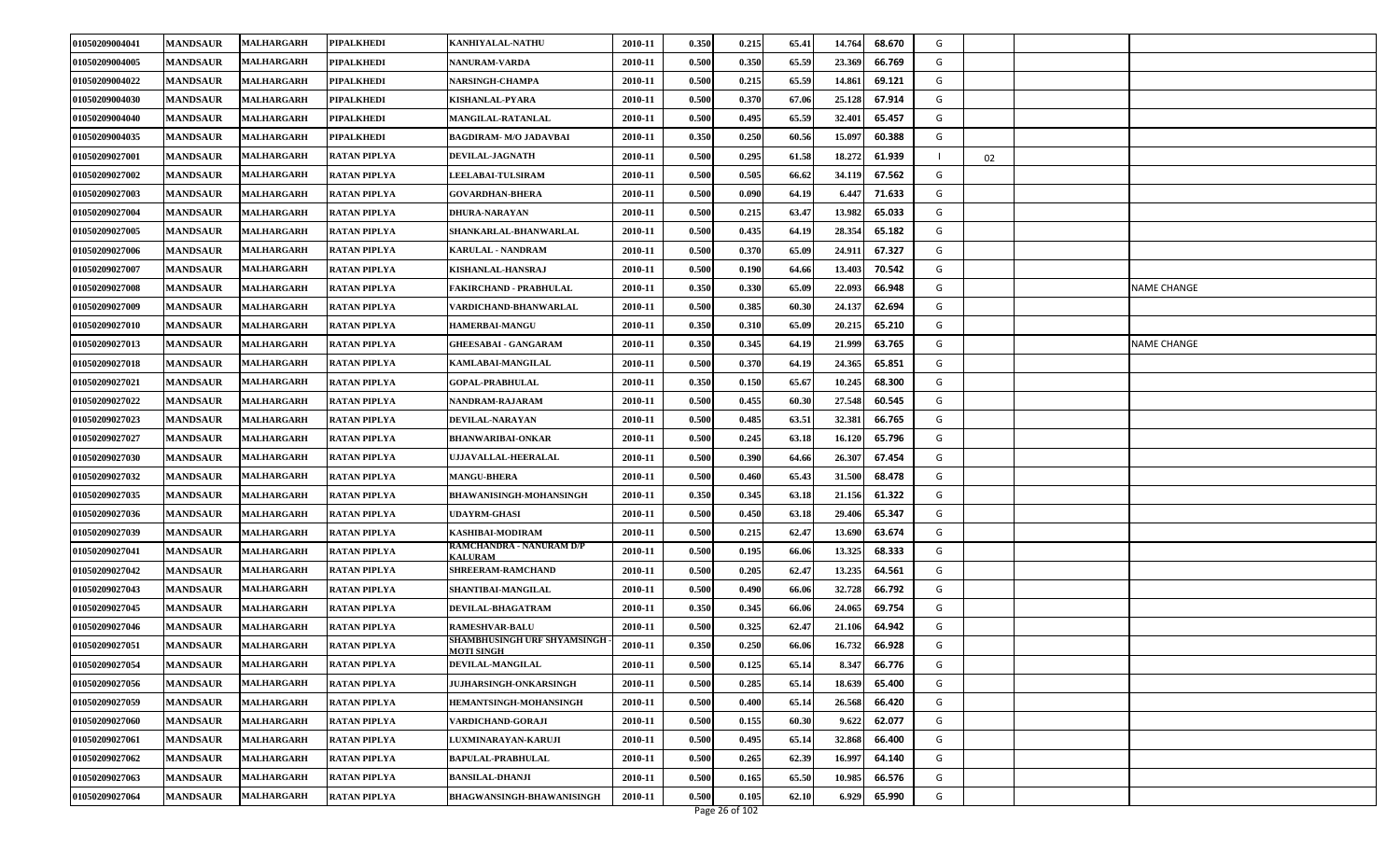| | | | | | | | | | | | | | | |
|---|---|---|---|---|---|---|---|---|---|---|---|---|---|---|
| 01050209004041 | MANDSAUR | MALHARGARH | PIPALKHEDI | KANHIYALAL-NATHU | 2010-11 | 0.350 | 0.215 | 65.41 | 14.764 | 68.670 | G | | | |
| 01050209004005 | MANDSAUR | MALHARGARH | PIPALKHEDI | NANURAM-VARDA | 2010-11 | 0.500 | 0.350 | 65.59 | 23.369 | 66.769 | G | | | |
| 01050209004022 | MANDSAUR | MALHARGARH | PIPALKHEDI | NARSINGH-CHAMPA | 2010-11 | 0.500 | 0.215 | 65.59 | 14.861 | 69.121 | G | | | |
| 01050209004030 | MANDSAUR | MALHARGARH | PIPALKHEDI | KISHANLAL-PYARA | 2010-11 | 0.500 | 0.370 | 67.06 | 25.128 | 67.914 | G | | | |
| 01050209004040 | MANDSAUR | MALHARGARH | PIPALKHEDI | MANGILAL-RATANLAL | 2010-11 | 0.500 | 0.495 | 65.59 | 32.401 | 65.457 | G | | | |
| 01050209004035 | MANDSAUR | MALHARGARH | PIPALKHEDI | BAGDIRAM- M/O JADAVBAI | 2010-11 | 0.350 | 0.250 | 60.56 | 15.097 | 60.388 | G | | | |
| 01050209027001 | MANDSAUR | MALHARGARH | RATAN PIPLYA | DEVILAL-JAGNATH | 2010-11 | 0.500 | 0.295 | 61.58 | 18.272 | 61.939 | I | 02 | | |
| 01050209027002 | MANDSAUR | MALHARGARH | RATAN PIPLYA | LEELABAI-TULSIRAM | 2010-11 | 0.500 | 0.505 | 66.62 | 34.119 | 67.562 | G | | | |
| 01050209027003 | MANDSAUR | MALHARGARH | RATAN PIPLYA | GOVARDHAN-BHERA | 2010-11 | 0.500 | 0.090 | 64.19 | 6.447 | 71.633 | G | | | |
| 01050209027004 | MANDSAUR | MALHARGARH | RATAN PIPLYA | DHURA-NARAYAN | 2010-11 | 0.500 | 0.215 | 63.47 | 13.982 | 65.033 | G | | | |
| 01050209027005 | MANDSAUR | MALHARGARH | RATAN PIPLYA | SHANKARLAL-BHANWARLAL | 2010-11 | 0.500 | 0.435 | 64.19 | 28.354 | 65.182 | G | | | |
| 01050209027006 | MANDSAUR | MALHARGARH | RATAN PIPLYA | KARULAL - NANDRAM | 2010-11 | 0.500 | 0.370 | 65.09 | 24.911 | 67.327 | G | | | |
| 01050209027007 | MANDSAUR | MALHARGARH | RATAN PIPLYA | KISHANLAL-HANSRAJ | 2010-11 | 0.500 | 0.190 | 64.66 | 13.403 | 70.542 | G | | | |
| 01050209027008 | MANDSAUR | MALHARGARH | RATAN PIPLYA | FAKIRCHAND - PRABHULAL | 2010-11 | 0.350 | 0.330 | 65.09 | 22.093 | 66.948 | G | | | NAME CHANGE |
| 01050209027009 | MANDSAUR | MALHARGARH | RATAN PIPLYA | VARDICHAND-BHANWARLAL | 2010-11 | 0.500 | 0.385 | 60.30 | 24.137 | 62.694 | G | | | |
| 01050209027010 | MANDSAUR | MALHARGARH | RATAN PIPLYA | HAMERBAI-MANGU | 2010-11 | 0.350 | 0.310 | 65.09 | 20.215 | 65.210 | G | | | |
| 01050209027013 | MANDSAUR | MALHARGARH | RATAN PIPLYA | GHEESABAI - GANGARAM | 2010-11 | 0.350 | 0.345 | 64.19 | 21.999 | 63.765 | G | | | NAME CHANGE |
| 01050209027018 | MANDSAUR | MALHARGARH | RATAN PIPLYA | KAMLABAI-MANGILAL | 2010-11 | 0.500 | 0.370 | 64.19 | 24.365 | 65.851 | G | | | |
| 01050209027021 | MANDSAUR | MALHARGARH | RATAN PIPLYA | GOPAL-PRABHULAL | 2010-11 | 0.350 | 0.150 | 65.67 | 10.245 | 68.300 | G | | | |
| 01050209027022 | MANDSAUR | MALHARGARH | RATAN PIPLYA | NANDRAM-RAJARAM | 2010-11 | 0.500 | 0.455 | 60.30 | 27.548 | 60.545 | G | | | |
| 01050209027023 | MANDSAUR | MALHARGARH | RATAN PIPLYA | DEVILAL-NARAYAN | 2010-11 | 0.500 | 0.485 | 63.51 | 32.381 | 66.765 | G | | | |
| 01050209027027 | MANDSAUR | MALHARGARH | RATAN PIPLYA | BHANWARIBAI-ONKAR | 2010-11 | 0.500 | 0.245 | 63.18 | 16.120 | 65.796 | G | | | |
| 01050209027030 | MANDSAUR | MALHARGARH | RATAN PIPLYA | UJJAVALLAL-HEERALAL | 2010-11 | 0.500 | 0.390 | 64.66 | 26.307 | 67.454 | G | | | |
| 01050209027032 | MANDSAUR | MALHARGARH | RATAN PIPLYA | MANGU-BHERA | 2010-11 | 0.500 | 0.460 | 65.43 | 31.500 | 68.478 | G | | | |
| 01050209027035 | MANDSAUR | MALHARGARH | RATAN PIPLYA | BHAWANISINGH-MOHANSINGH | 2010-11 | 0.350 | 0.345 | 63.18 | 21.156 | 61.322 | G | | | |
| 01050209027036 | MANDSAUR | MALHARGARH | RATAN PIPLYA | UDAYRM-GHASI | 2010-11 | 0.500 | 0.450 | 63.18 | 29.406 | 65.347 | G | | | |
| 01050209027039 | MANDSAUR | MALHARGARH | RATAN PIPLYA | KASHIBAI-MODIRAM | 2010-11 | 0.500 | 0.215 | 62.47 | 13.690 | 63.674 | G | | | |
| 01050209027041 | MANDSAUR | MALHARGARH | RATAN PIPLYA | RAMCHANDRA - NANURAM D/P KALURAM | 2010-11 | 0.500 | 0.195 | 66.06 | 13.325 | 68.333 | G | | | |
| 01050209027042 | MANDSAUR | MALHARGARH | RATAN PIPLYA | SHREERAM-RAMCHAND | 2010-11 | 0.500 | 0.205 | 62.47 | 13.235 | 64.561 | G | | | |
| 01050209027043 | MANDSAUR | MALHARGARH | RATAN PIPLYA | SHANTIBAI-MANGILAL | 2010-11 | 0.500 | 0.490 | 66.06 | 32.728 | 66.792 | G | | | |
| 01050209027045 | MANDSAUR | MALHARGARH | RATAN PIPLYA | DEVILAL-BHAGATRAM | 2010-11 | 0.350 | 0.345 | 66.06 | 24.065 | 69.754 | G | | | |
| 01050209027046 | MANDSAUR | MALHARGARH | RATAN PIPLYA | RAMESHVAR-BALU | 2010-11 | 0.500 | 0.325 | 62.47 | 21.106 | 64.942 | G | | | |
| 01050209027051 | MANDSAUR | MALHARGARH | RATAN PIPLYA | SHAMBHUSINGH URF SHYAMSINGH - MOTI SINGH | 2010-11 | 0.350 | 0.250 | 66.06 | 16.732 | 66.928 | G | | | |
| 01050209027054 | MANDSAUR | MALHARGARH | RATAN PIPLYA | DEVILAL-MANGILAL | 2010-11 | 0.500 | 0.125 | 65.14 | 8.347 | 66.776 | G | | | |
| 01050209027056 | MANDSAUR | MALHARGARH | RATAN PIPLYA | JUJHARSINGH-ONKARSINGH | 2010-11 | 0.500 | 0.285 | 65.14 | 18.639 | 65.400 | G | | | |
| 01050209027059 | MANDSAUR | MALHARGARH | RATAN PIPLYA | HEMANTSINGH-MOHANSINGH | 2010-11 | 0.500 | 0.400 | 65.14 | 26.568 | 66.420 | G | | | |
| 01050209027060 | MANDSAUR | MALHARGARH | RATAN PIPLYA | VARDICHAND-GORAJI | 2010-11 | 0.500 | 0.155 | 60.30 | 9.622 | 62.077 | G | | | |
| 01050209027061 | MANDSAUR | MALHARGARH | RATAN PIPLYA | LUXMINARAYAN-KARUJI | 2010-11 | 0.500 | 0.495 | 65.14 | 32.868 | 66.400 | G | | | |
| 01050209027062 | MANDSAUR | MALHARGARH | RATAN PIPLYA | BAPULAL-PRABHULAL | 2010-11 | 0.500 | 0.265 | 62.39 | 16.997 | 64.140 | G | | | |
| 01050209027063 | MANDSAUR | MALHARGARH | RATAN PIPLYA | BANSILAL-DHANJI | 2010-11 | 0.500 | 0.165 | 65.50 | 10.985 | 66.576 | G | | | |
| 01050209027064 | MANDSAUR | MALHARGARH | RATAN PIPLYA | BHAGWANSINGH-BHAWANISINGH | 2010-11 | 0.500 | 0.105 | 62.10 | 6.929 | 65.990 | G | | | |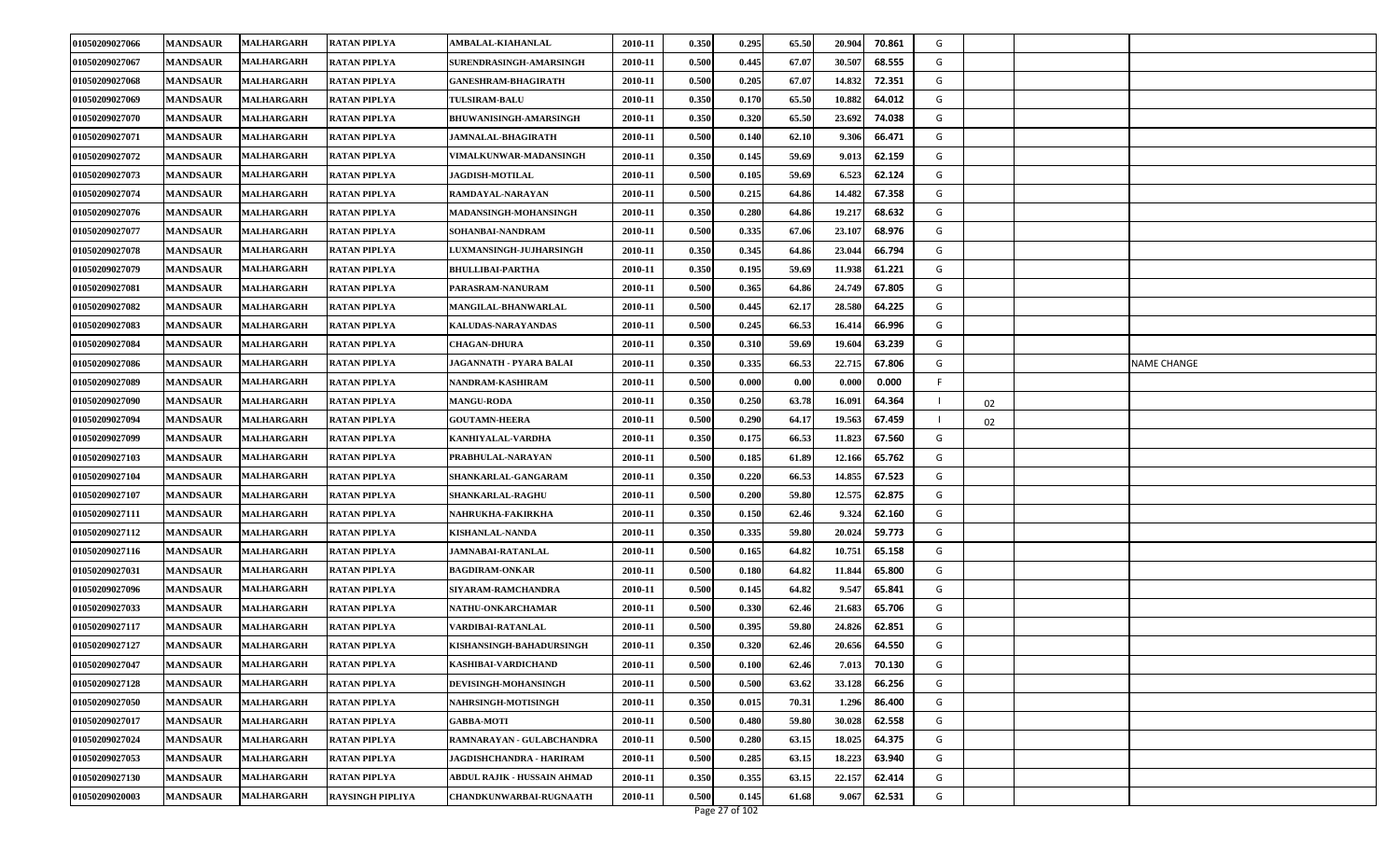| | | | | | | | | | | | | | | |
|---|---|---|---|---|---|---|---|---|---|---|---|---|---|---|
| 01050209027066 | MANDSAUR | MALHARGARH | RATAN PIPLYA | AMBALAL-KIAHANLAL | 2010-11 | 0.350 | 0.295 | 65.50 | 20.904 | 70.861 | G | | | |
| 01050209027067 | MANDSAUR | MALHARGARH | RATAN PIPLYA | SURENDRASINGH-AMARSINGH | 2010-11 | 0.500 | 0.445 | 67.07 | 30.507 | 68.555 | G | | | |
| 01050209027068 | MANDSAUR | MALHARGARH | RATAN PIPLYA | GANESHRAM-BHAGIRATH | 2010-11 | 0.500 | 0.205 | 67.07 | 14.832 | 72.351 | G | | | |
| 01050209027069 | MANDSAUR | MALHARGARH | RATAN PIPLYA | TULSIRAM-BALU | 2010-11 | 0.350 | 0.170 | 65.50 | 10.882 | 64.012 | G | | | |
| 01050209027070 | MANDSAUR | MALHARGARH | RATAN PIPLYA | BHUWANISINGH-AMARSINGH | 2010-11 | 0.350 | 0.320 | 65.50 | 23.692 | 74.038 | G | | | |
| 01050209027071 | MANDSAUR | MALHARGARH | RATAN PIPLYA | JAMNALAL-BHAGIRATH | 2010-11 | 0.500 | 0.140 | 62.10 | 9.306 | 66.471 | G | | | |
| 01050209027072 | MANDSAUR | MALHARGARH | RATAN PIPLYA | VIMALKUNWAR-MADANSINGH | 2010-11 | 0.350 | 0.145 | 59.69 | 9.013 | 62.159 | G | | | |
| 01050209027073 | MANDSAUR | MALHARGARH | RATAN PIPLYA | JAGDISH-MOTILAL | 2010-11 | 0.500 | 0.105 | 59.69 | 6.523 | 62.124 | G | | | |
| 01050209027074 | MANDSAUR | MALHARGARH | RATAN PIPLYA | RAMDAYAL-NARAYAN | 2010-11 | 0.500 | 0.215 | 64.86 | 14.482 | 67.358 | G | | | |
| 01050209027076 | MANDSAUR | MALHARGARH | RATAN PIPLYA | MADANSINGH-MOHANSINGH | 2010-11 | 0.350 | 0.280 | 64.86 | 19.217 | 68.632 | G | | | |
| 01050209027077 | MANDSAUR | MALHARGARH | RATAN PIPLYA | SOHANBAI-NANDRAM | 2010-11 | 0.500 | 0.335 | 67.06 | 23.107 | 68.976 | G | | | |
| 01050209027078 | MANDSAUR | MALHARGARH | RATAN PIPLYA | LUXMANSINGH-JUJHARSINGH | 2010-11 | 0.350 | 0.345 | 64.86 | 23.044 | 66.794 | G | | | |
| 01050209027079 | MANDSAUR | MALHARGARH | RATAN PIPLYA | BHULLIBAI-PARTHA | 2010-11 | 0.350 | 0.195 | 59.69 | 11.938 | 61.221 | G | | | |
| 01050209027081 | MANDSAUR | MALHARGARH | RATAN PIPLYA | PARASRAM-NANURAM | 2010-11 | 0.500 | 0.365 | 64.86 | 24.749 | 67.805 | G | | | |
| 01050209027082 | MANDSAUR | MALHARGARH | RATAN PIPLYA | MANGILAL-BHANWARLAL | 2010-11 | 0.500 | 0.445 | 62.17 | 28.580 | 64.225 | G | | | |
| 01050209027083 | MANDSAUR | MALHARGARH | RATAN PIPLYA | KALUDAS-NARAYANDAS | 2010-11 | 0.500 | 0.245 | 66.53 | 16.414 | 66.996 | G | | | |
| 01050209027084 | MANDSAUR | MALHARGARH | RATAN PIPLYA | CHAGAN-DHURA | 2010-11 | 0.350 | 0.310 | 59.69 | 19.604 | 63.239 | G | | | |
| 01050209027086 | MANDSAUR | MALHARGARH | RATAN PIPLYA | JAGANNATH - PYARA BALAI | 2010-11 | 0.350 | 0.335 | 66.53 | 22.715 | 67.806 | G | | | NAME CHANGE |
| 01050209027089 | MANDSAUR | MALHARGARH | RATAN PIPLYA | NANDRAM-KASHIRAM | 2010-11 | 0.500 | 0.000 | 0.00 | 0.000 | 0.000 | F | | | |
| 01050209027090 | MANDSAUR | MALHARGARH | RATAN PIPLYA | MANGU-RODA | 2010-11 | 0.350 | 0.250 | 63.78 | 16.091 | 64.364 | I | 02 | | |
| 01050209027094 | MANDSAUR | MALHARGARH | RATAN PIPLYA | GOUTAMN-HEERA | 2010-11 | 0.500 | 0.290 | 64.17 | 19.563 | 67.459 | I | 02 | | |
| 01050209027099 | MANDSAUR | MALHARGARH | RATAN PIPLYA | KANHIYALAL-VARDHA | 2010-11 | 0.350 | 0.175 | 66.53 | 11.823 | 67.560 | G | | | |
| 01050209027103 | MANDSAUR | MALHARGARH | RATAN PIPLYA | PRABHULAL-NARAYAN | 2010-11 | 0.500 | 0.185 | 61.89 | 12.166 | 65.762 | G | | | |
| 01050209027104 | MANDSAUR | MALHARGARH | RATAN PIPLYA | SHANKARLAL-GANGARAM | 2010-11 | 0.350 | 0.220 | 66.53 | 14.855 | 67.523 | G | | | |
| 01050209027107 | MANDSAUR | MALHARGARH | RATAN PIPLYA | SHANKARLAL-RAGHU | 2010-11 | 0.500 | 0.200 | 59.80 | 12.575 | 62.875 | G | | | |
| 01050209027111 | MANDSAUR | MALHARGARH | RATAN PIPLYA | NAHRUKHA-FAKIRKHA | 2010-11 | 0.350 | 0.150 | 62.46 | 9.324 | 62.160 | G | | | |
| 01050209027112 | MANDSAUR | MALHARGARH | RATAN PIPLYA | KISHANLAL-NANDA | 2010-11 | 0.350 | 0.335 | 59.80 | 20.024 | 59.773 | G | | | |
| 01050209027116 | MANDSAUR | MALHARGARH | RATAN PIPLYA | JAMNABAI-RATANLAL | 2010-11 | 0.500 | 0.165 | 64.82 | 10.751 | 65.158 | G | | | |
| 01050209027031 | MANDSAUR | MALHARGARH | RATAN PIPLYA | BAGDIRAM-ONKAR | 2010-11 | 0.500 | 0.180 | 64.82 | 11.844 | 65.800 | G | | | |
| 01050209027096 | MANDSAUR | MALHARGARH | RATAN PIPLYA | SIYARAM-RAMCHANDRA | 2010-11 | 0.500 | 0.145 | 64.82 | 9.547 | 65.841 | G | | | |
| 01050209027033 | MANDSAUR | MALHARGARH | RATAN PIPLYA | NATHU-ONKARCHAMAR | 2010-11 | 0.500 | 0.330 | 62.46 | 21.683 | 65.706 | G | | | |
| 01050209027117 | MANDSAUR | MALHARGARH | RATAN PIPLYA | VARDIBAI-RATANLAL | 2010-11 | 0.500 | 0.395 | 59.80 | 24.826 | 62.851 | G | | | |
| 01050209027127 | MANDSAUR | MALHARGARH | RATAN PIPLYA | KISHANSINGH-BAHADURSINGH | 2010-11 | 0.350 | 0.320 | 62.46 | 20.656 | 64.550 | G | | | |
| 01050209027047 | MANDSAUR | MALHARGARH | RATAN PIPLYA | KASHIBAI-VARDICHAND | 2010-11 | 0.500 | 0.100 | 62.46 | 7.013 | 70.130 | G | | | |
| 01050209027128 | MANDSAUR | MALHARGARH | RATAN PIPLYA | DEVISINGH-MOHANSINGH | 2010-11 | 0.500 | 0.500 | 63.62 | 33.128 | 66.256 | G | | | |
| 01050209027050 | MANDSAUR | MALHARGARH | RATAN PIPLYA | NAHRSINGH-MOTISINGH | 2010-11 | 0.350 | 0.015 | 70.31 | 1.296 | 86.400 | G | | | |
| 01050209027017 | MANDSAUR | MALHARGARH | RATAN PIPLYA | GABBA-MOTI | 2010-11 | 0.500 | 0.480 | 59.80 | 30.028 | 62.558 | G | | | |
| 01050209027024 | MANDSAUR | MALHARGARH | RATAN PIPLYA | RAMNARAYAN - GULABCHANDRA | 2010-11 | 0.500 | 0.280 | 63.15 | 18.025 | 64.375 | G | | | |
| 01050209027053 | MANDSAUR | MALHARGARH | RATAN PIPLYA | JAGDISHCHANDRA - HARIRAM | 2010-11 | 0.500 | 0.285 | 63.15 | 18.223 | 63.940 | G | | | |
| 01050209027130 | MANDSAUR | MALHARGARH | RATAN PIPLYA | ABDUL RAJIK - HUSSAIN AHMAD | 2010-11 | 0.350 | 0.355 | 63.15 | 22.157 | 62.414 | G | | | |
| 01050209020003 | MANDSAUR | MALHARGARH | RAYSINGH PIPLIYA | CHANDKUNWARBAI-RUGNAATH | 2010-11 | 0.500 | 0.145 | 61.68 | 9.067 | 62.531 | G | | | |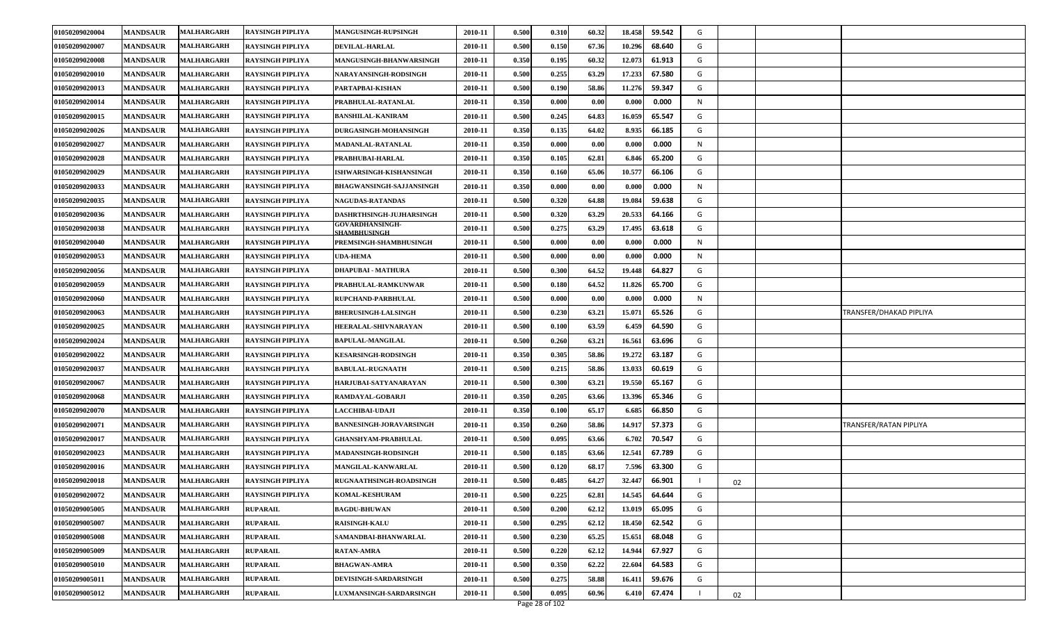| | | | | | | | | | | | | | | |
|---|---|---|---|---|---|---|---|---|---|---|---|---|---|---|
| 01050209020004 | MANDSAUR | MALHARGARH | RAYSINGH PIPLIYA | MANGUSINGH-RUPSINGH | 2010-11 | 0.500 | 0.310 | 60.32 | 18.458 | 59.542 | G | | | |
| 01050209020007 | MANDSAUR | MALHARGARH | RAYSINGH PIPLIYA | DEVILAL-HARLAL | 2010-11 | 0.500 | 0.150 | 67.36 | 10.296 | 68.640 | G | | | |
| 01050209020008 | MANDSAUR | MALHARGARH | RAYSINGH PIPLIYA | MANGUSINGH-BHANWARSINGH | 2010-11 | 0.350 | 0.195 | 60.32 | 12.073 | 61.913 | G | | | |
| 01050209020010 | MANDSAUR | MALHARGARH | RAYSINGH PIPLIYA | NARAYANSINGH-RODSINGH | 2010-11 | 0.500 | 0.255 | 63.29 | 17.233 | 67.580 | G | | | |
| 01050209020013 | MANDSAUR | MALHARGARH | RAYSINGH PIPLIYA | PARTAPBAI-KISHAN | 2010-11 | 0.500 | 0.190 | 58.86 | 11.276 | 59.347 | G | | | |
| 01050209020014 | MANDSAUR | MALHARGARH | RAYSINGH PIPLIYA | PRABHULAL-RATANLAL | 2010-11 | 0.350 | 0.000 | 0.00 | 0.000 | 0.000 | N | | | |
| 01050209020015 | MANDSAUR | MALHARGARH | RAYSINGH PIPLIYA | BANSHILAL-KANIRAM | 2010-11 | 0.500 | 0.245 | 64.83 | 16.059 | 65.547 | G | | | |
| 01050209020026 | MANDSAUR | MALHARGARH | RAYSINGH PIPLIYA | DURGASINGH-MOHANSINGH | 2010-11 | 0.350 | 0.135 | 64.02 | 8.935 | 66.185 | G | | | |
| 01050209020027 | MANDSAUR | MALHARGARH | RAYSINGH PIPLIYA | MADANLAL-RATANLAL | 2010-11 | 0.350 | 0.000 | 0.00 | 0.000 | 0.000 | N | | | |
| 01050209020028 | MANDSAUR | MALHARGARH | RAYSINGH PIPLIYA | PRABHUBAI-HARLAL | 2010-11 | 0.350 | 0.105 | 62.81 | 6.846 | 65.200 | G | | | |
| 01050209020029 | MANDSAUR | MALHARGARH | RAYSINGH PIPLIYA | ISHWARSINGH-KISHANSINGH | 2010-11 | 0.350 | 0.160 | 65.06 | 10.577 | 66.106 | G | | | |
| 01050209020033 | MANDSAUR | MALHARGARH | RAYSINGH PIPLIYA | BHAGWANSINGH-SAJJANSINGH | 2010-11 | 0.350 | 0.000 | 0.00 | 0.000 | 0.000 | N | | | |
| 01050209020035 | MANDSAUR | MALHARGARH | RAYSINGH PIPLIYA | NAGUDAS-RATANDAS | 2010-11 | 0.500 | 0.320 | 64.88 | 19.084 | 59.638 | G | | | |
| 01050209020036 | MANDSAUR | MALHARGARH | RAYSINGH PIPLIYA | DASHRTHSINGH-JUJHARSINGH | 2010-11 | 0.500 | 0.320 | 63.29 | 20.533 | 64.166 | G | | | |
| 01050209020038 | MANDSAUR | MALHARGARH | RAYSINGH PIPLIYA | GOVARDHANSINGH-SHAMBHUSINGH | 2010-11 | 0.500 | 0.275 | 63.29 | 17.495 | 63.618 | G | | | |
| 01050209020040 | MANDSAUR | MALHARGARH | RAYSINGH PIPLIYA | PREMSINGH-SHAMBHUSINGH | 2010-11 | 0.500 | 0.000 | 0.00 | 0.000 | 0.000 | N | | | |
| 01050209020053 | MANDSAUR | MALHARGARH | RAYSINGH PIPLIYA | UDA-HEMA | 2010-11 | 0.500 | 0.000 | 0.00 | 0.000 | 0.000 | N | | | |
| 01050209020056 | MANDSAUR | MALHARGARH | RAYSINGH PIPLIYA | DHAPUBAI - MATHURA | 2010-11 | 0.500 | 0.300 | 64.52 | 19.448 | 64.827 | G | | | |
| 01050209020059 | MANDSAUR | MALHARGARH | RAYSINGH PIPLIYA | PRABHULAL-RAMKUNWAR | 2010-11 | 0.500 | 0.180 | 64.52 | 11.826 | 65.700 | G | | | |
| 01050209020060 | MANDSAUR | MALHARGARH | RAYSINGH PIPLIYA | RUPCHAND-PARBHULAL | 2010-11 | 0.500 | 0.000 | 0.00 | 0.000 | 0.000 | N | | | |
| 01050209020063 | MANDSAUR | MALHARGARH | RAYSINGH PIPLIYA | BHERUSINGH-LALSINGH | 2010-11 | 0.500 | 0.230 | 63.21 | 15.071 | 65.526 | G | | | TRANSFER/DHAKAD PIPLIYA |
| 01050209020025 | MANDSAUR | MALHARGARH | RAYSINGH PIPLIYA | HEERALAL-SHIVNARAYAN | 2010-11 | 0.500 | 0.100 | 63.59 | 6.459 | 64.590 | G | | | |
| 01050209020024 | MANDSAUR | MALHARGARH | RAYSINGH PIPLIYA | BAPULAL-MANGILAL | 2010-11 | 0.500 | 0.260 | 63.21 | 16.561 | 63.696 | G | | | |
| 01050209020022 | MANDSAUR | MALHARGARH | RAYSINGH PIPLIYA | KESARSINGH-RODSINGH | 2010-11 | 0.350 | 0.305 | 58.86 | 19.272 | 63.187 | G | | | |
| 01050209020037 | MANDSAUR | MALHARGARH | RAYSINGH PIPLIYA | BABULAL-RUGNAATH | 2010-11 | 0.500 | 0.215 | 58.86 | 13.033 | 60.619 | G | | | |
| 01050209020067 | MANDSAUR | MALHARGARH | RAYSINGH PIPLIYA | HARJUBAI-SATYANARAYAN | 2010-11 | 0.500 | 0.300 | 63.21 | 19.550 | 65.167 | G | | | |
| 01050209020068 | MANDSAUR | MALHARGARH | RAYSINGH PIPLIYA | RAMDAYAL-GOBARJI | 2010-11 | 0.350 | 0.205 | 63.66 | 13.396 | 65.346 | G | | | |
| 01050209020070 | MANDSAUR | MALHARGARH | RAYSINGH PIPLIYA | LACCHIBAI-UDAJI | 2010-11 | 0.350 | 0.100 | 65.17 | 6.685 | 66.850 | G | | | |
| 01050209020071 | MANDSAUR | MALHARGARH | RAYSINGH PIPLIYA | BANNESINGH-JORAVARSINGH | 2010-11 | 0.350 | 0.260 | 58.86 | 14.917 | 57.373 | G | | | TRANSFER/RATAN PIPLIYA |
| 01050209020017 | MANDSAUR | MALHARGARH | RAYSINGH PIPLIYA | GHANSHYAM-PRABHULAL | 2010-11 | 0.500 | 0.095 | 63.66 | 6.702 | 70.547 | G | | | |
| 01050209020023 | MANDSAUR | MALHARGARH | RAYSINGH PIPLIYA | MADANSINGH-RODSINGH | 2010-11 | 0.500 | 0.185 | 63.66 | 12.541 | 67.789 | G | | | |
| 01050209020016 | MANDSAUR | MALHARGARH | RAYSINGH PIPLIYA | MANGILAL-KANWARLAL | 2010-11 | 0.500 | 0.120 | 68.17 | 7.596 | 63.300 | G | | | |
| 01050209020018 | MANDSAUR | MALHARGARH | RAYSINGH PIPLIYA | RUGNAATHSINGH-ROADSINGH | 2010-11 | 0.500 | 0.485 | 64.27 | 32.447 | 66.901 | I | 02 | | |
| 01050209020072 | MANDSAUR | MALHARGARH | RAYSINGH PIPLIYA | KOMAL-KESHURAM | 2010-11 | 0.500 | 0.225 | 62.81 | 14.545 | 64.644 | G | | | |
| 01050209005005 | MANDSAUR | MALHARGARH | RUPARAIL | BAGDU-BHUWAN | 2010-11 | 0.500 | 0.200 | 62.12 | 13.019 | 65.095 | G | | | |
| 01050209005007 | MANDSAUR | MALHARGARH | RUPARAIL | RAISINGH-KALU | 2010-11 | 0.500 | 0.295 | 62.12 | 18.450 | 62.542 | G | | | |
| 01050209005008 | MANDSAUR | MALHARGARH | RUPARAIL | SAMANDBAI-BHANWARLAL | 2010-11 | 0.500 | 0.230 | 65.25 | 15.651 | 68.048 | G | | | |
| 01050209005009 | MANDSAUR | MALHARGARH | RUPARAIL | RATAN-AMRA | 2010-11 | 0.500 | 0.220 | 62.12 | 14.944 | 67.927 | G | | | |
| 01050209005010 | MANDSAUR | MALHARGARH | RUPARAIL | BHAGWAN-AMRA | 2010-11 | 0.500 | 0.350 | 62.22 | 22.604 | 64.583 | G | | | |
| 01050209005011 | MANDSAUR | MALHARGARH | RUPARAIL | DEVISINGH-SARDARSINGH | 2010-11 | 0.500 | 0.275 | 58.88 | 16.411 | 59.676 | G | | | |
| 01050209005012 | MANDSAUR | MALHARGARH | RUPARAIL | LUXMANSINGH-SARDARSINGH | 2010-11 | 0.500 | 0.095 | 60.96 | 6.410 | 67.474 | I | 02 | | |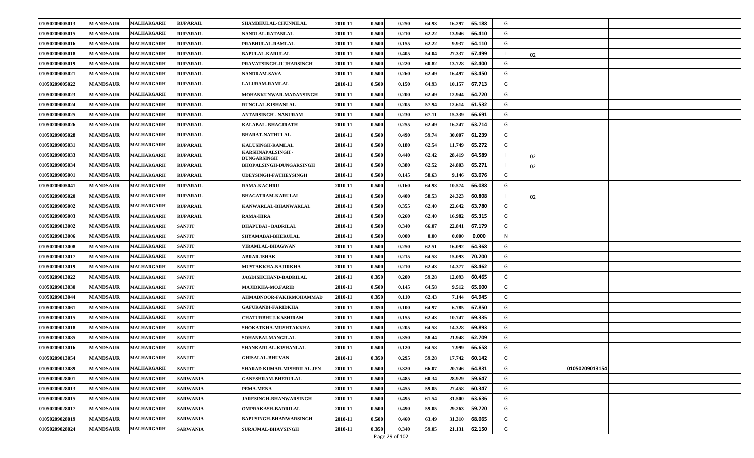| | | | | | | | | | | | | | | |
|---|---|---|---|---|---|---|---|---|---|---|---|---|---|---|
| 01050209005013 | MANDSAUR | MALHARGARH | RUPARAIL | SHAMBHULAL-CHUNNILAL | 2010-11 | 0.500 | 0.250 | 64.93 | 16.297 | 65.188 | G | | | |
| 01050209005015 | MANDSAUR | MALHARGARH | RUPARAIL | NANDLAL-RATANLAL | 2010-11 | 0.500 | 0.210 | 62.22 | 13.946 | 66.410 | G | | | |
| 01050209005016 | MANDSAUR | MALHARGARH | RUPARAIL | PRABHULAL-RAMLAL | 2010-11 | 0.500 | 0.155 | 62.22 | 9.937 | 64.110 | G | | | |
| 01050209005018 | MANDSAUR | MALHARGARH | RUPARAIL | BAPULAL-KARULAL | 2010-11 | 0.500 | 0.405 | 54.04 | 27.337 | 67.499 | I | 02 | | |
| 01050209005019 | MANDSAUR | MALHARGARH | RUPARAIL | PRAVATSINGH-JUJHARSINGH | 2010-11 | 0.500 | 0.220 | 60.82 | 13.728 | 62.400 | G | | | |
| 01050209005021 | MANDSAUR | MALHARGARH | RUPARAIL | NANDRAM-SAVA | 2010-11 | 0.500 | 0.260 | 62.49 | 16.497 | 63.450 | G | | | |
| 01050209005022 | MANDSAUR | MALHARGARH | RUPARAIL | LALURAM-RAMLAL | 2010-11 | 0.500 | 0.150 | 64.93 | 10.157 | 67.713 | G | | | |
| 01050209005023 | MANDSAUR | MALHARGARH | RUPARAIL | MOHANKUNWAR-MADANSINGH | 2010-11 | 0.500 | 0.200 | 62.49 | 12.944 | 64.720 | G | | | |
| 01050209005024 | MANDSAUR | MALHARGARH | RUPARAIL | RUNGLAL-KISHANLAL | 2010-11 | 0.500 | 0.205 | 57.94 | 12.614 | 61.532 | G | | | |
| 01050209005025 | MANDSAUR | MALHARGARH | RUPARAIL | ANTARSINGH - NANURAM | 2010-11 | 0.500 | 0.230 | 67.11 | 15.339 | 66.691 | G | | | |
| 01050209005026 | MANDSAUR | MALHARGARH | RUPARAIL | KALABAI - BHAGIRATH | 2010-11 | 0.500 | 0.255 | 62.49 | 16.247 | 63.714 | G | | | |
| 01050209005028 | MANDSAUR | MALHARGARH | RUPARAIL | BHARAT-NATHULAL | 2010-11 | 0.500 | 0.490 | 59.74 | 30.007 | 61.239 | G | | | |
| 01050209005031 | MANDSAUR | MALHARGARH | RUPARAIL | KALUSINGH-RAMLAL | 2010-11 | 0.500 | 0.180 | 62.54 | 11.749 | 65.272 | G | | | |
| 01050209005033 | MANDSAUR | MALHARGARH | RUPARAIL | KARSHNAPALSINGH - DUNGARSINGH | 2010-11 | 0.500 | 0.440 | 62.42 | 28.419 | 64.589 | I | 02 | | |
| 01050209005034 | MANDSAUR | MALHARGARH | RUPARAIL | BHOPALSINGH-DUNGARSINGH | 2010-11 | 0.500 | 0.380 | 62.52 | 24.803 | 65.271 | I | 02 | | |
| 01050209005001 | MANDSAUR | MALHARGARH | RUPARAIL | UDEYSINGH-FATHEYSINGH | 2010-11 | 0.500 | 0.145 | 58.63 | 9.146 | 63.076 | G | | | |
| 01050209005041 | MANDSAUR | MALHARGARH | RUPARAIL | RAMA-KACHRU | 2010-11 | 0.500 | 0.160 | 64.93 | 10.574 | 66.088 | G | | | |
| 01050209005020 | MANDSAUR | MALHARGARH | RUPARAIL | BHAGATRAM-KARULAL | 2010-11 | 0.500 | 0.400 | 58.53 | 24.323 | 60.808 | I | 02 | | |
| 01050209005002 | MANDSAUR | MALHARGARH | RUPARAIL | KANWARLAL-BHANWARLAL | 2010-11 | 0.500 | 0.355 | 62.40 | 22.642 | 63.780 | G | | | |
| 01050209005003 | MANDSAUR | MALHARGARH | RUPARAIL | RAMA-HIRA | 2010-11 | 0.500 | 0.260 | 62.40 | 16.982 | 65.315 | G | | | |
| 01050209013002 | MANDSAUR | MALHARGARH | SANJIT | DHAPUBAI - BADRILAL | 2010-11 | 0.500 | 0.340 | 66.07 | 22.841 | 67.179 | G | | | |
| 01050209013006 | MANDSAUR | MALHARGARH | SANJIT | SHYAMABAI-BHERULAL | 2010-11 | 0.500 | 0.000 | 0.00 | 0.000 | 0.000 | N | | | |
| 01050209013008 | MANDSAUR | MALHARGARH | SANJIT | VIRAMLAL-BHAGWAN | 2010-11 | 0.500 | 0.250 | 62.51 | 16.092 | 64.368 | G | | | |
| 01050209013017 | MANDSAUR | MALHARGARH | SANJIT | ABRAR-ISHAK | 2010-11 | 0.500 | 0.215 | 64.58 | 15.093 | 70.200 | G | | | |
| 01050209013019 | MANDSAUR | MALHARGARH | SANJIT | MUSTAKKHA-NAJIRKHA | 2010-11 | 0.500 | 0.210 | 62.43 | 14.377 | 68.462 | G | | | |
| 01050209013022 | MANDSAUR | MALHARGARH | SANJIT | JAGDISHCHAND-BADRILAL | 2010-11 | 0.350 | 0.200 | 59.28 | 12.093 | 60.465 | G | | | |
| 01050209013030 | MANDSAUR | MALHARGARH | SANJIT | MAJIDKHA-MO.FARID | 2010-11 | 0.500 | 0.145 | 64.58 | 9.512 | 65.600 | G | | | |
| 01050209013044 | MANDSAUR | MALHARGARH | SANJIT | AHMADNOOR-FAKIRMOHAMMAD | 2010-11 | 0.350 | 0.110 | 62.43 | 7.144 | 64.945 | G | | | |
| 01050209013061 | MANDSAUR | MALHARGARH | SANJIT | GAFURANBI-FARIDKHA | 2010-11 | 0.350 | 0.100 | 64.97 | 6.785 | 67.850 | G | | | |
| 01050209013015 | MANDSAUR | MALHARGARH | SANJIT | CHATURBHUJ-KASHIRAM | 2010-11 | 0.500 | 0.155 | 62.43 | 10.747 | 69.335 | G | | | |
| 01050209013018 | MANDSAUR | MALHARGARH | SANJIT | SHOKATKHA-MUSHTAKKHA | 2010-11 | 0.500 | 0.205 | 64.58 | 14.328 | 69.893 | G | | | |
| 01050209013085 | MANDSAUR | MALHARGARH | SANJIT | SOHANBAI-MANGILAL | 2010-11 | 0.350 | 0.350 | 58.44 | 21.948 | 62.709 | G | | | |
| 01050209013016 | MANDSAUR | MALHARGARH | SANJIT | SHANKARLAL-KISHANLAL | 2010-11 | 0.500 | 0.120 | 64.58 | 7.999 | 66.658 | G | | | |
| 01050209013054 | MANDSAUR | MALHARGARH | SANJIT | GHISALAL-BHUVAN | 2010-11 | 0.350 | 0.295 | 59.28 | 17.742 | 60.142 | G | | | |
| 01050209013089 | MANDSAUR | MALHARGARH | SANJIT | SHARAD KUMAR-MISHRILAL JEN | 2010-11 | 0.500 | 0.320 | 66.07 | 20.746 | 64.831 | G | | 01050209013154 | |
| 01050209028001 | MANDSAUR | MALHARGARH | SARWANIA | GANESHRAM-BHERULAL | 2010-11 | 0.500 | 0.485 | 60.34 | 28.929 | 59.647 | G | | | |
| 01050209028013 | MANDSAUR | MALHARGARH | SARWANIA | PEMA-MENA | 2010-11 | 0.500 | 0.455 | 59.05 | 27.458 | 60.347 | G | | | |
| 01050209028015 | MANDSAUR | MALHARGARH | SARWANIA | JARESINGH-BHANWARSINGH | 2010-11 | 0.500 | 0.495 | 61.54 | 31.500 | 63.636 | G | | | |
| 01050209028017 | MANDSAUR | MALHARGARH | SARWANIA | OMPRAKASH-BADRILAL | 2010-11 | 0.500 | 0.490 | 59.05 | 29.263 | 59.720 | G | | | |
| 01050209028019 | MANDSAUR | MALHARGARH | SARWANIA | BAPUSINGH-BHANWARSINGH | 2010-11 | 0.500 | 0.460 | 63.49 | 31.310 | 68.065 | G | | | |
| 01050209028024 | MANDSAUR | MALHARGARH | SARWANIA | SURAJMAL-BHAVSINGH | 2010-11 | 0.350 | 0.340 | 59.05 | 21.131 | 62.150 | G | | | |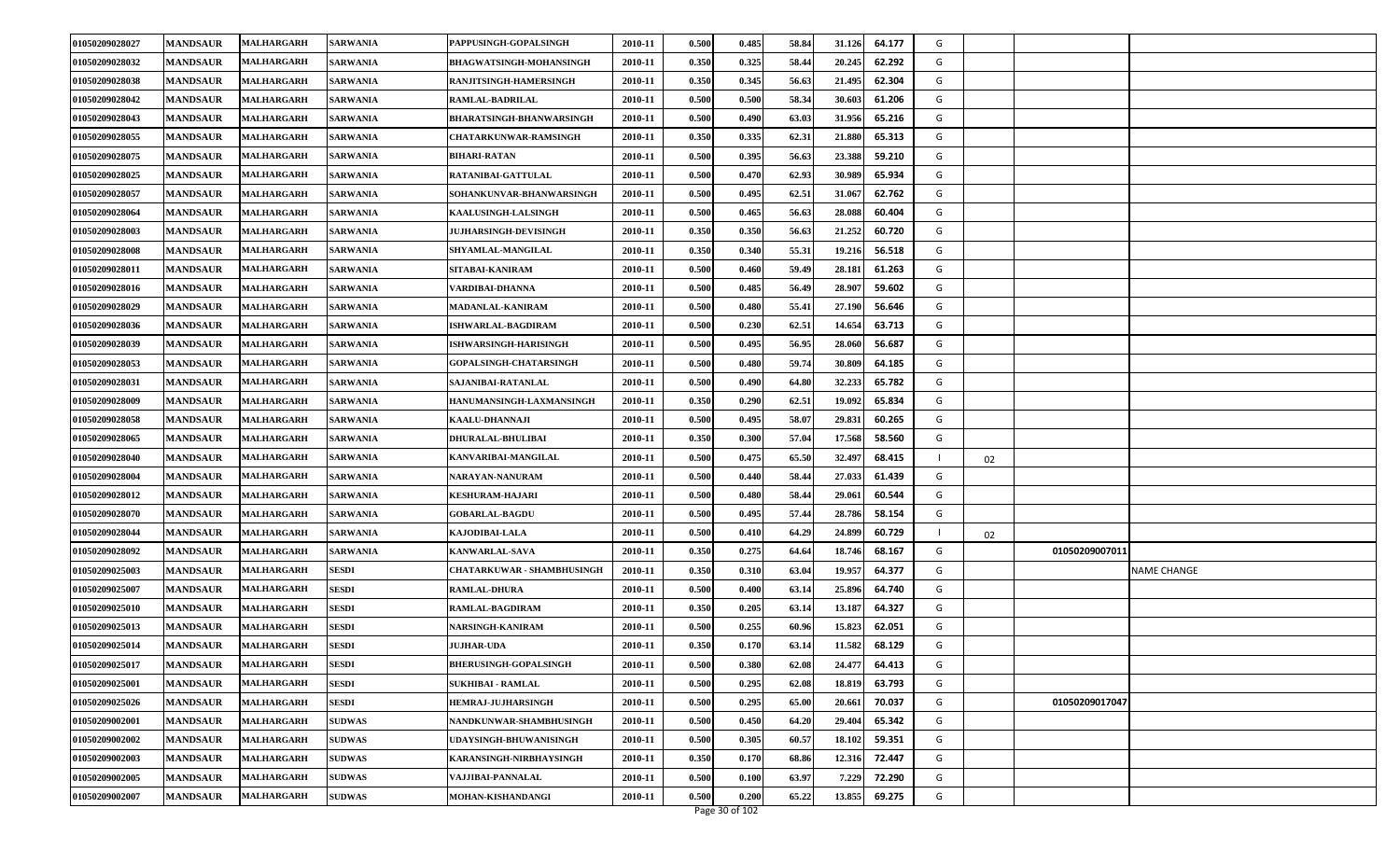| | | | | | | | | | | | | | | |
|---|---|---|---|---|---|---|---|---|---|---|---|---|---|---|
| 01050209028027 | MANDSAUR | MALHARGARH | SARWANIA | PAPPUSINGH-GOPALSINGH | 2010-11 | 0.500 | 0.485 | 58.84 | 31.126 | 64.177 | G | | | |
| 01050209028032 | MANDSAUR | MALHARGARH | SARWANIA | BHAGWATSINGH-MOHANSINGH | 2010-11 | 0.350 | 0.325 | 58.44 | 20.245 | 62.292 | G | | | |
| 01050209028038 | MANDSAUR | MALHARGARH | SARWANIA | RANJITSINGH-HAMERSINGH | 2010-11 | 0.350 | 0.345 | 56.63 | 21.495 | 62.304 | G | | | |
| 01050209028042 | MANDSAUR | MALHARGARH | SARWANIA | RAMLAL-BADRILAL | 2010-11 | 0.500 | 0.500 | 58.34 | 30.603 | 61.206 | G | | | |
| 01050209028043 | MANDSAUR | MALHARGARH | SARWANIA | BHARATSINGH-BHANWARSINGH | 2010-11 | 0.500 | 0.490 | 63.03 | 31.956 | 65.216 | G | | | |
| 01050209028055 | MANDSAUR | MALHARGARH | SARWANIA | CHATARKUNWAR-RAMSINGH | 2010-11 | 0.350 | 0.335 | 62.31 | 21.880 | 65.313 | G | | | |
| 01050209028075 | MANDSAUR | MALHARGARH | SARWANIA | BIHARI-RATAN | 2010-11 | 0.500 | 0.395 | 56.63 | 23.388 | 59.210 | G | | | |
| 01050209028025 | MANDSAUR | MALHARGARH | SARWANIA | RATANIBAI-GATTULAL | 2010-11 | 0.500 | 0.470 | 62.93 | 30.989 | 65.934 | G | | | |
| 01050209028057 | MANDSAUR | MALHARGARH | SARWANIA | SOHANKUNVAR-BHANWARSINGH | 2010-11 | 0.500 | 0.495 | 62.51 | 31.067 | 62.762 | G | | | |
| 01050209028064 | MANDSAUR | MALHARGARH | SARWANIA | KAALUSINGH-LALSINGH | 2010-11 | 0.500 | 0.465 | 56.63 | 28.088 | 60.404 | G | | | |
| 01050209028003 | MANDSAUR | MALHARGARH | SARWANIA | JUJHARSINGH-DEVISINGH | 2010-11 | 0.350 | 0.350 | 56.63 | 21.252 | 60.720 | G | | | |
| 01050209028008 | MANDSAUR | MALHARGARH | SARWANIA | SHYAMLAL-MANGILAL | 2010-11 | 0.350 | 0.340 | 55.31 | 19.216 | 56.518 | G | | | |
| 01050209028011 | MANDSAUR | MALHARGARH | SARWANIA | SITABAI-KANIRAM | 2010-11 | 0.500 | 0.460 | 59.49 | 28.181 | 61.263 | G | | | |
| 01050209028016 | MANDSAUR | MALHARGARH | SARWANIA | VARDIBAI-DHANNA | 2010-11 | 0.500 | 0.485 | 56.49 | 28.907 | 59.602 | G | | | |
| 01050209028029 | MANDSAUR | MALHARGARH | SARWANIA | MADANLAL-KANIRAM | 2010-11 | 0.500 | 0.480 | 55.41 | 27.190 | 56.646 | G | | | |
| 01050209028036 | MANDSAUR | MALHARGARH | SARWANIA | ISHWARLAL-BAGDIRAM | 2010-11 | 0.500 | 0.230 | 62.51 | 14.654 | 63.713 | G | | | |
| 01050209028039 | MANDSAUR | MALHARGARH | SARWANIA | ISHWARSINGH-HARISINGH | 2010-11 | 0.500 | 0.495 | 56.95 | 28.060 | 56.687 | G | | | |
| 01050209028053 | MANDSAUR | MALHARGARH | SARWANIA | GOPALSINGH-CHATARSINGH | 2010-11 | 0.500 | 0.480 | 59.74 | 30.809 | 64.185 | G | | | |
| 01050209028031 | MANDSAUR | MALHARGARH | SARWANIA | SAJANIBAI-RATANLAL | 2010-11 | 0.500 | 0.490 | 64.80 | 32.233 | 65.782 | G | | | |
| 01050209028009 | MANDSAUR | MALHARGARH | SARWANIA | HANUMANSINGH-LAXMANSINGH | 2010-11 | 0.350 | 0.290 | 62.51 | 19.092 | 65.834 | G | | | |
| 01050209028058 | MANDSAUR | MALHARGARH | SARWANIA | KAALU-DHANNAJI | 2010-11 | 0.500 | 0.495 | 58.07 | 29.831 | 60.265 | G | | | |
| 01050209028065 | MANDSAUR | MALHARGARH | SARWANIA | DHURALAL-BHULIBAI | 2010-11 | 0.350 | 0.300 | 57.04 | 17.568 | 58.560 | G | | | |
| 01050209028040 | MANDSAUR | MALHARGARH | SARWANIA | KANVARIBAI-MANGILAL | 2010-11 | 0.500 | 0.475 | 65.50 | 32.497 | 68.415 | I | 02 | | |
| 01050209028004 | MANDSAUR | MALHARGARH | SARWANIA | NARAYAN-NANURAM | 2010-11 | 0.500 | 0.440 | 58.44 | 27.033 | 61.439 | G | | | |
| 01050209028012 | MANDSAUR | MALHARGARH | SARWANIA | KESHURAM-HAJARI | 2010-11 | 0.500 | 0.480 | 58.44 | 29.061 | 60.544 | G | | | |
| 01050209028070 | MANDSAUR | MALHARGARH | SARWANIA | GOBARLAL-BAGDU | 2010-11 | 0.500 | 0.495 | 57.44 | 28.786 | 58.154 | G | | | |
| 01050209028044 | MANDSAUR | MALHARGARH | SARWANIA | KAJODIBAI-LALA | 2010-11 | 0.500 | 0.410 | 64.29 | 24.899 | 60.729 | I | 02 | | |
| 01050209028092 | MANDSAUR | MALHARGARH | SARWANIA | KANWARLAL-SAVA | 2010-11 | 0.350 | 0.275 | 64.64 | 18.746 | 68.167 | G | | 01050209007011 | |
| 01050209025003 | MANDSAUR | MALHARGARH | SESDI | CHATARKUWAR - SHAMBHUSINGH | 2010-11 | 0.350 | 0.310 | 63.04 | 19.957 | 64.377 | G | | | NAME CHANGE |
| 01050209025007 | MANDSAUR | MALHARGARH | SESDI | RAMLAL-DHURA | 2010-11 | 0.500 | 0.400 | 63.14 | 25.896 | 64.740 | G | | | |
| 01050209025010 | MANDSAUR | MALHARGARH | SESDI | RAMLAL-BAGDIRAM | 2010-11 | 0.350 | 0.205 | 63.14 | 13.187 | 64.327 | G | | | |
| 01050209025013 | MANDSAUR | MALHARGARH | SESDI | NARSINGH-KANIRAM | 2010-11 | 0.500 | 0.255 | 60.96 | 15.823 | 62.051 | G | | | |
| 01050209025014 | MANDSAUR | MALHARGARH | SESDI | JUJHAR-UDA | 2010-11 | 0.350 | 0.170 | 63.14 | 11.582 | 68.129 | G | | | |
| 01050209025017 | MANDSAUR | MALHARGARH | SESDI | BHERUSINGH-GOPALSINGH | 2010-11 | 0.500 | 0.380 | 62.08 | 24.477 | 64.413 | G | | | |
| 01050209025001 | MANDSAUR | MALHARGARH | SESDI | SUKHIBAI - RAMLAL | 2010-11 | 0.500 | 0.295 | 62.08 | 18.819 | 63.793 | G | | | |
| 01050209025026 | MANDSAUR | MALHARGARH | SESDI | HEMRAJ-JUJHARSINGH | 2010-11 | 0.500 | 0.295 | 65.00 | 20.661 | 70.037 | G | | 01050209017047 | |
| 01050209002001 | MANDSAUR | MALHARGARH | SUDWAS | NANDKUNWAR-SHAMBHUSINGH | 2010-11 | 0.500 | 0.450 | 64.20 | 29.404 | 65.342 | G | | | |
| 01050209002002 | MANDSAUR | MALHARGARH | SUDWAS | UDAYSINGH-BHUWANISINGH | 2010-11 | 0.500 | 0.305 | 60.57 | 18.102 | 59.351 | G | | | |
| 01050209002003 | MANDSAUR | MALHARGARH | SUDWAS | KARANSINGH-NIRBHAYSINGH | 2010-11 | 0.350 | 0.170 | 68.86 | 12.316 | 72.447 | G | | | |
| 01050209002005 | MANDSAUR | MALHARGARH | SUDWAS | VAJJIBAI-PANNALAL | 2010-11 | 0.500 | 0.100 | 63.97 | 7.229 | 72.290 | G | | | |
| 01050209002007 | MANDSAUR | MALHARGARH | SUDWAS | MOHAN-KISHANDANGI | 2010-11 | 0.500 | 0.200 | 65.22 | 13.855 | 69.275 | G | | | |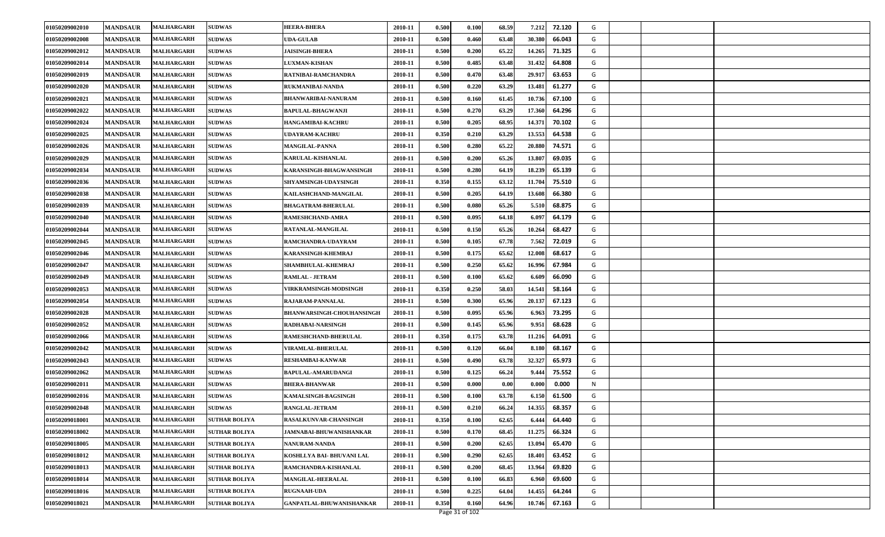| | | | | | | | | | | | | | | |
|---|---|---|---|---|---|---|---|---|---|---|---|---|---|---|
| 01050209002010 | MANDSAUR | MALHARGARH | SUDWAS | HEERA-BHERA | 2010-11 | 0.500 | 0.100 | 68.59 | 7.212 | 72.120 | G | | | |
| 01050209002008 | MANDSAUR | MALHARGARH | SUDWAS | UDA-GULAB | 2010-11 | 0.500 | 0.460 | 63.48 | 30.380 | 66.043 | G | | | |
| 01050209002012 | MANDSAUR | MALHARGARH | SUDWAS | JAISINGH-BHERA | 2010-11 | 0.500 | 0.200 | 65.22 | 14.265 | 71.325 | G | | | |
| 01050209002014 | MANDSAUR | MALHARGARH | SUDWAS | LUXMAN-KISHAN | 2010-11 | 0.500 | 0.485 | 63.48 | 31.432 | 64.808 | G | | | |
| 01050209002019 | MANDSAUR | MALHARGARH | SUDWAS | RATNIBAI-RAMCHANDRA | 2010-11 | 0.500 | 0.470 | 63.48 | 29.917 | 63.653 | G | | | |
| 01050209002020 | MANDSAUR | MALHARGARH | SUDWAS | RUKMANIBAI-NANDA | 2010-11 | 0.500 | 0.220 | 63.29 | 13.481 | 61.277 | G | | | |
| 01050209002021 | MANDSAUR | MALHARGARH | SUDWAS | BHANWARIBAI-NANURAM | 2010-11 | 0.500 | 0.160 | 61.45 | 10.736 | 67.100 | G | | | |
| 01050209002022 | MANDSAUR | MALHARGARH | SUDWAS | BAPULAL-BHAGWANJI | 2010-11 | 0.500 | 0.270 | 63.29 | 17.360 | 64.296 | G | | | |
| 01050209002024 | MANDSAUR | MALHARGARH | SUDWAS | HANGAMIBAI-KACHRU | 2010-11 | 0.500 | 0.205 | 68.95 | 14.371 | 70.102 | G | | | |
| 01050209002025 | MANDSAUR | MALHARGARH | SUDWAS | UDAYRAM-KACHRU | 2010-11 | 0.350 | 0.210 | 63.29 | 13.553 | 64.538 | G | | | |
| 01050209002026 | MANDSAUR | MALHARGARH | SUDWAS | MANGILAL-PANNA | 2010-11 | 0.500 | 0.280 | 65.22 | 20.880 | 74.571 | G | | | |
| 01050209002029 | MANDSAUR | MALHARGARH | SUDWAS | KARULAL-KISHANLAL | 2010-11 | 0.500 | 0.200 | 65.26 | 13.807 | 69.035 | G | | | |
| 01050209002034 | MANDSAUR | MALHARGARH | SUDWAS | KARANSINGH-BHAGWANSINGH | 2010-11 | 0.500 | 0.280 | 64.19 | 18.239 | 65.139 | G | | | |
| 01050209002036 | MANDSAUR | MALHARGARH | SUDWAS | SHYAMSINGH-UDAYSINGH | 2010-11 | 0.350 | 0.155 | 63.12 | 11.704 | 75.510 | G | | | |
| 01050209002038 | MANDSAUR | MALHARGARH | SUDWAS | KAILASHCHAND-MANGILAL | 2010-11 | 0.500 | 0.205 | 64.19 | 13.608 | 66.380 | G | | | |
| 01050209002039 | MANDSAUR | MALHARGARH | SUDWAS | BHAGATRAM-BHERULAL | 2010-11 | 0.500 | 0.080 | 65.26 | 5.510 | 68.875 | G | | | |
| 01050209002040 | MANDSAUR | MALHARGARH | SUDWAS | RAMESHCHAND-AMRA | 2010-11 | 0.500 | 0.095 | 64.18 | 6.097 | 64.179 | G | | | |
| 01050209002044 | MANDSAUR | MALHARGARH | SUDWAS | RATANLAL-MANGILAL | 2010-11 | 0.500 | 0.150 | 65.26 | 10.264 | 68.427 | G | | | |
| 01050209002045 | MANDSAUR | MALHARGARH | SUDWAS | RAMCHANDRA-UDAYRAM | 2010-11 | 0.500 | 0.105 | 67.78 | 7.562 | 72.019 | G | | | |
| 01050209002046 | MANDSAUR | MALHARGARH | SUDWAS | KARANSINGH-KHEMRAJ | 2010-11 | 0.500 | 0.175 | 65.62 | 12.008 | 68.617 | G | | | |
| 01050209002047 | MANDSAUR | MALHARGARH | SUDWAS | SHAMBHULAL-KHEMRAJ | 2010-11 | 0.500 | 0.250 | 65.62 | 16.996 | 67.984 | G | | | |
| 01050209002049 | MANDSAUR | MALHARGARH | SUDWAS | RAMLAL - JETRAM | 2010-11 | 0.500 | 0.100 | 65.62 | 6.609 | 66.090 | G | | | |
| 01050209002053 | MANDSAUR | MALHARGARH | SUDWAS | VIRKRAMSINGH-MODSINGH | 2010-11 | 0.350 | 0.250 | 58.03 | 14.541 | 58.164 | G | | | |
| 01050209002054 | MANDSAUR | MALHARGARH | SUDWAS | RAJARAM-PANNALAL | 2010-11 | 0.500 | 0.300 | 65.96 | 20.137 | 67.123 | G | | | |
| 01050209002028 | MANDSAUR | MALHARGARH | SUDWAS | BHANWARSINGH-CHOUHANSINGH | 2010-11 | 0.500 | 0.095 | 65.96 | 6.963 | 73.295 | G | | | |
| 01050209002052 | MANDSAUR | MALHARGARH | SUDWAS | RADHABAI-NARSINGH | 2010-11 | 0.500 | 0.145 | 65.96 | 9.951 | 68.628 | G | | | |
| 01050209002066 | MANDSAUR | MALHARGARH | SUDWAS | RAMESHCHAND-BHERULAL | 2010-11 | 0.350 | 0.175 | 63.78 | 11.216 | 64.091 | G | | | |
| 01050209002042 | MANDSAUR | MALHARGARH | SUDWAS | VIRAMLAL-BHERULAL | 2010-11 | 0.500 | 0.120 | 66.04 | 8.180 | 68.167 | G | | | |
| 01050209002043 | MANDSAUR | MALHARGARH | SUDWAS | RESHAMBAI-KANWAR | 2010-11 | 0.500 | 0.490 | 63.78 | 32.327 | 65.973 | G | | | |
| 01050209002062 | MANDSAUR | MALHARGARH | SUDWAS | BAPULAL-AMARUDANGI | 2010-11 | 0.500 | 0.125 | 66.24 | 9.444 | 75.552 | G | | | |
| 01050209002011 | MANDSAUR | MALHARGARH | SUDWAS | BHERA-BHANWAR | 2010-11 | 0.500 | 0.000 | 0.00 | 0.000 | 0.000 | N | | | |
| 01050209002016 | MANDSAUR | MALHARGARH | SUDWAS | KAMALSINGH-BAGSINGH | 2010-11 | 0.500 | 0.100 | 63.78 | 6.150 | 61.500 | G | | | |
| 01050209002048 | MANDSAUR | MALHARGARH | SUDWAS | RANGLAL-JETRAM | 2010-11 | 0.500 | 0.210 | 66.24 | 14.355 | 68.357 | G | | | |
| 01050209018001 | MANDSAUR | MALHARGARH | SUTHAR BOLIYA | RASALKUNVAR-CHANSINGH | 2010-11 | 0.350 | 0.100 | 62.65 | 6.444 | 64.440 | G | | | |
| 01050209018002 | MANDSAUR | MALHARGARH | SUTHAR BOLIYA | JAMNABAI-BHUWANISHANKAR | 2010-11 | 0.500 | 0.170 | 68.45 | 11.275 | 66.324 | G | | | |
| 01050209018005 | MANDSAUR | MALHARGARH | SUTHAR BOLIYA | NANURAM-NANDA | 2010-11 | 0.500 | 0.200 | 62.65 | 13.094 | 65.470 | G | | | |
| 01050209018012 | MANDSAUR | MALHARGARH | SUTHAR BOLIYA | KOSHLLYA BAI- BHUVANI LAL | 2010-11 | 0.500 | 0.290 | 62.65 | 18.401 | 63.452 | G | | | |
| 01050209018013 | MANDSAUR | MALHARGARH | SUTHAR BOLIYA | RAMCHANDRA-KISHANLAL | 2010-11 | 0.500 | 0.200 | 68.45 | 13.964 | 69.820 | G | | | |
| 01050209018014 | MANDSAUR | MALHARGARH | SUTHAR BOLIYA | MANGILAL-HEERALAL | 2010-11 | 0.500 | 0.100 | 66.83 | 6.960 | 69.600 | G | | | |
| 01050209018016 | MANDSAUR | MALHARGARH | SUTHAR BOLIYA | RUGNAAH-UDA | 2010-11 | 0.500 | 0.225 | 64.04 | 14.455 | 64.244 | G | | | |
| 01050209018021 | MANDSAUR | MALHARGARH | SUTHAR BOLIYA | GANPATLAL-BHUWANISHANKAR | 2010-11 | 0.350 | 0.160 | 64.96 | 10.746 | 67.163 | G | | | |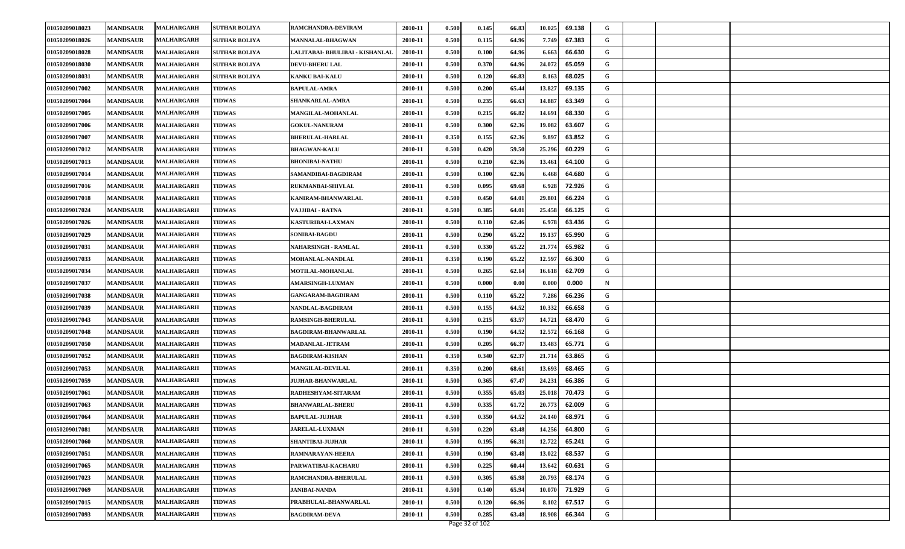| | | | | | | | | | | | | | | |
|---|---|---|---|---|---|---|---|---|---|---|---|---|---|---|
| 01050209018023 | MANDSAUR | MALHARGARH | SUTHAR BOLIYA | RAMCHANDRA-DEVIRAM | 2010-11 | 0.500 | 0.145 | 66.83 | 10.025 | 69.138 | G | | | |
| 01050209018026 | MANDSAUR | MALHARGARH | SUTHAR BOLIYA | MANNALAL-BHAGWAN | 2010-11 | 0.500 | 0.115 | 64.96 | 7.749 | 67.383 | G | | | |
| 01050209018028 | MANDSAUR | MALHARGARH | SUTHAR BOLIYA | LALITABAI- BHULIBAI - KISHANLAL | 2010-11 | 0.500 | 0.100 | 64.96 | 6.663 | 66.630 | G | | | |
| 01050209018030 | MANDSAUR | MALHARGARH | SUTHAR BOLIYA | DEVU-BHERU LAL | 2010-11 | 0.500 | 0.370 | 64.96 | 24.072 | 65.059 | G | | | |
| 01050209018031 | MANDSAUR | MALHARGARH | SUTHAR BOLIYA | KANKU BAI-KALU | 2010-11 | 0.500 | 0.120 | 66.83 | 8.163 | 68.025 | G | | | |
| 01050209017002 | MANDSAUR | MALHARGARH | TIDWAS | BAPULAL-AMRA | 2010-11 | 0.500 | 0.200 | 65.44 | 13.827 | 69.135 | G | | | |
| 01050209017004 | MANDSAUR | MALHARGARH | TIDWAS | SHANKARLAL-AMRA | 2010-11 | 0.500 | 0.235 | 66.63 | 14.887 | 63.349 | G | | | |
| 01050209017005 | MANDSAUR | MALHARGARH | TIDWAS | MANGILAL-MOHANLAL | 2010-11 | 0.500 | 0.215 | 66.82 | 14.691 | 68.330 | G | | | |
| 01050209017006 | MANDSAUR | MALHARGARH | TIDWAS | GOKUL-NANURAM | 2010-11 | 0.500 | 0.300 | 62.36 | 19.082 | 63.607 | G | | | |
| 01050209017007 | MANDSAUR | MALHARGARH | TIDWAS | BHERULAL-HARLAL | 2010-11 | 0.350 | 0.155 | 62.36 | 9.897 | 63.852 | G | | | |
| 01050209017012 | MANDSAUR | MALHARGARH | TIDWAS | BHAGWAN-KALU | 2010-11 | 0.500 | 0.420 | 59.50 | 25.296 | 60.229 | G | | | |
| 01050209017013 | MANDSAUR | MALHARGARH | TIDWAS | BHONIBAI-NATHU | 2010-11 | 0.500 | 0.210 | 62.36 | 13.461 | 64.100 | G | | | |
| 01050209017014 | MANDSAUR | MALHARGARH | TIDWAS | SAMANDIBAI-BAGDIRAM | 2010-11 | 0.500 | 0.100 | 62.36 | 6.468 | 64.680 | G | | | |
| 01050209017016 | MANDSAUR | MALHARGARH | TIDWAS | RUKMANBAI-SHIVLAL | 2010-11 | 0.500 | 0.095 | 69.68 | 6.928 | 72.926 | G | | | |
| 01050209017018 | MANDSAUR | MALHARGARH | TIDWAS | KANIRAM-BHANWARLAL | 2010-11 | 0.500 | 0.450 | 64.01 | 29.801 | 66.224 | G | | | |
| 01050209017024 | MANDSAUR | MALHARGARH | TIDWAS | VAJJIBAI - RATNA | 2010-11 | 0.500 | 0.385 | 64.01 | 25.458 | 66.125 | G | | | |
| 01050209017026 | MANDSAUR | MALHARGARH | TIDWAS | KASTURIBAI-LAXMAN | 2010-11 | 0.500 | 0.110 | 62.46 | 6.978 | 63.436 | G | | | |
| 01050209017029 | MANDSAUR | MALHARGARH | TIDWAS | SONIBAI-BAGDU | 2010-11 | 0.500 | 0.290 | 65.22 | 19.137 | 65.990 | G | | | |
| 01050209017031 | MANDSAUR | MALHARGARH | TIDWAS | NAHARSINGH - RAMLAL | 2010-11 | 0.500 | 0.330 | 65.22 | 21.774 | 65.982 | G | | | |
| 01050209017033 | MANDSAUR | MALHARGARH | TIDWAS | MOHANLAL-NANDLAL | 2010-11 | 0.350 | 0.190 | 65.22 | 12.597 | 66.300 | G | | | |
| 01050209017034 | MANDSAUR | MALHARGARH | TIDWAS | MOTILAL-MOHANLAL | 2010-11 | 0.500 | 0.265 | 62.14 | 16.618 | 62.709 | G | | | |
| 01050209017037 | MANDSAUR | MALHARGARH | TIDWAS | AMARSINGH-LUXMAN | 2010-11 | 0.500 | 0.000 | 0.00 | 0.000 | 0.000 | N | | | |
| 01050209017038 | MANDSAUR | MALHARGARH | TIDWAS | GANGARAM-BAGDIRAM | 2010-11 | 0.500 | 0.110 | 65.22 | 7.286 | 66.236 | G | | | |
| 01050209017039 | MANDSAUR | MALHARGARH | TIDWAS | NANDLAL-BAGDIRAM | 2010-11 | 0.500 | 0.155 | 64.52 | 10.332 | 66.658 | G | | | |
| 01050209017043 | MANDSAUR | MALHARGARH | TIDWAS | RAMSINGH-BHERULAL | 2010-11 | 0.500 | 0.215 | 63.57 | 14.721 | 68.470 | G | | | |
| 01050209017048 | MANDSAUR | MALHARGARH | TIDWAS | BAGDIRAM-BHANWARLAL | 2010-11 | 0.500 | 0.190 | 64.52 | 12.572 | 66.168 | G | | | |
| 01050209017050 | MANDSAUR | MALHARGARH | TIDWAS | MADANLAL-JETRAM | 2010-11 | 0.500 | 0.205 | 66.37 | 13.483 | 65.771 | G | | | |
| 01050209017052 | MANDSAUR | MALHARGARH | TIDWAS | BAGDIRAM-KISHAN | 2010-11 | 0.350 | 0.340 | 62.37 | 21.714 | 63.865 | G | | | |
| 01050209017053 | MANDSAUR | MALHARGARH | TIDWAS | MANGILAL-DEVILAL | 2010-11 | 0.350 | 0.200 | 68.61 | 13.693 | 68.465 | G | | | |
| 01050209017059 | MANDSAUR | MALHARGARH | TIDWAS | JUJHAR-BHANWARLAL | 2010-11 | 0.500 | 0.365 | 67.47 | 24.231 | 66.386 | G | | | |
| 01050209017061 | MANDSAUR | MALHARGARH | TIDWAS | RADHESHYAM-SITARAM | 2010-11 | 0.500 | 0.355 | 65.03 | 25.018 | 70.473 | G | | | |
| 01050209017063 | MANDSAUR | MALHARGARH | TIDWAS | BHANWARLAL-BHERU | 2010-11 | 0.500 | 0.335 | 61.72 | 20.773 | 62.009 | G | | | |
| 01050209017064 | MANDSAUR | MALHARGARH | TIDWAS | BAPULAL-JUJHAR | 2010-11 | 0.500 | 0.350 | 64.52 | 24.140 | 68.971 | G | | | |
| 01050209017081 | MANDSAUR | MALHARGARH | TIDWAS | JARELAL-LUXMAN | 2010-11 | 0.500 | 0.220 | 63.48 | 14.256 | 64.800 | G | | | |
| 01050209017060 | MANDSAUR | MALHARGARH | TIDWAS | SHANTIBAI-JUJHAR | 2010-11 | 0.500 | 0.195 | 66.31 | 12.722 | 65.241 | G | | | |
| 01050209017051 | MANDSAUR | MALHARGARH | TIDWAS | RAMNARAYAN-HEERA | 2010-11 | 0.500 | 0.190 | 63.48 | 13.022 | 68.537 | G | | | |
| 01050209017065 | MANDSAUR | MALHARGARH | TIDWAS | PARWATIBAI-KACHARU | 2010-11 | 0.500 | 0.225 | 60.44 | 13.642 | 60.631 | G | | | |
| 01050209017023 | MANDSAUR | MALHARGARH | TIDWAS | RAMCHANDRA-BHERULAL | 2010-11 | 0.500 | 0.305 | 65.98 | 20.793 | 68.174 | G | | | |
| 01050209017069 | MANDSAUR | MALHARGARH | TIDWAS | JANIBAI-NANDA | 2010-11 | 0.500 | 0.140 | 65.94 | 10.070 | 71.929 | G | | | |
| 01050209017015 | MANDSAUR | MALHARGARH | TIDWAS | PRABHULAL-BHANWARLAL | 2010-11 | 0.500 | 0.120 | 66.96 | 8.102 | 67.517 | G | | | |
| 01050209017093 | MANDSAUR | MALHARGARH | TIDWAS | BAGDIRAM-DEVA | 2010-11 | 0.500 | 0.285 | 63.48 | 18.908 | 66.344 | G | | | |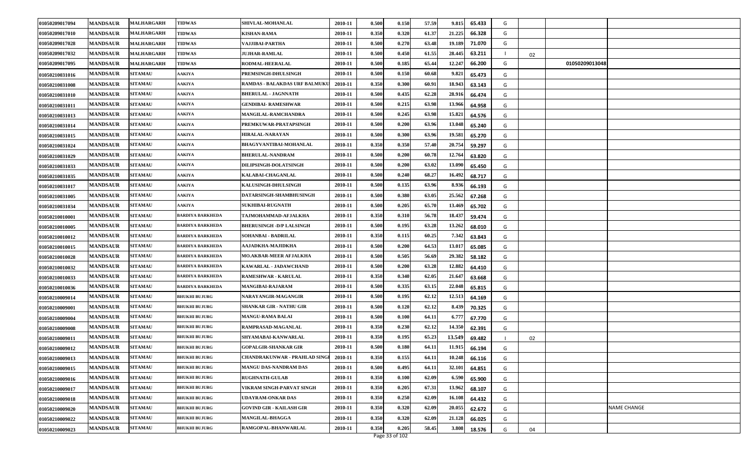| | | | | | | | | | | | | | | |
|---|---|---|---|---|---|---|---|---|---|---|---|---|---|---|
| 01050209017094 | MANDSAUR | MALHARGARH | TIDWAS | SHIVLAL-MOHANLAL | 2010-11 | 0.500 | 0.150 | 57.59 | 9.815 | 65.433 | G | | | |
| 01050209017010 | MANDSAUR | MALHARGARH | TIDWAS | KISHAN-RAMA | 2010-11 | 0.350 | 0.320 | 61.37 | 21.225 | 66.328 | G | | | |
| 01050209017028 | MANDSAUR | MALHARGARH | TIDWAS | VAJJIBAI-PARTHA | 2010-11 | 0.500 | 0.270 | 63.48 | 19.189 | 71.070 | G | | | |
| 01050209017032 | MANDSAUR | MALHARGARH | TIDWAS | JUJHAR-RAMLAL | 2010-11 | 0.500 | 0.450 | 61.55 | 28.445 | 63.211 | I | 02 | | |
| 01050209017095 | MANDSAUR | MALHARGARH | TIDWAS | RODMAL-HEERALAL | 2010-11 | 0.500 | 0.185 | 65.44 | 12.247 | 66.200 | G | | 01050209013048 | |
| 01050210031016 | MANDSAUR | SITAMAU | AAKIYA | PREMSINGH-DHULSINGH | 2010-11 | 0.500 | 0.150 | 60.68 | 9.821 | 65.473 | G | | | |
| 01050210031008 | MANDSAUR | SITAMAU | AAKIYA | RAMDAS - BALAKDAS URF BALMUKU | 2010-11 | 0.350 | 0.300 | 60.91 | 18.943 | 63.143 | G | | | |
| 01050210031010 | MANDSAUR | SITAMAU | AAKIYA | BHERULAL - JAGNNATH | 2010-11 | 0.500 | 0.435 | 62.28 | 28.916 | 66.474 | G | | | |
| 01050210031011 | MANDSAUR | SITAMAU | AAKIYA | GENDIBAI- RAMESHWAR | 2010-11 | 0.500 | 0.215 | 63.98 | 13.966 | 64.958 | G | | | |
| 01050210031013 | MANDSAUR | SITAMAU | AAKIYA | MANGILAL-RAMCHANDRA | 2010-11 | 0.500 | 0.245 | 63.98 | 15.821 | 64.576 | G | | | |
| 01050210031014 | MANDSAUR | SITAMAU | AAKIYA | PREMKUWAR-PRATAPSINGH | 2010-11 | 0.500 | 0.200 | 63.96 | 13.048 | 65.240 | G | | | |
| 01050210031015 | MANDSAUR | SITAMAU | AAKIYA | HIRALAL-NARAYAN | 2010-11 | 0.500 | 0.300 | 63.96 | 19.581 | 65.270 | G | | | |
| 01050210031024 | MANDSAUR | SITAMAU | AAKIYA | BHAGYVANTIBAI-MOHANLAL | 2010-11 | 0.350 | 0.350 | 57.40 | 20.754 | 59.297 | G | | | |
| 01050210031029 | MANDSAUR | SITAMAU | AAKIYA | BHERULAL-NANDRAM | 2010-11 | 0.500 | 0.200 | 60.78 | 12.764 | 63.820 | G | | | |
| 01050210031033 | MANDSAUR | SITAMAU | AAKIYA | DILIPSINGH-DOLATSINGH | 2010-11 | 0.500 | 0.200 | 63.02 | 13.090 | 65.450 | G | | | |
| 01050210031035 | MANDSAUR | SITAMAU | AAKIYA | KALABAI-CHAGANLAL | 2010-11 | 0.500 | 0.240 | 68.27 | 16.492 | 68.717 | G | | | |
| 01050210031017 | MANDSAUR | SITAMAU | AAKIYA | KALUSINGH-DHULSINGH | 2010-11 | 0.500 | 0.135 | 63.96 | 8.936 | 66.193 | G | | | |
| 01050210031005 | MANDSAUR | SITAMAU | AAKIYA | DATARSINGH-SHAMBHUSINGH | 2010-11 | 0.500 | 0.380 | 63.05 | 25.562 | 67.268 | G | | | |
| 01050210031034 | MANDSAUR | SITAMAU | AAKIYA | SUKHIBAI-RUGNATH | 2010-11 | 0.500 | 0.205 | 65.70 | 13.469 | 65.702 | G | | | |
| 01050210010001 | MANDSAUR | SITAMAU | BARDIYA BARKHEDA | TAJMOHAMMAD-AFJALKHA | 2010-11 | 0.350 | 0.310 | 56.78 | 18.437 | 59.474 | G | | | |
| 01050210010005 | MANDSAUR | SITAMAU | BARDIYA BARKHEDA | BHERUSINGH -D/P LALSINGH | 2010-11 | 0.500 | 0.195 | 63.28 | 13.262 | 68.010 | G | | | |
| 01050210010012 | MANDSAUR | SITAMAU | BARDIYA BARKHEDA | SOHANBAI - BADRILAL | 2010-11 | 0.350 | 0.115 | 60.25 | 7.342 | 63.843 | G | | | |
| 01050210010015 | MANDSAUR | SITAMAU | BARDIYA BARKHEDA | AAJADKHA-MAJIDKHA | 2010-11 | 0.500 | 0.200 | 64.53 | 13.017 | 65.085 | G | | | |
| 01050210010028 | MANDSAUR | SITAMAU | BARDIYA BARKHEDA | MO.AKBAR-MEER AFJALKHA | 2010-11 | 0.500 | 0.505 | 56.69 | 29.382 | 58.182 | G | | | |
| 01050210010032 | MANDSAUR | SITAMAU | BARDIYA BARKHEDA | KAWARLAL - JADAWCHAND | 2010-11 | 0.500 | 0.200 | 63.28 | 12.882 | 64.410 | G | | | |
| 01050210010033 | MANDSAUR | SITAMAU | BARDIYA BARKHEDA | RAMESHWAR - KARULAL | 2010-11 | 0.350 | 0.340 | 62.05 | 21.647 | 63.668 | G | | | |
| 01050210010036 | MANDSAUR | SITAMAU | BARDIYA BARKHEDA | MANGIBAI-RAJARAM | 2010-11 | 0.500 | 0.335 | 63.15 | 22.048 | 65.815 | G | | | |
| 01050210009014 | MANDSAUR | SITAMAU | BHUKHI BUJURG | NARAYANGIR-MAGANGIR | 2010-11 | 0.500 | 0.195 | 62.12 | 12.513 | 64.169 | G | | | |
| 01050210009001 | MANDSAUR | SITAMAU | BHUKHI BUJURG | SHANKAR GIR - NATHU GIR | 2010-11 | 0.500 | 0.120 | 62.12 | 8.439 | 70.325 | G | | | |
| 01050210009004 | MANDSAUR | SITAMAU | BHUKHI BUJURG | MANGU-RAMA BALAI | 2010-11 | 0.500 | 0.100 | 64.11 | 6.777 | 67.770 | G | | | |
| 01050210009008 | MANDSAUR | SITAMAU | BHUKHI BUJURG | RAMPRASAD-MAGANLAL | 2010-11 | 0.350 | 0.230 | 62.12 | 14.350 | 62.391 | G | | | |
| 01050210009011 | MANDSAUR | SITAMAU | BHUKHI BUJURG | SHYAMABAI-KANWARLAL | 2010-11 | 0.350 | 0.195 | 65.23 | 13.549 | 69.482 | I | 02 | | |
| 01050210009012 | MANDSAUR | SITAMAU | BHUKHI BUJURG | GOPALGIR-SHANKAR GIR | 2010-11 | 0.500 | 0.180 | 64.11 | 11.915 | 66.194 | G | | | |
| 01050210009013 | MANDSAUR | SITAMAU | BHUKHI BUJURG | CHANDRAKUNWAR - PRAHLAD SINGH | 2010-11 | 0.350 | 0.155 | 64.11 | 10.248 | 66.116 | G | | | |
| 01050210009015 | MANDSAUR | SITAMAU | BHUKHI BUJURG | MANGU DAS-NANDRAM DAS | 2010-11 | 0.500 | 0.495 | 64.11 | 32.101 | 64.851 | G | | | |
| 01050210009016 | MANDSAUR | SITAMAU | BHUKHI BUJURG | RUGHNATH-GULAB | 2010-11 | 0.350 | 0.100 | 62.09 | 6.590 | 65.900 | G | | | |
| 01050210009017 | MANDSAUR | SITAMAU | BHUKHI BUJURG | VIKRAM SINGH-PARVAT SINGH | 2010-11 | 0.350 | 0.205 | 67.31 | 13.962 | 68.107 | G | | | |
| 01050210009018 | MANDSAUR | SITAMAU | BHUKHI BUJURG | UDAYRAM-ONKAR DAS | 2010-11 | 0.350 | 0.250 | 62.09 | 16.108 | 64.432 | G | | | |
| 01050210009020 | MANDSAUR | SITAMAU | BHUKHI BUJURG | GOVIND GIR - KAILASH GIR | 2010-11 | 0.350 | 0.320 | 62.09 | 20.055 | 62.672 | G | | | NAME CHANGE |
| 01050210009022 | MANDSAUR | SITAMAU | BHUKHI BUJURG | MANGILAL-BHAGGA | 2010-11 | 0.350 | 0.320 | 62.09 | 21.128 | 66.025 | G | | | |
| 01050210009023 | MANDSAUR | SITAMAU | BHUKHI BUJURG | RAMGOPAL-BHANWARLAL | 2010-11 | 0.350 | 0.205 | 58.45 | 3.808 | 18.576 | G | 04 | | |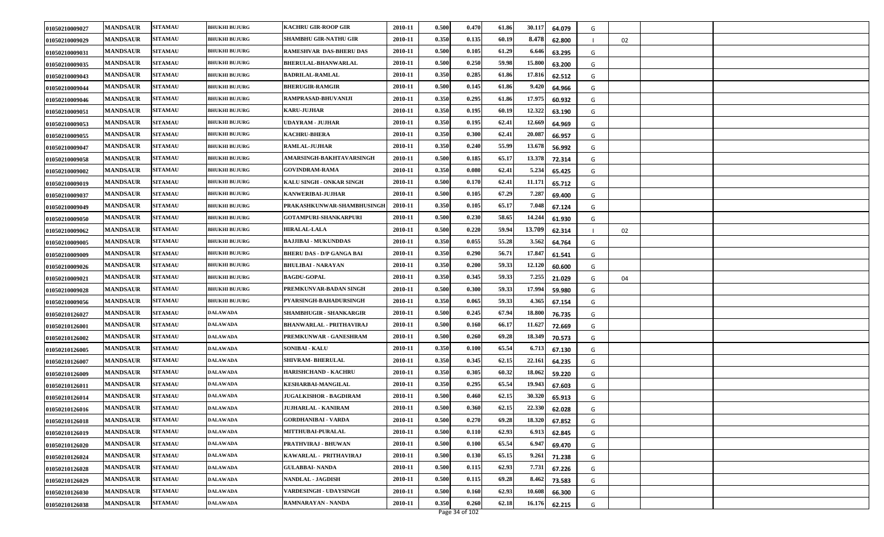| | | | | | | | | | | | | | | |
|---|---|---|---|---|---|---|---|---|---|---|---|---|---|---|
| 01050210009027 | MANDSAUR | SITAMAU | BHUKHI BUJURG | KACHRU GIR-ROOP GIR | 2010-11 | 0.500 | 0.470 | 61.86 | 30.117 | 64.079 | G | | | |
| 01050210009029 | MANDSAUR | SITAMAU | BHUKHI BUJURG | SHAMBHU GIR-NATHU GIR | 2010-11 | 0.350 | 0.135 | 60.19 | 8.478 | 62.800 | I | 02 | | |
| 01050210009031 | MANDSAUR | SITAMAU | BHUKHI BUJURG | RAMESHVAR DAS-BHERU DAS | 2010-11 | 0.500 | 0.105 | 61.29 | 6.646 | 63.295 | G | | | |
| 01050210009035 | MANDSAUR | SITAMAU | BHUKHI BUJURG | BHERULAL-BHANWARLAL | 2010-11 | 0.500 | 0.250 | 59.98 | 15.800 | 63.200 | G | | | |
| 01050210009043 | MANDSAUR | SITAMAU | BHUKHI BUJURG | BADRILAL-RAMLAL | 2010-11 | 0.350 | 0.285 | 61.86 | 17.816 | 62.512 | G | | | |
| 01050210009044 | MANDSAUR | SITAMAU | BHUKHI BUJURG | BHERUGIR-RAMGIR | 2010-11 | 0.500 | 0.145 | 61.86 | 9.420 | 64.966 | G | | | |
| 01050210009046 | MANDSAUR | SITAMAU | BHUKHI BUJURG | RAMPRASAD-BHUVANIJI | 2010-11 | 0.350 | 0.295 | 61.86 | 17.975 | 60.932 | G | | | |
| 01050210009051 | MANDSAUR | SITAMAU | BHUKHI BUJURG | KARU-JUJHAR | 2010-11 | 0.350 | 0.195 | 60.19 | 12.322 | 63.190 | G | | | |
| 01050210009053 | MANDSAUR | SITAMAU | BHUKHI BUJURG | UDAYRAM - JUJHAR | 2010-11 | 0.350 | 0.195 | 62.41 | 12.669 | 64.969 | G | | | |
| 01050210009055 | MANDSAUR | SITAMAU | BHUKHI BUJURG | KACHRU-BHERA | 2010-11 | 0.350 | 0.300 | 62.41 | 20.087 | 66.957 | G | | | |
| 01050210009047 | MANDSAUR | SITAMAU | BHUKHI BUJURG | RAMLAL-JUJHAR | 2010-11 | 0.350 | 0.240 | 55.99 | 13.678 | 56.992 | G | | | |
| 01050210009058 | MANDSAUR | SITAMAU | BHUKHI BUJURG | AMARSINGH-BAKHTAVARSINGH | 2010-11 | 0.500 | 0.185 | 65.17 | 13.378 | 72.314 | G | | | |
| 01050210009002 | MANDSAUR | SITAMAU | BHUKHI BUJURG | GOVINDRAM-RAMA | 2010-11 | 0.350 | 0.080 | 62.41 | 5.234 | 65.425 | G | | | |
| 01050210009019 | MANDSAUR | SITAMAU | BHUKHI BUJURG | KALU SINGH - ONKAR SINGH | 2010-11 | 0.500 | 0.170 | 62.41 | 11.171 | 65.712 | G | | | |
| 01050210009037 | MANDSAUR | SITAMAU | BHUKHI BUJURG | KANWERIBAI-JUJHAR | 2010-11 | 0.500 | 0.105 | 67.29 | 7.287 | 69.400 | G | | | |
| 01050210009049 | MANDSAUR | SITAMAU | BHUKHI BUJURG | PRAKASHKUNWAR-SHAMBHUSINGH | 2010-11 | 0.350 | 0.105 | 65.17 | 7.048 | 67.124 | G | | | |
| 01050210009050 | MANDSAUR | SITAMAU | BHUKHI BUJURG | GOTAMPURI-SHANKARPURI | 2010-11 | 0.500 | 0.230 | 58.65 | 14.244 | 61.930 | G | | | |
| 01050210009062 | MANDSAUR | SITAMAU | BHUKHI BUJURG | HIRALAL-LALA | 2010-11 | 0.500 | 0.220 | 59.94 | 13.709 | 62.314 | I | 02 | | |
| 01050210009005 | MANDSAUR | SITAMAU | BHUKHI BUJURG | BAJJIBAI - MUKUNDDAS | 2010-11 | 0.350 | 0.055 | 55.28 | 3.562 | 64.764 | G | | | |
| 01050210009009 | MANDSAUR | SITAMAU | BHUKHI BUJURG | BHERU DAS - D/P GANGA BAI | 2010-11 | 0.350 | 0.290 | 56.71 | 17.847 | 61.541 | G | | | |
| 01050210009026 | MANDSAUR | SITAMAU | BHUKHI BUJURG | BHULIBAI - NARAYAN | 2010-11 | 0.350 | 0.200 | 59.33 | 12.120 | 60.600 | G | | | |
| 01050210009021 | MANDSAUR | SITAMAU | BHUKHI BUJURG | BAGDU-GOPAL | 2010-11 | 0.350 | 0.345 | 59.33 | 7.255 | 21.029 | G | 04 | | |
| 01050210009028 | MANDSAUR | SITAMAU | BHUKHI BUJURG | PREMKUNVAR-BADAN SINGH | 2010-11 | 0.500 | 0.300 | 59.33 | 17.994 | 59.980 | G | | | |
| 01050210009056 | MANDSAUR | SITAMAU | BHUKHI BUJURG | PYARSINGH-BAHADURSINGH | 2010-11 | 0.350 | 0.065 | 59.33 | 4.365 | 67.154 | G | | | |
| 01050210126027 | MANDSAUR | SITAMAU | DALAWADA | SHAMBHUGIR - SHANKARGIR | 2010-11 | 0.500 | 0.245 | 67.94 | 18.800 | 76.735 | G | | | |
| 01050210126001 | MANDSAUR | SITAMAU | DALAWADA | BHANWARLAL - PRITHAVIRAJ | 2010-11 | 0.500 | 0.160 | 66.17 | 11.627 | 72.669 | G | | | |
| 01050210126002 | MANDSAUR | SITAMAU | DALAWADA | PREMKUNWAR - GANESHRAM | 2010-11 | 0.500 | 0.260 | 69.28 | 18.349 | 70.573 | G | | | |
| 01050210126005 | MANDSAUR | SITAMAU | DALAWADA | SONIBAI - KALU | 2010-11 | 0.350 | 0.100 | 65.54 | 6.713 | 67.130 | G | | | |
| 01050210126007 | MANDSAUR | SITAMAU | DALAWADA | SHIVRAM- BHERULAL | 2010-11 | 0.350 | 0.345 | 62.15 | 22.161 | 64.235 | G | | | |
| 01050210126009 | MANDSAUR | SITAMAU | DALAWADA | HARISHCHAND - KACHRU | 2010-11 | 0.350 | 0.305 | 60.32 | 18.062 | 59.220 | G | | | |
| 01050210126011 | MANDSAUR | SITAMAU | DALAWADA | KESHARBAI-MANGILAL | 2010-11 | 0.350 | 0.295 | 65.54 | 19.943 | 67.603 | G | | | |
| 01050210126014 | MANDSAUR | SITAMAU | DALAWADA | JUGALKISHOR - BAGDIRAM | 2010-11 | 0.500 | 0.460 | 62.15 | 30.320 | 65.913 | G | | | |
| 01050210126016 | MANDSAUR | SITAMAU | DALAWADA | JUJHARLAL - KANIRAM | 2010-11 | 0.500 | 0.360 | 62.15 | 22.330 | 62.028 | G | | | |
| 01050210126018 | MANDSAUR | SITAMAU | DALAWADA | GORDHANIBAI - VARDA | 2010-11 | 0.500 | 0.270 | 69.28 | 18.320 | 67.852 | G | | | |
| 01050210126019 | MANDSAUR | SITAMAU | DALAWADA | MITTHUBAI-PURALAL | 2010-11 | 0.500 | 0.110 | 62.93 | 6.913 | 62.845 | G | | | |
| 01050210126020 | MANDSAUR | SITAMAU | DALAWADA | PRATHVIRAJ - BHUWAN | 2010-11 | 0.500 | 0.100 | 65.54 | 6.947 | 69.470 | G | | | |
| 01050210126024 | MANDSAUR | SITAMAU | DALAWADA | KAWARLAL - PRITHAVIRAJ | 2010-11 | 0.500 | 0.130 | 65.15 | 9.261 | 71.238 | G | | | |
| 01050210126028 | MANDSAUR | SITAMAU | DALAWADA | GULABBAI- NANDA | 2010-11 | 0.500 | 0.115 | 62.93 | 7.731 | 67.226 | G | | | |
| 01050210126029 | MANDSAUR | SITAMAU | DALAWADA | NANDLAL - JAGDISH | 2010-11 | 0.500 | 0.115 | 69.28 | 8.462 | 73.583 | G | | | |
| 01050210126030 | MANDSAUR | SITAMAU | DALAWADA | VARDESINGH - UDAYSINGH | 2010-11 | 0.500 | 0.160 | 62.93 | 10.608 | 66.300 | G | | | |
| 01050210126038 | MANDSAUR | SITAMAU | DALAWADA | RAMNARAYAN - NANDA | 2010-11 | 0.350 | 0.260 | 62.18 | 16.176 | 62.215 | G | | | |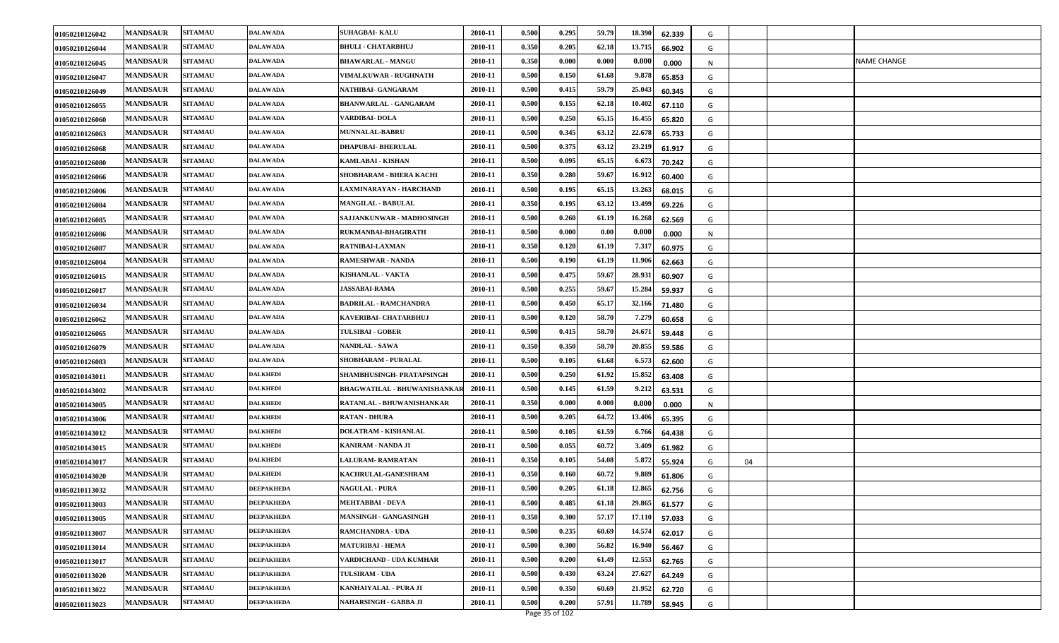| | | | | | | | | | | | | | | |
|---|---|---|---|---|---|---|---|---|---|---|---|---|---|---|
| 01050210126042 | MANDSAUR | SITAMAU | DALAWADA | SUHAGBAI- KALU | 2010-11 | 0.500 | 0.295 | 59.79 | 18.390 | 62.339 | G | | | |
| 01050210126044 | MANDSAUR | SITAMAU | DALAWADA | BHULI - CHATARBHUJ | 2010-11 | 0.350 | 0.205 | 62.18 | 13.715 | 66.902 | G | | | |
| 01050210126045 | MANDSAUR | SITAMAU | DALAWADA | BHAWARLAL - MANGU | 2010-11 | 0.350 | 0.000 | 0.000 | 0.000 | 0.000 | N | | | NAME CHANGE |
| 01050210126047 | MANDSAUR | SITAMAU | DALAWADA | VIMALKUWAR - RUGHNATH | 2010-11 | 0.500 | 0.150 | 61.68 | 9.878 | 65.853 | G | | | |
| 01050210126049 | MANDSAUR | SITAMAU | DALAWADA | NATHIBAI- GANGARAM | 2010-11 | 0.500 | 0.415 | 59.79 | 25.043 | 60.345 | G | | | |
| 01050210126055 | MANDSAUR | SITAMAU | DALAWADA | BHANWARLAL - GANGARAM | 2010-11 | 0.500 | 0.155 | 62.18 | 10.402 | 67.110 | G | | | |
| 01050210126060 | MANDSAUR | SITAMAU | DALAWADA | VARDIBAI- DOLA | 2010-11 | 0.500 | 0.250 | 65.15 | 16.455 | 65.820 | G | | | |
| 01050210126063 | MANDSAUR | SITAMAU | DALAWADA | MUNNALAL-BABRU | 2010-11 | 0.500 | 0.345 | 63.12 | 22.678 | 65.733 | G | | | |
| 01050210126068 | MANDSAUR | SITAMAU | DALAWADA | DHAPUBAI- BHERULAL | 2010-11 | 0.500 | 0.375 | 63.12 | 23.219 | 61.917 | G | | | |
| 01050210126080 | MANDSAUR | SITAMAU | DALAWADA | KAMLABAI - KISHAN | 2010-11 | 0.500 | 0.095 | 65.15 | 6.673 | 70.242 | G | | | |
| 01050210126066 | MANDSAUR | SITAMAU | DALAWADA | SHOBHARAM - BHERA KACHI | 2010-11 | 0.350 | 0.280 | 59.67 | 16.912 | 60.400 | G | | | |
| 01050210126006 | MANDSAUR | SITAMAU | DALAWADA | LAXMINARAYAN - HARCHAND | 2010-11 | 0.500 | 0.195 | 65.15 | 13.263 | 68.015 | G | | | |
| 01050210126084 | MANDSAUR | SITAMAU | DALAWADA | MANGILAL - BABULAL | 2010-11 | 0.350 | 0.195 | 63.12 | 13.499 | 69.226 | G | | | |
| 01050210126085 | MANDSAUR | SITAMAU | DALAWADA | SAJJANKUNWAR - MADHOSINGH | 2010-11 | 0.500 | 0.260 | 61.19 | 16.268 | 62.569 | G | | | |
| 01050210126086 | MANDSAUR | SITAMAU | DALAWADA | RUKMANBAI-BHAGIRATH | 2010-11 | 0.500 | 0.000 | 0.00 | 0.000 | 0.000 | N | | | |
| 01050210126087 | MANDSAUR | SITAMAU | DALAWADA | RATNIBAI-LAXMAN | 2010-11 | 0.350 | 0.120 | 61.19 | 7.317 | 60.975 | G | | | |
| 01050210126004 | MANDSAUR | SITAMAU | DALAWADA | RAMESHWAR - NANDA | 2010-11 | 0.500 | 0.190 | 61.19 | 11.906 | 62.663 | G | | | |
| 01050210126015 | MANDSAUR | SITAMAU | DALAWADA | KISHANLAL - VAKTA | 2010-11 | 0.500 | 0.475 | 59.67 | 28.931 | 60.907 | G | | | |
| 01050210126017 | MANDSAUR | SITAMAU | DALAWADA | JASSABAI-RAMA | 2010-11 | 0.500 | 0.255 | 59.67 | 15.284 | 59.937 | G | | | |
| 01050210126034 | MANDSAUR | SITAMAU | DALAWADA | BADRILAL - RAMCHANDRA | 2010-11 | 0.500 | 0.450 | 65.17 | 32.166 | 71.480 | G | | | |
| 01050210126062 | MANDSAUR | SITAMAU | DALAWADA | KAVERIBAI- CHATARBHUJ | 2010-11 | 0.500 | 0.120 | 58.70 | 7.279 | 60.658 | G | | | |
| 01050210126065 | MANDSAUR | SITAMAU | DALAWADA | TULSIBAI - GOBER | 2010-11 | 0.500 | 0.415 | 58.70 | 24.671 | 59.448 | G | | | |
| 01050210126079 | MANDSAUR | SITAMAU | DALAWADA | NANDLAL - SAWA | 2010-11 | 0.350 | 0.350 | 58.70 | 20.855 | 59.586 | G | | | |
| 01050210126083 | MANDSAUR | SITAMAU | DALAWADA | SHOBHARAM - PURALAL | 2010-11 | 0.500 | 0.105 | 61.68 | 6.573 | 62.600 | G | | | |
| 01050210143011 | MANDSAUR | SITAMAU | DALKHEDI | SHAMBHUSINGH- PRATAPSINGH | 2010-11 | 0.500 | 0.250 | 61.92 | 15.852 | 63.408 | G | | | |
| 01050210143002 | MANDSAUR | SITAMAU | DALKHEDI | BHAGWATILAL - BHUWANISHANKAR | 2010-11 | 0.500 | 0.145 | 61.59 | 9.212 | 63.531 | G | | | |
| 01050210143005 | MANDSAUR | SITAMAU | DALKHEDI | RATANLAL - BHUWANISHANKAR | 2010-11 | 0.350 | 0.000 | 0.000 | 0.000 | 0.000 | N | | | |
| 01050210143006 | MANDSAUR | SITAMAU | DALKHEDI | RATAN - DHURA | 2010-11 | 0.500 | 0.205 | 64.72 | 13.406 | 65.395 | G | | | |
| 01050210143012 | MANDSAUR | SITAMAU | DALKHEDI | DOLATRAM - KISHANLAL | 2010-11 | 0.500 | 0.105 | 61.59 | 6.766 | 64.438 | G | | | |
| 01050210143015 | MANDSAUR | SITAMAU | DALKHEDI | KANIRAM - NANDA JI | 2010-11 | 0.500 | 0.055 | 60.72 | 3.409 | 61.982 | G | | | |
| 01050210143017 | MANDSAUR | SITAMAU | DALKHEDI | LALURAM- RAMRATAN | 2010-11 | 0.350 | 0.105 | 54.08 | 5.872 | 55.924 | G | 04 | | |
| 01050210143020 | MANDSAUR | SITAMAU | DALKHEDI | KACHRULAL-GANESHRAM | 2010-11 | 0.350 | 0.160 | 60.72 | 9.889 | 61.806 | G | | | |
| 01050210113032 | MANDSAUR | SITAMAU | DEEPAKHEDA | NAGULAL - PURA | 2010-11 | 0.500 | 0.205 | 61.18 | 12.865 | 62.756 | G | | | |
| 01050210113003 | MANDSAUR | SITAMAU | DEEPAKHEDA | MEHTABBAI - DEVA | 2010-11 | 0.500 | 0.485 | 61.18 | 29.865 | 61.577 | G | | | |
| 01050210113005 | MANDSAUR | SITAMAU | DEEPAKHEDA | MANSINGH - GANGASINGH | 2010-11 | 0.350 | 0.300 | 57.17 | 17.110 | 57.033 | G | | | |
| 01050210113007 | MANDSAUR | SITAMAU | DEEPAKHEDA | RAMCHANDRA - UDA | 2010-11 | 0.500 | 0.235 | 60.69 | 14.574 | 62.017 | G | | | |
| 01050210113014 | MANDSAUR | SITAMAU | DEEPAKHEDA | MATURIBAI - HEMA | 2010-11 | 0.500 | 0.300 | 56.82 | 16.940 | 56.467 | G | | | |
| 01050210113017 | MANDSAUR | SITAMAU | DEEPAKHEDA | VARDICHAND - UDA KUMHAR | 2010-11 | 0.500 | 0.200 | 61.49 | 12.553 | 62.765 | G | | | |
| 01050210113020 | MANDSAUR | SITAMAU | DEEPAKHEDA | TULSIRAM - UDA | 2010-11 | 0.500 | 0.430 | 63.24 | 27.627 | 64.249 | G | | | |
| 01050210113022 | MANDSAUR | SITAMAU | DEEPAKHEDA | KANHAIYALAL - PURA JI | 2010-11 | 0.500 | 0.350 | 60.69 | 21.952 | 62.720 | G | | | |
| 01050210113023 | MANDSAUR | SITAMAU | DEEPAKHEDA | NAHARSINGH - GABBA JI | 2010-11 | 0.500 | 0.200 | 57.91 | 11.789 | 58.945 | G | | | |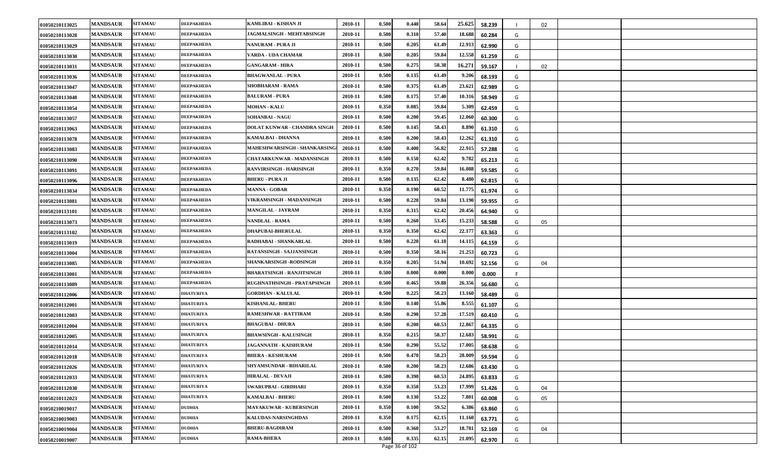| | | | | | | | | | | | | | | |
|---|---|---|---|---|---|---|---|---|---|---|---|---|---|---|
| 01050210113025 | MANDSAUR | SITAMAU | DEEPAKHEDA | KAMLIBAI - KISHAN JI | 2010-11 | 0.500 | 0.440 | 58.64 | 25.625 | 58.239 | I | 02 | | |
| 01050210113028 | MANDSAUR | SITAMAU | DEEPAKHEDA | JAGMALSINGH - MEHTABSINGH | 2010-11 | 0.500 | 0.310 | 57.40 | 18.688 | 60.284 | G | | | |
| 01050210113029 | MANDSAUR | SITAMAU | DEEPAKHEDA | NANURAM - PURA JI | 2010-11 | 0.500 | 0.205 | 61.49 | 12.913 | 62.990 | G | | | |
| 01050210113030 | MANDSAUR | SITAMAU | DEEPAKHEDA | VARDA - UDA CHAMAR | 2010-11 | 0.500 | 0.205 | 59.84 | 12.558 | 61.259 | G | | | |
| 01050210113031 | MANDSAUR | SITAMAU | DEEPAKHEDA | GANGARAM - HIRA | 2010-11 | 0.500 | 0.275 | 58.38 | 16.271 | 59.167 | I | 02 | | |
| 01050210113036 | MANDSAUR | SITAMAU | DEEPAKHEDA | BHAGWANLAL - PURA | 2010-11 | 0.500 | 0.135 | 61.49 | 9.206 | 68.193 | G | | | |
| 01050210113047 | MANDSAUR | SITAMAU | DEEPAKHEDA | SHOBHARAM - RAMA | 2010-11 | 0.500 | 0.375 | 61.49 | 23.621 | 62.989 | G | | | |
| 01050210113048 | MANDSAUR | SITAMAU | DEEPAKHEDA | BALURAM - PURA | 2010-11 | 0.500 | 0.175 | 57.40 | 10.316 | 58.949 | G | | | |
| 01050210113054 | MANDSAUR | SITAMAU | DEEPAKHEDA | MOHAN - KALU | 2010-11 | 0.350 | 0.085 | 59.84 | 5.309 | 62.459 | G | | | |
| 01050210113057 | MANDSAUR | SITAMAU | DEEPAKHEDA | SOHANBAI - NAGU | 2010-11 | 0.500 | 0.200 | 59.45 | 12.060 | 60.300 | G | | | |
| 01050210113063 | MANDSAUR | SITAMAU | DEEPAKHEDA | DOLAT KUNWAR - CHANDRA SINGH | 2010-11 | 0.500 | 0.145 | 58.43 | 8.890 | 61.310 | G | | | |
| 01050210113078 | MANDSAUR | SITAMAU | DEEPAKHEDA | KAMALBAI - DHANNA | 2010-11 | 0.500 | 0.200 | 58.43 | 12.262 | 61.310 | G | | | |
| 01050210113083 | MANDSAUR | SITAMAU | DEEPAKHEDA | MAHESHWARSINGH - SHANKARSINGH | 2010-11 | 0.500 | 0.400 | 56.82 | 22.915 | 57.288 | G | | | |
| 01050210113090 | MANDSAUR | SITAMAU | DEEPAKHEDA | CHATARKUNWAR - MADANSINGH | 2010-11 | 0.500 | 0.150 | 62.42 | 9.782 | 65.213 | G | | | |
| 01050210113091 | MANDSAUR | SITAMAU | DEEPAKHEDA | RANVIRSINGH - HARISINGH | 2010-11 | 0.350 | 0.270 | 59.84 | 16.088 | 59.585 | G | | | |
| 01050210113096 | MANDSAUR | SITAMAU | DEEPAKHEDA | BHERU - PURA JI | 2010-11 | 0.500 | 0.135 | 62.42 | 8.480 | 62.815 | G | | | |
| 01050210113034 | MANDSAUR | SITAMAU | DEEPAKHEDA | MANNA - GOBAR | 2010-11 | 0.350 | 0.190 | 60.52 | 11.775 | 61.974 | G | | | |
| 01050210113081 | MANDSAUR | SITAMAU | DEEPAKHEDA | VIKRAMSINGH - MADANSINGH | 2010-11 | 0.500 | 0.220 | 59.84 | 13.190 | 59.955 | G | | | |
| 01050210113101 | MANDSAUR | SITAMAU | DEEPAKHEDA | MANGILAL - JAYRAM | 2010-11 | 0.350 | 0.315 | 62.42 | 20.456 | 64.940 | G | | | |
| 01050210113073 | MANDSAUR | SITAMAU | DEEPAKHEDA | NANDLAL - RAMA | 2010-11 | 0.500 | 0.260 | 53.45 | 15.233 | 58.588 | G | 05 | | |
| 01050210113102 | MANDSAUR | SITAMAU | DEEPAKHEDA | DHAPUBAI-BHERULAL | 2010-11 | 0.350 | 0.350 | 62.42 | 22.177 | 63.363 | G | | | |
| 01050210113019 | MANDSAUR | SITAMAU | DEEPAKHEDA | RADHABAI - SHANKARLAL | 2010-11 | 0.500 | 0.220 | 61.18 | 14.115 | 64.159 | G | | | |
| 01050210113004 | MANDSAUR | SITAMAU | DEEPAKHEDA | RATANSINGH - SAJJANSINGH | 2010-11 | 0.500 | 0.350 | 58.16 | 21.253 | 60.723 | G | | | |
| 01050210113085 | MANDSAUR | SITAMAU | DEEPAKHEDA | SHANKARSINGH -RODSINGH | 2010-11 | 0.350 | 0.205 | 51.94 | 10.692 | 52.156 | G | 04 | | |
| 01050210113001 | MANDSAUR | SITAMAU | DEEPAKHEDA | BHARATSINGH - RANJITSINGH | 2010-11 | 0.500 | 0.000 | 0.000 | 0.000 | 0.000 | F | | | |
| 01050210113089 | MANDSAUR | SITAMAU | DEEPAKHEDA | RUGHNATHSINGH - PRATAPSINGH | 2010-11 | 0.500 | 0.465 | 59.88 | 26.356 | 56.680 | G | | | |
| 01050210112006 | MANDSAUR | SITAMAU | DHATURIYA | GORDHAN - KALULAL | 2010-11 | 0.500 | 0.225 | 58.23 | 13.160 | 58.489 | G | | | |
| 01050210112001 | MANDSAUR | SITAMAU | DHATURIYA | KISHANLAL- BHERU | 2010-11 | 0.500 | 0.140 | 55.86 | 8.555 | 61.107 | G | | | |
| 01050210112003 | MANDSAUR | SITAMAU | DHATURIYA | RAMESHWAR - RATTIRAM | 2010-11 | 0.500 | 0.290 | 57.28 | 17.519 | 60.410 | G | | | |
| 01050210112004 | MANDSAUR | SITAMAU | DHATURIYA | BHAGUBAI - DHURA | 2010-11 | 0.500 | 0.200 | 60.53 | 12.867 | 64.335 | G | | | |
| 01050210112005 | MANDSAUR | SITAMAU | DHATURIYA | BHAWSINGH - KALUSINGH | 2010-11 | 0.350 | 0.215 | 58.37 | 12.683 | 58.991 | G | | | |
| 01050210112014 | MANDSAUR | SITAMAU | DHATURIYA | JAGANNATH - KAISHURAM | 2010-11 | 0.500 | 0.290 | 55.52 | 17.005 | 58.638 | G | | | |
| 01050210112018 | MANDSAUR | SITAMAU | DHATURIYA | BHERA - KESHURAM | 2010-11 | 0.500 | 0.470 | 58.23 | 28.009 | 59.594 | G | | | |
| 01050210112026 | MANDSAUR | SITAMAU | DHATURIYA | SHYAMSUNDAR - BIHARILAL | 2010-11 | 0.500 | 0.200 | 58.23 | 12.686 | 63.430 | G | | | |
| 01050210112033 | MANDSAUR | SITAMAU | DHATURIYA | HIRALAL - DEVAJI | 2010-11 | 0.500 | 0.390 | 60.53 | 24.895 | 63.833 | G | | | |
| 01050210112030 | MANDSAUR | SITAMAU | DHATURIYA | SWARUPBAI - GIRDHARI | 2010-11 | 0.350 | 0.350 | 53.23 | 17.999 | 51.426 | G | 04 | | |
| 01050210112023 | MANDSAUR | SITAMAU | DHATURIYA | KAMALBAI - BHERU | 2010-11 | 0.500 | 0.130 | 53.22 | 7.801 | 60.008 | G | 05 | | |
| 01050210019017 | MANDSAUR | SITAMAU | DUDHIA | MAYAKUWAR - KUBERSINGH | 2010-11 | 0.350 | 0.100 | 59.52 | 6.386 | 63.860 | G | | | |
| 01050210019003 | MANDSAUR | SITAMAU | DUDHIA | KALUDAS-NARSINGHDAS | 2010-11 | 0.350 | 0.175 | 62.15 | 11.160 | 63.771 | G | | | |
| 01050210019004 | MANDSAUR | SITAMAU | DUDHIA | BHERU-BAGDIRAM | 2010-11 | 0.500 | 0.360 | 53.27 | 18.781 | 52.169 | G | 04 | | |
| 01050210019007 | MANDSAUR | SITAMAU | DUDHIA | RAMA-BHERA | 2010-11 | 0.500 | 0.335 | 62.15 | 21.095 | 62.970 | G | | | |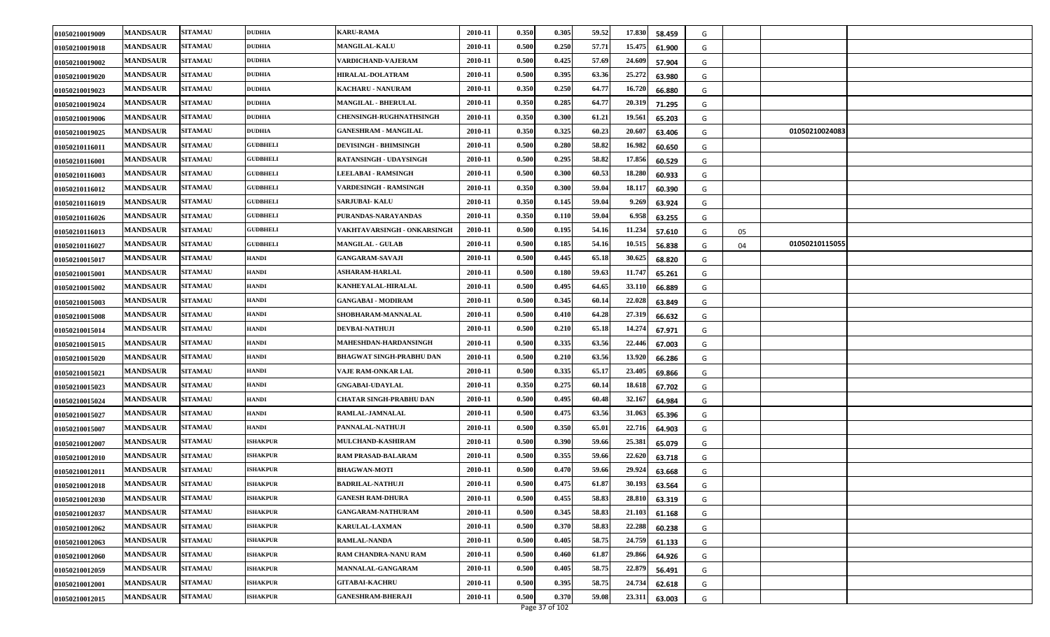| | | | | | | | | | | | | | | |
|---|---|---|---|---|---|---|---|---|---|---|---|---|---|---|
| 01050210019009 | MANDSAUR | SITAMAU | DUDHIA | KARU-RAMA | 2010-11 | 0.350 | 0.305 | 59.52 | 17.830 | 58.459 | G | | | |
| 01050210019018 | MANDSAUR | SITAMAU | DUDHIA | MANGILAL-KALU | 2010-11 | 0.500 | 0.250 | 57.71 | 15.475 | 61.900 | G | | | |
| 01050210019002 | MANDSAUR | SITAMAU | DUDHIA | VARDICHAND-VAJERAM | 2010-11 | 0.500 | 0.425 | 57.69 | 24.609 | 57.904 | G | | | |
| 01050210019020 | MANDSAUR | SITAMAU | DUDHIA | HIRALAL-DOLATRAM | 2010-11 | 0.500 | 0.395 | 63.36 | 25.272 | 63.980 | G | | | |
| 01050210019023 | MANDSAUR | SITAMAU | DUDHIA | KACHARU - NANURAM | 2010-11 | 0.350 | 0.250 | 64.77 | 16.720 | 66.880 | G | | | |
| 01050210019024 | MANDSAUR | SITAMAU | DUDHIA | MANGILAL - BHERULAL | 2010-11 | 0.350 | 0.285 | 64.77 | 20.319 | 71.295 | G | | | |
| 01050210019006 | MANDSAUR | SITAMAU | DUDHIA | CHENSINGH-RUGHNATHSINGH | 2010-11 | 0.350 | 0.300 | 61.21 | 19.561 | 65.203 | G | | | |
| 01050210019025 | MANDSAUR | SITAMAU | DUDHIA | GANESHRAM - MANGILAL | 2010-11 | 0.350 | 0.325 | 60.23 | 20.607 | 63.406 | G | | 01050210024083 | |
| 01050210116011 | MANDSAUR | SITAMAU | GUDBHELI | DEVISINGH - BHIMSINGH | 2010-11 | 0.500 | 0.280 | 58.82 | 16.982 | 60.650 | G | | | |
| 01050210116001 | MANDSAUR | SITAMAU | GUDBHELI | RATANSINGH - UDAYSINGH | 2010-11 | 0.500 | 0.295 | 58.82 | 17.856 | 60.529 | G | | | |
| 01050210116003 | MANDSAUR | SITAMAU | GUDBHELI | LEELABAI - RAMSINGH | 2010-11 | 0.500 | 0.300 | 60.53 | 18.280 | 60.933 | G | | | |
| 01050210116012 | MANDSAUR | SITAMAU | GUDBHELI | VARDESINGH - RAMSINGH | 2010-11 | 0.350 | 0.300 | 59.04 | 18.117 | 60.390 | G | | | |
| 01050210116019 | MANDSAUR | SITAMAU | GUDBHELI | SARJUBAI- KALU | 2010-11 | 0.350 | 0.145 | 59.04 | 9.269 | 63.924 | G | | | |
| 01050210116026 | MANDSAUR | SITAMAU | GUDBHELI | PURANDAS-NARAYANDAS | 2010-11 | 0.350 | 0.110 | 59.04 | 6.958 | 63.255 | G | | | |
| 01050210116013 | MANDSAUR | SITAMAU | GUDBHELI | VAKHTAVARSINGH - ONKARSINGH | 2010-11 | 0.500 | 0.195 | 54.16 | 11.234 | 57.610 | G | 05 | | |
| 01050210116027 | MANDSAUR | SITAMAU | GUDBHELI | MANGILAL - GULAB | 2010-11 | 0.500 | 0.185 | 54.16 | 10.515 | 56.838 | G | 04 | 01050210115055 | |
| 01050210015017 | MANDSAUR | SITAMAU | HANDI | GANGARAM-SAVAJI | 2010-11 | 0.500 | 0.445 | 65.18 | 30.625 | 68.820 | G | | | |
| 01050210015001 | MANDSAUR | SITAMAU | HANDI | ASHARAM-HARLAL | 2010-11 | 0.500 | 0.180 | 59.63 | 11.747 | 65.261 | G | | | |
| 01050210015002 | MANDSAUR | SITAMAU | HANDI | KANHEYALAL-HIRALAL | 2010-11 | 0.500 | 0.495 | 64.65 | 33.110 | 66.889 | G | | | |
| 01050210015003 | MANDSAUR | SITAMAU | HANDI | GANGABAI - MODIRAM | 2010-11 | 0.500 | 0.345 | 60.14 | 22.028 | 63.849 | G | | | |
| 01050210015008 | MANDSAUR | SITAMAU | HANDI | SHOBHARAM-MANNALAL | 2010-11 | 0.500 | 0.410 | 64.28 | 27.319 | 66.632 | G | | | |
| 01050210015014 | MANDSAUR | SITAMAU | HANDI | DEVBAI-NATHUJI | 2010-11 | 0.500 | 0.210 | 65.18 | 14.274 | 67.971 | G | | | |
| 01050210015015 | MANDSAUR | SITAMAU | HANDI | MAHESHDAN-HARDANSINGH | 2010-11 | 0.500 | 0.335 | 63.56 | 22.446 | 67.003 | G | | | |
| 01050210015020 | MANDSAUR | SITAMAU | HANDI | BHAGWAT SINGH-PRABHU DAN | 2010-11 | 0.500 | 0.210 | 63.56 | 13.920 | 66.286 | G | | | |
| 01050210015021 | MANDSAUR | SITAMAU | HANDI | VAJE RAM-ONKAR LAL | 2010-11 | 0.500 | 0.335 | 65.17 | 23.405 | 69.866 | G | | | |
| 01050210015023 | MANDSAUR | SITAMAU | HANDI | GNGABAI-UDAYLAL | 2010-11 | 0.350 | 0.275 | 60.14 | 18.618 | 67.702 | G | | | |
| 01050210015024 | MANDSAUR | SITAMAU | HANDI | CHATAR SINGH-PRABHU DAN | 2010-11 | 0.500 | 0.495 | 60.48 | 32.167 | 64.984 | G | | | |
| 01050210015027 | MANDSAUR | SITAMAU | HANDI | RAMLAL-JAMNALAL | 2010-11 | 0.500 | 0.475 | 63.56 | 31.063 | 65.396 | G | | | |
| 01050210015007 | MANDSAUR | SITAMAU | HANDI | PANNALAL-NATHUJI | 2010-11 | 0.500 | 0.350 | 65.01 | 22.716 | 64.903 | G | | | |
| 01050210012007 | MANDSAUR | SITAMAU | ISHAKPUR | MULCHAND-KASHIRAM | 2010-11 | 0.500 | 0.390 | 59.66 | 25.381 | 65.079 | G | | | |
| 01050210012010 | MANDSAUR | SITAMAU | ISHAKPUR | RAM PRASAD-BALARAM | 2010-11 | 0.500 | 0.355 | 59.66 | 22.620 | 63.718 | G | | | |
| 01050210012011 | MANDSAUR | SITAMAU | ISHAKPUR | BHAGWAN-MOTI | 2010-11 | 0.500 | 0.470 | 59.66 | 29.924 | 63.668 | G | | | |
| 01050210012018 | MANDSAUR | SITAMAU | ISHAKPUR | BADRILAL-NATHUJI | 2010-11 | 0.500 | 0.475 | 61.87 | 30.193 | 63.564 | G | | | |
| 01050210012030 | MANDSAUR | SITAMAU | ISHAKPUR | GANESH RAM-DHURA | 2010-11 | 0.500 | 0.455 | 58.83 | 28.810 | 63.319 | G | | | |
| 01050210012037 | MANDSAUR | SITAMAU | ISHAKPUR | GANGARAM-NATHURAM | 2010-11 | 0.500 | 0.345 | 58.83 | 21.103 | 61.168 | G | | | |
| 01050210012062 | MANDSAUR | SITAMAU | ISHAKPUR | KARULAL-LAXMAN | 2010-11 | 0.500 | 0.370 | 58.83 | 22.288 | 60.238 | G | | | |
| 01050210012063 | MANDSAUR | SITAMAU | ISHAKPUR | RAMLAL-NANDA | 2010-11 | 0.500 | 0.405 | 58.75 | 24.759 | 61.133 | G | | | |
| 01050210012060 | MANDSAUR | SITAMAU | ISHAKPUR | RAM CHANDRA-NANU RAM | 2010-11 | 0.500 | 0.460 | 61.87 | 29.866 | 64.926 | G | | | |
| 01050210012059 | MANDSAUR | SITAMAU | ISHAKPUR | MANNALAL-GANGARAM | 2010-11 | 0.500 | 0.405 | 58.75 | 22.879 | 56.491 | G | | | |
| 01050210012001 | MANDSAUR | SITAMAU | ISHAKPUR | GITABAI-KACHRU | 2010-11 | 0.500 | 0.395 | 58.75 | 24.734 | 62.618 | G | | | |
| 01050210012015 | MANDSAUR | SITAMAU | ISHAKPUR | GANESHRAM-BHERAJI | 2010-11 | 0.500 | 0.370 | 59.08 | 23.311 | 63.003 | G | | | |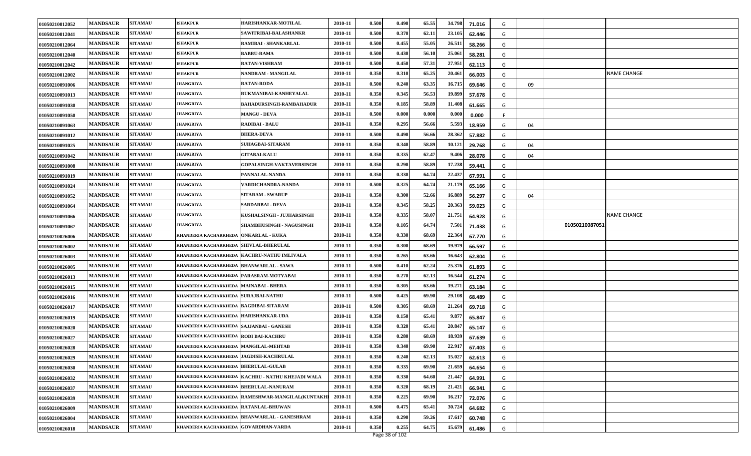| | | | | | | | | | | | | | | |
|---|---|---|---|---|---|---|---|---|---|---|---|---|---|---|
| 01050210012052 | MANDSAUR | SITAMAU | ISHAKPUR | HARISHANKAR-MOTILAL | 2010-11 | 0.500 | 0.490 | 65.55 | 34.798 | 71.016 | G | | | |
| 01050210012041 | MANDSAUR | SITAMAU | ISHAKPUR | SAWITRIBAI-BALASHANKR | 2010-11 | 0.500 | 0.370 | 62.11 | 23.105 | 62.446 | G | | | |
| 01050210012064 | MANDSAUR | SITAMAU | ISHAKPUR | RAMIBAI - SHANKARLAL | 2010-11 | 0.500 | 0.455 | 55.05 | 26.511 | 58.266 | G | | | |
| 01050210012040 | MANDSAUR | SITAMAU | ISHAKPUR | BABRU-RAMA | 2010-11 | 0.500 | 0.430 | 56.10 | 25.061 | 58.281 | G | | | |
| 01050210012042 | MANDSAUR | SITAMAU | ISHAKPUR | RATAN-VISHRAM | 2010-11 | 0.500 | 0.450 | 57.31 | 27.951 | 62.113 | G | | | |
| 01050210012002 | MANDSAUR | SITAMAU | ISHAKPUR | NANDRAM - MANGILAL | 2010-11 | 0.350 | 0.310 | 65.25 | 20.461 | 66.003 | G | | | NAME CHANGE |
| 01050210091006 | MANDSAUR | SITAMAU | JHANGRIYA | RATAN-RODA | 2010-11 | 0.500 | 0.240 | 63.35 | 16.715 | 69.646 | G | 09 | | |
| 01050210091013 | MANDSAUR | SITAMAU | JHANGRIYA | RUKMANIBAI-KANHEYALAL | 2010-11 | 0.350 | 0.345 | 56.53 | 19.899 | 57.678 | G | | | |
| 01050210091030 | MANDSAUR | SITAMAU | JHANGRIYA | BAHADURSINGH-RAMBAHADUR | 2010-11 | 0.350 | 0.185 | 58.89 | 11.408 | 61.665 | G | | | |
| 01050210091050 | MANDSAUR | SITAMAU | JHANGRIYA | MANGU - DEVA | 2010-11 | 0.500 | 0.000 | 0.000 | 0.000 | 0.000 | F | | | |
| 01050210091063 | MANDSAUR | SITAMAU | JHANGRIYA | RADIBAI - BALU | 2010-11 | 0.350 | 0.295 | 56.66 | 5.593 | 18.959 | G | 04 | | |
| 01050210091012 | MANDSAUR | SITAMAU | JHANGRIYA | BHERA-DEVA | 2010-11 | 0.500 | 0.490 | 56.66 | 28.362 | 57.882 | G | | | |
| 01050210091025 | MANDSAUR | SITAMAU | JHANGRIYA | SUHAGBAI-SITARAM | 2010-11 | 0.350 | 0.340 | 58.89 | 10.121 | 29.768 | G | 04 | | |
| 01050210091042 | MANDSAUR | SITAMAU | JHANGRIYA | GITABAI-KALU | 2010-11 | 0.350 | 0.335 | 62.47 | 9.406 | 28.078 | G | 04 | | |
| 01050210091008 | MANDSAUR | SITAMAU | JHANGRIYA | GOPALSINGH-VAKTAVERSINGH | 2010-11 | 0.350 | 0.290 | 58.89 | 17.238 | 59.441 | G | | | |
| 01050210091019 | MANDSAUR | SITAMAU | JHANGRIYA | PANNALAL-NANDA | 2010-11 | 0.350 | 0.330 | 64.74 | 22.437 | 67.991 | G | | | |
| 01050210091024 | MANDSAUR | SITAMAU | JHANGRIYA | VARDICHANDRA-NANDA | 2010-11 | 0.500 | 0.325 | 64.74 | 21.179 | 65.166 | G | | | |
| 01050210091052 | MANDSAUR | SITAMAU | JHANGRIYA | SITARAM - SWARUP | 2010-11 | 0.350 | 0.300 | 52.66 | 16.889 | 56.297 | G | 04 | | |
| 01050210091064 | MANDSAUR | SITAMAU | JHANGRIYA | SARDARBAI - DEVA | 2010-11 | 0.350 | 0.345 | 58.25 | 20.363 | 59.023 | G | | | |
| 01050210091066 | MANDSAUR | SITAMAU | JHANGRIYA | KUSHALSINGH - JUJHARSINGH | 2010-11 | 0.350 | 0.335 | 58.07 | 21.751 | 64.928 | G | | | NAME CHANGE |
| 01050210091067 | MANDSAUR | SITAMAU | JHANGRIYA | SHAMBHUSINGH - NAGUSINGH | 2010-11 | 0.350 | 0.105 | 64.74 | 7.501 | 71.438 | G | | 01050210087051 | |
| 01050210026006 | MANDSAUR | SITAMAU | KHANDERIA KACHARKHEDA | ONKARLAL - KUKA | 2010-11 | 0.350 | 0.330 | 68.69 | 22.364 | 67.770 | G | | | |
| 01050210026002 | MANDSAUR | SITAMAU | KHANDERIA KACHARKHEDA | SHIVLAL-BHERULAL | 2010-11 | 0.350 | 0.300 | 68.69 | 19.979 | 66.597 | G | | | |
| 01050210026003 | MANDSAUR | SITAMAU | KHANDERIA KACHARKHEDA | KACHRU-NATHU IMLIVALA | 2010-11 | 0.350 | 0.265 | 63.66 | 16.643 | 62.804 | G | | | |
| 01050210026005 | MANDSAUR | SITAMAU | KHANDERIA KACHARKHEDA | BHANWARLAL - SAWA | 2010-11 | 0.500 | 0.410 | 62.24 | 25.376 | 61.893 | G | | | |
| 01050210026013 | MANDSAUR | SITAMAU | KHANDERIA KACHARKHEDA | PARASRAM-MOTYABAI | 2010-11 | 0.350 | 0.270 | 62.13 | 16.544 | 61.274 | G | | | |
| 01050210026015 | MANDSAUR | SITAMAU | KHANDERIA KACHARKHEDA | MAINABAI - BHERA | 2010-11 | 0.350 | 0.305 | 63.66 | 19.271 | 63.184 | G | | | |
| 01050210026016 | MANDSAUR | SITAMAU | KHANDERIA KACHARKHEDA | SURAJBAI-NATHU | 2010-11 | 0.500 | 0.425 | 69.90 | 29.108 | 68.489 | G | | | |
| 01050210026017 | MANDSAUR | SITAMAU | KHANDERIA KACHARKHEDA | BAGDIBAI-SITARAM | 2010-11 | 0.500 | 0.305 | 68.69 | 21.264 | 69.718 | G | | | |
| 01050210026019 | MANDSAUR | SITAMAU | KHANDERIA KACHARKHEDA | HARISHANKAR-UDA | 2010-11 | 0.350 | 0.150 | 65.41 | 9.877 | 65.847 | G | | | |
| 01050210026020 | MANDSAUR | SITAMAU | KHANDERIA KACHARKHEDA | SAJJANBAI - GANESH | 2010-11 | 0.350 | 0.320 | 65.41 | 20.847 | 65.147 | G | | | |
| 01050210026027 | MANDSAUR | SITAMAU | KHANDERIA KACHARKHEDA | RODI BAI-KACHRU | 2010-11 | 0.350 | 0.280 | 68.69 | 18.939 | 67.639 | G | | | |
| 01050210026028 | MANDSAUR | SITAMAU | KHANDERIA KACHARKHEDA | MANGILAL-MEHTAB | 2010-11 | 0.350 | 0.340 | 69.90 | 22.917 | 67.403 | G | | | |
| 01050210026029 | MANDSAUR | SITAMAU | KHANDERIA KACHARKHEDA | JAGDISH-KACHRULAL | 2010-11 | 0.350 | 0.240 | 62.13 | 15.027 | 62.613 | G | | | |
| 01050210026030 | MANDSAUR | SITAMAU | KHANDERIA KACHARKHEDA | BHERULAL-GULAB | 2010-11 | 0.350 | 0.335 | 69.90 | 21.659 | 64.654 | G | | | |
| 01050210026032 | MANDSAUR | SITAMAU | KHANDERIA KACHARKHEDA | KACHRU - NATHU KHEJADI WALA | 2010-11 | 0.350 | 0.330 | 64.60 | 21.447 | 64.991 | G | | | |
| 01050210026037 | MANDSAUR | SITAMAU | KHANDERIA KACHARKHEDA | BHERULAL-NANURAM | 2010-11 | 0.350 | 0.320 | 68.19 | 21.421 | 66.941 | G | | | |
| 01050210026039 | MANDSAUR | SITAMAU | KHANDERIA KACHARKHEDA | RAMESHWAR-MANGILAL(KUNTAKHI | 2010-11 | 0.350 | 0.225 | 69.90 | 16.217 | 72.076 | G | | | |
| 01050210026009 | MANDSAUR | SITAMAU | KHANDERIA KACHARKHEDA | RATANLAL-BHUWAN | 2010-11 | 0.500 | 0.475 | 65.41 | 30.724 | 64.682 | G | | | |
| 01050210026004 | MANDSAUR | SITAMAU | KHANDERIA KACHARKHEDA | BHANWARLAL - GANESHRAM | 2010-11 | 0.350 | 0.290 | 59.26 | 17.617 | 60.748 | G | | | |
| 01050210026018 | MANDSAUR | SITAMAU | KHANDERIA KACHARKHEDA | GOVARDHAN-VARDA | 2010-11 | 0.350 | 0.255 | 64.75 | 15.679 | 61.486 | G | | | |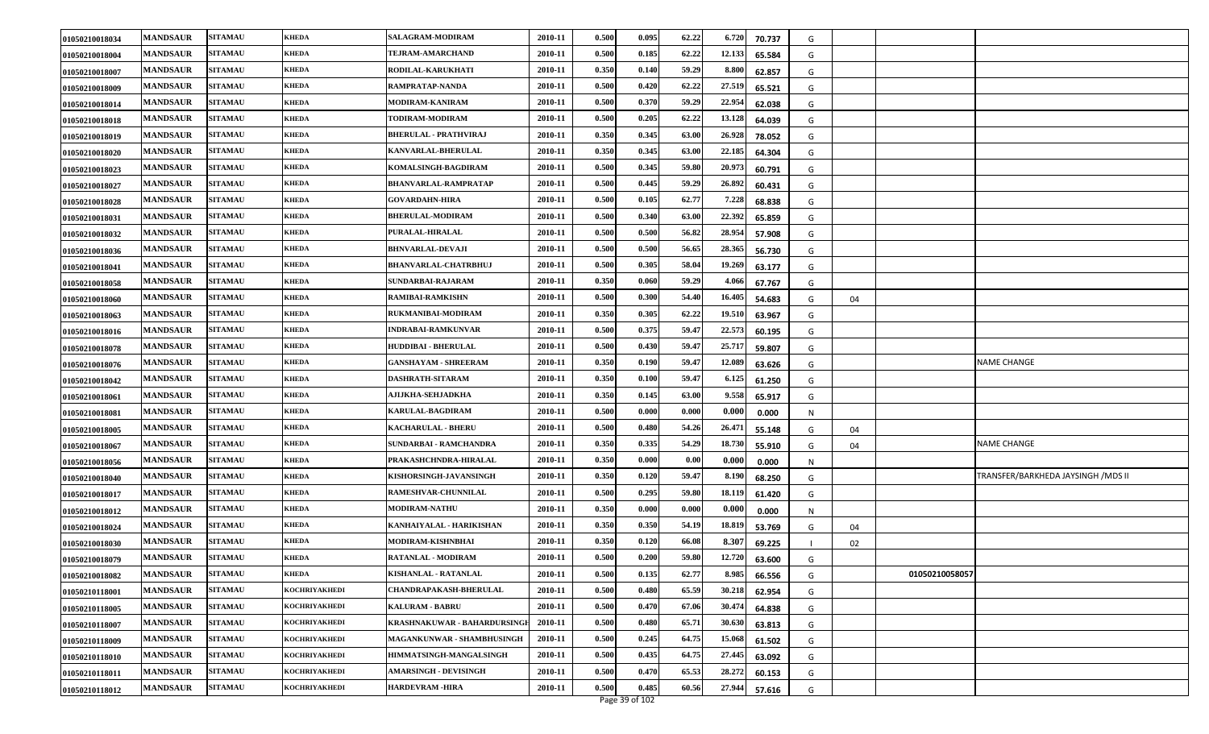| | | | | | | | | | | | | | | |
|---|---|---|---|---|---|---|---|---|---|---|---|---|---|---|
| 01050210018034 | MANDSAUR | SITAMAU | KHEDA | SALAGRAM-MODIRAM | 2010-11 | 0.500 | 0.095 | 62.22 | 6.720 | 70.737 | G | | | |
| 01050210018004 | MANDSAUR | SITAMAU | KHEDA | TEJRAM-AMARCHAND | 2010-11 | 0.500 | 0.185 | 62.22 | 12.133 | 65.584 | G | | | |
| 01050210018007 | MANDSAUR | SITAMAU | KHEDA | RODILAL-KARUKHATI | 2010-11 | 0.350 | 0.140 | 59.29 | 8.800 | 62.857 | G | | | |
| 01050210018009 | MANDSAUR | SITAMAU | KHEDA | RAMPRATAP-NANDA | 2010-11 | 0.500 | 0.420 | 62.22 | 27.519 | 65.521 | G | | | |
| 01050210018014 | MANDSAUR | SITAMAU | KHEDA | MODIRAM-KANIRAM | 2010-11 | 0.500 | 0.370 | 59.29 | 22.954 | 62.038 | G | | | |
| 01050210018018 | MANDSAUR | SITAMAU | KHEDA | TODIRAM-MODIRAM | 2010-11 | 0.500 | 0.205 | 62.22 | 13.128 | 64.039 | G | | | |
| 01050210018019 | MANDSAUR | SITAMAU | KHEDA | BHERULAL - PRATHVIRAJ | 2010-11 | 0.350 | 0.345 | 63.00 | 26.928 | 78.052 | G | | | |
| 01050210018020 | MANDSAUR | SITAMAU | KHEDA | KANVARLAL-BHERULAL | 2010-11 | 0.350 | 0.345 | 63.00 | 22.185 | 64.304 | G | | | |
| 01050210018023 | MANDSAUR | SITAMAU | KHEDA | KOMALSINGH-BAGDIRAM | 2010-11 | 0.500 | 0.345 | 59.80 | 20.973 | 60.791 | G | | | |
| 01050210018027 | MANDSAUR | SITAMAU | KHEDA | BHANVARLAL-RAMPRATAP | 2010-11 | 0.500 | 0.445 | 59.29 | 26.892 | 60.431 | G | | | |
| 01050210018028 | MANDSAUR | SITAMAU | KHEDA | GOVARDAHN-HIRA | 2010-11 | 0.500 | 0.105 | 62.77 | 7.228 | 68.838 | G | | | |
| 01050210018031 | MANDSAUR | SITAMAU | KHEDA | BHERULAL-MODIRAM | 2010-11 | 0.500 | 0.340 | 63.00 | 22.392 | 65.859 | G | | | |
| 01050210018032 | MANDSAUR | SITAMAU | KHEDA | PURALAL-HIRALAL | 2010-11 | 0.500 | 0.500 | 56.82 | 28.954 | 57.908 | G | | | |
| 01050210018036 | MANDSAUR | SITAMAU | KHEDA | BHNVARLAL-DEVAJI | 2010-11 | 0.500 | 0.500 | 56.65 | 28.365 | 56.730 | G | | | |
| 01050210018041 | MANDSAUR | SITAMAU | KHEDA | BHANVARLAL-CHATRBHUJ | 2010-11 | 0.500 | 0.305 | 58.04 | 19.269 | 63.177 | G | | | |
| 01050210018058 | MANDSAUR | SITAMAU | KHEDA | SUNDARBAI-RAJARAM | 2010-11 | 0.350 | 0.060 | 59.29 | 4.066 | 67.767 | G | | | |
| 01050210018060 | MANDSAUR | SITAMAU | KHEDA | RAMIBAI-RAMKISHN | 2010-11 | 0.500 | 0.300 | 54.40 | 16.405 | 54.683 | G | 04 | | |
| 01050210018063 | MANDSAUR | SITAMAU | KHEDA | RUKMANIBAI-MODIRAM | 2010-11 | 0.350 | 0.305 | 62.22 | 19.510 | 63.967 | G | | | |
| 01050210018016 | MANDSAUR | SITAMAU | KHEDA | INDRABAI-RAMKUNVAR | 2010-11 | 0.500 | 0.375 | 59.47 | 22.573 | 60.195 | G | | | |
| 01050210018078 | MANDSAUR | SITAMAU | KHEDA | HUDDIBAI - BHERULAL | 2010-11 | 0.500 | 0.430 | 59.47 | 25.717 | 59.807 | G | | | |
| 01050210018076 | MANDSAUR | SITAMAU | KHEDA | GANSHAYAM - SHREERAM | 2010-11 | 0.350 | 0.190 | 59.47 | 12.089 | 63.626 | G | | | NAME CHANGE |
| 01050210018042 | MANDSAUR | SITAMAU | KHEDA | DASHRATH-SITARAM | 2010-11 | 0.350 | 0.100 | 59.47 | 6.125 | 61.250 | G | | | |
| 01050210018061 | MANDSAUR | SITAMAU | KHEDA | AJIJKHA-SEHJADKHA | 2010-11 | 0.350 | 0.145 | 63.00 | 9.558 | 65.917 | G | | | |
| 01050210018081 | MANDSAUR | SITAMAU | KHEDA | KARULAL-BAGDIRAM | 2010-11 | 0.500 | 0.000 | 0.000 | 0.000 | 0.000 | N | | | |
| 01050210018005 | MANDSAUR | SITAMAU | KHEDA | KACHARULAL - BHERU | 2010-11 | 0.500 | 0.480 | 54.26 | 26.471 | 55.148 | G | 04 | | |
| 01050210018067 | MANDSAUR | SITAMAU | KHEDA | SUNDARBAI - RAMCHANDRA | 2010-11 | 0.350 | 0.335 | 54.29 | 18.730 | 55.910 | G | 04 | | NAME CHANGE |
| 01050210018056 | MANDSAUR | SITAMAU | KHEDA | PRAKASHCHNDRA-HIRALAL | 2010-11 | 0.350 | 0.000 | 0.00 | 0.000 | 0.000 | N | | | |
| 01050210018040 | MANDSAUR | SITAMAU | KHEDA | KISHORSINGH-JAVANSINGH | 2010-11 | 0.350 | 0.120 | 59.47 | 8.190 | 68.250 | G | | | TRANSFER/BARKHEDA JAYSINGH /MDS II |
| 01050210018017 | MANDSAUR | SITAMAU | KHEDA | RAMESHVAR-CHUNNILAL | 2010-11 | 0.500 | 0.295 | 59.80 | 18.119 | 61.420 | G | | | |
| 01050210018012 | MANDSAUR | SITAMAU | KHEDA | MODIRAM-NATHU | 2010-11 | 0.350 | 0.000 | 0.000 | 0.000 | 0.000 | N | | | |
| 01050210018024 | MANDSAUR | SITAMAU | KHEDA | KANHAIYALAL - HARIKISHAN | 2010-11 | 0.350 | 0.350 | 54.19 | 18.819 | 53.769 | G | 04 | | |
| 01050210018030 | MANDSAUR | SITAMAU | KHEDA | MODIRAM-KISHNBHAI | 2010-11 | 0.350 | 0.120 | 66.08 | 8.307 | 69.225 | I | 02 | | |
| 01050210018079 | MANDSAUR | SITAMAU | KHEDA | RATANLAL - MODIRAM | 2010-11 | 0.500 | 0.200 | 59.80 | 12.720 | 63.600 | G | | | |
| 01050210018082 | MANDSAUR | SITAMAU | KHEDA | KISHANLAL - RATANLAL | 2010-11 | 0.500 | 0.135 | 62.77 | 8.985 | 66.556 | G | | 01050210058057 | |
| 01050210118001 | MANDSAUR | SITAMAU | KOCHRIYAKHEDI | CHANDRAPAKASH-BHERULAL | 2010-11 | 0.500 | 0.480 | 65.59 | 30.218 | 62.954 | G | | | |
| 01050210118005 | MANDSAUR | SITAMAU | KOCHRIYAKHEDI | KALURAM - BABRU | 2010-11 | 0.500 | 0.470 | 67.06 | 30.474 | 64.838 | G | | | |
| 01050210118007 | MANDSAUR | SITAMAU | KOCHRIYAKHEDI | KRASHNAKUWAR - BAHARDURSINGH | 2010-11 | 0.500 | 0.480 | 65.71 | 30.630 | 63.813 | G | | | |
| 01050210118009 | MANDSAUR | SITAMAU | KOCHRIYAKHEDI | MAGANKUNWAR - SHAMBHUSINGH | 2010-11 | 0.500 | 0.245 | 64.75 | 15.068 | 61.502 | G | | | |
| 01050210118010 | MANDSAUR | SITAMAU | KOCHRIYAKHEDI | HIMMATSINGH-MANGALSINGH | 2010-11 | 0.500 | 0.435 | 64.75 | 27.445 | 63.092 | G | | | |
| 01050210118011 | MANDSAUR | SITAMAU | KOCHRIYAKHEDI | AMARSINGH - DEVISINGH | 2010-11 | 0.500 | 0.470 | 65.53 | 28.272 | 60.153 | G | | | |
| 01050210118012 | MANDSAUR | SITAMAU | KOCHRIYAKHEDI | HARDEVRAM -HIRA | 2010-11 | 0.500 | 0.485 | 60.56 | 27.944 | 57.616 | G | | | |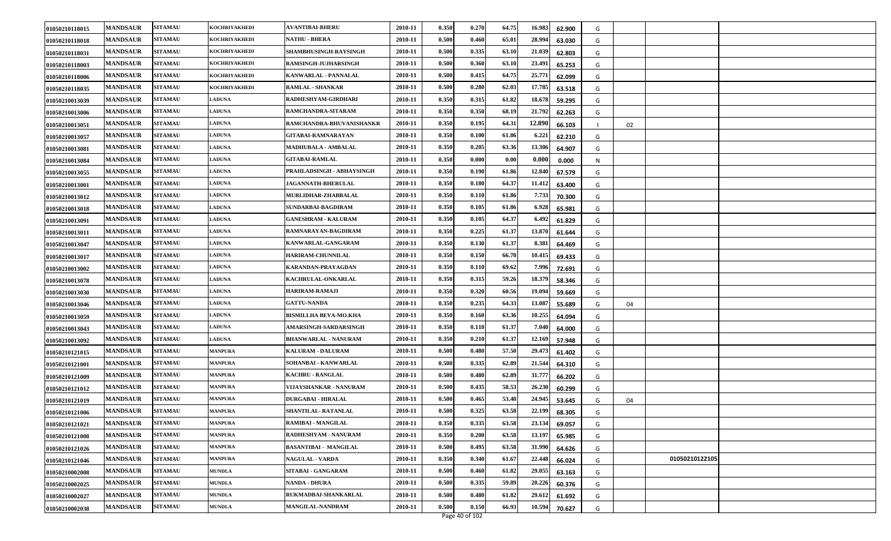| | | | | | | | | | | | | | | |
|---|---|---|---|---|---|---|---|---|---|---|---|---|---|---|
| 01050210118015 | MANDSAUR | SITAMAU | KOCHRIYAKHEDI | AVANTIBAI-BHERU | 2010-11 | 0.350 | 0.270 | 64.75 | 16.983 | 62.900 | G | | | |
| 01050210118018 | MANDSAUR | SITAMAU | KOCHRIYAKHEDI | NATHU - BHERA | 2010-11 | 0.500 | 0.460 | 65.01 | 28.994 | 63.030 | G | | | |
| 01050210118031 | MANDSAUR | SITAMAU | KOCHRIYAKHEDI | SHAMBHUSINGH-RAYSINGH | 2010-11 | 0.500 | 0.335 | 63.10 | 21.039 | 62.803 | G | | | |
| 01050210118003 | MANDSAUR | SITAMAU | KOCHRIYAKHEDI | RAMSINGH-JUJHARSINGH | 2010-11 | 0.500 | 0.360 | 63.10 | 23.491 | 65.253 | G | | | |
| 01050210118006 | MANDSAUR | SITAMAU | KOCHRIYAKHEDI | KANWARLAL - PANNALAL | 2010-11 | 0.500 | 0.415 | 64.75 | 25.771 | 62.099 | G | | | |
| 01050210118035 | MANDSAUR | SITAMAU | KOCHRIYAKHEDI | RAMLAL - SHANKAR | 2010-11 | 0.500 | 0.280 | 62.03 | 17.785 | 63.518 | G | | | |
| 01050210013039 | MANDSAUR | SITAMAU | LADUNA | RADHESHYAM-GIRDHARI | 2010-11 | 0.350 | 0.315 | 61.82 | 18.678 | 59.295 | G | | | |
| 01050210013006 | MANDSAUR | SITAMAU | LADUNA | RAMCHANDRA-SITARAM | 2010-11 | 0.350 | 0.350 | 68.19 | 21.792 | 62.263 | G | | | |
| 01050210013051 | MANDSAUR | SITAMAU | LADUNA | RAMCHANDRA-BHUVANISHANKR | 2010-11 | 0.350 | 0.195 | 64.31 | 12.890 | 66.103 | I | 02 | | |
| 01050210013057 | MANDSAUR | SITAMAU | LADUNA | GITABAI-RAMNARAYAN | 2010-11 | 0.350 | 0.100 | 61.86 | 6.221 | 62.210 | G | | | |
| 01050210013081 | MANDSAUR | SITAMAU | LADUNA | MADHUBALA - AMBALAL | 2010-11 | 0.350 | 0.205 | 63.36 | 13.306 | 64.907 | G | | | |
| 01050210013084 | MANDSAUR | SITAMAU | LADUNA | GITABAI-RAMLAL | 2010-11 | 0.350 | 0.000 | 0.00 | 0.000 | 0.000 | N | | | |
| 01050210013055 | MANDSAUR | SITAMAU | LADUNA | PRAHLADSINGH - ABHAYSINGH | 2010-11 | 0.350 | 0.190 | 61.86 | 12.840 | 67.579 | G | | | |
| 01050210013001 | MANDSAUR | SITAMAU | LADUNA | JAGANNATH-BHERULAL | 2010-11 | 0.350 | 0.180 | 64.37 | 11.412 | 63.400 | G | | | |
| 01050210013012 | MANDSAUR | SITAMAU | LADUNA | MURLIDHAR-ZHABBALAL | 2010-11 | 0.350 | 0.110 | 61.86 | 7.733 | 70.300 | G | | | |
| 01050210013018 | MANDSAUR | SITAMAU | LADUNA | SUNDARBAI-BAGDIRAM | 2010-11 | 0.350 | 0.105 | 61.86 | 6.928 | 65.981 | G | | | |
| 01050210013091 | MANDSAUR | SITAMAU | LADUNA | GANESHRAM - KALURAM | 2010-11 | 0.350 | 0.105 | 64.37 | 6.492 | 61.829 | G | | | |
| 01050210013011 | MANDSAUR | SITAMAU | LADUNA | RAMNARAYAN-BAGDIRAM | 2010-11 | 0.350 | 0.225 | 61.37 | 13.870 | 61.644 | G | | | |
| 01050210013047 | MANDSAUR | SITAMAU | LADUNA | KANWARLAL-GANGARAM | 2010-11 | 0.350 | 0.130 | 61.37 | 8.381 | 64.469 | G | | | |
| 01050210013017 | MANDSAUR | SITAMAU | LADUNA | HARIRAM-CHUNNILAL | 2010-11 | 0.350 | 0.150 | 66.70 | 10.415 | 69.433 | G | | | |
| 01050210013002 | MANDSAUR | SITAMAU | LADUNA | KARANDAN-PRAYAGDAN | 2010-11 | 0.350 | 0.110 | 69.62 | 7.996 | 72.691 | G | | | |
| 01050210013078 | MANDSAUR | SITAMAU | LADUNA | KACHRULAL-ONKARLAL | 2010-11 | 0.350 | 0.315 | 59.26 | 18.379 | 58.346 | G | | | |
| 01050210013030 | MANDSAUR | SITAMAU | LADUNA | HARIRAM-RAMAJI | 2010-11 | 0.350 | 0.320 | 60.56 | 19.094 | 59.669 | G | | | |
| 01050210013046 | MANDSAUR | SITAMAU | LADUNA | GATTU-NANDA | 2010-11 | 0.350 | 0.235 | 64.33 | 13.087 | 55.689 | G | 04 | | |
| 01050210013059 | MANDSAUR | SITAMAU | LADUNA | BISMILLHA BEVA-MO.KHA | 2010-11 | 0.350 | 0.160 | 63.36 | 10.255 | 64.094 | G | | | |
| 01050210013043 | MANDSAUR | SITAMAU | LADUNA | AMARSINGH-SARDARSINGH | 2010-11 | 0.350 | 0.110 | 61.37 | 7.040 | 64.000 | G | | | |
| 01050210013092 | MANDSAUR | SITAMAU | LADUNA | BHANWARLAL - NANURAM | 2010-11 | 0.350 | 0.210 | 61.37 | 12.169 | 57.948 | G | | | |
| 01050210121015 | MANDSAUR | SITAMAU | MANPURA | KALURAM - DALURAM | 2010-11 | 0.500 | 0.480 | 57.50 | 29.473 | 61.402 | G | | | |
| 01050210121001 | MANDSAUR | SITAMAU | MANPURA | SOHANBAI - KANWARLAL | 2010-11 | 0.500 | 0.335 | 62.89 | 21.544 | 64.310 | G | | | |
| 01050210121009 | MANDSAUR | SITAMAU | MANPURA | KACHRU - RANGLAL | 2010-11 | 0.500 | 0.480 | 62.89 | 31.777 | 66.202 | G | | | |
| 01050210121012 | MANDSAUR | SITAMAU | MANPURA | VIJAYSHANKAR - NANURAM | 2010-11 | 0.500 | 0.435 | 58.53 | 26.230 | 60.299 | G | | | |
| 01050210121019 | MANDSAUR | SITAMAU | MANPURA | DURGABAI - HIRALAL | 2010-11 | 0.500 | 0.465 | 53.40 | 24.945 | 53.645 | G | 04 | | |
| 01050210121006 | MANDSAUR | SITAMAU | MANPURA | SHANTILAL- RATANLAL | 2010-11 | 0.500 | 0.325 | 63.58 | 22.199 | 68.305 | G | | | |
| 01050210121021 | MANDSAUR | SITAMAU | MANPURA | RAMIBAI - MANGILAL | 2010-11 | 0.350 | 0.335 | 63.58 | 23.134 | 69.057 | G | | | |
| 01050210121008 | MANDSAUR | SITAMAU | MANPURA | RADHESHYAM - NANURAM | 2010-11 | 0.350 | 0.200 | 63.58 | 13.197 | 65.985 | G | | | |
| 01050210121026 | MANDSAUR | SITAMAU | MANPURA | BASANTIBAI - MANGILAL | 2010-11 | 0.500 | 0.495 | 63.58 | 31.990 | 64.626 | G | | | |
| 01050210121046 | MANDSAUR | SITAMAU | MANPURA | NAGULAL - VARDA | 2010-11 | 0.350 | 0.340 | 61.67 | 22.448 | 66.024 | G | | 01050210122105 | |
| 01050210002008 | MANDSAUR | SITAMAU | MUNDLA | SITABAI - GANGARAM | 2010-11 | 0.500 | 0.460 | 61.82 | 29.055 | 63.163 | G | | | |
| 01050210002025 | MANDSAUR | SITAMAU | MUNDLA | NANDA - DHURA | 2010-11 | 0.500 | 0.335 | 59.89 | 20.226 | 60.376 | G | | | |
| 01050210002027 | MANDSAUR | SITAMAU | MUNDLA | RUKMADBAI-SHANKARLAL | 2010-11 | 0.500 | 0.480 | 61.82 | 29.612 | 61.692 | G | | | |
| 01050210002038 | MANDSAUR | SITAMAU | MUNDLA | MANGILAL-NANDRAM | 2010-11 | 0.500 | 0.150 | 66.93 | 10.594 | 70.627 | G | | | |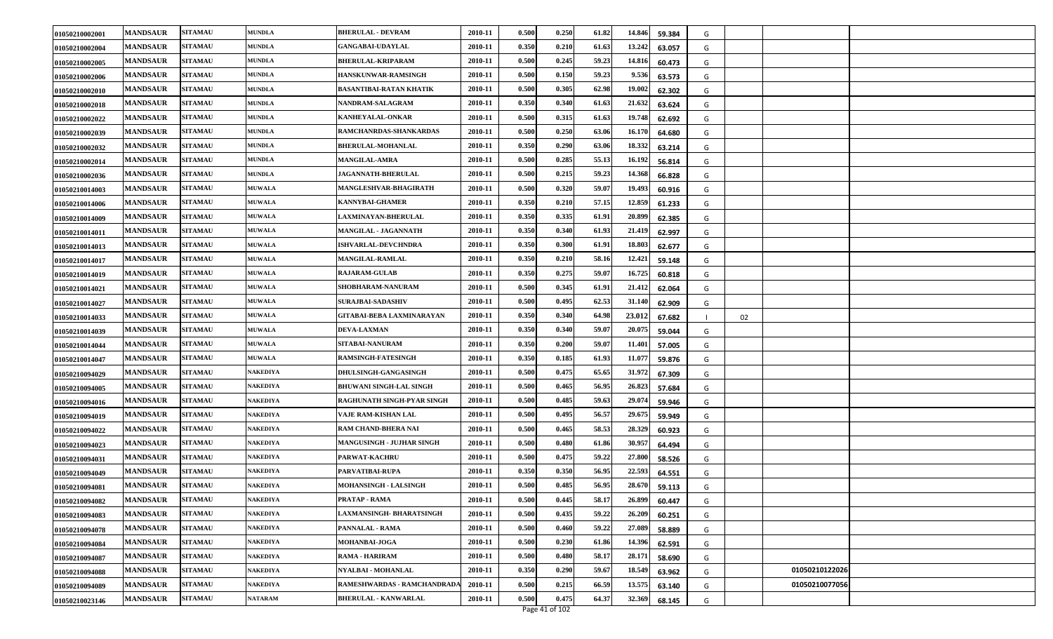| | | | | | | | | | | | | | | |
|---|---|---|---|---|---|---|---|---|---|---|---|---|---|---|
| 01050210002001 | MANDSAUR | SITAMAU | MUNDLA | BHERULAL - DEVRAM | 2010-11 | 0.500 | 0.250 | 61.82 | 14.846 | 59.384 | G | | | |
| 01050210002004 | MANDSAUR | SITAMAU | MUNDLA | GANGABAI-UDAYLAL | 2010-11 | 0.350 | 0.210 | 61.63 | 13.242 | 63.057 | G | | | |
| 01050210002005 | MANDSAUR | SITAMAU | MUNDLA | BHERULAL-KRIPARAM | 2010-11 | 0.500 | 0.245 | 59.23 | 14.816 | 60.473 | G | | | |
| 01050210002006 | MANDSAUR | SITAMAU | MUNDLA | HANSKUNWAR-RAMSINGH | 2010-11 | 0.500 | 0.150 | 59.23 | 9.536 | 63.573 | G | | | |
| 01050210002010 | MANDSAUR | SITAMAU | MUNDLA | BASANTIBAI-RATAN KHATIK | 2010-11 | 0.500 | 0.305 | 62.98 | 19.002 | 62.302 | G | | | |
| 01050210002018 | MANDSAUR | SITAMAU | MUNDLA | NANDRAM-SALAGRAM | 2010-11 | 0.350 | 0.340 | 61.63 | 21.632 | 63.624 | G | | | |
| 01050210002022 | MANDSAUR | SITAMAU | MUNDLA | KANHEYALAL-ONKAR | 2010-11 | 0.500 | 0.315 | 61.63 | 19.748 | 62.692 | G | | | |
| 01050210002039 | MANDSAUR | SITAMAU | MUNDLA | RAMCHANRDAS-SHANKARDAS | 2010-11 | 0.500 | 0.250 | 63.06 | 16.170 | 64.680 | G | | | |
| 01050210002032 | MANDSAUR | SITAMAU | MUNDLA | BHERULAL-MOHANLAL | 2010-11 | 0.350 | 0.290 | 63.06 | 18.332 | 63.214 | G | | | |
| 01050210002014 | MANDSAUR | SITAMAU | MUNDLA | MANGILAL-AMRA | 2010-11 | 0.500 | 0.285 | 55.13 | 16.192 | 56.814 | G | | | |
| 01050210002036 | MANDSAUR | SITAMAU | MUNDLA | JAGANNATH-BHERULAL | 2010-11 | 0.500 | 0.215 | 59.23 | 14.368 | 66.828 | G | | | |
| 01050210014003 | MANDSAUR | SITAMAU | MUWALA | MANGLESHVAR-BHAGIRATH | 2010-11 | 0.500 | 0.320 | 59.07 | 19.493 | 60.916 | G | | | |
| 01050210014006 | MANDSAUR | SITAMAU | MUWALA | KANNYBAI-GHAMER | 2010-11 | 0.350 | 0.210 | 57.15 | 12.859 | 61.233 | G | | | |
| 01050210014009 | MANDSAUR | SITAMAU | MUWALA | LAXMINAYAN-BHERULAL | 2010-11 | 0.350 | 0.335 | 61.91 | 20.899 | 62.385 | G | | | |
| 01050210014011 | MANDSAUR | SITAMAU | MUWALA | MANGILAL - JAGANNATH | 2010-11 | 0.350 | 0.340 | 61.93 | 21.419 | 62.997 | G | | | |
| 01050210014013 | MANDSAUR | SITAMAU | MUWALA | ISHVARLAL-DEVCHNDRA | 2010-11 | 0.350 | 0.300 | 61.91 | 18.803 | 62.677 | G | | | |
| 01050210014017 | MANDSAUR | SITAMAU | MUWALA | MANGILAL-RAMLAL | 2010-11 | 0.350 | 0.210 | 58.16 | 12.421 | 59.148 | G | | | |
| 01050210014019 | MANDSAUR | SITAMAU | MUWALA | RAJARAM-GULAB | 2010-11 | 0.350 | 0.275 | 59.07 | 16.725 | 60.818 | G | | | |
| 01050210014021 | MANDSAUR | SITAMAU | MUWALA | SHOBHARAM-NANURAM | 2010-11 | 0.500 | 0.345 | 61.91 | 21.412 | 62.064 | G | | | |
| 01050210014027 | MANDSAUR | SITAMAU | MUWALA | SURAJBAI-SADASHIV | 2010-11 | 0.500 | 0.495 | 62.53 | 31.140 | 62.909 | G | | | |
| 01050210014033 | MANDSAUR | SITAMAU | MUWALA | GITABAI-BEBA LAXMINARAYAN | 2010-11 | 0.350 | 0.340 | 64.98 | 23.012 | 67.682 | I | 02 | | |
| 01050210014039 | MANDSAUR | SITAMAU | MUWALA | DEVA-LAXMAN | 2010-11 | 0.350 | 0.340 | 59.07 | 20.075 | 59.044 | G | | | |
| 01050210014044 | MANDSAUR | SITAMAU | MUWALA | SITABAI-NANURAM | 2010-11 | 0.350 | 0.200 | 59.07 | 11.401 | 57.005 | G | | | |
| 01050210014047 | MANDSAUR | SITAMAU | MUWALA | RAMSINGH-FATESINGH | 2010-11 | 0.350 | 0.185 | 61.93 | 11.077 | 59.876 | G | | | |
| 01050210094029 | MANDSAUR | SITAMAU | NAKEDIYA | DHULSINGH-GANGASINGH | 2010-11 | 0.500 | 0.475 | 65.65 | 31.972 | 67.309 | G | | | |
| 01050210094005 | MANDSAUR | SITAMAU | NAKEDIYA | BHUWANI SINGH-LAL SINGH | 2010-11 | 0.500 | 0.465 | 56.95 | 26.823 | 57.684 | G | | | |
| 01050210094016 | MANDSAUR | SITAMAU | NAKEDIYA | RAGHUNATH SINGH-PYAR SINGH | 2010-11 | 0.500 | 0.485 | 59.63 | 29.074 | 59.946 | G | | | |
| 01050210094019 | MANDSAUR | SITAMAU | NAKEDIYA | VAJE RAM-KISHAN LAL | 2010-11 | 0.500 | 0.495 | 56.57 | 29.675 | 59.949 | G | | | |
| 01050210094022 | MANDSAUR | SITAMAU | NAKEDIYA | RAM CHAND-BHERA NAI | 2010-11 | 0.500 | 0.465 | 58.53 | 28.329 | 60.923 | G | | | |
| 01050210094023 | MANDSAUR | SITAMAU | NAKEDIYA | MANGUSINGH - JUJHAR SINGH | 2010-11 | 0.500 | 0.480 | 61.86 | 30.957 | 64.494 | G | | | |
| 01050210094031 | MANDSAUR | SITAMAU | NAKEDIYA | PARWAT-KACHRU | 2010-11 | 0.500 | 0.475 | 59.22 | 27.800 | 58.526 | G | | | |
| 01050210094049 | MANDSAUR | SITAMAU | NAKEDIYA | PARVATIBAI-RUPA | 2010-11 | 0.350 | 0.350 | 56.95 | 22.593 | 64.551 | G | | | |
| 01050210094081 | MANDSAUR | SITAMAU | NAKEDIYA | MOHANSINGH - LALSINGH | 2010-11 | 0.500 | 0.485 | 56.95 | 28.670 | 59.113 | G | | | |
| 01050210094082 | MANDSAUR | SITAMAU | NAKEDIYA | PRATAP - RAMA | 2010-11 | 0.500 | 0.445 | 58.17 | 26.899 | 60.447 | G | | | |
| 01050210094083 | MANDSAUR | SITAMAU | NAKEDIYA | LAXMANSINGH- BHARATSINGH | 2010-11 | 0.500 | 0.435 | 59.22 | 26.209 | 60.251 | G | | | |
| 01050210094078 | MANDSAUR | SITAMAU | NAKEDIYA | PANNALAL - RAMA | 2010-11 | 0.500 | 0.460 | 59.22 | 27.089 | 58.889 | G | | | |
| 01050210094084 | MANDSAUR | SITAMAU | NAKEDIYA | MOHANBAI-JOGA | 2010-11 | 0.500 | 0.230 | 61.86 | 14.396 | 62.591 | G | | | |
| 01050210094087 | MANDSAUR | SITAMAU | NAKEDIYA | RAMA - HARIRAM | 2010-11 | 0.500 | 0.480 | 58.17 | 28.171 | 58.690 | G | | | |
| 01050210094088 | MANDSAUR | SITAMAU | NAKEDIYA | NYALBAI - MOHANLAL | 2010-11 | 0.350 | 0.290 | 59.67 | 18.549 | 63.962 | G | | 01050210122026 | |
| 01050210094089 | MANDSAUR | SITAMAU | NAKEDIYA | RAMESHWARDAS - RAMCHANDRADA | 2010-11 | 0.500 | 0.215 | 66.59 | 13.575 | 63.140 | G | | 01050210077056 | |
| 01050210023146 | MANDSAUR | SITAMAU | NATARAM | BHERULAL - KANWARLAL | 2010-11 | 0.500 | 0.475 | 64.37 | 32.369 | 68.145 | G | | | |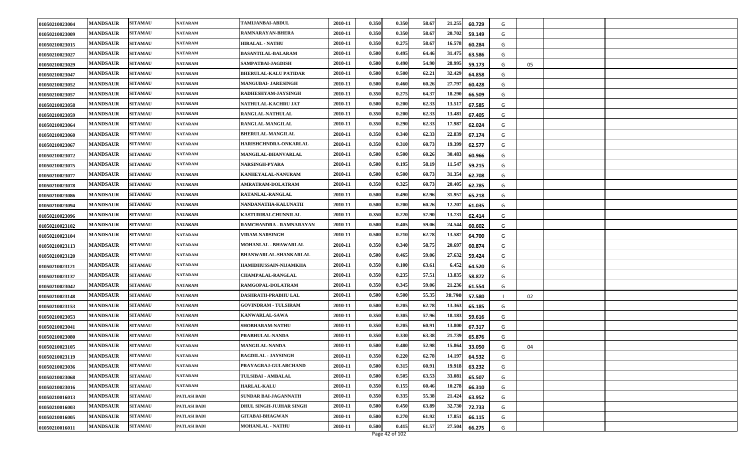| | | | | | | | | | | | | | | |
|---|---|---|---|---|---|---|---|---|---|---|---|---|---|---|
| 01050210023004 | MANDSAUR | SITAMAU | NATARAM | TAMIJANBAI-ABDUL | 2010-11 | 0.350 | 0.350 | 58.67 | 21.255 | 60.729 | G | | | |
| 01050210023009 | MANDSAUR | SITAMAU | NATARAM | RAMNARAYAN-BHERA | 2010-11 | 0.350 | 0.350 | 58.67 | 20.702 | 59.149 | G | | | |
| 01050210023015 | MANDSAUR | SITAMAU | NATARAM | HIRALAL - NATHU | 2010-11 | 0.350 | 0.275 | 58.67 | 16.578 | 60.284 | G | | | |
| 01050210023027 | MANDSAUR | SITAMAU | NATARAM | BASANTILAL-BALARAM | 2010-11 | 0.500 | 0.495 | 64.46 | 31.475 | 63.586 | G | | | |
| 01050210023029 | MANDSAUR | SITAMAU | NATARAM | SAMPATBAI-JAGDISH | 2010-11 | 0.500 | 0.490 | 54.90 | 28.995 | 59.173 | G | 05 | | |
| 01050210023047 | MANDSAUR | SITAMAU | NATARAM | BHERULAL-KALU PATIDAR | 2010-11 | 0.500 | 0.500 | 62.21 | 32.429 | 64.858 | G | | | |
| 01050210023052 | MANDSAUR | SITAMAU | NATARAM | MANGUBAI- JARESINGH | 2010-11 | 0.500 | 0.460 | 60.26 | 27.797 | 60.428 | G | | | |
| 01050210023057 | MANDSAUR | SITAMAU | NATARAM | RADHESHYAM-JAYSINGH | 2010-11 | 0.350 | 0.275 | 64.37 | 18.290 | 66.509 | G | | | |
| 01050210023058 | MANDSAUR | SITAMAU | NATARAM | NATHULAL-KACHRU JAT | 2010-11 | 0.500 | 0.200 | 62.33 | 13.517 | 67.585 | G | | | |
| 01050210023059 | MANDSAUR | SITAMAU | NATARAM | RANGLAL-NATHULAL | 2010-11 | 0.350 | 0.200 | 62.33 | 13.481 | 67.405 | G | | | |
| 01050210023064 | MANDSAUR | SITAMAU | NATARAM | RANGLAL-MANGILAL | 2010-11 | 0.350 | 0.290 | 62.33 | 17.987 | 62.024 | G | | | |
| 01050210023060 | MANDSAUR | SITAMAU | NATARAM | BHERULAL-MANGILAL | 2010-11 | 0.350 | 0.340 | 62.33 | 22.839 | 67.174 | G | | | |
| 01050210023067 | MANDSAUR | SITAMAU | NATARAM | HARISHCHNDRA-ONKARLAL | 2010-11 | 0.350 | 0.310 | 60.73 | 19.399 | 62.577 | G | | | |
| 01050210023072 | MANDSAUR | SITAMAU | NATARAM | MANGILAL-BHANVARLAL | 2010-11 | 0.500 | 0.500 | 60.26 | 30.483 | 60.966 | G | | | |
| 01050210023075 | MANDSAUR | SITAMAU | NATARAM | NARSINGH-PYARA | 2010-11 | 0.500 | 0.195 | 58.19 | 11.547 | 59.215 | G | | | |
| 01050210023077 | MANDSAUR | SITAMAU | NATARAM | KANHEYALAL-NANURAM | 2010-11 | 0.500 | 0.500 | 60.73 | 31.354 | 62.708 | G | | | |
| 01050210023078 | MANDSAUR | SITAMAU | NATARAM | AMRATRAM-DOLATRAM | 2010-11 | 0.350 | 0.325 | 60.73 | 20.405 | 62.785 | G | | | |
| 01050210023086 | MANDSAUR | SITAMAU | NATARAM | RATANLAL-RANGLAL | 2010-11 | 0.500 | 0.490 | 62.96 | 31.957 | 65.218 | G | | | |
| 01050210023094 | MANDSAUR | SITAMAU | NATARAM | NANDANATHA-KALUNATH | 2010-11 | 0.500 | 0.200 | 60.26 | 12.207 | 61.035 | G | | | |
| 01050210023096 | MANDSAUR | SITAMAU | NATARAM | KASTURIBAI-CHUNNILAL | 2010-11 | 0.350 | 0.220 | 57.90 | 13.731 | 62.414 | G | | | |
| 01050210023102 | MANDSAUR | SITAMAU | NATARAM | RAMCHANDRA - RAMNARAYAN | 2010-11 | 0.500 | 0.405 | 59.06 | 24.544 | 60.602 | G | | | |
| 01050210023104 | MANDSAUR | SITAMAU | NATARAM | VIRAM-NARSINGH | 2010-11 | 0.500 | 0.210 | 62.78 | 13.587 | 64.700 | G | | | |
| 01050210023113 | MANDSAUR | SITAMAU | NATARAM | MOHANLAL - BHAWARLAL | 2010-11 | 0.350 | 0.340 | 58.75 | 20.697 | 60.874 | G | | | |
| 01050210023120 | MANDSAUR | SITAMAU | NATARAM | BHANWARLAL-SHANKARLAL | 2010-11 | 0.500 | 0.465 | 59.06 | 27.632 | 59.424 | G | | | |
| 01050210023121 | MANDSAUR | SITAMAU | NATARAM | HAMIDHUSSAIN-NIJAMKHA | 2010-11 | 0.350 | 0.100 | 63.61 | 6.452 | 64.520 | G | | | |
| 01050210023137 | MANDSAUR | SITAMAU | NATARAM | CHAMPALAL-RANGLAL | 2010-11 | 0.350 | 0.235 | 57.51 | 13.835 | 58.872 | G | | | |
| 01050210023042 | MANDSAUR | SITAMAU | NATARAM | RAMGOPAL-DOLATRAM | 2010-11 | 0.350 | 0.345 | 59.06 | 21.236 | 61.554 | G | | | |
| 01050210023148 | MANDSAUR | SITAMAU | NATARAM | DASHRATH-PRABHU LAL | 2010-11 | 0.500 | 0.500 | 55.35 | 28.790 | 57.580 | I | 02 | | |
| 01050210023153 | MANDSAUR | SITAMAU | NATARAM | GOVINDRAM - TULSIRAM | 2010-11 | 0.500 | 0.205 | 62.78 | 13.363 | 65.185 | G | | | |
| 01050210023053 | MANDSAUR | SITAMAU | NATARAM | KANWARLAL-SAWA | 2010-11 | 0.350 | 0.305 | 57.96 | 18.183 | 59.616 | G | | | |
| 01050210023041 | MANDSAUR | SITAMAU | NATARAM | SHOBHARAM-NATHU | 2010-11 | 0.350 | 0.205 | 60.91 | 13.800 | 67.317 | G | | | |
| 01050210023080 | MANDSAUR | SITAMAU | NATARAM | PRABHULAL-NANDA | 2010-11 | 0.350 | 0.330 | 63.38 | 21.739 | 65.876 | G | | | |
| 01050210023105 | MANDSAUR | SITAMAU | NATARAM | MANGILAL-NANDA | 2010-11 | 0.500 | 0.480 | 52.98 | 15.864 | 33.050 | G | 04 | | |
| 01050210023119 | MANDSAUR | SITAMAU | NATARAM | BAGDILAL - JAYSINGH | 2010-11 | 0.350 | 0.220 | 62.78 | 14.197 | 64.532 | G | | | |
| 01050210023036 | MANDSAUR | SITAMAU | NATARAM | PRAYAGRAJ-GULABCHAND | 2010-11 | 0.500 | 0.315 | 60.91 | 19.918 | 63.232 | G | | | |
| 01050210023068 | MANDSAUR | SITAMAU | NATARAM | TULSIBAI - AMBALAL | 2010-11 | 0.500 | 0.505 | 63.53 | 33.081 | 65.507 | G | | | |
| 01050210023016 | MANDSAUR | SITAMAU | NATARAM | HARLAL-KALU | 2010-11 | 0.350 | 0.155 | 60.46 | 10.278 | 66.310 | G | | | |
| 01050210016013 | MANDSAUR | SITAMAU | PATLASI BADI | SUNDAR BAI-JAGANNATH | 2010-11 | 0.350 | 0.335 | 55.38 | 21.424 | 63.952 | G | | | |
| 01050210016003 | MANDSAUR | SITAMAU | PATLASI BADI | DHUL SINGH-JUJHAR SINGH | 2010-11 | 0.500 | 0.450 | 63.89 | 32.730 | 72.733 | G | | | |
| 01050210016005 | MANDSAUR | SITAMAU | PATLASI BADI | GITABAI-BHAGWAN | 2010-11 | 0.500 | 0.270 | 61.92 | 17.851 | 66.115 | G | | | |
| 01050210016011 | MANDSAUR | SITAMAU | PATLASI BADI | MOHANLAL - NATHU | 2010-11 | 0.500 | 0.415 | 61.57 | 27.504 | 66.275 | G | | | |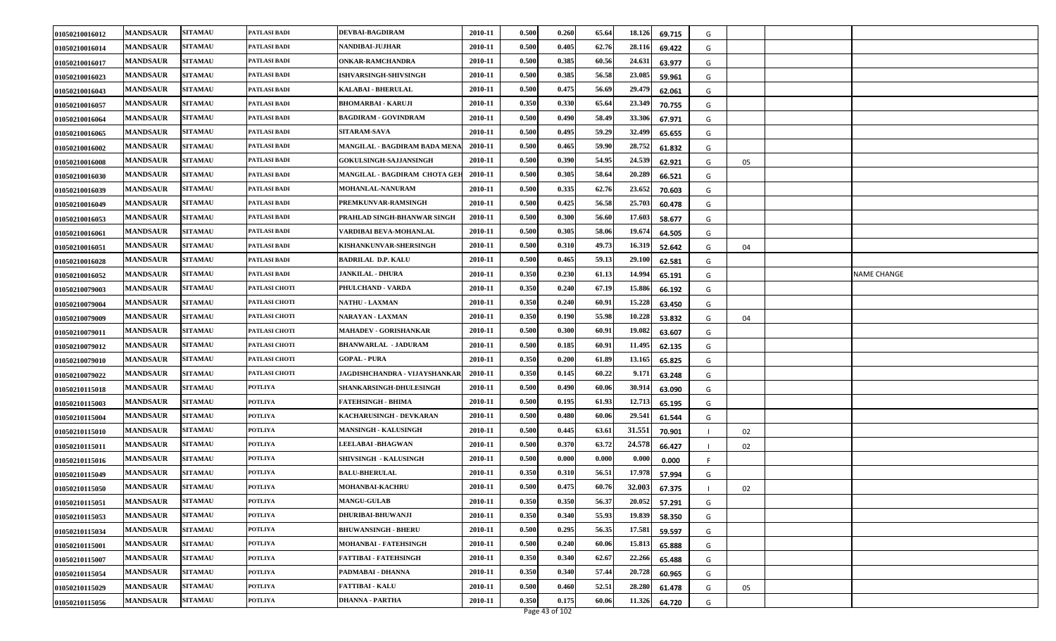| | | | | | | | | | | | | | | |
|---|---|---|---|---|---|---|---|---|---|---|---|---|---|---|
| 01050210016012 | MANDSAUR | SITAMAU | PATLASI BADI | DEVBAI-BAGDIRAM | 2010-11 | 0.500 | 0.260 | 65.64 | 18.126 | 69.715 | G | | | |
| 01050210016014 | MANDSAUR | SITAMAU | PATLASI BADI | NANDIBAI-JUJHAR | 2010-11 | 0.500 | 0.405 | 62.76 | 28.116 | 69.422 | G | | | |
| 01050210016017 | MANDSAUR | SITAMAU | PATLASI BADI | ONKAR-RAMCHANDRA | 2010-11 | 0.500 | 0.385 | 60.56 | 24.631 | 63.977 | G | | | |
| 01050210016023 | MANDSAUR | SITAMAU | PATLASI BADI | ISHVARSINGH-SHIVSINGH | 2010-11 | 0.500 | 0.385 | 56.58 | 23.085 | 59.961 | G | | | |
| 01050210016043 | MANDSAUR | SITAMAU | PATLASI BADI | KALABAI - BHERULAL | 2010-11 | 0.500 | 0.475 | 56.69 | 29.479 | 62.061 | G | | | |
| 01050210016057 | MANDSAUR | SITAMAU | PATLASI BADI | BHOMARBAI - KARUJI | 2010-11 | 0.350 | 0.330 | 65.64 | 23.349 | 70.755 | G | | | |
| 01050210016064 | MANDSAUR | SITAMAU | PATLASI BADI | BAGDIRAM - GOVINDRAM | 2010-11 | 0.500 | 0.490 | 58.49 | 33.306 | 67.971 | G | | | |
| 01050210016065 | MANDSAUR | SITAMAU | PATLASI BADI | SITARAM-SAVA | 2010-11 | 0.500 | 0.495 | 59.29 | 32.499 | 65.655 | G | | | |
| 01050210016002 | MANDSAUR | SITAMAU | PATLASI BADI | MANGILAL - BAGDIRAM BADA MENA | 2010-11 | 0.500 | 0.465 | 59.90 | 28.752 | 61.832 | G | | | |
| 01050210016008 | MANDSAUR | SITAMAU | PATLASI BADI | GOKULSINGH-SAJJANSINGH | 2010-11 | 0.500 | 0.390 | 54.95 | 24.539 | 62.921 | G | 05 | | |
| 01050210016030 | MANDSAUR | SITAMAU | PATLASI BADI | MANGILAL - BAGDIRAM CHOTA GEH | 2010-11 | 0.500 | 0.305 | 58.64 | 20.289 | 66.521 | G | | | |
| 01050210016039 | MANDSAUR | SITAMAU | PATLASI BADI | MOHANLAL-NANURAM | 2010-11 | 0.500 | 0.335 | 62.76 | 23.652 | 70.603 | G | | | |
| 01050210016049 | MANDSAUR | SITAMAU | PATLASI BADI | PREMKUNVAR-RAMSINGH | 2010-11 | 0.500 | 0.425 | 56.58 | 25.703 | 60.478 | G | | | |
| 01050210016053 | MANDSAUR | SITAMAU | PATLASI BADI | PRAHLAD SINGH-BHANWAR SINGH | 2010-11 | 0.500 | 0.300 | 56.60 | 17.603 | 58.677 | G | | | |
| 01050210016061 | MANDSAUR | SITAMAU | PATLASI BADI | VARDIBAI BEVA-MOHANLAL | 2010-11 | 0.500 | 0.305 | 58.06 | 19.674 | 64.505 | G | | | |
| 01050210016051 | MANDSAUR | SITAMAU | PATLASI BADI | KISHANKUNVAR-SHERSINGH | 2010-11 | 0.500 | 0.310 | 49.73 | 16.319 | 52.642 | G | 04 | | |
| 01050210016028 | MANDSAUR | SITAMAU | PATLASI BADI | BADRILAL D.P. KALU | 2010-11 | 0.500 | 0.465 | 59.13 | 29.100 | 62.581 | G | | | |
| 01050210016052 | MANDSAUR | SITAMAU | PATLASI BADI | JANKILAL - DHURA | 2010-11 | 0.350 | 0.230 | 61.13 | 14.994 | 65.191 | G | | | NAME CHANGE |
| 01050210079003 | MANDSAUR | SITAMAU | PATLASI CHOTI | PHULCHAND - VARDA | 2010-11 | 0.350 | 0.240 | 67.19 | 15.886 | 66.192 | G | | | |
| 01050210079004 | MANDSAUR | SITAMAU | PATLASI CHOTI | NATHU - LAXMAN | 2010-11 | 0.350 | 0.240 | 60.91 | 15.228 | 63.450 | G | | | |
| 01050210079009 | MANDSAUR | SITAMAU | PATLASI CHOTI | NARAYAN - LAXMAN | 2010-11 | 0.350 | 0.190 | 55.98 | 10.228 | 53.832 | G | 04 | | |
| 01050210079011 | MANDSAUR | SITAMAU | PATLASI CHOTI | MAHADEV - GORISHANKAR | 2010-11 | 0.500 | 0.300 | 60.91 | 19.082 | 63.607 | G | | | |
| 01050210079012 | MANDSAUR | SITAMAU | PATLASI CHOTI | BHANWARLAL - JADURAM | 2010-11 | 0.500 | 0.185 | 60.91 | 11.495 | 62.135 | G | | | |
| 01050210079010 | MANDSAUR | SITAMAU | PATLASI CHOTI | GOPAL - PURA | 2010-11 | 0.350 | 0.200 | 61.89 | 13.165 | 65.825 | G | | | |
| 01050210079022 | MANDSAUR | SITAMAU | PATLASI CHOTI | JAGDISHCHANDRA - VIJAYSHANKAR | 2010-11 | 0.350 | 0.145 | 60.22 | 9.171 | 63.248 | G | | | |
| 01050210115018 | MANDSAUR | SITAMAU | POTLIYA | SHANKARSINGH-DHULESINGH | 2010-11 | 0.500 | 0.490 | 60.06 | 30.914 | 63.090 | G | | | |
| 01050210115003 | MANDSAUR | SITAMAU | POTLIYA | FATEHSINGH - BHIMA | 2010-11 | 0.500 | 0.195 | 61.93 | 12.713 | 65.195 | G | | | |
| 01050210115004 | MANDSAUR | SITAMAU | POTLIYA | KACHARUSINGH - DEVKARAN | 2010-11 | 0.500 | 0.480 | 60.06 | 29.541 | 61.544 | G | | | |
| 01050210115010 | MANDSAUR | SITAMAU | POTLIYA | MANSINGH - KALUSINGH | 2010-11 | 0.500 | 0.445 | 63.61 | 31.551 | 70.901 | I | 02 | | |
| 01050210115011 | MANDSAUR | SITAMAU | POTLIYA | LEELABAI -BHAGWAN | 2010-11 | 0.500 | 0.370 | 63.72 | 24.578 | 66.427 | I | 02 | | |
| 01050210115016 | MANDSAUR | SITAMAU | POTLIYA | SHIVSINGH - KALUSINGH | 2010-11 | 0.500 | 0.000 | 0.000 | 0.000 | 0.000 | F | | | |
| 01050210115049 | MANDSAUR | SITAMAU | POTLIYA | BALU-BHERULAL | 2010-11 | 0.350 | 0.310 | 56.51 | 17.978 | 57.994 | G | | | |
| 01050210115050 | MANDSAUR | SITAMAU | POTLIYA | MOHANBAI-KACHRU | 2010-11 | 0.500 | 0.475 | 60.76 | 32.003 | 67.375 | I | 02 | | |
| 01050210115051 | MANDSAUR | SITAMAU | POTLIYA | MANGU-GULAB | 2010-11 | 0.350 | 0.350 | 56.37 | 20.052 | 57.291 | G | | | |
| 01050210115053 | MANDSAUR | SITAMAU | POTLIYA | DHURIBAI-BHUWANJI | 2010-11 | 0.350 | 0.340 | 55.93 | 19.839 | 58.350 | G | | | |
| 01050210115034 | MANDSAUR | SITAMAU | POTLIYA | BHUWANSINGH - BHERU | 2010-11 | 0.500 | 0.295 | 56.35 | 17.581 | 59.597 | G | | | |
| 01050210115001 | MANDSAUR | SITAMAU | POTLIYA | MOHANBAI - FATEHSINGH | 2010-11 | 0.500 | 0.240 | 60.06 | 15.813 | 65.888 | G | | | |
| 01050210115007 | MANDSAUR | SITAMAU | POTLIYA | FATTIBAI - FATEHSINGH | 2010-11 | 0.350 | 0.340 | 62.67 | 22.266 | 65.488 | G | | | |
| 01050210115054 | MANDSAUR | SITAMAU | POTLIYA | PADMABAI - DHANNA | 2010-11 | 0.350 | 0.340 | 57.44 | 20.728 | 60.965 | G | | | |
| 01050210115029 | MANDSAUR | SITAMAU | POTLIYA | FATTIBAI - KALU | 2010-11 | 0.500 | 0.460 | 52.51 | 28.280 | 61.478 | G | 05 | | |
| 01050210115056 | MANDSAUR | SITAMAU | POTLIYA | DHANNA - PARTHA | 2010-11 | 0.350 | 0.175 | 60.06 | 11.326 | 64.720 | G | | | |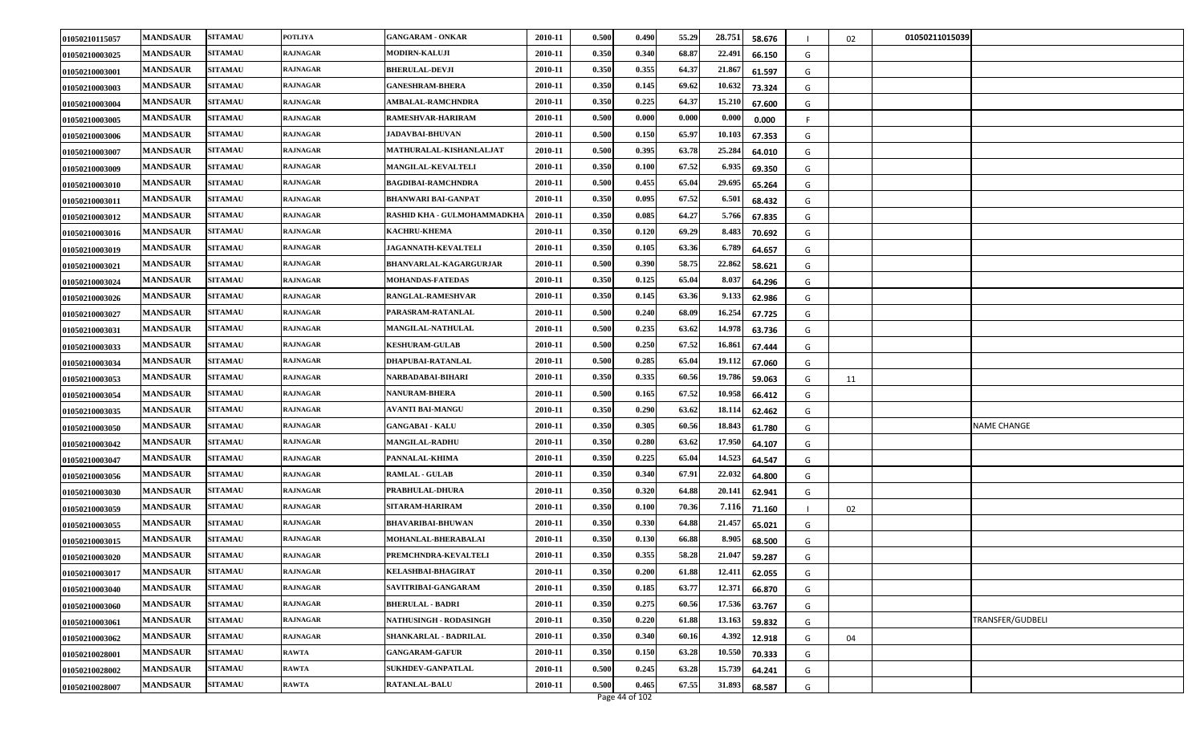| | | | | | | | | | | | | | | |
|---|---|---|---|---|---|---|---|---|---|---|---|---|---|---|
| 01050210115057 | MANDSAUR | SITAMAU | POTLIYA | GANGARAM - ONKAR | 2010-11 | 0.500 | 0.490 | 55.29 | 28.751 | 58.676 | I | 02 | 01050211015039 | |
| 01050210003025 | MANDSAUR | SITAMAU | RAJNAGAR | MODIRN-KALUJI | 2010-11 | 0.350 | 0.340 | 68.87 | 22.491 | 66.150 | G | | | |
| 01050210003001 | MANDSAUR | SITAMAU | RAJNAGAR | BHERULAL-DEVJI | 2010-11 | 0.350 | 0.355 | 64.37 | 21.867 | 61.597 | G | | | |
| 01050210003003 | MANDSAUR | SITAMAU | RAJNAGAR | GANESHRAM-BHERA | 2010-11 | 0.350 | 0.145 | 69.62 | 10.632 | 73.324 | G | | | |
| 01050210003004 | MANDSAUR | SITAMAU | RAJNAGAR | AMBALAL-RAMCHNDRA | 2010-11 | 0.350 | 0.225 | 64.37 | 15.210 | 67.600 | G | | | |
| 01050210003005 | MANDSAUR | SITAMAU | RAJNAGAR | RAMESHVAR-HARIRAM | 2010-11 | 0.500 | 0.000 | 0.000 | 0.000 | 0.000 | F | | | |
| 01050210003006 | MANDSAUR | SITAMAU | RAJNAGAR | JADAVBAI-BHUVAN | 2010-11 | 0.500 | 0.150 | 65.97 | 10.103 | 67.353 | G | | | |
| 01050210003007 | MANDSAUR | SITAMAU | RAJNAGAR | MATHURALAL-KISHANLALJAT | 2010-11 | 0.500 | 0.395 | 63.78 | 25.284 | 64.010 | G | | | |
| 01050210003009 | MANDSAUR | SITAMAU | RAJNAGAR | MANGILAL-KEVALTELI | 2010-11 | 0.350 | 0.100 | 67.52 | 6.935 | 69.350 | G | | | |
| 01050210003010 | MANDSAUR | SITAMAU | RAJNAGAR | BAGDIBAI-RAMCHNDRA | 2010-11 | 0.500 | 0.455 | 65.04 | 29.695 | 65.264 | G | | | |
| 01050210003011 | MANDSAUR | SITAMAU | RAJNAGAR | BHANWARI BAI-GANPAT | 2010-11 | 0.350 | 0.095 | 67.52 | 6.501 | 68.432 | G | | | |
| 01050210003012 | MANDSAUR | SITAMAU | RAJNAGAR | RASHID KHA - GULMOHAMMADKHA | 2010-11 | 0.350 | 0.085 | 64.27 | 5.766 | 67.835 | G | | | |
| 01050210003016 | MANDSAUR | SITAMAU | RAJNAGAR | KACHRU-KHEMA | 2010-11 | 0.350 | 0.120 | 69.29 | 8.483 | 70.692 | G | | | |
| 01050210003019 | MANDSAUR | SITAMAU | RAJNAGAR | JAGANNATH-KEVALTELI | 2010-11 | 0.350 | 0.105 | 63.36 | 6.789 | 64.657 | G | | | |
| 01050210003021 | MANDSAUR | SITAMAU | RAJNAGAR | BHANVARLAL-KAGARGURJAR | 2010-11 | 0.500 | 0.390 | 58.75 | 22.862 | 58.621 | G | | | |
| 01050210003024 | MANDSAUR | SITAMAU | RAJNAGAR | MOHANDAS-FATEDAS | 2010-11 | 0.350 | 0.125 | 65.04 | 8.037 | 64.296 | G | | | |
| 01050210003026 | MANDSAUR | SITAMAU | RAJNAGAR | RANGLAL-RAMESHVAR | 2010-11 | 0.350 | 0.145 | 63.36 | 9.133 | 62.986 | G | | | |
| 01050210003027 | MANDSAUR | SITAMAU | RAJNAGAR | PARASRAM-RATANLAL | 2010-11 | 0.500 | 0.240 | 68.09 | 16.254 | 67.725 | G | | | |
| 01050210003031 | MANDSAUR | SITAMAU | RAJNAGAR | MANGILAL-NATHULAL | 2010-11 | 0.500 | 0.235 | 63.62 | 14.978 | 63.736 | G | | | |
| 01050210003033 | MANDSAUR | SITAMAU | RAJNAGAR | KESHURAM-GULAB | 2010-11 | 0.500 | 0.250 | 67.52 | 16.861 | 67.444 | G | | | |
| 01050210003034 | MANDSAUR | SITAMAU | RAJNAGAR | DHAPUBAI-RATANLAL | 2010-11 | 0.500 | 0.285 | 65.04 | 19.112 | 67.060 | G | | | |
| 01050210003053 | MANDSAUR | SITAMAU | RAJNAGAR | NARBADABAI-BIHARI | 2010-11 | 0.350 | 0.335 | 60.56 | 19.786 | 59.063 | G | 11 | | |
| 01050210003054 | MANDSAUR | SITAMAU | RAJNAGAR | NANURAM-BHERA | 2010-11 | 0.500 | 0.165 | 67.52 | 10.958 | 66.412 | G | | | |
| 01050210003035 | MANDSAUR | SITAMAU | RAJNAGAR | AVANTI BAI-MANGU | 2010-11 | 0.350 | 0.290 | 63.62 | 18.114 | 62.462 | G | | | |
| 01050210003050 | MANDSAUR | SITAMAU | RAJNAGAR | GANGABAI - KALU | 2010-11 | 0.350 | 0.305 | 60.56 | 18.843 | 61.780 | G | | | NAME CHANGE |
| 01050210003042 | MANDSAUR | SITAMAU | RAJNAGAR | MANGILAL-RADHU | 2010-11 | 0.350 | 0.280 | 63.62 | 17.950 | 64.107 | G | | | |
| 01050210003047 | MANDSAUR | SITAMAU | RAJNAGAR | PANNALAL-KHIMA | 2010-11 | 0.350 | 0.225 | 65.04 | 14.523 | 64.547 | G | | | |
| 01050210003056 | MANDSAUR | SITAMAU | RAJNAGAR | RAMLAL - GULAB | 2010-11 | 0.350 | 0.340 | 67.91 | 22.032 | 64.800 | G | | | |
| 01050210003030 | MANDSAUR | SITAMAU | RAJNAGAR | PRABHULAL-DHURA | 2010-11 | 0.350 | 0.320 | 64.88 | 20.141 | 62.941 | G | | | |
| 01050210003059 | MANDSAUR | SITAMAU | RAJNAGAR | SITARAM-HARIRAM | 2010-11 | 0.350 | 0.100 | 70.36 | 7.116 | 71.160 | I | 02 | | |
| 01050210003055 | MANDSAUR | SITAMAU | RAJNAGAR | BHAVARIBAI-BHUWAN | 2010-11 | 0.350 | 0.330 | 64.88 | 21.457 | 65.021 | G | | | |
| 01050210003015 | MANDSAUR | SITAMAU | RAJNAGAR | MOHANLAL-BHERABALAI | 2010-11 | 0.350 | 0.130 | 66.88 | 8.905 | 68.500 | G | | | |
| 01050210003020 | MANDSAUR | SITAMAU | RAJNAGAR | PREMCHNDRA-KEVALTELI | 2010-11 | 0.350 | 0.355 | 58.28 | 21.047 | 59.287 | G | | | |
| 01050210003017 | MANDSAUR | SITAMAU | RAJNAGAR | KELASHBAI-BHAGIRAT | 2010-11 | 0.350 | 0.200 | 61.88 | 12.411 | 62.055 | G | | | |
| 01050210003040 | MANDSAUR | SITAMAU | RAJNAGAR | SAVITRIBAI-GANGARAM | 2010-11 | 0.350 | 0.185 | 63.77 | 12.371 | 66.870 | G | | | |
| 01050210003060 | MANDSAUR | SITAMAU | RAJNAGAR | BHERULAL - BADRI | 2010-11 | 0.350 | 0.275 | 60.56 | 17.536 | 63.767 | G | | | |
| 01050210003061 | MANDSAUR | SITAMAU | RAJNAGAR | NATHUSINGH - RODASINGH | 2010-11 | 0.350 | 0.220 | 61.88 | 13.163 | 59.832 | G | | | TRANSFER/GUDBELI |
| 01050210003062 | MANDSAUR | SITAMAU | RAJNAGAR | SHANKARLAL - BADRILAL | 2010-11 | 0.350 | 0.340 | 60.16 | 4.392 | 12.918 | G | 04 | | |
| 01050210028001 | MANDSAUR | SITAMAU | RAWTA | GANGARAM-GAFUR | 2010-11 | 0.350 | 0.150 | 63.28 | 10.550 | 70.333 | G | | | |
| 01050210028002 | MANDSAUR | SITAMAU | RAWTA | SUKHDEV-GANPATLAL | 2010-11 | 0.500 | 0.245 | 63.28 | 15.739 | 64.241 | G | | | |
| 01050210028007 | MANDSAUR | SITAMAU | RAWTA | RATANLAL-BALU | 2010-11 | 0.500 | 0.465 | 67.55 | 31.893 | 68.587 | G | | | |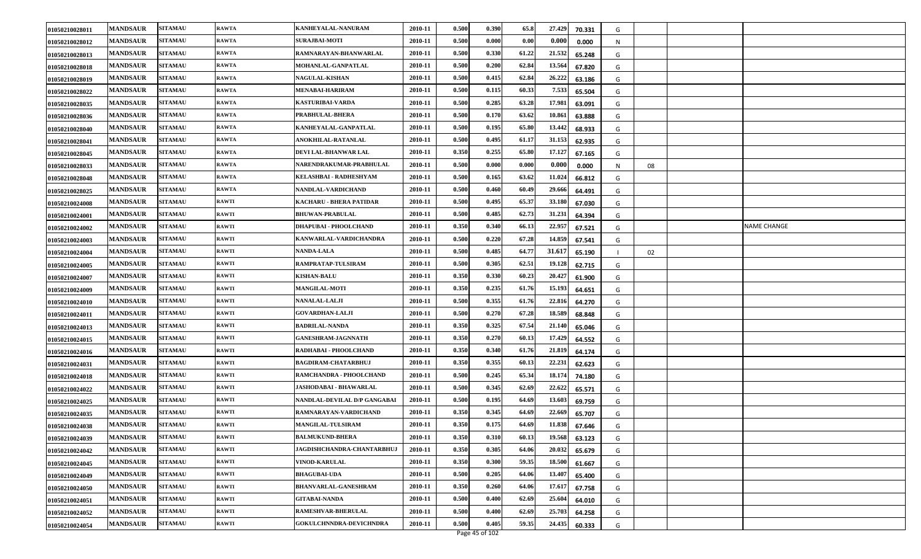| | | | | | | | | | | | | | | |
|---|---|---|---|---|---|---|---|---|---|---|---|---|---|---|
| 01050210028011 | MANDSAUR | SITAMAU | RAWTA | KANHEYALAL-NANURAM | 2010-11 | 0.500 | 0.390 | 65.8 | 27.429 | 70.331 | G | | | |
| 01050210028012 | MANDSAUR | SITAMAU | RAWTA | SURAJBAI-MOTI | 2010-11 | 0.500 | 0.000 | 0.00 | 0.000 | 0.000 | N | | | |
| 01050210028013 | MANDSAUR | SITAMAU | RAWTA | RAMNARAYAN-BHANWARLAL | 2010-11 | 0.500 | 0.330 | 61.22 | 21.532 | 65.248 | G | | | |
| 01050210028018 | MANDSAUR | SITAMAU | RAWTA | MOHANLAL-GANPATLAL | 2010-11 | 0.500 | 0.200 | 62.84 | 13.564 | 67.820 | G | | | |
| 01050210028019 | MANDSAUR | SITAMAU | RAWTA | NAGULAL-KISHAN | 2010-11 | 0.500 | 0.415 | 62.84 | 26.222 | 63.186 | G | | | |
| 01050210028022 | MANDSAUR | SITAMAU | RAWTA | MENABAI-HARIRAM | 2010-11 | 0.500 | 0.115 | 60.33 | 7.533 | 65.504 | G | | | |
| 01050210028035 | MANDSAUR | SITAMAU | RAWTA | KASTURIBAI-VARDA | 2010-11 | 0.500 | 0.285 | 63.28 | 17.981 | 63.091 | G | | | |
| 01050210028036 | MANDSAUR | SITAMAU | RAWTA | PRABHULAL-BHERA | 2010-11 | 0.500 | 0.170 | 63.62 | 10.861 | 63.888 | G | | | |
| 01050210028040 | MANDSAUR | SITAMAU | RAWTA | KANHEYALAL-GANPATLAL | 2010-11 | 0.500 | 0.195 | 65.80 | 13.442 | 68.933 | G | | | |
| 01050210028041 | MANDSAUR | SITAMAU | RAWTA | ANOKHILAL-RATANLAL | 2010-11 | 0.500 | 0.495 | 61.17 | 31.153 | 62.935 | G | | | |
| 01050210028045 | MANDSAUR | SITAMAU | RAWTA | DEVI LAL-BHANWAR LAL | 2010-11 | 0.350 | 0.255 | 65.80 | 17.127 | 67.165 | G | | | |
| 01050210028033 | MANDSAUR | SITAMAU | RAWTA | NARENDRAKUMAR-PRABHULAL | 2010-11 | 0.500 | 0.000 | 0.000 | 0.000 | 0.000 | N | 08 | | |
| 01050210028048 | MANDSAUR | SITAMAU | RAWTA | KELASHBAI - RADHESHYAM | 2010-11 | 0.500 | 0.165 | 63.62 | 11.024 | 66.812 | G | | | |
| 01050210028025 | MANDSAUR | SITAMAU | RAWTA | NANDLAL-VARDICHAND | 2010-11 | 0.500 | 0.460 | 60.49 | 29.666 | 64.491 | G | | | |
| 01050210024008 | MANDSAUR | SITAMAU | RAWTI | KACHARU - BHERA PATIDAR | 2010-11 | 0.500 | 0.495 | 65.37 | 33.180 | 67.030 | G | | | |
| 01050210024001 | MANDSAUR | SITAMAU | RAWTI | BHUWAN-PRABULAL | 2010-11 | 0.500 | 0.485 | 62.73 | 31.231 | 64.394 | G | | | |
| 01050210024002 | MANDSAUR | SITAMAU | RAWTI | DHAPUBAI - PHOOLCHAND | 2010-11 | 0.350 | 0.340 | 66.13 | 22.957 | 67.521 | G | | | NAME CHANGE |
| 01050210024003 | MANDSAUR | SITAMAU | RAWTI | KANWARLAL-VARDICHANDRA | 2010-11 | 0.500 | 0.220 | 67.28 | 14.859 | 67.541 | G | | | |
| 01050210024004 | MANDSAUR | SITAMAU | RAWTI | NANDA-LALA | 2010-11 | 0.500 | 0.485 | 64.77 | 31.617 | 65.190 | I | 02 | | |
| 01050210024005 | MANDSAUR | SITAMAU | RAWTI | RAMPRATAP-TULSIRAM | 2010-11 | 0.500 | 0.305 | 62.51 | 19.128 | 62.715 | G | | | |
| 01050210024007 | MANDSAUR | SITAMAU | RAWTI | KISHAN-BALU | 2010-11 | 0.350 | 0.330 | 60.23 | 20.427 | 61.900 | G | | | |
| 01050210024009 | MANDSAUR | SITAMAU | RAWTI | MANGILAL-MOTI | 2010-11 | 0.350 | 0.235 | 61.76 | 15.193 | 64.651 | G | | | |
| 01050210024010 | MANDSAUR | SITAMAU | RAWTI | NANALAL-LALJI | 2010-11 | 0.500 | 0.355 | 61.76 | 22.816 | 64.270 | G | | | |
| 01050210024011 | MANDSAUR | SITAMAU | RAWTI | GOVARDHAN-LALJI | 2010-11 | 0.500 | 0.270 | 67.28 | 18.589 | 68.848 | G | | | |
| 01050210024013 | MANDSAUR | SITAMAU | RAWTI | BADRILAL-NANDA | 2010-11 | 0.350 | 0.325 | 67.54 | 21.140 | 65.046 | G | | | |
| 01050210024015 | MANDSAUR | SITAMAU | RAWTI | GANESHRAM-JAGNNATH | 2010-11 | 0.350 | 0.270 | 60.13 | 17.429 | 64.552 | G | | | |
| 01050210024016 | MANDSAUR | SITAMAU | RAWTI | RADHABAI - PHOOLCHAND | 2010-11 | 0.350 | 0.340 | 61.76 | 21.819 | 64.174 | G | | | |
| 01050210024031 | MANDSAUR | SITAMAU | RAWTI | BAGDIRAM-CHATARBHUJ | 2010-11 | 0.350 | 0.355 | 60.13 | 22.231 | 62.623 | G | | | |
| 01050210024018 | MANDSAUR | SITAMAU | RAWTI | RAMCHANDRA - PHOOLCHAND | 2010-11 | 0.500 | 0.245 | 65.34 | 18.174 | 74.180 | G | | | |
| 01050210024022 | MANDSAUR | SITAMAU | RAWTI | JASHODABAI - BHAWARLAL | 2010-11 | 0.500 | 0.345 | 62.69 | 22.622 | 65.571 | G | | | |
| 01050210024025 | MANDSAUR | SITAMAU | RAWTI | NANDLAL-DEVILAL D/P GANGABAI | 2010-11 | 0.500 | 0.195 | 64.69 | 13.603 | 69.759 | G | | | |
| 01050210024035 | MANDSAUR | SITAMAU | RAWTI | RAMNARAYAN-VARDICHAND | 2010-11 | 0.350 | 0.345 | 64.69 | 22.669 | 65.707 | G | | | |
| 01050210024038 | MANDSAUR | SITAMAU | RAWTI | MANGILAL-TULSIRAM | 2010-11 | 0.350 | 0.175 | 64.69 | 11.838 | 67.646 | G | | | |
| 01050210024039 | MANDSAUR | SITAMAU | RAWTI | BALMUKUND-BHERA | 2010-11 | 0.350 | 0.310 | 60.13 | 19.568 | 63.123 | G | | | |
| 01050210024042 | MANDSAUR | SITAMAU | RAWTI | JAGDISHCHANDRA-CHANTARBHUJ | 2010-11 | 0.350 | 0.305 | 64.06 | 20.032 | 65.679 | G | | | |
| 01050210024045 | MANDSAUR | SITAMAU | RAWTI | VINOD-KARULAL | 2010-11 | 0.350 | 0.300 | 59.35 | 18.500 | 61.667 | G | | | |
| 01050210024049 | MANDSAUR | SITAMAU | RAWTI | BHAGUBAI-UDA | 2010-11 | 0.500 | 0.205 | 64.06 | 13.407 | 65.400 | G | | | |
| 01050210024050 | MANDSAUR | SITAMAU | RAWTI | BHANVARLAL-GANESHRAM | 2010-11 | 0.350 | 0.260 | 64.06 | 17.617 | 67.758 | G | | | |
| 01050210024051 | MANDSAUR | SITAMAU | RAWTI | GITABAI-NANDA | 2010-11 | 0.500 | 0.400 | 62.69 | 25.604 | 64.010 | G | | | |
| 01050210024052 | MANDSAUR | SITAMAU | RAWTI | RAMESHVAR-BHERULAL | 2010-11 | 0.500 | 0.400 | 62.69 | 25.703 | 64.258 | G | | | |
| 01050210024054 | MANDSAUR | SITAMAU | RAWTI | GOKULCHNNDRA-DEVICHNDRA | 2010-11 | 0.500 | 0.405 | 59.35 | 24.435 | 60.333 | G | | | |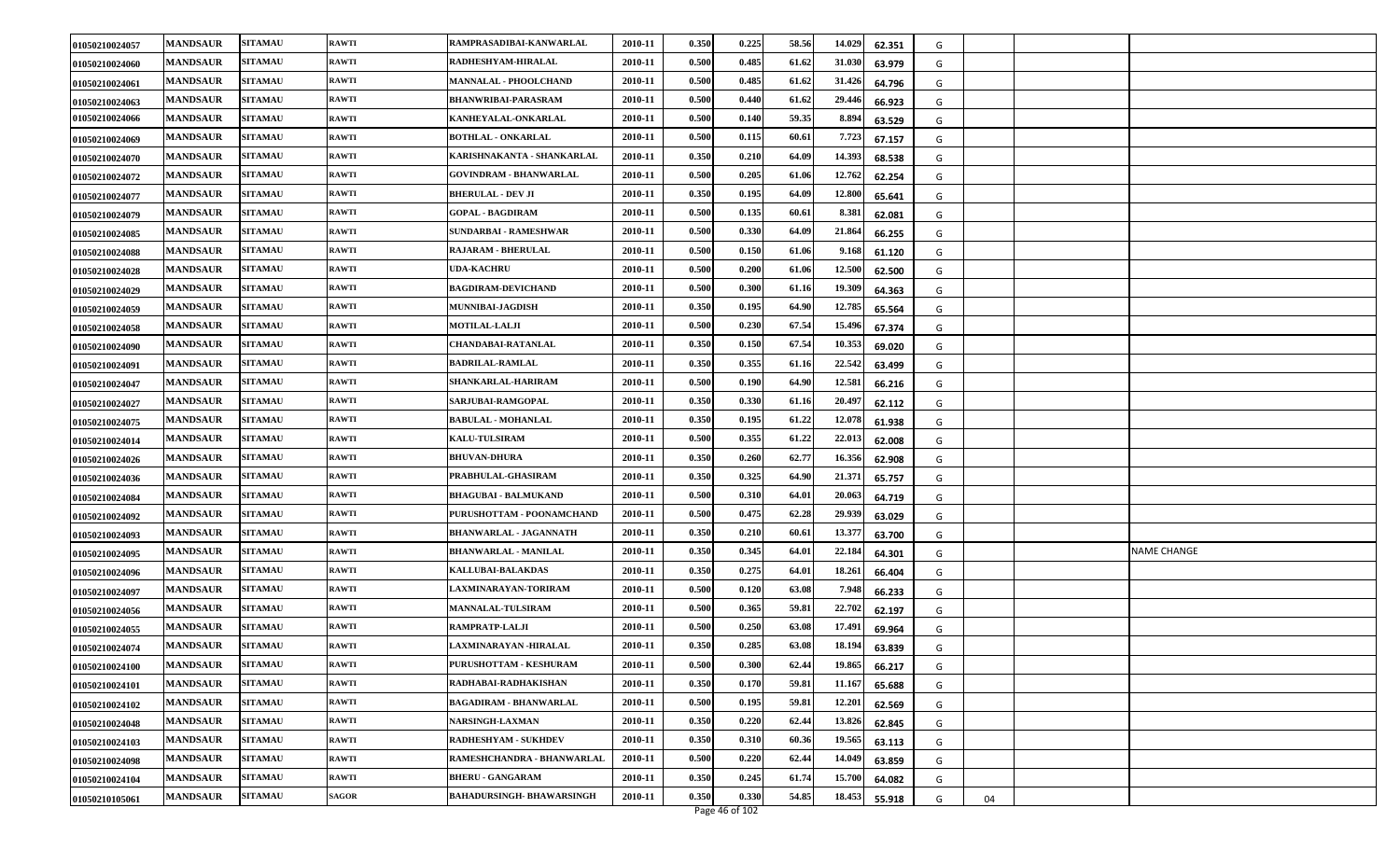| | | | | | | | | | | | | | | |
|---|---|---|---|---|---|---|---|---|---|---|---|---|---|---|
| 01050210024057 | MANDSAUR | SITAMAU | RAWTI | RAMPRASADIBAI-KANWARLAL | 2010-11 | 0.350 | 0.225 | 58.56 | 14.029 | 62.351 | G | | | |
| 01050210024060 | MANDSAUR | SITAMAU | RAWTI | RADHESHYAM-HIRALAL | 2010-11 | 0.500 | 0.485 | 61.62 | 31.030 | 63.979 | G | | | |
| 01050210024061 | MANDSAUR | SITAMAU | RAWTI | MANNALAL - PHOOLCHAND | 2010-11 | 0.500 | 0.485 | 61.62 | 31.426 | 64.796 | G | | | |
| 01050210024063 | MANDSAUR | SITAMAU | RAWTI | BHANWRIBAI-PARASRAM | 2010-11 | 0.500 | 0.440 | 61.62 | 29.446 | 66.923 | G | | | |
| 01050210024066 | MANDSAUR | SITAMAU | RAWTI | KANHEYALAL-ONKARLAL | 2010-11 | 0.500 | 0.140 | 59.35 | 8.894 | 63.529 | G | | | |
| 01050210024069 | MANDSAUR | SITAMAU | RAWTI | BOTHLAL - ONKARLAL | 2010-11 | 0.500 | 0.115 | 60.61 | 7.723 | 67.157 | G | | | |
| 01050210024070 | MANDSAUR | SITAMAU | RAWTI | KARISHNAKANTA - SHANKARLAL | 2010-11 | 0.350 | 0.210 | 64.09 | 14.393 | 68.538 | G | | | |
| 01050210024072 | MANDSAUR | SITAMAU | RAWTI | GOVINDRAM - BHANWARLAL | 2010-11 | 0.500 | 0.205 | 61.06 | 12.762 | 62.254 | G | | | |
| 01050210024077 | MANDSAUR | SITAMAU | RAWTI | BHERULAL - DEV JI | 2010-11 | 0.350 | 0.195 | 64.09 | 12.800 | 65.641 | G | | | |
| 01050210024079 | MANDSAUR | SITAMAU | RAWTI | GOPAL - BAGDIRAM | 2010-11 | 0.500 | 0.135 | 60.61 | 8.381 | 62.081 | G | | | |
| 01050210024085 | MANDSAUR | SITAMAU | RAWTI | SUNDARBAI - RAMESHWAR | 2010-11 | 0.500 | 0.330 | 64.09 | 21.864 | 66.255 | G | | | |
| 01050210024088 | MANDSAUR | SITAMAU | RAWTI | RAJARAM - BHERULAL | 2010-11 | 0.500 | 0.150 | 61.06 | 9.168 | 61.120 | G | | | |
| 01050210024028 | MANDSAUR | SITAMAU | RAWTI | UDA-KACHRU | 2010-11 | 0.500 | 0.200 | 61.06 | 12.500 | 62.500 | G | | | |
| 01050210024029 | MANDSAUR | SITAMAU | RAWTI | BAGDIRAM-DEVICHAND | 2010-11 | 0.500 | 0.300 | 61.16 | 19.309 | 64.363 | G | | | |
| 01050210024059 | MANDSAUR | SITAMAU | RAWTI | MUNNIBAI-JAGDISH | 2010-11 | 0.350 | 0.195 | 64.90 | 12.785 | 65.564 | G | | | |
| 01050210024058 | MANDSAUR | SITAMAU | RAWTI | MOTILAL-LALJI | 2010-11 | 0.500 | 0.230 | 67.54 | 15.496 | 67.374 | G | | | |
| 01050210024090 | MANDSAUR | SITAMAU | RAWTI | CHANDABAI-RATANLAL | 2010-11 | 0.350 | 0.150 | 67.54 | 10.353 | 69.020 | G | | | |
| 01050210024091 | MANDSAUR | SITAMAU | RAWTI | BADRILAL-RAMLAL | 2010-11 | 0.350 | 0.355 | 61.16 | 22.542 | 63.499 | G | | | |
| 01050210024047 | MANDSAUR | SITAMAU | RAWTI | SHANKARLAL-HARIRAM | 2010-11 | 0.500 | 0.190 | 64.90 | 12.581 | 66.216 | G | | | |
| 01050210024027 | MANDSAUR | SITAMAU | RAWTI | SARJUBAI-RAMGOPAL | 2010-11 | 0.350 | 0.330 | 61.16 | 20.497 | 62.112 | G | | | |
| 01050210024075 | MANDSAUR | SITAMAU | RAWTI | BABULAL - MOHANLAL | 2010-11 | 0.350 | 0.195 | 61.22 | 12.078 | 61.938 | G | | | |
| 01050210024014 | MANDSAUR | SITAMAU | RAWTI | KALU-TULSIRAM | 2010-11 | 0.500 | 0.355 | 61.22 | 22.013 | 62.008 | G | | | |
| 01050210024026 | MANDSAUR | SITAMAU | RAWTI | BHUVAN-DHURA | 2010-11 | 0.350 | 0.260 | 62.77 | 16.356 | 62.908 | G | | | |
| 01050210024036 | MANDSAUR | SITAMAU | RAWTI | PRABHULAL-GHASIRAM | 2010-11 | 0.350 | 0.325 | 64.90 | 21.371 | 65.757 | G | | | |
| 01050210024084 | MANDSAUR | SITAMAU | RAWTI | BHAGUBAI - BALMUKAND | 2010-11 | 0.500 | 0.310 | 64.01 | 20.063 | 64.719 | G | | | |
| 01050210024092 | MANDSAUR | SITAMAU | RAWTI | PURUSHOTTAM - POONAMCHAND | 2010-11 | 0.500 | 0.475 | 62.28 | 29.939 | 63.029 | G | | | |
| 01050210024093 | MANDSAUR | SITAMAU | RAWTI | BHANWARLAL - JAGANNATH | 2010-11 | 0.350 | 0.210 | 60.61 | 13.377 | 63.700 | G | | | |
| 01050210024095 | MANDSAUR | SITAMAU | RAWTI | BHANWARLAL - MANILAL | 2010-11 | 0.350 | 0.345 | 64.01 | 22.184 | 64.301 | G | | | NAME CHANGE |
| 01050210024096 | MANDSAUR | SITAMAU | RAWTI | KALLUBAI-BALAKDAS | 2010-11 | 0.350 | 0.275 | 64.01 | 18.261 | 66.404 | G | | | |
| 01050210024097 | MANDSAUR | SITAMAU | RAWTI | LAXMINARAYAN-TORIRAM | 2010-11 | 0.500 | 0.120 | 63.08 | 7.948 | 66.233 | G | | | |
| 01050210024056 | MANDSAUR | SITAMAU | RAWTI | MANNALAL-TULSIRAM | 2010-11 | 0.500 | 0.365 | 59.81 | 22.702 | 62.197 | G | | | |
| 01050210024055 | MANDSAUR | SITAMAU | RAWTI | RAMPRATP-LALJI | 2010-11 | 0.500 | 0.250 | 63.08 | 17.491 | 69.964 | G | | | |
| 01050210024074 | MANDSAUR | SITAMAU | RAWTI | LAXMINARAYAN -HIRALAL | 2010-11 | 0.350 | 0.285 | 63.08 | 18.194 | 63.839 | G | | | |
| 01050210024100 | MANDSAUR | SITAMAU | RAWTI | PURUSHOTTAM - KESHURAM | 2010-11 | 0.500 | 0.300 | 62.44 | 19.865 | 66.217 | G | | | |
| 01050210024101 | MANDSAUR | SITAMAU | RAWTI | RADHABAI-RADHAKISHAN | 2010-11 | 0.350 | 0.170 | 59.81 | 11.167 | 65.688 | G | | | |
| 01050210024102 | MANDSAUR | SITAMAU | RAWTI | BAGADIRAM - BHANWARLAL | 2010-11 | 0.500 | 0.195 | 59.81 | 12.201 | 62.569 | G | | | |
| 01050210024048 | MANDSAUR | SITAMAU | RAWTI | NARSINGH-LAXMAN | 2010-11 | 0.350 | 0.220 | 62.44 | 13.826 | 62.845 | G | | | |
| 01050210024103 | MANDSAUR | SITAMAU | RAWTI | RADHESHYAM - SUKHDEV | 2010-11 | 0.350 | 0.310 | 60.36 | 19.565 | 63.113 | G | | | |
| 01050210024098 | MANDSAUR | SITAMAU | RAWTI | RAMESHCHANDRA - BHANWARLAL | 2010-11 | 0.500 | 0.220 | 62.44 | 14.049 | 63.859 | G | | | |
| 01050210024104 | MANDSAUR | SITAMAU | RAWTI | BHERU - GANGARAM | 2010-11 | 0.350 | 0.245 | 61.74 | 15.700 | 64.082 | G | | | |
| 01050210105061 | MANDSAUR | SITAMAU | SAGOR | BAHADURSINGH- BHAWARSINGH | 2010-11 | 0.350 | 0.330 | 54.85 | 18.453 | 55.918 | G | 04 | | |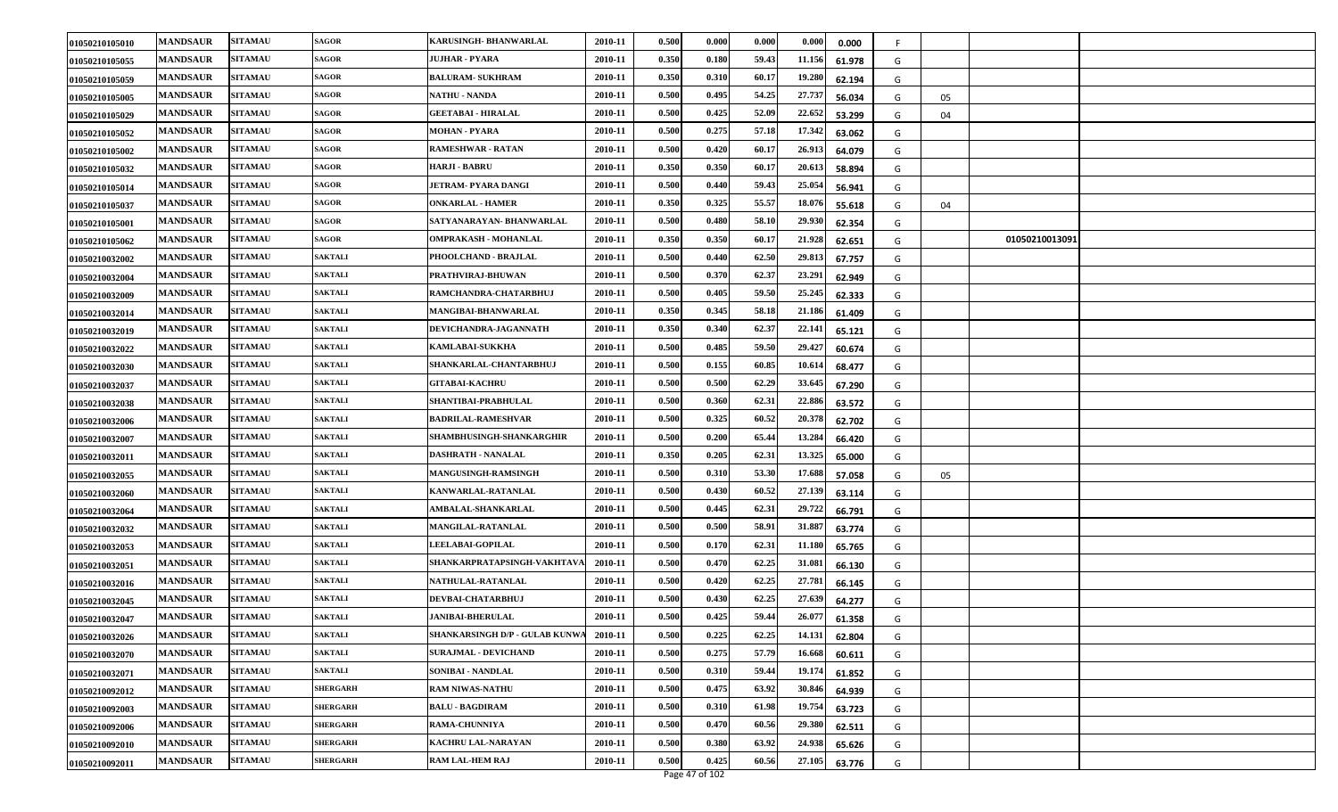| | | | | | | | | | | | | | | |
|---|---|---|---|---|---|---|---|---|---|---|---|---|---|---|
| 01050210105010 | MANDSAUR | SITAMAU | SAGOR | KARUSINGH- BHANWARLAL | 2010-11 | 0.500 | 0.000 | 0.000 | 0.000 | 0.000 | F | | | |
| 01050210105055 | MANDSAUR | SITAMAU | SAGOR | JUJHAR - PYARA | 2010-11 | 0.350 | 0.180 | 59.43 | 11.156 | 61.978 | G | | | |
| 01050210105059 | MANDSAUR | SITAMAU | SAGOR | BALURAM- SUKHRAM | 2010-11 | 0.350 | 0.310 | 60.17 | 19.280 | 62.194 | G | | | |
| 01050210105005 | MANDSAUR | SITAMAU | SAGOR | NATHU - NANDA | 2010-11 | 0.500 | 0.495 | 54.25 | 27.737 | 56.034 | G | 05 | | |
| 01050210105029 | MANDSAUR | SITAMAU | SAGOR | GEETABAI - HIRALAL | 2010-11 | 0.500 | 0.425 | 52.09 | 22.652 | 53.299 | G | 04 | | |
| 01050210105052 | MANDSAUR | SITAMAU | SAGOR | MOHAN - PYARA | 2010-11 | 0.500 | 0.275 | 57.18 | 17.342 | 63.062 | G | | | |
| 01050210105002 | MANDSAUR | SITAMAU | SAGOR | RAMESHWAR - RATAN | 2010-11 | 0.500 | 0.420 | 60.17 | 26.913 | 64.079 | G | | | |
| 01050210105032 | MANDSAUR | SITAMAU | SAGOR | HARJI - BABRU | 2010-11 | 0.350 | 0.350 | 60.17 | 20.613 | 58.894 | G | | | |
| 01050210105014 | MANDSAUR | SITAMAU | SAGOR | JETRAM- PYARA DANGI | 2010-11 | 0.500 | 0.440 | 59.43 | 25.054 | 56.941 | G | | | |
| 01050210105037 | MANDSAUR | SITAMAU | SAGOR | ONKARLAL - HAMER | 2010-11 | 0.350 | 0.325 | 55.57 | 18.076 | 55.618 | G | 04 | | |
| 01050210105001 | MANDSAUR | SITAMAU | SAGOR | SATYANARAYAN- BHANWARLAL | 2010-11 | 0.500 | 0.480 | 58.10 | 29.930 | 62.354 | G | | | |
| 01050210105062 | MANDSAUR | SITAMAU | SAGOR | OMPRAKASH - MOHANLAL | 2010-11 | 0.350 | 0.350 | 60.17 | 21.928 | 62.651 | G | | 01050210013091 | |
| 01050210032002 | MANDSAUR | SITAMAU | SAKTALI | PHOOLCHAND - BRAJLAL | 2010-11 | 0.500 | 0.440 | 62.50 | 29.813 | 67.757 | G | | | |
| 01050210032004 | MANDSAUR | SITAMAU | SAKTALI | PRATHVIRAJ-BHUWAN | 2010-11 | 0.500 | 0.370 | 62.37 | 23.291 | 62.949 | G | | | |
| 01050210032009 | MANDSAUR | SITAMAU | SAKTALI | RAMCHANDRA-CHATARBHUJ | 2010-11 | 0.500 | 0.405 | 59.50 | 25.245 | 62.333 | G | | | |
| 01050210032014 | MANDSAUR | SITAMAU | SAKTALI | MANGIBAI-BHANWARLAL | 2010-11 | 0.350 | 0.345 | 58.18 | 21.186 | 61.409 | G | | | |
| 01050210032019 | MANDSAUR | SITAMAU | SAKTALI | DEVICHANDRA-JAGANNATH | 2010-11 | 0.350 | 0.340 | 62.37 | 22.141 | 65.121 | G | | | |
| 01050210032022 | MANDSAUR | SITAMAU | SAKTALI | KAMLABAI-SUKKHA | 2010-11 | 0.500 | 0.485 | 59.50 | 29.427 | 60.674 | G | | | |
| 01050210032030 | MANDSAUR | SITAMAU | SAKTALI | SHANKARLAL-CHANTARBHUJ | 2010-11 | 0.500 | 0.155 | 60.85 | 10.614 | 68.477 | G | | | |
| 01050210032037 | MANDSAUR | SITAMAU | SAKTALI | GITABAI-KACHRU | 2010-11 | 0.500 | 0.500 | 62.29 | 33.645 | 67.290 | G | | | |
| 01050210032038 | MANDSAUR | SITAMAU | SAKTALI | SHANTIBAI-PRABHULAL | 2010-11 | 0.500 | 0.360 | 62.31 | 22.886 | 63.572 | G | | | |
| 01050210032006 | MANDSAUR | SITAMAU | SAKTALI | BADRILAL-RAMESHVAR | 2010-11 | 0.500 | 0.325 | 60.52 | 20.378 | 62.702 | G | | | |
| 01050210032007 | MANDSAUR | SITAMAU | SAKTALI | SHAMBHUSINGH-SHANKARGHIR | 2010-11 | 0.500 | 0.200 | 65.44 | 13.284 | 66.420 | G | | | |
| 01050210032011 | MANDSAUR | SITAMAU | SAKTALI | DASHRATH - NANALAL | 2010-11 | 0.350 | 0.205 | 62.31 | 13.325 | 65.000 | G | | | |
| 01050210032055 | MANDSAUR | SITAMAU | SAKTALI | MANGUSINGH-RAMSINGH | 2010-11 | 0.500 | 0.310 | 53.30 | 17.688 | 57.058 | G | 05 | | |
| 01050210032060 | MANDSAUR | SITAMAU | SAKTALI | KANWARLAL-RATANLAL | 2010-11 | 0.500 | 0.430 | 60.52 | 27.139 | 63.114 | G | | | |
| 01050210032064 | MANDSAUR | SITAMAU | SAKTALI | AMBALAL-SHANKARLAL | 2010-11 | 0.500 | 0.445 | 62.31 | 29.722 | 66.791 | G | | | |
| 01050210032032 | MANDSAUR | SITAMAU | SAKTALI | MANGILAL-RATANLAL | 2010-11 | 0.500 | 0.500 | 58.91 | 31.887 | 63.774 | G | | | |
| 01050210032053 | MANDSAUR | SITAMAU | SAKTALI | LEELABAI-GOPILAL | 2010-11 | 0.500 | 0.170 | 62.31 | 11.180 | 65.765 | G | | | |
| 01050210032051 | MANDSAUR | SITAMAU | SAKTALI | SHANKARPRATAPSINGH-VAKHTAVA | 2010-11 | 0.500 | 0.470 | 62.25 | 31.081 | 66.130 | G | | | |
| 01050210032016 | MANDSAUR | SITAMAU | SAKTALI | NATHULAL-RATANLAL | 2010-11 | 0.500 | 0.420 | 62.25 | 27.781 | 66.145 | G | | | |
| 01050210032045 | MANDSAUR | SITAMAU | SAKTALI | DEVBAI-CHATARBHUJ | 2010-11 | 0.500 | 0.430 | 62.25 | 27.639 | 64.277 | G | | | |
| 01050210032047 | MANDSAUR | SITAMAU | SAKTALI | JANIBAI-BHERULAL | 2010-11 | 0.500 | 0.425 | 59.44 | 26.077 | 61.358 | G | | | |
| 01050210032026 | MANDSAUR | SITAMAU | SAKTALI | SHANKARSINGH D/P - GULAB KUNWA | 2010-11 | 0.500 | 0.225 | 62.25 | 14.131 | 62.804 | G | | | |
| 01050210032070 | MANDSAUR | SITAMAU | SAKTALI | SURAJMAL - DEVICHAND | 2010-11 | 0.500 | 0.275 | 57.79 | 16.668 | 60.611 | G | | | |
| 01050210032071 | MANDSAUR | SITAMAU | SAKTALI | SONIBAI - NANDLAL | 2010-11 | 0.500 | 0.310 | 59.44 | 19.174 | 61.852 | G | | | |
| 01050210092012 | MANDSAUR | SITAMAU | SHERGARH | RAM NIWAS-NATHU | 2010-11 | 0.500 | 0.475 | 63.92 | 30.846 | 64.939 | G | | | |
| 01050210092003 | MANDSAUR | SITAMAU | SHERGARH | BALU - BAGDIRAM | 2010-11 | 0.500 | 0.310 | 61.98 | 19.754 | 63.723 | G | | | |
| 01050210092006 | MANDSAUR | SITAMAU | SHERGARH | RAMA-CHUNNIYA | 2010-11 | 0.500 | 0.470 | 60.56 | 29.380 | 62.511 | G | | | |
| 01050210092010 | MANDSAUR | SITAMAU | SHERGARH | KACHRU LAL-NARAYAN | 2010-11 | 0.500 | 0.380 | 63.92 | 24.938 | 65.626 | G | | | |
| 01050210092011 | MANDSAUR | SITAMAU | SHERGARH | RAM LAL-HEM RAJ | 2010-11 | 0.500 | 0.425 | 60.56 | 27.105 | 63.776 | G | | | |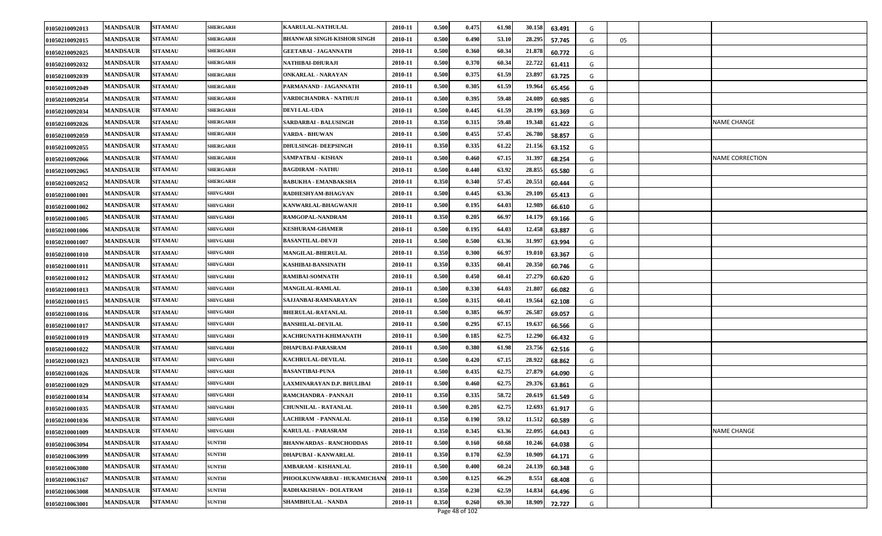| | | | | | | | | | | | | | | |
|---|---|---|---|---|---|---|---|---|---|---|---|---|---|---|
| 01050210092013 | MANDSAUR | SITAMAU | SHERGARH | KAARULAL-NATHULAL | 2010-11 | 0.500 | 0.475 | 61.98 | 30.158 | 63.491 | G | | | |
| 01050210092015 | MANDSAUR | SITAMAU | SHERGARH | BHANWAR SINGH-KISHOR SINGH | 2010-11 | 0.500 | 0.490 | 53.10 | 28.295 | 57.745 | G | 05 | | |
| 01050210092025 | MANDSAUR | SITAMAU | SHERGARH | GEETABAI - JAGANNATH | 2010-11 | 0.500 | 0.360 | 60.34 | 21.878 | 60.772 | G | | | |
| 01050210092032 | MANDSAUR | SITAMAU | SHERGARH | NATHIBAI-DHURAJI | 2010-11 | 0.500 | 0.370 | 60.34 | 22.722 | 61.411 | G | | | |
| 01050210092039 | MANDSAUR | SITAMAU | SHERGARH | ONKARLAL - NARAYAN | 2010-11 | 0.500 | 0.375 | 61.59 | 23.897 | 63.725 | G | | | |
| 01050210092049 | MANDSAUR | SITAMAU | SHERGARH | PARMANAND - JAGANNATH | 2010-11 | 0.500 | 0.305 | 61.59 | 19.964 | 65.456 | G | | | |
| 01050210092054 | MANDSAUR | SITAMAU | SHERGARH | VARDICHANDRA - NATHUJI | 2010-11 | 0.500 | 0.395 | 59.48 | 24.089 | 60.985 | G | | | |
| 01050210092034 | MANDSAUR | SITAMAU | SHERGARH | DEVI LAL-UDA | 2010-11 | 0.500 | 0.445 | 61.59 | 28.199 | 63.369 | G | | | |
| 01050210092026 | MANDSAUR | SITAMAU | SHERGARH | SARDARBAI - BALUSINGH | 2010-11 | 0.350 | 0.315 | 59.48 | 19.348 | 61.422 | G | | | NAME CHANGE |
| 01050210092059 | MANDSAUR | SITAMAU | SHERGARH | VARDA - BHUWAN | 2010-11 | 0.500 | 0.455 | 57.45 | 26.780 | 58.857 | G | | | |
| 01050210092055 | MANDSAUR | SITAMAU | SHERGARH | DHULSINGH- DEEPSINGH | 2010-11 | 0.350 | 0.335 | 61.22 | 21.156 | 63.152 | G | | | |
| 01050210092066 | MANDSAUR | SITAMAU | SHERGARH | SAMPATBAI - KISHAN | 2010-11 | 0.500 | 0.460 | 67.15 | 31.397 | 68.254 | G | | | NAME CORRECTION |
| 01050210092065 | MANDSAUR | SITAMAU | SHERGARH | BAGDIRAM - NATHU | 2010-11 | 0.500 | 0.440 | 63.92 | 28.855 | 65.580 | G | | | |
| 01050210092052 | MANDSAUR | SITAMAU | SHERGARH | BABUKHA - EMANBAKSHA | 2010-11 | 0.350 | 0.340 | 57.45 | 20.551 | 60.444 | G | | | |
| 01050210001001 | MANDSAUR | SITAMAU | SHIVGARH | RADHESHYAM-BHAGVAN | 2010-11 | 0.500 | 0.445 | 63.36 | 29.109 | 65.413 | G | | | |
| 01050210001002 | MANDSAUR | SITAMAU | SHIVGARH | KANWARLAL-BHAGWANJI | 2010-11 | 0.500 | 0.195 | 64.03 | 12.989 | 66.610 | G | | | |
| 01050210001005 | MANDSAUR | SITAMAU | SHIVGARH | RAMGOPAL-NANDRAM | 2010-11 | 0.350 | 0.205 | 66.97 | 14.179 | 69.166 | G | | | |
| 01050210001006 | MANDSAUR | SITAMAU | SHIVGARH | KESHURAM-GHAMER | 2010-11 | 0.500 | 0.195 | 64.03 | 12.458 | 63.887 | G | | | |
| 01050210001007 | MANDSAUR | SITAMAU | SHIVGARH | BASANTILAL-DEVJI | 2010-11 | 0.500 | 0.500 | 63.36 | 31.997 | 63.994 | G | | | |
| 01050210001010 | MANDSAUR | SITAMAU | SHIVGARH | MANGILAL-BHERULAL | 2010-11 | 0.350 | 0.300 | 66.97 | 19.010 | 63.367 | G | | | |
| 01050210001011 | MANDSAUR | SITAMAU | SHIVGARH | KASHIBAI-BANSINATH | 2010-11 | 0.350 | 0.335 | 60.41 | 20.350 | 60.746 | G | | | |
| 01050210001012 | MANDSAUR | SITAMAU | SHIVGARH | RAMIBAI-SOMNATH | 2010-11 | 0.500 | 0.450 | 60.41 | 27.279 | 60.620 | G | | | |
| 01050210001013 | MANDSAUR | SITAMAU | SHIVGARH | MANGILAL-RAMLAL | 2010-11 | 0.500 | 0.330 | 64.03 | 21.807 | 66.082 | G | | | |
| 01050210001015 | MANDSAUR | SITAMAU | SHIVGARH | SAJJANBAI-RAMNARAYAN | 2010-11 | 0.500 | 0.315 | 60.41 | 19.564 | 62.108 | G | | | |
| 01050210001016 | MANDSAUR | SITAMAU | SHIVGARH | BHERULAL-RATANLAL | 2010-11 | 0.500 | 0.385 | 66.97 | 26.587 | 69.057 | G | | | |
| 01050210001017 | MANDSAUR | SITAMAU | SHIVGARH | BANSHILAL-DEVILAL | 2010-11 | 0.500 | 0.295 | 67.15 | 19.637 | 66.566 | G | | | |
| 01050210001019 | MANDSAUR | SITAMAU | SHIVGARH | KACHRUNATH-KHIMANATH | 2010-11 | 0.500 | 0.185 | 62.75 | 12.290 | 66.432 | G | | | |
| 01050210001022 | MANDSAUR | SITAMAU | SHIVGARH | DHAPUBAI-PARASRAM | 2010-11 | 0.500 | 0.380 | 61.98 | 23.756 | 62.516 | G | | | |
| 01050210001023 | MANDSAUR | SITAMAU | SHIVGARH | KACHRULAL-DEVILAL | 2010-11 | 0.500 | 0.420 | 67.15 | 28.922 | 68.862 | G | | | |
| 01050210001026 | MANDSAUR | SITAMAU | SHIVGARH | BASANTIBAI-PUNA | 2010-11 | 0.500 | 0.435 | 62.75 | 27.879 | 64.090 | G | | | |
| 01050210001029 | MANDSAUR | SITAMAU | SHIVGARH | LAXMINARAYAN D.P. BHULIBAI | 2010-11 | 0.500 | 0.460 | 62.75 | 29.376 | 63.861 | G | | | |
| 01050210001034 | MANDSAUR | SITAMAU | SHIVGARH | RAMCHANDRA - PANNAJI | 2010-11 | 0.350 | 0.335 | 58.72 | 20.619 | 61.549 | G | | | |
| 01050210001035 | MANDSAUR | SITAMAU | SHIVGARH | CHUNNILAL - RATANLAL | 2010-11 | 0.500 | 0.205 | 62.75 | 12.693 | 61.917 | G | | | |
| 01050210001036 | MANDSAUR | SITAMAU | SHIVGARH | LACHIRAM - PANNALAL | 2010-11 | 0.350 | 0.190 | 59.12 | 11.512 | 60.589 | G | | | |
| 01050210001009 | MANDSAUR | SITAMAU | SHIVGARH | KARULAL - PARASRAM | 2010-11 | 0.350 | 0.345 | 63.36 | 22.095 | 64.043 | G | | | NAME CHANGE |
| 01050210063094 | MANDSAUR | SITAMAU | SUNTHI | BHANWARDAS - RANCHODDAS | 2010-11 | 0.500 | 0.160 | 60.68 | 10.246 | 64.038 | G | | | |
| 01050210063099 | MANDSAUR | SITAMAU | SUNTHI | DHAPUBAI - KANWARLAL | 2010-11 | 0.350 | 0.170 | 62.59 | 10.909 | 64.171 | G | | | |
| 01050210063080 | MANDSAUR | SITAMAU | SUNTHI | AMBARAM - KISHANLAL | 2010-11 | 0.500 | 0.400 | 60.24 | 24.139 | 60.348 | G | | | |
| 01050210063167 | MANDSAUR | SITAMAU | SUNTHI | PHOOLKUNWARBAI - HUKAMICHANI | 2010-11 | 0.500 | 0.125 | 66.29 | 8.551 | 68.408 | G | | | |
| 01050210063008 | MANDSAUR | SITAMAU | SUNTHI | RADHAKISHAN - DOLATRAM | 2010-11 | 0.350 | 0.230 | 62.59 | 14.834 | 64.496 | G | | | |
| 01050210063001 | MANDSAUR | SITAMAU | SUNTHI | SHAMBHULAL - NANDA | 2010-11 | 0.350 | 0.260 | 69.30 | 18.909 | 72.727 | G | | | |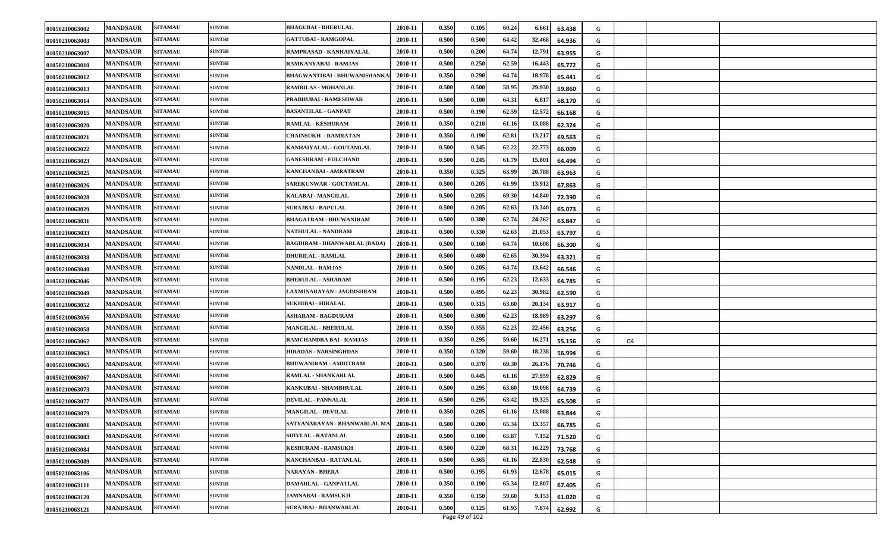| | | | | | | | | | | | | | | |
|---|---|---|---|---|---|---|---|---|---|---|---|---|---|---|
| 01050210063002 | MANDSAUR | SITAMAU | SUNTHI | BHAGUBAI - BHERULAL | 2010-11 | 0.350 | 0.105 | 60.24 | 6.661 | 63.438 | G | | | |
| 01050210063003 | MANDSAUR | SITAMAU | SUNTHI | GATTUBAI - RAMGOPAL | 2010-11 | 0.500 | 0.500 | 64.42 | 32.468 | 64.936 | G | | | |
| 01050210063007 | MANDSAUR | SITAMAU | SUNTHI | RAMPRASAD - KANHAIYALAL | 2010-11 | 0.500 | 0.200 | 64.74 | 12.791 | 63.955 | G | | | |
| 01050210063010 | MANDSAUR | SITAMAU | SUNTHI | RAMKANYABAI - RAMJAS | 2010-11 | 0.500 | 0.250 | 62.59 | 16.443 | 65.772 | G | | | |
| 01050210063012 | MANDSAUR | SITAMAU | SUNTHI | BHAGWANTIBAI - BHUWANISHANKA | 2010-11 | 0.350 | 0.290 | 64.74 | 18.978 | 65.441 | G | | | |
| 01050210063013 | MANDSAUR | SITAMAU | SUNTHI | RAMBILAS - MOHANLAL | 2010-11 | 0.500 | 0.500 | 58.95 | 29.930 | 59.860 | G | | | |
| 01050210063014 | MANDSAUR | SITAMAU | SUNTHI | PRABHUBAI - RAMESHWAR | 2010-11 | 0.500 | 0.100 | 64.31 | 6.817 | 68.170 | G | | | |
| 01050210063015 | MANDSAUR | SITAMAU | SUNTHI | BASANTILAL - GANPAT | 2010-11 | 0.500 | 0.190 | 62.59 | 12.572 | 66.168 | G | | | |
| 01050210063020 | MANDSAUR | SITAMAU | SUNTHI | RAMLAL - KESHURAM | 2010-11 | 0.350 | 0.210 | 61.16 | 13.088 | 62.324 | G | | | |
| 01050210063021 | MANDSAUR | SITAMAU | SUNTHI | CHAINSUKH - RAMRATAN | 2010-11 | 0.350 | 0.190 | 62.81 | 13.217 | 69.563 | G | | | |
| 01050210063022 | MANDSAUR | SITAMAU | SUNTHI | KANHAIYALAL - GOUTAMLAL | 2010-11 | 0.500 | 0.345 | 62.22 | 22.773 | 66.009 | G | | | |
| 01050210063023 | MANDSAUR | SITAMAU | SUNTHI | GANESHRAM - FULCHAND | 2010-11 | 0.500 | 0.245 | 61.79 | 15.801 | 64.494 | G | | | |
| 01050210063025 | MANDSAUR | SITAMAU | SUNTHI | KANCHANBAI - AMRATRAM | 2010-11 | 0.350 | 0.325 | 63.99 | 20.788 | 63.963 | G | | | |
| 01050210063026 | MANDSAUR | SITAMAU | SUNTHI | SAREKUNWAR - GOUTAMLAL | 2010-11 | 0.500 | 0.205 | 61.99 | 13.912 | 67.863 | G | | | |
| 01050210063028 | MANDSAUR | SITAMAU | SUNTHI | KALABAI - MANGILAL | 2010-11 | 0.500 | 0.205 | 69.30 | 14.840 | 72.390 | G | | | |
| 01050210063029 | MANDSAUR | SITAMAU | SUNTHI | SURAJBAI - BAPULAL | 2010-11 | 0.500 | 0.205 | 62.63 | 13.340 | 65.073 | G | | | |
| 01050210063031 | MANDSAUR | SITAMAU | SUNTHI | BHAGATRAM - BHUWANIRAM | 2010-11 | 0.500 | 0.380 | 62.74 | 24.262 | 63.847 | G | | | |
| 01050210063033 | MANDSAUR | SITAMAU | SUNTHI | NATHULAL - NANDRAM | 2010-11 | 0.500 | 0.330 | 62.63 | 21.053 | 63.797 | G | | | |
| 01050210063034 | MANDSAUR | SITAMAU | SUNTHI | BAGDIRAM - BHANWARLAL (BADA) | 2010-11 | 0.500 | 0.160 | 64.74 | 10.608 | 66.300 | G | | | |
| 01050210063038 | MANDSAUR | SITAMAU | SUNTHI | DHURILAL - RAMLAL | 2010-11 | 0.500 | 0.480 | 62.65 | 30.394 | 63.321 | G | | | |
| 01050210063040 | MANDSAUR | SITAMAU | SUNTHI | NANDLAL - RAMJAS | 2010-11 | 0.500 | 0.205 | 64.74 | 13.642 | 66.546 | G | | | |
| 01050210063046 | MANDSAUR | SITAMAU | SUNTHI | BHERULAL - ASHARAM | 2010-11 | 0.500 | 0.195 | 62.23 | 12.633 | 64.785 | G | | | |
| 01050210063049 | MANDSAUR | SITAMAU | SUNTHI | LAXMINARAYAN - JAGDISHRAM | 2010-11 | 0.500 | 0.495 | 62.23 | 30.982 | 62.590 | G | | | |
| 01050210063052 | MANDSAUR | SITAMAU | SUNTHI | SUKHIBAI - HIRALAL | 2010-11 | 0.500 | 0.315 | 63.60 | 20.134 | 63.917 | G | | | |
| 01050210063056 | MANDSAUR | SITAMAU | SUNTHI | ASHARAM - BAGDURAM | 2010-11 | 0.500 | 0.300 | 62.23 | 18.989 | 63.297 | G | | | |
| 01050210063058 | MANDSAUR | SITAMAU | SUNTHI | MANGILAL - BHERULAL | 2010-11 | 0.350 | 0.355 | 62.23 | 22.456 | 63.256 | G | | | |
| 01050210063062 | MANDSAUR | SITAMAU | SUNTHI | RAMCHANDRA BAI - RAMJAS | 2010-11 | 0.350 | 0.295 | 59.60 | 16.271 | 55.156 | G | 04 | | |
| 01050210063063 | MANDSAUR | SITAMAU | SUNTHI | HIRADAS - NARSINGHDAS | 2010-11 | 0.350 | 0.320 | 59.60 | 18.238 | 56.994 | G | | | |
| 01050210063065 | MANDSAUR | SITAMAU | SUNTHI | BHUWANIRAM - AMRITRAM | 2010-11 | 0.500 | 0.370 | 69.30 | 26.176 | 70.746 | G | | | |
| 01050210063067 | MANDSAUR | SITAMAU | SUNTHI | RAMLAL - SHANKARLAL | 2010-11 | 0.500 | 0.445 | 61.16 | 27.959 | 62.829 | G | | | |
| 01050210063073 | MANDSAUR | SITAMAU | SUNTHI | KANKUBAI - SHAMBHULAL | 2010-11 | 0.500 | 0.295 | 63.60 | 19.098 | 64.739 | G | | | |
| 01050210063077 | MANDSAUR | SITAMAU | SUNTHI | DEVILAL - PANNALAL | 2010-11 | 0.500 | 0.295 | 63.42 | 19.325 | 65.508 | G | | | |
| 01050210063079 | MANDSAUR | SITAMAU | SUNTHI | MANGILAL - DEVILAL | 2010-11 | 0.350 | 0.205 | 61.16 | 13.088 | 63.844 | G | | | |
| 01050210063081 | MANDSAUR | SITAMAU | SUNTHI | SATYANARAYAN - BHANWARLAL MA | 2010-11 | 0.500 | 0.200 | 65.34 | 13.357 | 66.785 | G | | | |
| 01050210063083 | MANDSAUR | SITAMAU | SUNTHI | SHIVLAL - RATANLAL | 2010-11 | 0.500 | 0.100 | 65.87 | 7.152 | 71.520 | G | | | |
| 01050210063084 | MANDSAUR | SITAMAU | SUNTHI | KESHURAM - RAMSUKH | 2010-11 | 0.500 | 0.220 | 68.31 | 16.229 | 73.768 | G | | | |
| 01050210063089 | MANDSAUR | SITAMAU | SUNTHI | KANCHANBAI - RATANLAL | 2010-11 | 0.500 | 0.365 | 61.16 | 22.830 | 62.548 | G | | | |
| 01050210063106 | MANDSAUR | SITAMAU | SUNTHI | NARAYAN - BHERA | 2010-11 | 0.500 | 0.195 | 61.93 | 12.678 | 65.015 | G | | | |
| 01050210063111 | MANDSAUR | SITAMAU | SUNTHI | DAMARLAL - GANPATLAL | 2010-11 | 0.350 | 0.190 | 65.34 | 12.807 | 67.405 | G | | | |
| 01050210063120 | MANDSAUR | SITAMAU | SUNTHI | JAMNABAI - RAMSUKH | 2010-11 | 0.350 | 0.150 | 59.60 | 9.153 | 61.020 | G | | | |
| 01050210063121 | MANDSAUR | SITAMAU | SUNTHI | SURAJBAI - BHANWARLAL | 2010-11 | 0.500 | 0.125 | 61.93 | 7.874 | 62.992 | G | | | |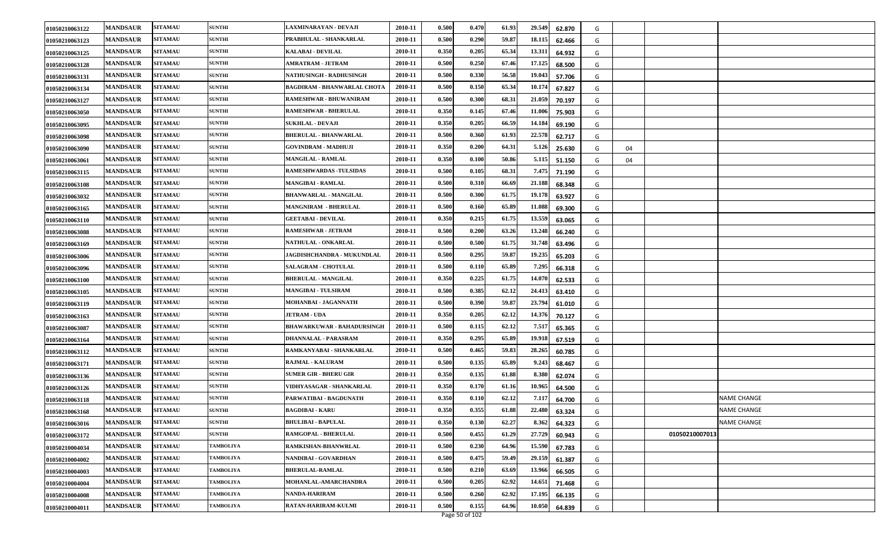| | | | | | | | | | | | | | | |
|---|---|---|---|---|---|---|---|---|---|---|---|---|---|---|
| 01050210063122 | MANDSAUR | SITAMAU | SUNTHI | LAXMINARAYAN - DEVAJI | 2010-11 | 0.500 | 0.470 | 61.93 | 29.549 | 62.870 | G | | | |
| 01050210063123 | MANDSAUR | SITAMAU | SUNTHI | PRABHULAL - SHANKARLAL | 2010-11 | 0.500 | 0.290 | 59.87 | 18.115 | 62.466 | G | | | |
| 01050210063125 | MANDSAUR | SITAMAU | SUNTHI | KALABAI - DEVILAL | 2010-11 | 0.350 | 0.205 | 65.34 | 13.311 | 64.932 | G | | | |
| 01050210063128 | MANDSAUR | SITAMAU | SUNTHI | AMRATRAM - JETRAM | 2010-11 | 0.500 | 0.250 | 67.46 | 17.125 | 68.500 | G | | | |
| 01050210063131 | MANDSAUR | SITAMAU | SUNTHI | NATHUSINGH - RADHUSINGH | 2010-11 | 0.500 | 0.330 | 56.58 | 19.043 | 57.706 | G | | | |
| 01050210063134 | MANDSAUR | SITAMAU | SUNTHI | BAGDIRAM - BHANWARLAL CHOTA | 2010-11 | 0.500 | 0.150 | 65.34 | 10.174 | 67.827 | G | | | |
| 01050210063127 | MANDSAUR | SITAMAU | SUNTHI | RAMESHWAR - BHUWANIRAM | 2010-11 | 0.500 | 0.300 | 68.31 | 21.059 | 70.197 | G | | | |
| 01050210063050 | MANDSAUR | SITAMAU | SUNTHI | RAMESHWAR - BHERULAL | 2010-11 | 0.350 | 0.145 | 67.46 | 11.006 | 75.903 | G | | | |
| 01050210063095 | MANDSAUR | SITAMAU | SUNTHI | SUKHLAL - DEVAJI | 2010-11 | 0.350 | 0.205 | 66.59 | 14.184 | 69.190 | G | | | |
| 01050210063098 | MANDSAUR | SITAMAU | SUNTHI | BHERULAL - BHANWARLAL | 2010-11 | 0.500 | 0.360 | 61.93 | 22.578 | 62.717 | G | | | |
| 01050210063090 | MANDSAUR | SITAMAU | SUNTHI | GOVINDRAM - MADHUJI | 2010-11 | 0.350 | 0.200 | 64.31 | 5.126 | 25.630 | G | 04 | | |
| 01050210063061 | MANDSAUR | SITAMAU | SUNTHI | MANGILAL - RAMLAL | 2010-11 | 0.350 | 0.100 | 50.86 | 5.115 | 51.150 | G | 04 | | |
| 01050210063115 | MANDSAUR | SITAMAU | SUNTHI | RAMESHWARDAS -TULSIDAS | 2010-11 | 0.500 | 0.105 | 68.31 | 7.475 | 71.190 | G | | | |
| 01050210063108 | MANDSAUR | SITAMAU | SUNTHI | MANGIBAI - RAMLAL | 2010-11 | 0.500 | 0.310 | 66.69 | 21.188 | 68.348 | G | | | |
| 01050210063032 | MANDSAUR | SITAMAU | SUNTHI | BHANWARLAL - MANGILAL | 2010-11 | 0.500 | 0.300 | 61.75 | 19.178 | 63.927 | G | | | |
| 01050210063165 | MANDSAUR | SITAMAU | SUNTHI | MANGNIRAM - BHERULAL | 2010-11 | 0.500 | 0.160 | 65.89 | 11.088 | 69.300 | G | | | |
| 01050210063110 | MANDSAUR | SITAMAU | SUNTHI | GEETABAI - DEVILAL | 2010-11 | 0.350 | 0.215 | 61.75 | 13.559 | 63.065 | G | | | |
| 01050210063088 | MANDSAUR | SITAMAU | SUNTHI | RAMESHWAR - JETRAM | 2010-11 | 0.500 | 0.200 | 63.26 | 13.248 | 66.240 | G | | | |
| 01050210063169 | MANDSAUR | SITAMAU | SUNTHI | NATHULAL - ONKARLAL | 2010-11 | 0.500 | 0.500 | 61.75 | 31.748 | 63.496 | G | | | |
| 01050210063006 | MANDSAUR | SITAMAU | SUNTHI | JAGDISHCHANDRA - MUKUNDLAL | 2010-11 | 0.500 | 0.295 | 59.87 | 19.235 | 65.203 | G | | | |
| 01050210063096 | MANDSAUR | SITAMAU | SUNTHI | SALAGRAM - CHOTULAL | 2010-11 | 0.500 | 0.110 | 65.89 | 7.295 | 66.318 | G | | | |
| 01050210063100 | MANDSAUR | SITAMAU | SUNTHI | BHERULAL - MANGILAL | 2010-11 | 0.350 | 0.225 | 61.75 | 14.070 | 62.533 | G | | | |
| 01050210063105 | MANDSAUR | SITAMAU | SUNTHI | MANGIBAI - TULSIRAM | 2010-11 | 0.500 | 0.385 | 62.12 | 24.413 | 63.410 | G | | | |
| 01050210063119 | MANDSAUR | SITAMAU | SUNTHI | MOHANBAI - JAGANNATH | 2010-11 | 0.500 | 0.390 | 59.87 | 23.794 | 61.010 | G | | | |
| 01050210063163 | MANDSAUR | SITAMAU | SUNTHI | JETRAM - UDA | 2010-11 | 0.350 | 0.205 | 62.12 | 14.376 | 70.127 | G | | | |
| 01050210063087 | MANDSAUR | SITAMAU | SUNTHI | BHAWARKUWAR - BAHADURSINGH | 2010-11 | 0.500 | 0.115 | 62.12 | 7.517 | 65.365 | G | | | |
| 01050210063164 | MANDSAUR | SITAMAU | SUNTHI | DHANNALAL - PARASRAM | 2010-11 | 0.350 | 0.295 | 65.89 | 19.918 | 67.519 | G | | | |
| 01050210063112 | MANDSAUR | SITAMAU | SUNTHI | RAMKANYABAI - SHANKARLAL | 2010-11 | 0.500 | 0.465 | 59.83 | 28.265 | 60.785 | G | | | |
| 01050210063171 | MANDSAUR | SITAMAU | SUNTHI | RAJMAL - KALURAM | 2010-11 | 0.500 | 0.135 | 65.89 | 9.243 | 68.467 | G | | | |
| 01050210063136 | MANDSAUR | SITAMAU | SUNTHI | SUMER GIR - BHERU GIR | 2010-11 | 0.350 | 0.135 | 61.88 | 8.380 | 62.074 | G | | | |
| 01050210063126 | MANDSAUR | SITAMAU | SUNTHI | VIDHYASAGAR - SHANKARLAL | 2010-11 | 0.350 | 0.170 | 61.16 | 10.965 | 64.500 | G | | | |
| 01050210063118 | MANDSAUR | SITAMAU | SUNTHI | PARWATIBAI - BAGDUNATH | 2010-11 | 0.350 | 0.110 | 62.12 | 7.117 | 64.700 | G | | | NAME CHANGE |
| 01050210063168 | MANDSAUR | SITAMAU | SUNTHI | BAGDIBAI - KARU | 2010-11 | 0.350 | 0.355 | 61.88 | 22.480 | 63.324 | G | | | NAME CHANGE |
| 01050210063016 | MANDSAUR | SITAMAU | SUNTHI | BHULIBAI - BAPULAL | 2010-11 | 0.350 | 0.130 | 62.27 | 8.362 | 64.323 | G | | | NAME CHANGE |
| 01050210063172 | MANDSAUR | SITAMAU | SUNTHI | RAMGOPAL - BHERULAL | 2010-11 | 0.500 | 0.455 | 61.29 | 27.729 | 60.943 | G | | 01050210007013 | |
| 01050210004034 | MANDSAUR | SITAMAU | TAMBOLIYA | RAMKISHAN-BHANWRLAL | 2010-11 | 0.500 | 0.230 | 64.96 | 15.590 | 67.783 | G | | | |
| 01050210004002 | MANDSAUR | SITAMAU | TAMBOLIYA | NANDIBAI - GOVARDHAN | 2010-11 | 0.500 | 0.475 | 59.49 | 29.159 | 61.387 | G | | | |
| 01050210004003 | MANDSAUR | SITAMAU | TAMBOLIYA | BHERULAL-RAMLAL | 2010-11 | 0.500 | 0.210 | 63.69 | 13.966 | 66.505 | G | | | |
| 01050210004004 | MANDSAUR | SITAMAU | TAMBOLIYA | MOHANLAL-AMARCHANDRA | 2010-11 | 0.500 | 0.205 | 62.92 | 14.651 | 71.468 | G | | | |
| 01050210004008 | MANDSAUR | SITAMAU | TAMBOLIYA | NANDA-HARIRAM | 2010-11 | 0.500 | 0.260 | 62.92 | 17.195 | 66.135 | G | | | |
| 01050210004011 | MANDSAUR | SITAMAU | TAMBOLIYA | RATAN-HARIRAM-KULMI | 2010-11 | 0.500 | 0.155 | 64.96 | 10.050 | 64.839 | G | | | |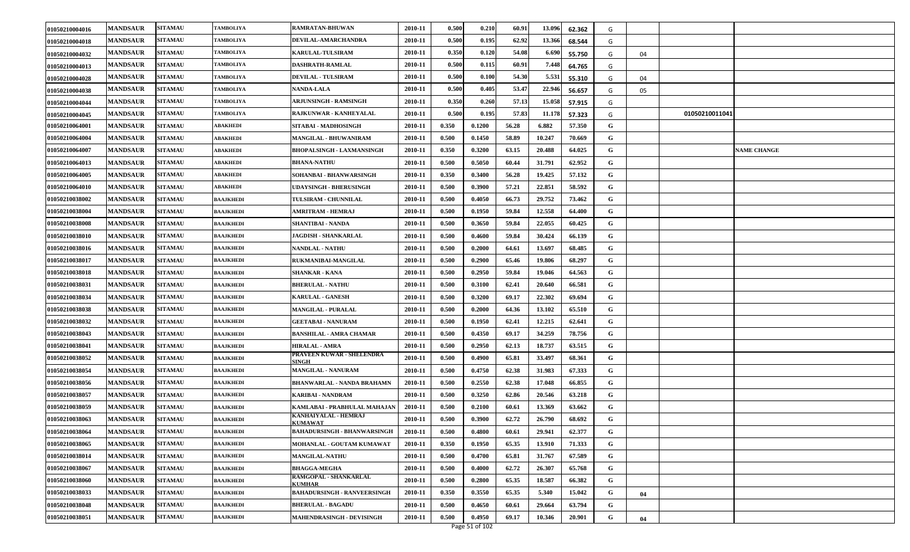| | | | | | | | | | | | | | | |
|---|---|---|---|---|---|---|---|---|---|---|---|---|---|---|
| 01050210004016 | MANDSAUR | SITAMAU | TAMBOLIYA | RAMRATAN-BHUWAN | 2010-11 | 0.500 | 0.210 | 60.91 | 13.096 | 62.362 | G | | | |
| 01050210004018 | MANDSAUR | SITAMAU | TAMBOLIYA | DEVILAL-AMARCHANDRA | 2010-11 | 0.500 | 0.195 | 62.92 | 13.366 | 68.544 | G | | | |
| 01050210004032 | MANDSAUR | SITAMAU | TAMBOLIYA | KARULAL-TULSIRAM | 2010-11 | 0.350 | 0.120 | 54.08 | 6.690 | 55.750 | G | 04 | | |
| 01050210004013 | MANDSAUR | SITAMAU | TAMBOLIYA | DASHRATH-RAMLAL | 2010-11 | 0.500 | 0.115 | 60.91 | 7.448 | 64.765 | G | | | |
| 01050210004028 | MANDSAUR | SITAMAU | TAMBOLIYA | DEVILAL - TULSIRAM | 2010-11 | 0.500 | 0.100 | 54.30 | 5.531 | 55.310 | G | 04 | | |
| 01050210004038 | MANDSAUR | SITAMAU | TAMBOLIYA | NANDA-LALA | 2010-11 | 0.500 | 0.405 | 53.47 | 22.946 | 56.657 | G | 05 | | |
| 01050210004044 | MANDSAUR | SITAMAU | TAMBOLIYA | ARJUNSINGH - RAMSINGH | 2010-11 | 0.350 | 0.260 | 57.13 | 15.058 | 57.915 | G | | | |
| 01050210004045 | MANDSAUR | SITAMAU | TAMBOLIYA | RAJKUNWAR - KANHEYALAL | 2010-11 | 0.500 | 0.195 | 57.83 | 11.178 | 57.323 | G | | 01050210011041 | |
| 01050210064001 | MANDSAUR | SITAMAU | ABAKHEDI | SITABAI - MADHOSINGH | 2010-11 | 0.350 | 0.1200 | 56.28 | 6.882 | 57.350 | G | | | |
| 01050210064004 | MANDSAUR | SITAMAU | ABAKHEDI | MANGILAL - BHUWANIRAM | 2010-11 | 0.500 | 0.1450 | 58.89 | 10.247 | 70.669 | G | | | |
| 01050210064007 | MANDSAUR | SITAMAU | ABAKHEDI | BHOPALSINGH - LAXMANSINGH | 2010-11 | 0.350 | 0.3200 | 63.15 | 20.488 | 64.025 | G | | | NAME CHANGE |
| 01050210064013 | MANDSAUR | SITAMAU | ABAKHEDI | BHANA-NATHU | 2010-11 | 0.500 | 0.5050 | 60.44 | 31.791 | 62.952 | G | | | |
| 01050210064005 | MANDSAUR | SITAMAU | ABAKHEDI | SOHANBAI - BHANWARSINGH | 2010-11 | 0.350 | 0.3400 | 56.28 | 19.425 | 57.132 | G | | | |
| 01050210064010 | MANDSAUR | SITAMAU | ABAKHEDI | UDAYSINGH - BHERUSINGH | 2010-11 | 0.500 | 0.3900 | 57.21 | 22.851 | 58.592 | G | | | |
| 01050210038002 | MANDSAUR | SITAMAU | BAAJKHEDI | TULSIRAM - CHUNNILAL | 2010-11 | 0.500 | 0.4050 | 66.73 | 29.752 | 73.462 | G | | | |
| 01050210038004 | MANDSAUR | SITAMAU | BAAJKHEDI | AMRITRAM - HEMRAJ | 2010-11 | 0.500 | 0.1950 | 59.84 | 12.558 | 64.400 | G | | | |
| 01050210038008 | MANDSAUR | SITAMAU | BAAJKHEDI | SHANTIBAI - NANDA | 2010-11 | 0.500 | 0.3650 | 59.84 | 22.055 | 60.425 | G | | | |
| 01050210038010 | MANDSAUR | SITAMAU | BAAJKHEDI | JAGDISH - SHANKARLAL | 2010-11 | 0.500 | 0.4600 | 59.84 | 30.424 | 66.139 | G | | | |
| 01050210038016 | MANDSAUR | SITAMAU | BAAJKHEDI | NANDLAL - NATHU | 2010-11 | 0.500 | 0.2000 | 64.61 | 13.697 | 68.485 | G | | | |
| 01050210038017 | MANDSAUR | SITAMAU | BAAJKHEDI | RUKMANIBAI-MANGILAL | 2010-11 | 0.500 | 0.2900 | 65.46 | 19.806 | 68.297 | G | | | |
| 01050210038018 | MANDSAUR | SITAMAU | BAAJKHEDI | SHANKAR - KANA | 2010-11 | 0.500 | 0.2950 | 59.84 | 19.046 | 64.563 | G | | | |
| 01050210038031 | MANDSAUR | SITAMAU | BAAJKHEDI | BHERULAL - NATHU | 2010-11 | 0.500 | 0.3100 | 62.41 | 20.640 | 66.581 | G | | | |
| 01050210038034 | MANDSAUR | SITAMAU | BAAJKHEDI | KARULAL - GANESH | 2010-11 | 0.500 | 0.3200 | 69.17 | 22.302 | 69.694 | G | | | |
| 01050210038038 | MANDSAUR | SITAMAU | BAAJKHEDI | MANGILAL - PURALAL | 2010-11 | 0.500 | 0.2000 | 64.36 | 13.102 | 65.510 | G | | | |
| 01050210038032 | MANDSAUR | SITAMAU | BAAJKHEDI | GEETABAI - NANURAM | 2010-11 | 0.500 | 0.1950 | 62.41 | 12.215 | 62.641 | G | | | |
| 01050210038043 | MANDSAUR | SITAMAU | BAAJKHEDI | BANSHILAL - AMRA CHAMAR | 2010-11 | 0.500 | 0.4350 | 69.17 | 34.259 | 78.756 | G | | | |
| 01050210038041 | MANDSAUR | SITAMAU | BAAJKHEDI | HIRALAL - AMRA | 2010-11 | 0.500 | 0.2950 | 62.13 | 18.737 | 63.515 | G | | | |
| 01050210038052 | MANDSAUR | SITAMAU | BAAJKHEDI | PRAVEEN KUWAR - SHELENDRA SINGH | 2010-11 | 0.500 | 0.4900 | 65.81 | 33.497 | 68.361 | G | | | |
| 01050210038054 | MANDSAUR | SITAMAU | BAAJKHEDI | MANGILAL - NANURAM | 2010-11 | 0.500 | 0.4750 | 62.38 | 31.983 | 67.333 | G | | | |
| 01050210038056 | MANDSAUR | SITAMAU | BAAJKHEDI | BHANWARLAL - NANDA BRAHAMN | 2010-11 | 0.500 | 0.2550 | 62.38 | 17.048 | 66.855 | G | | | |
| 01050210038057 | MANDSAUR | SITAMAU | BAAJKHEDI | KARIBAI - NANDRAM | 2010-11 | 0.500 | 0.3250 | 62.86 | 20.546 | 63.218 | G | | | |
| 01050210038059 | MANDSAUR | SITAMAU | BAAJKHEDI | KAMLABAI - PRABHULAL MAHAJAN | 2010-11 | 0.500 | 0.2100 | 60.61 | 13.369 | 63.662 | G | | | |
| 01050210038063 | MANDSAUR | SITAMAU | BAAJKHEDI | KANHAIYALAL - HEMRAJ KUMAWAT | 2010-11 | 0.500 | 0.3900 | 62.72 | 26.790 | 68.692 | G | | | |
| 01050210038064 | MANDSAUR | SITAMAU | BAAJKHEDI | BAHADURSINGH - BHANWARSINGH | 2010-11 | 0.500 | 0.4800 | 60.61 | 29.941 | 62.377 | G | | | |
| 01050210038065 | MANDSAUR | SITAMAU | BAAJKHEDI | MOHANLAL - GOUTAM KUMAWAT | 2010-11 | 0.350 | 0.1950 | 65.35 | 13.910 | 71.333 | G | | | |
| 01050210038014 | MANDSAUR | SITAMAU | BAAJKHEDI | MANGILAL-NATHU | 2010-11 | 0.500 | 0.4700 | 65.81 | 31.767 | 67.589 | G | | | |
| 01050210038067 | MANDSAUR | SITAMAU | BAAJKHEDI | BHAGGA-MEGHA | 2010-11 | 0.500 | 0.4000 | 62.72 | 26.307 | 65.768 | G | | | |
| 01050210038060 | MANDSAUR | SITAMAU | BAAJKHEDI | RAMGOPAL - SHANKARLAL KUMHAR | 2010-11 | 0.500 | 0.2800 | 65.35 | 18.587 | 66.382 | G | | | |
| 01050210038033 | MANDSAUR | SITAMAU | BAAJKHEDI | BAHADURSINGH - RANVEERSINGH | 2010-11 | 0.350 | 0.3550 | 65.35 | 5.340 | 15.042 | G | 04 | | |
| 01050210038048 | MANDSAUR | SITAMAU | BAAJKHEDI | BHERULAL - BAGADU | 2010-11 | 0.500 | 0.4650 | 60.61 | 29.664 | 63.794 | G | | | |
| 01050210038051 | MANDSAUR | SITAMAU | BAAJKHEDI | MAHENDRASINGH - DEVISINGH | 2010-11 | 0.500 | 0.4950 | 69.17 | 10.346 | 20.901 | G | 04 | | |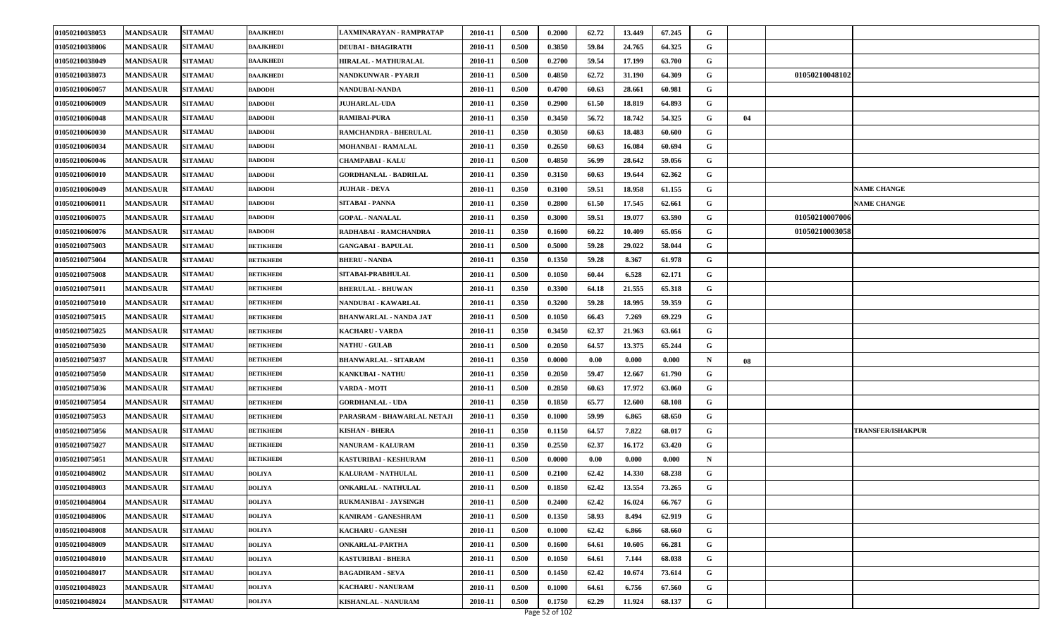| | | | | | | | | | | | | | | |
|---|---|---|---|---|---|---|---|---|---|---|---|---|---|---|
| 01050210038053 | MANDSAUR | SITAMAU | BAAJKHEDI | LAXMINARAYAN - RAMPRATAP | 2010-11 | 0.500 | 0.2000 | 62.72 | 13.449 | 67.245 | G | | | |
| 01050210038006 | MANDSAUR | SITAMAU | BAAJKHEDI | DEUBAI - BHAGIRATH | 2010-11 | 0.500 | 0.3850 | 59.84 | 24.765 | 64.325 | G | | | |
| 01050210038049 | MANDSAUR | SITAMAU | BAAJKHEDI | HIRALAL - MATHURALAL | 2010-11 | 0.500 | 0.2700 | 59.54 | 17.199 | 63.700 | G | | | |
| 01050210038073 | MANDSAUR | SITAMAU | BAAJKHEDI | NANDKUNWAR - PYARJI | 2010-11 | 0.500 | 0.4850 | 62.72 | 31.190 | 64.309 | G | | 01050210048102 | |
| 01050210060057 | MANDSAUR | SITAMAU | BADODH | NANDUBAI-NANDA | 2010-11 | 0.500 | 0.4700 | 60.63 | 28.661 | 60.981 | G | | | |
| 01050210060009 | MANDSAUR | SITAMAU | BADODH | JUJHARLAL-UDA | 2010-11 | 0.350 | 0.2900 | 61.50 | 18.819 | 64.893 | G | | | |
| 01050210060048 | MANDSAUR | SITAMAU | BADODH | RAMIBAI-PURA | 2010-11 | 0.350 | 0.3450 | 56.72 | 18.742 | 54.325 | G | 04 | | |
| 01050210060030 | MANDSAUR | SITAMAU | BADODH | RAMCHANDRA - BHERULAL | 2010-11 | 0.350 | 0.3050 | 60.63 | 18.483 | 60.600 | G | | | |
| 01050210060034 | MANDSAUR | SITAMAU | BADODH | MOHANBAI - RAMALAL | 2010-11 | 0.350 | 0.2650 | 60.63 | 16.084 | 60.694 | G | | | |
| 01050210060046 | MANDSAUR | SITAMAU | BADODH | CHAMPABAI - KALU | 2010-11 | 0.500 | 0.4850 | 56.99 | 28.642 | 59.056 | G | | | |
| 01050210060010 | MANDSAUR | SITAMAU | BADODH | GORDHANLAL - BADRILAL | 2010-11 | 0.350 | 0.3150 | 60.63 | 19.644 | 62.362 | G | | | |
| 01050210060049 | MANDSAUR | SITAMAU | BADODH | JUJHAR - DEVA | 2010-11 | 0.350 | 0.3100 | 59.51 | 18.958 | 61.155 | G | | | NAME CHANGE |
| 01050210060011 | MANDSAUR | SITAMAU | BADODH | SITABAI - PANNA | 2010-11 | 0.350 | 0.2800 | 61.50 | 17.545 | 62.661 | G | | | NAME CHANGE |
| 01050210060075 | MANDSAUR | SITAMAU | BADODH | GOPAL - NANALAL | 2010-11 | 0.350 | 0.3000 | 59.51 | 19.077 | 63.590 | G | | 01050210007006 | |
| 01050210060076 | MANDSAUR | SITAMAU | BADODH | RADHABAI - RAMCHANDRA | 2010-11 | 0.350 | 0.1600 | 60.22 | 10.409 | 65.056 | G | | 01050210003058 | |
| 01050210075003 | MANDSAUR | SITAMAU | BETIKHEDI | GANGABAI - BAPULAL | 2010-11 | 0.500 | 0.5000 | 59.28 | 29.022 | 58.044 | G | | | |
| 01050210075004 | MANDSAUR | SITAMAU | BETIKHEDI | BHERU - NANDA | 2010-11 | 0.350 | 0.1350 | 59.28 | 8.367 | 61.978 | G | | | |
| 01050210075008 | MANDSAUR | SITAMAU | BETIKHEDI | SITABAI-PRABHULAL | 2010-11 | 0.500 | 0.1050 | 60.44 | 6.528 | 62.171 | G | | | |
| 01050210075011 | MANDSAUR | SITAMAU | BETIKHEDI | BHERULAL - BHUWAN | 2010-11 | 0.350 | 0.3300 | 64.18 | 21.555 | 65.318 | G | | | |
| 01050210075010 | MANDSAUR | SITAMAU | BETIKHEDI | NANDUBAI - KAWARLAL | 2010-11 | 0.350 | 0.3200 | 59.28 | 18.995 | 59.359 | G | | | |
| 01050210075015 | MANDSAUR | SITAMAU | BETIKHEDI | BHANWARLAL - NANDA JAT | 2010-11 | 0.500 | 0.1050 | 66.43 | 7.269 | 69.229 | G | | | |
| 01050210075025 | MANDSAUR | SITAMAU | BETIKHEDI | KACHARU - VARDA | 2010-11 | 0.350 | 0.3450 | 62.37 | 21.963 | 63.661 | G | | | |
| 01050210075030 | MANDSAUR | SITAMAU | BETIKHEDI | NATHU - GULAB | 2010-11 | 0.500 | 0.2050 | 64.57 | 13.375 | 65.244 | G | | | |
| 01050210075037 | MANDSAUR | SITAMAU | BETIKHEDI | BHANWARLAL - SITARAM | 2010-11 | 0.350 | 0.0000 | 0.00 | 0.000 | 0.000 | N | 08 | | |
| 01050210075050 | MANDSAUR | SITAMAU | BETIKHEDI | KANKUBAI - NATHU | 2010-11 | 0.350 | 0.2050 | 59.47 | 12.667 | 61.790 | G | | | |
| 01050210075036 | MANDSAUR | SITAMAU | BETIKHEDI | VARDA - MOTI | 2010-11 | 0.500 | 0.2850 | 60.63 | 17.972 | 63.060 | G | | | |
| 01050210075054 | MANDSAUR | SITAMAU | BETIKHEDI | GORDHANLAL - UDA | 2010-11 | 0.350 | 0.1850 | 65.77 | 12.600 | 68.108 | G | | | |
| 01050210075053 | MANDSAUR | SITAMAU | BETIKHEDI | PARASRAM - BHAWARLAL NETAJI | 2010-11 | 0.350 | 0.1000 | 59.99 | 6.865 | 68.650 | G | | | |
| 01050210075056 | MANDSAUR | SITAMAU | BETIKHEDI | KISHAN - BHERA | 2010-11 | 0.350 | 0.1150 | 64.57 | 7.822 | 68.017 | G | | | TRANSFER/ISHAKPUR |
| 01050210075027 | MANDSAUR | SITAMAU | BETIKHEDI | NANURAM - KALURAM | 2010-11 | 0.350 | 0.2550 | 62.37 | 16.172 | 63.420 | G | | | |
| 01050210075051 | MANDSAUR | SITAMAU | BETIKHEDI | KASTURIBAI - KESHURAM | 2010-11 | 0.500 | 0.0000 | 0.00 | 0.000 | 0.000 | N | | | |
| 01050210048002 | MANDSAUR | SITAMAU | BOLIYA | KALURAM - NATHULAL | 2010-11 | 0.500 | 0.2100 | 62.42 | 14.330 | 68.238 | G | | | |
| 01050210048003 | MANDSAUR | SITAMAU | BOLIYA | ONKARLAL - NATHULAL | 2010-11 | 0.500 | 0.1850 | 62.42 | 13.554 | 73.265 | G | | | |
| 01050210048004 | MANDSAUR | SITAMAU | BOLIYA | RUKMANIBAI - JAYSINGH | 2010-11 | 0.500 | 0.2400 | 62.42 | 16.024 | 66.767 | G | | | |
| 01050210048006 | MANDSAUR | SITAMAU | BOLIYA | KANIRAM - GANESHRAM | 2010-11 | 0.500 | 0.1350 | 58.93 | 8.494 | 62.919 | G | | | |
| 01050210048008 | MANDSAUR | SITAMAU | BOLIYA | KACHARU - GANESH | 2010-11 | 0.500 | 0.1000 | 62.42 | 6.866 | 68.660 | G | | | |
| 01050210048009 | MANDSAUR | SITAMAU | BOLIYA | ONKARLAL-PARTHA | 2010-11 | 0.500 | 0.1600 | 64.61 | 10.605 | 66.281 | G | | | |
| 01050210048010 | MANDSAUR | SITAMAU | BOLIYA | KASTURIBAI - BHERA | 2010-11 | 0.500 | 0.1050 | 64.61 | 7.144 | 68.038 | G | | | |
| 01050210048017 | MANDSAUR | SITAMAU | BOLIYA | BAGADIRAM - SEVA | 2010-11 | 0.500 | 0.1450 | 62.42 | 10.674 | 73.614 | G | | | |
| 01050210048023 | MANDSAUR | SITAMAU | BOLIYA | KACHARU - NANURAM | 2010-11 | 0.500 | 0.1000 | 64.61 | 6.756 | 67.560 | G | | | |
| 01050210048024 | MANDSAUR | SITAMAU | BOLIYA | KISHANLAL - NANURAM | 2010-11 | 0.500 | 0.1750 | 62.29 | 11.924 | 68.137 | G | | | |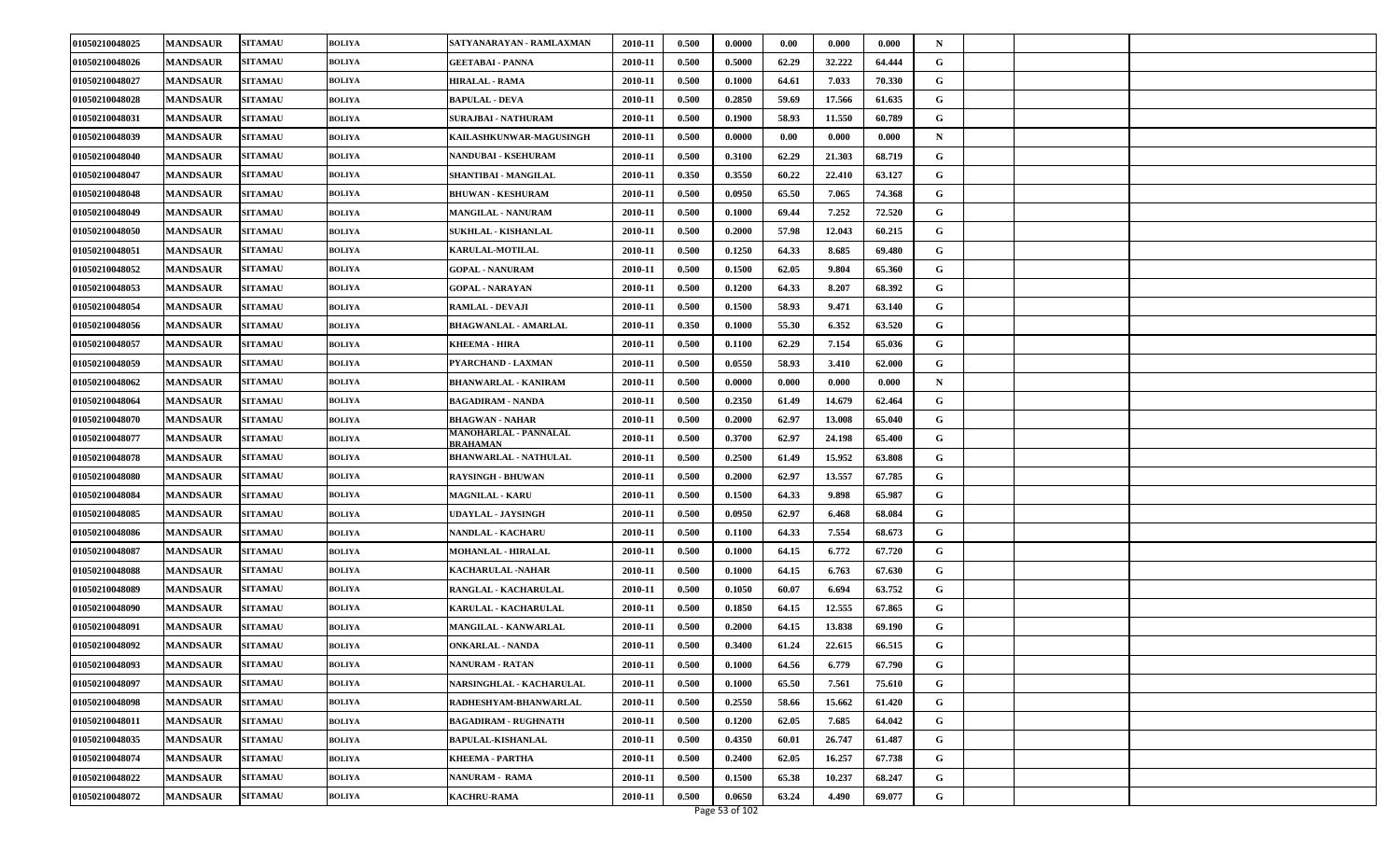| | | | | | | | | | | | | | | | |
|---|---|---|---|---|---|---|---|---|---|---|---|---|---|---|---|
| 01050210048025 | MANDSAUR | SITAMAU | BOLIYA | SATYANARAYAN - RAMLAXMAN | 2010-11 | 0.500 | 0.0000 | 0.00 | 0.000 | 0.000 | N | | | |
| 01050210048026 | MANDSAUR | SITAMAU | BOLIYA | GEETABAI - PANNA | 2010-11 | 0.500 | 0.5000 | 62.29 | 32.222 | 64.444 | G | | | |
| 01050210048027 | MANDSAUR | SITAMAU | BOLIYA | HIRALAL - RAMA | 2010-11 | 0.500 | 0.1000 | 64.61 | 7.033 | 70.330 | G | | | |
| 01050210048028 | MANDSAUR | SITAMAU | BOLIYA | BAPULAL - DEVA | 2010-11 | 0.500 | 0.2850 | 59.69 | 17.566 | 61.635 | G | | | |
| 01050210048031 | MANDSAUR | SITAMAU | BOLIYA | SURAJBAI - NATHURAM | 2010-11 | 0.500 | 0.1900 | 58.93 | 11.550 | 60.789 | G | | | |
| 01050210048039 | MANDSAUR | SITAMAU | BOLIYA | KAILASHKUNWAR-MAGUSINGH | 2010-11 | 0.500 | 0.0000 | 0.00 | 0.000 | 0.000 | N | | | |
| 01050210048040 | MANDSAUR | SITAMAU | BOLIYA | NANDUBAI - KSEHURAM | 2010-11 | 0.500 | 0.3100 | 62.29 | 21.303 | 68.719 | G | | | |
| 01050210048047 | MANDSAUR | SITAMAU | BOLIYA | SHANTIBAI - MANGILAL | 2010-11 | 0.350 | 0.3550 | 60.22 | 22.410 | 63.127 | G | | | |
| 01050210048048 | MANDSAUR | SITAMAU | BOLIYA | BHUWAN - KESHURAM | 2010-11 | 0.500 | 0.0950 | 65.50 | 7.065 | 74.368 | G | | | |
| 01050210048049 | MANDSAUR | SITAMAU | BOLIYA | MANGILAL - NANURAM | 2010-11 | 0.500 | 0.1000 | 69.44 | 7.252 | 72.520 | G | | | |
| 01050210048050 | MANDSAUR | SITAMAU | BOLIYA | SUKHLAL - KISHANLAL | 2010-11 | 0.500 | 0.2000 | 57.98 | 12.043 | 60.215 | G | | | |
| 01050210048051 | MANDSAUR | SITAMAU | BOLIYA | KARULAL-MOTILAL | 2010-11 | 0.500 | 0.1250 | 64.33 | 8.685 | 69.480 | G | | | |
| 01050210048052 | MANDSAUR | SITAMAU | BOLIYA | GOPAL - NANURAM | 2010-11 | 0.500 | 0.1500 | 62.05 | 9.804 | 65.360 | G | | | |
| 01050210048053 | MANDSAUR | SITAMAU | BOLIYA | GOPAL - NARAYAN | 2010-11 | 0.500 | 0.1200 | 64.33 | 8.207 | 68.392 | G | | | |
| 01050210048054 | MANDSAUR | SITAMAU | BOLIYA | RAMLAL - DEVAJI | 2010-11 | 0.500 | 0.1500 | 58.93 | 9.471 | 63.140 | G | | | |
| 01050210048056 | MANDSAUR | SITAMAU | BOLIYA | BHAGWANLAL - AMARLAL | 2010-11 | 0.350 | 0.1000 | 55.30 | 6.352 | 63.520 | G | | | |
| 01050210048057 | MANDSAUR | SITAMAU | BOLIYA | KHEEMA - HIRA | 2010-11 | 0.500 | 0.1100 | 62.29 | 7.154 | 65.036 | G | | | |
| 01050210048059 | MANDSAUR | SITAMAU | BOLIYA | PYARCHAND - LAXMAN | 2010-11 | 0.500 | 0.0550 | 58.93 | 3.410 | 62.000 | G | | | |
| 01050210048062 | MANDSAUR | SITAMAU | BOLIYA | BHANWARLAL - KANIRAM | 2010-11 | 0.500 | 0.0000 | 0.000 | 0.000 | 0.000 | N | | | |
| 01050210048064 | MANDSAUR | SITAMAU | BOLIYA | BAGADIRAM - NANDA | 2010-11 | 0.500 | 0.2350 | 61.49 | 14.679 | 62.464 | G | | | |
| 01050210048070 | MANDSAUR | SITAMAU | BOLIYA | BHAGWAN - NAHAR | 2010-11 | 0.500 | 0.2000 | 62.97 | 13.008 | 65.040 | G | | | |
| 01050210048077 | MANDSAUR | SITAMAU | BOLIYA | MANOHARLAL - PANNALAL BRAHAMAN | 2010-11 | 0.500 | 0.3700 | 62.97 | 24.198 | 65.400 | G | | | |
| 01050210048078 | MANDSAUR | SITAMAU | BOLIYA | BHANWARLAL - NATHULAL | 2010-11 | 0.500 | 0.2500 | 61.49 | 15.952 | 63.808 | G | | | |
| 01050210048080 | MANDSAUR | SITAMAU | BOLIYA | RAYSINGH - BHUWAN | 2010-11 | 0.500 | 0.2000 | 62.97 | 13.557 | 67.785 | G | | | |
| 01050210048084 | MANDSAUR | SITAMAU | BOLIYA | MAGNILAL - KARU | 2010-11 | 0.500 | 0.1500 | 64.33 | 9.898 | 65.987 | G | | | |
| 01050210048085 | MANDSAUR | SITAMAU | BOLIYA | UDAYLAL - JAYSINGH | 2010-11 | 0.500 | 0.0950 | 62.97 | 6.468 | 68.084 | G | | | |
| 01050210048086 | MANDSAUR | SITAMAU | BOLIYA | NANDLAL - KACHARU | 2010-11 | 0.500 | 0.1100 | 64.33 | 7.554 | 68.673 | G | | | |
| 01050210048087 | MANDSAUR | SITAMAU | BOLIYA | MOHANLAL - HIRALAL | 2010-11 | 0.500 | 0.1000 | 64.15 | 6.772 | 67.720 | G | | | |
| 01050210048088 | MANDSAUR | SITAMAU | BOLIYA | KACHARULAL -NAHAR | 2010-11 | 0.500 | 0.1000 | 64.15 | 6.763 | 67.630 | G | | | |
| 01050210048089 | MANDSAUR | SITAMAU | BOLIYA | RANGLAL - KACHARULAL | 2010-11 | 0.500 | 0.1050 | 60.07 | 6.694 | 63.752 | G | | | |
| 01050210048090 | MANDSAUR | SITAMAU | BOLIYA | KARULAL - KACHARULAL | 2010-11 | 0.500 | 0.1850 | 64.15 | 12.555 | 67.865 | G | | | |
| 01050210048091 | MANDSAUR | SITAMAU | BOLIYA | MANGILAL - KANWARLAL | 2010-11 | 0.500 | 0.2000 | 64.15 | 13.838 | 69.190 | G | | | |
| 01050210048092 | MANDSAUR | SITAMAU | BOLIYA | ONKARLAL - NANDA | 2010-11 | 0.500 | 0.3400 | 61.24 | 22.615 | 66.515 | G | | | |
| 01050210048093 | MANDSAUR | SITAMAU | BOLIYA | NANURAM - RATAN | 2010-11 | 0.500 | 0.1000 | 64.56 | 6.779 | 67.790 | G | | | |
| 01050210048097 | MANDSAUR | SITAMAU | BOLIYA | NARSINGHLAL - KACHARULAL | 2010-11 | 0.500 | 0.1000 | 65.50 | 7.561 | 75.610 | G | | | |
| 01050210048098 | MANDSAUR | SITAMAU | BOLIYA | RADHESHYAM-BHANWARLAL | 2010-11 | 0.500 | 0.2550 | 58.66 | 15.662 | 61.420 | G | | | |
| 01050210048011 | MANDSAUR | SITAMAU | BOLIYA | BAGADIRAM - RUGHNATH | 2010-11 | 0.500 | 0.1200 | 62.05 | 7.685 | 64.042 | G | | | |
| 01050210048035 | MANDSAUR | SITAMAU | BOLIYA | BAPULAL-KISHANLAL | 2010-11 | 0.500 | 0.4350 | 60.01 | 26.747 | 61.487 | G | | | |
| 01050210048074 | MANDSAUR | SITAMAU | BOLIYA | KHEEMA - PARTHA | 2010-11 | 0.500 | 0.2400 | 62.05 | 16.257 | 67.738 | G | | | |
| 01050210048022 | MANDSAUR | SITAMAU | BOLIYA | NANURAM - RAMA | 2010-11 | 0.500 | 0.1500 | 65.38 | 10.237 | 68.247 | G | | | |
| 01050210048072 | MANDSAUR | SITAMAU | BOLIYA | KACHRU-RAMA | 2010-11 | 0.500 | 0.0650 | 63.24 | 4.490 | 69.077 | G | | | |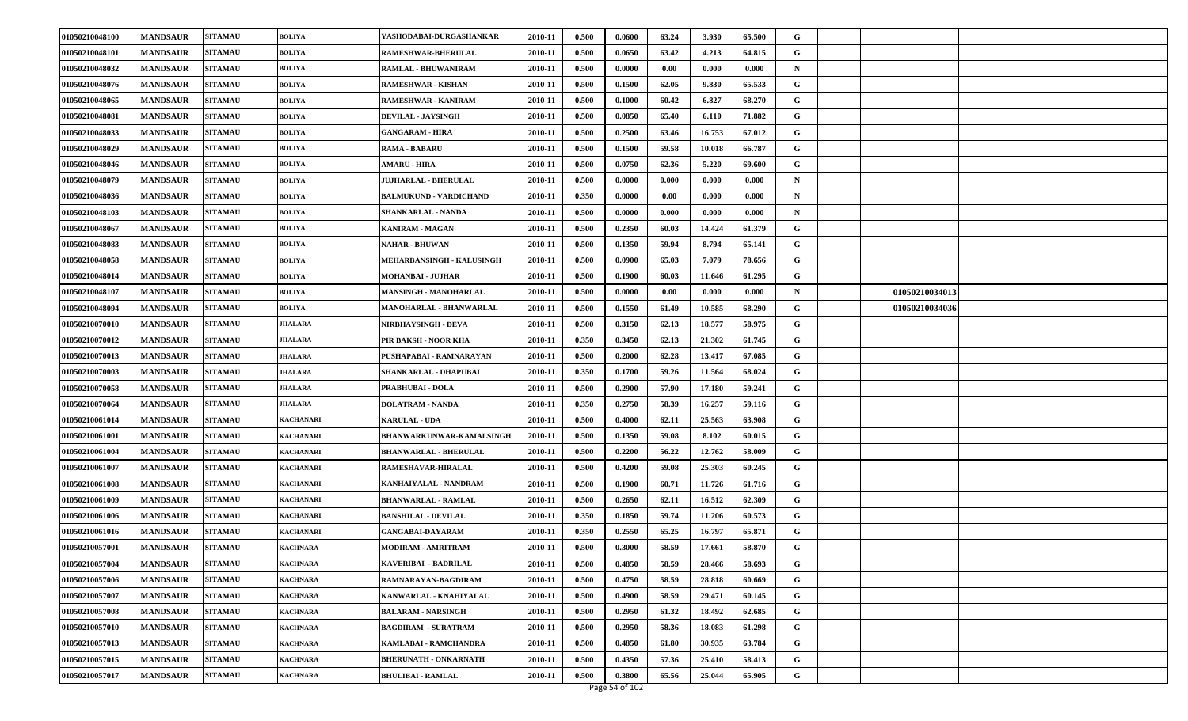| | | | | | | | | | | | | | | |
|---|---|---|---|---|---|---|---|---|---|---|---|---|---|---|
| 01050210048100 | MANDSAUR | SITAMAU | BOLIYA | YASHODABAI-DURGASHANKAR | 2010-11 | 0.500 | 0.0600 | 63.24 | 3.930 | 65.500 | G | | | |
| 01050210048101 | MANDSAUR | SITAMAU | BOLIYA | RAMESHWAR-BHERULAL | 2010-11 | 0.500 | 0.0650 | 63.42 | 4.213 | 64.815 | G | | | |
| 01050210048032 | MANDSAUR | SITAMAU | BOLIYA | RAMLAL - BHUWANIRAM | 2010-11 | 0.500 | 0.0000 | 0.00 | 0.000 | 0.000 | N | | | |
| 01050210048076 | MANDSAUR | SITAMAU | BOLIYA | RAMESHWAR - KISHAN | 2010-11 | 0.500 | 0.1500 | 62.05 | 9.830 | 65.533 | G | | | |
| 01050210048065 | MANDSAUR | SITAMAU | BOLIYA | RAMESHWAR - KANIRAM | 2010-11 | 0.500 | 0.1000 | 60.42 | 6.827 | 68.270 | G | | | |
| 01050210048081 | MANDSAUR | SITAMAU | BOLIYA | DEVILAL - JAYSINGH | 2010-11 | 0.500 | 0.0850 | 65.40 | 6.110 | 71.882 | G | | | |
| 01050210048033 | MANDSAUR | SITAMAU | BOLIYA | GANGARAM - HIRA | 2010-11 | 0.500 | 0.2500 | 63.46 | 16.753 | 67.012 | G | | | |
| 01050210048029 | MANDSAUR | SITAMAU | BOLIYA | RAMA - BABARU | 2010-11 | 0.500 | 0.1500 | 59.58 | 10.018 | 66.787 | G | | | |
| 01050210048046 | MANDSAUR | SITAMAU | BOLIYA | AMARU - HIRA | 2010-11 | 0.500 | 0.0750 | 62.36 | 5.220 | 69.600 | G | | | |
| 01050210048079 | MANDSAUR | SITAMAU | BOLIYA | JUJHARLAL - BHERULAL | 2010-11 | 0.500 | 0.0000 | 0.000 | 0.000 | 0.000 | N | | | |
| 01050210048036 | MANDSAUR | SITAMAU | BOLIYA | BALMUKUND - VARDICHAND | 2010-11 | 0.350 | 0.0000 | 0.00 | 0.000 | 0.000 | N | | | |
| 01050210048103 | MANDSAUR | SITAMAU | BOLIYA | SHANKARLAL - NANDA | 2010-11 | 0.500 | 0.0000 | 0.000 | 0.000 | 0.000 | N | | | |
| 01050210048067 | MANDSAUR | SITAMAU | BOLIYA | KANIRAM - MAGAN | 2010-11 | 0.500 | 0.2350 | 60.03 | 14.424 | 61.379 | G | | | |
| 01050210048083 | MANDSAUR | SITAMAU | BOLIYA | NAHAR - BHUWAN | 2010-11 | 0.500 | 0.1350 | 59.94 | 8.794 | 65.141 | G | | | |
| 01050210048058 | MANDSAUR | SITAMAU | BOLIYA | MEHARBANSINGH - KALUSINGH | 2010-11 | 0.500 | 0.0900 | 65.03 | 7.079 | 78.656 | G | | | |
| 01050210048014 | MANDSAUR | SITAMAU | BOLIYA | MOHANBAI - JUJHAR | 2010-11 | 0.500 | 0.1900 | 60.03 | 11.646 | 61.295 | G | | | |
| 01050210048107 | MANDSAUR | SITAMAU | BOLIYA | MANSINGH - MANOHARLAL | 2010-11 | 0.500 | 0.0000 | 0.00 | 0.000 | 0.000 | N | | 01050210034013 | |
| 01050210048094 | MANDSAUR | SITAMAU | BOLIYA | MANOHARLAL - BHANWARLAL | 2010-11 | 0.500 | 0.1550 | 61.49 | 10.585 | 68.290 | G | | 01050210034036 | |
| 01050210070010 | MANDSAUR | SITAMAU | JHALARA | NIRBHAYSINGH - DEVA | 2010-11 | 0.500 | 0.3150 | 62.13 | 18.577 | 58.975 | G | | | |
| 01050210070012 | MANDSAUR | SITAMAU | JHALARA | PIR BAKSH - NOOR KHA | 2010-11 | 0.350 | 0.3450 | 62.13 | 21.302 | 61.745 | G | | | |
| 01050210070013 | MANDSAUR | SITAMAU | JHALARA | PUSHAPABAI - RAMNARAYAN | 2010-11 | 0.500 | 0.2000 | 62.28 | 13.417 | 67.085 | G | | | |
| 01050210070003 | MANDSAUR | SITAMAU | JHALARA | SHANKARLAL - DHAPUBAI | 2010-11 | 0.350 | 0.1700 | 59.26 | 11.564 | 68.024 | G | | | |
| 01050210070058 | MANDSAUR | SITAMAU | JHALARA | PRABHUBAI - DOLA | 2010-11 | 0.500 | 0.2900 | 57.90 | 17.180 | 59.241 | G | | | |
| 01050210070064 | MANDSAUR | SITAMAU | JHALARA | DOLATRAM - NANDA | 2010-11 | 0.350 | 0.2750 | 58.39 | 16.257 | 59.116 | G | | | |
| 01050210061014 | MANDSAUR | SITAMAU | KACHANARI | KARULAL - UDA | 2010-11 | 0.500 | 0.4000 | 62.11 | 25.563 | 63.908 | G | | | |
| 01050210061001 | MANDSAUR | SITAMAU | KACHANARI | BHANWARKUNWAR-KAMALSINGH | 2010-11 | 0.500 | 0.1350 | 59.08 | 8.102 | 60.015 | G | | | |
| 01050210061004 | MANDSAUR | SITAMAU | KACHANARI | BHANWARLAL - BHERULAL | 2010-11 | 0.500 | 0.2200 | 56.22 | 12.762 | 58.009 | G | | | |
| 01050210061007 | MANDSAUR | SITAMAU | KACHANARI | RAMESHAVAR-HIRALAL | 2010-11 | 0.500 | 0.4200 | 59.08 | 25.303 | 60.245 | G | | | |
| 01050210061008 | MANDSAUR | SITAMAU | KACHANARI | KANHAIYALAL - NANDRAM | 2010-11 | 0.500 | 0.1900 | 60.71 | 11.726 | 61.716 | G | | | |
| 01050210061009 | MANDSAUR | SITAMAU | KACHANARI | BHANWARLAL - RAMLAL | 2010-11 | 0.500 | 0.2650 | 62.11 | 16.512 | 62.309 | G | | | |
| 01050210061006 | MANDSAUR | SITAMAU | KACHANARI | BANSHILAL - DEVILAL | 2010-11 | 0.350 | 0.1850 | 59.74 | 11.206 | 60.573 | G | | | |
| 01050210061016 | MANDSAUR | SITAMAU | KACHANARI | GANGABAI-DAYARAM | 2010-11 | 0.350 | 0.2550 | 65.25 | 16.797 | 65.871 | G | | | |
| 01050210057001 | MANDSAUR | SITAMAU | KACHNARA | MODIRAM - AMRITRAM | 2010-11 | 0.500 | 0.3000 | 58.59 | 17.661 | 58.870 | G | | | |
| 01050210057004 | MANDSAUR | SITAMAU | KACHNARA | KAVERIBAI - BADRILAL | 2010-11 | 0.500 | 0.4850 | 58.59 | 28.466 | 58.693 | G | | | |
| 01050210057006 | MANDSAUR | SITAMAU | KACHNARA | RAMNARAYAN-BAGDIRAM | 2010-11 | 0.500 | 0.4750 | 58.59 | 28.818 | 60.669 | G | | | |
| 01050210057007 | MANDSAUR | SITAMAU | KACHNARA | KANWARLAL - KNAHIYALAL | 2010-11 | 0.500 | 0.4900 | 58.59 | 29.471 | 60.145 | G | | | |
| 01050210057008 | MANDSAUR | SITAMAU | KACHNARA | BALARAM - NARSINGH | 2010-11 | 0.500 | 0.2950 | 61.32 | 18.492 | 62.685 | G | | | |
| 01050210057010 | MANDSAUR | SITAMAU | KACHNARA | BAGDIRAM - SURATRAM | 2010-11 | 0.500 | 0.2950 | 58.36 | 18.083 | 61.298 | G | | | |
| 01050210057013 | MANDSAUR | SITAMAU | KACHNARA | KAMLABAI - RAMCHANDRA | 2010-11 | 0.500 | 0.4850 | 61.80 | 30.935 | 63.784 | G | | | |
| 01050210057015 | MANDSAUR | SITAMAU | KACHNARA | BHERUNATH - ONKARNATH | 2010-11 | 0.500 | 0.4350 | 57.36 | 25.410 | 58.413 | G | | | |
| 01050210057017 | MANDSAUR | SITAMAU | KACHNARA | BHULIBAI - RAMLAL | 2010-11 | 0.500 | 0.3800 | 65.56 | 25.044 | 65.905 | G | | | |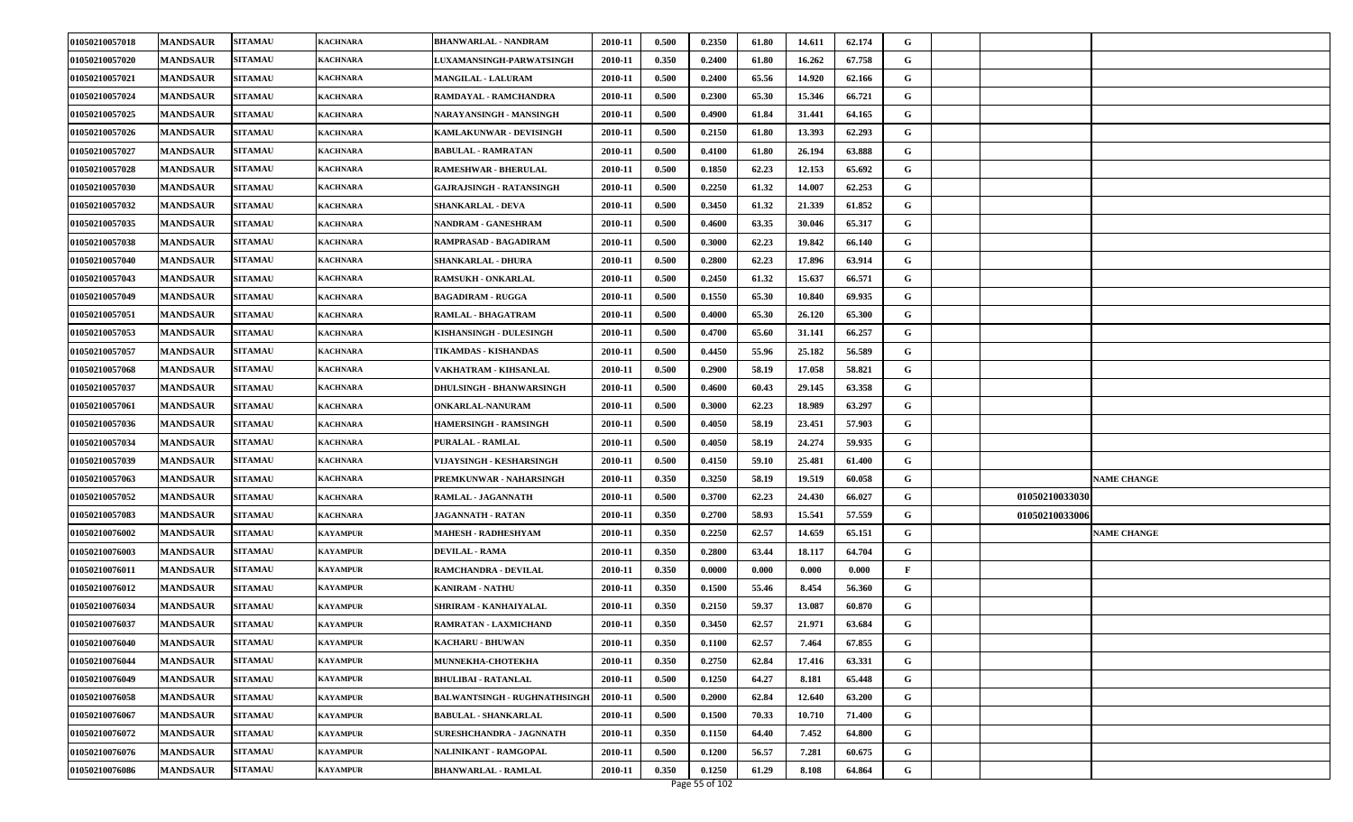| | | | | | | | | | | | | | | | |
|---|---|---|---|---|---|---|---|---|---|---|---|---|---|---|---|
| 01050210057018 | MANDSAUR | SITAMAU | KACHNARA | BHANWARLAL - NANDRAM | 2010-11 | 0.500 | 0.2350 | 61.80 | 14.611 | 62.174 | G | | | |
| 01050210057020 | MANDSAUR | SITAMAU | KACHNARA | LUXAMANSINGH-PARWATSINGH | 2010-11 | 0.350 | 0.2400 | 61.80 | 16.262 | 67.758 | G | | | |
| 01050210057021 | MANDSAUR | SITAMAU | KACHNARA | MANGILAL - LALURAM | 2010-11 | 0.500 | 0.2400 | 65.56 | 14.920 | 62.166 | G | | | |
| 01050210057024 | MANDSAUR | SITAMAU | KACHNARA | RAMDAYAL - RAMCHANDRA | 2010-11 | 0.500 | 0.2300 | 65.30 | 15.346 | 66.721 | G | | | |
| 01050210057025 | MANDSAUR | SITAMAU | KACHNARA | NARAYANSINGH - MANSINGH | 2010-11 | 0.500 | 0.4900 | 61.84 | 31.441 | 64.165 | G | | | |
| 01050210057026 | MANDSAUR | SITAMAU | KACHNARA | KAMLAKUNWAR - DEVISINGH | 2010-11 | 0.500 | 0.2150 | 61.80 | 13.393 | 62.293 | G | | | |
| 01050210057027 | MANDSAUR | SITAMAU | KACHNARA | BABULAL - RAMRATAN | 2010-11 | 0.500 | 0.4100 | 61.80 | 26.194 | 63.888 | G | | | |
| 01050210057028 | MANDSAUR | SITAMAU | KACHNARA | RAMESHWAR - BHERULAL | 2010-11 | 0.500 | 0.1850 | 62.23 | 12.153 | 65.692 | G | | | |
| 01050210057030 | MANDSAUR | SITAMAU | KACHNARA | GAJRAJSINGH - RATANSINGH | 2010-11 | 0.500 | 0.2250 | 61.32 | 14.007 | 62.253 | G | | | |
| 01050210057032 | MANDSAUR | SITAMAU | KACHNARA | SHANKARLAL - DEVA | 2010-11 | 0.500 | 0.3450 | 61.32 | 21.339 | 61.852 | G | | | |
| 01050210057035 | MANDSAUR | SITAMAU | KACHNARA | NANDRAM - GANESHRAM | 2010-11 | 0.500 | 0.4600 | 63.35 | 30.046 | 65.317 | G | | | |
| 01050210057038 | MANDSAUR | SITAMAU | KACHNARA | RAMPRASAD - BAGADIRAM | 2010-11 | 0.500 | 0.3000 | 62.23 | 19.842 | 66.140 | G | | | |
| 01050210057040 | MANDSAUR | SITAMAU | KACHNARA | SHANKARLAL - DHURA | 2010-11 | 0.500 | 0.2800 | 62.23 | 17.896 | 63.914 | G | | | |
| 01050210057043 | MANDSAUR | SITAMAU | KACHNARA | RAMSUKH - ONKARLAL | 2010-11 | 0.500 | 0.2450 | 61.32 | 15.637 | 66.571 | G | | | |
| 01050210057049 | MANDSAUR | SITAMAU | KACHNARA | BAGADIRAM - RUGGA | 2010-11 | 0.500 | 0.1550 | 65.30 | 10.840 | 69.935 | G | | | |
| 01050210057051 | MANDSAUR | SITAMAU | KACHNARA | RAMLAL - BHAGATRAM | 2010-11 | 0.500 | 0.4000 | 65.30 | 26.120 | 65.300 | G | | | |
| 01050210057053 | MANDSAUR | SITAMAU | KACHNARA | KISHANSINGH - DULESINGH | 2010-11 | 0.500 | 0.4700 | 65.60 | 31.141 | 66.257 | G | | | |
| 01050210057057 | MANDSAUR | SITAMAU | KACHNARA | TIKAMDAS - KISHANDAS | 2010-11 | 0.500 | 0.4450 | 55.96 | 25.182 | 56.589 | G | | | |
| 01050210057068 | MANDSAUR | SITAMAU | KACHNARA | VAKHATRAM - KIHSANLAL | 2010-11 | 0.500 | 0.2900 | 58.19 | 17.058 | 58.821 | G | | | |
| 01050210057037 | MANDSAUR | SITAMAU | KACHNARA | DHULSINGH - BHANWARSINGH | 2010-11 | 0.500 | 0.4600 | 60.43 | 29.145 | 63.358 | G | | | |
| 01050210057061 | MANDSAUR | SITAMAU | KACHNARA | ONKARLAL-NANURAM | 2010-11 | 0.500 | 0.3000 | 62.23 | 18.989 | 63.297 | G | | | |
| 01050210057036 | MANDSAUR | SITAMAU | KACHNARA | HAMERSINGH - RAMSINGH | 2010-11 | 0.500 | 0.4050 | 58.19 | 23.451 | 57.903 | G | | | |
| 01050210057034 | MANDSAUR | SITAMAU | KACHNARA | PURALAL - RAMLAL | 2010-11 | 0.500 | 0.4050 | 58.19 | 24.274 | 59.935 | G | | | |
| 01050210057039 | MANDSAUR | SITAMAU | KACHNARA | VIJAYSINGH - KESHARSINGH | 2010-11 | 0.500 | 0.4150 | 59.10 | 25.481 | 61.400 | G | | | |
| 01050210057063 | MANDSAUR | SITAMAU | KACHNARA | PREMKUNWAR - NAHARSINGH | 2010-11 | 0.350 | 0.3250 | 58.19 | 19.519 | 60.058 | G | | | NAME CHANGE |
| 01050210057052 | MANDSAUR | SITAMAU | KACHNARA | RAMLAL - JAGANNATH | 2010-11 | 0.500 | 0.3700 | 62.23 | 24.430 | 66.027 | G | | 01050210033030 | |
| 01050210057083 | MANDSAUR | SITAMAU | KACHNARA | JAGANNATH - RATAN | 2010-11 | 0.350 | 0.2700 | 58.93 | 15.541 | 57.559 | G | | 01050210033006 | |
| 01050210076002 | MANDSAUR | SITAMAU | KAYAMPUR | MAHESH - RADHESHYAM | 2010-11 | 0.350 | 0.2250 | 62.57 | 14.659 | 65.151 | G | | | NAME CHANGE |
| 01050210076003 | MANDSAUR | SITAMAU | KAYAMPUR | DEVILAL - RAMA | 2010-11 | 0.350 | 0.2800 | 63.44 | 18.117 | 64.704 | G | | | |
| 01050210076011 | MANDSAUR | SITAMAU | KAYAMPUR | RAMCHANDRA - DEVILAL | 2010-11 | 0.350 | 0.0000 | 0.000 | 0.000 | 0.000 | F | | | |
| 01050210076012 | MANDSAUR | SITAMAU | KAYAMPUR | KANIRAM - NATHU | 2010-11 | 0.350 | 0.1500 | 55.46 | 8.454 | 56.360 | G | | | |
| 01050210076034 | MANDSAUR | SITAMAU | KAYAMPUR | SHRIRAM - KANHAIYALAL | 2010-11 | 0.350 | 0.2150 | 59.37 | 13.087 | 60.870 | G | | | |
| 01050210076037 | MANDSAUR | SITAMAU | KAYAMPUR | RAMRATAN - LAXMICHAND | 2010-11 | 0.350 | 0.3450 | 62.57 | 21.971 | 63.684 | G | | | |
| 01050210076040 | MANDSAUR | SITAMAU | KAYAMPUR | KACHARU - BHUWAN | 2010-11 | 0.350 | 0.1100 | 62.57 | 7.464 | 67.855 | G | | | |
| 01050210076044 | MANDSAUR | SITAMAU | KAYAMPUR | MUNNEKHA-CHOTEKHA | 2010-11 | 0.350 | 0.2750 | 62.84 | 17.416 | 63.331 | G | | | |
| 01050210076049 | MANDSAUR | SITAMAU | KAYAMPUR | BHULIBAI - RATANLAL | 2010-11 | 0.500 | 0.1250 | 64.27 | 8.181 | 65.448 | G | | | |
| 01050210076058 | MANDSAUR | SITAMAU | KAYAMPUR | BALWANTSINGH - RUGHNATHSINGH | 2010-11 | 0.500 | 0.2000 | 62.84 | 12.640 | 63.200 | G | | | |
| 01050210076067 | MANDSAUR | SITAMAU | KAYAMPUR | BABULAL - SHANKARLAL | 2010-11 | 0.500 | 0.1500 | 70.33 | 10.710 | 71.400 | G | | | |
| 01050210076072 | MANDSAUR | SITAMAU | KAYAMPUR | SURESHCHANDRA - JAGNNATH | 2010-11 | 0.350 | 0.1150 | 64.40 | 7.452 | 64.800 | G | | | |
| 01050210076076 | MANDSAUR | SITAMAU | KAYAMPUR | NALINIKANT - RAMGOPAL | 2010-11 | 0.500 | 0.1200 | 56.57 | 7.281 | 60.675 | G | | | |
| 01050210076086 | MANDSAUR | SITAMAU | KAYAMPUR | BHANWARLAL - RAMLAL | 2010-11 | 0.350 | 0.1250 | 61.29 | 8.108 | 64.864 | G | | | |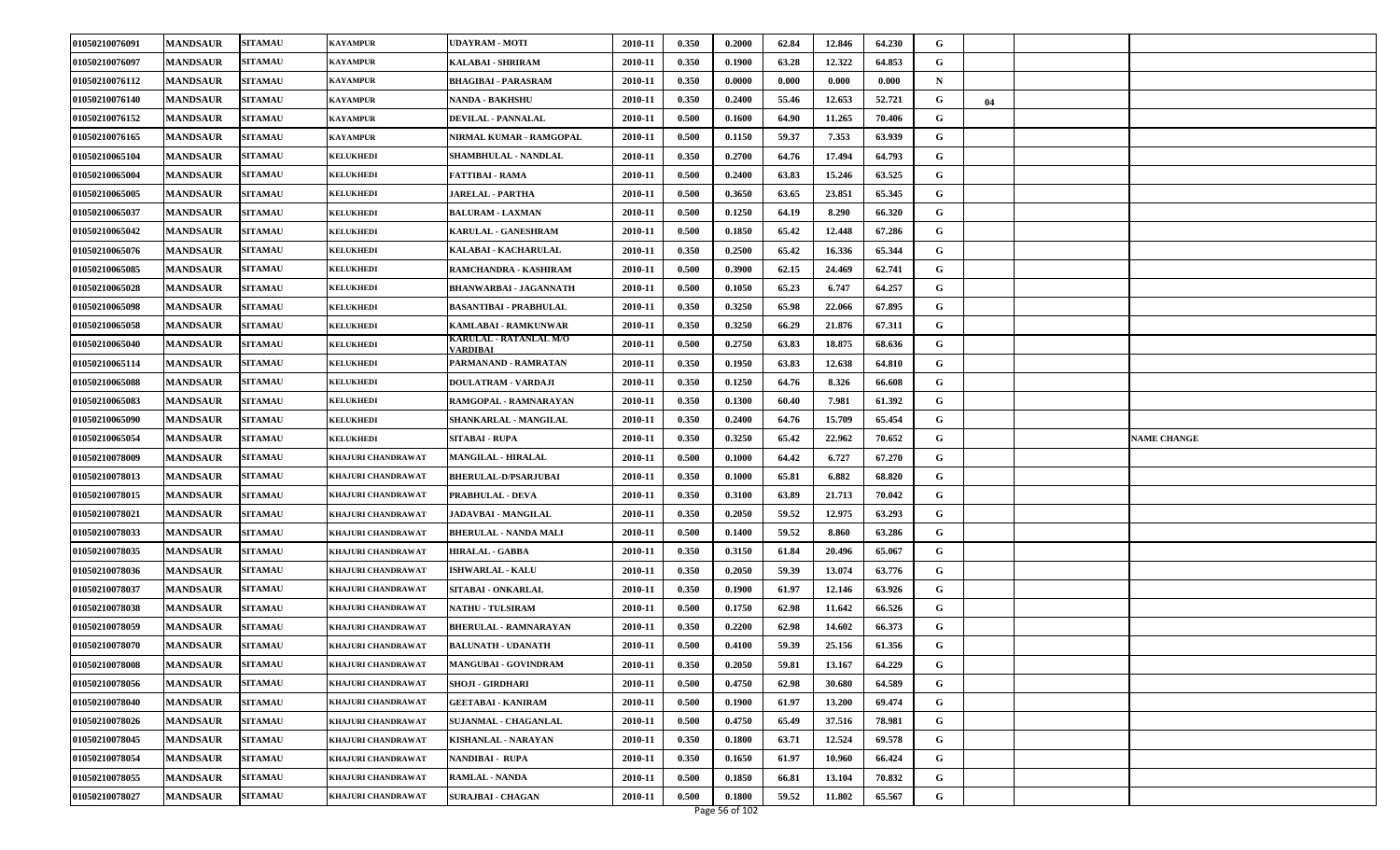| | | | | | | | | | | | | | | |
|---|---|---|---|---|---|---|---|---|---|---|---|---|---|---|
| 01050210076091 | MANDSAUR | SITAMAU | KAYAMPUR | UDAYRAM - MOTI | 2010-11 | 0.350 | 0.2000 | 62.84 | 12.846 | 64.230 | G | | | |
| 01050210076097 | MANDSAUR | SITAMAU | KAYAMPUR | KALABAI - SHRIRAM | 2010-11 | 0.350 | 0.1900 | 63.28 | 12.322 | 64.853 | G | | | |
| 01050210076112 | MANDSAUR | SITAMAU | KAYAMPUR | BHAGIBAI - PARASRAM | 2010-11 | 0.350 | 0.0000 | 0.000 | 0.000 | 0.000 | N | | | |
| 01050210076140 | MANDSAUR | SITAMAU | KAYAMPUR | NANDA - BAKHSHU | 2010-11 | 0.350 | 0.2400 | 55.46 | 12.653 | 52.721 | G | 04 | | |
| 01050210076152 | MANDSAUR | SITAMAU | KAYAMPUR | DEVILAL - PANNALAL | 2010-11 | 0.500 | 0.1600 | 64.90 | 11.265 | 70.406 | G | | | |
| 01050210076165 | MANDSAUR | SITAMAU | KAYAMPUR | NIRMAL KUMAR - RAMGOPAL | 2010-11 | 0.500 | 0.1150 | 59.37 | 7.353 | 63.939 | G | | | |
| 01050210065104 | MANDSAUR | SITAMAU | KELUKHEDI | SHAMBHULAL - NANDLAL | 2010-11 | 0.350 | 0.2700 | 64.76 | 17.494 | 64.793 | G | | | |
| 01050210065004 | MANDSAUR | SITAMAU | KELUKHEDI | FATTIBAI - RAMA | 2010-11 | 0.500 | 0.2400 | 63.83 | 15.246 | 63.525 | G | | | |
| 01050210065005 | MANDSAUR | SITAMAU | KELUKHEDI | JARELAL - PARTHA | 2010-11 | 0.500 | 0.3650 | 63.65 | 23.851 | 65.345 | G | | | |
| 01050210065037 | MANDSAUR | SITAMAU | KELUKHEDI | BALURAM - LAXMAN | 2010-11 | 0.500 | 0.1250 | 64.19 | 8.290 | 66.320 | G | | | |
| 01050210065042 | MANDSAUR | SITAMAU | KELUKHEDI | KARULAL - GANESHRAM | 2010-11 | 0.500 | 0.1850 | 65.42 | 12.448 | 67.286 | G | | | |
| 01050210065076 | MANDSAUR | SITAMAU | KELUKHEDI | KALABAI - KACHARULAL | 2010-11 | 0.350 | 0.2500 | 65.42 | 16.336 | 65.344 | G | | | |
| 01050210065085 | MANDSAUR | SITAMAU | KELUKHEDI | RAMCHANDRA - KASHIRAM | 2010-11 | 0.500 | 0.3900 | 62.15 | 24.469 | 62.741 | G | | | |
| 01050210065028 | MANDSAUR | SITAMAU | KELUKHEDI | BHANWARBAI - JAGANNATH | 2010-11 | 0.500 | 0.1050 | 65.23 | 6.747 | 64.257 | G | | | |
| 01050210065098 | MANDSAUR | SITAMAU | KELUKHEDI | BASANTIBAI - PRABHULAL | 2010-11 | 0.350 | 0.3250 | 65.98 | 22.066 | 67.895 | G | | | |
| 01050210065058 | MANDSAUR | SITAMAU | KELUKHEDI | KAMLABAI - RAMKUNWAR | 2010-11 | 0.350 | 0.3250 | 66.29 | 21.876 | 67.311 | G | | | |
| 01050210065040 | MANDSAUR | SITAMAU | KELUKHEDI | KARULAL - RATANLAL M/O VARDIBAI | 2010-11 | 0.500 | 0.2750 | 63.83 | 18.875 | 68.636 | G | | | |
| 01050210065114 | MANDSAUR | SITAMAU | KELUKHEDI | PARMANAND - RAMRATAN | 2010-11 | 0.350 | 0.1950 | 63.83 | 12.638 | 64.810 | G | | | |
| 01050210065088 | MANDSAUR | SITAMAU | KELUKHEDI | DOULATRAM - VARDAJI | 2010-11 | 0.350 | 0.1250 | 64.76 | 8.326 | 66.608 | G | | | |
| 01050210065083 | MANDSAUR | SITAMAU | KELUKHEDI | RAMGOPAL - RAMNARAYAN | 2010-11 | 0.350 | 0.1300 | 60.40 | 7.981 | 61.392 | G | | | |
| 01050210065090 | MANDSAUR | SITAMAU | KELUKHEDI | SHANKARLAL - MANGILAL | 2010-11 | 0.350 | 0.2400 | 64.76 | 15.709 | 65.454 | G | | | |
| 01050210065054 | MANDSAUR | SITAMAU | KELUKHEDI | SITABAI - RUPA | 2010-11 | 0.350 | 0.3250 | 65.42 | 22.962 | 70.652 | G | | | NAME CHANGE |
| 01050210078009 | MANDSAUR | SITAMAU | KHAJURI CHANDRAWAT | MANGILAL - HIRALAL | 2010-11 | 0.500 | 0.1000 | 64.42 | 6.727 | 67.270 | G | | | |
| 01050210078013 | MANDSAUR | SITAMAU | KHAJURI CHANDRAWAT | BHERULAL-D/PSARJUBAI | 2010-11 | 0.350 | 0.1000 | 65.81 | 6.882 | 68.820 | G | | | |
| 01050210078015 | MANDSAUR | SITAMAU | KHAJURI CHANDRAWAT | PRABHULAL - DEVA | 2010-11 | 0.350 | 0.3100 | 63.89 | 21.713 | 70.042 | G | | | |
| 01050210078021 | MANDSAUR | SITAMAU | KHAJURI CHANDRAWAT | JADAVBAI - MANGILAL | 2010-11 | 0.350 | 0.2050 | 59.52 | 12.975 | 63.293 | G | | | |
| 01050210078033 | MANDSAUR | SITAMAU | KHAJURI CHANDRAWAT | BHERULAL - NANDA MALI | 2010-11 | 0.500 | 0.1400 | 59.52 | 8.860 | 63.286 | G | | | |
| 01050210078035 | MANDSAUR | SITAMAU | KHAJURI CHANDRAWAT | HIRALAL - GABBA | 2010-11 | 0.350 | 0.3150 | 61.84 | 20.496 | 65.067 | G | | | |
| 01050210078036 | MANDSAUR | SITAMAU | KHAJURI CHANDRAWAT | ISHWARLAL - KALU | 2010-11 | 0.350 | 0.2050 | 59.39 | 13.074 | 63.776 | G | | | |
| 01050210078037 | MANDSAUR | SITAMAU | KHAJURI CHANDRAWAT | SITABAI - ONKARLAL | 2010-11 | 0.350 | 0.1900 | 61.97 | 12.146 | 63.926 | G | | | |
| 01050210078038 | MANDSAUR | SITAMAU | KHAJURI CHANDRAWAT | NATHU - TULSIRAM | 2010-11 | 0.500 | 0.1750 | 62.98 | 11.642 | 66.526 | G | | | |
| 01050210078059 | MANDSAUR | SITAMAU | KHAJURI CHANDRAWAT | BHERULAL - RAMNARAYAN | 2010-11 | 0.350 | 0.2200 | 62.98 | 14.602 | 66.373 | G | | | |
| 01050210078070 | MANDSAUR | SITAMAU | KHAJURI CHANDRAWAT | BALUNATH - UDANATH | 2010-11 | 0.500 | 0.4100 | 59.39 | 25.156 | 61.356 | G | | | |
| 01050210078008 | MANDSAUR | SITAMAU | KHAJURI CHANDRAWAT | MANGUBAI - GOVINDRAM | 2010-11 | 0.350 | 0.2050 | 59.81 | 13.167 | 64.229 | G | | | |
| 01050210078056 | MANDSAUR | SITAMAU | KHAJURI CHANDRAWAT | SHOJI - GIRDHARI | 2010-11 | 0.500 | 0.4750 | 62.98 | 30.680 | 64.589 | G | | | |
| 01050210078040 | MANDSAUR | SITAMAU | KHAJURI CHANDRAWAT | GEETABAI - KANIRAM | 2010-11 | 0.500 | 0.1900 | 61.97 | 13.200 | 69.474 | G | | | |
| 01050210078026 | MANDSAUR | SITAMAU | KHAJURI CHANDRAWAT | SUJANMAL - CHAGANLAL | 2010-11 | 0.500 | 0.4750 | 65.49 | 37.516 | 78.981 | G | | | |
| 01050210078045 | MANDSAUR | SITAMAU | KHAJURI CHANDRAWAT | KISHANLAL - NARAYAN | 2010-11 | 0.350 | 0.1800 | 63.71 | 12.524 | 69.578 | G | | | |
| 01050210078054 | MANDSAUR | SITAMAU | KHAJURI CHANDRAWAT | NANDIBAI - RUPA | 2010-11 | 0.350 | 0.1650 | 61.97 | 10.960 | 66.424 | G | | | |
| 01050210078055 | MANDSAUR | SITAMAU | KHAJURI CHANDRAWAT | RAMLAL - NANDA | 2010-11 | 0.500 | 0.1850 | 66.81 | 13.104 | 70.832 | G | | | |
| 01050210078027 | MANDSAUR | SITAMAU | KHAJURI CHANDRAWAT | SURAJBAI - CHAGAN | 2010-11 | 0.500 | 0.1800 | 59.52 | 11.802 | 65.567 | G | | | |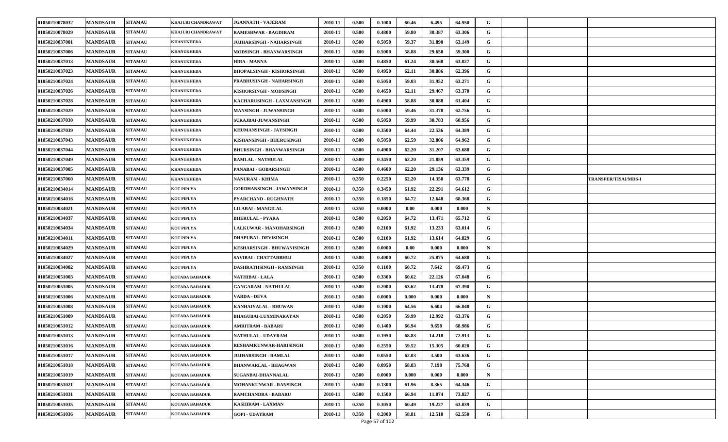| | | | | | | | | | | | | | | | |
|---|---|---|---|---|---|---|---|---|---|---|---|---|---|---|---|
| 01050210078032 | MANDSAUR | SITAMAU | KHAJURI CHANDRAWAT | JGANNATH - VAJERAM | 2010-11 | 0.500 | 0.1000 | 60.46 | 6.495 | 64.950 | G | | | |
| 01050210078029 | MANDSAUR | SITAMAU | KHAJURI CHANDRAWAT | RAMESHWAR - BAGDIRAM | 2010-11 | 0.500 | 0.4800 | 59.80 | 30.387 | 63.306 | G | | | |
| 01050210037001 | MANDSAUR | SITAMAU | KHANUKHEDA | JUJHARSINGH - NAHARSINGH | 2010-11 | 0.500 | 0.5050 | 59.37 | 31.890 | 63.149 | G | | | |
| 01050210037006 | MANDSAUR | SITAMAU | KHANUKHEDA | MODSINGH - BHANWARSINGH | 2010-11 | 0.500 | 0.5000 | 58.88 | 29.650 | 59.300 | G | | | |
| 01050210037013 | MANDSAUR | SITAMAU | KHANUKHEDA | HIRA - MANNA | 2010-11 | 0.500 | 0.4850 | 61.24 | 30.568 | 63.027 | G | | | |
| 01050210037023 | MANDSAUR | SITAMAU | KHANUKHEDA | BHOPALSINGH - KISHORSINGH | 2010-11 | 0.500 | 0.4950 | 62.11 | 30.886 | 62.396 | G | | | |
| 01050210037024 | MANDSAUR | SITAMAU | KHANUKHEDA | PRABHUSINGH - NAHARSINGH | 2010-11 | 0.500 | 0.5050 | 59.03 | 31.952 | 63.271 | G | | | |
| 01050210037026 | MANDSAUR | SITAMAU | KHANUKHEDA | KISHORSINGH - MODSINGH | 2010-11 | 0.500 | 0.4650 | 62.11 | 29.467 | 63.370 | G | | | |
| 01050210037028 | MANDSAUR | SITAMAU | KHANUKHEDA | KACHARUSINGH - LAXMANSINGH | 2010-11 | 0.500 | 0.4900 | 58.88 | 30.088 | 61.404 | G | | | |
| 01050210037029 | MANDSAUR | SITAMAU | KHANUKHEDA | MANSINGH - JUWANSINGH | 2010-11 | 0.500 | 0.5000 | 59.46 | 31.378 | 62.756 | G | | | |
| 01050210037030 | MANDSAUR | SITAMAU | KHANUKHEDA | SURAJBAI-JUWANSINGH | 2010-11 | 0.500 | 0.5050 | 59.99 | 30.783 | 60.956 | G | | | |
| 01050210037039 | MANDSAUR | SITAMAU | KHANUKHEDA | KHUMANSINGH - JAYSINGH | 2010-11 | 0.500 | 0.3500 | 64.44 | 22.536 | 64.389 | G | | | |
| 01050210037043 | MANDSAUR | SITAMAU | KHANUKHEDA | KISHANSINGH - BHERUSINGH | 2010-11 | 0.500 | 0.5050 | 62.59 | 32.806 | 64.962 | G | | | |
| 01050210037044 | MANDSAUR | SITAMAU | KHANUKHEDA | BHURSINGH - BHANWARSINGH | 2010-11 | 0.500 | 0.4900 | 62.20 | 31.207 | 63.688 | G | | | |
| 01050210037049 | MANDSAUR | SITAMAU | KHANUKHEDA | RAMLAL - NATHULAL | 2010-11 | 0.500 | 0.3450 | 62.20 | 21.859 | 63.359 | G | | | |
| 01050210037005 | MANDSAUR | SITAMAU | KHANUKHEDA | PANABAI - GOBARSINGH | 2010-11 | 0.500 | 0.4600 | 62.20 | 29.136 | 63.339 | G | | | |
| 01050210037060 | MANDSAUR | SITAMAU | KHANUKHEDA | NANURAM - KHIMA | 2010-11 | 0.350 | 0.2250 | 62.20 | 14.350 | 63.778 | G | | | TRANSFER/TISAI/MDS-I |
| 01050210034014 | MANDSAUR | SITAMAU | KOT PIPLYA | GORDHANSINGH - JAWANSINGH | 2010-11 | 0.350 | 0.3450 | 61.92 | 22.291 | 64.612 | G | | | |
| 01050210034016 | MANDSAUR | SITAMAU | KOT PIPLYA | PYARCHAND - RUGHNATH | 2010-11 | 0.350 | 0.1850 | 64.72 | 12.648 | 68.368 | G | | | |
| 01050210034021 | MANDSAUR | SITAMAU | KOT PIPLYA | LILABAI - MANGILAL | 2010-11 | 0.350 | 0.0000 | 0.00 | 0.000 | 0.000 | N | | | |
| 01050210034037 | MANDSAUR | SITAMAU | KOT PIPLYA | BHERULAL - PYARA | 2010-11 | 0.500 | 0.2050 | 64.72 | 13.471 | 65.712 | G | | | |
| 01050210034034 | MANDSAUR | SITAMAU | KOT PIPLYA | LALKUWAR - MANOHARSINGH | 2010-11 | 0.500 | 0.2100 | 61.92 | 13.233 | 63.014 | G | | | |
| 01050210034011 | MANDSAUR | SITAMAU | KOT PIPLYA | DHAPUBAI - DEVISINGH | 2010-11 | 0.500 | 0.2100 | 61.92 | 13.614 | 64.829 | G | | | |
| 01050210034029 | MANDSAUR | SITAMAU | KOT PIPLYA | KESHARSINGH - BHUWANISINGH | 2010-11 | 0.500 | 0.0000 | 0.00 | 0.000 | 0.000 | N | | | |
| 01050210034027 | MANDSAUR | SITAMAU | KOT PIPLYA | SAVIBAI - CHATTARBHUJ | 2010-11 | 0.500 | 0.4000 | 60.72 | 25.875 | 64.688 | G | | | |
| 01050210034002 | MANDSAUR | SITAMAU | KOT PIPLYA | DASHRATHSINGH - RAMSINGH | 2010-11 | 0.350 | 0.1100 | 60.72 | 7.642 | 69.473 | G | | | |
| 01050210051003 | MANDSAUR | SITAMAU | KOTADA BAHADUR | NATHIBAI - LALA | 2010-11 | 0.500 | 0.3300 | 60.62 | 22.126 | 67.048 | G | | | |
| 01050210051005 | MANDSAUR | SITAMAU | KOTADA BAHADUR | GANGARAM - NATHULAL | 2010-11 | 0.500 | 0.2000 | 63.62 | 13.478 | 67.390 | G | | | |
| 01050210051006 | MANDSAUR | SITAMAU | KOTADA BAHADUR | VARDA - DEVA | 2010-11 | 0.500 | 0.0000 | 0.000 | 0.000 | 0.000 | N | | | |
| 01050210051008 | MANDSAUR | SITAMAU | KOTADA BAHADUR | KANHAIYALAL - BHUWAN | 2010-11 | 0.500 | 0.1000 | 64.56 | 6.604 | 66.040 | G | | | |
| 01050210051009 | MANDSAUR | SITAMAU | KOTADA BAHADUR | BHAGUBAI-LUXMINARAYAN | 2010-11 | 0.500 | 0.2050 | 59.99 | 12.992 | 63.376 | G | | | |
| 01050210051012 | MANDSAUR | SITAMAU | KOTADA BAHADUR | AMRITRAM - BABARU | 2010-11 | 0.500 | 0.1400 | 66.94 | 9.658 | 68.986 | G | | | |
| 01050210051013 | MANDSAUR | SITAMAU | KOTADA BAHADUR | NATHULAL - UDAYRAM | 2010-11 | 0.500 | 0.1950 | 68.83 | 14.218 | 72.913 | G | | | |
| 01050210051016 | MANDSAUR | SITAMAU | KOTADA BAHADUR | RESHAMKUNWAR-HARISINGH | 2010-11 | 0.500 | 0.2550 | 59.52 | 15.305 | 60.020 | G | | | |
| 01050210051017 | MANDSAUR | SITAMAU | KOTADA BAHADUR | JUJHARSINGH - RAMLAL | 2010-11 | 0.500 | 0.0550 | 62.03 | 3.500 | 63.636 | G | | | |
| 01050210051018 | MANDSAUR | SITAMAU | KOTADA BAHADUR | BHANWARLAL - BHAGWAN | 2010-11 | 0.500 | 0.0950 | 68.83 | 7.198 | 75.768 | G | | | |
| 01050210051019 | MANDSAUR | SITAMAU | KOTADA BAHADUR | SUGANBAI-DHANNALAL | 2010-11 | 0.500 | 0.0000 | 0.000 | 0.000 | 0.000 | N | | | |
| 01050210051021 | MANDSAUR | SITAMAU | KOTADA BAHADUR | MOHANKUNWAR - RANSINGH | 2010-11 | 0.500 | 0.1300 | 61.96 | 8.365 | 64.346 | G | | | |
| 01050210051031 | MANDSAUR | SITAMAU | KOTADA BAHADUR | RAMCHANDRA - BABARU | 2010-11 | 0.500 | 0.1500 | 66.94 | 11.074 | 73.827 | G | | | |
| 01050210051035 | MANDSAUR | SITAMAU | KOTADA BAHADUR | KASHIRAM - LAXMAN | 2010-11 | 0.350 | 0.3050 | 60.49 | 19.227 | 63.039 | G | | | |
| 01050210051036 | MANDSAUR | SITAMAU | KOTADA BAHADUR | GOPI - UDAYRAM | 2010-11 | 0.350 | 0.2000 | 58.81 | 12.510 | 62.550 | G | | | |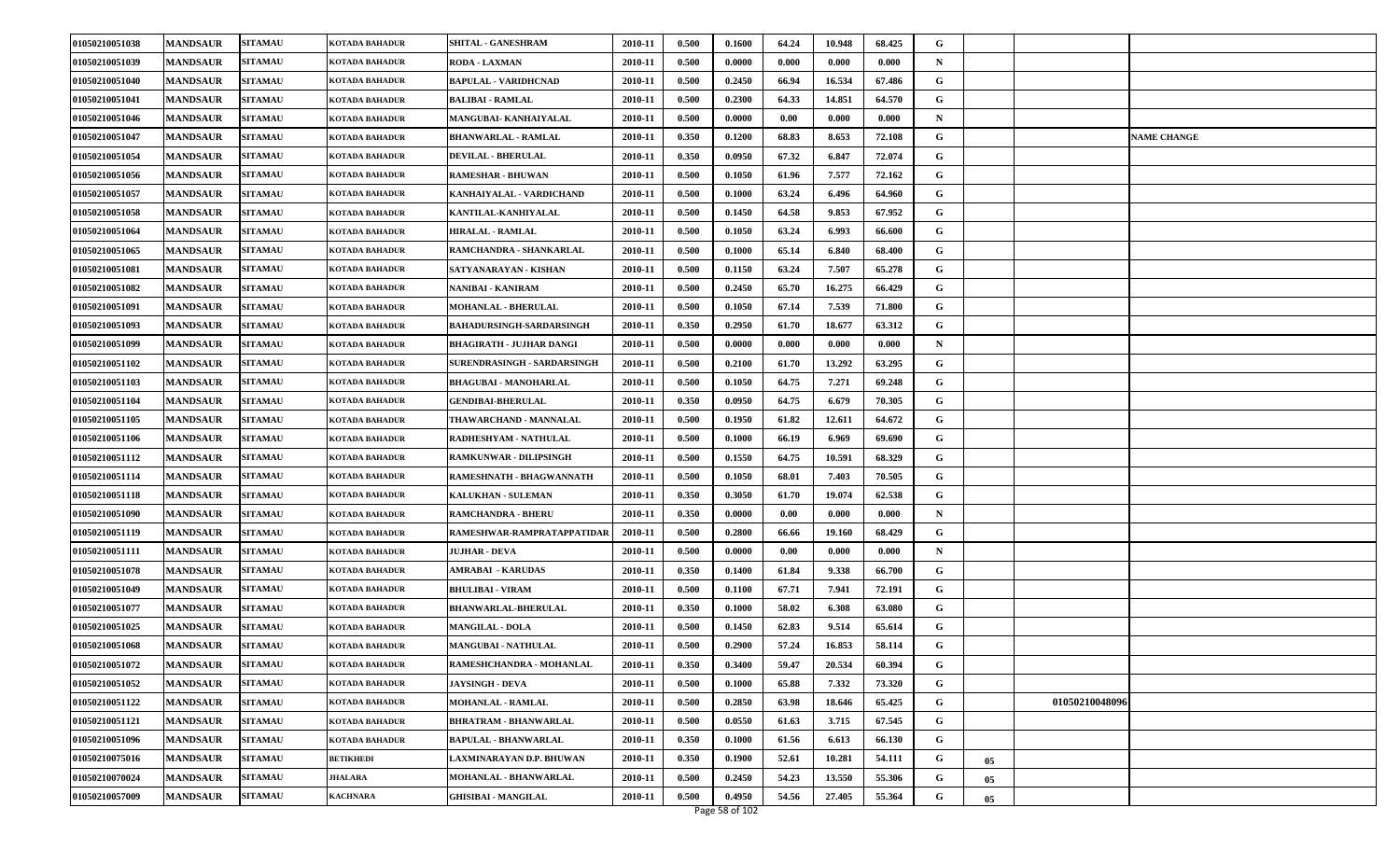| | | | | | | | | | | | | | | | |
|---|---|---|---|---|---|---|---|---|---|---|---|---|---|---|---|
| 01050210051038 | MANDSAUR | SITAMAU | KOTADA BAHADUR | SHITAL - GANESHRAM | 2010-11 | 0.500 | 0.1600 | 64.24 | 10.948 | 68.425 | G | | | |
| 01050210051039 | MANDSAUR | SITAMAU | KOTADA BAHADUR | RODA - LAXMAN | 2010-11 | 0.500 | 0.0000 | 0.000 | 0.000 | 0.000 | N | | | |
| 01050210051040 | MANDSAUR | SITAMAU | KOTADA BAHADUR | BAPULAL - VARIDHCNAD | 2010-11 | 0.500 | 0.2450 | 66.94 | 16.534 | 67.486 | G | | | |
| 01050210051041 | MANDSAUR | SITAMAU | KOTADA BAHADUR | BALIBAI - RAMLAL | 2010-11 | 0.500 | 0.2300 | 64.33 | 14.851 | 64.570 | G | | | |
| 01050210051046 | MANDSAUR | SITAMAU | KOTADA BAHADUR | MANGUBAI- KANHAIYALAL | 2010-11 | 0.500 | 0.0000 | 0.00 | 0.000 | 0.000 | N | | | |
| 01050210051047 | MANDSAUR | SITAMAU | KOTADA BAHADUR | BHANWARLAL - RAMLAL | 2010-11 | 0.350 | 0.1200 | 68.83 | 8.653 | 72.108 | G | | | NAME CHANGE |
| 01050210051054 | MANDSAUR | SITAMAU | KOTADA BAHADUR | DEVILAL - BHERULAL | 2010-11 | 0.350 | 0.0950 | 67.32 | 6.847 | 72.074 | G | | | |
| 01050210051056 | MANDSAUR | SITAMAU | KOTADA BAHADUR | RAMESHAR - BHUWAN | 2010-11 | 0.500 | 0.1050 | 61.96 | 7.577 | 72.162 | G | | | |
| 01050210051057 | MANDSAUR | SITAMAU | KOTADA BAHADUR | KANHAIYALAL - VARDICHAND | 2010-11 | 0.500 | 0.1000 | 63.24 | 6.496 | 64.960 | G | | | |
| 01050210051058 | MANDSAUR | SITAMAU | KOTADA BAHADUR | KANTILAL-KANHIYALAL | 2010-11 | 0.500 | 0.1450 | 64.58 | 9.853 | 67.952 | G | | | |
| 01050210051064 | MANDSAUR | SITAMAU | KOTADA BAHADUR | HIRALAL - RAMLAL | 2010-11 | 0.500 | 0.1050 | 63.24 | 6.993 | 66.600 | G | | | |
| 01050210051065 | MANDSAUR | SITAMAU | KOTADA BAHADUR | RAMCHANDRA - SHANKARLAL | 2010-11 | 0.500 | 0.1000 | 65.14 | 6.840 | 68.400 | G | | | |
| 01050210051081 | MANDSAUR | SITAMAU | KOTADA BAHADUR | SATYANARAYAN - KISHAN | 2010-11 | 0.500 | 0.1150 | 63.24 | 7.507 | 65.278 | G | | | |
| 01050210051082 | MANDSAUR | SITAMAU | KOTADA BAHADUR | NANIBAI - KANIRAM | 2010-11 | 0.500 | 0.2450 | 65.70 | 16.275 | 66.429 | G | | | |
| 01050210051091 | MANDSAUR | SITAMAU | KOTADA BAHADUR | MOHANLAL - BHERULAL | 2010-11 | 0.500 | 0.1050 | 67.14 | 7.539 | 71.800 | G | | | |
| 01050210051093 | MANDSAUR | SITAMAU | KOTADA BAHADUR | BAHADURSINGH-SARDARSINGH | 2010-11 | 0.350 | 0.2950 | 61.70 | 18.677 | 63.312 | G | | | |
| 01050210051099 | MANDSAUR | SITAMAU | KOTADA BAHADUR | BHAGIRATH - JUJHAR DANGI | 2010-11 | 0.500 | 0.0000 | 0.000 | 0.000 | 0.000 | N | | | |
| 01050210051102 | MANDSAUR | SITAMAU | KOTADA BAHADUR | SURENDRASINGH - SARDARSINGH | 2010-11 | 0.500 | 0.2100 | 61.70 | 13.292 | 63.295 | G | | | |
| 01050210051103 | MANDSAUR | SITAMAU | KOTADA BAHADUR | BHAGUBAI - MANOHARLAL | 2010-11 | 0.500 | 0.1050 | 64.75 | 7.271 | 69.248 | G | | | |
| 01050210051104 | MANDSAUR | SITAMAU | KOTADA BAHADUR | GENDIBAI-BHERULAL | 2010-11 | 0.350 | 0.0950 | 64.75 | 6.679 | 70.305 | G | | | |
| 01050210051105 | MANDSAUR | SITAMAU | KOTADA BAHADUR | THAWARCHAND - MANNALAL | 2010-11 | 0.500 | 0.1950 | 61.82 | 12.611 | 64.672 | G | | | |
| 01050210051106 | MANDSAUR | SITAMAU | KOTADA BAHADUR | RADHESHYAM - NATHULAL | 2010-11 | 0.500 | 0.1000 | 66.19 | 6.969 | 69.690 | G | | | |
| 01050210051112 | MANDSAUR | SITAMAU | KOTADA BAHADUR | RAMKUNWAR - DILIPSINGH | 2010-11 | 0.500 | 0.1550 | 64.75 | 10.591 | 68.329 | G | | | |
| 01050210051114 | MANDSAUR | SITAMAU | KOTADA BAHADUR | RAMESHNATH - BHAGWANNATH | 2010-11 | 0.500 | 0.1050 | 68.01 | 7.403 | 70.505 | G | | | |
| 01050210051118 | MANDSAUR | SITAMAU | KOTADA BAHADUR | KALUKHAN - SULEMAN | 2010-11 | 0.350 | 0.3050 | 61.70 | 19.074 | 62.538 | G | | | |
| 01050210051090 | MANDSAUR | SITAMAU | KOTADA BAHADUR | RAMCHANDRA - BHERU | 2010-11 | 0.350 | 0.0000 | 0.00 | 0.000 | 0.000 | N | | | |
| 01050210051119 | MANDSAUR | SITAMAU | KOTADA BAHADUR | RAMESHWAR-RAMPRATAPPATIDAR | 2010-11 | 0.500 | 0.2800 | 66.66 | 19.160 | 68.429 | G | | | |
| 01050210051111 | MANDSAUR | SITAMAU | KOTADA BAHADUR | JUJHAR - DEVA | 2010-11 | 0.500 | 0.0000 | 0.00 | 0.000 | 0.000 | N | | | |
| 01050210051078 | MANDSAUR | SITAMAU | KOTADA BAHADUR | AMRABAI - KARUDAS | 2010-11 | 0.350 | 0.1400 | 61.84 | 9.338 | 66.700 | G | | | |
| 01050210051049 | MANDSAUR | SITAMAU | KOTADA BAHADUR | BHULIBAI - VIRAM | 2010-11 | 0.500 | 0.1100 | 67.71 | 7.941 | 72.191 | G | | | |
| 01050210051077 | MANDSAUR | SITAMAU | KOTADA BAHADUR | BHANWARLAL-BHERULAL | 2010-11 | 0.350 | 0.1000 | 58.02 | 6.308 | 63.080 | G | | | |
| 01050210051025 | MANDSAUR | SITAMAU | KOTADA BAHADUR | MANGILAL - DOLA | 2010-11 | 0.500 | 0.1450 | 62.83 | 9.514 | 65.614 | G | | | |
| 01050210051068 | MANDSAUR | SITAMAU | KOTADA BAHADUR | MANGUBAI - NATHULAL | 2010-11 | 0.500 | 0.2900 | 57.24 | 16.853 | 58.114 | G | | | |
| 01050210051072 | MANDSAUR | SITAMAU | KOTADA BAHADUR | RAMESHCHANDRA - MOHANLAL | 2010-11 | 0.350 | 0.3400 | 59.47 | 20.534 | 60.394 | G | | | |
| 01050210051052 | MANDSAUR | SITAMAU | KOTADA BAHADUR | JAYSINGH - DEVA | 2010-11 | 0.500 | 0.1000 | 65.88 | 7.332 | 73.320 | G | | | |
| 01050210051122 | MANDSAUR | SITAMAU | KOTADA BAHADUR | MOHANLAL - RAMLAL | 2010-11 | 0.500 | 0.2850 | 63.98 | 18.646 | 65.425 | G | | 01050210048096 | |
| 01050210051121 | MANDSAUR | SITAMAU | KOTADA BAHADUR | BHRATRAM - BHANWARLAL | 2010-11 | 0.500 | 0.0550 | 61.63 | 3.715 | 67.545 | G | | | |
| 01050210051096 | MANDSAUR | SITAMAU | KOTADA BAHADUR | BAPULAL - BHANWARLAL | 2010-11 | 0.350 | 0.1000 | 61.56 | 6.613 | 66.130 | G | | | |
| 01050210075016 | MANDSAUR | SITAMAU | BETIKHEDI | LAXMINARAYAN D.P. BHUWAN | 2010-11 | 0.350 | 0.1900 | 52.61 | 10.281 | 54.111 | G | 05 | | |
| 01050210070024 | MANDSAUR | SITAMAU | JHALARA | MOHANLAL - BHANWARLAL | 2010-11 | 0.500 | 0.2450 | 54.23 | 13.550 | 55.306 | G | 05 | | |
| 01050210057009 | MANDSAUR | SITAMAU | KACHNARA | GHISIBAI - MANGILAL | 2010-11 | 0.500 | 0.4950 | 54.56 | 27.405 | 55.364 | G | 05 | | |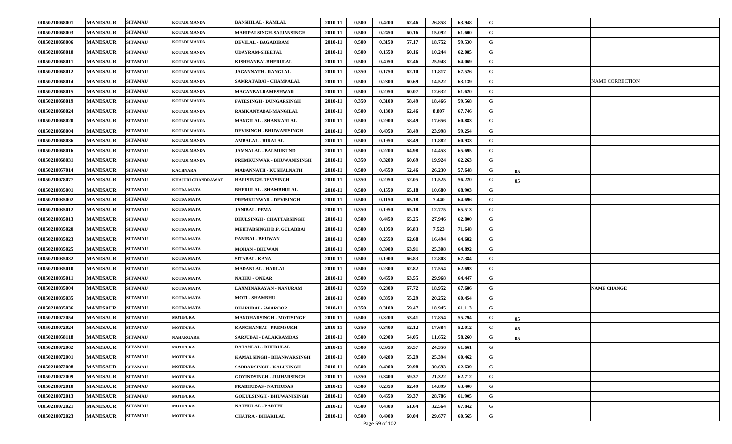| | | | | | | | | | | | | | | |
|---|---|---|---|---|---|---|---|---|---|---|---|---|---|---|
| 01050210068001 | MANDSAUR | SITAMAU | KOTADI MANDA | BANSHILAL - RAMLAL | 2010-11 | 0.500 | 0.4200 | 62.46 | 26.858 | 63.948 | G | | | |
| 01050210068003 | MANDSAUR | SITAMAU | KOTADI MANDA | MAHIPALSINGH-SAJJANSINGH | 2010-11 | 0.500 | 0.2450 | 60.16 | 15.092 | 61.600 | G | | | |
| 01050210068006 | MANDSAUR | SITAMAU | KOTADI MANDA | DEVILAL - BAGADIRAM | 2010-11 | 0.500 | 0.3150 | 57.17 | 18.752 | 59.530 | G | | | |
| 01050210068010 | MANDSAUR | SITAMAU | KOTADI MANDA | UDAYRAM-SHEETAL | 2010-11 | 0.500 | 0.1650 | 60.16 | 10.244 | 62.085 | G | | | |
| 01050210068011 | MANDSAUR | SITAMAU | KOTADI MANDA | KISHHANBAI-BHERULAL | 2010-11 | 0.500 | 0.4050 | 62.46 | 25.948 | 64.069 | G | | | |
| 01050210068012 | MANDSAUR | SITAMAU | KOTADI MANDA | JAGANNATH - RANGLAL | 2010-11 | 0.350 | 0.1750 | 62.10 | 11.817 | 67.526 | G | | | |
| 01050210068014 | MANDSAUR | SITAMAU | KOTADI MANDA | SAMRATABAI - CHAMPALAL | 2010-11 | 0.500 | 0.2300 | 60.69 | 14.522 | 63.139 | G | | | NAME CORRECTION |
| 01050210068015 | MANDSAUR | SITAMAU | KOTADI MANDA | MAGANBAI-RAMESHWAR | 2010-11 | 0.500 | 0.2050 | 60.07 | 12.632 | 61.620 | G | | | |
| 01050210068019 | MANDSAUR | SITAMAU | KOTADI MANDA | FATESINGH - DUNGARSINGH | 2010-11 | 0.350 | 0.3100 | 58.49 | 18.466 | 59.568 | G | | | |
| 01050210068024 | MANDSAUR | SITAMAU | KOTADI MANDA | RAMKANYABAI-MANGILAL | 2010-11 | 0.500 | 0.1300 | 62.46 | 8.807 | 67.746 | G | | | |
| 01050210068020 | MANDSAUR | SITAMAU | KOTADI MANDA | MANGILAL - SHANKARLAL | 2010-11 | 0.500 | 0.2900 | 58.49 | 17.656 | 60.883 | G | | | |
| 01050210068004 | MANDSAUR | SITAMAU | KOTADI MANDA | DEVISINGH - BHUWANISINGH | 2010-11 | 0.500 | 0.4050 | 58.49 | 23.998 | 59.254 | G | | | |
| 01050210068036 | MANDSAUR | SITAMAU | KOTADI MANDA | AMBALAL - HIRALAL | 2010-11 | 0.500 | 0.1950 | 58.49 | 11.882 | 60.933 | G | | | |
| 01050210068016 | MANDSAUR | SITAMAU | KOTADI MANDA | JAMNALAL - BALMUKUND | 2010-11 | 0.500 | 0.2200 | 64.98 | 14.453 | 65.695 | G | | | |
| 01050210068031 | MANDSAUR | SITAMAU | KOTADI MANDA | PREMKUNWAR - BHUWANISINGH | 2010-11 | 0.350 | 0.3200 | 60.69 | 19.924 | 62.263 | G | | | |
| 01050210057014 | MANDSAUR | SITAMAU | KACHNARA | MADANNATH - KUSHALNATH | 2010-11 | 0.500 | 0.4550 | 52.46 | 26.230 | 57.648 | G | 05 | | |
| 01050210078077 | MANDSAUR | SITAMAU | KHAJURI CHANDRAWAT | HARISINGH-DEVISINGH | 2010-11 | 0.350 | 0.2050 | 52.05 | 11.525 | 56.220 | G | 05 | | |
| 01050210035001 | MANDSAUR | SITAMAU | KOTDA MATA | BHERULAL - SHAMBHULAL | 2010-11 | 0.500 | 0.1550 | 65.18 | 10.680 | 68.903 | G | | | |
| 01050210035002 | MANDSAUR | SITAMAU | KOTDA MATA | PREMKUNWAR - DEVISINGH | 2010-11 | 0.500 | 0.1150 | 65.18 | 7.440 | 64.696 | G | | | |
| 01050210035012 | MANDSAUR | SITAMAU | KOTDA MATA | JANIBAI - PEMA | 2010-11 | 0.350 | 0.1950 | 65.18 | 12.775 | 65.513 | G | | | |
| 01050210035013 | MANDSAUR | SITAMAU | KOTDA MATA | DHULSINGH - CHATTARSINGH | 2010-11 | 0.500 | 0.4450 | 65.25 | 27.946 | 62.800 | G | | | |
| 01050210035020 | MANDSAUR | SITAMAU | KOTDA MATA | MEHTABSINGH D.P. GULABBAI | 2010-11 | 0.500 | 0.1050 | 66.83 | 7.523 | 71.648 | G | | | |
| 01050210035023 | MANDSAUR | SITAMAU | KOTDA MATA | PANIBAI - BHUWAN | 2010-11 | 0.500 | 0.2550 | 62.68 | 16.494 | 64.682 | G | | | |
| 01050210035025 | MANDSAUR | SITAMAU | KOTDA MATA | MOHAN - BHUWAN | 2010-11 | 0.500 | 0.3900 | 63.91 | 25.308 | 64.892 | G | | | |
| 01050210035032 | MANDSAUR | SITAMAU | KOTDA MATA | SITABAI - KANA | 2010-11 | 0.500 | 0.1900 | 66.83 | 12.803 | 67.384 | G | | | |
| 01050210035010 | MANDSAUR | SITAMAU | KOTDA MATA | MADANLAL - HARLAL | 2010-11 | 0.500 | 0.2800 | 62.82 | 17.554 | 62.693 | G | | | |
| 01050210035011 | MANDSAUR | SITAMAU | KOTDA MATA | NATHU - ONKAR | 2010-11 | 0.500 | 0.4650 | 63.55 | 29.968 | 64.447 | G | | | |
| 01050210035004 | MANDSAUR | SITAMAU | KOTDA MATA | LAXMINARAYAN - NANURAM | 2010-11 | 0.350 | 0.2800 | 67.72 | 18.952 | 67.686 | G | | | NAME CHANGE |
| 01050210035035 | MANDSAUR | SITAMAU | KOTDA MATA | MOTI - SHAMBHU | 2010-11 | 0.500 | 0.3350 | 55.29 | 20.252 | 60.454 | G | | | |
| 01050210035036 | MANDSAUR | SITAMAU | KOTDA MATA | DHAPUBAI - SWAROOP | 2010-11 | 0.350 | 0.3100 | 59.47 | 18.945 | 61.113 | G | | | |
| 01050210072054 | MANDSAUR | SITAMAU | MOTIPURA | MANOHARSINGH - MOTISINGH | 2010-11 | 0.500 | 0.3200 | 53.41 | 17.854 | 55.794 | G | 05 | | |
| 01050210072024 | MANDSAUR | SITAMAU | MOTIPURA | KANCHANBAI - PREMSUKH | 2010-11 | 0.350 | 0.3400 | 52.12 | 17.684 | 52.012 | G | 05 | | |
| 01050210058118 | MANDSAUR | SITAMAU | NAHARGARH | SARJUBAI - BALAKRAMDAS | 2010-11 | 0.500 | 0.2000 | 54.05 | 11.652 | 58.260 | G | 05 | | |
| 01050210072062 | MANDSAUR | SITAMAU | MOTIPURA | RATANLAL - BHERULAL | 2010-11 | 0.500 | 0.3950 | 59.57 | 24.356 | 61.661 | G | | | |
| 01050210072001 | MANDSAUR | SITAMAU | MOTIPURA | KAMALSINGH - BHANWARSINGH | 2010-11 | 0.500 | 0.4200 | 55.29 | 25.394 | 60.462 | G | | | |
| 01050210072008 | MANDSAUR | SITAMAU | MOTIPURA | SARDARSINGH - KALUSINGH | 2010-11 | 0.500 | 0.4900 | 59.98 | 30.693 | 62.639 | G | | | |
| 01050210072009 | MANDSAUR | SITAMAU | MOTIPURA | GOVINDSINGH - JUJHARSINGH | 2010-11 | 0.350 | 0.3400 | 59.37 | 21.322 | 62.712 | G | | | |
| 01050210072010 | MANDSAUR | SITAMAU | MOTIPURA | PRABHUDAS - NATHUDAS | 2010-11 | 0.500 | 0.2350 | 62.49 | 14.899 | 63.400 | G | | | |
| 01050210072013 | MANDSAUR | SITAMAU | MOTIPURA | GOKULSINGH - BHUWANISINGH | 2010-11 | 0.500 | 0.4650 | 59.37 | 28.786 | 61.905 | G | | | |
| 01050210072021 | MANDSAUR | SITAMAU | MOTIPURA | NATHULAL - PARTHI | 2010-11 | 0.500 | 0.4800 | 61.64 | 32.564 | 67.842 | G | | | |
| 01050210072023 | MANDSAUR | SITAMAU | MOTIPURA | CHATRA - BIHARILAL | 2010-11 | 0.500 | 0.4900 | 60.04 | 29.677 | 60.565 | G | | | |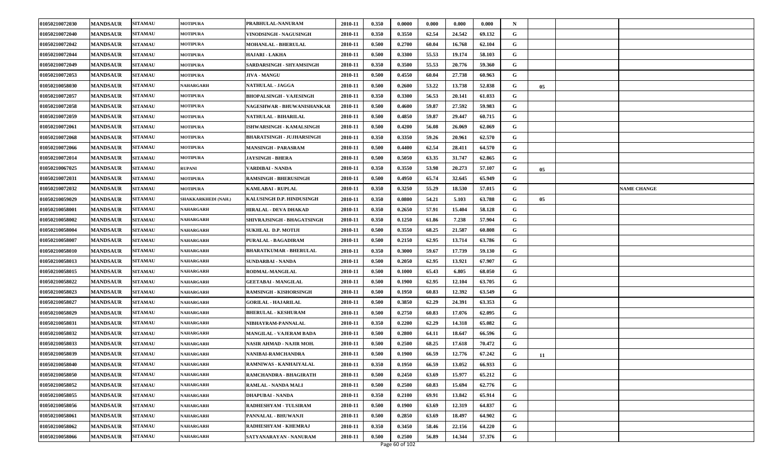| | | | | | | | | | | | | | | |
|---|---|---|---|---|---|---|---|---|---|---|---|---|---|---|
| 01050210072030 | MANDSAUR | SITAMAU | MOTIPURA | PRABHULAL-NANURAM | 2010-11 | 0.350 | 0.0000 | 0.000 | 0.000 | 0.000 | N | | | |
| 01050210072040 | MANDSAUR | SITAMAU | MOTIPURA | VINODSINGH - NAGUSINGH | 2010-11 | 0.350 | 0.3550 | 62.54 | 24.542 | 69.132 | G | | | |
| 01050210072042 | MANDSAUR | SITAMAU | MOTIPURA | MOHANLAL - BHERULAL | 2010-11 | 0.500 | 0.2700 | 60.04 | 16.768 | 62.104 | G | | | |
| 01050210072044 | MANDSAUR | SITAMAU | MOTIPURA | HAJARI - LAKHA | 2010-11 | 0.500 | 0.3300 | 55.53 | 19.174 | 58.103 | G | | | |
| 01050210072049 | MANDSAUR | SITAMAU | MOTIPURA | SARDARSINGH - SHYAMSINGH | 2010-11 | 0.350 | 0.3500 | 55.53 | 20.776 | 59.360 | G | | | |
| 01050210072053 | MANDSAUR | SITAMAU | MOTIPURA | JIVA - MANGU | 2010-11 | 0.500 | 0.4550 | 60.04 | 27.738 | 60.963 | G | | | |
| 01050210058030 | MANDSAUR | SITAMAU | NAHARGARH | NATHULAL - JAGGA | 2010-11 | 0.500 | 0.2600 | 53.22 | 13.738 | 52.838 | G | 05 | | |
| 01050210072057 | MANDSAUR | SITAMAU | MOTIPURA | BHOPALSINGH - VAJESINGH | 2010-11 | 0.350 | 0.3300 | 56.53 | 20.141 | 61.033 | G | | | |
| 01050210072058 | MANDSAUR | SITAMAU | MOTIPURA | NAGESHWAR - BHUWANISHANKAR | 2010-11 | 0.500 | 0.4600 | 59.87 | 27.592 | 59.983 | G | | | |
| 01050210072059 | MANDSAUR | SITAMAU | MOTIPURA | NATHULAL - BIHARILAL | 2010-11 | 0.500 | 0.4850 | 59.87 | 29.447 | 60.715 | G | | | |
| 01050210072061 | MANDSAUR | SITAMAU | MOTIPURA | ISHWARSINGH - KAMALSINGH | 2010-11 | 0.500 | 0.4200 | 56.08 | 26.069 | 62.069 | G | | | |
| 01050210072068 | MANDSAUR | SITAMAU | MOTIPURA | BHARATSINGH - JUJHARSINGH | 2010-11 | 0.350 | 0.3350 | 59.26 | 20.961 | 62.570 | G | | | |
| 01050210072066 | MANDSAUR | SITAMAU | MOTIPURA | MANSINGH - PARASRAM | 2010-11 | 0.500 | 0.4400 | 62.54 | 28.411 | 64.570 | G | | | |
| 01050210072014 | MANDSAUR | SITAMAU | MOTIPURA | JAYSINGH - BHERA | 2010-11 | 0.500 | 0.5050 | 63.35 | 31.747 | 62.865 | G | | | |
| 01050210067025 | MANDSAUR | SITAMAU | RUPANI | VARDIBAI - NANDA | 2010-11 | 0.350 | 0.3550 | 53.98 | 20.273 | 57.107 | G | 05 | | |
| 01050210072031 | MANDSAUR | SITAMAU | MOTIPURA | RAMSINGH - BHERUSINGH | 2010-11 | 0.500 | 0.4950 | 65.74 | 32.645 | 65.949 | G | | | |
| 01050210072032 | MANDSAUR | SITAMAU | MOTIPURA | KAMLABAI - RUPLAL | 2010-11 | 0.350 | 0.3250 | 55.29 | 18.530 | 57.015 | G | | | NAME CHANGE |
| 01050210059029 | MANDSAUR | SITAMAU | SHAKKARKHEDI (NAH.) | KALUSINGH D.P. HINDUSINGH | 2010-11 | 0.350 | 0.0800 | 54.21 | 5.103 | 63.788 | G | 05 | | |
| 01050210058001 | MANDSAUR | SITAMAU | NAHARGARH | HIRALAL - DEVA DHAKAD | 2010-11 | 0.350 | 0.2650 | 57.91 | 15.404 | 58.128 | G | | | |
| 01050210058002 | MANDSAUR | SITAMAU | NAHARGARH | SHIVRAJSINGH - BHAGATSINGH | 2010-11 | 0.350 | 0.1250 | 61.86 | 7.238 | 57.904 | G | | | |
| 01050210058004 | MANDSAUR | SITAMAU | NAHARGARH | SUKHLAL D.P. MOTIJI | 2010-11 | 0.500 | 0.3550 | 68.25 | 21.587 | 60.808 | G | | | |
| 01050210058007 | MANDSAUR | SITAMAU | NAHARGARH | PURALAL - BAGADIRAM | 2010-11 | 0.500 | 0.2150 | 62.95 | 13.714 | 63.786 | G | | | |
| 01050210058010 | MANDSAUR | SITAMAU | NAHARGARH | BHARATKUMAR - BHERULAL | 2010-11 | 0.350 | 0.3000 | 59.67 | 17.739 | 59.130 | G | | | |
| 01050210058013 | MANDSAUR | SITAMAU | NAHARGARH | SUNDARBAI - NANDA | 2010-11 | 0.500 | 0.2050 | 62.95 | 13.921 | 67.907 | G | | | |
| 01050210058015 | MANDSAUR | SITAMAU | NAHARGARH | RODMAL-MANGILAL | 2010-11 | 0.500 | 0.1000 | 65.43 | 6.805 | 68.050 | G | | | |
| 01050210058022 | MANDSAUR | SITAMAU | NAHARGARH | GEETABAI - MANGILAL | 2010-11 | 0.500 | 0.1900 | 62.95 | 12.104 | 63.705 | G | | | |
| 01050210058023 | MANDSAUR | SITAMAU | NAHARGARH | RAMSINGH - KISHORSINGH | 2010-11 | 0.500 | 0.1950 | 60.83 | 12.392 | 63.549 | G | | | |
| 01050210058027 | MANDSAUR | SITAMAU | NAHARGARH | GORILAL - HAJARILAL | 2010-11 | 0.500 | 0.3850 | 62.29 | 24.391 | 63.353 | G | | | |
| 01050210058029 | MANDSAUR | SITAMAU | NAHARGARH | BHERULAL - KESHURAM | 2010-11 | 0.500 | 0.2750 | 60.83 | 17.076 | 62.095 | G | | | |
| 01050210058031 | MANDSAUR | SITAMAU | NAHARGARH | NIBHAYRAM-PANNALAL | 2010-11 | 0.350 | 0.2200 | 62.29 | 14.318 | 65.082 | G | | | |
| 01050210058032 | MANDSAUR | SITAMAU | NAHARGARH | MANGILAL - VAJERAM BADA | 2010-11 | 0.500 | 0.2800 | 64.11 | 18.647 | 66.596 | G | | | |
| 01050210058033 | MANDSAUR | SITAMAU | NAHARGARH | NASIR AHMAD - NAJIR MOH. | 2010-11 | 0.500 | 0.2500 | 68.25 | 17.618 | 70.472 | G | | | |
| 01050210058039 | MANDSAUR | SITAMAU | NAHARGARH | NANIBAI-RAMCHANDRA | 2010-11 | 0.500 | 0.1900 | 66.59 | 12.776 | 67.242 | G | 11 | | |
| 01050210058040 | MANDSAUR | SITAMAU | NAHARGARH | RAMNIWAS - KANHAIYALAL | 2010-11 | 0.350 | 0.1950 | 66.59 | 13.052 | 66.933 | G | | | |
| 01050210058050 | MANDSAUR | SITAMAU | NAHARGARH | RAMCHANDRA - BHAGIRATH | 2010-11 | 0.500 | 0.2450 | 63.69 | 15.977 | 65.212 | G | | | |
| 01050210058052 | MANDSAUR | SITAMAU | NAHARGARH | RAMLAL - NANDA MALI | 2010-11 | 0.500 | 0.2500 | 60.83 | 15.694 | 62.776 | G | | | |
| 01050210058055 | MANDSAUR | SITAMAU | NAHARGARH | DHAPUBAI - NANDA | 2010-11 | 0.350 | 0.2100 | 69.91 | 13.842 | 65.914 | G | | | |
| 01050210058056 | MANDSAUR | SITAMAU | NAHARGARH | RADHESHYAM - TULSIRAM | 2010-11 | 0.500 | 0.1900 | 63.69 | 12.319 | 64.837 | G | | | |
| 01050210058061 | MANDSAUR | SITAMAU | NAHARGARH | PANNALAL - BHUWANJI | 2010-11 | 0.500 | 0.2850 | 63.69 | 18.497 | 64.902 | G | | | |
| 01050210058062 | MANDSAUR | SITAMAU | NAHARGARH | RADHESHYAM - KHEMRAJ | 2010-11 | 0.350 | 0.3450 | 58.46 | 22.156 | 64.220 | G | | | |
| 01050210058066 | MANDSAUR | SITAMAU | NAHARGARH | SATYANARAYAN - NANURAM | 2010-11 | 0.500 | 0.2500 | 56.89 | 14.344 | 57.376 | G | | | |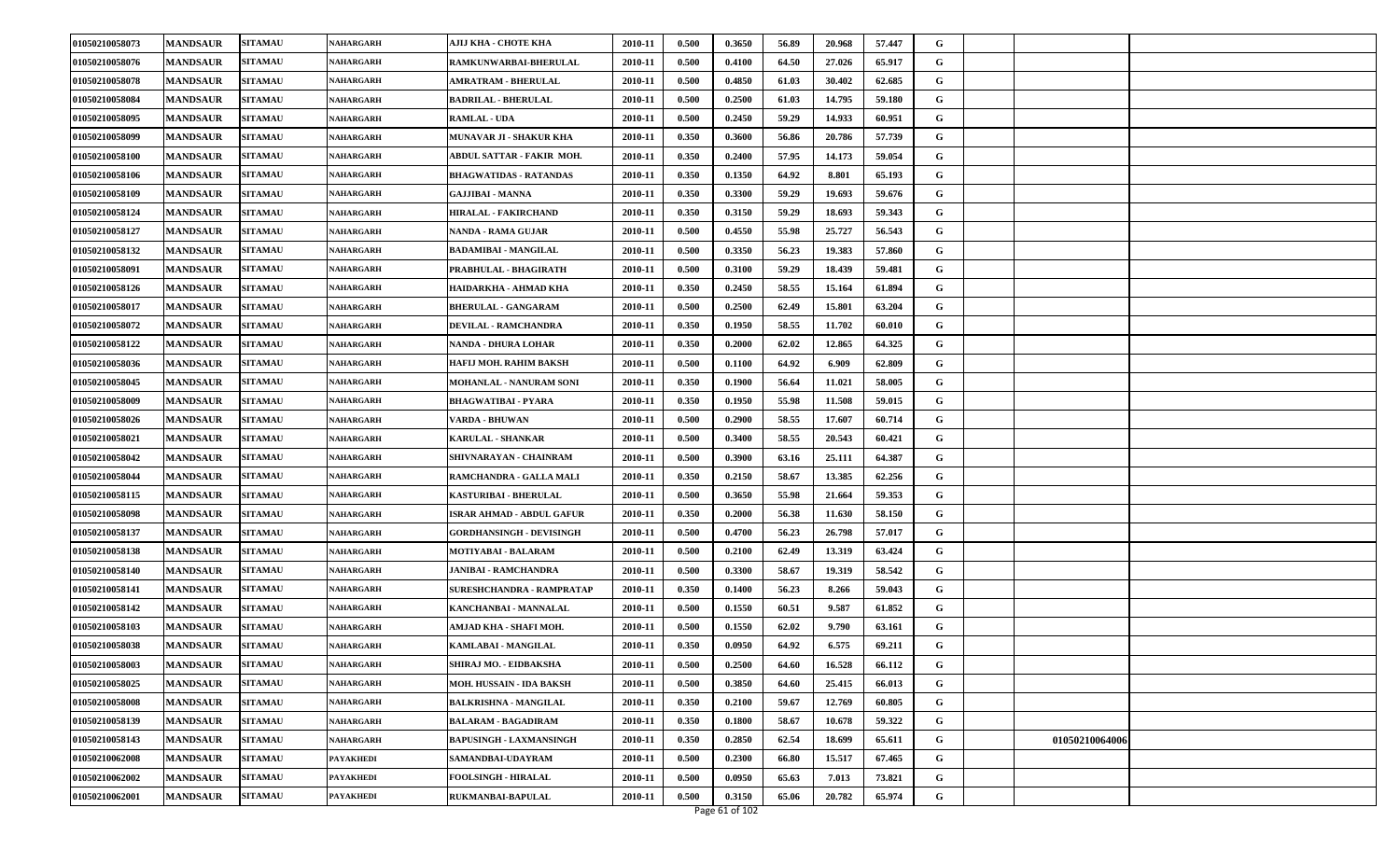| | | | | | | | | | | | | | | |
|---|---|---|---|---|---|---|---|---|---|---|---|---|---|---|
| 01050210058073 | MANDSAUR | SITAMAU | NAHARGARH | AJIJ KHA - CHOTE KHA | 2010-11 | 0.500 | 0.3650 | 56.89 | 20.968 | 57.447 | G | | | |
| 01050210058076 | MANDSAUR | SITAMAU | NAHARGARH | RAMKUNWARBAI-BHERULAL | 2010-11 | 0.500 | 0.4100 | 64.50 | 27.026 | 65.917 | G | | | |
| 01050210058078 | MANDSAUR | SITAMAU | NAHARGARH | AMRATRAM - BHERULAL | 2010-11 | 0.500 | 0.4850 | 61.03 | 30.402 | 62.685 | G | | | |
| 01050210058084 | MANDSAUR | SITAMAU | NAHARGARH | BADRILAL - BHERULAL | 2010-11 | 0.500 | 0.2500 | 61.03 | 14.795 | 59.180 | G | | | |
| 01050210058095 | MANDSAUR | SITAMAU | NAHARGARH | RAMLAL - UDA | 2010-11 | 0.500 | 0.2450 | 59.29 | 14.933 | 60.951 | G | | | |
| 01050210058099 | MANDSAUR | SITAMAU | NAHARGARH | MUNAVAR JI - SHAKUR KHA | 2010-11 | 0.350 | 0.3600 | 56.86 | 20.786 | 57.739 | G | | | |
| 01050210058100 | MANDSAUR | SITAMAU | NAHARGARH | ABDUL SATTAR - FAKIR MOH. | 2010-11 | 0.350 | 0.2400 | 57.95 | 14.173 | 59.054 | G | | | |
| 01050210058106 | MANDSAUR | SITAMAU | NAHARGARH | BHAGWATIDAS - RATANDAS | 2010-11 | 0.350 | 0.1350 | 64.92 | 8.801 | 65.193 | G | | | |
| 01050210058109 | MANDSAUR | SITAMAU | NAHARGARH | GAJJIBAI - MANNA | 2010-11 | 0.350 | 0.3300 | 59.29 | 19.693 | 59.676 | G | | | |
| 01050210058124 | MANDSAUR | SITAMAU | NAHARGARH | HIRALAL - FAKIRCHAND | 2010-11 | 0.350 | 0.3150 | 59.29 | 18.693 | 59.343 | G | | | |
| 01050210058127 | MANDSAUR | SITAMAU | NAHARGARH | NANDA - RAMA GUJAR | 2010-11 | 0.500 | 0.4550 | 55.98 | 25.727 | 56.543 | G | | | |
| 01050210058132 | MANDSAUR | SITAMAU | NAHARGARH | BADAMIBAI - MANGILAL | 2010-11 | 0.500 | 0.3350 | 56.23 | 19.383 | 57.860 | G | | | |
| 01050210058091 | MANDSAUR | SITAMAU | NAHARGARH | PRABHULAL - BHAGIRATH | 2010-11 | 0.500 | 0.3100 | 59.29 | 18.439 | 59.481 | G | | | |
| 01050210058126 | MANDSAUR | SITAMAU | NAHARGARH | HAIDARKHA - AHMAD KHA | 2010-11 | 0.350 | 0.2450 | 58.55 | 15.164 | 61.894 | G | | | |
| 01050210058017 | MANDSAUR | SITAMAU | NAHARGARH | BHERULAL - GANGARAM | 2010-11 | 0.500 | 0.2500 | 62.49 | 15.801 | 63.204 | G | | | |
| 01050210058072 | MANDSAUR | SITAMAU | NAHARGARH | DEVILAL - RAMCHANDRA | 2010-11 | 0.350 | 0.1950 | 58.55 | 11.702 | 60.010 | G | | | |
| 01050210058122 | MANDSAUR | SITAMAU | NAHARGARH | NANDA - DHURA LOHAR | 2010-11 | 0.350 | 0.2000 | 62.02 | 12.865 | 64.325 | G | | | |
| 01050210058036 | MANDSAUR | SITAMAU | NAHARGARH | HAFIJ MOH. RAHIM BAKSH | 2010-11 | 0.500 | 0.1100 | 64.92 | 6.909 | 62.809 | G | | | |
| 01050210058045 | MANDSAUR | SITAMAU | NAHARGARH | MOHANLAL - NANURAM SONI | 2010-11 | 0.350 | 0.1900 | 56.64 | 11.021 | 58.005 | G | | | |
| 01050210058009 | MANDSAUR | SITAMAU | NAHARGARH | BHAGWATIBAI - PYARA | 2010-11 | 0.350 | 0.1950 | 55.98 | 11.508 | 59.015 | G | | | |
| 01050210058026 | MANDSAUR | SITAMAU | NAHARGARH | VARDA - BHUWAN | 2010-11 | 0.500 | 0.2900 | 58.55 | 17.607 | 60.714 | G | | | |
| 01050210058021 | MANDSAUR | SITAMAU | NAHARGARH | KARULAL - SHANKAR | 2010-11 | 0.500 | 0.3400 | 58.55 | 20.543 | 60.421 | G | | | |
| 01050210058042 | MANDSAUR | SITAMAU | NAHARGARH | SHIVNARAYAN - CHAINRAM | 2010-11 | 0.500 | 0.3900 | 63.16 | 25.111 | 64.387 | G | | | |
| 01050210058044 | MANDSAUR | SITAMAU | NAHARGARH | RAMCHANDRA - GALLA MALI | 2010-11 | 0.350 | 0.2150 | 58.67 | 13.385 | 62.256 | G | | | |
| 01050210058115 | MANDSAUR | SITAMAU | NAHARGARH | KASTURIBAI - BHERULAL | 2010-11 | 0.500 | 0.3650 | 55.98 | 21.664 | 59.353 | G | | | |
| 01050210058098 | MANDSAUR | SITAMAU | NAHARGARH | ISRAR AHMAD - ABDUL GAFUR | 2010-11 | 0.350 | 0.2000 | 56.38 | 11.630 | 58.150 | G | | | |
| 01050210058137 | MANDSAUR | SITAMAU | NAHARGARH | GORDHANSINGH - DEVISINGH | 2010-11 | 0.500 | 0.4700 | 56.23 | 26.798 | 57.017 | G | | | |
| 01050210058138 | MANDSAUR | SITAMAU | NAHARGARH | MOTIYABAI - BALARAM | 2010-11 | 0.500 | 0.2100 | 62.49 | 13.319 | 63.424 | G | | | |
| 01050210058140 | MANDSAUR | SITAMAU | NAHARGARH | JANIBAI - RAMCHANDRA | 2010-11 | 0.500 | 0.3300 | 58.67 | 19.319 | 58.542 | G | | | |
| 01050210058141 | MANDSAUR | SITAMAU | NAHARGARH | SURESHCHANDRA - RAMPRATAP | 2010-11 | 0.350 | 0.1400 | 56.23 | 8.266 | 59.043 | G | | | |
| 01050210058142 | MANDSAUR | SITAMAU | NAHARGARH | KANCHANBAI - MANNALAL | 2010-11 | 0.500 | 0.1550 | 60.51 | 9.587 | 61.852 | G | | | |
| 01050210058103 | MANDSAUR | SITAMAU | NAHARGARH | AMJAD KHA - SHAFI MOH. | 2010-11 | 0.500 | 0.1550 | 62.02 | 9.790 | 63.161 | G | | | |
| 01050210058038 | MANDSAUR | SITAMAU | NAHARGARH | KAMLABAI - MANGILAL | 2010-11 | 0.350 | 0.0950 | 64.92 | 6.575 | 69.211 | G | | | |
| 01050210058003 | MANDSAUR | SITAMAU | NAHARGARH | SHIRAJ MO. - EIDBAKSHA | 2010-11 | 0.500 | 0.2500 | 64.60 | 16.528 | 66.112 | G | | | |
| 01050210058025 | MANDSAUR | SITAMAU | NAHARGARH | MOH. HUSSAIN - IDA BAKSH | 2010-11 | 0.500 | 0.3850 | 64.60 | 25.415 | 66.013 | G | | | |
| 01050210058008 | MANDSAUR | SITAMAU | NAHARGARH | BALKRISHNA - MANGILAL | 2010-11 | 0.350 | 0.2100 | 59.67 | 12.769 | 60.805 | G | | | |
| 01050210058139 | MANDSAUR | SITAMAU | NAHARGARH | BALARAM - BAGADIRAM | 2010-11 | 0.350 | 0.1800 | 58.67 | 10.678 | 59.322 | G | | | |
| 01050210058143 | MANDSAUR | SITAMAU | NAHARGARH | BAPUSINGH - LAXMANSINGH | 2010-11 | 0.350 | 0.2850 | 62.54 | 18.699 | 65.611 | G | | 01050210064006 | |
| 01050210062008 | MANDSAUR | SITAMAU | PAYAKHEDI | SAMANDBAI-UDAYRAM | 2010-11 | 0.500 | 0.2300 | 66.80 | 15.517 | 67.465 | G | | | |
| 01050210062002 | MANDSAUR | SITAMAU | PAYAKHEDI | FOOLSINGH - HIRALAL | 2010-11 | 0.500 | 0.0950 | 65.63 | 7.013 | 73.821 | G | | | |
| 01050210062001 | MANDSAUR | SITAMAU | PAYAKHEDI | RUKMANBAI-BAPULAL | 2010-11 | 0.500 | 0.3150 | 65.06 | 20.782 | 65.974 | G | | | |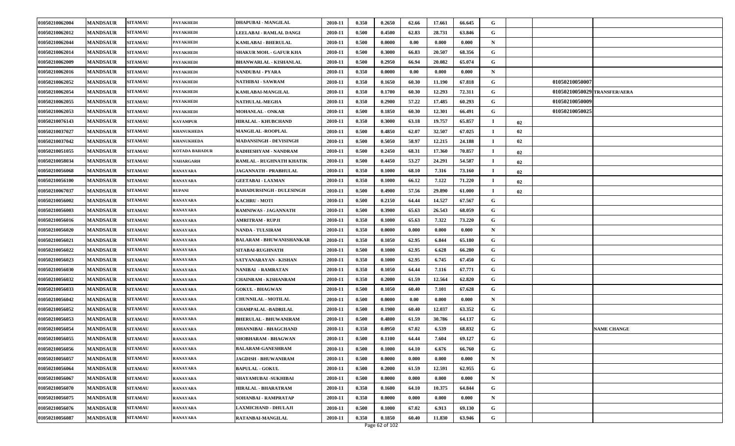| | | | | | | | | | | | | | | | |
|---|---|---|---|---|---|---|---|---|---|---|---|---|---|---|---|
| 01050210062004 | MANDSAUR | SITAMAU | PAYAKHEDI | DHAPUBAI - MANGILAL | 2010-11 | 0.350 | 0.2650 | 62.66 | 17.661 | 66.645 | G | | | | |
| 01050210062012 | MANDSAUR | SITAMAU | PAYAKHEDI | LEELABAI - RAMLAL DANGI | 2010-11 | 0.500 | 0.4500 | 62.83 | 28.731 | 63.846 | G | | | | |
| 01050210062044 | MANDSAUR | SITAMAU | PAYAKHEDI | KAMLABAI - BHERULAL | 2010-11 | 0.500 | 0.0000 | 0.00 | 0.000 | 0.000 | N | | | | |
| 01050210062014 | MANDSAUR | SITAMAU | PAYAKHEDI | SHAKUR MOH. - GAFUR KHA | 2010-11 | 0.500 | 0.3000 | 66.83 | 20.507 | 68.356 | G | | | | |
| 01050210062009 | MANDSAUR | SITAMAU | PAYAKHEDI | BHANWARLAL - KISHANLAL | 2010-11 | 0.500 | 0.2950 | 66.94 | 20.082 | 65.074 | G | | | | |
| 01050210062016 | MANDSAUR | SITAMAU | PAYAKHEDI | NANDUBAI - PYARA | 2010-11 | 0.350 | 0.0000 | 0.00 | 0.000 | 0.000 | N | | | | |
| 01050210062052 | MANDSAUR | SITAMAU | PAYAKHEDI | NATHIBAI - SAWRAM | 2010-11 | 0.350 | 0.1650 | 60.30 | 11.190 | 67.818 | G | | | 01050210050007 | |
| 01050210062054 | MANDSAUR | SITAMAU | PAYAKHEDI | KAMLABAI-MANGILAL | 2010-11 | 0.350 | 0.1700 | 60.30 | 12.293 | 72.311 | G | | | 01050210050029 | TRANSFER/AERA |
| 01050210062055 | MANDSAUR | SITAMAU | PAYAKHEDI | NATHULAL-MEGHA | 2010-11 | 0.350 | 0.2900 | 57.22 | 17.485 | 60.293 | G | | | 01050210050009 | |
| 01050210062053 | MANDSAUR | SITAMAU | PAYAKHEDI | MOHANLAL - ONKAR | 2010-11 | 0.500 | 0.1850 | 60.30 | 12.301 | 66.491 | G | | | 01050210050025 | |
| 01050210076143 | MANDSAUR | SITAMAU | KAYAMPUR | HIRALAL - KHUBCHAND | 2010-11 | 0.350 | 0.3000 | 63.18 | 19.757 | 65.857 | I | 02 | | | |
| 01050210037027 | MANDSAUR | SITAMAU | KHANUKHEDA | MANGILAL -ROOPLAL | 2010-11 | 0.500 | 0.4850 | 62.07 | 32.507 | 67.025 | I | 02 | | | |
| 01050210037042 | MANDSAUR | SITAMAU | KHANUKHEDA | MADANSINGH - DEVISINGH | 2010-11 | 0.500 | 0.5050 | 58.97 | 12.215 | 24.188 | I | 02 | | | |
| 01050210051055 | MANDSAUR | SITAMAU | KOTADA BAHADUR | RADHESHYAM - NANDRAM | 2010-11 | 0.500 | 0.2450 | 68.31 | 17.360 | 70.857 | I | 02 | | | |
| 01050210058034 | MANDSAUR | SITAMAU | NAHARGARH | RAMLAL - RUGHNATH KHATIK | 2010-11 | 0.500 | 0.4450 | 53.27 | 24.291 | 54.587 | I | 02 | | | |
| 01050210056068 | MANDSAUR | SITAMAU | RANAYARA | JAGANNATH - PRABHULAL | 2010-11 | 0.350 | 0.1000 | 68.10 | 7.316 | 73.160 | I | 02 | | | |
| 01050210056100 | MANDSAUR | SITAMAU | RANAYARA | GEETABAI - LAXMAN | 2010-11 | 0.350 | 0.1000 | 66.12 | 7.122 | 71.220 | I | 02 | | | |
| 01050210067037 | MANDSAUR | SITAMAU | RUPANI | BAHADURSINGH - DULESINGH | 2010-11 | 0.500 | 0.4900 | 57.56 | 29.890 | 61.000 | I | 02 | | | |
| 01050210056002 | MANDSAUR | SITAMAU | RANAYARA | KACHRU - MOTI | 2010-11 | 0.500 | 0.2150 | 64.44 | 14.527 | 67.567 | G | | | | |
| 01050210056003 | MANDSAUR | SITAMAU | RANAYARA | RAMNIWAS - JAGANNATH | 2010-11 | 0.500 | 0.3900 | 65.63 | 26.543 | 68.059 | G | | | | |
| 01050210056016 | MANDSAUR | SITAMAU | RANAYARA | AMRITRAM - RUPJI | 2010-11 | 0.350 | 0.1000 | 65.63 | 7.322 | 73.220 | G | | | | |
| 01050210056020 | MANDSAUR | SITAMAU | RANAYARA | NANDA - TULSIRAM | 2010-11 | 0.350 | 0.0000 | 0.000 | 0.000 | 0.000 | N | | | | |
| 01050210056021 | MANDSAUR | SITAMAU | RANAYARA | BALARAM - BHUWANISHANKAR | 2010-11 | 0.350 | 0.1050 | 62.95 | 6.844 | 65.180 | G | | | | |
| 01050210056022 | MANDSAUR | SITAMAU | RANAYARA | SITABAI-RUGHNATH | 2010-11 | 0.500 | 0.1000 | 62.95 | 6.628 | 66.280 | G | | | | |
| 01050210056023 | MANDSAUR | SITAMAU | RANAYARA | SATYANARAYAN - KISHAN | 2010-11 | 0.350 | 0.1000 | 62.95 | 6.745 | 67.450 | G | | | | |
| 01050210056030 | MANDSAUR | SITAMAU | RANAYARA | NANIBAI - RAMRATAN | 2010-11 | 0.350 | 0.1050 | 64.44 | 7.116 | 67.771 | G | | | | |
| 01050210056032 | MANDSAUR | SITAMAU | RANAYARA | CHAINRAM - KISHANRAM | 2010-11 | 0.350 | 0.2000 | 61.59 | 12.564 | 62.820 | G | | | | |
| 01050210056033 | MANDSAUR | SITAMAU | RANAYARA | GOKUL - BHAGWAN | 2010-11 | 0.500 | 0.1050 | 60.40 | 7.101 | 67.628 | G | | | | |
| 01050210056042 | MANDSAUR | SITAMAU | RANAYARA | CHUNNILAL - MOTILAL | 2010-11 | 0.500 | 0.0000 | 0.00 | 0.000 | 0.000 | N | | | | |
| 01050210056052 | MANDSAUR | SITAMAU | RANAYARA | CHAMPALAL -BADRILAL | 2010-11 | 0.500 | 0.1900 | 60.40 | 12.037 | 63.352 | G | | | | |
| 01050210056053 | MANDSAUR | SITAMAU | RANAYARA | BHERULAL - BHUWANIRAM | 2010-11 | 0.500 | 0.4800 | 61.59 | 30.786 | 64.137 | G | | | | |
| 01050210056054 | MANDSAUR | SITAMAU | RANAYARA | DHANNIBAI - BHAGCHAND | 2010-11 | 0.350 | 0.0950 | 67.02 | 6.539 | 68.832 | G | | | | NAME CHANGE |
| 01050210056055 | MANDSAUR | SITAMAU | RANAYARA | SHOBHARAM - BHAGWAN | 2010-11 | 0.500 | 0.1100 | 64.44 | 7.604 | 69.127 | G | | | | |
| 01050210056056 | MANDSAUR | SITAMAU | RANAYARA | BALARAM-GANESHRAM | 2010-11 | 0.500 | 0.1000 | 64.10 | 6.676 | 66.760 | G | | | | |
| 01050210056057 | MANDSAUR | SITAMAU | RANAYARA | JAGDISH - BHUWANIRAM | 2010-11 | 0.500 | 0.0000 | 0.000 | 0.000 | 0.000 | N | | | | |
| 01050210056064 | MANDSAUR | SITAMAU | RANAYARA | BAPULAL - GOKUL | 2010-11 | 0.500 | 0.2000 | 61.59 | 12.591 | 62.955 | G | | | | |
| 01050210056067 | MANDSAUR | SITAMAU | RANAYARA | SHAYAMUBAI -SUKHIBAI | 2010-11 | 0.500 | 0.0000 | 0.000 | 0.000 | 0.000 | N | | | | |
| 01050210056070 | MANDSAUR | SITAMAU | RANAYARA | HIRALAL - BHARATRAM | 2010-11 | 0.350 | 0.1600 | 64.10 | 10.375 | 64.844 | G | | | | |
| 01050210056075 | MANDSAUR | SITAMAU | RANAYARA | SOHANBAI - RAMPRATAP | 2010-11 | 0.350 | 0.0000 | 0.000 | 0.000 | 0.000 | N | | | | |
| 01050210056076 | MANDSAUR | SITAMAU | RANAYARA | LAXMICHAND - DHULAJI | 2010-11 | 0.500 | 0.1000 | 67.02 | 6.913 | 69.130 | G | | | | |
| 01050210056087 | MANDSAUR | SITAMAU | RANAYARA | RATANBAI-MANGILAL | 2010-11 | 0.350 | 0.1850 | 60.40 | 11.830 | 63.946 | G | | | | |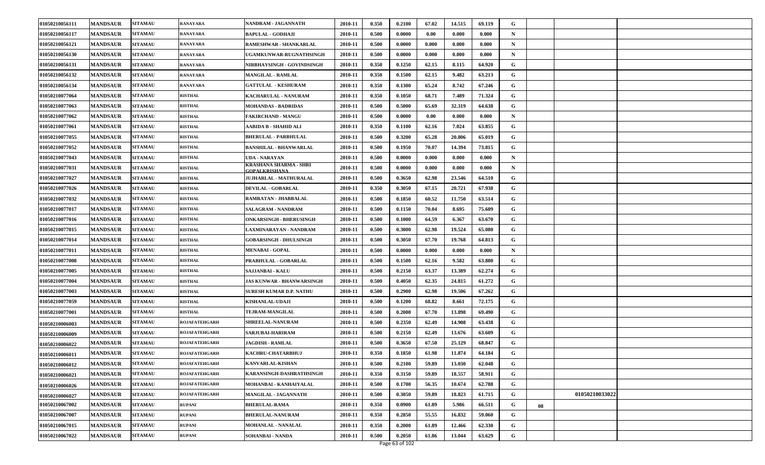| | | | | | | | | | | | | | | |
|---|---|---|---|---|---|---|---|---|---|---|---|---|---|---|
| 01050210056111 | MANDSAUR | SITAMAU | RANAYARA | NANDRAM - JAGANNATH | 2010-11 | 0.350 | 0.2100 | 67.02 | 14.515 | 69.119 | G | | | |
| 01050210056117 | MANDSAUR | SITAMAU | RANAYARA | BAPULAL - GODHAJI | 2010-11 | 0.500 | 0.0000 | 0.00 | 0.000 | 0.000 | N | | | |
| 01050210056121 | MANDSAUR | SITAMAU | RANAYARA | RAMESHWAR - SHANKARLAL | 2010-11 | 0.500 | 0.0000 | 0.000 | 0.000 | 0.000 | N | | | |
| 01050210056130 | MANDSAUR | SITAMAU | RANAYARA | UGAMKUNWAR-RUGNATHSINGH | 2010-11 | 0.500 | 0.0000 | 0.000 | 0.000 | 0.000 | N | | | |
| 01050210056131 | MANDSAUR | SITAMAU | RANAYARA | NIRBHAYSINGH - GOVINDSINGH | 2010-11 | 0.350 | 0.1250 | 62.15 | 8.115 | 64.920 | G | | | |
| 01050210056132 | MANDSAUR | SITAMAU | RANAYARA | MANGILAL - RAMLAL | 2010-11 | 0.350 | 0.1500 | 62.15 | 9.482 | 63.213 | G | | | |
| 01050210056134 | MANDSAUR | SITAMAU | RANAYARA | GATTULAL - KESHURAM | 2010-11 | 0.350 | 0.1300 | 65.24 | 8.742 | 67.246 | G | | | |
| 01050210077064 | MANDSAUR | SITAMAU | RISTHAL | KACHARULAL - NANURAM | 2010-11 | 0.350 | 0.1050 | 68.71 | 7.489 | 71.324 | G | | | |
| 01050210077063 | MANDSAUR | SITAMAU | RISTHAL | MOHANDAS - BADRIDAS | 2010-11 | 0.500 | 0.5000 | 65.69 | 32.319 | 64.638 | G | | | |
| 01050210077062 | MANDSAUR | SITAMAU | RISTHAL | FAKIRCHAND - MANGU | 2010-11 | 0.500 | 0.0000 | 0.00 | 0.000 | 0.000 | N | | | |
| 01050210077061 | MANDSAUR | SITAMAU | RISTHAL | AABIDA B - SHAHID ALI | 2010-11 | 0.350 | 0.1100 | 62.16 | 7.024 | 63.855 | G | | | |
| 01050210077055 | MANDSAUR | SITAMAU | RISTHAL | BHERULAL - PARBHULAL | 2010-11 | 0.500 | 0.3200 | 65.28 | 20.806 | 65.019 | G | | | |
| 01050210077052 | MANDSAUR | SITAMAU | RISTHAL | BANSHILAL - BHANWARLAL | 2010-11 | 0.500 | 0.1950 | 70.07 | 14.394 | 73.815 | G | | | |
| 01050210077043 | MANDSAUR | SITAMAU | RISTHAL | UDA - NARAYAN | 2010-11 | 0.500 | 0.0000 | 0.000 | 0.000 | 0.000 | N | | | |
| 01050210077031 | MANDSAUR | SITAMAU | RISTHAL | KRASHANA SHARMA - SHRI GOPALKRISHANA | 2010-11 | 0.500 | 0.0000 | 0.000 | 0.000 | 0.000 | N | | | |
| 01050210077027 | MANDSAUR | SITAMAU | RISTHAL | JUJHARLAL - MATHURALAL | 2010-11 | 0.500 | 0.3650 | 62.98 | 23.546 | 64.510 | G | | | |
| 01050210077026 | MANDSAUR | SITAMAU | RISTHAL | DEVILAL - GOBARLAL | 2010-11 | 0.350 | 0.3050 | 67.15 | 20.721 | 67.938 | G | | | |
| 01050210077032 | MANDSAUR | SITAMAU | RISTHAL | RAMRATAN - JHABBALAL | 2010-11 | 0.500 | 0.1850 | 60.52 | 11.750 | 63.514 | G | | | |
| 01050210077017 | MANDSAUR | SITAMAU | RISTHAL | SALAGRAM - NANDRAM | 2010-11 | 0.500 | 0.1150 | 70.04 | 8.695 | 75.609 | G | | | |
| 01050210077016 | MANDSAUR | SITAMAU | RISTHAL | ONKARSINGH - BHERUSINGH | 2010-11 | 0.500 | 0.1000 | 64.59 | 6.367 | 63.670 | G | | | |
| 01050210077015 | MANDSAUR | SITAMAU | RISTHAL | LAXMINARAYAN - NANDRAM | 2010-11 | 0.500 | 0.3000 | 62.98 | 19.524 | 65.080 | G | | | |
| 01050210077014 | MANDSAUR | SITAMAU | RISTHAL | GOBARSINGH - DHULSINGH | 2010-11 | 0.500 | 0.3050 | 67.70 | 19.768 | 64.813 | G | | | |
| 01050210077011 | MANDSAUR | SITAMAU | RISTHAL | MENABAI - GOPAL | 2010-11 | 0.500 | 0.0000 | 0.000 | 0.000 | 0.000 | N | | | |
| 01050210077008 | MANDSAUR | SITAMAU | RISTHAL | PRABHULAL - GOBARLAL | 2010-11 | 0.500 | 0.1500 | 62.16 | 9.582 | 63.880 | G | | | |
| 01050210077005 | MANDSAUR | SITAMAU | RISTHAL | SAJJANBAI - KALU | 2010-11 | 0.500 | 0.2150 | 63.37 | 13.389 | 62.274 | G | | | |
| 01050210077004 | MANDSAUR | SITAMAU | RISTHAL | JAS KUNWAR - BHANWARSINGH | 2010-11 | 0.500 | 0.4050 | 62.35 | 24.815 | 61.272 | G | | | |
| 01050210077003 | MANDSAUR | SITAMAU | RISTHAL | SURESH KUMAR D.P. NATHU | 2010-11 | 0.500 | 0.2900 | 62.98 | 19.506 | 67.262 | G | | | |
| 01050210077059 | MANDSAUR | SITAMAU | RISTHAL | KISHANLAL-UDAJI | 2010-11 | 0.500 | 0.1200 | 68.82 | 8.661 | 72.175 | G | | | |
| 01050210077001 | MANDSAUR | SITAMAU | RISTHAL | TEJRAM-MANGILAL | 2010-11 | 0.500 | 0.2000 | 67.70 | 13.898 | 69.490 | G | | | |
| 01050210006003 | MANDSAUR | SITAMAU | ROJAFATEHGARH | SHREELAL-NANURAM | 2010-11 | 0.500 | 0.2350 | 62.49 | 14.908 | 63.438 | G | | | |
| 01050210006009 | MANDSAUR | SITAMAU | ROJAFATEHGARH | SARJUBAI-HARIRAM | 2010-11 | 0.500 | 0.2150 | 62.49 | 13.676 | 63.609 | G | | | |
| 01050210006022 | MANDSAUR | SITAMAU | ROJAFATEHGARH | JAGDISH - RAMLAL | 2010-11 | 0.500 | 0.3650 | 67.50 | 25.129 | 68.847 | G | | | |
| 01050210006011 | MANDSAUR | SITAMAU | ROJAFATEHGARH | KACHRU-CHATARBHUJ | 2010-11 | 0.350 | 0.1850 | 61.98 | 11.874 | 64.184 | G | | | |
| 01050210006012 | MANDSAUR | SITAMAU | ROJAFATEHGARH | KANVARLAL-KISHAN | 2010-11 | 0.500 | 0.2100 | 59.89 | 13.030 | 62.048 | G | | | |
| 01050210006021 | MANDSAUR | SITAMAU | ROJAFATEHGARH | KARANSINGH-DASHRATHSINGH | 2010-11 | 0.350 | 0.3150 | 59.89 | 18.557 | 58.911 | G | | | |
| 01050210006026 | MANDSAUR | SITAMAU | ROJAFATEHGARH | MOHANBAI - KANHAIYALAL | 2010-11 | 0.500 | 0.1700 | 56.35 | 10.674 | 62.788 | G | | | |
| 01050210006027 | MANDSAUR | SITAMAU | ROJAFATEHGARH | MANGILAL - JAGANNATH | 2010-11 | 0.500 | 0.3050 | 59.89 | 18.823 | 61.715 | G | | 01050210033022 | |
| 01050210067002 | MANDSAUR | SITAMAU | RUPANI | BHERULAL-RAMA | 2010-11 | 0.350 | 0.0900 | 61.89 | 5.986 | 66.511 | G | 08 | | |
| 01050210067007 | MANDSAUR | SITAMAU | RUPANI | BHERULAL-NANURAM | 2010-11 | 0.350 | 0.2850 | 55.55 | 16.832 | 59.060 | G | | | |
| 01050210067015 | MANDSAUR | SITAMAU | RUPANI | MOHANLAL - NANALAL | 2010-11 | 0.350 | 0.2000 | 61.89 | 12.466 | 62.330 | G | | | |
| 01050210067022 | MANDSAUR | SITAMAU | RUPANI | SOHANBAI - NANDA | 2010-11 | 0.500 | 0.2050 | 61.86 | 13.044 | 63.629 | G | | | |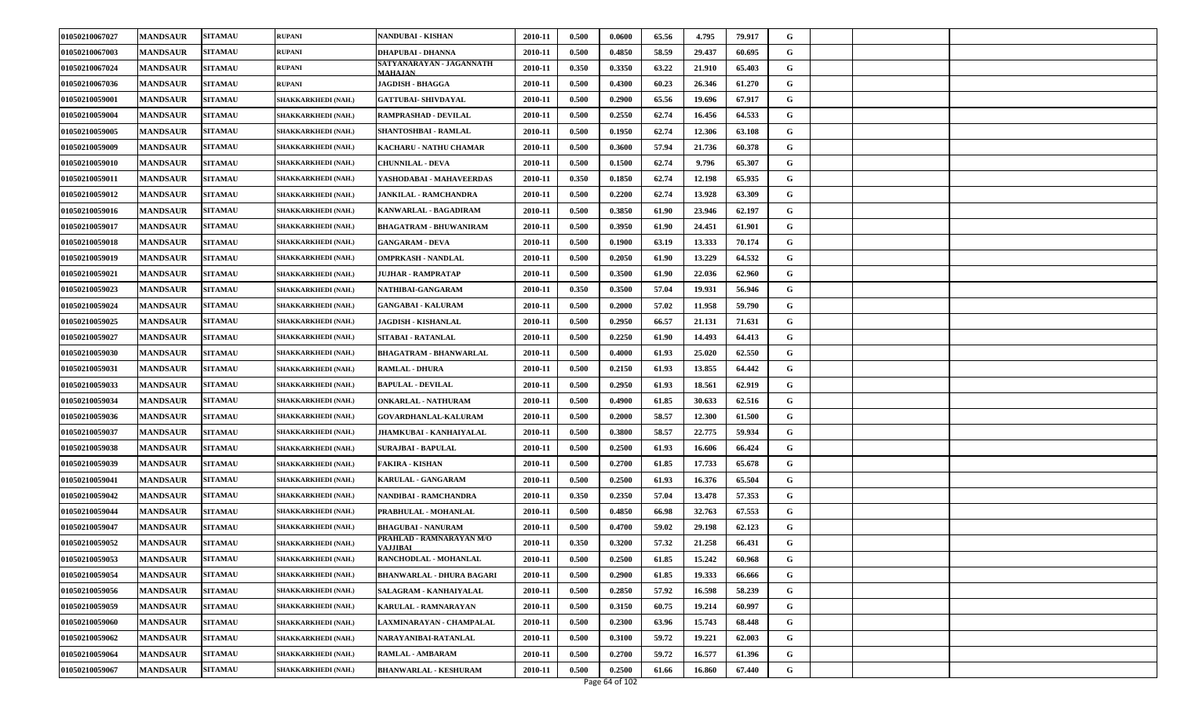| 01050210067027 | MANDSAUR | SITAMAU | RUPANI | NANDUBAI - KISHAN | 2010-11 | 0.500 | 0.0600 | 65.56 | 4.795 | 79.917 | G | | | |
|---|---|---|---|---|---|---|---|---|---|---|---|---|---|---|
| 01050210067003 | MANDSAUR | SITAMAU | RUPANI | DHAPUBAI - DHANNA | 2010-11 | 0.500 | 0.4850 | 58.59 | 29.437 | 60.695 | G | | | |
| 01050210067024 | MANDSAUR | SITAMAU | RUPANI | SATYANARAYAN - JAGANNATH MAHAJAN | 2010-11 | 0.350 | 0.3350 | 63.22 | 21.910 | 65.403 | G | | | |
| 01050210067036 | MANDSAUR | SITAMAU | RUPANI | JAGDISH - BHAGGA | 2010-11 | 0.500 | 0.4300 | 60.23 | 26.346 | 61.270 | G | | | |
| 01050210059001 | MANDSAUR | SITAMAU | SHAKKARKHEDI (NAH.) | GATTUBAI- SHIVDAYAL | 2010-11 | 0.500 | 0.2900 | 65.56 | 19.696 | 67.917 | G | | | |
| 01050210059004 | MANDSAUR | SITAMAU | SHAKKARKHEDI (NAH.) | RAMPRASHAD - DEVILAL | 2010-11 | 0.500 | 0.2550 | 62.74 | 16.456 | 64.533 | G | | | |
| 01050210059005 | MANDSAUR | SITAMAU | SHAKKARKHEDI (NAH.) | SHANTOSHBAI - RAMLAL | 2010-11 | 0.500 | 0.1950 | 62.74 | 12.306 | 63.108 | G | | | |
| 01050210059009 | MANDSAUR | SITAMAU | SHAKKARKHEDI (NAH.) | KACHARU - NATHU CHAMAR | 2010-11 | 0.500 | 0.3600 | 57.94 | 21.736 | 60.378 | G | | | |
| 01050210059010 | MANDSAUR | SITAMAU | SHAKKARKHEDI (NAH.) | CHUNNILAL - DEVA | 2010-11 | 0.500 | 0.1500 | 62.74 | 9.796 | 65.307 | G | | | |
| 01050210059011 | MANDSAUR | SITAMAU | SHAKKARKHEDI (NAH.) | YASHODABAI - MAHAVEERDAS | 2010-11 | 0.350 | 0.1850 | 62.74 | 12.198 | 65.935 | G | | | |
| 01050210059012 | MANDSAUR | SITAMAU | SHAKKARKHEDI (NAH.) | JANKILAL - RAMCHANDRA | 2010-11 | 0.500 | 0.2200 | 62.74 | 13.928 | 63.309 | G | | | |
| 01050210059016 | MANDSAUR | SITAMAU | SHAKKARKHEDI (NAH.) | KANWARLAL - BAGADIRAM | 2010-11 | 0.500 | 0.3850 | 61.90 | 23.946 | 62.197 | G | | | |
| 01050210059017 | MANDSAUR | SITAMAU | SHAKKARKHEDI (NAH.) | BHAGATRAM - BHUWANIRAM | 2010-11 | 0.500 | 0.3950 | 61.90 | 24.451 | 61.901 | G | | | |
| 01050210059018 | MANDSAUR | SITAMAU | SHAKKARKHEDI (NAH.) | GANGARAM - DEVA | 2010-11 | 0.500 | 0.1900 | 63.19 | 13.333 | 70.174 | G | | | |
| 01050210059019 | MANDSAUR | SITAMAU | SHAKKARKHEDI (NAH.) | OMPRKASH - NANDLAL | 2010-11 | 0.500 | 0.2050 | 61.90 | 13.229 | 64.532 | G | | | |
| 01050210059021 | MANDSAUR | SITAMAU | SHAKKARKHEDI (NAH.) | JUJHAR - RAMPRATAP | 2010-11 | 0.500 | 0.3500 | 61.90 | 22.036 | 62.960 | G | | | |
| 01050210059023 | MANDSAUR | SITAMAU | SHAKKARKHEDI (NAH.) | NATHIBAI-GANGARAM | 2010-11 | 0.350 | 0.3500 | 57.04 | 19.931 | 56.946 | G | | | |
| 01050210059024 | MANDSAUR | SITAMAU | SHAKKARKHEDI (NAH.) | GANGABAI - KALURAM | 2010-11 | 0.500 | 0.2000 | 57.02 | 11.958 | 59.790 | G | | | |
| 01050210059025 | MANDSAUR | SITAMAU | SHAKKARKHEDI (NAH.) | JAGDISH - KISHANLAL | 2010-11 | 0.500 | 0.2950 | 66.57 | 21.131 | 71.631 | G | | | |
| 01050210059027 | MANDSAUR | SITAMAU | SHAKKARKHEDI (NAH.) | SITABAI - RATANLAL | 2010-11 | 0.500 | 0.2250 | 61.90 | 14.493 | 64.413 | G | | | |
| 01050210059030 | MANDSAUR | SITAMAU | SHAKKARKHEDI (NAH.) | BHAGATRAM - BHANWARLAL | 2010-11 | 0.500 | 0.4000 | 61.93 | 25.020 | 62.550 | G | | | |
| 01050210059031 | MANDSAUR | SITAMAU | SHAKKARKHEDI (NAH.) | RAMLAL - DHURA | 2010-11 | 0.500 | 0.2150 | 61.93 | 13.855 | 64.442 | G | | | |
| 01050210059033 | MANDSAUR | SITAMAU | SHAKKARKHEDI (NAH.) | BAPULAL - DEVILAL | 2010-11 | 0.500 | 0.2950 | 61.93 | 18.561 | 62.919 | G | | | |
| 01050210059034 | MANDSAUR | SITAMAU | SHAKKARKHEDI (NAH.) | ONKARLAL - NATHURAM | 2010-11 | 0.500 | 0.4900 | 61.85 | 30.633 | 62.516 | G | | | |
| 01050210059036 | MANDSAUR | SITAMAU | SHAKKARKHEDI (NAH.) | GOVARDHANLAL-KALURAM | 2010-11 | 0.500 | 0.2000 | 58.57 | 12.300 | 61.500 | G | | | |
| 01050210059037 | MANDSAUR | SITAMAU | SHAKKARKHEDI (NAH.) | JHAMKUBAI - KANHAIYALAL | 2010-11 | 0.500 | 0.3800 | 58.57 | 22.775 | 59.934 | G | | | |
| 01050210059038 | MANDSAUR | SITAMAU | SHAKKARKHEDI (NAH.) | SURAJBAI - BAPULAL | 2010-11 | 0.500 | 0.2500 | 61.93 | 16.606 | 66.424 | G | | | |
| 01050210059039 | MANDSAUR | SITAMAU | SHAKKARKHEDI (NAH.) | FAKIRA - KISHAN | 2010-11 | 0.500 | 0.2700 | 61.85 | 17.733 | 65.678 | G | | | |
| 01050210059041 | MANDSAUR | SITAMAU | SHAKKARKHEDI (NAH.) | KARULAL - GANGARAM | 2010-11 | 0.500 | 0.2500 | 61.93 | 16.376 | 65.504 | G | | | |
| 01050210059042 | MANDSAUR | SITAMAU | SHAKKARKHEDI (NAH.) | NANDIBAI - RAMCHANDRA | 2010-11 | 0.350 | 0.2350 | 57.04 | 13.478 | 57.353 | G | | | |
| 01050210059044 | MANDSAUR | SITAMAU | SHAKKARKHEDI (NAH.) | PRABHULAL - MOHANLAL | 2010-11 | 0.500 | 0.4850 | 66.98 | 32.763 | 67.553 | G | | | |
| 01050210059047 | MANDSAUR | SITAMAU | SHAKKARKHEDI (NAH.) | BHAGUBAI - NANURAM | 2010-11 | 0.500 | 0.4700 | 59.02 | 29.198 | 62.123 | G | | | |
| 01050210059052 | MANDSAUR | SITAMAU | SHAKKARKHEDI (NAH.) | PRAHLAD - RAMNARAYAN M/O VAJJIBAI | 2010-11 | 0.350 | 0.3200 | 57.32 | 21.258 | 66.431 | G | | | |
| 01050210059053 | MANDSAUR | SITAMAU | SHAKKARKHEDI (NAH.) | RANCHODLAL - MOHANLAL | 2010-11 | 0.500 | 0.2500 | 61.85 | 15.242 | 60.968 | G | | | |
| 01050210059054 | MANDSAUR | SITAMAU | SHAKKARKHEDI (NAH.) | BHANWARLAL - DHURA BAGARI | 2010-11 | 0.500 | 0.2900 | 61.85 | 19.333 | 66.666 | G | | | |
| 01050210059056 | MANDSAUR | SITAMAU | SHAKKARKHEDI (NAH.) | SALAGRAM - KANHAIYALAL | 2010-11 | 0.500 | 0.2850 | 57.92 | 16.598 | 58.239 | G | | | |
| 01050210059059 | MANDSAUR | SITAMAU | SHAKKARKHEDI (NAH.) | KARULAL - RAMNARAYAN | 2010-11 | 0.500 | 0.3150 | 60.75 | 19.214 | 60.997 | G | | | |
| 01050210059060 | MANDSAUR | SITAMAU | SHAKKARKHEDI (NAH.) | LAXMINARAYAN - CHAMPALAL | 2010-11 | 0.500 | 0.2300 | 63.96 | 15.743 | 68.448 | G | | | |
| 01050210059062 | MANDSAUR | SITAMAU | SHAKKARKHEDI (NAH.) | NARAYANIBAI-RATANLAL | 2010-11 | 0.500 | 0.3100 | 59.72 | 19.221 | 62.003 | G | | | |
| 01050210059064 | MANDSAUR | SITAMAU | SHAKKARKHEDI (NAH.) | RAMLAL - AMBARAM | 2010-11 | 0.500 | 0.2700 | 59.72 | 16.577 | 61.396 | G | | | |
| 01050210059067 | MANDSAUR | SITAMAU | SHAKKARKHEDI (NAH.) | BHANWARLAL - KESHURAM | 2010-11 | 0.500 | 0.2500 | 61.66 | 16.860 | 67.440 | G | | | |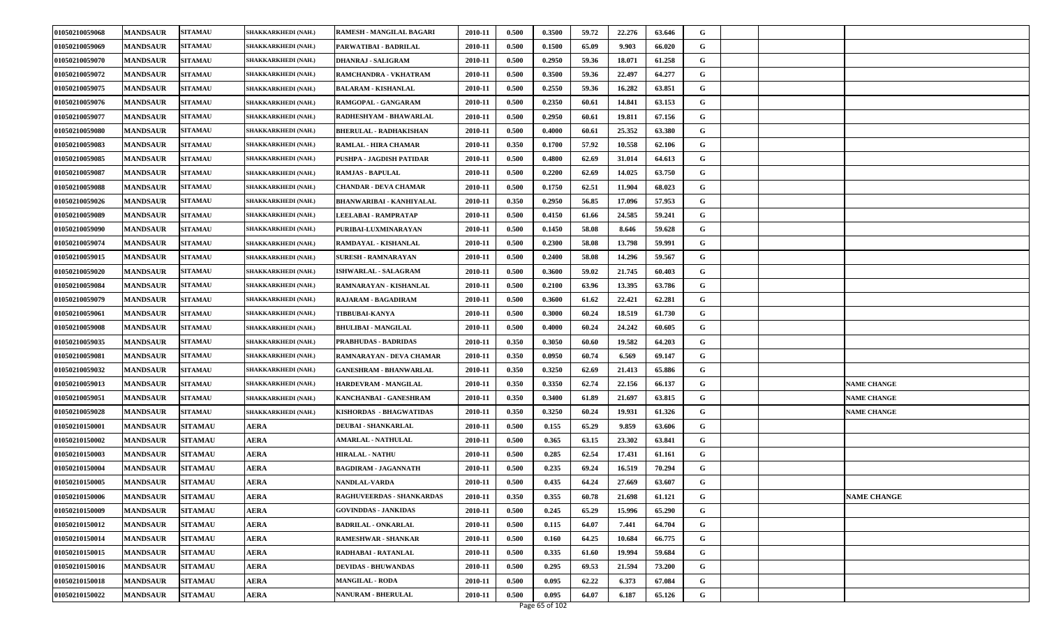| | | | | | | | | | | | | | | |
|---|---|---|---|---|---|---|---|---|---|---|---|---|---|---|
| 01050210059068 | MANDSAUR | SITAMAU | SHAKKARKHEDI (NAH.) | RAMESH - MANGILAL BAGARI | 2010-11 | 0.500 | 0.3500 | 59.72 | 22.276 | 63.646 | G | | | |
| 01050210059069 | MANDSAUR | SITAMAU | SHAKKARKHEDI (NAH.) | PARWATIBAI - BADRILAL | 2010-11 | 0.500 | 0.1500 | 65.09 | 9.903 | 66.020 | G | | | |
| 01050210059070 | MANDSAUR | SITAMAU | SHAKKARKHEDI (NAH.) | DHANRAJ - SALIGRAM | 2010-11 | 0.500 | 0.2950 | 59.36 | 18.071 | 61.258 | G | | | |
| 01050210059072 | MANDSAUR | SITAMAU | SHAKKARKHEDI (NAH.) | RAMCHANDRA - VKHATRAM | 2010-11 | 0.500 | 0.3500 | 59.36 | 22.497 | 64.277 | G | | | |
| 01050210059075 | MANDSAUR | SITAMAU | SHAKKARKHEDI (NAH.) | BALARAM - KISHANLAL | 2010-11 | 0.500 | 0.2550 | 59.36 | 16.282 | 63.851 | G | | | |
| 01050210059076 | MANDSAUR | SITAMAU | SHAKKARKHEDI (NAH.) | RAMGOPAL - GANGARAM | 2010-11 | 0.500 | 0.2350 | 60.61 | 14.841 | 63.153 | G | | | |
| 01050210059077 | MANDSAUR | SITAMAU | SHAKKARKHEDI (NAH.) | RADHESHYAM - BHAWARLAL | 2010-11 | 0.500 | 0.2950 | 60.61 | 19.811 | 67.156 | G | | | |
| 01050210059080 | MANDSAUR | SITAMAU | SHAKKARKHEDI (NAH.) | BHERULAL - RADHAKISHAN | 2010-11 | 0.500 | 0.4000 | 60.61 | 25.352 | 63.380 | G | | | |
| 01050210059083 | MANDSAUR | SITAMAU | SHAKKARKHEDI (NAH.) | RAMLAL - HIRA CHAMAR | 2010-11 | 0.350 | 0.1700 | 57.92 | 10.558 | 62.106 | G | | | |
| 01050210059085 | MANDSAUR | SITAMAU | SHAKKARKHEDI (NAH.) | PUSHPA - JAGDISH PATIDAR | 2010-11 | 0.500 | 0.4800 | 62.69 | 31.014 | 64.613 | G | | | |
| 01050210059087 | MANDSAUR | SITAMAU | SHAKKARKHEDI (NAH.) | RAMJAS - BAPULAL | 2010-11 | 0.500 | 0.2200 | 62.69 | 14.025 | 63.750 | G | | | |
| 01050210059088 | MANDSAUR | SITAMAU | SHAKKARKHEDI (NAH.) | CHANDAR - DEVA CHAMAR | 2010-11 | 0.500 | 0.1750 | 62.51 | 11.904 | 68.023 | G | | | |
| 01050210059026 | MANDSAUR | SITAMAU | SHAKKARKHEDI (NAH.) | BHANWARIBAI - KANHIYALAL | 2010-11 | 0.350 | 0.2950 | 56.85 | 17.096 | 57.953 | G | | | |
| 01050210059089 | MANDSAUR | SITAMAU | SHAKKARKHEDI (NAH.) | LEELABAI - RAMPRATAP | 2010-11 | 0.500 | 0.4150 | 61.66 | 24.585 | 59.241 | G | | | |
| 01050210059090 | MANDSAUR | SITAMAU | SHAKKARKHEDI (NAH.) | PURIBAI-LUXMINARAYAN | 2010-11 | 0.500 | 0.1450 | 58.08 | 8.646 | 59.628 | G | | | |
| 01050210059074 | MANDSAUR | SITAMAU | SHAKKARKHEDI (NAH.) | RAMDAYAL - KISHANLAL | 2010-11 | 0.500 | 0.2300 | 58.08 | 13.798 | 59.991 | G | | | |
| 01050210059015 | MANDSAUR | SITAMAU | SHAKKARKHEDI (NAH.) | SURESH - RAMNARAYAN | 2010-11 | 0.500 | 0.2400 | 58.08 | 14.296 | 59.567 | G | | | |
| 01050210059020 | MANDSAUR | SITAMAU | SHAKKARKHEDI (NAH.) | ISHWARLAL - SALAGRAM | 2010-11 | 0.500 | 0.3600 | 59.02 | 21.745 | 60.403 | G | | | |
| 01050210059084 | MANDSAUR | SITAMAU | SHAKKARKHEDI (NAH.) | RAMNARAYAN - KISHANLAL | 2010-11 | 0.500 | 0.2100 | 63.96 | 13.395 | 63.786 | G | | | |
| 01050210059079 | MANDSAUR | SITAMAU | SHAKKARKHEDI (NAH.) | RAJARAM - BAGADIRAM | 2010-11 | 0.500 | 0.3600 | 61.62 | 22.421 | 62.281 | G | | | |
| 01050210059061 | MANDSAUR | SITAMAU | SHAKKARKHEDI (NAH.) | TIBBUBAI-KANYA | 2010-11 | 0.500 | 0.3000 | 60.24 | 18.519 | 61.730 | G | | | |
| 01050210059008 | MANDSAUR | SITAMAU | SHAKKARKHEDI (NAH.) | BHULIBAI - MANGILAL | 2010-11 | 0.500 | 0.4000 | 60.24 | 24.242 | 60.605 | G | | | |
| 01050210059035 | MANDSAUR | SITAMAU | SHAKKARKHEDI (NAH.) | PRABHUDAS - BADRIDAS | 2010-11 | 0.350 | 0.3050 | 60.60 | 19.582 | 64.203 | G | | | |
| 01050210059081 | MANDSAUR | SITAMAU | SHAKKARKHEDI (NAH.) | RAMNARAYAN - DEVA CHAMAR | 2010-11 | 0.350 | 0.0950 | 60.74 | 6.569 | 69.147 | G | | | |
| 01050210059032 | MANDSAUR | SITAMAU | SHAKKARKHEDI (NAH.) | GANESHRAM - BHANWARLAL | 2010-11 | 0.350 | 0.3250 | 62.69 | 21.413 | 65.886 | G | | | |
| 01050210059013 | MANDSAUR | SITAMAU | SHAKKARKHEDI (NAH.) | HARDEVRAM - MANGILAL | 2010-11 | 0.350 | 0.3350 | 62.74 | 22.156 | 66.137 | G | | | NAME CHANGE |
| 01050210059051 | MANDSAUR | SITAMAU | SHAKKARKHEDI (NAH.) | KANCHANBAI - GANESHRAM | 2010-11 | 0.350 | 0.3400 | 61.89 | 21.697 | 63.815 | G | | | NAME CHANGE |
| 01050210059028 | MANDSAUR | SITAMAU | SHAKKARKHEDI (NAH.) | KISHORDAS - BHAGWATIDAS | 2010-11 | 0.350 | 0.3250 | 60.24 | 19.931 | 61.326 | G | | | NAME CHANGE |
| 01050210150001 | MANDSAUR | SITAMAU | AERA | DEUBAI - SHANKARLAL | 2010-11 | 0.500 | 0.155 | 65.29 | 9.859 | 63.606 | G | | | |
| 01050210150002 | MANDSAUR | SITAMAU | AERA | AMARLAL - NATHULAL | 2010-11 | 0.500 | 0.365 | 63.15 | 23.302 | 63.841 | G | | | |
| 01050210150003 | MANDSAUR | SITAMAU | AERA | HIRALAL - NATHU | 2010-11 | 0.500 | 0.285 | 62.54 | 17.431 | 61.161 | G | | | |
| 01050210150004 | MANDSAUR | SITAMAU | AERA | BAGDIRAM - JAGANNATH | 2010-11 | 0.500 | 0.235 | 69.24 | 16.519 | 70.294 | G | | | |
| 01050210150005 | MANDSAUR | SITAMAU | AERA | NANDLAL-VARDA | 2010-11 | 0.500 | 0.435 | 64.24 | 27.669 | 63.607 | G | | | |
| 01050210150006 | MANDSAUR | SITAMAU | AERA | RAGHUVEERDAS - SHANKARDAS | 2010-11 | 0.350 | 0.355 | 60.78 | 21.698 | 61.121 | G | | | NAME CHANGE |
| 01050210150009 | MANDSAUR | SITAMAU | AERA | GOVINDDAS - JANKIDAS | 2010-11 | 0.500 | 0.245 | 65.29 | 15.996 | 65.290 | G | | | |
| 01050210150012 | MANDSAUR | SITAMAU | AERA | BADRILAL - ONKARLAL | 2010-11 | 0.500 | 0.115 | 64.07 | 7.441 | 64.704 | G | | | |
| 01050210150014 | MANDSAUR | SITAMAU | AERA | RAMESHWAR - SHANKAR | 2010-11 | 0.500 | 0.160 | 64.25 | 10.684 | 66.775 | G | | | |
| 01050210150015 | MANDSAUR | SITAMAU | AERA | RADHABAI - RATANLAL | 2010-11 | 0.500 | 0.335 | 61.60 | 19.994 | 59.684 | G | | | |
| 01050210150016 | MANDSAUR | SITAMAU | AERA | DEVIDAS - BHUWANDAS | 2010-11 | 0.500 | 0.295 | 69.53 | 21.594 | 73.200 | G | | | |
| 01050210150018 | MANDSAUR | SITAMAU | AERA | MANGILAL - RODA | 2010-11 | 0.500 | 0.095 | 62.22 | 6.373 | 67.084 | G | | | |
| 01050210150022 | MANDSAUR | SITAMAU | AERA | NANURAM - BHERULAL | 2010-11 | 0.500 | 0.095 | 64.07 | 6.187 | 65.126 | G | | | |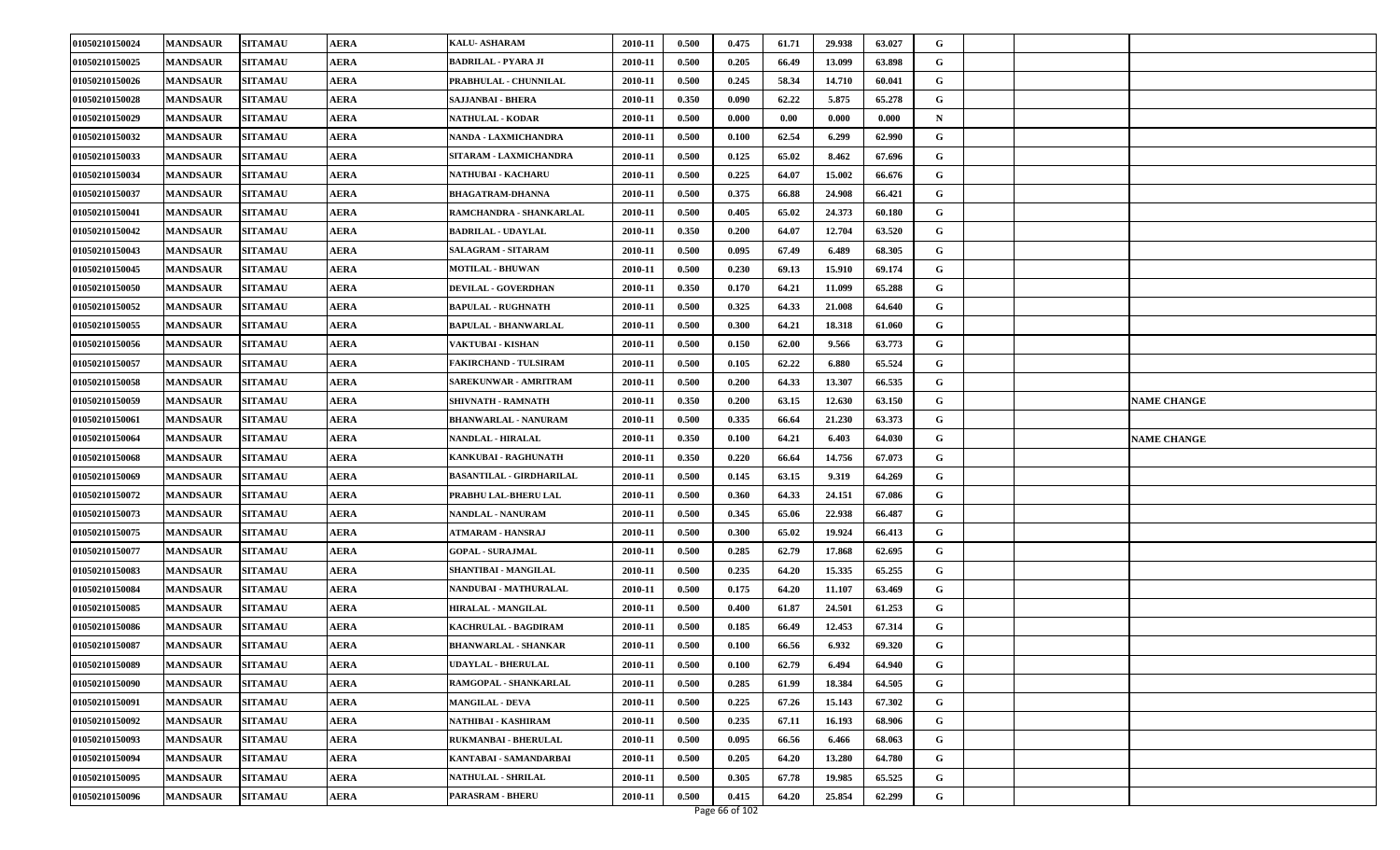| | | | | | | | | | | | | | | |
|---|---|---|---|---|---|---|---|---|---|---|---|---|---|---|
| 01050210150024 | MANDSAUR | SITAMAU | AERA | KALU- ASHARAM | 2010-11 | 0.500 | 0.475 | 61.71 | 29.938 | 63.027 | G | | | |
| 01050210150025 | MANDSAUR | SITAMAU | AERA | BADRILAL - PYARA JI | 2010-11 | 0.500 | 0.205 | 66.49 | 13.099 | 63.898 | G | | | |
| 01050210150026 | MANDSAUR | SITAMAU | AERA | PRABHULAL - CHUNNILAL | 2010-11 | 0.500 | 0.245 | 58.34 | 14.710 | 60.041 | G | | | |
| 01050210150028 | MANDSAUR | SITAMAU | AERA | SAJJANBAI - BHERA | 2010-11 | 0.350 | 0.090 | 62.22 | 5.875 | 65.278 | G | | | |
| 01050210150029 | MANDSAUR | SITAMAU | AERA | NATHULAL - KODAR | 2010-11 | 0.500 | 0.000 | 0.00 | 0.000 | 0.000 | N | | | |
| 01050210150032 | MANDSAUR | SITAMAU | AERA | NANDA - LAXMICHANDRA | 2010-11 | 0.500 | 0.100 | 62.54 | 6.299 | 62.990 | G | | | |
| 01050210150033 | MANDSAUR | SITAMAU | AERA | SITARAM - LAXMICHANDRA | 2010-11 | 0.500 | 0.125 | 65.02 | 8.462 | 67.696 | G | | | |
| 01050210150034 | MANDSAUR | SITAMAU | AERA | NATHUBAI - KACHARU | 2010-11 | 0.500 | 0.225 | 64.07 | 15.002 | 66.676 | G | | | |
| 01050210150037 | MANDSAUR | SITAMAU | AERA | BHAGATRAM-DHANNA | 2010-11 | 0.500 | 0.375 | 66.88 | 24.908 | 66.421 | G | | | |
| 01050210150041 | MANDSAUR | SITAMAU | AERA | RAMCHANDRA - SHANKARLAL | 2010-11 | 0.500 | 0.405 | 65.02 | 24.373 | 60.180 | G | | | |
| 01050210150042 | MANDSAUR | SITAMAU | AERA | BADRILAL - UDAYLAL | 2010-11 | 0.350 | 0.200 | 64.07 | 12.704 | 63.520 | G | | | |
| 01050210150043 | MANDSAUR | SITAMAU | AERA | SALAGRAM - SITARAM | 2010-11 | 0.500 | 0.095 | 67.49 | 6.489 | 68.305 | G | | | |
| 01050210150045 | MANDSAUR | SITAMAU | AERA | MOTILAL - BHUWAN | 2010-11 | 0.500 | 0.230 | 69.13 | 15.910 | 69.174 | G | | | |
| 01050210150050 | MANDSAUR | SITAMAU | AERA | DEVILAL - GOVERDHAN | 2010-11 | 0.350 | 0.170 | 64.21 | 11.099 | 65.288 | G | | | |
| 01050210150052 | MANDSAUR | SITAMAU | AERA | BAPULAL - RUGHNATH | 2010-11 | 0.500 | 0.325 | 64.33 | 21.008 | 64.640 | G | | | |
| 01050210150055 | MANDSAUR | SITAMAU | AERA | BAPULAL - BHANWARLAL | 2010-11 | 0.500 | 0.300 | 64.21 | 18.318 | 61.060 | G | | | |
| 01050210150056 | MANDSAUR | SITAMAU | AERA | VAKTUBAI - KISHAN | 2010-11 | 0.500 | 0.150 | 62.00 | 9.566 | 63.773 | G | | | |
| 01050210150057 | MANDSAUR | SITAMAU | AERA | FAKIRCHAND - TULSIRAM | 2010-11 | 0.500 | 0.105 | 62.22 | 6.880 | 65.524 | G | | | |
| 01050210150058 | MANDSAUR | SITAMAU | AERA | SAREKUNWAR - AMRITRAM | 2010-11 | 0.500 | 0.200 | 64.33 | 13.307 | 66.535 | G | | | |
| 01050210150059 | MANDSAUR | SITAMAU | AERA | SHIVNATH - RAMNATH | 2010-11 | 0.350 | 0.200 | 63.15 | 12.630 | 63.150 | G | | | NAME CHANGE |
| 01050210150061 | MANDSAUR | SITAMAU | AERA | BHANWARLAL - NANURAM | 2010-11 | 0.500 | 0.335 | 66.64 | 21.230 | 63.373 | G | | | |
| 01050210150064 | MANDSAUR | SITAMAU | AERA | NANDLAL - HIRALAL | 2010-11 | 0.350 | 0.100 | 64.21 | 6.403 | 64.030 | G | | | NAME CHANGE |
| 01050210150068 | MANDSAUR | SITAMAU | AERA | KANKUBAI - RAGHUNATH | 2010-11 | 0.350 | 0.220 | 66.64 | 14.756 | 67.073 | G | | | |
| 01050210150069 | MANDSAUR | SITAMAU | AERA | BASANTILAL - GIRDHARILAL | 2010-11 | 0.500 | 0.145 | 63.15 | 9.319 | 64.269 | G | | | |
| 01050210150072 | MANDSAUR | SITAMAU | AERA | PRABHU LAL-BHERU LAL | 2010-11 | 0.500 | 0.360 | 64.33 | 24.151 | 67.086 | G | | | |
| 01050210150073 | MANDSAUR | SITAMAU | AERA | NANDLAL - NANURAM | 2010-11 | 0.500 | 0.345 | 65.06 | 22.938 | 66.487 | G | | | |
| 01050210150075 | MANDSAUR | SITAMAU | AERA | ATMARAM - HANSRAJ | 2010-11 | 0.500 | 0.300 | 65.02 | 19.924 | 66.413 | G | | | |
| 01050210150077 | MANDSAUR | SITAMAU | AERA | GOPAL - SURAJMAL | 2010-11 | 0.500 | 0.285 | 62.79 | 17.868 | 62.695 | G | | | |
| 01050210150083 | MANDSAUR | SITAMAU | AERA | SHANTIBAI - MANGILAL | 2010-11 | 0.500 | 0.235 | 64.20 | 15.335 | 65.255 | G | | | |
| 01050210150084 | MANDSAUR | SITAMAU | AERA | NANDUBAI - MATHURALAL | 2010-11 | 0.500 | 0.175 | 64.20 | 11.107 | 63.469 | G | | | |
| 01050210150085 | MANDSAUR | SITAMAU | AERA | HIRALAL - MANGILAL | 2010-11 | 0.500 | 0.400 | 61.87 | 24.501 | 61.253 | G | | | |
| 01050210150086 | MANDSAUR | SITAMAU | AERA | KACHRULAL - BAGDIRAM | 2010-11 | 0.500 | 0.185 | 66.49 | 12.453 | 67.314 | G | | | |
| 01050210150087 | MANDSAUR | SITAMAU | AERA | BHANWARLAL - SHANKAR | 2010-11 | 0.500 | 0.100 | 66.56 | 6.932 | 69.320 | G | | | |
| 01050210150089 | MANDSAUR | SITAMAU | AERA | UDAYLAL - BHERULAL | 2010-11 | 0.500 | 0.100 | 62.79 | 6.494 | 64.940 | G | | | |
| 01050210150090 | MANDSAUR | SITAMAU | AERA | RAMGOPAL - SHANKARLAL | 2010-11 | 0.500 | 0.285 | 61.99 | 18.384 | 64.505 | G | | | |
| 01050210150091 | MANDSAUR | SITAMAU | AERA | MANGILAL - DEVA | 2010-11 | 0.500 | 0.225 | 67.26 | 15.143 | 67.302 | G | | | |
| 01050210150092 | MANDSAUR | SITAMAU | AERA | NATHIBAI - KASHIRAM | 2010-11 | 0.500 | 0.235 | 67.11 | 16.193 | 68.906 | G | | | |
| 01050210150093 | MANDSAUR | SITAMAU | AERA | RUKMANBAI - BHERULAL | 2010-11 | 0.500 | 0.095 | 66.56 | 6.466 | 68.063 | G | | | |
| 01050210150094 | MANDSAUR | SITAMAU | AERA | KANTABAI - SAMANDARBAI | 2010-11 | 0.500 | 0.205 | 64.20 | 13.280 | 64.780 | G | | | |
| 01050210150095 | MANDSAUR | SITAMAU | AERA | NATHULAL - SHRILAL | 2010-11 | 0.500 | 0.305 | 67.78 | 19.985 | 65.525 | G | | | |
| 01050210150096 | MANDSAUR | SITAMAU | AERA | PARASRAM - BHERU | 2010-11 | 0.500 | 0.415 | 64.20 | 25.854 | 62.299 | G | | | |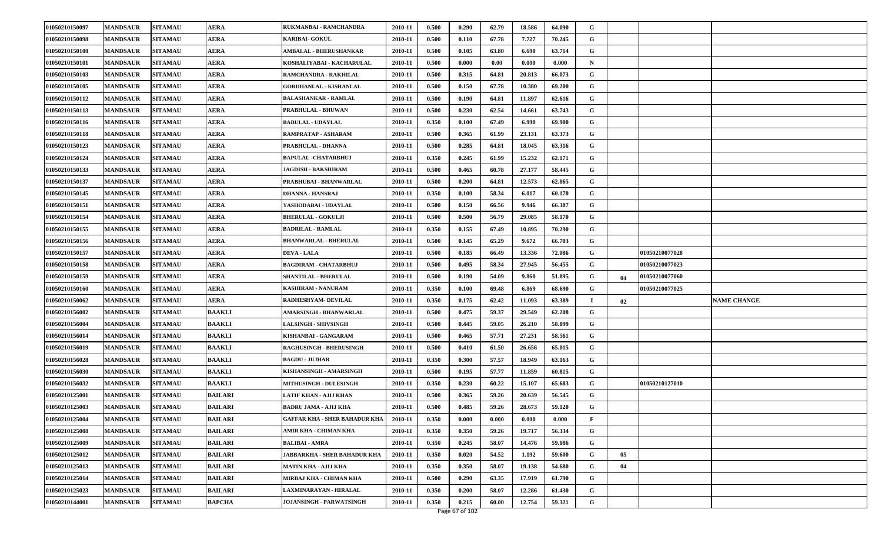| | | | | | | | | | | | | | | | |
|---|---|---|---|---|---|---|---|---|---|---|---|---|---|---|---|
| 01050210150097 | MANDSAUR | SITAMAU | AERA | RUKMANBAI - RAMCHANDRA | 2010-11 | 0.500 | 0.290 | 62.79 | 18.586 | 64.090 | G | | | |
| 01050210150098 | MANDSAUR | SITAMAU | AERA | KARIBAI- GOKUL | 2010-11 | 0.500 | 0.110 | 67.78 | 7.727 | 70.245 | G | | | |
| 01050210150100 | MANDSAUR | SITAMAU | AERA | AMBALAL - BHERUSHANKAR | 2010-11 | 0.500 | 0.105 | 63.80 | 6.690 | 63.714 | G | | | |
| 01050210150101 | MANDSAUR | SITAMAU | AERA | KOSHALIYABAI - KACHARULAL | 2010-11 | 0.500 | 0.000 | 0.00 | 0.000 | 0.000 | N | | | |
| 01050210150103 | MANDSAUR | SITAMAU | AERA | RAMCHANDRA - RAKHILAL | 2010-11 | 0.500 | 0.315 | 64.81 | 20.813 | 66.073 | G | | | |
| 01050210150105 | MANDSAUR | SITAMAU | AERA | GORDHANLAL - KISHANLAL | 2010-11 | 0.500 | 0.150 | 67.78 | 10.380 | 69.200 | G | | | |
| 01050210150112 | MANDSAUR | SITAMAU | AERA | BALASHANKAR - RAMLAL | 2010-11 | 0.500 | 0.190 | 64.81 | 11.897 | 62.616 | G | | | |
| 01050210150113 | MANDSAUR | SITAMAU | AERA | PRABHULAL - BHUWAN | 2010-11 | 0.500 | 0.230 | 62.54 | 14.661 | 63.743 | G | | | |
| 01050210150116 | MANDSAUR | SITAMAU | AERA | BABULAL - UDAYLAL | 2010-11 | 0.350 | 0.100 | 67.49 | 6.990 | 69.900 | G | | | |
| 01050210150118 | MANDSAUR | SITAMAU | AERA | RAMPRATAP - ASHARAM | 2010-11 | 0.500 | 0.365 | 61.99 | 23.131 | 63.373 | G | | | |
| 01050210150123 | MANDSAUR | SITAMAU | AERA | PRABHULAL - DHANNA | 2010-11 | 0.500 | 0.285 | 64.81 | 18.045 | 63.316 | G | | | |
| 01050210150124 | MANDSAUR | SITAMAU | AERA | BAPULAL -CHATARBHUJ | 2010-11 | 0.350 | 0.245 | 61.99 | 15.232 | 62.171 | G | | | |
| 01050210150133 | MANDSAUR | SITAMAU | AERA | JAGDISH - BAKSHIRAM | 2010-11 | 0.500 | 0.465 | 60.78 | 27.177 | 58.445 | G | | | |
| 01050210150137 | MANDSAUR | SITAMAU | AERA | PRABHUBAI - BHANWARLAL | 2010-11 | 0.500 | 0.200 | 64.81 | 12.573 | 62.865 | G | | | |
| 01050210150145 | MANDSAUR | SITAMAU | AERA | DHANNA - HANSRAJ | 2010-11 | 0.350 | 0.100 | 58.34 | 6.017 | 60.170 | G | | | |
| 01050210150151 | MANDSAUR | SITAMAU | AERA | YASHODABAI - UDAYLAL | 2010-11 | 0.500 | 0.150 | 66.56 | 9.946 | 66.307 | G | | | |
| 01050210150154 | MANDSAUR | SITAMAU | AERA | BHERULAL - GOKULJI | 2010-11 | 0.500 | 0.500 | 56.79 | 29.085 | 58.170 | G | | | |
| 01050210150155 | MANDSAUR | SITAMAU | AERA | BADRILAL - RAMLAL | 2010-11 | 0.350 | 0.155 | 67.49 | 10.895 | 70.290 | G | | | |
| 01050210150156 | MANDSAUR | SITAMAU | AERA | BHANWARLAL - BHERULAL | 2010-11 | 0.500 | 0.145 | 65.29 | 9.672 | 66.703 | G | | | |
| 01050210150157 | MANDSAUR | SITAMAU | AERA | DEVA - LALA | 2010-11 | 0.500 | 0.185 | 66.49 | 13.336 | 72.086 | G | | 01050210077028 | |
| 01050210150158 | MANDSAUR | SITAMAU | AERA | BAGDIRAM - CHATARBHUJ | 2010-11 | 0.500 | 0.495 | 58.34 | 27.945 | 56.455 | G | | 01050210077023 | |
| 01050210150159 | MANDSAUR | SITAMAU | AERA | SHANTILAL - BHERULAL | 2010-11 | 0.500 | 0.190 | 54.09 | 9.860 | 51.895 | G | 04 | 01050210077060 | |
| 01050210150160 | MANDSAUR | SITAMAU | AERA | KASHIRAM - NANURAM | 2010-11 | 0.350 | 0.100 | 69.48 | 6.869 | 68.690 | G | | 01050210077025 | |
| 01050210150062 | MANDSAUR | SITAMAU | AERA | RADHESHYAM- DEVILAL | 2010-11 | 0.350 | 0.175 | 62.42 | 11.093 | 63.389 | I | 02 | | NAME CHANGE |
| 01050210156002 | MANDSAUR | SITAMAU | BAAKLI | AMARSINGH - BHANWARLAL | 2010-11 | 0.500 | 0.475 | 59.37 | 29.549 | 62.208 | G | | | |
| 01050210156004 | MANDSAUR | SITAMAU | BAAKLI | LALSINGH - SHIVSINGH | 2010-11 | 0.500 | 0.445 | 59.05 | 26.210 | 58.899 | G | | | |
| 01050210156014 | MANDSAUR | SITAMAU | BAAKLI | KISHANBAI - GANGARAM | 2010-11 | 0.500 | 0.465 | 57.71 | 27.231 | 58.561 | G | | | |
| 01050210156019 | MANDSAUR | SITAMAU | BAAKLI | RAGHUSINGH - BHERUSINGH | 2010-11 | 0.500 | 0.410 | 61.50 | 26.656 | 65.015 | G | | | |
| 01050210156028 | MANDSAUR | SITAMAU | BAAKLI | BAGDU - JUJHAR | 2010-11 | 0.350 | 0.300 | 57.57 | 18.949 | 63.163 | G | | | |
| 01050210156030 | MANDSAUR | SITAMAU | BAAKLI | KISHANSINGH - AMARSINGH | 2010-11 | 0.500 | 0.195 | 57.77 | 11.859 | 60.815 | G | | | |
| 01050210156032 | MANDSAUR | SITAMAU | BAAKLI | MITHUSINGH - DULESINGH | 2010-11 | 0.350 | 0.230 | 60.22 | 15.107 | 65.683 | G | | 01050210127010 | |
| 01050210125001 | MANDSAUR | SITAMAU | BAILARI | LATIF KHAN - AJIJ KHAN | 2010-11 | 0.500 | 0.365 | 59.26 | 20.639 | 56.545 | G | | | |
| 01050210125003 | MANDSAUR | SITAMAU | BAILARI | BADRU JAMA - AJIJ KHA | 2010-11 | 0.500 | 0.485 | 59.26 | 28.673 | 59.120 | G | | | |
| 01050210125004 | MANDSAUR | SITAMAU | BAILARI | GAFFAR KHA - SHER BAHADUR KHA | 2010-11 | 0.350 | 0.000 | 0.000 | 0.000 | 0.000 | F | | | |
| 01050210125008 | MANDSAUR | SITAMAU | BAILARI | AMIR KHA - CHIMAN KHA | 2010-11 | 0.350 | 0.350 | 59.26 | 19.717 | 56.334 | G | | | |
| 01050210125009 | MANDSAUR | SITAMAU | BAILARI | BALIBAI - AMRA | 2010-11 | 0.350 | 0.245 | 58.07 | 14.476 | 59.086 | G | | | |
| 01050210125012 | MANDSAUR | SITAMAU | BAILARI | JABBARKHA - SHER BAHADUR KHA | 2010-11 | 0.350 | 0.020 | 54.52 | 1.192 | 59.600 | G | 05 | | |
| 01050210125013 | MANDSAUR | SITAMAU | BAILARI | MATIN KHA - AJIJ KHA | 2010-11 | 0.350 | 0.350 | 58.07 | 19.138 | 54.680 | G | 04 | | |
| 01050210125014 | MANDSAUR | SITAMAU | BAILARI | MIRBAJ KHA - CHIMAN KHA | 2010-11 | 0.500 | 0.290 | 63.35 | 17.919 | 61.790 | G | | | |
| 01050210125023 | MANDSAUR | SITAMAU | BAILARI | LAXMINARAYAN - HIRALAL | 2010-11 | 0.350 | 0.200 | 58.07 | 12.286 | 61.430 | G | | | |
| 01050210144001 | MANDSAUR | SITAMAU | BAPCHA | JOJANSINGH - PARWATSINGH | 2010-11 | 0.350 | 0.215 | 60.00 | 12.754 | 59.321 | G | | | |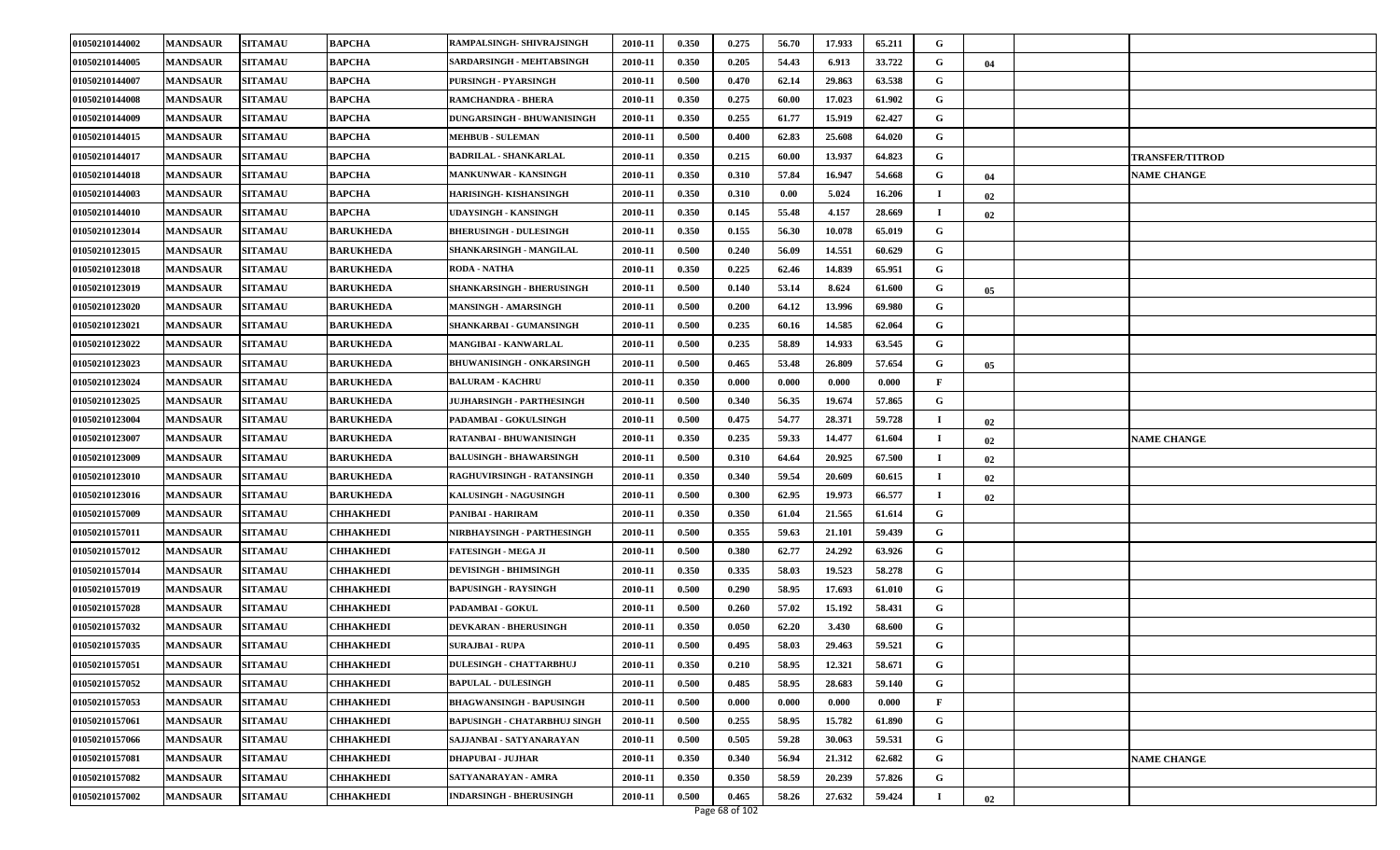| | | | | | | | | | | | | | | |
|---|---|---|---|---|---|---|---|---|---|---|---|---|---|---|
| 01050210144002 | MANDSAUR | SITAMAU | BAPCHA | RAMPALSINGH- SHIVRAJSINGH | 2010-11 | 0.350 | 0.275 | 56.70 | 17.933 | 65.211 | G | | | |
| 01050210144005 | MANDSAUR | SITAMAU | BAPCHA | SARDARSINGH - MEHTABSINGH | 2010-11 | 0.350 | 0.205 | 54.43 | 6.913 | 33.722 | G | 04 | | |
| 01050210144007 | MANDSAUR | SITAMAU | BAPCHA | PURSINGH - PYARSINGH | 2010-11 | 0.500 | 0.470 | 62.14 | 29.863 | 63.538 | G | | | |
| 01050210144008 | MANDSAUR | SITAMAU | BAPCHA | RAMCHANDRA - BHERA | 2010-11 | 0.350 | 0.275 | 60.00 | 17.023 | 61.902 | G | | | |
| 01050210144009 | MANDSAUR | SITAMAU | BAPCHA | DUNGARSINGH - BHUWANISINGH | 2010-11 | 0.350 | 0.255 | 61.77 | 15.919 | 62.427 | G | | | |
| 01050210144015 | MANDSAUR | SITAMAU | BAPCHA | MEHBUB - SULEMAN | 2010-11 | 0.500 | 0.400 | 62.83 | 25.608 | 64.020 | G | | | |
| 01050210144017 | MANDSAUR | SITAMAU | BAPCHA | BADRILAL - SHANKARLAL | 2010-11 | 0.350 | 0.215 | 60.00 | 13.937 | 64.823 | G | | | TRANSFER/TITROD |
| 01050210144018 | MANDSAUR | SITAMAU | BAPCHA | MANKUNWAR - KANSINGH | 2010-11 | 0.350 | 0.310 | 57.84 | 16.947 | 54.668 | G | 04 | | NAME CHANGE |
| 01050210144003 | MANDSAUR | SITAMAU | BAPCHA | HARISINGH- KISHANSINGH | 2010-11 | 0.350 | 0.310 | 0.00 | 5.024 | 16.206 | I | 02 | | |
| 01050210144010 | MANDSAUR | SITAMAU | BAPCHA | UDAYSINGH - KANSINGH | 2010-11 | 0.350 | 0.145 | 55.48 | 4.157 | 28.669 | I | 02 | | |
| 01050210123014 | MANDSAUR | SITAMAU | BARUKHEDA | BHERUSINGH - DULESINGH | 2010-11 | 0.350 | 0.155 | 56.30 | 10.078 | 65.019 | G | | | |
| 01050210123015 | MANDSAUR | SITAMAU | BARUKHEDA | SHANKARSINGH - MANGILAL | 2010-11 | 0.500 | 0.240 | 56.09 | 14.551 | 60.629 | G | | | |
| 01050210123018 | MANDSAUR | SITAMAU | BARUKHEDA | RODA - NATHA | 2010-11 | 0.350 | 0.225 | 62.46 | 14.839 | 65.951 | G | | | |
| 01050210123019 | MANDSAUR | SITAMAU | BARUKHEDA | SHANKARSINGH - BHERUSINGH | 2010-11 | 0.500 | 0.140 | 53.14 | 8.624 | 61.600 | G | 05 | | |
| 01050210123020 | MANDSAUR | SITAMAU | BARUKHEDA | MANSINGH - AMARSINGH | 2010-11 | 0.500 | 0.200 | 64.12 | 13.996 | 69.980 | G | | | |
| 01050210123021 | MANDSAUR | SITAMAU | BARUKHEDA | SHANKARBAI - GUMANSINGH | 2010-11 | 0.500 | 0.235 | 60.16 | 14.585 | 62.064 | G | | | |
| 01050210123022 | MANDSAUR | SITAMAU | BARUKHEDA | MANGIBAI - KANWARLAL | 2010-11 | 0.500 | 0.235 | 58.89 | 14.933 | 63.545 | G | | | |
| 01050210123023 | MANDSAUR | SITAMAU | BARUKHEDA | BHUWANISINGH - ONKARSINGH | 2010-11 | 0.500 | 0.465 | 53.48 | 26.809 | 57.654 | G | 05 | | |
| 01050210123024 | MANDSAUR | SITAMAU | BARUKHEDA | BALURAM - KACHRU | 2010-11 | 0.350 | 0.000 | 0.000 | 0.000 | 0.000 | F | | | |
| 01050210123025 | MANDSAUR | SITAMAU | BARUKHEDA | JUJHARSINGH - PARTHESINGH | 2010-11 | 0.500 | 0.340 | 56.35 | 19.674 | 57.865 | G | | | |
| 01050210123004 | MANDSAUR | SITAMAU | BARUKHEDA | PADAMBAI - GOKULSINGH | 2010-11 | 0.500 | 0.475 | 54.77 | 28.371 | 59.728 | I | 02 | | |
| 01050210123007 | MANDSAUR | SITAMAU | BARUKHEDA | RATANBAI - BHUWANISINGH | 2010-11 | 0.350 | 0.235 | 59.33 | 14.477 | 61.604 | I | 02 | | NAME CHANGE |
| 01050210123009 | MANDSAUR | SITAMAU | BARUKHEDA | BALUSINGH - BHAWARSINGH | 2010-11 | 0.500 | 0.310 | 64.64 | 20.925 | 67.500 | I | 02 | | |
| 01050210123010 | MANDSAUR | SITAMAU | BARUKHEDA | RAGHUVIRSINGH - RATANSINGH | 2010-11 | 0.350 | 0.340 | 59.54 | 20.609 | 60.615 | I | 02 | | |
| 01050210123016 | MANDSAUR | SITAMAU | BARUKHEDA | KALUSINGH - NAGUSINGH | 2010-11 | 0.500 | 0.300 | 62.95 | 19.973 | 66.577 | I | 02 | | |
| 01050210157009 | MANDSAUR | SITAMAU | CHHAKHEDI | PANIBAI - HARIRAM | 2010-11 | 0.350 | 0.350 | 61.04 | 21.565 | 61.614 | G | | | |
| 01050210157011 | MANDSAUR | SITAMAU | CHHAKHEDI | NIRBHAYSINGH - PARTHESINGH | 2010-11 | 0.500 | 0.355 | 59.63 | 21.101 | 59.439 | G | | | |
| 01050210157012 | MANDSAUR | SITAMAU | CHHAKHEDI | FATESINGH - MEGA JI | 2010-11 | 0.500 | 0.380 | 62.77 | 24.292 | 63.926 | G | | | |
| 01050210157014 | MANDSAUR | SITAMAU | CHHAKHEDI | DEVISINGH - BHIMSINGH | 2010-11 | 0.350 | 0.335 | 58.03 | 19.523 | 58.278 | G | | | |
| 01050210157019 | MANDSAUR | SITAMAU | CHHAKHEDI | BAPUSINGH - RAYSINGH | 2010-11 | 0.500 | 0.290 | 58.95 | 17.693 | 61.010 | G | | | |
| 01050210157028 | MANDSAUR | SITAMAU | CHHAKHEDI | PADAMBAI - GOKUL | 2010-11 | 0.500 | 0.260 | 57.02 | 15.192 | 58.431 | G | | | |
| 01050210157032 | MANDSAUR | SITAMAU | CHHAKHEDI | DEVKARAN - BHERUSINGH | 2010-11 | 0.350 | 0.050 | 62.20 | 3.430 | 68.600 | G | | | |
| 01050210157035 | MANDSAUR | SITAMAU | CHHAKHEDI | SURAJBAI - RUPA | 2010-11 | 0.500 | 0.495 | 58.03 | 29.463 | 59.521 | G | | | |
| 01050210157051 | MANDSAUR | SITAMAU | CHHAKHEDI | DULESINGH - CHATTARBHUJ | 2010-11 | 0.350 | 0.210 | 58.95 | 12.321 | 58.671 | G | | | |
| 01050210157052 | MANDSAUR | SITAMAU | CHHAKHEDI | BAPULAL - DULESINGH | 2010-11 | 0.500 | 0.485 | 58.95 | 28.683 | 59.140 | G | | | |
| 01050210157053 | MANDSAUR | SITAMAU | CHHAKHEDI | BHAGWANSINGH - BAPUSINGH | 2010-11 | 0.500 | 0.000 | 0.000 | 0.000 | 0.000 | F | | | |
| 01050210157061 | MANDSAUR | SITAMAU | CHHAKHEDI | BAPUSINGH - CHATARBHUJ SINGH | 2010-11 | 0.500 | 0.255 | 58.95 | 15.782 | 61.890 | G | | | |
| 01050210157066 | MANDSAUR | SITAMAU | CHHAKHEDI | SAJJANBAI - SATYANARAYAN | 2010-11 | 0.500 | 0.505 | 59.28 | 30.063 | 59.531 | G | | | |
| 01050210157081 | MANDSAUR | SITAMAU | CHHAKHEDI | DHAPUBAI - JUJHAR | 2010-11 | 0.350 | 0.340 | 56.94 | 21.312 | 62.682 | G | | | NAME CHANGE |
| 01050210157082 | MANDSAUR | SITAMAU | CHHAKHEDI | SATYANARAYAN - AMRA | 2010-11 | 0.350 | 0.350 | 58.59 | 20.239 | 57.826 | G | | | |
| 01050210157002 | MANDSAUR | SITAMAU | CHHAKHEDI | INDARSINGH - BHERUSINGH | 2010-11 | 0.500 | 0.465 | 58.26 | 27.632 | 59.424 | I | 02 | | |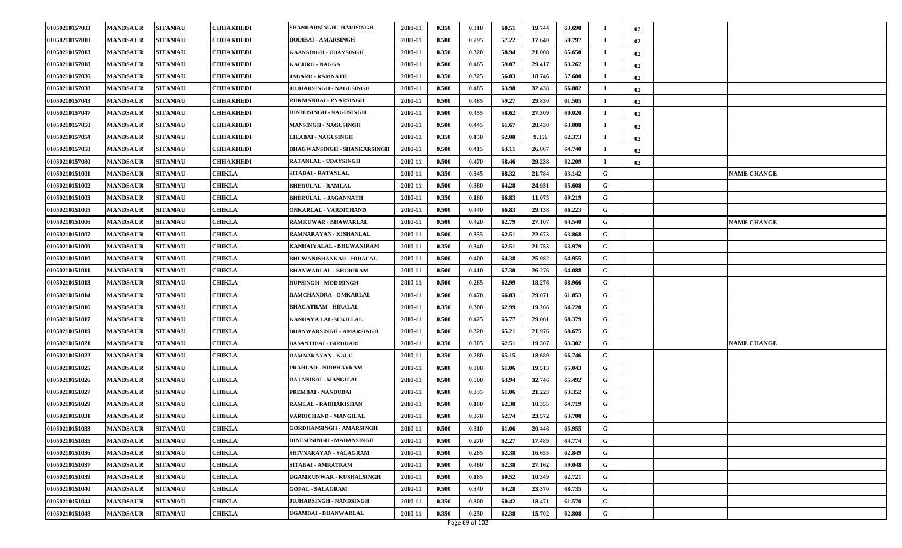| | | | | | | | | | | | | | | |
|---|---|---|---|---|---|---|---|---|---|---|---|---|---|---|
| 01050210157003 | MANDSAUR | SITAMAU | CHHAKHEDI | SHANKARSINGH - HARISINGH | 2010-11 | 0.350 | 0.310 | 60.51 | 19.744 | 63.690 | I | 02 | | |
| 01050210157010 | MANDSAUR | SITAMAU | CHHAKHEDI | RODIBAI - AMARSINGH | 2010-11 | 0.500 | 0.295 | 57.22 | 17.640 | 59.797 | I | 02 | | |
| 01050210157013 | MANDSAUR | SITAMAU | CHHAKHEDI | KAANSINGH - UDAYSINGH | 2010-11 | 0.350 | 0.320 | 58.94 | 21.008 | 65.650 | I | 02 | | |
| 01050210157018 | MANDSAUR | SITAMAU | CHHAKHEDI | KACHRU - NAGGA | 2010-11 | 0.500 | 0.465 | 59.07 | 29.417 | 63.262 | I | 02 | | |
| 01050210157036 | MANDSAUR | SITAMAU | CHHAKHEDI | JABARU - RAMNATH | 2010-11 | 0.350 | 0.325 | 56.83 | 18.746 | 57.680 | I | 02 | | |
| 01050210157038 | MANDSAUR | SITAMAU | CHHAKHEDI | JUJHARSINGH - NAGUSINGH | 2010-11 | 0.500 | 0.485 | 63.98 | 32.438 | 66.882 | I | 02 | | |
| 01050210157043 | MANDSAUR | SITAMAU | CHHAKHEDI | RUKMANBAI - PYARSINGH | 2010-11 | 0.500 | 0.485 | 59.27 | 29.830 | 61.505 | I | 02 | | |
| 01050210157047 | MANDSAUR | SITAMAU | CHHAKHEDI | HINDUSINGH - NAGUSINGH | 2010-11 | 0.500 | 0.455 | 58.62 | 27.309 | 60.020 | I | 02 | | |
| 01050210157050 | MANDSAUR | SITAMAU | CHHAKHEDI | MANSINGH - NAGUSINGH | 2010-11 | 0.500 | 0.445 | 61.67 | 28.430 | 63.888 | I | 02 | | |
| 01050210157054 | MANDSAUR | SITAMAU | CHHAKHEDI | LILABAI - NAGUSINGH | 2010-11 | 0.350 | 0.150 | 62.08 | 9.356 | 62.373 | I | 02 | | |
| 01050210157058 | MANDSAUR | SITAMAU | CHHAKHEDI | BHAGWANSINGH - SHANKARSINGH | 2010-11 | 0.500 | 0.415 | 63.11 | 26.867 | 64.740 | I | 02 | | |
| 01050210157080 | MANDSAUR | SITAMAU | CHHAKHEDI | RATANLAL - UDAYSINGH | 2010-11 | 0.500 | 0.470 | 58.46 | 29.238 | 62.209 | I | 02 | | |
| 01050210151001 | MANDSAUR | SITAMAU | CHIKLA | SITABAI - RATANLAL | 2010-11 | 0.350 | 0.345 | 68.32 | 21.784 | 63.142 | G | | | NAME CHANGE |
| 01050210151002 | MANDSAUR | SITAMAU | CHIKLA | BHERULAL - RAMLAL | 2010-11 | 0.500 | 0.380 | 64.28 | 24.931 | 65.608 | G | | | |
| 01050210151003 | MANDSAUR | SITAMAU | CHIKLA | BHERULAL - JAGANNATH | 2010-11 | 0.350 | 0.160 | 66.83 | 11.075 | 69.219 | G | | | |
| 01050210151005 | MANDSAUR | SITAMAU | CHIKLA | ONKARLAL - VARDICHAND | 2010-11 | 0.500 | 0.440 | 66.83 | 29.138 | 66.223 | G | | | |
| 01050210151006 | MANDSAUR | SITAMAU | CHIKLA | RAMKUWAR - BHAWARLAL | 2010-11 | 0.500 | 0.420 | 62.79 | 27.107 | 64.540 | G | | | NAME CHANGE |
| 01050210151007 | MANDSAUR | SITAMAU | CHIKLA | RAMNARAYAN - KISHANLAL | 2010-11 | 0.500 | 0.355 | 62.51 | 22.673 | 63.868 | G | | | |
| 01050210151009 | MANDSAUR | SITAMAU | CHIKLA | KANHAIYALAL - BHUWANIRAM | 2010-11 | 0.350 | 0.340 | 62.51 | 21.753 | 63.979 | G | | | |
| 01050210151010 | MANDSAUR | SITAMAU | CHIKLA | BHUWANISHANKAR - HIRALAL | 2010-11 | 0.500 | 0.400 | 64.38 | 25.982 | 64.955 | G | | | |
| 01050210151011 | MANDSAUR | SITAMAU | CHIKLA | BHANWARLAL - BHORIRAM | 2010-11 | 0.500 | 0.410 | 67.30 | 26.276 | 64.088 | G | | | |
| 01050210151013 | MANDSAUR | SITAMAU | CHIKLA | RUPSINGH - MODISINGH | 2010-11 | 0.500 | 0.265 | 62.99 | 18.276 | 68.966 | G | | | |
| 01050210151014 | MANDSAUR | SITAMAU | CHIKLA | RAMCHANDRA - OMKARLAL | 2010-11 | 0.500 | 0.470 | 66.83 | 29.071 | 61.853 | G | | | |
| 01050210151016 | MANDSAUR | SITAMAU | CHIKLA | BHAGATRAM - HIRALAL | 2010-11 | 0.350 | 0.300 | 62.99 | 19.266 | 64.220 | G | | | |
| 01050210151017 | MANDSAUR | SITAMAU | CHIKLA | KANHAYA LAL-SUKH LAL | 2010-11 | 0.500 | 0.425 | 65.77 | 29.061 | 68.379 | G | | | |
| 01050210151019 | MANDSAUR | SITAMAU | CHIKLA | BHANWARSINGH - AMARSINGH | 2010-11 | 0.500 | 0.320 | 65.21 | 21.976 | 68.675 | G | | | |
| 01050210151021 | MANDSAUR | SITAMAU | CHIKLA | BASANTIBAI - GIRDHARI | 2010-11 | 0.350 | 0.305 | 62.51 | 19.307 | 63.302 | G | | | NAME CHANGE |
| 01050210151022 | MANDSAUR | SITAMAU | CHIKLA | RAMNARAYAN - KALU | 2010-11 | 0.350 | 0.280 | 65.15 | 18.689 | 66.746 | G | | | |
| 01050210151025 | MANDSAUR | SITAMAU | CHIKLA | PRAHLAD - NIRBHAYRAM | 2010-11 | 0.500 | 0.300 | 61.06 | 19.513 | 65.043 | G | | | |
| 01050210151026 | MANDSAUR | SITAMAU | CHIKLA | RATANIBAI - MANGILAL | 2010-11 | 0.500 | 0.500 | 63.94 | 32.746 | 65.492 | G | | | |
| 01050210151027 | MANDSAUR | SITAMAU | CHIKLA | PREMBAI - NANDUBAI | 2010-11 | 0.500 | 0.335 | 61.06 | 21.223 | 63.352 | G | | | |
| 01050210151029 | MANDSAUR | SITAMAU | CHIKLA | RAMLAL - RADHAKISHAN | 2010-11 | 0.500 | 0.160 | 62.38 | 10.355 | 64.719 | G | | | |
| 01050210151031 | MANDSAUR | SITAMAU | CHIKLA | VARDICHAND - MANGILAL | 2010-11 | 0.500 | 0.370 | 62.74 | 23.572 | 63.708 | G | | | |
| 01050210151033 | MANDSAUR | SITAMAU | CHIKLA | GORDHANSINGH - AMARSINGH | 2010-11 | 0.500 | 0.310 | 61.06 | 20.446 | 65.955 | G | | | |
| 01050210151035 | MANDSAUR | SITAMAU | CHIKLA | DINESHSINGH - MADANSINGH | 2010-11 | 0.500 | 0.270 | 62.27 | 17.489 | 64.774 | G | | | |
| 01050210151036 | MANDSAUR | SITAMAU | CHIKLA | SHIVNARAYAN - SALAGRAM | 2010-11 | 0.500 | 0.265 | 62.38 | 16.655 | 62.849 | G | | | |
| 01050210151037 | MANDSAUR | SITAMAU | CHIKLA | SITABAI - AMRATRAM | 2010-11 | 0.500 | 0.460 | 62.38 | 27.162 | 59.048 | G | | | |
| 01050210151039 | MANDSAUR | SITAMAU | CHIKLA | UGAMKUNWAR - KUSHALSINGH | 2010-11 | 0.500 | 0.165 | 60.52 | 10.349 | 62.721 | G | | | |
| 01050210151040 | MANDSAUR | SITAMAU | CHIKLA | GOPAL - SALAGRAM | 2010-11 | 0.500 | 0.340 | 64.28 | 23.370 | 68.735 | G | | | |
| 01050210151044 | MANDSAUR | SITAMAU | CHIKLA | JUJHARSINGH - NANDSINGH | 2010-11 | 0.350 | 0.300 | 60.42 | 18.471 | 61.570 | G | | | |
| 01050210151048 | MANDSAUR | SITAMAU | CHIKLA | UGAMBAI - BHANWARLAL | 2010-11 | 0.350 | 0.250 | 62.38 | 15.702 | 62.808 | G | | | |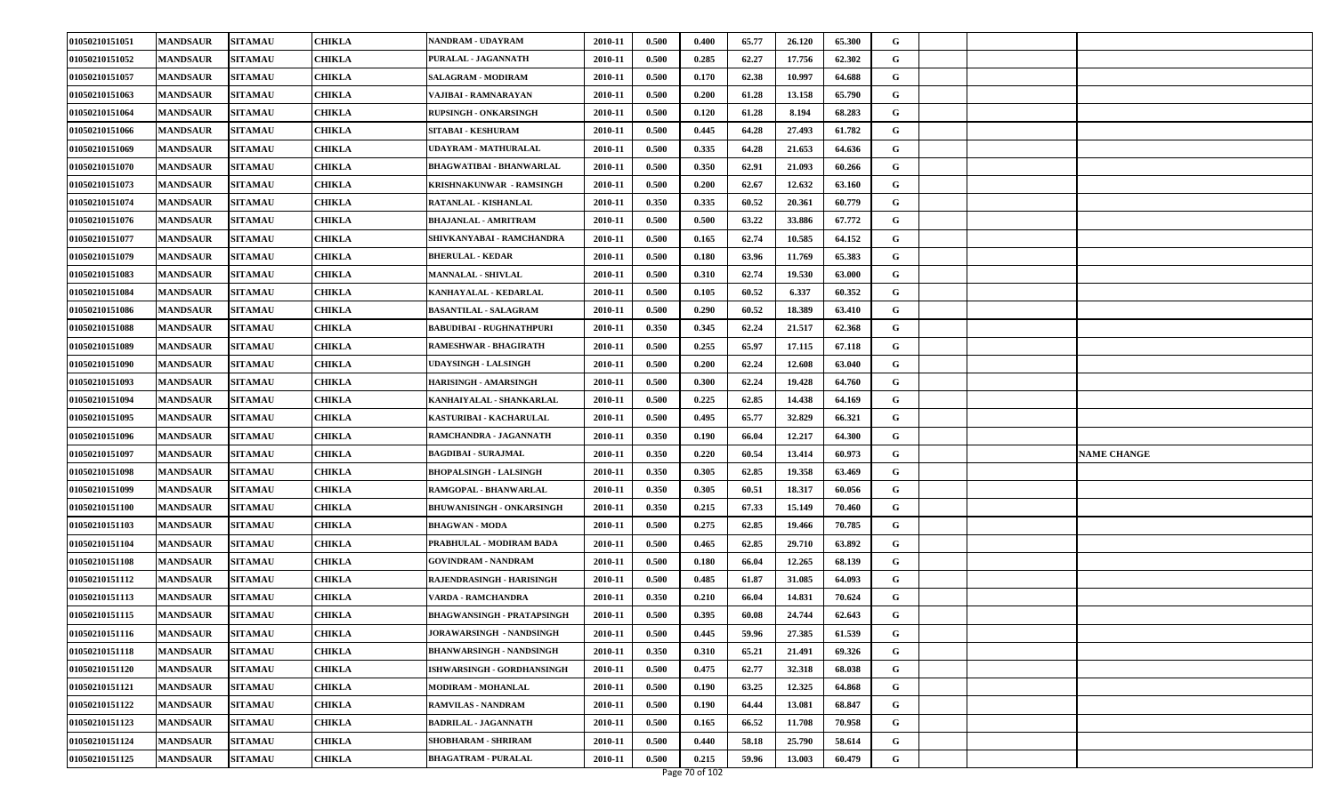| | | | | | | | | | | | | | | | |
|---|---|---|---|---|---|---|---|---|---|---|---|---|---|---|---|
| 01050210151051 | MANDSAUR | SITAMAU | CHIKLA | NANDRAM - UDAYRAM | 2010-11 | 0.500 | 0.400 | 65.77 | 26.120 | 65.300 | G | | | |
| 01050210151052 | MANDSAUR | SITAMAU | CHIKLA | PURALAL - JAGANNATH | 2010-11 | 0.500 | 0.285 | 62.27 | 17.756 | 62.302 | G | | | |
| 01050210151057 | MANDSAUR | SITAMAU | CHIKLA | SALAGRAM - MODIRAM | 2010-11 | 0.500 | 0.170 | 62.38 | 10.997 | 64.688 | G | | | |
| 01050210151063 | MANDSAUR | SITAMAU | CHIKLA | VAJIBAI - RAMNARAYAN | 2010-11 | 0.500 | 0.200 | 61.28 | 13.158 | 65.790 | G | | | |
| 01050210151064 | MANDSAUR | SITAMAU | CHIKLA | RUPSINGH - ONKARSINGH | 2010-11 | 0.500 | 0.120 | 61.28 | 8.194 | 68.283 | G | | | |
| 01050210151066 | MANDSAUR | SITAMAU | CHIKLA | SITABAI - KESHURAM | 2010-11 | 0.500 | 0.445 | 64.28 | 27.493 | 61.782 | G | | | |
| 01050210151069 | MANDSAUR | SITAMAU | CHIKLA | UDAYRAM - MATHURALAL | 2010-11 | 0.500 | 0.335 | 64.28 | 21.653 | 64.636 | G | | | |
| 01050210151070 | MANDSAUR | SITAMAU | CHIKLA | BHAGWATIBAI - BHANWARLAL | 2010-11 | 0.500 | 0.350 | 62.91 | 21.093 | 60.266 | G | | | |
| 01050210151073 | MANDSAUR | SITAMAU | CHIKLA | KRISHNAKUNWAR - RAMSINGH | 2010-11 | 0.500 | 0.200 | 62.67 | 12.632 | 63.160 | G | | | |
| 01050210151074 | MANDSAUR | SITAMAU | CHIKLA | RATANLAL - KISHANLAL | 2010-11 | 0.350 | 0.335 | 60.52 | 20.361 | 60.779 | G | | | |
| 01050210151076 | MANDSAUR | SITAMAU | CHIKLA | BHAJANLAL - AMRITRAM | 2010-11 | 0.500 | 0.500 | 63.22 | 33.886 | 67.772 | G | | | |
| 01050210151077 | MANDSAUR | SITAMAU | CHIKLA | SHIVKANYABAI - RAMCHANDRA | 2010-11 | 0.500 | 0.165 | 62.74 | 10.585 | 64.152 | G | | | |
| 01050210151079 | MANDSAUR | SITAMAU | CHIKLA | BHERULAL - KEDAR | 2010-11 | 0.500 | 0.180 | 63.96 | 11.769 | 65.383 | G | | | |
| 01050210151083 | MANDSAUR | SITAMAU | CHIKLA | MANNALAL - SHIVLAL | 2010-11 | 0.500 | 0.310 | 62.74 | 19.530 | 63.000 | G | | | |
| 01050210151084 | MANDSAUR | SITAMAU | CHIKLA | KANHAYALAL - KEDARLAL | 2010-11 | 0.500 | 0.105 | 60.52 | 6.337 | 60.352 | G | | | |
| 01050210151086 | MANDSAUR | SITAMAU | CHIKLA | BASANTILAL - SALAGRAM | 2010-11 | 0.500 | 0.290 | 60.52 | 18.389 | 63.410 | G | | | |
| 01050210151088 | MANDSAUR | SITAMAU | CHIKLA | BABUDIBAI - RUGHNATHPURI | 2010-11 | 0.350 | 0.345 | 62.24 | 21.517 | 62.368 | G | | | |
| 01050210151089 | MANDSAUR | SITAMAU | CHIKLA | RAMESHWAR - BHAGIRATH | 2010-11 | 0.500 | 0.255 | 65.97 | 17.115 | 67.118 | G | | | |
| 01050210151090 | MANDSAUR | SITAMAU | CHIKLA | UDAYSINGH - LALSINGH | 2010-11 | 0.500 | 0.200 | 62.24 | 12.608 | 63.040 | G | | | |
| 01050210151093 | MANDSAUR | SITAMAU | CHIKLA | HARISINGH - AMARSINGH | 2010-11 | 0.500 | 0.300 | 62.24 | 19.428 | 64.760 | G | | | |
| 01050210151094 | MANDSAUR | SITAMAU | CHIKLA | KANHAIYALAL - SHANKARLAL | 2010-11 | 0.500 | 0.225 | 62.85 | 14.438 | 64.169 | G | | | |
| 01050210151095 | MANDSAUR | SITAMAU | CHIKLA | KASTURIBAI - KACHARULAL | 2010-11 | 0.500 | 0.495 | 65.77 | 32.829 | 66.321 | G | | | |
| 01050210151096 | MANDSAUR | SITAMAU | CHIKLA | RAMCHANDRA - JAGANNATH | 2010-11 | 0.350 | 0.190 | 66.04 | 12.217 | 64.300 | G | | | |
| 01050210151097 | MANDSAUR | SITAMAU | CHIKLA | BAGDIBAI - SURAJMAL | 2010-11 | 0.350 | 0.220 | 60.54 | 13.414 | 60.973 | G | | | NAME CHANGE |
| 01050210151098 | MANDSAUR | SITAMAU | CHIKLA | BHOPALSINGH - LALSINGH | 2010-11 | 0.350 | 0.305 | 62.85 | 19.358 | 63.469 | G | | | |
| 01050210151099 | MANDSAUR | SITAMAU | CHIKLA | RAMGOPAL - BHANWARLAL | 2010-11 | 0.350 | 0.305 | 60.51 | 18.317 | 60.056 | G | | | |
| 01050210151100 | MANDSAUR | SITAMAU | CHIKLA | BHUWANISINGH - ONKARSINGH | 2010-11 | 0.350 | 0.215 | 67.33 | 15.149 | 70.460 | G | | | |
| 01050210151103 | MANDSAUR | SITAMAU | CHIKLA | BHAGWAN - MODA | 2010-11 | 0.500 | 0.275 | 62.85 | 19.466 | 70.785 | G | | | |
| 01050210151104 | MANDSAUR | SITAMAU | CHIKLA | PRABHULAL - MODIRAM BADA | 2010-11 | 0.500 | 0.465 | 62.85 | 29.710 | 63.892 | G | | | |
| 01050210151108 | MANDSAUR | SITAMAU | CHIKLA | GOVINDRAM - NANDRAM | 2010-11 | 0.500 | 0.180 | 66.04 | 12.265 | 68.139 | G | | | |
| 01050210151112 | MANDSAUR | SITAMAU | CHIKLA | RAJENDRASINGH - HARISINGH | 2010-11 | 0.500 | 0.485 | 61.87 | 31.085 | 64.093 | G | | | |
| 01050210151113 | MANDSAUR | SITAMAU | CHIKLA | VARDA - RAMCHANDRA | 2010-11 | 0.350 | 0.210 | 66.04 | 14.831 | 70.624 | G | | | |
| 01050210151115 | MANDSAUR | SITAMAU | CHIKLA | BHAGWANSINGH - PRATAPSINGH | 2010-11 | 0.500 | 0.395 | 60.08 | 24.744 | 62.643 | G | | | |
| 01050210151116 | MANDSAUR | SITAMAU | CHIKLA | JORAWARSINGH - NANDSINGH | 2010-11 | 0.500 | 0.445 | 59.96 | 27.385 | 61.539 | G | | | |
| 01050210151118 | MANDSAUR | SITAMAU | CHIKLA | BHANWARSINGH - NANDSINGH | 2010-11 | 0.350 | 0.310 | 65.21 | 21.491 | 69.326 | G | | | |
| 01050210151120 | MANDSAUR | SITAMAU | CHIKLA | ISHWARSINGH - GORDHANSINGH | 2010-11 | 0.500 | 0.475 | 62.77 | 32.318 | 68.038 | G | | | |
| 01050210151121 | MANDSAUR | SITAMAU | CHIKLA | MODIRAM - MOHANLAL | 2010-11 | 0.500 | 0.190 | 63.25 | 12.325 | 64.868 | G | | | |
| 01050210151122 | MANDSAUR | SITAMAU | CHIKLA | RAMVILAS - NANDRAM | 2010-11 | 0.500 | 0.190 | 64.44 | 13.081 | 68.847 | G | | | |
| 01050210151123 | MANDSAUR | SITAMAU | CHIKLA | BADRILAL - JAGANNATH | 2010-11 | 0.500 | 0.165 | 66.52 | 11.708 | 70.958 | G | | | |
| 01050210151124 | MANDSAUR | SITAMAU | CHIKLA | SHOBHARAM - SHRIRAM | 2010-11 | 0.500 | 0.440 | 58.18 | 25.790 | 58.614 | G | | | |
| 01050210151125 | MANDSAUR | SITAMAU | CHIKLA | BHAGATRAM - PURALAL | 2010-11 | 0.500 | 0.215 | 59.96 | 13.003 | 60.479 | G | | | |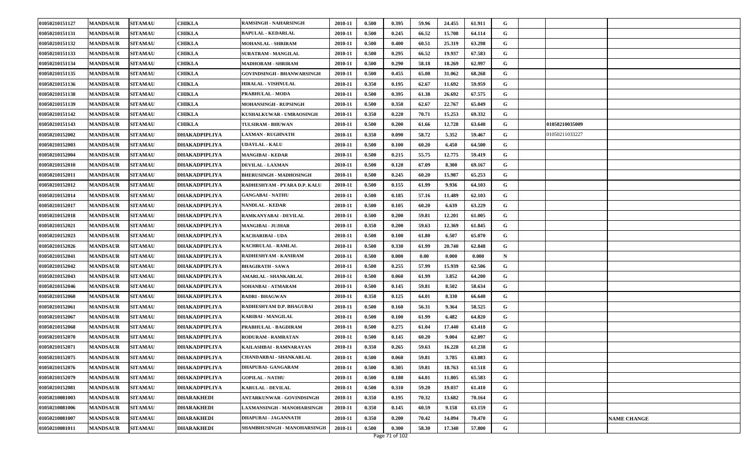| | | | | | | | | | | | | | | |
|---|---|---|---|---|---|---|---|---|---|---|---|---|---|---|
| 01050210151127 | MANDSAUR | SITAMAU | CHIKLA | RAMSINGH - NAHARSINGH | 2010-11 | 0.500 | 0.395 | 59.96 | 24.455 | 61.911 | G | | | |
| 01050210151131 | MANDSAUR | SITAMAU | CHIKLA | BAPULAL - KEDARLAL | 2010-11 | 0.500 | 0.245 | 66.52 | 15.708 | 64.114 | G | | | |
| 01050210151132 | MANDSAUR | SITAMAU | CHIKLA | MOHANLAL - SHRIRAM | 2010-11 | 0.500 | 0.400 | 60.51 | 25.319 | 63.298 | G | | | |
| 01050210151133 | MANDSAUR | SITAMAU | CHIKLA | SURATRAM - MANGILAL | 2010-11 | 0.500 | 0.295 | 66.52 | 19.937 | 67.583 | G | | | |
| 01050210151134 | MANDSAUR | SITAMAU | CHIKLA | MADHORAM - SHRIRAM | 2010-11 | 0.500 | 0.290 | 58.18 | 18.269 | 62.997 | G | | | |
| 01050210151135 | MANDSAUR | SITAMAU | CHIKLA | GOVINDSINGH - BHANWARSINGH | 2010-11 | 0.500 | 0.455 | 65.08 | 31.062 | 68.268 | G | | | |
| 01050210151136 | MANDSAUR | SITAMAU | CHIKLA | HIRALAL - VISHNULAL | 2010-11 | 0.350 | 0.195 | 62.67 | 11.692 | 59.959 | G | | | |
| 01050210151138 | MANDSAUR | SITAMAU | CHIKLA | PRABHULAL - MODA | 2010-11 | 0.500 | 0.395 | 61.38 | 26.692 | 67.575 | G | | | |
| 01050210151139 | MANDSAUR | SITAMAU | CHIKLA | MOHANSINGH - RUPSINGH | 2010-11 | 0.500 | 0.350 | 62.67 | 22.767 | 65.049 | G | | | |
| 01050210151142 | MANDSAUR | SITAMAU | CHIKLA | KUSHALKUWAR - UMRAOSINGH | 2010-11 | 0.350 | 0.220 | 70.71 | 15.253 | 69.332 | G | | | |
| 01050210151143 | MANDSAUR | SITAMAU | CHIKLA | TULSIRAM - BHUWAN | 2010-11 | 0.500 | 0.200 | 61.66 | 12.728 | 63.640 | G | | 01050210035009 | |
| 01050210152002 | MANDSAUR | SITAMAU | DHAKADPIPLIYA | LAXMAN - RUGHNATH | 2010-11 | 0.350 | 0.090 | 58.72 | 5.352 | 59.467 | G | | 01050211033227 | |
| 01050210152003 | MANDSAUR | SITAMAU | DHAKADPIPLIYA | UDAYLAL - KALU | 2010-11 | 0.500 | 0.100 | 60.20 | 6.450 | 64.500 | G | | | |
| 01050210152004 | MANDSAUR | SITAMAU | DHAKADPIPLIYA | MANGIBAI - KEDAR | 2010-11 | 0.500 | 0.215 | 55.75 | 12.775 | 59.419 | G | | | |
| 01050210152010 | MANDSAUR | SITAMAU | DHAKADPIPLIYA | DEVILAL - LAXMAN | 2010-11 | 0.500 | 0.120 | 67.09 | 8.300 | 69.167 | G | | | |
| 01050210152011 | MANDSAUR | SITAMAU | DHAKADPIPLIYA | BHERUSINGH - MADHOSINGH | 2010-11 | 0.500 | 0.245 | 60.20 | 15.987 | 65.253 | G | | | |
| 01050210152012 | MANDSAUR | SITAMAU | DHAKADPIPLIYA | RADHESHYAM - PYARA D.P. KALU | 2010-11 | 0.500 | 0.155 | 61.99 | 9.936 | 64.103 | G | | | |
| 01050210152014 | MANDSAUR | SITAMAU | DHAKADPIPLIYA | GANGABAI - NATHU | 2010-11 | 0.500 | 0.185 | 57.16 | 11.489 | 62.103 | G | | | |
| 01050210152017 | MANDSAUR | SITAMAU | DHAKADPIPLIYA | NANDLAL - KEDAR | 2010-11 | 0.500 | 0.105 | 60.20 | 6.639 | 63.229 | G | | | |
| 01050210152018 | MANDSAUR | SITAMAU | DHAKADPIPLIYA | RAMKANYABAI - DEVILAL | 2010-11 | 0.500 | 0.200 | 59.81 | 12.201 | 61.005 | G | | | |
| 01050210152021 | MANDSAUR | SITAMAU | DHAKADPIPLIYA | MANGIBAI - JUJHAR | 2010-11 | 0.350 | 0.200 | 59.63 | 12.369 | 61.845 | G | | | |
| 01050210152023 | MANDSAUR | SITAMAU | DHAKADPIPLIYA | KACHARIBAI - UDA | 2010-11 | 0.500 | 0.100 | 61.80 | 6.507 | 65.070 | G | | | |
| 01050210152026 | MANDSAUR | SITAMAU | DHAKADPIPLIYA | KACHRULAL - RAMLAL | 2010-11 | 0.500 | 0.330 | 61.99 | 20.740 | 62.848 | G | | | |
| 01050210152041 | MANDSAUR | SITAMAU | DHAKADPIPLIYA | RADHESHYAM - KANIRAM | 2010-11 | 0.500 | 0.000 | 0.00 | 0.000 | 0.000 | N | | | |
| 01050210152042 | MANDSAUR | SITAMAU | DHAKADPIPLIYA | BHAGIRATH - SAWA | 2010-11 | 0.500 | 0.255 | 57.99 | 15.939 | 62.506 | G | | | |
| 01050210152043 | MANDSAUR | SITAMAU | DHAKADPIPLIYA | AMARLAL - SHANKARLAL | 2010-11 | 0.500 | 0.060 | 61.99 | 3.852 | 64.200 | G | | | |
| 01050210152046 | MANDSAUR | SITAMAU | DHAKADPIPLIYA | SOHANBAI - ATMARAM | 2010-11 | 0.500 | 0.145 | 59.81 | 8.502 | 58.634 | G | | | |
| 01050210152060 | MANDSAUR | SITAMAU | DHAKADPIPLIYA | BADRI - BHAGWAN | 2010-11 | 0.350 | 0.125 | 64.01 | 8.330 | 66.640 | G | | | |
| 01050210152061 | MANDSAUR | SITAMAU | DHAKADPIPLIYA | RADHESHYAM D.P. BHAGUBAI | 2010-11 | 0.500 | 0.160 | 56.31 | 9.364 | 58.525 | G | | | |
| 01050210152067 | MANDSAUR | SITAMAU | DHAKADPIPLIYA | KARIBAI - MANGILAL | 2010-11 | 0.500 | 0.100 | 61.99 | 6.482 | 64.820 | G | | | |
| 01050210152068 | MANDSAUR | SITAMAU | DHAKADPIPLIYA | PRABHULAL - BAGDIRAM | 2010-11 | 0.500 | 0.275 | 61.04 | 17.440 | 63.418 | G | | | |
| 01050210152070 | MANDSAUR | SITAMAU | DHAKADPIPLIYA | RODURAM - RAMRATAN | 2010-11 | 0.500 | 0.145 | 60.20 | 9.004 | 62.097 | G | | | |
| 01050210152071 | MANDSAUR | SITAMAU | DHAKADPIPLIYA | KAILASHBAI - RAMNARAYAN | 2010-11 | 0.350 | 0.265 | 59.63 | 16.228 | 61.238 | G | | | |
| 01050210152075 | MANDSAUR | SITAMAU | DHAKADPIPLIYA | CHANDARBAI - SHANKARLAL | 2010-11 | 0.500 | 0.060 | 59.81 | 3.785 | 63.083 | G | | | |
| 01050210152076 | MANDSAUR | SITAMAU | DHAKADPIPLIYA | DHAPUBAI- GANGARAM | 2010-11 | 0.500 | 0.305 | 59.81 | 18.763 | 61.518 | G | | | |
| 01050210152079 | MANDSAUR | SITAMAU | DHAKADPIPLIYA | GOPILAL - NATHU | 2010-11 | 0.500 | 0.180 | 64.01 | 11.805 | 65.583 | G | | | |
| 01050210152081 | MANDSAUR | SITAMAU | DHAKADPIPLIYA | KARULAL - DEVILAL | 2010-11 | 0.500 | 0.310 | 59.20 | 19.037 | 61.410 | G | | | |
| 01050210081003 | MANDSAUR | SITAMAU | DHARAKHEDI | ANTARKUNWAR - GOVINDSINGH | 2010-11 | 0.350 | 0.195 | 70.32 | 13.682 | 70.164 | G | | | |
| 01050210081006 | MANDSAUR | SITAMAU | DHARAKHEDI | LAXMANSINGH - MANOHARSINGH | 2010-11 | 0.350 | 0.145 | 60.59 | 9.158 | 63.159 | G | | | |
| 01050210081007 | MANDSAUR | SITAMAU | DHARAKHEDI | DHAPUBAI - JAGANNATH | 2010-11 | 0.350 | 0.200 | 70.42 | 14.094 | 70.470 | G | | | NAME CHANGE |
| 01050210081011 | MANDSAUR | SITAMAU | DHARAKHEDI | SHAMBHUSINGH - MANOHARSINGH | 2010-11 | 0.500 | 0.300 | 58.30 | 17.340 | 57.800 | G | | | |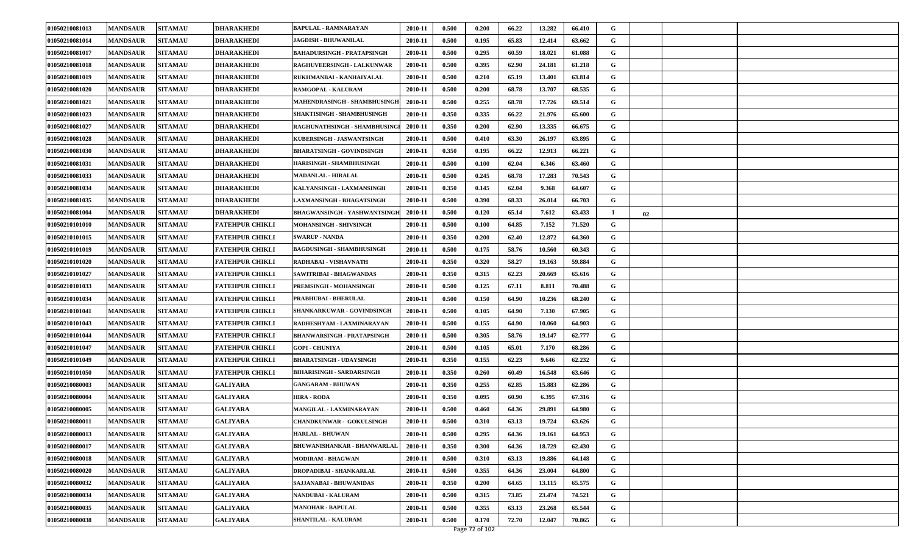| | | | | | | | | | | | | | | |
|---|---|---|---|---|---|---|---|---|---|---|---|---|---|---|
| 01050210081013 | MANDSAUR | SITAMAU | DHARAKHEDI | BAPULAL - RAMNARAYAN | 2010-11 | 0.500 | 0.200 | 66.22 | 13.282 | 66.410 | G | | | |
| 01050210081014 | MANDSAUR | SITAMAU | DHARAKHEDI | JAGDISH - BHUWANILAL | 2010-11 | 0.500 | 0.195 | 65.83 | 12.414 | 63.662 | G | | | |
| 01050210081017 | MANDSAUR | SITAMAU | DHARAKHEDI | BAHADURSINGH - PRATAPSINGH | 2010-11 | 0.500 | 0.295 | 60.59 | 18.021 | 61.088 | G | | | |
| 01050210081018 | MANDSAUR | SITAMAU | DHARAKHEDI | RAGHUVEERSINGH - LALKUNWAR | 2010-11 | 0.500 | 0.395 | 62.90 | 24.181 | 61.218 | G | | | |
| 01050210081019 | MANDSAUR | SITAMAU | DHARAKHEDI | RUKHMANBAI - KANHAIYALAL | 2010-11 | 0.500 | 0.210 | 65.19 | 13.401 | 63.814 | G | | | |
| 01050210081020 | MANDSAUR | SITAMAU | DHARAKHEDI | RAMGOPAL - KALURAM | 2010-11 | 0.500 | 0.200 | 68.78 | 13.707 | 68.535 | G | | | |
| 01050210081021 | MANDSAUR | SITAMAU | DHARAKHEDI | MAHENDRASINGH - SHAMBHUSINGH | 2010-11 | 0.500 | 0.255 | 68.78 | 17.726 | 69.514 | G | | | |
| 01050210081023 | MANDSAUR | SITAMAU | DHARAKHEDI | SHAKTISINGH - SHAMBHUSINGH | 2010-11 | 0.350 | 0.335 | 66.22 | 21.976 | 65.600 | G | | | |
| 01050210081027 | MANDSAUR | SITAMAU | DHARAKHEDI | RAGHUNATHSINGH - SHAMBHUSINGH | 2010-11 | 0.350 | 0.200 | 62.90 | 13.335 | 66.675 | G | | | |
| 01050210081028 | MANDSAUR | SITAMAU | DHARAKHEDI | KUBERSINGH - JASWANTSINGH | 2010-11 | 0.500 | 0.410 | 63.30 | 26.197 | 63.895 | G | | | |
| 01050210081030 | MANDSAUR | SITAMAU | DHARAKHEDI | BHARATSINGH - GOVINDSINGH | 2010-11 | 0.350 | 0.195 | 66.22 | 12.913 | 66.221 | G | | | |
| 01050210081031 | MANDSAUR | SITAMAU | DHARAKHEDI | HARISINGH - SHAMBHUSINGH | 2010-11 | 0.500 | 0.100 | 62.04 | 6.346 | 63.460 | G | | | |
| 01050210081033 | MANDSAUR | SITAMAU | DHARAKHEDI | MADANLAL - HIRALAL | 2010-11 | 0.500 | 0.245 | 68.78 | 17.283 | 70.543 | G | | | |
| 01050210081034 | MANDSAUR | SITAMAU | DHARAKHEDI | KALYANSINGH - LAXMANSINGH | 2010-11 | 0.350 | 0.145 | 62.04 | 9.368 | 64.607 | G | | | |
| 01050210081035 | MANDSAUR | SITAMAU | DHARAKHEDI | LAXMANSINGH - BHAGATSINGH | 2010-11 | 0.500 | 0.390 | 68.33 | 26.014 | 66.703 | G | | | |
| 01050210081004 | MANDSAUR | SITAMAU | DHARAKHEDI | BHAGWANSINGH - YASHWANTSINGH | 2010-11 | 0.500 | 0.120 | 65.14 | 7.612 | 63.433 | I | 02 | | |
| 01050210101010 | MANDSAUR | SITAMAU | FATEHPUR CHIKLI | MOHANSINGH - SHIVSINGH | 2010-11 | 0.500 | 0.100 | 64.85 | 7.152 | 71.520 | G | | | |
| 01050210101015 | MANDSAUR | SITAMAU | FATEHPUR CHIKLI | SWARUP - NANDA | 2010-11 | 0.350 | 0.200 | 62.40 | 12.872 | 64.360 | G | | | |
| 01050210101019 | MANDSAUR | SITAMAU | FATEHPUR CHIKLI | BAGDUSINGH - SHAMBHUSINGH | 2010-11 | 0.500 | 0.175 | 58.76 | 10.560 | 60.343 | G | | | |
| 01050210101020 | MANDSAUR | SITAMAU | FATEHPUR CHIKLI | RADHABAI - VISHAVNATH | 2010-11 | 0.350 | 0.320 | 58.27 | 19.163 | 59.884 | G | | | |
| 01050210101027 | MANDSAUR | SITAMAU | FATEHPUR CHIKLI | SAWITRIBAI - BHAGWANDAS | 2010-11 | 0.350 | 0.315 | 62.23 | 20.669 | 65.616 | G | | | |
| 01050210101033 | MANDSAUR | SITAMAU | FATEHPUR CHIKLI | PREMSINGH - MOHANSINGH | 2010-11 | 0.500 | 0.125 | 67.11 | 8.811 | 70.488 | G | | | |
| 01050210101034 | MANDSAUR | SITAMAU | FATEHPUR CHIKLI | PRABHUBAI - BHERULAL | 2010-11 | 0.500 | 0.150 | 64.90 | 10.236 | 68.240 | G | | | |
| 01050210101041 | MANDSAUR | SITAMAU | FATEHPUR CHIKLI | SHANKARKUWAR - GOVINDSINGH | 2010-11 | 0.500 | 0.105 | 64.90 | 7.130 | 67.905 | G | | | |
| 01050210101043 | MANDSAUR | SITAMAU | FATEHPUR CHIKLI | RADHESHYAM - LAXMINARAYAN | 2010-11 | 0.500 | 0.155 | 64.90 | 10.060 | 64.903 | G | | | |
| 01050210101044 | MANDSAUR | SITAMAU | FATEHPUR CHIKLI | BHANWARSINGH - PRATAPSINGH | 2010-11 | 0.500 | 0.305 | 58.76 | 19.147 | 62.777 | G | | | |
| 01050210101047 | MANDSAUR | SITAMAU | FATEHPUR CHIKLI | GOPI - CHUNIYA | 2010-11 | 0.500 | 0.105 | 65.01 | 7.170 | 68.286 | G | | | |
| 01050210101049 | MANDSAUR | SITAMAU | FATEHPUR CHIKLI | BHARATSINGH - UDAYSINGH | 2010-11 | 0.350 | 0.155 | 62.23 | 9.646 | 62.232 | G | | | |
| 01050210101050 | MANDSAUR | SITAMAU | FATEHPUR CHIKLI | BIHARISINGH - SARDARSINGH | 2010-11 | 0.350 | 0.260 | 60.49 | 16.548 | 63.646 | G | | | |
| 01050210080003 | MANDSAUR | SITAMAU | GALIYARA | GANGARAM - BHUWAN | 2010-11 | 0.350 | 0.255 | 62.85 | 15.883 | 62.286 | G | | | |
| 01050210080004 | MANDSAUR | SITAMAU | GALIYARA | HIRA - RODA | 2010-11 | 0.350 | 0.095 | 60.90 | 6.395 | 67.316 | G | | | |
| 01050210080005 | MANDSAUR | SITAMAU | GALIYARA | MANGILAL - LAXMINARAYAN | 2010-11 | 0.500 | 0.460 | 64.36 | 29.891 | 64.980 | G | | | |
| 01050210080011 | MANDSAUR | SITAMAU | GALIYARA | CHANDKUNWAR - GOKULSINGH | 2010-11 | 0.500 | 0.310 | 63.13 | 19.724 | 63.626 | G | | | |
| 01050210080013 | MANDSAUR | SITAMAU | GALIYARA | HARLAL - BHUWAN | 2010-11 | 0.500 | 0.295 | 64.36 | 19.161 | 64.953 | G | | | |
| 01050210080017 | MANDSAUR | SITAMAU | GALIYARA | BHUWANISHANKAR - BHANWARLAL | 2010-11 | 0.350 | 0.300 | 64.36 | 18.729 | 62.430 | G | | | |
| 01050210080018 | MANDSAUR | SITAMAU | GALIYARA | MODIRAM - BHAGWAN | 2010-11 | 0.500 | 0.310 | 63.13 | 19.886 | 64.148 | G | | | |
| 01050210080020 | MANDSAUR | SITAMAU | GALIYARA | DROPADIBAI - SHANKARLAL | 2010-11 | 0.500 | 0.355 | 64.36 | 23.004 | 64.800 | G | | | |
| 01050210080032 | MANDSAUR | SITAMAU | GALIYARA | SAJJANABAI - BHUWANIDAS | 2010-11 | 0.350 | 0.200 | 64.65 | 13.115 | 65.575 | G | | | |
| 01050210080034 | MANDSAUR | SITAMAU | GALIYARA | NANDUBAI - KALURAM | 2010-11 | 0.500 | 0.315 | 73.85 | 23.474 | 74.521 | G | | | |
| 01050210080035 | MANDSAUR | SITAMAU | GALIYARA | MANOHAR - BAPULAL | 2010-11 | 0.500 | 0.355 | 63.13 | 23.268 | 65.544 | G | | | |
| 01050210080038 | MANDSAUR | SITAMAU | GALIYARA | SHANTILAL - KALURAM | 2010-11 | 0.500 | 0.170 | 72.70 | 12.047 | 70.865 | G | | | |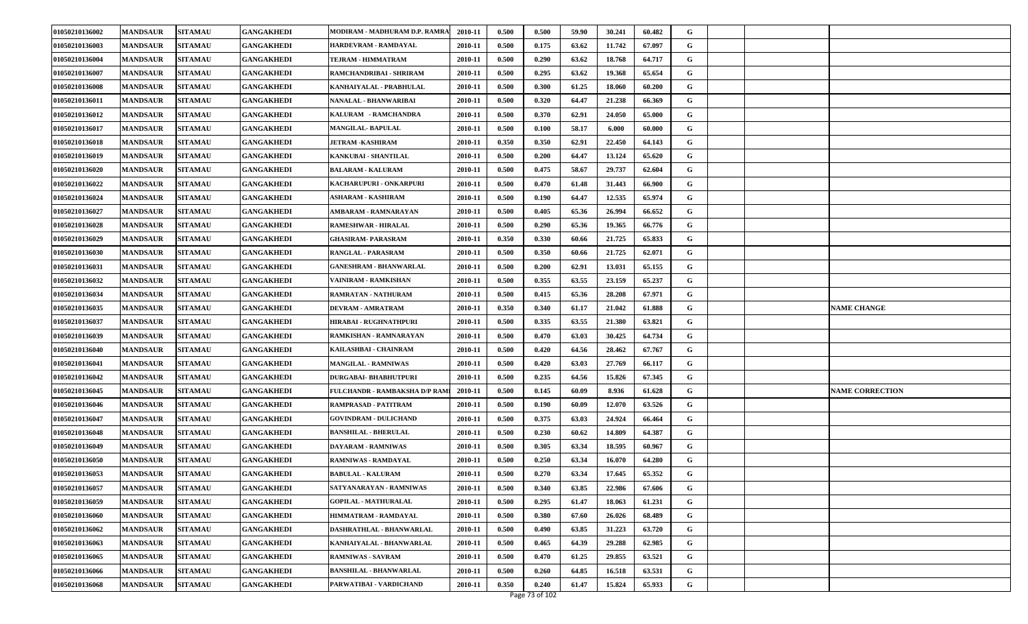| | | | | | | | | | | | | | | |
|---|---|---|---|---|---|---|---|---|---|---|---|---|---|---|
| 01050210136002 | MANDSAUR | SITAMAU | GANGAKHEDI | MODIRAM - MADHURAM D.P. RAMRA | 2010-11 | 0.500 | 0.500 | 59.90 | 30.241 | 60.482 | G | | | |
| 01050210136003 | MANDSAUR | SITAMAU | GANGAKHEDI | HARDEVRAM - RAMDAYAL | 2010-11 | 0.500 | 0.175 | 63.62 | 11.742 | 67.097 | G | | | |
| 01050210136004 | MANDSAUR | SITAMAU | GANGAKHEDI | TEJRAM - HIMMATRAM | 2010-11 | 0.500 | 0.290 | 63.62 | 18.768 | 64.717 | G | | | |
| 01050210136007 | MANDSAUR | SITAMAU | GANGAKHEDI | RAMCHANDRIBAI - SHRIRAM | 2010-11 | 0.500 | 0.295 | 63.62 | 19.368 | 65.654 | G | | | |
| 01050210136008 | MANDSAUR | SITAMAU | GANGAKHEDI | KANHAIYALAL - PRABHULAL | 2010-11 | 0.500 | 0.300 | 61.25 | 18.060 | 60.200 | G | | | |
| 01050210136011 | MANDSAUR | SITAMAU | GANGAKHEDI | NANALAL - BHANWARIBAI | 2010-11 | 0.500 | 0.320 | 64.47 | 21.238 | 66.369 | G | | | |
| 01050210136012 | MANDSAUR | SITAMAU | GANGAKHEDI | KALURAM - RAMCHANDRA | 2010-11 | 0.500 | 0.370 | 62.91 | 24.050 | 65.000 | G | | | |
| 01050210136017 | MANDSAUR | SITAMAU | GANGAKHEDI | MANGILAL- BAPULAL | 2010-11 | 0.500 | 0.100 | 58.17 | 6.000 | 60.000 | G | | | |
| 01050210136018 | MANDSAUR | SITAMAU | GANGAKHEDI | JETRAM -KASHIRAM | 2010-11 | 0.350 | 0.350 | 62.91 | 22.450 | 64.143 | G | | | |
| 01050210136019 | MANDSAUR | SITAMAU | GANGAKHEDI | KANKUBAI - SHANTILAL | 2010-11 | 0.500 | 0.200 | 64.47 | 13.124 | 65.620 | G | | | |
| 01050210136020 | MANDSAUR | SITAMAU | GANGAKHEDI | BALARAM - KALURAM | 2010-11 | 0.500 | 0.475 | 58.67 | 29.737 | 62.604 | G | | | |
| 01050210136022 | MANDSAUR | SITAMAU | GANGAKHEDI | KACHARUPURI - ONKARPURI | 2010-11 | 0.500 | 0.470 | 61.48 | 31.443 | 66.900 | G | | | |
| 01050210136024 | MANDSAUR | SITAMAU | GANGAKHEDI | ASHARAM - KASHIRAM | 2010-11 | 0.500 | 0.190 | 64.47 | 12.535 | 65.974 | G | | | |
| 01050210136027 | MANDSAUR | SITAMAU | GANGAKHEDI | AMBARAM - RAMNARAYAN | 2010-11 | 0.500 | 0.405 | 65.36 | 26.994 | 66.652 | G | | | |
| 01050210136028 | MANDSAUR | SITAMAU | GANGAKHEDI | RAMESHWAR - HIRALAL | 2010-11 | 0.500 | 0.290 | 65.36 | 19.365 | 66.776 | G | | | |
| 01050210136029 | MANDSAUR | SITAMAU | GANGAKHEDI | GHASIRAM- PARASRAM | 2010-11 | 0.350 | 0.330 | 60.66 | 21.725 | 65.833 | G | | | |
| 01050210136030 | MANDSAUR | SITAMAU | GANGAKHEDI | RANGLAL - PARASRAM | 2010-11 | 0.500 | 0.350 | 60.66 | 21.725 | 62.071 | G | | | |
| 01050210136031 | MANDSAUR | SITAMAU | GANGAKHEDI | GANESHRAM - BHANWARLAL | 2010-11 | 0.500 | 0.200 | 62.91 | 13.031 | 65.155 | G | | | |
| 01050210136032 | MANDSAUR | SITAMAU | GANGAKHEDI | VAINIRAM - RAMKISHAN | 2010-11 | 0.500 | 0.355 | 63.55 | 23.159 | 65.237 | G | | | |
| 01050210136034 | MANDSAUR | SITAMAU | GANGAKHEDI | RAMRATAN - NATHURAM | 2010-11 | 0.500 | 0.415 | 65.36 | 28.208 | 67.971 | G | | | |
| 01050210136035 | MANDSAUR | SITAMAU | GANGAKHEDI | DEVRAM - AMRATRAM | 2010-11 | 0.350 | 0.340 | 61.17 | 21.042 | 61.888 | G | | | NAME CHANGE |
| 01050210136037 | MANDSAUR | SITAMAU | GANGAKHEDI | HIRABAI - RUGHNATHPURI | 2010-11 | 0.500 | 0.335 | 63.55 | 21.380 | 63.821 | G | | | |
| 01050210136039 | MANDSAUR | SITAMAU | GANGAKHEDI | RAMKISHAN - RAMNARAYAN | 2010-11 | 0.500 | 0.470 | 63.03 | 30.425 | 64.734 | G | | | |
| 01050210136040 | MANDSAUR | SITAMAU | GANGAKHEDI | KAILASHBAI - CHAINRAM | 2010-11 | 0.500 | 0.420 | 64.56 | 28.462 | 67.767 | G | | | |
| 01050210136041 | MANDSAUR | SITAMAU | GANGAKHEDI | MANGILAL - RAMNIWAS | 2010-11 | 0.500 | 0.420 | 63.03 | 27.769 | 66.117 | G | | | |
| 01050210136042 | MANDSAUR | SITAMAU | GANGAKHEDI | DURGABAI- BHABHUTPURI | 2010-11 | 0.500 | 0.235 | 64.56 | 15.826 | 67.345 | G | | | |
| 01050210136045 | MANDSAUR | SITAMAU | GANGAKHEDI | FULCHANDR - RAMBAKSHA D/P RAM | 2010-11 | 0.500 | 0.145 | 60.09 | 8.936 | 61.628 | G | | | NAME CORRECTION |
| 01050210136046 | MANDSAUR | SITAMAU | GANGAKHEDI | RAMPRASAD - PATITRAM | 2010-11 | 0.500 | 0.190 | 60.09 | 12.070 | 63.526 | G | | | |
| 01050210136047 | MANDSAUR | SITAMAU | GANGAKHEDI | GOVINDRAM - DULICHAND | 2010-11 | 0.500 | 0.375 | 63.03 | 24.924 | 66.464 | G | | | |
| 01050210136048 | MANDSAUR | SITAMAU | GANGAKHEDI | BANSHILAL - BHERULAL | 2010-11 | 0.500 | 0.230 | 60.62 | 14.809 | 64.387 | G | | | |
| 01050210136049 | MANDSAUR | SITAMAU | GANGAKHEDI | DAYARAM - RAMNIWAS | 2010-11 | 0.500 | 0.305 | 63.34 | 18.595 | 60.967 | G | | | |
| 01050210136050 | MANDSAUR | SITAMAU | GANGAKHEDI | RAMNIWAS - RAMDAYAL | 2010-11 | 0.500 | 0.250 | 63.34 | 16.070 | 64.280 | G | | | |
| 01050210136053 | MANDSAUR | SITAMAU | GANGAKHEDI | BABULAL - KALURAM | 2010-11 | 0.500 | 0.270 | 63.34 | 17.645 | 65.352 | G | | | |
| 01050210136057 | MANDSAUR | SITAMAU | GANGAKHEDI | SATYANARAYAN - RAMNIWAS | 2010-11 | 0.500 | 0.340 | 63.85 | 22.986 | 67.606 | G | | | |
| 01050210136059 | MANDSAUR | SITAMAU | GANGAKHEDI | GOPILAL - MATHURALAL | 2010-11 | 0.500 | 0.295 | 61.47 | 18.063 | 61.231 | G | | | |
| 01050210136060 | MANDSAUR | SITAMAU | GANGAKHEDI | HIMMATRAM - RAMDAYAL | 2010-11 | 0.500 | 0.380 | 67.60 | 26.026 | 68.489 | G | | | |
| 01050210136062 | MANDSAUR | SITAMAU | GANGAKHEDI | DASHRATHLAL - BHANWARLAL | 2010-11 | 0.500 | 0.490 | 63.85 | 31.223 | 63.720 | G | | | |
| 01050210136063 | MANDSAUR | SITAMAU | GANGAKHEDI | KANHAIYALAL - BHANWARLAL | 2010-11 | 0.500 | 0.465 | 64.39 | 29.288 | 62.985 | G | | | |
| 01050210136065 | MANDSAUR | SITAMAU | GANGAKHEDI | RAMNIWAS - SAVRAM | 2010-11 | 0.500 | 0.470 | 61.25 | 29.855 | 63.521 | G | | | |
| 01050210136066 | MANDSAUR | SITAMAU | GANGAKHEDI | BANSHILAL - BHANWARLAL | 2010-11 | 0.500 | 0.260 | 64.85 | 16.518 | 63.531 | G | | | |
| 01050210136068 | MANDSAUR | SITAMAU | GANGAKHEDI | PARWATIBAI - VARDICHAND | 2010-11 | 0.350 | 0.240 | 61.47 | 15.824 | 65.933 | G | | | |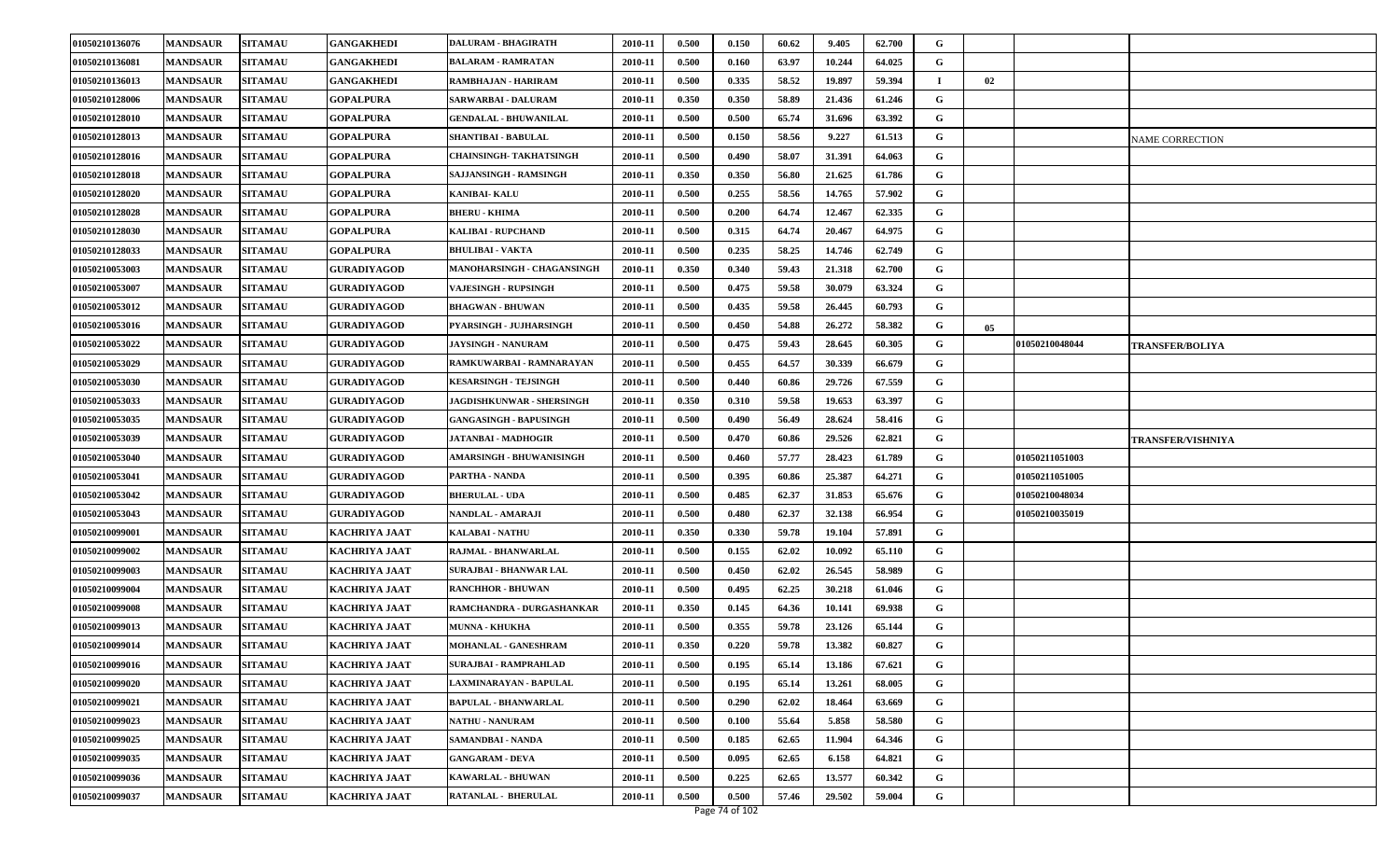| | | | | | | | | | | | | | | |
|---|---|---|---|---|---|---|---|---|---|---|---|---|---|---|
| 01050210136076 | MANDSAUR | SITAMAU | GANGAKHEDI | DALURAM - BHAGIRATH | 2010-11 | 0.500 | 0.150 | 60.62 | 9.405 | 62.700 | G | | | |
| 01050210136081 | MANDSAUR | SITAMAU | GANGAKHEDI | BALARAM - RAMRATAN | 2010-11 | 0.500 | 0.160 | 63.97 | 10.244 | 64.025 | G | | | |
| 01050210136013 | MANDSAUR | SITAMAU | GANGAKHEDI | RAMBHAJAN - HARIRAM | 2010-11 | 0.500 | 0.335 | 58.52 | 19.897 | 59.394 | I | 02 | | |
| 01050210128006 | MANDSAUR | SITAMAU | GOPALPURA | SARWARBAI - DALURAM | 2010-11 | 0.350 | 0.350 | 58.89 | 21.436 | 61.246 | G | | | |
| 01050210128010 | MANDSAUR | SITAMAU | GOPALPURA | GENDALAL - BHUWANILAL | 2010-11 | 0.500 | 0.500 | 65.74 | 31.696 | 63.392 | G | | | |
| 01050210128013 | MANDSAUR | SITAMAU | GOPALPURA | SHANTIBAI - BABULAL | 2010-11 | 0.500 | 0.150 | 58.56 | 9.227 | 61.513 | G | | | NAME CORRECTION |
| 01050210128016 | MANDSAUR | SITAMAU | GOPALPURA | CHAINSINGH- TAKHATSINGH | 2010-11 | 0.500 | 0.490 | 58.07 | 31.391 | 64.063 | G | | | |
| 01050210128018 | MANDSAUR | SITAMAU | GOPALPURA | SAJJANSINGH - RAMSINGH | 2010-11 | 0.350 | 0.350 | 56.80 | 21.625 | 61.786 | G | | | |
| 01050210128020 | MANDSAUR | SITAMAU | GOPALPURA | KANIBAI- KALU | 2010-11 | 0.500 | 0.255 | 58.56 | 14.765 | 57.902 | G | | | |
| 01050210128028 | MANDSAUR | SITAMAU | GOPALPURA | BHERU - KHIMA | 2010-11 | 0.500 | 0.200 | 64.74 | 12.467 | 62.335 | G | | | |
| 01050210128030 | MANDSAUR | SITAMAU | GOPALPURA | KALIBAI - RUPCHAND | 2010-11 | 0.500 | 0.315 | 64.74 | 20.467 | 64.975 | G | | | |
| 01050210128033 | MANDSAUR | SITAMAU | GOPALPURA | BHULIBAI - VAKTA | 2010-11 | 0.500 | 0.235 | 58.25 | 14.746 | 62.749 | G | | | |
| 01050210053003 | MANDSAUR | SITAMAU | GURADIYAGOD | MANOHARSINGH - CHAGANSINGH | 2010-11 | 0.350 | 0.340 | 59.43 | 21.318 | 62.700 | G | | | |
| 01050210053007 | MANDSAUR | SITAMAU | GURADIYAGOD | VAJESINGH - RUPSINGH | 2010-11 | 0.500 | 0.475 | 59.58 | 30.079 | 63.324 | G | | | |
| 01050210053012 | MANDSAUR | SITAMAU | GURADIYAGOD | BHAGWAN - BHUWAN | 2010-11 | 0.500 | 0.435 | 59.58 | 26.445 | 60.793 | G | | | |
| 01050210053016 | MANDSAUR | SITAMAU | GURADIYAGOD | PYARSINGH - JUJHARSINGH | 2010-11 | 0.500 | 0.450 | 54.88 | 26.272 | 58.382 | G | 05 | | |
| 01050210053022 | MANDSAUR | SITAMAU | GURADIYAGOD | JAYSINGH - NANURAM | 2010-11 | 0.500 | 0.475 | 59.43 | 28.645 | 60.305 | G | | 01050210048044 | TRANSFER/BOLIYA |
| 01050210053029 | MANDSAUR | SITAMAU | GURADIYAGOD | RAMKUWARBAI - RAMNARAYAN | 2010-11 | 0.500 | 0.455 | 64.57 | 30.339 | 66.679 | G | | | |
| 01050210053030 | MANDSAUR | SITAMAU | GURADIYAGOD | KESARSINGH - TEJSINGH | 2010-11 | 0.500 | 0.440 | 60.86 | 29.726 | 67.559 | G | | | |
| 01050210053033 | MANDSAUR | SITAMAU | GURADIYAGOD | JAGDISHKUNWAR - SHERSINGH | 2010-11 | 0.350 | 0.310 | 59.58 | 19.653 | 63.397 | G | | | |
| 01050210053035 | MANDSAUR | SITAMAU | GURADIYAGOD | GANGASINGH - BAPUSINGH | 2010-11 | 0.500 | 0.490 | 56.49 | 28.624 | 58.416 | G | | | |
| 01050210053039 | MANDSAUR | SITAMAU | GURADIYAGOD | JATANBAI - MADHOGIR | 2010-11 | 0.500 | 0.470 | 60.86 | 29.526 | 62.821 | G | | | TRANSFER/VISHNIYA |
| 01050210053040 | MANDSAUR | SITAMAU | GURADIYAGOD | AMARSINGH - BHUWANISINGH | 2010-11 | 0.500 | 0.460 | 57.77 | 28.423 | 61.789 | G | | 01050211051003 | |
| 01050210053041 | MANDSAUR | SITAMAU | GURADIYAGOD | PARTHA - NANDA | 2010-11 | 0.500 | 0.395 | 60.86 | 25.387 | 64.271 | G | | 01050211051005 | |
| 01050210053042 | MANDSAUR | SITAMAU | GURADIYAGOD | BHERULAL - UDA | 2010-11 | 0.500 | 0.485 | 62.37 | 31.853 | 65.676 | G | | 01050210048034 | |
| 01050210053043 | MANDSAUR | SITAMAU | GURADIYAGOD | NANDLAL - AMARAJI | 2010-11 | 0.500 | 0.480 | 62.37 | 32.138 | 66.954 | G | | 01050210035019 | |
| 01050210099001 | MANDSAUR | SITAMAU | KACHRIYA JAAT | KALABAI - NATHU | 2010-11 | 0.350 | 0.330 | 59.78 | 19.104 | 57.891 | G | | | |
| 01050210099002 | MANDSAUR | SITAMAU | KACHRIYA JAAT | RAJMAL - BHANWARLAL | 2010-11 | 0.500 | 0.155 | 62.02 | 10.092 | 65.110 | G | | | |
| 01050210099003 | MANDSAUR | SITAMAU | KACHRIYA JAAT | SURAJBAI - BHANWAR LAL | 2010-11 | 0.500 | 0.450 | 62.02 | 26.545 | 58.989 | G | | | |
| 01050210099004 | MANDSAUR | SITAMAU | KACHRIYA JAAT | RANCHHOR - BHUWAN | 2010-11 | 0.500 | 0.495 | 62.25 | 30.218 | 61.046 | G | | | |
| 01050210099008 | MANDSAUR | SITAMAU | KACHRIYA JAAT | RAMCHANDRA - DURGASHANKAR | 2010-11 | 0.350 | 0.145 | 64.36 | 10.141 | 69.938 | G | | | |
| 01050210099013 | MANDSAUR | SITAMAU | KACHRIYA JAAT | MUNNA - KHUKHA | 2010-11 | 0.500 | 0.355 | 59.78 | 23.126 | 65.144 | G | | | |
| 01050210099014 | MANDSAUR | SITAMAU | KACHRIYA JAAT | MOHANLAL - GANESHRAM | 2010-11 | 0.350 | 0.220 | 59.78 | 13.382 | 60.827 | G | | | |
| 01050210099016 | MANDSAUR | SITAMAU | KACHRIYA JAAT | SURAJBAI - RAMPRAHLAD | 2010-11 | 0.500 | 0.195 | 65.14 | 13.186 | 67.621 | G | | | |
| 01050210099020 | MANDSAUR | SITAMAU | KACHRIYA JAAT | LAXMINARAYAN - BAPULAL | 2010-11 | 0.500 | 0.195 | 65.14 | 13.261 | 68.005 | G | | | |
| 01050210099021 | MANDSAUR | SITAMAU | KACHRIYA JAAT | BAPULAL - BHANWARLAL | 2010-11 | 0.500 | 0.290 | 62.02 | 18.464 | 63.669 | G | | | |
| 01050210099023 | MANDSAUR | SITAMAU | KACHRIYA JAAT | NATHU - NANURAM | 2010-11 | 0.500 | 0.100 | 55.64 | 5.858 | 58.580 | G | | | |
| 01050210099025 | MANDSAUR | SITAMAU | KACHRIYA JAAT | SAMANDBAI - NANDA | 2010-11 | 0.500 | 0.185 | 62.65 | 11.904 | 64.346 | G | | | |
| 01050210099035 | MANDSAUR | SITAMAU | KACHRIYA JAAT | GANGARAM - DEVA | 2010-11 | 0.500 | 0.095 | 62.65 | 6.158 | 64.821 | G | | | |
| 01050210099036 | MANDSAUR | SITAMAU | KACHRIYA JAAT | KAWARLAL - BHUWAN | 2010-11 | 0.500 | 0.225 | 62.65 | 13.577 | 60.342 | G | | | |
| 01050210099037 | MANDSAUR | SITAMAU | KACHRIYA JAAT | RATANLAL - BHERULAL | 2010-11 | 0.500 | 0.500 | 57.46 | 29.502 | 59.004 | G | | | |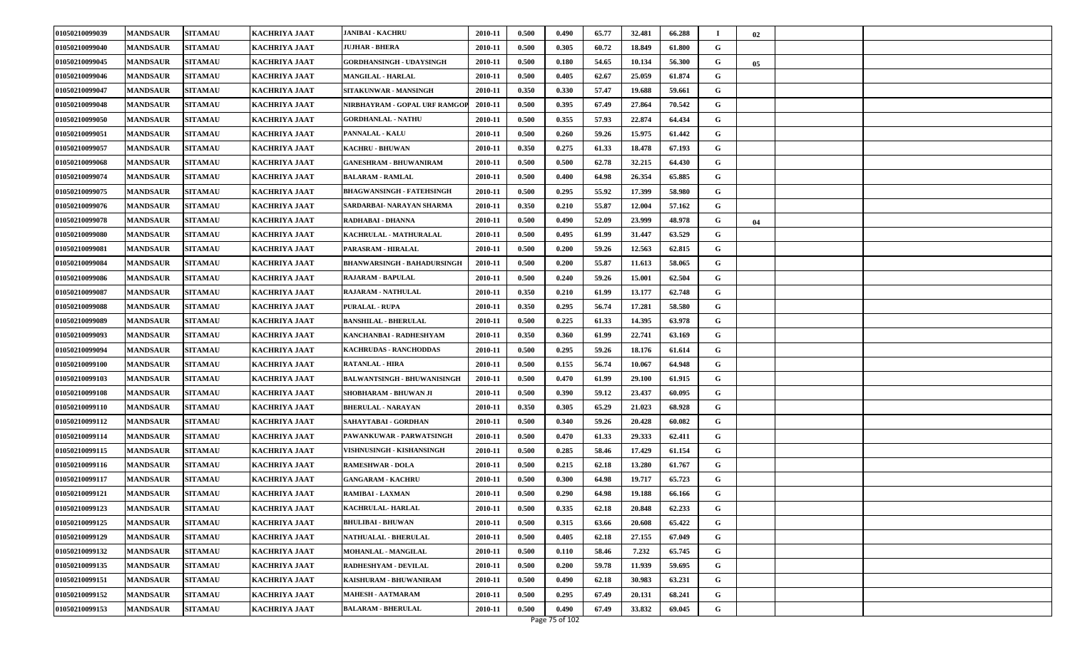| 01050210099039 | MANDSAUR | SITAMAU | KACHRIYA JAAT | JANIBAI - KACHRU | 2010-11 | 0.500 | 0.490 | 65.77 | 32.481 | 66.288 | I | 02 | | |
|---|---|---|---|---|---|---|---|---|---|---|---|---|---|---|
| 01050210099040 | MANDSAUR | SITAMAU | KACHRIYA JAAT | JUJHAR - BHERA | 2010-11 | 0.500 | 0.305 | 60.72 | 18.849 | 61.800 | G | | | |
| 01050210099045 | MANDSAUR | SITAMAU | KACHRIYA JAAT | GORDHANSINGH - UDAYSINGH | 2010-11 | 0.500 | 0.180 | 54.65 | 10.134 | 56.300 | G | 05 | | |
| 01050210099046 | MANDSAUR | SITAMAU | KACHRIYA JAAT | MANGILAL - HARLAL | 2010-11 | 0.500 | 0.405 | 62.67 | 25.059 | 61.874 | G | | | |
| 01050210099047 | MANDSAUR | SITAMAU | KACHRIYA JAAT | SITAKUNWAR - MANSINGH | 2010-11 | 0.350 | 0.330 | 57.47 | 19.688 | 59.661 | G | | | |
| 01050210099048 | MANDSAUR | SITAMAU | KACHRIYA JAAT | NIRBHAYRAM - GOPAL URF RAMGOP | 2010-11 | 0.500 | 0.395 | 67.49 | 27.864 | 70.542 | G | | | |
| 01050210099050 | MANDSAUR | SITAMAU | KACHRIYA JAAT | GORDHANLAL - NATHU | 2010-11 | 0.500 | 0.355 | 57.93 | 22.874 | 64.434 | G | | | |
| 01050210099051 | MANDSAUR | SITAMAU | KACHRIYA JAAT | PANNALAL - KALU | 2010-11 | 0.500 | 0.260 | 59.26 | 15.975 | 61.442 | G | | | |
| 01050210099057 | MANDSAUR | SITAMAU | KACHRIYA JAAT | KACHRU - BHUWAN | 2010-11 | 0.350 | 0.275 | 61.33 | 18.478 | 67.193 | G | | | |
| 01050210099068 | MANDSAUR | SITAMAU | KACHRIYA JAAT | GANESHRAM - BHUWANIRAM | 2010-11 | 0.500 | 0.500 | 62.78 | 32.215 | 64.430 | G | | | |
| 01050210099074 | MANDSAUR | SITAMAU | KACHRIYA JAAT | BALARAM - RAMLAL | 2010-11 | 0.500 | 0.400 | 64.98 | 26.354 | 65.885 | G | | | |
| 01050210099075 | MANDSAUR | SITAMAU | KACHRIYA JAAT | BHAGWANSINGH - FATEHSINGH | 2010-11 | 0.500 | 0.295 | 55.92 | 17.399 | 58.980 | G | | | |
| 01050210099076 | MANDSAUR | SITAMAU | KACHRIYA JAAT | SARDARBAI- NARAYAN SHARMA | 2010-11 | 0.350 | 0.210 | 55.87 | 12.004 | 57.162 | G | | | |
| 01050210099078 | MANDSAUR | SITAMAU | KACHRIYA JAAT | RADHABAI - DHANNA | 2010-11 | 0.500 | 0.490 | 52.09 | 23.999 | 48.978 | G | 04 | | |
| 01050210099080 | MANDSAUR | SITAMAU | KACHRIYA JAAT | KACHRULAL - MATHURALAL | 2010-11 | 0.500 | 0.495 | 61.99 | 31.447 | 63.529 | G | | | |
| 01050210099081 | MANDSAUR | SITAMAU | KACHRIYA JAAT | PARASRAM - HIRALAL | 2010-11 | 0.500 | 0.200 | 59.26 | 12.563 | 62.815 | G | | | |
| 01050210099084 | MANDSAUR | SITAMAU | KACHRIYA JAAT | BHANWARSINGH - BAHADURSINGH | 2010-11 | 0.500 | 0.200 | 55.87 | 11.613 | 58.065 | G | | | |
| 01050210099086 | MANDSAUR | SITAMAU | KACHRIYA JAAT | RAJARAM - BAPULAL | 2010-11 | 0.500 | 0.240 | 59.26 | 15.001 | 62.504 | G | | | |
| 01050210099087 | MANDSAUR | SITAMAU | KACHRIYA JAAT | RAJARAM - NATHULAL | 2010-11 | 0.350 | 0.210 | 61.99 | 13.177 | 62.748 | G | | | |
| 01050210099088 | MANDSAUR | SITAMAU | KACHRIYA JAAT | PURALAL - RUPA | 2010-11 | 0.350 | 0.295 | 56.74 | 17.281 | 58.580 | G | | | |
| 01050210099089 | MANDSAUR | SITAMAU | KACHRIYA JAAT | BANSHILAL - BHERULAL | 2010-11 | 0.500 | 0.225 | 61.33 | 14.395 | 63.978 | G | | | |
| 01050210099093 | MANDSAUR | SITAMAU | KACHRIYA JAAT | KANCHANBAI - RADHESHYAM | 2010-11 | 0.350 | 0.360 | 61.99 | 22.741 | 63.169 | G | | | |
| 01050210099094 | MANDSAUR | SITAMAU | KACHRIYA JAAT | KACHRUDAS - RANCHODDAS | 2010-11 | 0.500 | 0.295 | 59.26 | 18.176 | 61.614 | G | | | |
| 01050210099100 | MANDSAUR | SITAMAU | KACHRIYA JAAT | RATANLAL - HIRA | 2010-11 | 0.500 | 0.155 | 56.74 | 10.067 | 64.948 | G | | | |
| 01050210099103 | MANDSAUR | SITAMAU | KACHRIYA JAAT | BALWANTSINGH - BHUWANISINGH | 2010-11 | 0.500 | 0.470 | 61.99 | 29.100 | 61.915 | G | | | |
| 01050210099108 | MANDSAUR | SITAMAU | KACHRIYA JAAT | SHOBHARAM - BHUWAN JI | 2010-11 | 0.500 | 0.390 | 59.12 | 23.437 | 60.095 | G | | | |
| 01050210099110 | MANDSAUR | SITAMAU | KACHRIYA JAAT | BHERULAL - NARAYAN | 2010-11 | 0.350 | 0.305 | 65.29 | 21.023 | 68.928 | G | | | |
| 01050210099112 | MANDSAUR | SITAMAU | KACHRIYA JAAT | SAHAYTABAI - GORDHAN | 2010-11 | 0.500 | 0.340 | 59.26 | 20.428 | 60.082 | G | | | |
| 01050210099114 | MANDSAUR | SITAMAU | KACHRIYA JAAT | PAWANKUWAR - PARWATSINGH | 2010-11 | 0.500 | 0.470 | 61.33 | 29.333 | 62.411 | G | | | |
| 01050210099115 | MANDSAUR | SITAMAU | KACHRIYA JAAT | VISHNUSINGH - KISHANSINGH | 2010-11 | 0.500 | 0.285 | 58.46 | 17.429 | 61.154 | G | | | |
| 01050210099116 | MANDSAUR | SITAMAU | KACHRIYA JAAT | RAMESHWAR - DOLA | 2010-11 | 0.500 | 0.215 | 62.18 | 13.280 | 61.767 | G | | | |
| 01050210099117 | MANDSAUR | SITAMAU | KACHRIYA JAAT | GANGARAM - KACHRU | 2010-11 | 0.500 | 0.300 | 64.98 | 19.717 | 65.723 | G | | | |
| 01050210099121 | MANDSAUR | SITAMAU | KACHRIYA JAAT | RAMIBAI - LAXMAN | 2010-11 | 0.500 | 0.290 | 64.98 | 19.188 | 66.166 | G | | | |
| 01050210099123 | MANDSAUR | SITAMAU | KACHRIYA JAAT | KACHRULAL- HARLAL | 2010-11 | 0.500 | 0.335 | 62.18 | 20.848 | 62.233 | G | | | |
| 01050210099125 | MANDSAUR | SITAMAU | KACHRIYA JAAT | BHULIBAI - BHUWAN | 2010-11 | 0.500 | 0.315 | 63.66 | 20.608 | 65.422 | G | | | |
| 01050210099129 | MANDSAUR | SITAMAU | KACHRIYA JAAT | NATHUALAL - BHERULAL | 2010-11 | 0.500 | 0.405 | 62.18 | 27.155 | 67.049 | G | | | |
| 01050210099132 | MANDSAUR | SITAMAU | KACHRIYA JAAT | MOHANLAL - MANGILAL | 2010-11 | 0.500 | 0.110 | 58.46 | 7.232 | 65.745 | G | | | |
| 01050210099135 | MANDSAUR | SITAMAU | KACHRIYA JAAT | RADHESHYAM - DEVILAL | 2010-11 | 0.500 | 0.200 | 59.78 | 11.939 | 59.695 | G | | | |
| 01050210099151 | MANDSAUR | SITAMAU | KACHRIYA JAAT | KAISHURAM - BHUWANIRAM | 2010-11 | 0.500 | 0.490 | 62.18 | 30.983 | 63.231 | G | | | |
| 01050210099152 | MANDSAUR | SITAMAU | KACHRIYA JAAT | MAHESH - AATMARAM | 2010-11 | 0.500 | 0.295 | 67.49 | 20.131 | 68.241 | G | | | |
| 01050210099153 | MANDSAUR | SITAMAU | KACHRIYA JAAT | BALARAM - BHERULAL | 2010-11 | 0.500 | 0.490 | 67.49 | 33.832 | 69.045 | G | | | |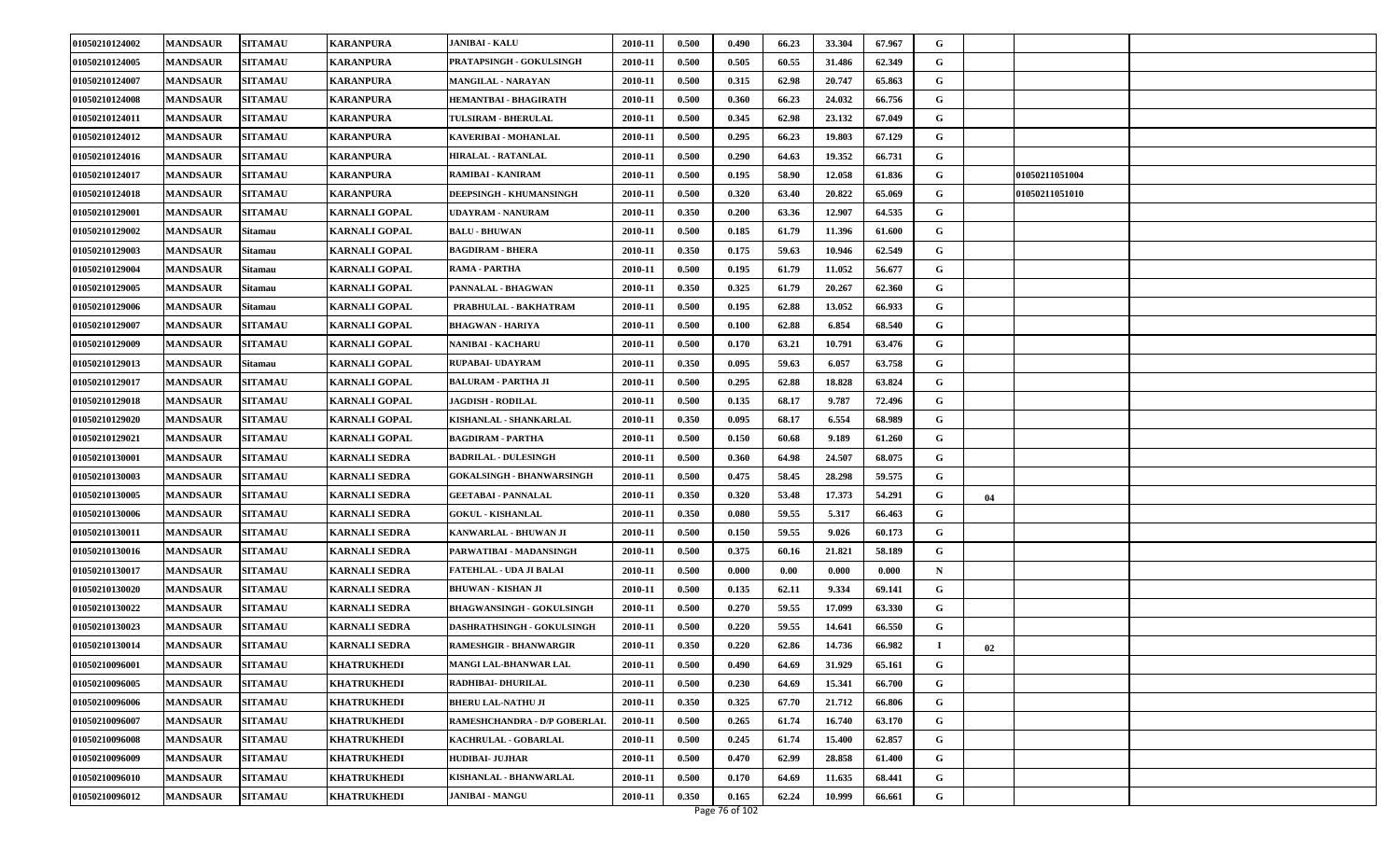| | | | | | | | | | | | | | | |
|---|---|---|---|---|---|---|---|---|---|---|---|---|---|---|
| 01050210124002 | MANDSAUR | SITAMAU | KARANPURA | JANIBAI - KALU | 2010-11 | 0.500 | 0.490 | 66.23 | 33.304 | 67.967 | G | | | |
| 01050210124005 | MANDSAUR | SITAMAU | KARANPURA | PRATAPSINGH - GOKULSINGH | 2010-11 | 0.500 | 0.505 | 60.55 | 31.486 | 62.349 | G | | | |
| 01050210124007 | MANDSAUR | SITAMAU | KARANPURA | MANGILAL - NARAYAN | 2010-11 | 0.500 | 0.315 | 62.98 | 20.747 | 65.863 | G | | | |
| 01050210124008 | MANDSAUR | SITAMAU | KARANPURA | HEMANTBAI - BHAGIRATH | 2010-11 | 0.500 | 0.360 | 66.23 | 24.032 | 66.756 | G | | | |
| 01050210124011 | MANDSAUR | SITAMAU | KARANPURA | TULSIRAM - BHERULAL | 2010-11 | 0.500 | 0.345 | 62.98 | 23.132 | 67.049 | G | | | |
| 01050210124012 | MANDSAUR | SITAMAU | KARANPURA | KAVERIBAI - MOHANLAL | 2010-11 | 0.500 | 0.295 | 66.23 | 19.803 | 67.129 | G | | | |
| 01050210124016 | MANDSAUR | SITAMAU | KARANPURA | HIRALAL - RATANLAL | 2010-11 | 0.500 | 0.290 | 64.63 | 19.352 | 66.731 | G | | | |
| 01050210124017 | MANDSAUR | SITAMAU | KARANPURA | RAMIBAI - KANIRAM | 2010-11 | 0.500 | 0.195 | 58.90 | 12.058 | 61.836 | G | | 01050211051004 | |
| 01050210124018 | MANDSAUR | SITAMAU | KARANPURA | DEEPSINGH - KHUMANSINGH | 2010-11 | 0.500 | 0.320 | 63.40 | 20.822 | 65.069 | G | | 01050211051010 | |
| 01050210129001 | MANDSAUR | SITAMAU | KARNALI GOPAL | UDAYRAM - NANURAM | 2010-11 | 0.350 | 0.200 | 63.36 | 12.907 | 64.535 | G | | | |
| 01050210129002 | MANDSAUR | Sitamau | KARNALI GOPAL | BALU - BHUWAN | 2010-11 | 0.500 | 0.185 | 61.79 | 11.396 | 61.600 | G | | | |
| 01050210129003 | MANDSAUR | Sitamau | KARNALI GOPAL | BAGDIRAM - BHERA | 2010-11 | 0.350 | 0.175 | 59.63 | 10.946 | 62.549 | G | | | |
| 01050210129004 | MANDSAUR | Sitamau | KARNALI GOPAL | RAMA - PARTHA | 2010-11 | 0.500 | 0.195 | 61.79 | 11.052 | 56.677 | G | | | |
| 01050210129005 | MANDSAUR | Sitamau | KARNALI GOPAL | PANNALAL - BHAGWAN | 2010-11 | 0.350 | 0.325 | 61.79 | 20.267 | 62.360 | G | | | |
| 01050210129006 | MANDSAUR | Sitamau | KARNALI GOPAL | PRABHULAL - BAKHATRAM | 2010-11 | 0.500 | 0.195 | 62.88 | 13.052 | 66.933 | G | | | |
| 01050210129007 | MANDSAUR | SITAMAU | KARNALI GOPAL | BHAGWAN - HARIYA | 2010-11 | 0.500 | 0.100 | 62.88 | 6.854 | 68.540 | G | | | |
| 01050210129009 | MANDSAUR | SITAMAU | KARNALI GOPAL | NANIBAI - KACHARU | 2010-11 | 0.500 | 0.170 | 63.21 | 10.791 | 63.476 | G | | | |
| 01050210129013 | MANDSAUR | Sitamau | KARNALI GOPAL | RUPABAI- UDAYRAM | 2010-11 | 0.350 | 0.095 | 59.63 | 6.057 | 63.758 | G | | | |
| 01050210129017 | MANDSAUR | SITAMAU | KARNALI GOPAL | BALURAM - PARTHA JI | 2010-11 | 0.500 | 0.295 | 62.88 | 18.828 | 63.824 | G | | | |
| 01050210129018 | MANDSAUR | SITAMAU | KARNALI GOPAL | JAGDISH - RODILAL | 2010-11 | 0.500 | 0.135 | 68.17 | 9.787 | 72.496 | G | | | |
| 01050210129020 | MANDSAUR | SITAMAU | KARNALI GOPAL | KISHANLAL - SHANKARLAL | 2010-11 | 0.350 | 0.095 | 68.17 | 6.554 | 68.989 | G | | | |
| 01050210129021 | MANDSAUR | SITAMAU | KARNALI GOPAL | BAGDIRAM - PARTHA | 2010-11 | 0.500 | 0.150 | 60.68 | 9.189 | 61.260 | G | | | |
| 01050210130001 | MANDSAUR | SITAMAU | KARNALI SEDRA | BADRILAL - DULESINGH | 2010-11 | 0.500 | 0.360 | 64.98 | 24.507 | 68.075 | G | | | |
| 01050210130003 | MANDSAUR | SITAMAU | KARNALI SEDRA | GOKALSINGH - BHANWARSINGH | 2010-11 | 0.500 | 0.475 | 58.45 | 28.298 | 59.575 | G | | | |
| 01050210130005 | MANDSAUR | SITAMAU | KARNALI SEDRA | GEETABAI - PANNALAL | 2010-11 | 0.350 | 0.320 | 53.48 | 17.373 | 54.291 | G | 04 | | |
| 01050210130006 | MANDSAUR | SITAMAU | KARNALI SEDRA | GOKUL - KISHANLAL | 2010-11 | 0.350 | 0.080 | 59.55 | 5.317 | 66.463 | G | | | |
| 01050210130011 | MANDSAUR | SITAMAU | KARNALI SEDRA | KANWARLAL - BHUWAN JI | 2010-11 | 0.500 | 0.150 | 59.55 | 9.026 | 60.173 | G | | | |
| 01050210130016 | MANDSAUR | SITAMAU | KARNALI SEDRA | PARWATIBAI - MADANSINGH | 2010-11 | 0.500 | 0.375 | 60.16 | 21.821 | 58.189 | G | | | |
| 01050210130017 | MANDSAUR | SITAMAU | KARNALI SEDRA | FATEHLAL - UDA JI BALAI | 2010-11 | 0.500 | 0.000 | 0.00 | 0.000 | 0.000 | N | | | |
| 01050210130020 | MANDSAUR | SITAMAU | KARNALI SEDRA | BHUWAN - KISHAN JI | 2010-11 | 0.500 | 0.135 | 62.11 | 9.334 | 69.141 | G | | | |
| 01050210130022 | MANDSAUR | SITAMAU | KARNALI SEDRA | BHAGWANSINGH - GOKULSINGH | 2010-11 | 0.500 | 0.270 | 59.55 | 17.099 | 63.330 | G | | | |
| 01050210130023 | MANDSAUR | SITAMAU | KARNALI SEDRA | DASHRATHSINGH - GOKULSINGH | 2010-11 | 0.500 | 0.220 | 59.55 | 14.641 | 66.550 | G | | | |
| 01050210130014 | MANDSAUR | SITAMAU | KARNALI SEDRA | RAMESHGIR - BHANWARGIR | 2010-11 | 0.350 | 0.220 | 62.86 | 14.736 | 66.982 | I | 02 | | |
| 01050210096001 | MANDSAUR | SITAMAU | KHATRUKHEDI | MANGI LAL-BHANWAR LAL | 2010-11 | 0.500 | 0.490 | 64.69 | 31.929 | 65.161 | G | | | |
| 01050210096005 | MANDSAUR | SITAMAU | KHATRUKHEDI | RADHIBAI- DHURILAL | 2010-11 | 0.500 | 0.230 | 64.69 | 15.341 | 66.700 | G | | | |
| 01050210096006 | MANDSAUR | SITAMAU | KHATRUKHEDI | BHERU LAL-NATHU JI | 2010-11 | 0.350 | 0.325 | 67.70 | 21.712 | 66.806 | G | | | |
| 01050210096007 | MANDSAUR | SITAMAU | KHATRUKHEDI | RAMESHCHANDRA - D/P GOBERLAL | 2010-11 | 0.500 | 0.265 | 61.74 | 16.740 | 63.170 | G | | | |
| 01050210096008 | MANDSAUR | SITAMAU | KHATRUKHEDI | KACHRULAL - GOBARLAL | 2010-11 | 0.500 | 0.245 | 61.74 | 15.400 | 62.857 | G | | | |
| 01050210096009 | MANDSAUR | SITAMAU | KHATRUKHEDI | HUDIBAI- JUJHAR | 2010-11 | 0.500 | 0.470 | 62.99 | 28.858 | 61.400 | G | | | |
| 01050210096010 | MANDSAUR | SITAMAU | KHATRUKHEDI | KISHANLAL - BHANWARLAL | 2010-11 | 0.500 | 0.170 | 64.69 | 11.635 | 68.441 | G | | | |
| 01050210096012 | MANDSAUR | SITAMAU | KHATRUKHEDI | JANIBAI - MANGU | 2010-11 | 0.350 | 0.165 | 62.24 | 10.999 | 66.661 | G | | | |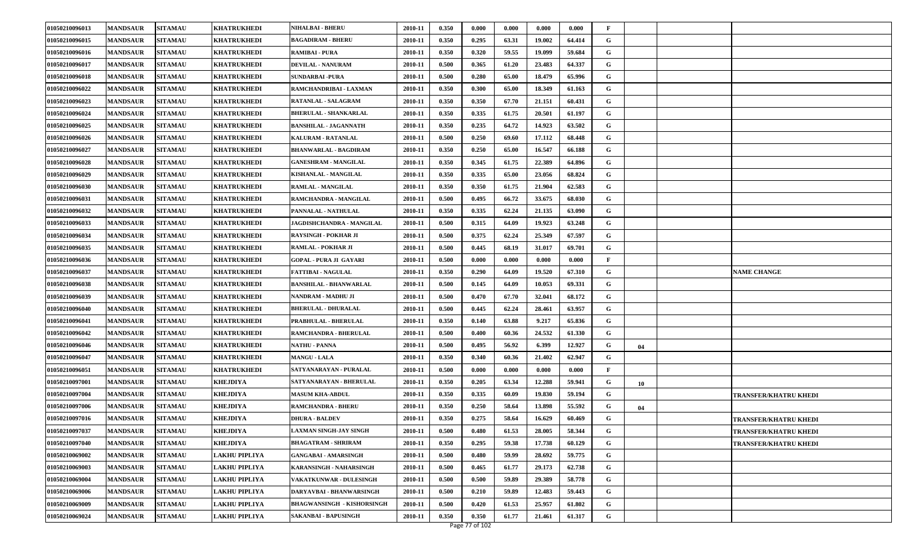| | | | | | | | | | | | | | | |
|---|---|---|---|---|---|---|---|---|---|---|---|---|---|---|
| 01050210096013 | MANDSAUR | SITAMAU | KHATRUKHEDI | NIHALBAI - BHERU | 2010-11 | 0.350 | 0.000 | 0.000 | 0.000 | 0.000 | F | | | |
| 01050210096015 | MANDSAUR | SITAMAU | KHATRUKHEDI | BAGADIRAM - BHERU | 2010-11 | 0.350 | 0.295 | 63.31 | 19.002 | 64.414 | G | | | |
| 01050210096016 | MANDSAUR | SITAMAU | KHATRUKHEDI | RAMIBAI - PURA | 2010-11 | 0.350 | 0.320 | 59.55 | 19.099 | 59.684 | G | | | |
| 01050210096017 | MANDSAUR | SITAMAU | KHATRUKHEDI | DEVILAL - NANURAM | 2010-11 | 0.500 | 0.365 | 61.20 | 23.483 | 64.337 | G | | | |
| 01050210096018 | MANDSAUR | SITAMAU | KHATRUKHEDI | SUNDARBAI -PURA | 2010-11 | 0.500 | 0.280 | 65.00 | 18.479 | 65.996 | G | | | |
| 01050210096022 | MANDSAUR | SITAMAU | KHATRUKHEDI | RAMCHANDRIBAI - LAXMAN | 2010-11 | 0.350 | 0.300 | 65.00 | 18.349 | 61.163 | G | | | |
| 01050210096023 | MANDSAUR | SITAMAU | KHATRUKHEDI | RATANLAL - SALAGRAM | 2010-11 | 0.350 | 0.350 | 67.70 | 21.151 | 60.431 | G | | | |
| 01050210096024 | MANDSAUR | SITAMAU | KHATRUKHEDI | BHERULAL - SHANKARLAL | 2010-11 | 0.350 | 0.335 | 61.75 | 20.501 | 61.197 | G | | | |
| 01050210096025 | MANDSAUR | SITAMAU | KHATRUKHEDI | BANSHILAL - JAGANNATH | 2010-11 | 0.350 | 0.235 | 64.72 | 14.923 | 63.502 | G | | | |
| 01050210096026 | MANDSAUR | SITAMAU | KHATRUKHEDI | KALURAM - RATANLAL | 2010-11 | 0.500 | 0.250 | 69.60 | 17.112 | 68.448 | G | | | |
| 01050210096027 | MANDSAUR | SITAMAU | KHATRUKHEDI | BHANWARLAL - BAGDIRAM | 2010-11 | 0.350 | 0.250 | 65.00 | 16.547 | 66.188 | G | | | |
| 01050210096028 | MANDSAUR | SITAMAU | KHATRUKHEDI | GANESHRAM - MANGILAL | 2010-11 | 0.350 | 0.345 | 61.75 | 22.389 | 64.896 | G | | | |
| 01050210096029 | MANDSAUR | SITAMAU | KHATRUKHEDI | KISHANLAL - MANGILAL | 2010-11 | 0.350 | 0.335 | 65.00 | 23.056 | 68.824 | G | | | |
| 01050210096030 | MANDSAUR | SITAMAU | KHATRUKHEDI | RAMLAL - MANGILAL | 2010-11 | 0.350 | 0.350 | 61.75 | 21.904 | 62.583 | G | | | |
| 01050210096031 | MANDSAUR | SITAMAU | KHATRUKHEDI | RAMCHANDRA - MANGILAL | 2010-11 | 0.500 | 0.495 | 66.72 | 33.675 | 68.030 | G | | | |
| 01050210096032 | MANDSAUR | SITAMAU | KHATRUKHEDI | PANNALAL - NATHULAL | 2010-11 | 0.350 | 0.335 | 62.24 | 21.135 | 63.090 | G | | | |
| 01050210096033 | MANDSAUR | SITAMAU | KHATRUKHEDI | JAGDISHCHANDRA - MANGILAL | 2010-11 | 0.500 | 0.315 | 64.09 | 19.923 | 63.248 | G | | | |
| 01050210096034 | MANDSAUR | SITAMAU | KHATRUKHEDI | RAYSINGH - POKHAR JI | 2010-11 | 0.500 | 0.375 | 62.24 | 25.349 | 67.597 | G | | | |
| 01050210096035 | MANDSAUR | SITAMAU | KHATRUKHEDI | RAMLAL - POKHAR JI | 2010-11 | 0.500 | 0.445 | 68.19 | 31.017 | 69.701 | G | | | |
| 01050210096036 | MANDSAUR | SITAMAU | KHATRUKHEDI | GOPAL - PURA JI GAYARI | 2010-11 | 0.500 | 0.000 | 0.000 | 0.000 | 0.000 | F | | | |
| 01050210096037 | MANDSAUR | SITAMAU | KHATRUKHEDI | FATTIBAI - NAGULAL | 2010-11 | 0.350 | 0.290 | 64.09 | 19.520 | 67.310 | G | | | NAME CHANGE |
| 01050210096038 | MANDSAUR | SITAMAU | KHATRUKHEDI | BANSHILAL - BHANWARLAL | 2010-11 | 0.500 | 0.145 | 64.09 | 10.053 | 69.331 | G | | | |
| 01050210096039 | MANDSAUR | SITAMAU | KHATRUKHEDI | NANDRAM - MADHU JI | 2010-11 | 0.500 | 0.470 | 67.70 | 32.041 | 68.172 | G | | | |
| 01050210096040 | MANDSAUR | SITAMAU | KHATRUKHEDI | BHERULAL - DHURALAL | 2010-11 | 0.500 | 0.445 | 62.24 | 28.461 | 63.957 | G | | | |
| 01050210096041 | MANDSAUR | SITAMAU | KHATRUKHEDI | PRABHULAL - BHERULAL | 2010-11 | 0.350 | 0.140 | 63.88 | 9.217 | 65.836 | G | | | |
| 01050210096042 | MANDSAUR | SITAMAU | KHATRUKHEDI | RAMCHANDRA - BHERULAL | 2010-11 | 0.500 | 0.400 | 60.36 | 24.532 | 61.330 | G | | | |
| 01050210096046 | MANDSAUR | SITAMAU | KHATRUKHEDI | NATHU - PANNA | 2010-11 | 0.500 | 0.495 | 56.92 | 6.399 | 12.927 | G | 04 | | |
| 01050210096047 | MANDSAUR | SITAMAU | KHATRUKHEDI | MANGU - LALA | 2010-11 | 0.350 | 0.340 | 60.36 | 21.402 | 62.947 | G | | | |
| 01050210096051 | MANDSAUR | SITAMAU | KHATRUKHEDI | SATYANARAYAN - PURALAL | 2010-11 | 0.500 | 0.000 | 0.000 | 0.000 | 0.000 | F | | | |
| 01050210097001 | MANDSAUR | SITAMAU | KHEJDIYA | SATYANARAYAN - BHERULAL | 2010-11 | 0.350 | 0.205 | 63.34 | 12.288 | 59.941 | G | 10 | | |
| 01050210097004 | MANDSAUR | SITAMAU | KHEJDIYA | MASUM KHA-ABDUL | 2010-11 | 0.350 | 0.335 | 60.09 | 19.830 | 59.194 | G | | | TRANSFER/KHATRU KHEDI |
| 01050210097006 | MANDSAUR | SITAMAU | KHEJDIYA | RAMCHANDRA - BHERU | 2010-11 | 0.350 | 0.250 | 58.64 | 13.898 | 55.592 | G | 04 | | |
| 01050210097016 | MANDSAUR | SITAMAU | KHEJDIYA | DHURA - BALDEV | 2010-11 | 0.350 | 0.275 | 58.64 | 16.629 | 60.469 | G | | | TRANSFER/KHATRU KHEDI |
| 01050210097037 | MANDSAUR | SITAMAU | KHEJDIYA | LAXMAN SINGH-JAY SINGH | 2010-11 | 0.500 | 0.480 | 61.53 | 28.005 | 58.344 | G | | | TRANSFER/KHATRU KHEDI |
| 01050210097040 | MANDSAUR | SITAMAU | KHEJDIYA | BHAGATRAM - SHRIRAM | 2010-11 | 0.350 | 0.295 | 59.38 | 17.738 | 60.129 | G | | | TRANSFER/KHATRU KHEDI |
| 01050210069002 | MANDSAUR | SITAMAU | LAKHU PIPLIYA | GANGABAI - AMARSINGH | 2010-11 | 0.500 | 0.480 | 59.99 | 28.692 | 59.775 | G | | | |
| 01050210069003 | MANDSAUR | SITAMAU | LAKHU PIPLIYA | KARANSINGH - NAHARSINGH | 2010-11 | 0.500 | 0.465 | 61.77 | 29.173 | 62.738 | G | | | |
| 01050210069004 | MANDSAUR | SITAMAU | LAKHU PIPLIYA | VAKATKUNWAR - DULESINGH | 2010-11 | 0.500 | 0.500 | 59.89 | 29.389 | 58.778 | G | | | |
| 01050210069006 | MANDSAUR | SITAMAU | LAKHU PIPLIYA | DARYAVBAI - BHANWARSINGH | 2010-11 | 0.500 | 0.210 | 59.89 | 12.483 | 59.443 | G | | | |
| 01050210069009 | MANDSAUR | SITAMAU | LAKHU PIPLIYA | BHAGWANSINGH - KISHORSINGH | 2010-11 | 0.500 | 0.420 | 61.53 | 25.957 | 61.802 | G | | | |
| 01050210069024 | MANDSAUR | SITAMAU | LAKHU PIPLIYA | SAKANBAI - BAPUSINGH | 2010-11 | 0.350 | 0.350 | 61.77 | 21.461 | 61.317 | G | | | |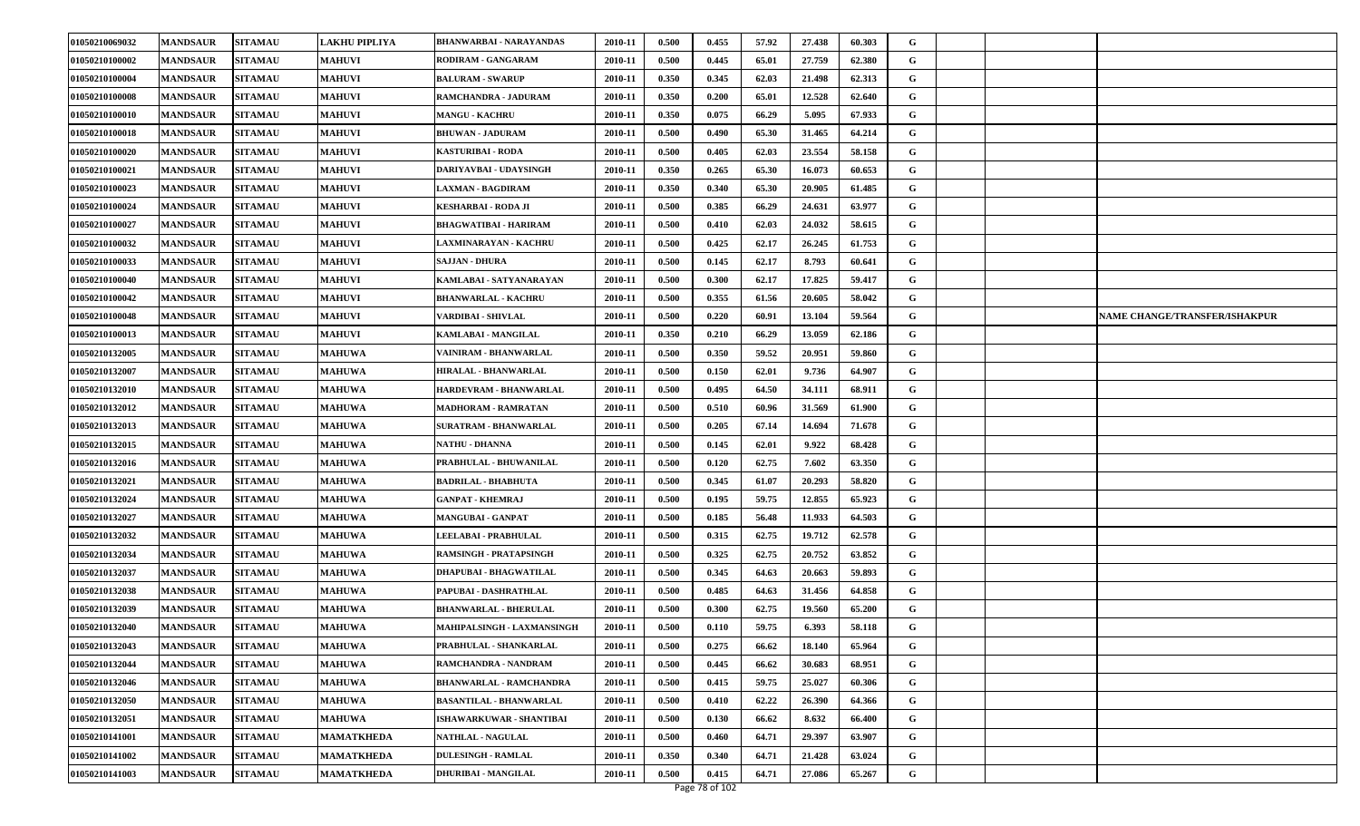| | | | | | | | | | | | | | | |
|---|---|---|---|---|---|---|---|---|---|---|---|---|---|---|
| 01050210069032 | MANDSAUR | SITAMAU | LAKHU PIPLIYA | BHANWARBAI - NARAYANDAS | 2010-11 | 0.500 | 0.455 | 57.92 | 27.438 | 60.303 | G | | | |
| 01050210100002 | MANDSAUR | SITAMAU | MAHUVI | RODIRAM - GANGARAM | 2010-11 | 0.500 | 0.445 | 65.01 | 27.759 | 62.380 | G | | | |
| 01050210100004 | MANDSAUR | SITAMAU | MAHUVI | BALURAM - SWARUP | 2010-11 | 0.350 | 0.345 | 62.03 | 21.498 | 62.313 | G | | | |
| 01050210100008 | MANDSAUR | SITAMAU | MAHUVI | RAMCHANDRA - JADURAM | 2010-11 | 0.350 | 0.200 | 65.01 | 12.528 | 62.640 | G | | | |
| 01050210100010 | MANDSAUR | SITAMAU | MAHUVI | MANGU - KACHRU | 2010-11 | 0.350 | 0.075 | 66.29 | 5.095 | 67.933 | G | | | |
| 01050210100018 | MANDSAUR | SITAMAU | MAHUVI | BHUWAN - JADURAM | 2010-11 | 0.500 | 0.490 | 65.30 | 31.465 | 64.214 | G | | | |
| 01050210100020 | MANDSAUR | SITAMAU | MAHUVI | KASTURIBAI - RODA | 2010-11 | 0.500 | 0.405 | 62.03 | 23.554 | 58.158 | G | | | |
| 01050210100021 | MANDSAUR | SITAMAU | MAHUVI | DARIYAVBAI - UDAYSINGH | 2010-11 | 0.350 | 0.265 | 65.30 | 16.073 | 60.653 | G | | | |
| 01050210100023 | MANDSAUR | SITAMAU | MAHUVI | LAXMAN - BAGDIRAM | 2010-11 | 0.350 | 0.340 | 65.30 | 20.905 | 61.485 | G | | | |
| 01050210100024 | MANDSAUR | SITAMAU | MAHUVI | KESHARBAI - RODA JI | 2010-11 | 0.500 | 0.385 | 66.29 | 24.631 | 63.977 | G | | | |
| 01050210100027 | MANDSAUR | SITAMAU | MAHUVI | BHAGWATIBAI - HARIRAM | 2010-11 | 0.500 | 0.410 | 62.03 | 24.032 | 58.615 | G | | | |
| 01050210100032 | MANDSAUR | SITAMAU | MAHUVI | LAXMINARAYAN - KACHRU | 2010-11 | 0.500 | 0.425 | 62.17 | 26.245 | 61.753 | G | | | |
| 01050210100033 | MANDSAUR | SITAMAU | MAHUVI | SAJJAN - DHURA | 2010-11 | 0.500 | 0.145 | 62.17 | 8.793 | 60.641 | G | | | |
| 01050210100040 | MANDSAUR | SITAMAU | MAHUVI | KAMLABAI - SATYANARAYAN | 2010-11 | 0.500 | 0.300 | 62.17 | 17.825 | 59.417 | G | | | |
| 01050210100042 | MANDSAUR | SITAMAU | MAHUVI | BHANWARLAL - KACHRU | 2010-11 | 0.500 | 0.355 | 61.56 | 20.605 | 58.042 | G | | | |
| 01050210100048 | MANDSAUR | SITAMAU | MAHUVI | VARDIBAI - SHIVLAL | 2010-11 | 0.500 | 0.220 | 60.91 | 13.104 | 59.564 | G | | | NAME CHANGE/TRANSFER/ISHAKPUR |
| 01050210100013 | MANDSAUR | SITAMAU | MAHUVI | KAMLABAI - MANGILAL | 2010-11 | 0.350 | 0.210 | 66.29 | 13.059 | 62.186 | G | | | |
| 01050210132005 | MANDSAUR | SITAMAU | MAHUWA | VAINIRAM - BHANWARLAL | 2010-11 | 0.500 | 0.350 | 59.52 | 20.951 | 59.860 | G | | | |
| 01050210132007 | MANDSAUR | SITAMAU | MAHUWA | HIRALAL - BHANWARLAL | 2010-11 | 0.500 | 0.150 | 62.01 | 9.736 | 64.907 | G | | | |
| 01050210132010 | MANDSAUR | SITAMAU | MAHUWA | HARDEVRAM - BHANWARLAL | 2010-11 | 0.500 | 0.495 | 64.50 | 34.111 | 68.911 | G | | | |
| 01050210132012 | MANDSAUR | SITAMAU | MAHUWA | MADHORAM - RAMRATAN | 2010-11 | 0.500 | 0.510 | 60.96 | 31.569 | 61.900 | G | | | |
| 01050210132013 | MANDSAUR | SITAMAU | MAHUWA | SURATRAM - BHANWARLAL | 2010-11 | 0.500 | 0.205 | 67.14 | 14.694 | 71.678 | G | | | |
| 01050210132015 | MANDSAUR | SITAMAU | MAHUWA | NATHU - DHANNA | 2010-11 | 0.500 | 0.145 | 62.01 | 9.922 | 68.428 | G | | | |
| 01050210132016 | MANDSAUR | SITAMAU | MAHUWA | PRABHULAL - BHUWANILAL | 2010-11 | 0.500 | 0.120 | 62.75 | 7.602 | 63.350 | G | | | |
| 01050210132021 | MANDSAUR | SITAMAU | MAHUWA | BADRILAL - BHABHUTA | 2010-11 | 0.500 | 0.345 | 61.07 | 20.293 | 58.820 | G | | | |
| 01050210132024 | MANDSAUR | SITAMAU | MAHUWA | GANPAT - KHEMRAJ | 2010-11 | 0.500 | 0.195 | 59.75 | 12.855 | 65.923 | G | | | |
| 01050210132027 | MANDSAUR | SITAMAU | MAHUWA | MANGUBAI - GANPAT | 2010-11 | 0.500 | 0.185 | 56.48 | 11.933 | 64.503 | G | | | |
| 01050210132032 | MANDSAUR | SITAMAU | MAHUWA | LEELABAI - PRABHULAL | 2010-11 | 0.500 | 0.315 | 62.75 | 19.712 | 62.578 | G | | | |
| 01050210132034 | MANDSAUR | SITAMAU | MAHUWA | RAMSINGH - PRATAPSINGH | 2010-11 | 0.500 | 0.325 | 62.75 | 20.752 | 63.852 | G | | | |
| 01050210132037 | MANDSAUR | SITAMAU | MAHUWA | DHAPUBAI - BHAGWATILAL | 2010-11 | 0.500 | 0.345 | 64.63 | 20.663 | 59.893 | G | | | |
| 01050210132038 | MANDSAUR | SITAMAU | MAHUWA | PAPUBAI - DASHRATHLAL | 2010-11 | 0.500 | 0.485 | 64.63 | 31.456 | 64.858 | G | | | |
| 01050210132039 | MANDSAUR | SITAMAU | MAHUWA | BHANWARLAL - BHERULAL | 2010-11 | 0.500 | 0.300 | 62.75 | 19.560 | 65.200 | G | | | |
| 01050210132040 | MANDSAUR | SITAMAU | MAHUWA | MAHIPALSINGH - LAXMANSINGH | 2010-11 | 0.500 | 0.110 | 59.75 | 6.393 | 58.118 | G | | | |
| 01050210132043 | MANDSAUR | SITAMAU | MAHUWA | PRABHULAL - SHANKARLAL | 2010-11 | 0.500 | 0.275 | 66.62 | 18.140 | 65.964 | G | | | |
| 01050210132044 | MANDSAUR | SITAMAU | MAHUWA | RAMCHANDRA - NANDRAM | 2010-11 | 0.500 | 0.445 | 66.62 | 30.683 | 68.951 | G | | | |
| 01050210132046 | MANDSAUR | SITAMAU | MAHUWA | BHANWARLAL - RAMCHANDRA | 2010-11 | 0.500 | 0.415 | 59.75 | 25.027 | 60.306 | G | | | |
| 01050210132050 | MANDSAUR | SITAMAU | MAHUWA | BASANTILAL - BHANWARLAL | 2010-11 | 0.500 | 0.410 | 62.22 | 26.390 | 64.366 | G | | | |
| 01050210132051 | MANDSAUR | SITAMAU | MAHUWA | ISHAWARKUWAR - SHANTIBAI | 2010-11 | 0.500 | 0.130 | 66.62 | 8.632 | 66.400 | G | | | |
| 01050210141001 | MANDSAUR | SITAMAU | MAMATKHEDA | NATHLAL - NAGULAL | 2010-11 | 0.500 | 0.460 | 64.71 | 29.397 | 63.907 | G | | | |
| 01050210141002 | MANDSAUR | SITAMAU | MAMATKHEDA | DULESINGH - RAMLAL | 2010-11 | 0.350 | 0.340 | 64.71 | 21.428 | 63.024 | G | | | |
| 01050210141003 | MANDSAUR | SITAMAU | MAMATKHEDA | DHURIBAI - MANGILAL | 2010-11 | 0.500 | 0.415 | 64.71 | 27.086 | 65.267 | G | | | |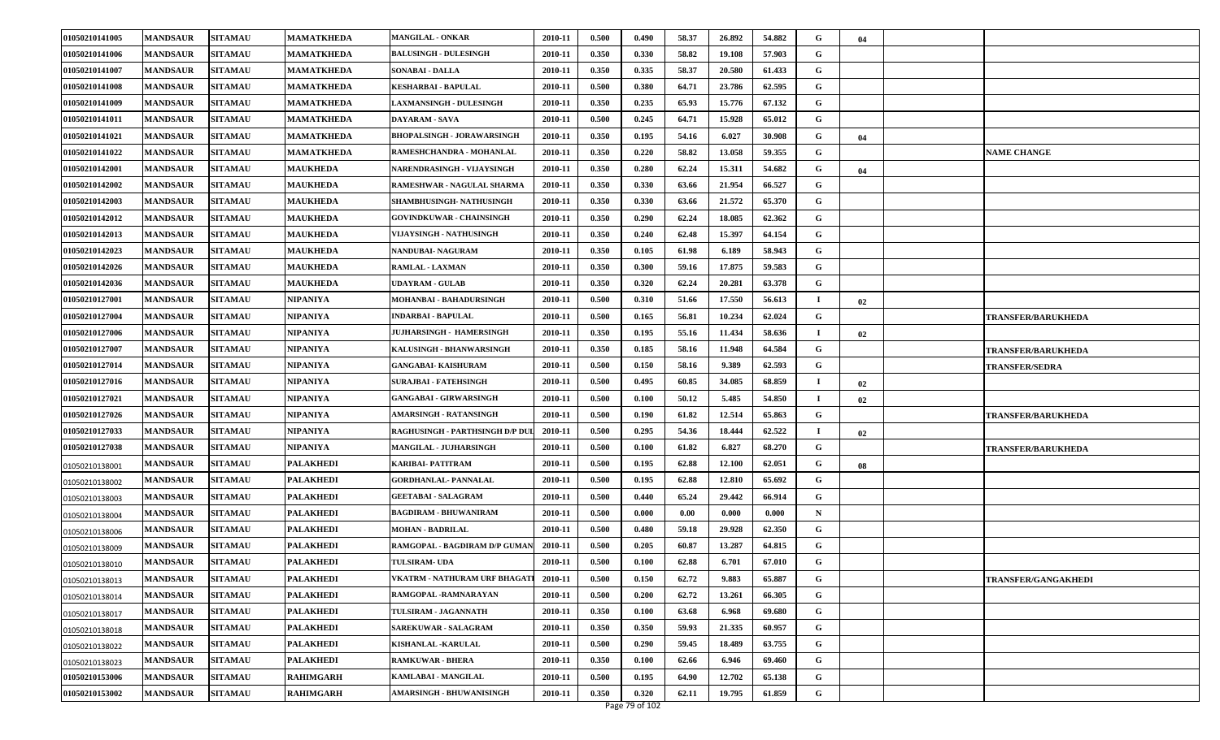| | | | | | | | | | | | | | | |
|---|---|---|---|---|---|---|---|---|---|---|---|---|---|---|
| 01050210141005 | MANDSAUR | SITAMAU | MAMATKHEDA | MANGILAL - ONKAR | 2010-11 | 0.500 | 0.490 | 58.37 | 26.892 | 54.882 | G | 04 | | |
| 01050210141006 | MANDSAUR | SITAMAU | MAMATKHEDA | BALUSINGH - DULESINGH | 2010-11 | 0.350 | 0.330 | 58.82 | 19.108 | 57.903 | G | | | |
| 01050210141007 | MANDSAUR | SITAMAU | MAMATKHEDA | SONABAI - DALLA | 2010-11 | 0.350 | 0.335 | 58.37 | 20.580 | 61.433 | G | | | |
| 01050210141008 | MANDSAUR | SITAMAU | MAMATKHEDA | KESHARBAI - BAPULAL | 2010-11 | 0.500 | 0.380 | 64.71 | 23.786 | 62.595 | G | | | |
| 01050210141009 | MANDSAUR | SITAMAU | MAMATKHEDA | LAXMANSINGH - DULESINGH | 2010-11 | 0.350 | 0.235 | 65.93 | 15.776 | 67.132 | G | | | |
| 01050210141011 | MANDSAUR | SITAMAU | MAMATKHEDA | DAYARAM - SAVA | 2010-11 | 0.500 | 0.245 | 64.71 | 15.928 | 65.012 | G | | | |
| 01050210141021 | MANDSAUR | SITAMAU | MAMATKHEDA | BHOPALSINGH - JORAWARSINGH | 2010-11 | 0.350 | 0.195 | 54.16 | 6.027 | 30.908 | G | 04 | | |
| 01050210141022 | MANDSAUR | SITAMAU | MAMATKHEDA | RAMESHCHANDRA - MOHANLAL | 2010-11 | 0.350 | 0.220 | 58.82 | 13.058 | 59.355 | G | | | NAME CHANGE |
| 01050210142001 | MANDSAUR | SITAMAU | MAUKHEDA | NARENDRASINGH - VIJAYSINGH | 2010-11 | 0.350 | 0.280 | 62.24 | 15.311 | 54.682 | G | 04 | | |
| 01050210142002 | MANDSAUR | SITAMAU | MAUKHEDA | RAMESHWAR - NAGULAL SHARMA | 2010-11 | 0.350 | 0.330 | 63.66 | 21.954 | 66.527 | G | | | |
| 01050210142003 | MANDSAUR | SITAMAU | MAUKHEDA | SHAMBHUSINGH- NATHUSINGH | 2010-11 | 0.350 | 0.330 | 63.66 | 21.572 | 65.370 | G | | | |
| 01050210142012 | MANDSAUR | SITAMAU | MAUKHEDA | GOVINDKUWAR - CHAINSINGH | 2010-11 | 0.350 | 0.290 | 62.24 | 18.085 | 62.362 | G | | | |
| 01050210142013 | MANDSAUR | SITAMAU | MAUKHEDA | VIJAYSINGH - NATHUSINGH | 2010-11 | 0.350 | 0.240 | 62.48 | 15.397 | 64.154 | G | | | |
| 01050210142023 | MANDSAUR | SITAMAU | MAUKHEDA | NANDUBAI- NAGURAM | 2010-11 | 0.350 | 0.105 | 61.98 | 6.189 | 58.943 | G | | | |
| 01050210142026 | MANDSAUR | SITAMAU | MAUKHEDA | RAMLAL - LAXMAN | 2010-11 | 0.350 | 0.300 | 59.16 | 17.875 | 59.583 | G | | | |
| 01050210142036 | MANDSAUR | SITAMAU | MAUKHEDA | UDAYRAM - GULAB | 2010-11 | 0.350 | 0.320 | 62.24 | 20.281 | 63.378 | G | | | |
| 01050210127001 | MANDSAUR | SITAMAU | NIPANIYA | MOHANBAI - BAHADURSINGH | 2010-11 | 0.500 | 0.310 | 51.66 | 17.550 | 56.613 | I | 02 | | |
| 01050210127004 | MANDSAUR | SITAMAU | NIPANIYA | INDARBAI - BAPULAL | 2010-11 | 0.500 | 0.165 | 56.81 | 10.234 | 62.024 | G | | | TRANSFER/BARUKHEDA |
| 01050210127006 | MANDSAUR | SITAMAU | NIPANIYA | JUJHARSINGH - HAMERSINGH | 2010-11 | 0.350 | 0.195 | 55.16 | 11.434 | 58.636 | I | 02 | | |
| 01050210127007 | MANDSAUR | SITAMAU | NIPANIYA | KALUSINGH - BHANWARSINGH | 2010-11 | 0.350 | 0.185 | 58.16 | 11.948 | 64.584 | G | | | TRANSFER/BARUKHEDA |
| 01050210127014 | MANDSAUR | SITAMAU | NIPANIYA | GANGABAI- KAISHURAM | 2010-11 | 0.500 | 0.150 | 58.16 | 9.389 | 62.593 | G | | | TRANSFER/SEDRA |
| 01050210127016 | MANDSAUR | SITAMAU | NIPANIYA | SURAJBAI - FATEHSINGH | 2010-11 | 0.500 | 0.495 | 60.85 | 34.085 | 68.859 | I | 02 | | |
| 01050210127021 | MANDSAUR | SITAMAU | NIPANIYA | GANGABAI - GIRWARSINGH | 2010-11 | 0.500 | 0.100 | 50.12 | 5.485 | 54.850 | I | 02 | | |
| 01050210127026 | MANDSAUR | SITAMAU | NIPANIYA | AMARSINGH - RATANSINGH | 2010-11 | 0.500 | 0.190 | 61.82 | 12.514 | 65.863 | G | | | TRANSFER/BARUKHEDA |
| 01050210127033 | MANDSAUR | SITAMAU | NIPANIYA | RAGHUSINGH - PARTHSINGH D/P DUL | 2010-11 | 0.500 | 0.295 | 54.36 | 18.444 | 62.522 | I | 02 | | |
| 01050210127038 | MANDSAUR | SITAMAU | NIPANIYA | MANGILAL - JUJHARSINGH | 2010-11 | 0.500 | 0.100 | 61.82 | 6.827 | 68.270 | G | | | TRANSFER/BARUKHEDA |
| 01050210138001 | MANDSAUR | SITAMAU | PALAKHEDI | KARIBAI- PATITRAM | 2010-11 | 0.500 | 0.195 | 62.88 | 12.100 | 62.051 | G | 08 | | |
| 01050210138002 | MANDSAUR | SITAMAU | PALAKHEDI | GORDHANLAL- PANNALAL | 2010-11 | 0.500 | 0.195 | 62.88 | 12.810 | 65.692 | G | | | |
| 01050210138003 | MANDSAUR | SITAMAU | PALAKHEDI | GEETABAI - SALAGRAM | 2010-11 | 0.500 | 0.440 | 65.24 | 29.442 | 66.914 | G | | | |
| 01050210138004 | MANDSAUR | SITAMAU | PALAKHEDI | BAGDIRAM - BHUWANIRAM | 2010-11 | 0.500 | 0.000 | 0.00 | 0.000 | 0.000 | N | | | |
| 01050210138006 | MANDSAUR | SITAMAU | PALAKHEDI | MOHAN - BADRILAL | 2010-11 | 0.500 | 0.480 | 59.18 | 29.928 | 62.350 | G | | | |
| 01050210138009 | MANDSAUR | SITAMAU | PALAKHEDI | RAMGOPAL - BAGDIRAM D/P GUMAN | 2010-11 | 0.500 | 0.205 | 60.87 | 13.287 | 64.815 | G | | | |
| 01050210138010 | MANDSAUR | SITAMAU | PALAKHEDI | TULSIRAM- UDA | 2010-11 | 0.500 | 0.100 | 62.88 | 6.701 | 67.010 | G | | | |
| 01050210138013 | MANDSAUR | SITAMAU | PALAKHEDI | VKATRM - NATHURAM URF BHAGATI | 2010-11 | 0.500 | 0.150 | 62.72 | 9.883 | 65.887 | G | | | TRANSFER/GANGAKHEDI |
| 01050210138014 | MANDSAUR | SITAMAU | PALAKHEDI | RAMGOPAL -RAMNARAYAN | 2010-11 | 0.500 | 0.200 | 62.72 | 13.261 | 66.305 | G | | | |
| 01050210138017 | MANDSAUR | SITAMAU | PALAKHEDI | TULSIRAM - JAGANNATH | 2010-11 | 0.350 | 0.100 | 63.68 | 6.968 | 69.680 | G | | | |
| 01050210138018 | MANDSAUR | SITAMAU | PALAKHEDI | SAREKUWAR - SALAGRAM | 2010-11 | 0.350 | 0.350 | 59.93 | 21.335 | 60.957 | G | | | |
| 01050210138022 | MANDSAUR | SITAMAU | PALAKHEDI | KISHANLAL -KARULAL | 2010-11 | 0.500 | 0.290 | 59.45 | 18.489 | 63.755 | G | | | |
| 01050210138023 | MANDSAUR | SITAMAU | PALAKHEDI | RAMKUWAR - BHERA | 2010-11 | 0.350 | 0.100 | 62.66 | 6.946 | 69.460 | G | | | |
| 01050210153006 | MANDSAUR | SITAMAU | RAHIMGARH | KAMLABAI - MANGILAL | 2010-11 | 0.500 | 0.195 | 64.90 | 12.702 | 65.138 | G | | | |
| 01050210153002 | MANDSAUR | SITAMAU | RAHIMGARH | AMARSINGH - BHUWANISINGH | 2010-11 | 0.350 | 0.320 | 62.11 | 19.795 | 61.859 | G | | | |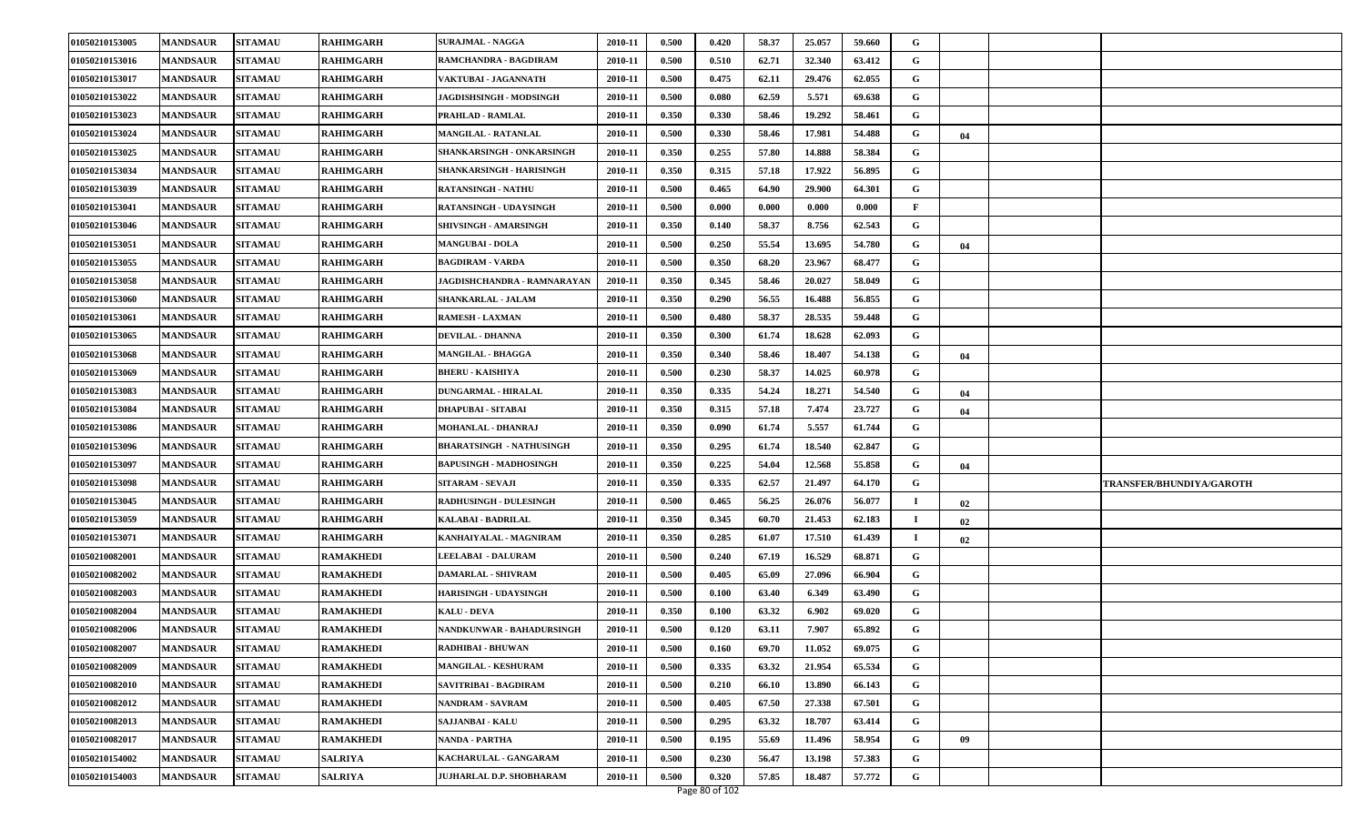| 01050210153005 | MANDSAUR | SITAMAU | RAHIMGARH | SURAJMAL - NAGGA | 2010-11 | 0.500 | 0.420 | 58.37 | 25.057 | 59.660 | G | | | |
|---|---|---|---|---|---|---|---|---|---|---|---|---|---|---|
| 01050210153016 | MANDSAUR | SITAMAU | RAHIMGARH | RAMCHANDRA - BAGDIRAM | 2010-11 | 0.500 | 0.510 | 62.71 | 32.340 | 63.412 | G | | | |
| 01050210153017 | MANDSAUR | SITAMAU | RAHIMGARH | VAKTUBAI - JAGANNATH | 2010-11 | 0.500 | 0.475 | 62.11 | 29.476 | 62.055 | G | | | |
| 01050210153022 | MANDSAUR | SITAMAU | RAHIMGARH | JAGDISHSINGH - MODSINGH | 2010-11 | 0.500 | 0.080 | 62.59 | 5.571 | 69.638 | G | | | |
| 01050210153023 | MANDSAUR | SITAMAU | RAHIMGARH | PRAHLAD - RAMLAL | 2010-11 | 0.350 | 0.330 | 58.46 | 19.292 | 58.461 | G | | | |
| 01050210153024 | MANDSAUR | SITAMAU | RAHIMGARH | MANGILAL - RATANLAL | 2010-11 | 0.500 | 0.330 | 58.46 | 17.981 | 54.488 | G | 04 | | |
| 01050210153025 | MANDSAUR | SITAMAU | RAHIMGARH | SHANKARSINGH - ONKARSINGH | 2010-11 | 0.350 | 0.255 | 57.80 | 14.888 | 58.384 | G | | | |
| 01050210153034 | MANDSAUR | SITAMAU | RAHIMGARH | SHANKARSINGH - HARISINGH | 2010-11 | 0.350 | 0.315 | 57.18 | 17.922 | 56.895 | G | | | |
| 01050210153039 | MANDSAUR | SITAMAU | RAHIMGARH | RATANSINGH - NATHU | 2010-11 | 0.500 | 0.465 | 64.90 | 29.900 | 64.301 | G | | | |
| 01050210153041 | MANDSAUR | SITAMAU | RAHIMGARH | RATANSINGH - UDAYSINGH | 2010-11 | 0.500 | 0.000 | 0.000 | 0.000 | 0.000 | F | | | |
| 01050210153046 | MANDSAUR | SITAMAU | RAHIMGARH | SHIVSINGH - AMARSINGH | 2010-11 | 0.350 | 0.140 | 58.37 | 8.756 | 62.543 | G | | | |
| 01050210153051 | MANDSAUR | SITAMAU | RAHIMGARH | MANGUBAI - DOLA | 2010-11 | 0.500 | 0.250 | 55.54 | 13.695 | 54.780 | G | 04 | | |
| 01050210153055 | MANDSAUR | SITAMAU | RAHIMGARH | BAGDIRAM - VARDA | 2010-11 | 0.500 | 0.350 | 68.20 | 23.967 | 68.477 | G | | | |
| 01050210153058 | MANDSAUR | SITAMAU | RAHIMGARH | JAGDISHCHANDRA - RAMNARAYAN | 2010-11 | 0.350 | 0.345 | 58.46 | 20.027 | 58.049 | G | | | |
| 01050210153060 | MANDSAUR | SITAMAU | RAHIMGARH | SHANKARLAL - JALAM | 2010-11 | 0.350 | 0.290 | 56.55 | 16.488 | 56.855 | G | | | |
| 01050210153061 | MANDSAUR | SITAMAU | RAHIMGARH | RAMESH - LAXMAN | 2010-11 | 0.500 | 0.480 | 58.37 | 28.535 | 59.448 | G | | | |
| 01050210153065 | MANDSAUR | SITAMAU | RAHIMGARH | DEVILAL - DHANNA | 2010-11 | 0.350 | 0.300 | 61.74 | 18.628 | 62.093 | G | | | |
| 01050210153068 | MANDSAUR | SITAMAU | RAHIMGARH | MANGILAL - BHAGGA | 2010-11 | 0.350 | 0.340 | 58.46 | 18.407 | 54.138 | G | 04 | | |
| 01050210153069 | MANDSAUR | SITAMAU | RAHIMGARH | BHERU - KAISHIYA | 2010-11 | 0.500 | 0.230 | 58.37 | 14.025 | 60.978 | G | | | |
| 01050210153083 | MANDSAUR | SITAMAU | RAHIMGARH | DUNGARMAL - HIRALAL | 2010-11 | 0.350 | 0.335 | 54.24 | 18.271 | 54.540 | G | 04 | | |
| 01050210153084 | MANDSAUR | SITAMAU | RAHIMGARH | DHAPUBAI - SITABAI | 2010-11 | 0.350 | 0.315 | 57.18 | 7.474 | 23.727 | G | 04 | | |
| 01050210153086 | MANDSAUR | SITAMAU | RAHIMGARH | MOHANLAL - DHANRAJ | 2010-11 | 0.350 | 0.090 | 61.74 | 5.557 | 61.744 | G | | | |
| 01050210153096 | MANDSAUR | SITAMAU | RAHIMGARH | BHARATSINGH - NATHUSINGH | 2010-11 | 0.350 | 0.295 | 61.74 | 18.540 | 62.847 | G | | | |
| 01050210153097 | MANDSAUR | SITAMAU | RAHIMGARH | BAPUSINGH - MADHOSINGH | 2010-11 | 0.350 | 0.225 | 54.04 | 12.568 | 55.858 | G | 04 | | |
| 01050210153098 | MANDSAUR | SITAMAU | RAHIMGARH | SITARAM - SEVAJI | 2010-11 | 0.350 | 0.335 | 62.57 | 21.497 | 64.170 | G | | | TRANSFER/BHUNDIYA/GAROTH |
| 01050210153045 | MANDSAUR | SITAMAU | RAHIMGARH | RADHUSINGH - DULESINGH | 2010-11 | 0.500 | 0.465 | 56.25 | 26.076 | 56.077 | I | 02 | | |
| 01050210153059 | MANDSAUR | SITAMAU | RAHIMGARH | KALABAI - BADRILAL | 2010-11 | 0.350 | 0.345 | 60.70 | 21.453 | 62.183 | I | 02 | | |
| 01050210153071 | MANDSAUR | SITAMAU | RAHIMGARH | KANHAIYALAL - MAGNIRAM | 2010-11 | 0.350 | 0.285 | 61.07 | 17.510 | 61.439 | I | 02 | | |
| 01050210082001 | MANDSAUR | SITAMAU | RAMAKHEDI | LEELABAI - DALURAM | 2010-11 | 0.500 | 0.240 | 67.19 | 16.529 | 68.871 | G | | | |
| 01050210082002 | MANDSAUR | SITAMAU | RAMAKHEDI | DAMARLAL - SHIVRAM | 2010-11 | 0.500 | 0.405 | 65.09 | 27.096 | 66.904 | G | | | |
| 01050210082003 | MANDSAUR | SITAMAU | RAMAKHEDI | HARISINGH - UDAYSINGH | 2010-11 | 0.500 | 0.100 | 63.40 | 6.349 | 63.490 | G | | | |
| 01050210082004 | MANDSAUR | SITAMAU | RAMAKHEDI | KALU - DEVA | 2010-11 | 0.350 | 0.100 | 63.32 | 6.902 | 69.020 | G | | | |
| 01050210082006 | MANDSAUR | SITAMAU | RAMAKHEDI | NANDKUNWAR - BAHADURSINGH | 2010-11 | 0.500 | 0.120 | 63.11 | 7.907 | 65.892 | G | | | |
| 01050210082007 | MANDSAUR | SITAMAU | RAMAKHEDI | RADHIBAI - BHUWAN | 2010-11 | 0.500 | 0.160 | 69.70 | 11.052 | 69.075 | G | | | |
| 01050210082009 | MANDSAUR | SITAMAU | RAMAKHEDI | MANGILAL - KESHURAM | 2010-11 | 0.500 | 0.335 | 63.32 | 21.954 | 65.534 | G | | | |
| 01050210082010 | MANDSAUR | SITAMAU | RAMAKHEDI | SAVITRIBAI - BAGDIRAM | 2010-11 | 0.500 | 0.210 | 66.10 | 13.890 | 66.143 | G | | | |
| 01050210082012 | MANDSAUR | SITAMAU | RAMAKHEDI | NANDRAM - SAVRAM | 2010-11 | 0.500 | 0.405 | 67.50 | 27.338 | 67.501 | G | | | |
| 01050210082013 | MANDSAUR | SITAMAU | RAMAKHEDI | SAJJANBAI - KALU | 2010-11 | 0.500 | 0.295 | 63.32 | 18.707 | 63.414 | G | | | |
| 01050210082017 | MANDSAUR | SITAMAU | RAMAKHEDI | NANDA - PARTHA | 2010-11 | 0.500 | 0.195 | 55.69 | 11.496 | 58.954 | G | 09 | | |
| 01050210154002 | MANDSAUR | SITAMAU | SALRIYA | KACHARULAL - GANGARAM | 2010-11 | 0.500 | 0.230 | 56.47 | 13.198 | 57.383 | G | | | |
| 01050210154003 | MANDSAUR | SITAMAU | SALRIYA | JUJHARLAL D.P. SHOBHARAM | 2010-11 | 0.500 | 0.320 | 57.85 | 18.487 | 57.772 | G | | | |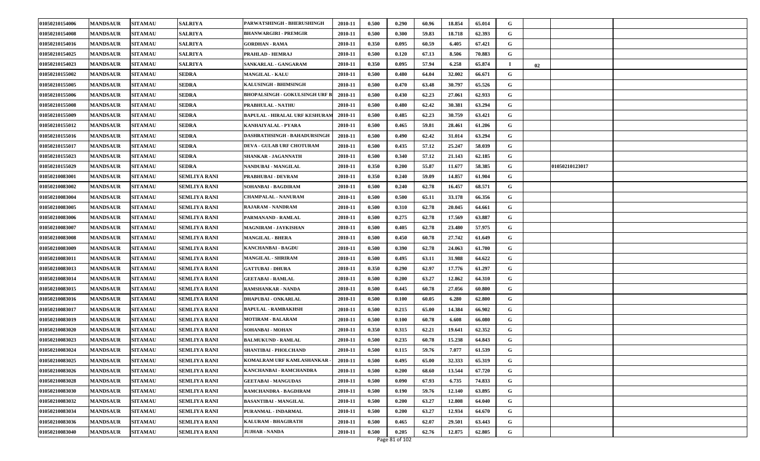| | | | | | | | | | | | | | | |
|---|---|---|---|---|---|---|---|---|---|---|---|---|---|---|
| 01050210154006 | MANDSAUR | SITAMAU | SALRIYA | PARWATSHINGH - BHERUSHINGH | 2010-11 | 0.500 | 0.290 | 60.96 | 18.854 | 65.014 | G | | | |
| 01050210154008 | MANDSAUR | SITAMAU | SALRIYA | BHANWARGIRI - PREMGIR | 2010-11 | 0.500 | 0.300 | 59.83 | 18.718 | 62.393 | G | | | |
| 01050210154016 | MANDSAUR | SITAMAU | SALRIYA | GORDHAN - RAMA | 2010-11 | 0.350 | 0.095 | 60.59 | 6.405 | 67.421 | G | | | |
| 01050210154025 | MANDSAUR | SITAMAU | SALRIYA | PRAHLAD - HEMRAJ | 2010-11 | 0.500 | 0.120 | 67.13 | 8.506 | 70.883 | G | | | |
| 01050210154023 | MANDSAUR | SITAMAU | SALRIYA | SANKARLAL - GANGARAM | 2010-11 | 0.350 | 0.095 | 57.94 | 6.258 | 65.874 | I | 02 | | |
| 01050210155002 | MANDSAUR | SITAMAU | SEDRA | MANGILAL - KALU | 2010-11 | 0.500 | 0.480 | 64.04 | 32.002 | 66.671 | G | | | |
| 01050210155005 | MANDSAUR | SITAMAU | SEDRA | KALUSINGH - BHIMSINGH | 2010-11 | 0.500 | 0.470 | 63.48 | 30.797 | 65.526 | G | | | |
| 01050210155006 | MANDSAUR | SITAMAU | SEDRA | BHOPALSINGH - GOKULSINGH URF B | 2010-11 | 0.500 | 0.430 | 62.23 | 27.061 | 62.933 | G | | | |
| 01050210155008 | MANDSAUR | SITAMAU | SEDRA | PRABHULAL - NATHU | 2010-11 | 0.500 | 0.480 | 62.42 | 30.381 | 63.294 | G | | | |
| 01050210155009 | MANDSAUR | SITAMAU | SEDRA | BAPULAL - HIRALAL URF KESHURAM | 2010-11 | 0.500 | 0.485 | 62.23 | 30.759 | 63.421 | G | | | |
| 01050210155012 | MANDSAUR | SITAMAU | SEDRA | KANHAIYALAL - PYARA | 2010-11 | 0.500 | 0.465 | 59.81 | 28.461 | 61.206 | G | | | |
| 01050210155016 | MANDSAUR | SITAMAU | SEDRA | DASHRATHSINGH - BAHADURSINGH | 2010-11 | 0.500 | 0.490 | 62.42 | 31.014 | 63.294 | G | | | |
| 01050210155017 | MANDSAUR | SITAMAU | SEDRA | DEVA - GULAB URF CHOTURAM | 2010-11 | 0.500 | 0.435 | 57.12 | 25.247 | 58.039 | G | | | |
| 01050210155023 | MANDSAUR | SITAMAU | SEDRA | SHANKAR - JAGANNATH | 2010-11 | 0.500 | 0.340 | 57.12 | 21.143 | 62.185 | G | | | |
| 01050210155029 | MANDSAUR | SITAMAU | SEDRA | NANDUBAI - MANGILAL | 2010-11 | 0.350 | 0.200 | 55.87 | 11.677 | 58.385 | G | | 01050210123017 | |
| 01050210083001 | MANDSAUR | SITAMAU | SEMLIYA RANI | PRABHUBAI - DEVRAM | 2010-11 | 0.350 | 0.240 | 59.09 | 14.857 | 61.904 | G | | | |
| 01050210083002 | MANDSAUR | SITAMAU | SEMLIYA RANI | SOHANBAI - BAGDIRAM | 2010-11 | 0.500 | 0.240 | 62.78 | 16.457 | 68.571 | G | | | |
| 01050210083004 | MANDSAUR | SITAMAU | SEMLIYA RANI | CHAMPALAL - NANURAM | 2010-11 | 0.500 | 0.500 | 65.11 | 33.178 | 66.356 | G | | | |
| 01050210083005 | MANDSAUR | SITAMAU | SEMLIYA RANI | RAJARAM - NANDRAM | 2010-11 | 0.500 | 0.310 | 62.78 | 20.045 | 64.661 | G | | | |
| 01050210083006 | MANDSAUR | SITAMAU | SEMLIYA RANI | PARMANAND - RAMLAL | 2010-11 | 0.500 | 0.275 | 62.78 | 17.569 | 63.887 | G | | | |
| 01050210083007 | MANDSAUR | SITAMAU | SEMLIYA RANI | MAGNIRAM - JAYKISHAN | 2010-11 | 0.500 | 0.405 | 62.78 | 23.480 | 57.975 | G | | | |
| 01050210083008 | MANDSAUR | SITAMAU | SEMLIYA RANI | MANGILAL - BHERA | 2010-11 | 0.500 | 0.450 | 60.78 | 27.742 | 61.649 | G | | | |
| 01050210083009 | MANDSAUR | SITAMAU | SEMLIYA RANI | KANCHANBAI - BAGDU | 2010-11 | 0.500 | 0.390 | 62.78 | 24.063 | 61.700 | G | | | |
| 01050210083011 | MANDSAUR | SITAMAU | SEMLIYA RANI | MANGILAL - SHRIRAM | 2010-11 | 0.500 | 0.495 | 63.11 | 31.988 | 64.622 | G | | | |
| 01050210083013 | MANDSAUR | SITAMAU | SEMLIYA RANI | GATTUBAI - DHURA | 2010-11 | 0.350 | 0.290 | 62.97 | 17.776 | 61.297 | G | | | |
| 01050210083014 | MANDSAUR | SITAMAU | SEMLIYA RANI | GEETABAI - RAMLAL | 2010-11 | 0.500 | 0.200 | 63.27 | 12.862 | 64.310 | G | | | |
| 01050210083015 | MANDSAUR | SITAMAU | SEMLIYA RANI | RAMSHANKAR - NANDA | 2010-11 | 0.500 | 0.445 | 60.78 | 27.056 | 60.800 | G | | | |
| 01050210083016 | MANDSAUR | SITAMAU | SEMLIYA RANI | DHAPUBAI - ONKARLAL | 2010-11 | 0.500 | 0.100 | 60.05 | 6.280 | 62.800 | G | | | |
| 01050210083017 | MANDSAUR | SITAMAU | SEMLIYA RANI | BAPULAL - RAMBAKHSH | 2010-11 | 0.500 | 0.215 | 65.00 | 14.384 | 66.902 | G | | | |
| 01050210083019 | MANDSAUR | SITAMAU | SEMLIYA RANI | MOTIRAM - BALARAM | 2010-11 | 0.500 | 0.100 | 60.78 | 6.608 | 66.080 | G | | | |
| 01050210083020 | MANDSAUR | SITAMAU | SEMLIYA RANI | SOHANBAI - MOHAN | 2010-11 | 0.350 | 0.315 | 62.21 | 19.641 | 62.352 | G | | | |
| 01050210083023 | MANDSAUR | SITAMAU | SEMLIYA RANI | BALMUKUND - RAMLAL | 2010-11 | 0.500 | 0.235 | 60.78 | 15.238 | 64.843 | G | | | |
| 01050210083024 | MANDSAUR | SITAMAU | SEMLIYA RANI | SHANTIBAI - PHOLCHAND | 2010-11 | 0.500 | 0.115 | 59.76 | 7.077 | 61.539 | G | | | |
| 01050210083025 | MANDSAUR | SITAMAU | SEMLIYA RANI | KOMALRAM URF KAMLASHANKAR - | 2010-11 | 0.500 | 0.495 | 65.00 | 32.333 | 65.319 | G | | | |
| 01050210083026 | MANDSAUR | SITAMAU | SEMLIYA RANI | KANCHANBAI - RAMCHANDRA | 2010-11 | 0.500 | 0.200 | 68.60 | 13.544 | 67.720 | G | | | |
| 01050210083028 | MANDSAUR | SITAMAU | SEMLIYA RANI | GEETABAI - MANGUDAS | 2010-11 | 0.500 | 0.090 | 67.93 | 6.735 | 74.833 | G | | | |
| 01050210083030 | MANDSAUR | SITAMAU | SEMLIYA RANI | RAMCHANDRA - BAGDIRAM | 2010-11 | 0.500 | 0.190 | 59.76 | 12.140 | 63.895 | G | | | |
| 01050210083032 | MANDSAUR | SITAMAU | SEMLIYA RANI | BASANTIBAI - MANGILAL | 2010-11 | 0.500 | 0.200 | 63.27 | 12.808 | 64.040 | G | | | |
| 01050210083034 | MANDSAUR | SITAMAU | SEMLIYA RANI | PURANMAL - INDARMAL | 2010-11 | 0.500 | 0.200 | 63.27 | 12.934 | 64.670 | G | | | |
| 01050210083036 | MANDSAUR | SITAMAU | SEMLIYA RANI | KALURAM - BHAGIRATH | 2010-11 | 0.500 | 0.465 | 62.07 | 29.501 | 63.443 | G | | | |
| 01050210083040 | MANDSAUR | SITAMAU | SEMLIYA RANI | JUJHAR - NANDA | 2010-11 | 0.500 | 0.205 | 62.76 | 12.875 | 62.805 | G | | | |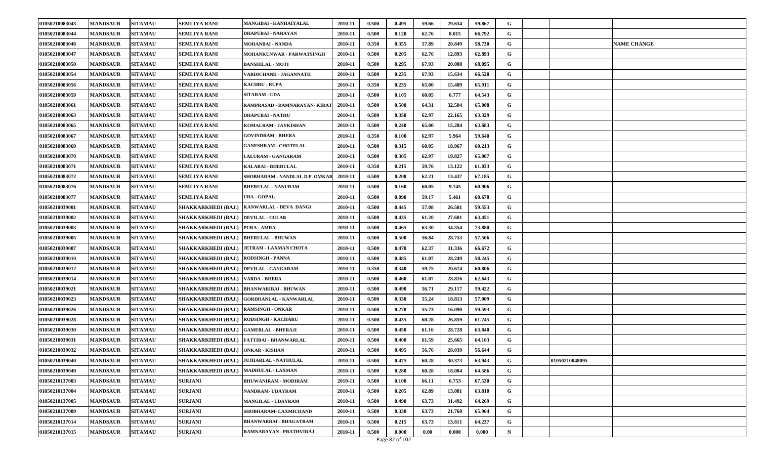| | | | | | | | | | | | | | | | |
|---|---|---|---|---|---|---|---|---|---|---|---|---|---|---|---|
| 01050210083043 | MANDSAUR | SITAMAU | SEMLIYA RANI | MANGIBAI - KANHAIYALAL | 2010-11 | 0.500 | 0.495 | 59.66 | 29.634 | 59.867 | G | | | |
| 01050210083044 | MANDSAUR | SITAMAU | SEMLIYA RANI | DHAPUBAI - NARAYAN | 2010-11 | 0.500 | 0.120 | 62.76 | 8.015 | 66.792 | G | | | |
| 01050210083046 | MANDSAUR | SITAMAU | SEMLIYA RANI | MOHANBAI - NANDA | 2010-11 | 0.350 | 0.355 | 57.89 | 20.849 | 58.730 | G | | | NAME CHANGE |
| 01050210083047 | MANDSAUR | SITAMAU | SEMLIYA RANI | MOHANKUNWAR - PARWATSINGH | 2010-11 | 0.500 | 0.205 | 62.76 | 12.893 | 62.893 | G | | | |
| 01050210083050 | MANDSAUR | SITAMAU | SEMLIYA RANI | BANSHILAL - MOTI | 2010-11 | 0.500 | 0.295 | 67.93 | 20.088 | 68.095 | G | | | |
| 01050210083054 | MANDSAUR | SITAMAU | SEMLIYA RANI | VARDICHAND - JAGANNATH | 2010-11 | 0.500 | 0.235 | 67.93 | 15.634 | 66.528 | G | | | |
| 01050210083056 | MANDSAUR | SITAMAU | SEMLIYA RANI | KACHRU - RUPA | 2010-11 | 0.350 | 0.235 | 65.00 | 15.489 | 65.911 | G | | | |
| 01050210083059 | MANDSAUR | SITAMAU | SEMLIYA RANI | SITARAM - UDA | 2010-11 | 0.500 | 0.105 | 60.05 | 6.777 | 64.543 | G | | | |
| 01050210083061 | MANDSAUR | SITAMAU | SEMLIYA RANI | RAMPRASAD - RAMNARAYAN- KIRAT | 2010-11 | 0.500 | 0.500 | 64.31 | 32.504 | 65.008 | G | | | |
| 01050210083063 | MANDSAUR | SITAMAU | SEMLIYA RANI | DHAPUBAI - NATHU | 2010-11 | 0.500 | 0.350 | 62.97 | 22.165 | 63.329 | G | | | |
| 01050210083065 | MANDSAUR | SITAMAU | SEMLIYA RANI | KOMALRAM - JAYKISHAN | 2010-11 | 0.500 | 0.240 | 65.00 | 15.284 | 63.683 | G | | | |
| 01050210083067 | MANDSAUR | SITAMAU | SEMLIYA RANI | GOVINDRAM - BHERA | 2010-11 | 0.350 | 0.100 | 62.97 | 5.964 | 59.640 | G | | | |
| 01050210083069 | MANDSAUR | SITAMAU | SEMLIYA RANI | GANESHRAM - CHOTELAL | 2010-11 | 0.500 | 0.315 | 60.05 | 18.967 | 60.213 | G | | | |
| 01050210083070 | MANDSAUR | SITAMAU | SEMLIYA RANI | LALURAM - GANGARAM | 2010-11 | 0.500 | 0.305 | 62.97 | 19.827 | 65.007 | G | | | |
| 01050210083071 | MANDSAUR | SITAMAU | SEMLIYA RANI | KALABAI - BHERULAL | 2010-11 | 0.350 | 0.215 | 59.76 | 13.122 | 61.033 | G | | | |
| 01050210083072 | MANDSAUR | SITAMAU | SEMLIYA RANI | SHOBHARAM - NANDLAL D.P. OMKAR | 2010-11 | 0.500 | 0.200 | 62.21 | 13.437 | 67.185 | G | | | |
| 01050210083076 | MANDSAUR | SITAMAU | SEMLIYA RANI | BHERULAL - NANURAM | 2010-11 | 0.500 | 0.160 | 60.05 | 9.745 | 60.906 | G | | | |
| 01050210083077 | MANDSAUR | SITAMAU | SEMLIYA RANI | UDA - GOPAL | 2010-11 | 0.500 | 0.090 | 59.17 | 5.461 | 60.678 | G | | | |
| 01050210039001 | MANDSAUR | SITAMAU | SHAKKARKHEDI (BAJ.) | KANWARLAL - DEVA DANGI | 2010-11 | 0.500 | 0.445 | 57.08 | 26.501 | 59.553 | G | | | |
| 01050210039002 | MANDSAUR | SITAMAU | SHAKKARKHEDI (BAJ.) | DEVILAL - GULAB | 2010-11 | 0.500 | 0.435 | 61.20 | 27.601 | 63.451 | G | | | |
| 01050210039003 | MANDSAUR | SITAMAU | SHAKKARKHEDI (BAJ.) | PURA - AMRA | 2010-11 | 0.500 | 0.465 | 63.30 | 34.354 | 73.880 | G | | | |
| 01050210039005 | MANDSAUR | SITAMAU | SHAKKARKHEDI (BAJ.) | BHERULAL - BHUWAN | 2010-11 | 0.500 | 0.500 | 56.84 | 28.753 | 57.506 | G | | | |
| 01050210039007 | MANDSAUR | SITAMAU | SHAKKARKHEDI (BAJ.) | JETRAM - LAXMAN CHOTA | 2010-11 | 0.500 | 0.470 | 62.37 | 31.336 | 66.672 | G | | | |
| 01050210039010 | MANDSAUR | SITAMAU | SHAKKARKHEDI (BAJ.) | RODSINGH - PANNA | 2010-11 | 0.500 | 0.485 | 61.07 | 28.249 | 58.245 | G | | | |
| 01050210039012 | MANDSAUR | SITAMAU | SHAKKARKHEDI (BAJ.) | DEVILAL - GANGARAM | 2010-11 | 0.350 | 0.340 | 59.75 | 20.674 | 60.806 | G | | | |
| 01050210039014 | MANDSAUR | SITAMAU | SHAKKARKHEDI (BAJ.) | VARDA - BHERA | 2010-11 | 0.500 | 0.460 | 61.07 | 28.816 | 62.643 | G | | | |
| 01050210039021 | MANDSAUR | SITAMAU | SHAKKARKHEDI (BAJ.) | BHANWARIBAI - BHUWAN | 2010-11 | 0.500 | 0.490 | 56.71 | 29.117 | 59.422 | G | | | |
| 01050210039023 | MANDSAUR | SITAMAU | SHAKKARKHEDI (BAJ.) | GORDHANLAL - KANWARLAL | 2010-11 | 0.500 | 0.330 | 55.24 | 18.813 | 57.009 | G | | | |
| 01050210039026 | MANDSAUR | SITAMAU | SHAKKARKHEDI (BAJ.) | RAMSINGH - ONKAR | 2010-11 | 0.500 | 0.270 | 55.73 | 16.090 | 59.593 | G | | | |
| 01050210039028 | MANDSAUR | SITAMAU | SHAKKARKHEDI (BAJ.) | RODSINGH - KACHARU | 2010-11 | 0.500 | 0.435 | 60.28 | 26.859 | 61.745 | G | | | |
| 01050210039030 | MANDSAUR | SITAMAU | SHAKKARKHEDI (BAJ.) | GAMERLAL - BHERAJI | 2010-11 | 0.500 | 0.450 | 61.16 | 28.728 | 63.840 | G | | | |
| 01050210039031 | MANDSAUR | SITAMAU | SHAKKARKHEDI (BAJ.) | FATTIBAI - BHANWARLAL | 2010-11 | 0.500 | 0.400 | 61.59 | 25.665 | 64.163 | G | | | |
| 01050210039032 | MANDSAUR | SITAMAU | SHAKKARKHEDI (BAJ.) | ONKAR - KISHAN | 2010-11 | 0.500 | 0.495 | 56.76 | 28.039 | 56.644 | G | | | |
| 01050210039040 | MANDSAUR | SITAMAU | SHAKKARKHEDI (BAJ.) | JUJHARLAL - NATHULAL | 2010-11 | 0.500 | 0.475 | 60.28 | 30.373 | 63.943 | G | | 01050210048095 | |
| 01050210039049 | MANDSAUR | SITAMAU | SHAKKARKHEDI (BAJ.) | MADHULAL - LAXMAN | 2010-11 | 0.500 | 0.280 | 60.28 | 18.084 | 64.586 | G | | | |
| 01050210137003 | MANDSAUR | SITAMAU | SURJANI | BHUWANIRAM - MODIRAM | 2010-11 | 0.500 | 0.100 | 66.11 | 6.753 | 67.530 | G | | | |
| 01050210137004 | MANDSAUR | SITAMAU | SURJANI | NANDRAM- UDAYRAM | 2010-11 | 0.500 | 0.205 | 62.89 | 13.081 | 63.810 | G | | | |
| 01050210137005 | MANDSAUR | SITAMAU | SURJANI | MANGILAL - UDAYRAM | 2010-11 | 0.500 | 0.490 | 63.73 | 31.492 | 64.269 | G | | | |
| 01050210137009 | MANDSAUR | SITAMAU | SURJANI | SHOBHARAM- LAXMICHAND | 2010-11 | 0.500 | 0.330 | 63.73 | 21.768 | 65.964 | G | | | |
| 01050210137014 | MANDSAUR | SITAMAU | SURJANI | BHANWARBAI - BHAGATRAM | 2010-11 | 0.500 | 0.215 | 63.73 | 13.811 | 64.237 | G | | | |
| 01050210137015 | MANDSAUR | SITAMAU | SURJANI | RAMNARAYAN - PRATHVIRAJ | 2010-11 | 0.500 | 0.000 | 0.00 | 0.000 | 0.000 | N | | | |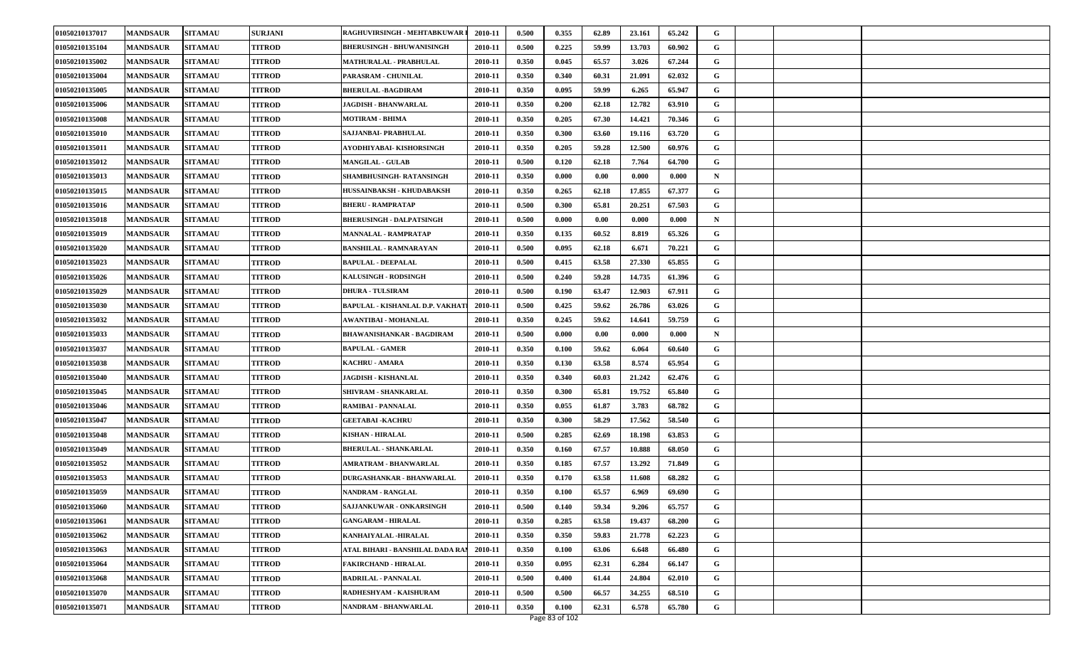| | | | | | | | | | | | | | | |
|---|---|---|---|---|---|---|---|---|---|---|---|---|---|---|
| 01050210137017 | MANDSAUR | SITAMAU | SURJANI | RAGHUVIRSINGH - MEHTABKUWAR I | 2010-11 | 0.500 | 0.355 | 62.89 | 23.161 | 65.242 | G | | | |
| 01050210135104 | MANDSAUR | SITAMAU | TITROD | BHERUSINGH - BHUWANISINGH | 2010-11 | 0.500 | 0.225 | 59.99 | 13.703 | 60.902 | G | | | |
| 01050210135002 | MANDSAUR | SITAMAU | TITROD | MATHURALAL - PRABHULAL | 2010-11 | 0.350 | 0.045 | 65.57 | 3.026 | 67.244 | G | | | |
| 01050210135004 | MANDSAUR | SITAMAU | TITROD | PARASRAM - CHUNILAL | 2010-11 | 0.350 | 0.340 | 60.31 | 21.091 | 62.032 | G | | | |
| 01050210135005 | MANDSAUR | SITAMAU | TITROD | BHERULAL -BAGDIRAM | 2010-11 | 0.350 | 0.095 | 59.99 | 6.265 | 65.947 | G | | | |
| 01050210135006 | MANDSAUR | SITAMAU | TITROD | JAGDISH - BHANWARLAL | 2010-11 | 0.350 | 0.200 | 62.18 | 12.782 | 63.910 | G | | | |
| 01050210135008 | MANDSAUR | SITAMAU | TITROD | MOTIRAM - BHIMA | 2010-11 | 0.350 | 0.205 | 67.30 | 14.421 | 70.346 | G | | | |
| 01050210135010 | MANDSAUR | SITAMAU | TITROD | SAJJANBAI- PRABHULAL | 2010-11 | 0.350 | 0.300 | 63.60 | 19.116 | 63.720 | G | | | |
| 01050210135011 | MANDSAUR | SITAMAU | TITROD | AYODHIYABAI- KISHORSINGH | 2010-11 | 0.350 | 0.205 | 59.28 | 12.500 | 60.976 | G | | | |
| 01050210135012 | MANDSAUR | SITAMAU | TITROD | MANGILAL - GULAB | 2010-11 | 0.500 | 0.120 | 62.18 | 7.764 | 64.700 | G | | | |
| 01050210135013 | MANDSAUR | SITAMAU | TITROD | SHAMBHUSINGH- RATANSINGH | 2010-11 | 0.350 | 0.000 | 0.00 | 0.000 | 0.000 | N | | | |
| 01050210135015 | MANDSAUR | SITAMAU | TITROD | HUSSAINBAKSH - KHUDABAKSH | 2010-11 | 0.350 | 0.265 | 62.18 | 17.855 | 67.377 | G | | | |
| 01050210135016 | MANDSAUR | SITAMAU | TITROD | BHERU - RAMPRATAP | 2010-11 | 0.500 | 0.300 | 65.81 | 20.251 | 67.503 | G | | | |
| 01050210135018 | MANDSAUR | SITAMAU | TITROD | BHERUSINGH - DALPATSINGH | 2010-11 | 0.500 | 0.000 | 0.00 | 0.000 | 0.000 | N | | | |
| 01050210135019 | MANDSAUR | SITAMAU | TITROD | MANNALAL - RAMPRATAP | 2010-11 | 0.350 | 0.135 | 60.52 | 8.819 | 65.326 | G | | | |
| 01050210135020 | MANDSAUR | SITAMAU | TITROD | BANSHILAL - RAMNARAYAN | 2010-11 | 0.500 | 0.095 | 62.18 | 6.671 | 70.221 | G | | | |
| 01050210135023 | MANDSAUR | SITAMAU | TITROD | BAPULAL - DEEPALAL | 2010-11 | 0.500 | 0.415 | 63.58 | 27.330 | 65.855 | G | | | |
| 01050210135026 | MANDSAUR | SITAMAU | TITROD | KALUSINGH - RODSINGH | 2010-11 | 0.500 | 0.240 | 59.28 | 14.735 | 61.396 | G | | | |
| 01050210135029 | MANDSAUR | SITAMAU | TITROD | DHURA - TULSIRAM | 2010-11 | 0.500 | 0.190 | 63.47 | 12.903 | 67.911 | G | | | |
| 01050210135030 | MANDSAUR | SITAMAU | TITROD | BAPULAL - KISHANLAL D.P. VAKHATI | 2010-11 | 0.500 | 0.425 | 59.62 | 26.786 | 63.026 | G | | | |
| 01050210135032 | MANDSAUR | SITAMAU | TITROD | AWANTIBAI - MOHANLAL | 2010-11 | 0.350 | 0.245 | 59.62 | 14.641 | 59.759 | G | | | |
| 01050210135033 | MANDSAUR | SITAMAU | TITROD | BHAWANISHANKAR - BAGDIRAM | 2010-11 | 0.500 | 0.000 | 0.00 | 0.000 | 0.000 | N | | | |
| 01050210135037 | MANDSAUR | SITAMAU | TITROD | BAPULAL - GAMER | 2010-11 | 0.350 | 0.100 | 59.62 | 6.064 | 60.640 | G | | | |
| 01050210135038 | MANDSAUR | SITAMAU | TITROD | KACHRU - AMARA | 2010-11 | 0.350 | 0.130 | 63.58 | 8.574 | 65.954 | G | | | |
| 01050210135040 | MANDSAUR | SITAMAU | TITROD | JAGDISH - KISHANLAL | 2010-11 | 0.350 | 0.340 | 60.03 | 21.242 | 62.476 | G | | | |
| 01050210135045 | MANDSAUR | SITAMAU | TITROD | SHIVRAM - SHANKARLAL | 2010-11 | 0.350 | 0.300 | 65.81 | 19.752 | 65.840 | G | | | |
| 01050210135046 | MANDSAUR | SITAMAU | TITROD | RAMIBAI - PANNALAL | 2010-11 | 0.350 | 0.055 | 61.87 | 3.783 | 68.782 | G | | | |
| 01050210135047 | MANDSAUR | SITAMAU | TITROD | GEETABAI -KACHRU | 2010-11 | 0.350 | 0.300 | 58.29 | 17.562 | 58.540 | G | | | |
| 01050210135048 | MANDSAUR | SITAMAU | TITROD | KISHAN - HIRALAL | 2010-11 | 0.500 | 0.285 | 62.69 | 18.198 | 63.853 | G | | | |
| 01050210135049 | MANDSAUR | SITAMAU | TITROD | BHERULAL - SHANKARLAL | 2010-11 | 0.350 | 0.160 | 67.57 | 10.888 | 68.050 | G | | | |
| 01050210135052 | MANDSAUR | SITAMAU | TITROD | AMRATRAM - BHANWARLAL | 2010-11 | 0.350 | 0.185 | 67.57 | 13.292 | 71.849 | G | | | |
| 01050210135053 | MANDSAUR | SITAMAU | TITROD | DURGASHANKAR - BHANWARLAL | 2010-11 | 0.350 | 0.170 | 63.58 | 11.608 | 68.282 | G | | | |
| 01050210135059 | MANDSAUR | SITAMAU | TITROD | NANDRAM - RANGLAL | 2010-11 | 0.350 | 0.100 | 65.57 | 6.969 | 69.690 | G | | | |
| 01050210135060 | MANDSAUR | SITAMAU | TITROD | SAJJANKUWAR - ONKARSINGH | 2010-11 | 0.500 | 0.140 | 59.34 | 9.206 | 65.757 | G | | | |
| 01050210135061 | MANDSAUR | SITAMAU | TITROD | GANGARAM - HIRALAL | 2010-11 | 0.350 | 0.285 | 63.58 | 19.437 | 68.200 | G | | | |
| 01050210135062 | MANDSAUR | SITAMAU | TITROD | KANHAIYALAL -HIRALAL | 2010-11 | 0.350 | 0.350 | 59.83 | 21.778 | 62.223 | G | | | |
| 01050210135063 | MANDSAUR | SITAMAU | TITROD | ATAL BIHARI - BANSHILAL DADA RAI | 2010-11 | 0.350 | 0.100 | 63.06 | 6.648 | 66.480 | G | | | |
| 01050210135064 | MANDSAUR | SITAMAU | TITROD | FAKIRCHAND - HIRALAL | 2010-11 | 0.350 | 0.095 | 62.31 | 6.284 | 66.147 | G | | | |
| 01050210135068 | MANDSAUR | SITAMAU | TITROD | BADRILAL - PANNALAL | 2010-11 | 0.500 | 0.400 | 61.44 | 24.804 | 62.010 | G | | | |
| 01050210135070 | MANDSAUR | SITAMAU | TITROD | RADHESHYAM - KAISHURAM | 2010-11 | 0.500 | 0.500 | 66.57 | 34.255 | 68.510 | G | | | |
| 01050210135071 | MANDSAUR | SITAMAU | TITROD | NANDRAM - BHANWARLAL | 2010-11 | 0.350 | 0.100 | 62.31 | 6.578 | 65.780 | G | | | |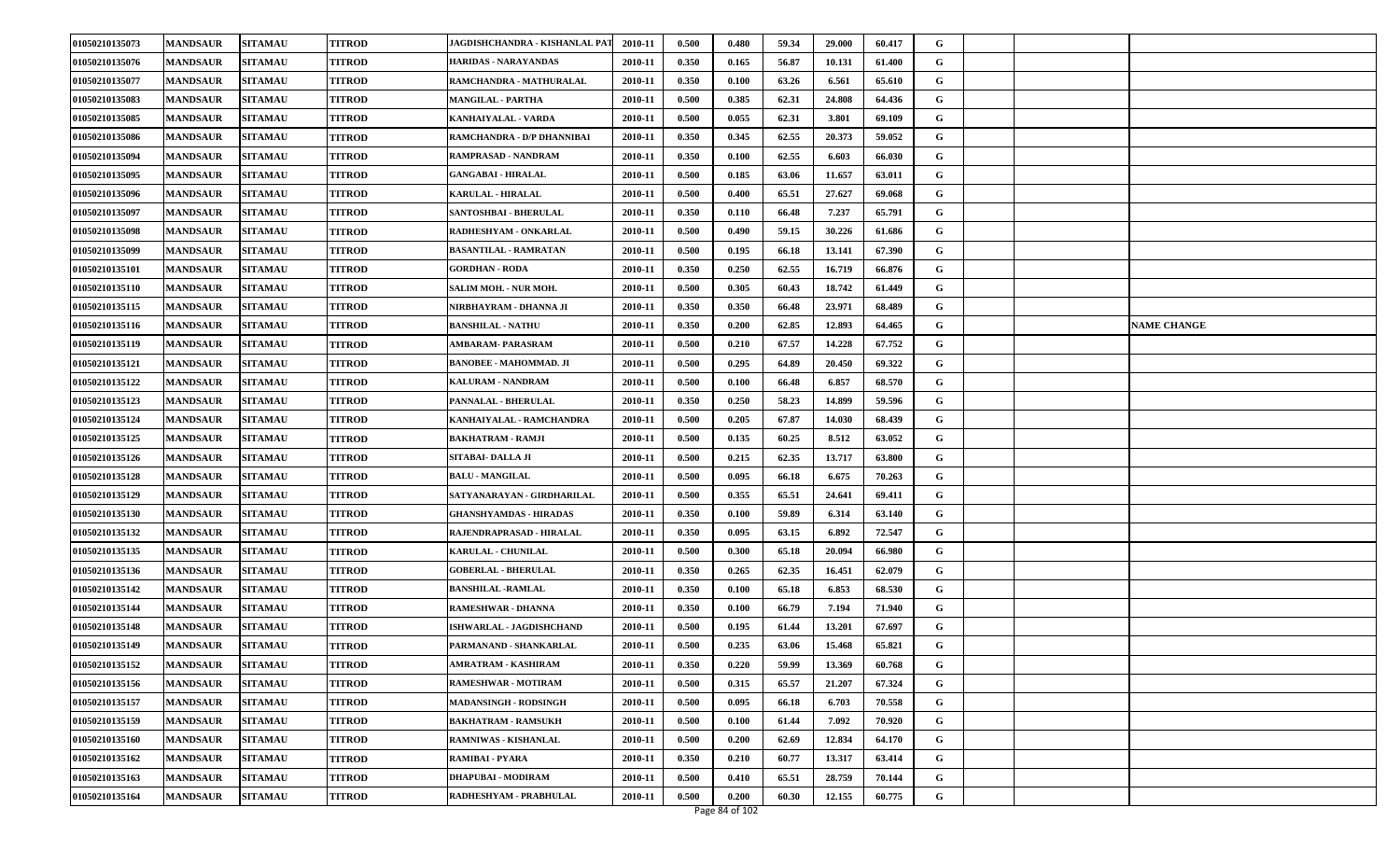| | | | | | | | | | | | | | | |
|---|---|---|---|---|---|---|---|---|---|---|---|---|---|---|
| 01050210135073 | MANDSAUR | SITAMAU | TITROD | JAGDISHCHANDRA - KISHANLAL PAT | 2010-11 | 0.500 | 0.480 | 59.34 | 29.000 | 60.417 | G | | | |
| 01050210135076 | MANDSAUR | SITAMAU | TITROD | HARIDAS - NARAYANDAS | 2010-11 | 0.350 | 0.165 | 56.87 | 10.131 | 61.400 | G | | | |
| 01050210135077 | MANDSAUR | SITAMAU | TITROD | RAMCHANDRA - MATHURALAL | 2010-11 | 0.350 | 0.100 | 63.26 | 6.561 | 65.610 | G | | | |
| 01050210135083 | MANDSAUR | SITAMAU | TITROD | MANGILAL - PARTHA | 2010-11 | 0.500 | 0.385 | 62.31 | 24.808 | 64.436 | G | | | |
| 01050210135085 | MANDSAUR | SITAMAU | TITROD | KANHAIYALAL - VARDA | 2010-11 | 0.500 | 0.055 | 62.31 | 3.801 | 69.109 | G | | | |
| 01050210135086 | MANDSAUR | SITAMAU | TITROD | RAMCHANDRA - D/P DHANNIBAI | 2010-11 | 0.350 | 0.345 | 62.55 | 20.373 | 59.052 | G | | | |
| 01050210135094 | MANDSAUR | SITAMAU | TITROD | RAMPRASAD - NANDRAM | 2010-11 | 0.350 | 0.100 | 62.55 | 6.603 | 66.030 | G | | | |
| 01050210135095 | MANDSAUR | SITAMAU | TITROD | GANGABAI - HIRALAL | 2010-11 | 0.500 | 0.185 | 63.06 | 11.657 | 63.011 | G | | | |
| 01050210135096 | MANDSAUR | SITAMAU | TITROD | KARULAL - HIRALAL | 2010-11 | 0.500 | 0.400 | 65.51 | 27.627 | 69.068 | G | | | |
| 01050210135097 | MANDSAUR | SITAMAU | TITROD | SANTOSHBAI - BHERULAL | 2010-11 | 0.350 | 0.110 | 66.48 | 7.237 | 65.791 | G | | | |
| 01050210135098 | MANDSAUR | SITAMAU | TITROD | RADHESHYAM - ONKARLAL | 2010-11 | 0.500 | 0.490 | 59.15 | 30.226 | 61.686 | G | | | |
| 01050210135099 | MANDSAUR | SITAMAU | TITROD | BASANTILAL - RAMRATAN | 2010-11 | 0.500 | 0.195 | 66.18 | 13.141 | 67.390 | G | | | |
| 01050210135101 | MANDSAUR | SITAMAU | TITROD | GORDHAN - RODA | 2010-11 | 0.350 | 0.250 | 62.55 | 16.719 | 66.876 | G | | | |
| 01050210135110 | MANDSAUR | SITAMAU | TITROD | SALIM MOH. - NUR MOH. | 2010-11 | 0.500 | 0.305 | 60.43 | 18.742 | 61.449 | G | | | |
| 01050210135115 | MANDSAUR | SITAMAU | TITROD | NIRBHAYRAM - DHANNA JI | 2010-11 | 0.350 | 0.350 | 66.48 | 23.971 | 68.489 | G | | | |
| 01050210135116 | MANDSAUR | SITAMAU | TITROD | BANSHILAL - NATHU | 2010-11 | 0.350 | 0.200 | 62.85 | 12.893 | 64.465 | G | | | NAME CHANGE |
| 01050210135119 | MANDSAUR | SITAMAU | TITROD | AMBARAM- PARASRAM | 2010-11 | 0.500 | 0.210 | 67.57 | 14.228 | 67.752 | G | | | |
| 01050210135121 | MANDSAUR | SITAMAU | TITROD | BANOBEE - MAHOMMAD. JI | 2010-11 | 0.500 | 0.295 | 64.89 | 20.450 | 69.322 | G | | | |
| 01050210135122 | MANDSAUR | SITAMAU | TITROD | KALURAM - NANDRAM | 2010-11 | 0.500 | 0.100 | 66.48 | 6.857 | 68.570 | G | | | |
| 01050210135123 | MANDSAUR | SITAMAU | TITROD | PANNALAL - BHERULAL | 2010-11 | 0.350 | 0.250 | 58.23 | 14.899 | 59.596 | G | | | |
| 01050210135124 | MANDSAUR | SITAMAU | TITROD | KANHAIYALAL - RAMCHANDRA | 2010-11 | 0.500 | 0.205 | 67.87 | 14.030 | 68.439 | G | | | |
| 01050210135125 | MANDSAUR | SITAMAU | TITROD | BAKHATRAM - RAMJI | 2010-11 | 0.500 | 0.135 | 60.25 | 8.512 | 63.052 | G | | | |
| 01050210135126 | MANDSAUR | SITAMAU | TITROD | SITABAI- DALLA JI | 2010-11 | 0.500 | 0.215 | 62.35 | 13.717 | 63.800 | G | | | |
| 01050210135128 | MANDSAUR | SITAMAU | TITROD | BALU - MANGILAL | 2010-11 | 0.500 | 0.095 | 66.18 | 6.675 | 70.263 | G | | | |
| 01050210135129 | MANDSAUR | SITAMAU | TITROD | SATYANARAYAN - GIRDHARILAL | 2010-11 | 0.500 | 0.355 | 65.51 | 24.641 | 69.411 | G | | | |
| 01050210135130 | MANDSAUR | SITAMAU | TITROD | GHANSHYAMDAS - HIRADAS | 2010-11 | 0.350 | 0.100 | 59.89 | 6.314 | 63.140 | G | | | |
| 01050210135132 | MANDSAUR | SITAMAU | TITROD | RAJENDRAPRASAD - HIRALAL | 2010-11 | 0.350 | 0.095 | 63.15 | 6.892 | 72.547 | G | | | |
| 01050210135135 | MANDSAUR | SITAMAU | TITROD | KARULAL - CHUNILAL | 2010-11 | 0.500 | 0.300 | 65.18 | 20.094 | 66.980 | G | | | |
| 01050210135136 | MANDSAUR | SITAMAU | TITROD | GOBERLAL - BHERULAL | 2010-11 | 0.350 | 0.265 | 62.35 | 16.451 | 62.079 | G | | | |
| 01050210135142 | MANDSAUR | SITAMAU | TITROD | BANSHILAL -RAMLAL | 2010-11 | 0.350 | 0.100 | 65.18 | 6.853 | 68.530 | G | | | |
| 01050210135144 | MANDSAUR | SITAMAU | TITROD | RAMESHWAR - DHANNA | 2010-11 | 0.350 | 0.100 | 66.79 | 7.194 | 71.940 | G | | | |
| 01050210135148 | MANDSAUR | SITAMAU | TITROD | ISHWARLAL - JAGDISHCHAND | 2010-11 | 0.500 | 0.195 | 61.44 | 13.201 | 67.697 | G | | | |
| 01050210135149 | MANDSAUR | SITAMAU | TITROD | PARMANAND - SHANKARLAL | 2010-11 | 0.500 | 0.235 | 63.06 | 15.468 | 65.821 | G | | | |
| 01050210135152 | MANDSAUR | SITAMAU | TITROD | AMRATRAM - KASHIRAM | 2010-11 | 0.350 | 0.220 | 59.99 | 13.369 | 60.768 | G | | | |
| 01050210135156 | MANDSAUR | SITAMAU | TITROD | RAMESHWAR - MOTIRAM | 2010-11 | 0.500 | 0.315 | 65.57 | 21.207 | 67.324 | G | | | |
| 01050210135157 | MANDSAUR | SITAMAU | TITROD | MADANSINGH - RODSINGH | 2010-11 | 0.500 | 0.095 | 66.18 | 6.703 | 70.558 | G | | | |
| 01050210135159 | MANDSAUR | SITAMAU | TITROD | BAKHATRAM - RAMSUKH | 2010-11 | 0.500 | 0.100 | 61.44 | 7.092 | 70.920 | G | | | |
| 01050210135160 | MANDSAUR | SITAMAU | TITROD | RAMNIWAS - KISHANLAL | 2010-11 | 0.500 | 0.200 | 62.69 | 12.834 | 64.170 | G | | | |
| 01050210135162 | MANDSAUR | SITAMAU | TITROD | RAMIBAI - PYARA | 2010-11 | 0.350 | 0.210 | 60.77 | 13.317 | 63.414 | G | | | |
| 01050210135163 | MANDSAUR | SITAMAU | TITROD | DHAPUBAI - MODIRAM | 2010-11 | 0.500 | 0.410 | 65.51 | 28.759 | 70.144 | G | | | |
| 01050210135164 | MANDSAUR | SITAMAU | TITROD | RADHESHYAM - PRABHULAL | 2010-11 | 0.500 | 0.200 | 60.30 | 12.155 | 60.775 | G | | | |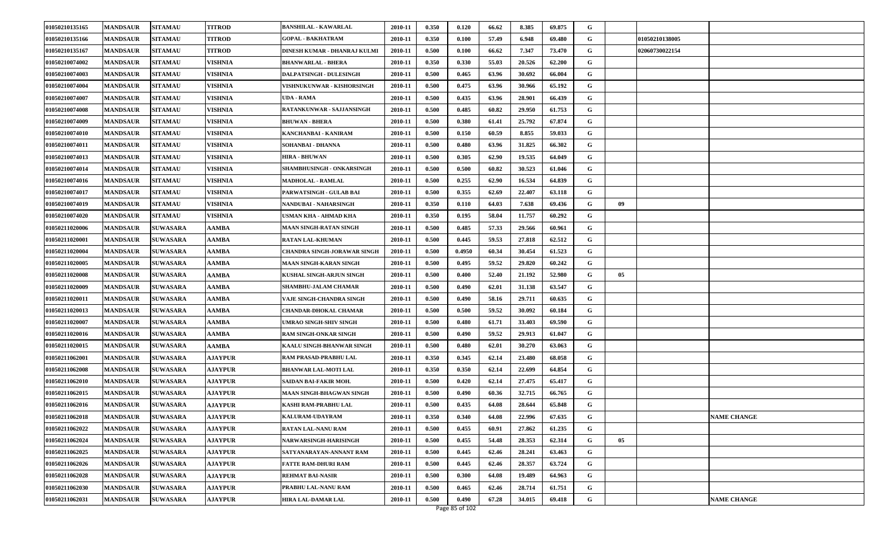| | | | | | | | | | | | | | | |
|---|---|---|---|---|---|---|---|---|---|---|---|---|---|---|
| 01050210135165 | MANDSAUR | SITAMAU | TITROD | BANSHILAL - KAWARLAL | 2010-11 | 0.350 | 0.120 | 66.62 | 8.385 | 69.875 | G | | | |
| 01050210135166 | MANDSAUR | SITAMAU | TITROD | GOPAL - BAKHATRAM | 2010-11 | 0.350 | 0.100 | 57.49 | 6.948 | 69.480 | G | | 01050210138005 | |
| 01050210135167 | MANDSAUR | SITAMAU | TITROD | DINESH KUMAR - DHANRAJ KULMI | 2010-11 | 0.500 | 0.100 | 66.62 | 7.347 | 73.470 | G | | 02060730022154 | |
| 01050210074002 | MANDSAUR | SITAMAU | VISHNIA | BHANWARLAL - BHERA | 2010-11 | 0.350 | 0.330 | 55.03 | 20.526 | 62.200 | G | | | |
| 01050210074003 | MANDSAUR | SITAMAU | VISHNIA | DALPATSINGH - DULESINGH | 2010-11 | 0.500 | 0.465 | 63.96 | 30.692 | 66.004 | G | | | |
| 01050210074004 | MANDSAUR | SITAMAU | VISHNIA | VISHNUKUNWAR - KISHORSINGH | 2010-11 | 0.500 | 0.475 | 63.96 | 30.966 | 65.192 | G | | | |
| 01050210074007 | MANDSAUR | SITAMAU | VISHNIA | UDA - RAMA | 2010-11 | 0.500 | 0.435 | 63.96 | 28.901 | 66.439 | G | | | |
| 01050210074008 | MANDSAUR | SITAMAU | VISHNIA | RATANKUNWAR - SAJJANSINGH | 2010-11 | 0.500 | 0.485 | 60.82 | 29.950 | 61.753 | G | | | |
| 01050210074009 | MANDSAUR | SITAMAU | VISHNIA | BHUWAN - BHERA | 2010-11 | 0.500 | 0.380 | 61.41 | 25.792 | 67.874 | G | | | |
| 01050210074010 | MANDSAUR | SITAMAU | VISHNIA | KANCHANBAI - KANIRAM | 2010-11 | 0.500 | 0.150 | 60.59 | 8.855 | 59.033 | G | | | |
| 01050210074011 | MANDSAUR | SITAMAU | VISHNIA | SOHANBAI - DHANNA | 2010-11 | 0.500 | 0.480 | 63.96 | 31.825 | 66.302 | G | | | |
| 01050210074013 | MANDSAUR | SITAMAU | VISHNIA | HIRA - BHUWAN | 2010-11 | 0.500 | 0.305 | 62.90 | 19.535 | 64.049 | G | | | |
| 01050210074014 | MANDSAUR | SITAMAU | VISHNIA | SHAMBHUSINGH - ONKARSINGH | 2010-11 | 0.500 | 0.500 | 60.82 | 30.523 | 61.046 | G | | | |
| 01050210074016 | MANDSAUR | SITAMAU | VISHNIA | MADHOLAL - RAMLAL | 2010-11 | 0.500 | 0.255 | 62.90 | 16.534 | 64.839 | G | | | |
| 01050210074017 | MANDSAUR | SITAMAU | VISHNIA | PARWATSINGH - GULAB BAI | 2010-11 | 0.500 | 0.355 | 62.69 | 22.407 | 63.118 | G | | | |
| 01050210074019 | MANDSAUR | SITAMAU | VISHNIA | NANDUBAI - NAHARSINGH | 2010-11 | 0.350 | 0.110 | 64.03 | 7.638 | 69.436 | G | 09 | | |
| 01050210074020 | MANDSAUR | SITAMAU | VISHNIA | USMAN KHA - AHMAD KHA | 2010-11 | 0.350 | 0.195 | 58.04 | 11.757 | 60.292 | G | | | |
| 01050211020006 | MANDSAUR | SUWASARA | AAMBA | MAAN SINGH-RATAN SINGH | 2010-11 | 0.500 | 0.485 | 57.33 | 29.566 | 60.961 | G | | | |
| 01050211020001 | MANDSAUR | SUWASARA | AAMBA | RATAN LAL-KHUMAN | 2010-11 | 0.500 | 0.445 | 59.53 | 27.818 | 62.512 | G | | | |
| 01050211020004 | MANDSAUR | SUWASARA | AAMBA | CHANDRA SINGH-JORAWAR SINGH | 2010-11 | 0.500 | 0.4950 | 60.34 | 30.454 | 61.523 | G | | | |
| 01050211020005 | MANDSAUR | SUWASARA | AAMBA | MAAN SINGH-KARAN SINGH | 2010-11 | 0.500 | 0.495 | 59.52 | 29.820 | 60.242 | G | | | |
| 01050211020008 | MANDSAUR | SUWASARA | AAMBA | KUSHAL SINGH-ARJUN SINGH | 2010-11 | 0.500 | 0.400 | 52.40 | 21.192 | 52.980 | G | 05 | | |
| 01050211020009 | MANDSAUR | SUWASARA | AAMBA | SHAMBHU-JALAM CHAMAR | 2010-11 | 0.500 | 0.490 | 62.01 | 31.138 | 63.547 | G | | | |
| 01050211020011 | MANDSAUR | SUWASARA | AAMBA | VAJE SINGH-CHANDRA SINGH | 2010-11 | 0.500 | 0.490 | 58.16 | 29.711 | 60.635 | G | | | |
| 01050211020013 | MANDSAUR | SUWASARA | AAMBA | CHANDAR-DHOKAL CHAMAR | 2010-11 | 0.500 | 0.500 | 59.52 | 30.092 | 60.184 | G | | | |
| 01050211020007 | MANDSAUR | SUWASARA | AAMBA | UMRAO SINGH-SHIV SINGH | 2010-11 | 0.500 | 0.480 | 61.71 | 33.403 | 69.590 | G | | | |
| 01050211020016 | MANDSAUR | SUWASARA | AAMBA | RAM SINGH-ONKAR SINGH | 2010-11 | 0.500 | 0.490 | 59.52 | 29.913 | 61.047 | G | | | |
| 01050211020015 | MANDSAUR | SUWASARA | AAMBA | KAALU SINGH-BHANWAR SINGH | 2010-11 | 0.500 | 0.480 | 62.01 | 30.270 | 63.063 | G | | | |
| 01050211062001 | MANDSAUR | SUWASARA | AJAYPUR | RAM PRASAD-PRABHU LAL | 2010-11 | 0.350 | 0.345 | 62.14 | 23.480 | 68.058 | G | | | |
| 01050211062008 | MANDSAUR | SUWASARA | AJAYPUR | BHANWAR LAL-MOTI LAL | 2010-11 | 0.350 | 0.350 | 62.14 | 22.699 | 64.854 | G | | | |
| 01050211062010 | MANDSAUR | SUWASARA | AJAYPUR | SAIDAN BAI-FAKIR MOH. | 2010-11 | 0.500 | 0.420 | 62.14 | 27.475 | 65.417 | G | | | |
| 01050211062015 | MANDSAUR | SUWASARA | AJAYPUR | MAAN SINGH-BHAGWAN SINGH | 2010-11 | 0.500 | 0.490 | 60.36 | 32.715 | 66.765 | G | | | |
| 01050211062016 | MANDSAUR | SUWASARA | AJAYPUR | KASHI RAM-PRABHU LAL | 2010-11 | 0.500 | 0.435 | 64.08 | 28.644 | 65.848 | G | | | |
| 01050211062018 | MANDSAUR | SUWASARA | AJAYPUR | KALURAM-UDAYRAM | 2010-11 | 0.350 | 0.340 | 64.08 | 22.996 | 67.635 | G | | | NAME CHANGE |
| 01050211062022 | MANDSAUR | SUWASARA | AJAYPUR | RATAN LAL-NANU RAM | 2010-11 | 0.500 | 0.455 | 60.91 | 27.862 | 61.235 | G | | | |
| 01050211062024 | MANDSAUR | SUWASARA | AJAYPUR | NARWARSINGH-HARISINGH | 2010-11 | 0.500 | 0.455 | 54.48 | 28.353 | 62.314 | G | 05 | | |
| 01050211062025 | MANDSAUR | SUWASARA | AJAYPUR | SATYANARAYAN-ANNANT RAM | 2010-11 | 0.500 | 0.445 | 62.46 | 28.241 | 63.463 | G | | | |
| 01050211062026 | MANDSAUR | SUWASARA | AJAYPUR | FATTE RAM-DHURI RAM | 2010-11 | 0.500 | 0.445 | 62.46 | 28.357 | 63.724 | G | | | |
| 01050211062028 | MANDSAUR | SUWASARA | AJAYPUR | REHMAT BAI-NASIR | 2010-11 | 0.500 | 0.300 | 64.08 | 19.489 | 64.963 | G | | | |
| 01050211062030 | MANDSAUR | SUWASARA | AJAYPUR | PRABHU LAL-NANU RAM | 2010-11 | 0.500 | 0.465 | 62.46 | 28.714 | 61.751 | G | | | |
| 01050211062031 | MANDSAUR | SUWASARA | AJAYPUR | HIRA LAL-DAMAR LAL | 2010-11 | 0.500 | 0.490 | 67.28 | 34.015 | 69.418 | G | | | NAME CHANGE |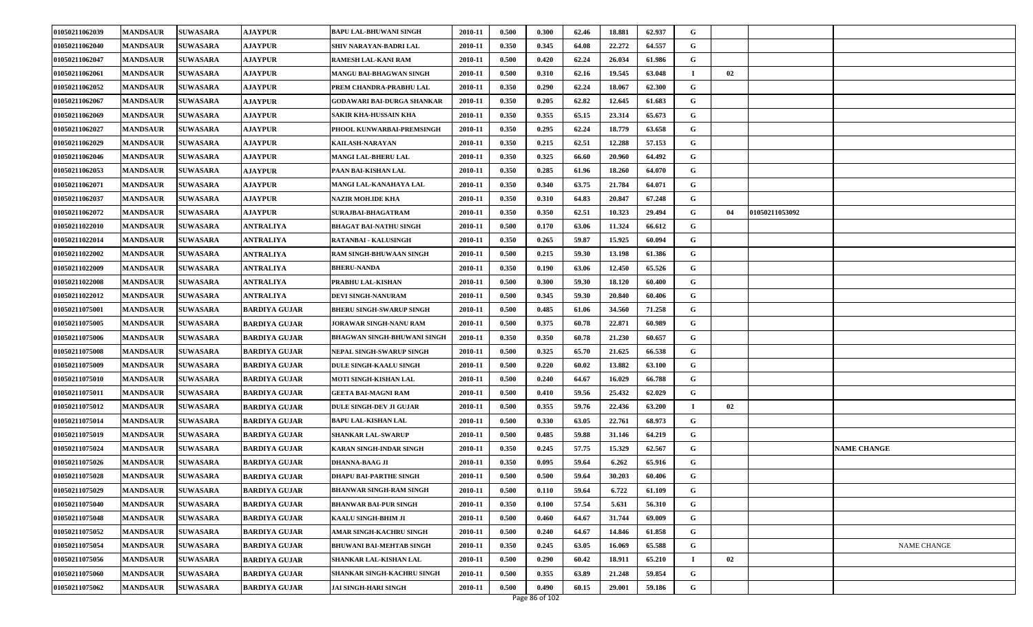| | | | | | | | | | | | | | | |
|---|---|---|---|---|---|---|---|---|---|---|---|---|---|---|
| 01050211062039 | MANDSAUR | SUWASARA | AJAYPUR | BAPU LAL-BHUWANI SINGH | 2010-11 | 0.500 | 0.300 | 62.46 | 18.881 | 62.937 | G | | | |
| 01050211062040 | MANDSAUR | SUWASARA | AJAYPUR | SHIV NARAYAN-BADRI LAL | 2010-11 | 0.350 | 0.345 | 64.08 | 22.272 | 64.557 | G | | | |
| 01050211062047 | MANDSAUR | SUWASARA | AJAYPUR | RAMESH LAL-KANI RAM | 2010-11 | 0.500 | 0.420 | 62.24 | 26.034 | 61.986 | G | | | |
| 01050211062061 | MANDSAUR | SUWASARA | AJAYPUR | MANGU BAI-BHAGWAN SINGH | 2010-11 | 0.500 | 0.310 | 62.16 | 19.545 | 63.048 | I | 02 | | |
| 01050211062052 | MANDSAUR | SUWASARA | AJAYPUR | PREM CHANDRA-PRABHU LAL | 2010-11 | 0.350 | 0.290 | 62.24 | 18.067 | 62.300 | G | | | |
| 01050211062067 | MANDSAUR | SUWASARA | AJAYPUR | GODAWARI BAI-DURGA SHANKAR | 2010-11 | 0.350 | 0.205 | 62.82 | 12.645 | 61.683 | G | | | |
| 01050211062069 | MANDSAUR | SUWASARA | AJAYPUR | SAKIR KHA-HUSSAIN KHA | 2010-11 | 0.350 | 0.355 | 65.15 | 23.314 | 65.673 | G | | | |
| 01050211062027 | MANDSAUR | SUWASARA | AJAYPUR | PHOOL KUNWARBAI-PREMSINGH | 2010-11 | 0.350 | 0.295 | 62.24 | 18.779 | 63.658 | G | | | |
| 01050211062029 | MANDSAUR | SUWASARA | AJAYPUR | KAILASH-NARAYAN | 2010-11 | 0.350 | 0.215 | 62.51 | 12.288 | 57.153 | G | | | |
| 01050211062046 | MANDSAUR | SUWASARA | AJAYPUR | MANGI LAL-BHERU LAL | 2010-11 | 0.350 | 0.325 | 66.60 | 20.960 | 64.492 | G | | | |
| 01050211062053 | MANDSAUR | SUWASARA | AJAYPUR | PAAN BAI-KISHAN LAL | 2010-11 | 0.350 | 0.285 | 61.96 | 18.260 | 64.070 | G | | | |
| 01050211062071 | MANDSAUR | SUWASARA | AJAYPUR | MANGI LAL-KANAHAYA LAL | 2010-11 | 0.350 | 0.340 | 63.75 | 21.784 | 64.071 | G | | | |
| 01050211062037 | MANDSAUR | SUWASARA | AJAYPUR | NAZIR MOH.IDE KHA | 2010-11 | 0.350 | 0.310 | 64.83 | 20.847 | 67.248 | G | | | |
| 01050211062072 | MANDSAUR | SUWASARA | AJAYPUR | SURAJBAI-BHAGATRAM | 2010-11 | 0.350 | 0.350 | 62.51 | 10.323 | 29.494 | G | 04 | 01050211053092 | |
| 01050211022010 | MANDSAUR | SUWASARA | ANTRALIYA | BHAGAT BAI-NATHU SINGH | 2010-11 | 0.500 | 0.170 | 63.06 | 11.324 | 66.612 | G | | | |
| 01050211022014 | MANDSAUR | SUWASARA | ANTRALIYA | RATANBAI - KALUSINGH | 2010-11 | 0.350 | 0.265 | 59.87 | 15.925 | 60.094 | G | | | |
| 01050211022002 | MANDSAUR | SUWASARA | ANTRALIYA | RAM SINGH-BHUWAAN SINGH | 2010-11 | 0.500 | 0.215 | 59.30 | 13.198 | 61.386 | G | | | |
| 01050211022009 | MANDSAUR | SUWASARA | ANTRALIYA | BHERU-NANDA | 2010-11 | 0.350 | 0.190 | 63.06 | 12.450 | 65.526 | G | | | |
| 01050211022008 | MANDSAUR | SUWASARA | ANTRALIYA | PRABHU LAL-KISHAN | 2010-11 | 0.500 | 0.300 | 59.30 | 18.120 | 60.400 | G | | | |
| 01050211022012 | MANDSAUR | SUWASARA | ANTRALIYA | DEVI SINGH-NANURAM | 2010-11 | 0.500 | 0.345 | 59.30 | 20.840 | 60.406 | G | | | |
| 01050211075001 | MANDSAUR | SUWASARA | BARDIYA GUJAR | BHERU SINGH-SWARUP SINGH | 2010-11 | 0.500 | 0.485 | 61.06 | 34.560 | 71.258 | G | | | |
| 01050211075005 | MANDSAUR | SUWASARA | BARDIYA GUJAR | JORAWAR SINGH-NANU RAM | 2010-11 | 0.500 | 0.375 | 60.78 | 22.871 | 60.989 | G | | | |
| 01050211075006 | MANDSAUR | SUWASARA | BARDIYA GUJAR | BHAGWAN SINGH-BHUWANI SINGH | 2010-11 | 0.350 | 0.350 | 60.78 | 21.230 | 60.657 | G | | | |
| 01050211075008 | MANDSAUR | SUWASARA | BARDIYA GUJAR | NEPAL SINGH-SWARUP SINGH | 2010-11 | 0.500 | 0.325 | 65.70 | 21.625 | 66.538 | G | | | |
| 01050211075009 | MANDSAUR | SUWASARA | BARDIYA GUJAR | DULE SINGH-KAALU SINGH | 2010-11 | 0.500 | 0.220 | 60.02 | 13.882 | 63.100 | G | | | |
| 01050211075010 | MANDSAUR | SUWASARA | BARDIYA GUJAR | MOTI SINGH-KISHAN LAL | 2010-11 | 0.500 | 0.240 | 64.67 | 16.029 | 66.788 | G | | | |
| 01050211075011 | MANDSAUR | SUWASARA | BARDIYA GUJAR | GEETA BAI-MAGNI RAM | 2010-11 | 0.500 | 0.410 | 59.56 | 25.432 | 62.029 | G | | | |
| 01050211075012 | MANDSAUR | SUWASARA | BARDIYA GUJAR | DULE SINGH-DEV JI GUJAR | 2010-11 | 0.500 | 0.355 | 59.76 | 22.436 | 63.200 | I | 02 | | |
| 01050211075014 | MANDSAUR | SUWASARA | BARDIYA GUJAR | BAPU LAL-KISHAN LAL | 2010-11 | 0.500 | 0.330 | 63.05 | 22.761 | 68.973 | G | | | |
| 01050211075019 | MANDSAUR | SUWASARA | BARDIYA GUJAR | SHANKAR LAL-SWARUP | 2010-11 | 0.500 | 0.485 | 59.88 | 31.146 | 64.219 | G | | | |
| 01050211075024 | MANDSAUR | SUWASARA | BARDIYA GUJAR | KARAN SINGH-INDAR SINGH | 2010-11 | 0.350 | 0.245 | 57.75 | 15.329 | 62.567 | G | | | NAME CHANGE |
| 01050211075026 | MANDSAUR | SUWASARA | BARDIYA GUJAR | DHANNA-BAAG JI | 2010-11 | 0.350 | 0.095 | 59.64 | 6.262 | 65.916 | G | | | |
| 01050211075028 | MANDSAUR | SUWASARA | BARDIYA GUJAR | DHAPU BAI-PARTHE SINGH | 2010-11 | 0.500 | 0.500 | 59.64 | 30.203 | 60.406 | G | | | |
| 01050211075029 | MANDSAUR | SUWASARA | BARDIYA GUJAR | BHANWAR SINGH-RAM SINGH | 2010-11 | 0.500 | 0.110 | 59.64 | 6.722 | 61.109 | G | | | |
| 01050211075040 | MANDSAUR | SUWASARA | BARDIYA GUJAR | BHANWAR BAI-PUR SINGH | 2010-11 | 0.350 | 0.100 | 57.54 | 5.631 | 56.310 | G | | | |
| 01050211075048 | MANDSAUR | SUWASARA | BARDIYA GUJAR | KAALU SINGH-BHIM JI | 2010-11 | 0.500 | 0.460 | 64.67 | 31.744 | 69.009 | G | | | |
| 01050211075052 | MANDSAUR | SUWASARA | BARDIYA GUJAR | AMAR SINGH-KACHRU SINGH | 2010-11 | 0.500 | 0.240 | 64.67 | 14.846 | 61.858 | G | | | |
| 01050211075054 | MANDSAUR | SUWASARA | BARDIYA GUJAR | BHUWANI BAI-MEHTAB SINGH | 2010-11 | 0.350 | 0.245 | 63.05 | 16.069 | 65.588 | G | | | NAME CHANGE |
| 01050211075056 | MANDSAUR | SUWASARA | BARDIYA GUJAR | SHANKAR LAL-KISHAN LAL | 2010-11 | 0.500 | 0.290 | 60.42 | 18.911 | 65.210 | I | 02 | | |
| 01050211075060 | MANDSAUR | SUWASARA | BARDIYA GUJAR | SHANKAR SINGH-KACHRU SINGH | 2010-11 | 0.500 | 0.355 | 63.89 | 21.248 | 59.854 | G | | | |
| 01050211075062 | MANDSAUR | SUWASARA | BARDIYA GUJAR | JAI SINGH-HARI SINGH | 2010-11 | 0.500 | 0.490 | 60.15 | 29.001 | 59.186 | G | | | |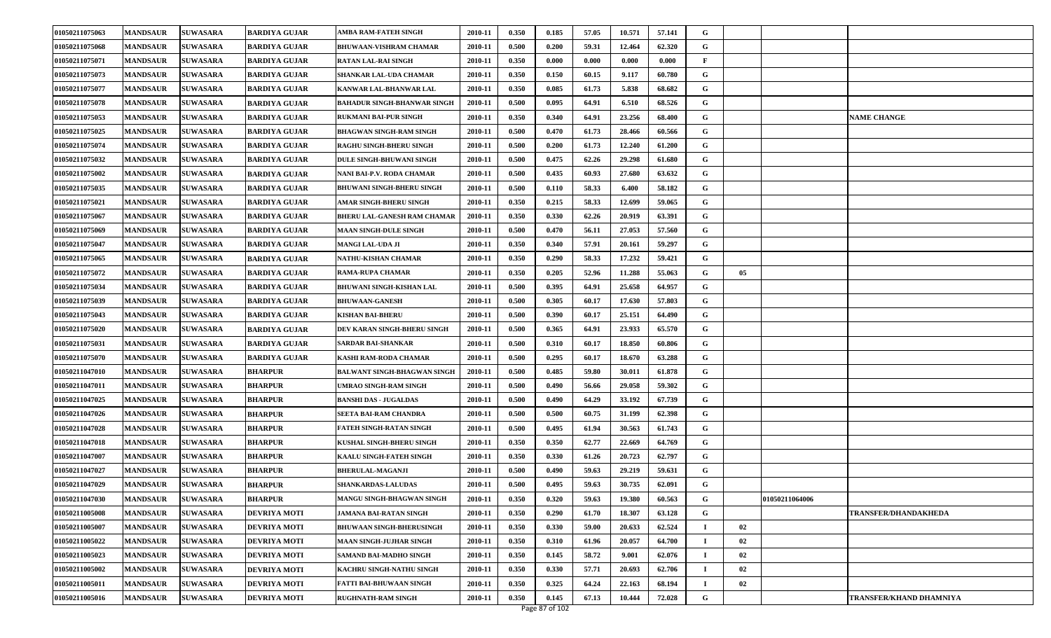| | | | | | | | | | | | | | | |
|---|---|---|---|---|---|---|---|---|---|---|---|---|---|---|
| 01050211075063 | MANDSAUR | SUWASARA | BARDIYA GUJAR | AMBA RAM-FATEH SINGH | 2010-11 | 0.350 | 0.185 | 57.05 | 10.571 | 57.141 | G | | | |
| 01050211075068 | MANDSAUR | SUWASARA | BARDIYA GUJAR | BHUWAAN-VISHRAM CHAMAR | 2010-11 | 0.500 | 0.200 | 59.31 | 12.464 | 62.320 | G | | | |
| 01050211075071 | MANDSAUR | SUWASARA | BARDIYA GUJAR | RATAN LAL-RAI SINGH | 2010-11 | 0.350 | 0.000 | 0.000 | 0.000 | 0.000 | F | | | |
| 01050211075073 | MANDSAUR | SUWASARA | BARDIYA GUJAR | SHANKAR LAL-UDA CHAMAR | 2010-11 | 0.350 | 0.150 | 60.15 | 9.117 | 60.780 | G | | | |
| 01050211075077 | MANDSAUR | SUWASARA | BARDIYA GUJAR | KANWAR LAL-BHANWAR LAL | 2010-11 | 0.350 | 0.085 | 61.73 | 5.838 | 68.682 | G | | | |
| 01050211075078 | MANDSAUR | SUWASARA | BARDIYA GUJAR | BAHADUR SINGH-BHANWAR SINGH | 2010-11 | 0.500 | 0.095 | 64.91 | 6.510 | 68.526 | G | | | |
| 01050211075053 | MANDSAUR | SUWASARA | BARDIYA GUJAR | RUKMANI BAI-PUR SINGH | 2010-11 | 0.350 | 0.340 | 64.91 | 23.256 | 68.400 | G | | | NAME CHANGE |
| 01050211075025 | MANDSAUR | SUWASARA | BARDIYA GUJAR | BHAGWAN SINGH-RAM SINGH | 2010-11 | 0.500 | 0.470 | 61.73 | 28.466 | 60.566 | G | | | |
| 01050211075074 | MANDSAUR | SUWASARA | BARDIYA GUJAR | RAGHU SINGH-BHERU SINGH | 2010-11 | 0.500 | 0.200 | 61.73 | 12.240 | 61.200 | G | | | |
| 01050211075032 | MANDSAUR | SUWASARA | BARDIYA GUJAR | DULE SINGH-BHUWANI SINGH | 2010-11 | 0.500 | 0.475 | 62.26 | 29.298 | 61.680 | G | | | |
| 01050211075002 | MANDSAUR | SUWASARA | BARDIYA GUJAR | NANI BAI-P.V. RODA CHAMAR | 2010-11 | 0.500 | 0.435 | 60.93 | 27.680 | 63.632 | G | | | |
| 01050211075035 | MANDSAUR | SUWASARA | BARDIYA GUJAR | BHUWANI SINGH-BHERU SINGH | 2010-11 | 0.500 | 0.110 | 58.33 | 6.400 | 58.182 | G | | | |
| 01050211075021 | MANDSAUR | SUWASARA | BARDIYA GUJAR | AMAR SINGH-BHERU SINGH | 2010-11 | 0.350 | 0.215 | 58.33 | 12.699 | 59.065 | G | | | |
| 01050211075067 | MANDSAUR | SUWASARA | BARDIYA GUJAR | BHERU LAL-GANESH RAM CHAMAR | 2010-11 | 0.350 | 0.330 | 62.26 | 20.919 | 63.391 | G | | | |
| 01050211075069 | MANDSAUR | SUWASARA | BARDIYA GUJAR | MAAN SINGH-DULE SINGH | 2010-11 | 0.500 | 0.470 | 56.11 | 27.053 | 57.560 | G | | | |
| 01050211075047 | MANDSAUR | SUWASARA | BARDIYA GUJAR | MANGI LAL-UDA JI | 2010-11 | 0.350 | 0.340 | 57.91 | 20.161 | 59.297 | G | | | |
| 01050211075065 | MANDSAUR | SUWASARA | BARDIYA GUJAR | NATHU-KISHAN CHAMAR | 2010-11 | 0.350 | 0.290 | 58.33 | 17.232 | 59.421 | G | | | |
| 01050211075072 | MANDSAUR | SUWASARA | BARDIYA GUJAR | RAMA-RUPA CHAMAR | 2010-11 | 0.350 | 0.205 | 52.96 | 11.288 | 55.063 | G | 05 | | |
| 01050211075034 | MANDSAUR | SUWASARA | BARDIYA GUJAR | BHUWANI SINGH-KISHAN LAL | 2010-11 | 0.500 | 0.395 | 64.91 | 25.658 | 64.957 | G | | | |
| 01050211075039 | MANDSAUR | SUWASARA | BARDIYA GUJAR | BHUWAAN-GANESH | 2010-11 | 0.500 | 0.305 | 60.17 | 17.630 | 57.803 | G | | | |
| 01050211075043 | MANDSAUR | SUWASARA | BARDIYA GUJAR | KISHAN BAI-BHERU | 2010-11 | 0.500 | 0.390 | 60.17 | 25.151 | 64.490 | G | | | |
| 01050211075020 | MANDSAUR | SUWASARA | BARDIYA GUJAR | DEV KARAN SINGH-BHERU SINGH | 2010-11 | 0.500 | 0.365 | 64.91 | 23.933 | 65.570 | G | | | |
| 01050211075031 | MANDSAUR | SUWASARA | BARDIYA GUJAR | SARDAR BAI-SHANKAR | 2010-11 | 0.500 | 0.310 | 60.17 | 18.850 | 60.806 | G | | | |
| 01050211075070 | MANDSAUR | SUWASARA | BARDIYA GUJAR | KASHI RAM-RODA CHAMAR | 2010-11 | 0.500 | 0.295 | 60.17 | 18.670 | 63.288 | G | | | |
| 01050211047010 | MANDSAUR | SUWASARA | BHARPUR | BALWANT SINGH-BHAGWAN SINGH | 2010-11 | 0.500 | 0.485 | 59.80 | 30.011 | 61.878 | G | | | |
| 01050211047011 | MANDSAUR | SUWASARA | BHARPUR | UMRAO SINGH-RAM SINGH | 2010-11 | 0.500 | 0.490 | 56.66 | 29.058 | 59.302 | G | | | |
| 01050211047025 | MANDSAUR | SUWASARA | BHARPUR | BANSHI DAS - JUGALDAS | 2010-11 | 0.500 | 0.490 | 64.29 | 33.192 | 67.739 | G | | | |
| 01050211047026 | MANDSAUR | SUWASARA | BHARPUR | SEETA BAI-RAM CHANDRA | 2010-11 | 0.500 | 0.500 | 60.75 | 31.199 | 62.398 | G | | | |
| 01050211047028 | MANDSAUR | SUWASARA | BHARPUR | FATEH SINGH-RATAN SINGH | 2010-11 | 0.500 | 0.495 | 61.94 | 30.563 | 61.743 | G | | | |
| 01050211047018 | MANDSAUR | SUWASARA | BHARPUR | KUSHAL SINGH-BHERU SINGH | 2010-11 | 0.350 | 0.350 | 62.77 | 22.669 | 64.769 | G | | | |
| 01050211047007 | MANDSAUR | SUWASARA | BHARPUR | KAALU SINGH-FATEH SINGH | 2010-11 | 0.350 | 0.330 | 61.26 | 20.723 | 62.797 | G | | | |
| 01050211047027 | MANDSAUR | SUWASARA | BHARPUR | BHERULAL-MAGANJI | 2010-11 | 0.500 | 0.490 | 59.63 | 29.219 | 59.631 | G | | | |
| 01050211047029 | MANDSAUR | SUWASARA | BHARPUR | SHANKARDAS-LALUDAS | 2010-11 | 0.500 | 0.495 | 59.63 | 30.735 | 62.091 | G | | | |
| 01050211047030 | MANDSAUR | SUWASARA | BHARPUR | MANGU SINGH-BHAGWAN SINGH | 2010-11 | 0.350 | 0.320 | 59.63 | 19.380 | 60.563 | G | | 01050211064006 | |
| 01050211005008 | MANDSAUR | SUWASARA | DEVRIYA MOTI | JAMANA BAI-RATAN SINGH | 2010-11 | 0.350 | 0.290 | 61.70 | 18.307 | 63.128 | G | | | TRANSFER/DHANDAKHEDA |
| 01050211005007 | MANDSAUR | SUWASARA | DEVRIYA MOTI | BHUWAAN SINGH-BHERUSINGH | 2010-11 | 0.350 | 0.330 | 59.00 | 20.633 | 62.524 | I | 02 | | |
| 01050211005022 | MANDSAUR | SUWASARA | DEVRIYA MOTI | MAAN SINGH-JUJHAR SINGH | 2010-11 | 0.350 | 0.310 | 61.96 | 20.057 | 64.700 | I | 02 | | |
| 01050211005023 | MANDSAUR | SUWASARA | DEVRIYA MOTI | SAMAND BAI-MADHO SINGH | 2010-11 | 0.350 | 0.145 | 58.72 | 9.001 | 62.076 | I | 02 | | |
| 01050211005002 | MANDSAUR | SUWASARA | DEVRIYA MOTI | KACHRU SINGH-NATHU SINGH | 2010-11 | 0.350 | 0.330 | 57.71 | 20.693 | 62.706 | I | 02 | | |
| 01050211005011 | MANDSAUR | SUWASARA | DEVRIYA MOTI | FATTI BAI-BHUWAAN SINGH | 2010-11 | 0.350 | 0.325 | 64.24 | 22.163 | 68.194 | I | 02 | | |
| 01050211005016 | MANDSAUR | SUWASARA | DEVRIYA MOTI | RUGHNATH-RAM SINGH | 2010-11 | 0.350 | 0.145 | 67.13 | 10.444 | 72.028 | G | | | TRANSFER/KHAND DHAMNIYA |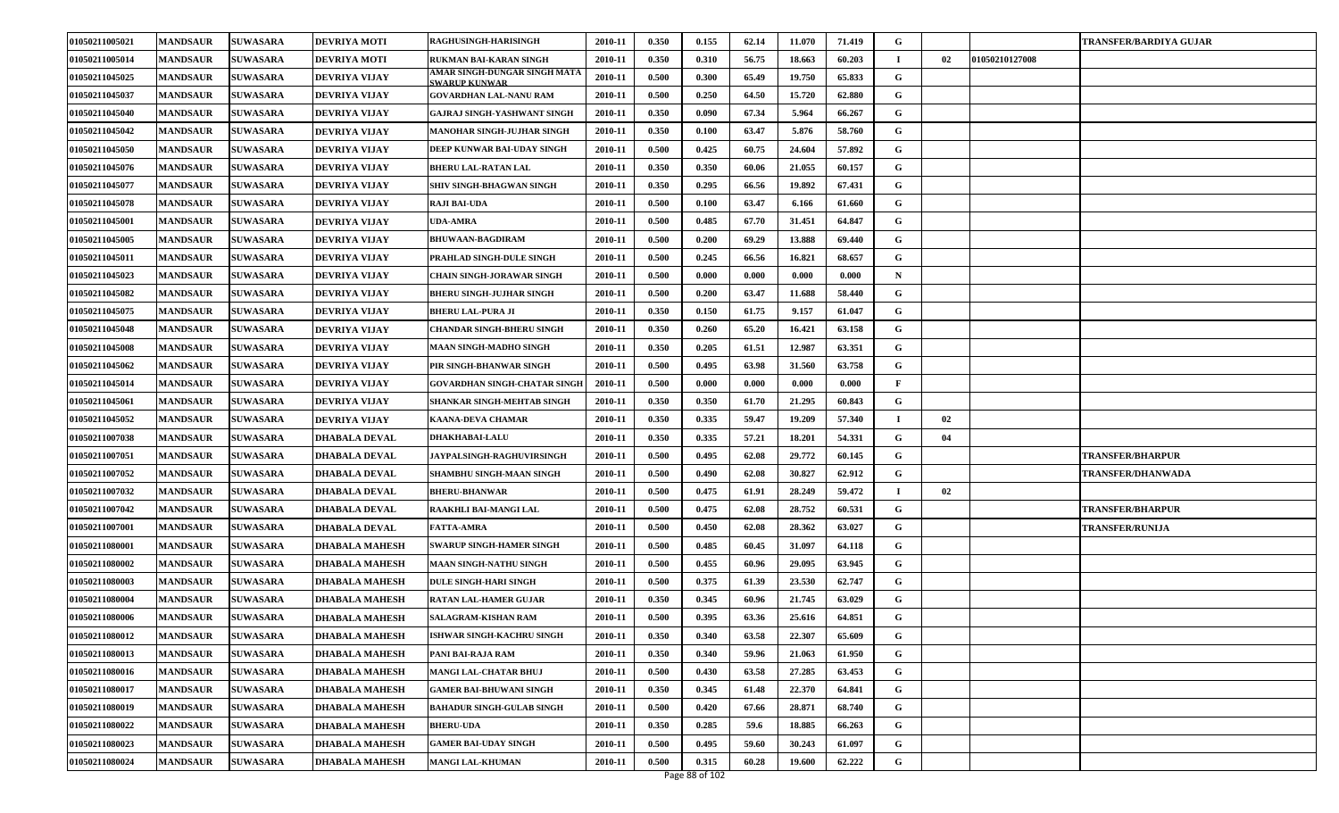| 01050211005021 | MANDSAUR | SUWASARA | DEVRIYA MOTI | RAGHUSINGH-HARISINGH | 2010-11 | 0.350 | 0.155 | 62.14 | 11.070 | 71.419 | G | | | TRANSFER/BARDIYA GUJAR |
|---|---|---|---|---|---|---|---|---|---|---|---|---|---|---|
| 01050211005014 | MANDSAUR | SUWASARA | DEVRIYA MOTI | RUKMAN BAI-KARAN SINGH | 2010-11 | 0.350 | 0.310 | 56.75 | 18.663 | 60.203 | I | 02 | 01050210127008 | |
| 01050211045025 | MANDSAUR | SUWASARA | DEVRIYA VIJAY | AMAR SINGH-DUNGAR SINGH MATA SWARUP KUNWAR | 2010-11 | 0.500 | 0.300 | 65.49 | 19.750 | 65.833 | G | | | |
| 01050211045037 | MANDSAUR | SUWASARA | DEVRIYA VIJAY | GOVARDHAN LAL-NANU RAM | 2010-11 | 0.500 | 0.250 | 64.50 | 15.720 | 62.880 | G | | | |
| 01050211045040 | MANDSAUR | SUWASARA | DEVRIYA VIJAY | GAJRAJ SINGH-YASHWANT SINGH | 2010-11 | 0.350 | 0.090 | 67.34 | 5.964 | 66.267 | G | | | |
| 01050211045042 | MANDSAUR | SUWASARA | DEVRIYA VIJAY | MANOHAR SINGH-JUJHAR SINGH | 2010-11 | 0.350 | 0.100 | 63.47 | 5.876 | 58.760 | G | | | |
| 01050211045050 | MANDSAUR | SUWASARA | DEVRIYA VIJAY | DEEP KUNWAR BAI-UDAY SINGH | 2010-11 | 0.500 | 0.425 | 60.75 | 24.604 | 57.892 | G | | | |
| 01050211045076 | MANDSAUR | SUWASARA | DEVRIYA VIJAY | BHERU LAL-RATAN LAL | 2010-11 | 0.350 | 0.350 | 60.06 | 21.055 | 60.157 | G | | | |
| 01050211045077 | MANDSAUR | SUWASARA | DEVRIYA VIJAY | SHIV SINGH-BHAGWAN SINGH | 2010-11 | 0.350 | 0.295 | 66.56 | 19.892 | 67.431 | G | | | |
| 01050211045078 | MANDSAUR | SUWASARA | DEVRIYA VIJAY | RAJI BAI-UDA | 2010-11 | 0.500 | 0.100 | 63.47 | 6.166 | 61.660 | G | | | |
| 01050211045001 | MANDSAUR | SUWASARA | DEVRIYA VIJAY | UDA-AMRA | 2010-11 | 0.500 | 0.485 | 67.70 | 31.451 | 64.847 | G | | | |
| 01050211045005 | MANDSAUR | SUWASARA | DEVRIYA VIJAY | BHUWAAN-BAGDIRAM | 2010-11 | 0.500 | 0.200 | 69.29 | 13.888 | 69.440 | G | | | |
| 01050211045011 | MANDSAUR | SUWASARA | DEVRIYA VIJAY | PRAHLAD SINGH-DULE SINGH | 2010-11 | 0.500 | 0.245 | 66.56 | 16.821 | 68.657 | G | | | |
| 01050211045023 | MANDSAUR | SUWASARA | DEVRIYA VIJAY | CHAIN SINGH-JORAWAR SINGH | 2010-11 | 0.500 | 0.000 | 0.000 | 0.000 | 0.000 | N | | | |
| 01050211045082 | MANDSAUR | SUWASARA | DEVRIYA VIJAY | BHERU SINGH-JUJHAR SINGH | 2010-11 | 0.500 | 0.200 | 63.47 | 11.688 | 58.440 | G | | | |
| 01050211045075 | MANDSAUR | SUWASARA | DEVRIYA VIJAY | BHERU LAL-PURA JI | 2010-11 | 0.350 | 0.150 | 61.75 | 9.157 | 61.047 | G | | | |
| 01050211045048 | MANDSAUR | SUWASARA | DEVRIYA VIJAY | CHANDAR SINGH-BHERU SINGH | 2010-11 | 0.350 | 0.260 | 65.20 | 16.421 | 63.158 | G | | | |
| 01050211045008 | MANDSAUR | SUWASARA | DEVRIYA VIJAY | MAAN SINGH-MADHO SINGH | 2010-11 | 0.350 | 0.205 | 61.51 | 12.987 | 63.351 | G | | | |
| 01050211045062 | MANDSAUR | SUWASARA | DEVRIYA VIJAY | PIR SINGH-BHANWAR SINGH | 2010-11 | 0.500 | 0.495 | 63.98 | 31.560 | 63.758 | G | | | |
| 01050211045014 | MANDSAUR | SUWASARA | DEVRIYA VIJAY | GOVARDHAN SINGH-CHATAR SINGH | 2010-11 | 0.500 | 0.000 | 0.000 | 0.000 | 0.000 | F | | | |
| 01050211045061 | MANDSAUR | SUWASARA | DEVRIYA VIJAY | SHANKAR SINGH-MEHTAB SINGH | 2010-11 | 0.350 | 0.350 | 61.70 | 21.295 | 60.843 | G | | | |
| 01050211045052 | MANDSAUR | SUWASARA | DEVRIYA VIJAY | KAANA-DEVA CHAMAR | 2010-11 | 0.350 | 0.335 | 59.47 | 19.209 | 57.340 | I | 02 | | |
| 01050211007038 | MANDSAUR | SUWASARA | DHABALA DEVAL | DHAKHABAI-LALU | 2010-11 | 0.350 | 0.335 | 57.21 | 18.201 | 54.331 | G | 04 | | |
| 01050211007051 | MANDSAUR | SUWASARA | DHABALA DEVAL | JAYPALSINGH-RAGHUVIRSINGH | 2010-11 | 0.500 | 0.495 | 62.08 | 29.772 | 60.145 | G | | | TRANSFER/BHARPUR |
| 01050211007052 | MANDSAUR | SUWASARA | DHABALA DEVAL | SHAMBHU SINGH-MAAN SINGH | 2010-11 | 0.500 | 0.490 | 62.08 | 30.827 | 62.912 | G | | | TRANSFER/DHANWADA |
| 01050211007032 | MANDSAUR | SUWASARA | DHABALA DEVAL | BHERU-BHANWAR | 2010-11 | 0.500 | 0.475 | 61.91 | 28.249 | 59.472 | I | 02 | | |
| 01050211007042 | MANDSAUR | SUWASARA | DHABALA DEVAL | RAAKHLI BAI-MANGI LAL | 2010-11 | 0.500 | 0.475 | 62.08 | 28.752 | 60.531 | G | | | TRANSFER/BHARPUR |
| 01050211007001 | MANDSAUR | SUWASARA | DHABALA DEVAL | FATTA-AMRA | 2010-11 | 0.500 | 0.450 | 62.08 | 28.362 | 63.027 | G | | | TRANSFER/RUNIJA |
| 01050211080001 | MANDSAUR | SUWASARA | DHABALA MAHESH | SWARUP SINGH-HAMER SINGH | 2010-11 | 0.500 | 0.485 | 60.45 | 31.097 | 64.118 | G | | | |
| 01050211080002 | MANDSAUR | SUWASARA | DHABALA MAHESH | MAAN SINGH-NATHU SINGH | 2010-11 | 0.500 | 0.455 | 60.96 | 29.095 | 63.945 | G | | | |
| 01050211080003 | MANDSAUR | SUWASARA | DHABALA MAHESH | DULE SINGH-HARI SINGH | 2010-11 | 0.500 | 0.375 | 61.39 | 23.530 | 62.747 | G | | | |
| 01050211080004 | MANDSAUR | SUWASARA | DHABALA MAHESH | RATAN LAL-HAMER GUJAR | 2010-11 | 0.350 | 0.345 | 60.96 | 21.745 | 63.029 | G | | | |
| 01050211080006 | MANDSAUR | SUWASARA | DHABALA MAHESH | SALAGRAM-KISHAN RAM | 2010-11 | 0.500 | 0.395 | 63.36 | 25.616 | 64.851 | G | | | |
| 01050211080012 | MANDSAUR | SUWASARA | DHABALA MAHESH | ISHWAR SINGH-KACHRU SINGH | 2010-11 | 0.350 | 0.340 | 63.58 | 22.307 | 65.609 | G | | | |
| 01050211080013 | MANDSAUR | SUWASARA | DHABALA MAHESH | PANI BAI-RAJA RAM | 2010-11 | 0.350 | 0.340 | 59.96 | 21.063 | 61.950 | G | | | |
| 01050211080016 | MANDSAUR | SUWASARA | DHABALA MAHESH | MANGI LAL-CHATAR BHUJ | 2010-11 | 0.500 | 0.430 | 63.58 | 27.285 | 63.453 | G | | | |
| 01050211080017 | MANDSAUR | SUWASARA | DHABALA MAHESH | GAMER BAI-BHUWANI SINGH | 2010-11 | 0.350 | 0.345 | 61.48 | 22.370 | 64.841 | G | | | |
| 01050211080019 | MANDSAUR | SUWASARA | DHABALA MAHESH | BAHADUR SINGH-GULAB SINGH | 2010-11 | 0.500 | 0.420 | 67.66 | 28.871 | 68.740 | G | | | |
| 01050211080022 | MANDSAUR | SUWASARA | DHABALA MAHESH | BHERU-UDA | 2010-11 | 0.350 | 0.285 | 59.6 | 18.885 | 66.263 | G | | | |
| 01050211080023 | MANDSAUR | SUWASARA | DHABALA MAHESH | GAMER BAI-UDAY SINGH | 2010-11 | 0.500 | 0.495 | 59.60 | 30.243 | 61.097 | G | | | |
| 01050211080024 | MANDSAUR | SUWASARA | DHABALA MAHESH | MANGI LAL-KHUMAN | 2010-11 | 0.500 | 0.315 | 60.28 | 19.600 | 62.222 | G | | | |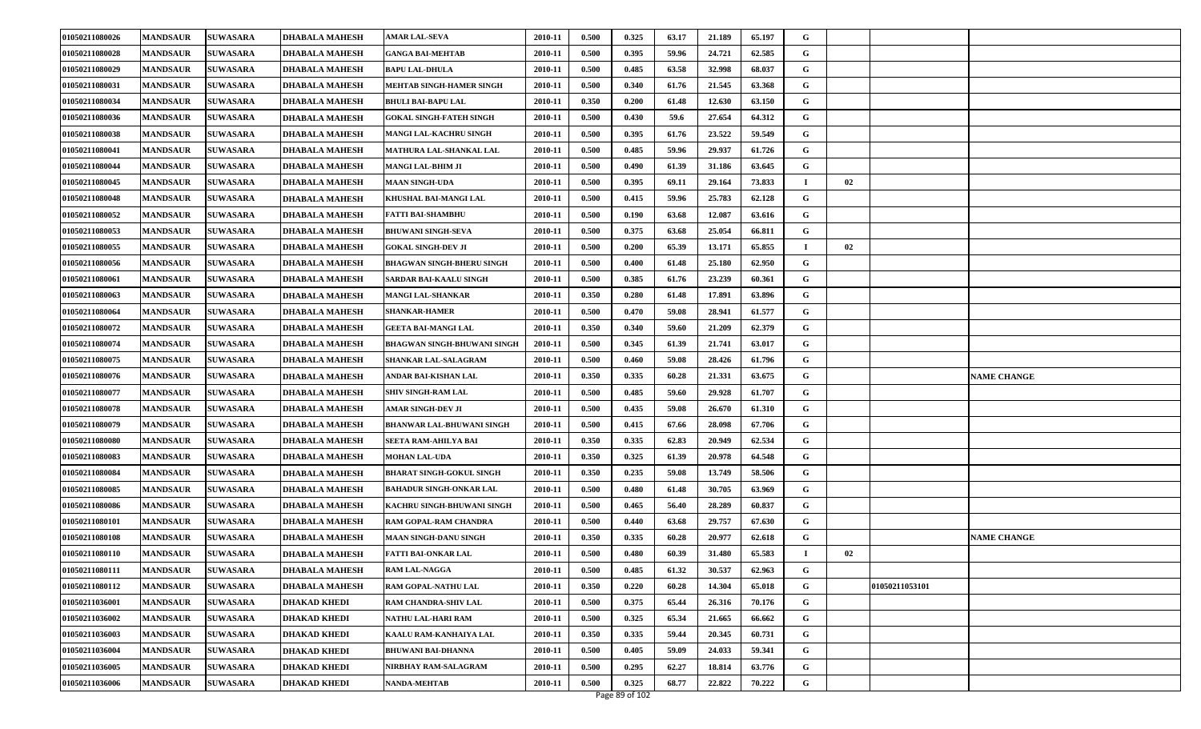| | | | | | | | | | | | | | | |
|---|---|---|---|---|---|---|---|---|---|---|---|---|---|---|
| 01050211080026 | MANDSAUR | SUWASARA | DHABALA MAHESH | AMAR LAL-SEVA | 2010-11 | 0.500 | 0.325 | 63.17 | 21.189 | 65.197 | G | | | |
| 01050211080028 | MANDSAUR | SUWASARA | DHABALA MAHESH | GANGA BAI-MEHTAB | 2010-11 | 0.500 | 0.395 | 59.96 | 24.721 | 62.585 | G | | | |
| 01050211080029 | MANDSAUR | SUWASARA | DHABALA MAHESH | BAPU LAL-DHULA | 2010-11 | 0.500 | 0.485 | 63.58 | 32.998 | 68.037 | G | | | |
| 01050211080031 | MANDSAUR | SUWASARA | DHABALA MAHESH | MEHTAB SINGH-HAMER SINGH | 2010-11 | 0.500 | 0.340 | 61.76 | 21.545 | 63.368 | G | | | |
| 01050211080034 | MANDSAUR | SUWASARA | DHABALA MAHESH | BHULI BAI-BAPU LAL | 2010-11 | 0.350 | 0.200 | 61.48 | 12.630 | 63.150 | G | | | |
| 01050211080036 | MANDSAUR | SUWASARA | DHABALA MAHESH | GOKAL SINGH-FATEH SINGH | 2010-11 | 0.500 | 0.430 | 59.6 | 27.654 | 64.312 | G | | | |
| 01050211080038 | MANDSAUR | SUWASARA | DHABALA MAHESH | MANGI LAL-KACHRU SINGH | 2010-11 | 0.500 | 0.395 | 61.76 | 23.522 | 59.549 | G | | | |
| 01050211080041 | MANDSAUR | SUWASARA | DHABALA MAHESH | MATHURA LAL-SHANKAL LAL | 2010-11 | 0.500 | 0.485 | 59.96 | 29.937 | 61.726 | G | | | |
| 01050211080044 | MANDSAUR | SUWASARA | DHABALA MAHESH | MANGI LAL-BHIM JI | 2010-11 | 0.500 | 0.490 | 61.39 | 31.186 | 63.645 | G | | | |
| 01050211080045 | MANDSAUR | SUWASARA | DHABALA MAHESH | MAAN SINGH-UDA | 2010-11 | 0.500 | 0.395 | 69.11 | 29.164 | 73.833 | I | 02 | | |
| 01050211080048 | MANDSAUR | SUWASARA | DHABALA MAHESH | KHUSHAL BAI-MANGI LAL | 2010-11 | 0.500 | 0.415 | 59.96 | 25.783 | 62.128 | G | | | |
| 01050211080052 | MANDSAUR | SUWASARA | DHABALA MAHESH | FATTI BAI-SHAMBHU | 2010-11 | 0.500 | 0.190 | 63.68 | 12.087 | 63.616 | G | | | |
| 01050211080053 | MANDSAUR | SUWASARA | DHABALA MAHESH | BHUWANI SINGH-SEVA | 2010-11 | 0.500 | 0.375 | 63.68 | 25.054 | 66.811 | G | | | |
| 01050211080055 | MANDSAUR | SUWASARA | DHABALA MAHESH | GOKAL SINGH-DEV JI | 2010-11 | 0.500 | 0.200 | 65.39 | 13.171 | 65.855 | I | 02 | | |
| 01050211080056 | MANDSAUR | SUWASARA | DHABALA MAHESH | BHAGWAN SINGH-BHERU SINGH | 2010-11 | 0.500 | 0.400 | 61.48 | 25.180 | 62.950 | G | | | |
| 01050211080061 | MANDSAUR | SUWASARA | DHABALA MAHESH | SARDAR BAI-KAALU SINGH | 2010-11 | 0.500 | 0.385 | 61.76 | 23.239 | 60.361 | G | | | |
| 01050211080063 | MANDSAUR | SUWASARA | DHABALA MAHESH | MANGI LAL-SHANKAR | 2010-11 | 0.350 | 0.280 | 61.48 | 17.891 | 63.896 | G | | | |
| 01050211080064 | MANDSAUR | SUWASARA | DHABALA MAHESH | SHANKAR-HAMER | 2010-11 | 0.500 | 0.470 | 59.08 | 28.941 | 61.577 | G | | | |
| 01050211080072 | MANDSAUR | SUWASARA | DHABALA MAHESH | GEETA BAI-MANGI LAL | 2010-11 | 0.350 | 0.340 | 59.60 | 21.209 | 62.379 | G | | | |
| 01050211080074 | MANDSAUR | SUWASARA | DHABALA MAHESH | BHAGWAN SINGH-BHUWANI SINGH | 2010-11 | 0.500 | 0.345 | 61.39 | 21.741 | 63.017 | G | | | |
| 01050211080075 | MANDSAUR | SUWASARA | DHABALA MAHESH | SHANKAR LAL-SALAGRAM | 2010-11 | 0.500 | 0.460 | 59.08 | 28.426 | 61.796 | G | | | |
| 01050211080076 | MANDSAUR | SUWASARA | DHABALA MAHESH | ANDAR BAI-KISHAN LAL | 2010-11 | 0.350 | 0.335 | 60.28 | 21.331 | 63.675 | G | | | NAME CHANGE |
| 01050211080077 | MANDSAUR | SUWASARA | DHABALA MAHESH | SHIV SINGH-RAM LAL | 2010-11 | 0.500 | 0.485 | 59.60 | 29.928 | 61.707 | G | | | |
| 01050211080078 | MANDSAUR | SUWASARA | DHABALA MAHESH | AMAR SINGH-DEV JI | 2010-11 | 0.500 | 0.435 | 59.08 | 26.670 | 61.310 | G | | | |
| 01050211080079 | MANDSAUR | SUWASARA | DHABALA MAHESH | BHANWAR LAL-BHUWANI SINGH | 2010-11 | 0.500 | 0.415 | 67.66 | 28.098 | 67.706 | G | | | |
| 01050211080080 | MANDSAUR | SUWASARA | DHABALA MAHESH | SEETA RAM-AHILYA BAI | 2010-11 | 0.350 | 0.335 | 62.83 | 20.949 | 62.534 | G | | | |
| 01050211080083 | MANDSAUR | SUWASARA | DHABALA MAHESH | MOHAN LAL-UDA | 2010-11 | 0.350 | 0.325 | 61.39 | 20.978 | 64.548 | G | | | |
| 01050211080084 | MANDSAUR | SUWASARA | DHABALA MAHESH | BHARAT SINGH-GOKUL SINGH | 2010-11 | 0.350 | 0.235 | 59.08 | 13.749 | 58.506 | G | | | |
| 01050211080085 | MANDSAUR | SUWASARA | DHABALA MAHESH | BAHADUR SINGH-ONKAR LAL | 2010-11 | 0.500 | 0.480 | 61.48 | 30.705 | 63.969 | G | | | |
| 01050211080086 | MANDSAUR | SUWASARA | DHABALA MAHESH | KACHRU SINGH-BHUWANI SINGH | 2010-11 | 0.500 | 0.465 | 56.40 | 28.289 | 60.837 | G | | | |
| 01050211080101 | MANDSAUR | SUWASARA | DHABALA MAHESH | RAM GOPAL-RAM CHANDRA | 2010-11 | 0.500 | 0.440 | 63.68 | 29.757 | 67.630 | G | | | |
| 01050211080108 | MANDSAUR | SUWASARA | DHABALA MAHESH | MAAN SINGH-DANU SINGH | 2010-11 | 0.350 | 0.335 | 60.28 | 20.977 | 62.618 | G | | | NAME CHANGE |
| 01050211080110 | MANDSAUR | SUWASARA | DHABALA MAHESH | FATTI BAI-ONKAR LAL | 2010-11 | 0.500 | 0.480 | 60.39 | 31.480 | 65.583 | I | 02 | | |
| 01050211080111 | MANDSAUR | SUWASARA | DHABALA MAHESH | RAM LAL-NAGGA | 2010-11 | 0.500 | 0.485 | 61.32 | 30.537 | 62.963 | G | | | |
| 01050211080112 | MANDSAUR | SUWASARA | DHABALA MAHESH | RAM GOPAL-NATHU LAL | 2010-11 | 0.350 | 0.220 | 60.28 | 14.304 | 65.018 | G | | 01050211053101 | |
| 01050211036001 | MANDSAUR | SUWASARA | DHAKAD KHEDI | RAM CHANDRA-SHIV LAL | 2010-11 | 0.500 | 0.375 | 65.44 | 26.316 | 70.176 | G | | | |
| 01050211036002 | MANDSAUR | SUWASARA | DHAKAD KHEDI | NATHU LAL-HARI RAM | 2010-11 | 0.500 | 0.325 | 65.34 | 21.665 | 66.662 | G | | | |
| 01050211036003 | MANDSAUR | SUWASARA | DHAKAD KHEDI | KAALU RAM-KANHAIYA LAL | 2010-11 | 0.350 | 0.335 | 59.44 | 20.345 | 60.731 | G | | | |
| 01050211036004 | MANDSAUR | SUWASARA | DHAKAD KHEDI | BHUWANI BAI-DHANNA | 2010-11 | 0.500 | 0.405 | 59.09 | 24.033 | 59.341 | G | | | |
| 01050211036005 | MANDSAUR | SUWASARA | DHAKAD KHEDI | NIRBHAY RAM-SALAGRAM | 2010-11 | 0.500 | 0.295 | 62.27 | 18.814 | 63.776 | G | | | |
| 01050211036006 | MANDSAUR | SUWASARA | DHAKAD KHEDI | NANDA-MEHTAB | 2010-11 | 0.500 | 0.325 | 68.77 | 22.822 | 70.222 | G | | | |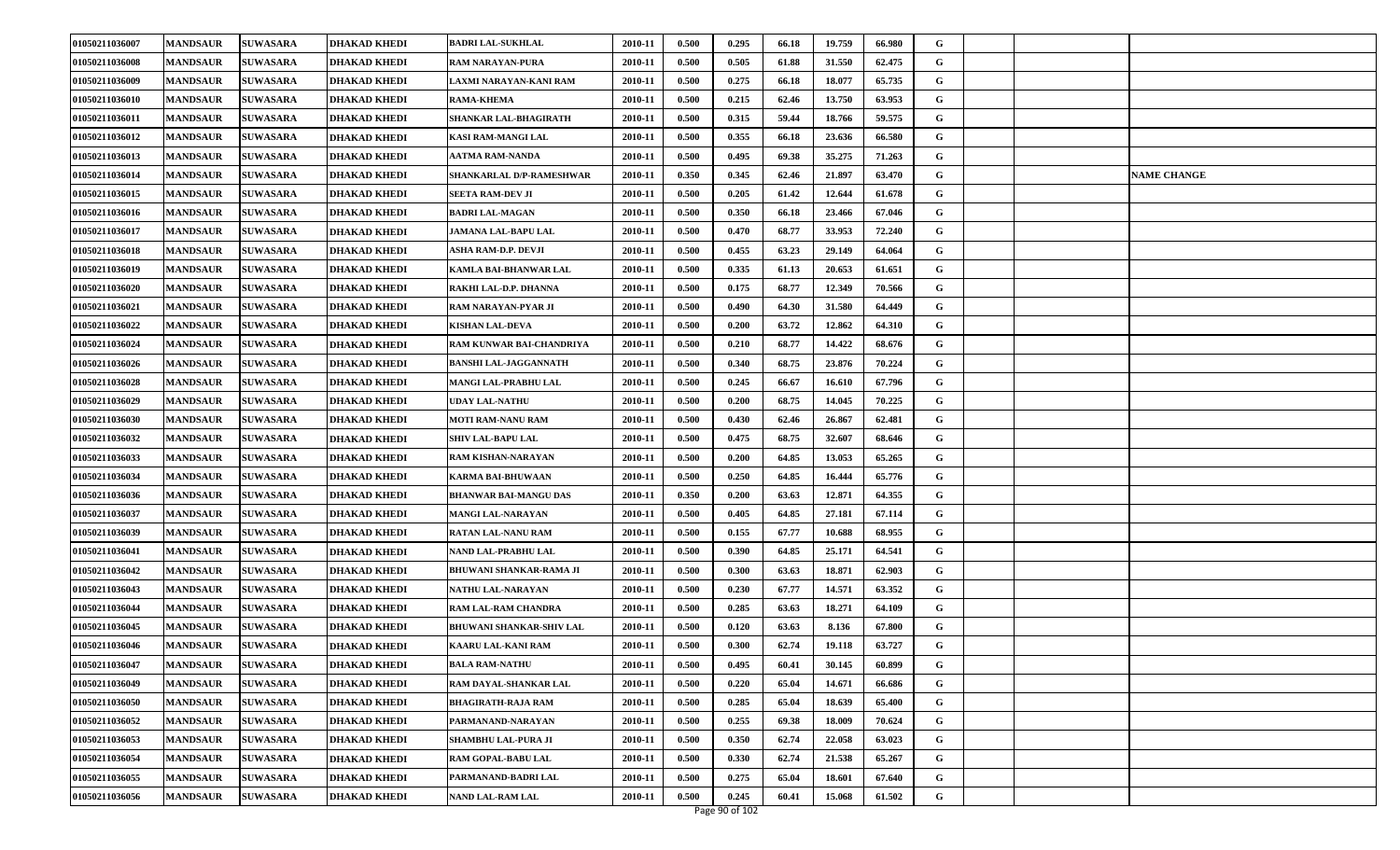| | | | | | | | | | | | | | | |
|---|---|---|---|---|---|---|---|---|---|---|---|---|---|---|
| 01050211036007 | MANDSAUR | SUWASARA | DHAKAD KHEDI | BADRI LAL-SUKHLAL | 2010-11 | 0.500 | 0.295 | 66.18 | 19.759 | 66.980 | G | | | |
| 01050211036008 | MANDSAUR | SUWASARA | DHAKAD KHEDI | RAM NARAYAN-PURA | 2010-11 | 0.500 | 0.505 | 61.88 | 31.550 | 62.475 | G | | | |
| 01050211036009 | MANDSAUR | SUWASARA | DHAKAD KHEDI | LAXMI NARAYAN-KANI RAM | 2010-11 | 0.500 | 0.275 | 66.18 | 18.077 | 65.735 | G | | | |
| 01050211036010 | MANDSAUR | SUWASARA | DHAKAD KHEDI | RAMA-KHEMA | 2010-11 | 0.500 | 0.215 | 62.46 | 13.750 | 63.953 | G | | | |
| 01050211036011 | MANDSAUR | SUWASARA | DHAKAD KHEDI | SHANKAR LAL-BHAGIRATH | 2010-11 | 0.500 | 0.315 | 59.44 | 18.766 | 59.575 | G | | | |
| 01050211036012 | MANDSAUR | SUWASARA | DHAKAD KHEDI | KASI RAM-MANGI LAL | 2010-11 | 0.500 | 0.355 | 66.18 | 23.636 | 66.580 | G | | | |
| 01050211036013 | MANDSAUR | SUWASARA | DHAKAD KHEDI | AATMA RAM-NANDA | 2010-11 | 0.500 | 0.495 | 69.38 | 35.275 | 71.263 | G | | | |
| 01050211036014 | MANDSAUR | SUWASARA | DHAKAD KHEDI | SHANKARLAL D/P-RAMESHWAR | 2010-11 | 0.350 | 0.345 | 62.46 | 21.897 | 63.470 | G | | | NAME CHANGE |
| 01050211036015 | MANDSAUR | SUWASARA | DHAKAD KHEDI | SEETA RAM-DEV JI | 2010-11 | 0.500 | 0.205 | 61.42 | 12.644 | 61.678 | G | | | |
| 01050211036016 | MANDSAUR | SUWASARA | DHAKAD KHEDI | BADRI LAL-MAGAN | 2010-11 | 0.500 | 0.350 | 66.18 | 23.466 | 67.046 | G | | | |
| 01050211036017 | MANDSAUR | SUWASARA | DHAKAD KHEDI | JAMANA LAL-BAPU LAL | 2010-11 | 0.500 | 0.470 | 68.77 | 33.953 | 72.240 | G | | | |
| 01050211036018 | MANDSAUR | SUWASARA | DHAKAD KHEDI | ASHA RAM-D.P. DEVJI | 2010-11 | 0.500 | 0.455 | 63.23 | 29.149 | 64.064 | G | | | |
| 01050211036019 | MANDSAUR | SUWASARA | DHAKAD KHEDI | KAMLA BAI-BHANWAR LAL | 2010-11 | 0.500 | 0.335 | 61.13 | 20.653 | 61.651 | G | | | |
| 01050211036020 | MANDSAUR | SUWASARA | DHAKAD KHEDI | RAKHI LAL-D.P. DHANNA | 2010-11 | 0.500 | 0.175 | 68.77 | 12.349 | 70.566 | G | | | |
| 01050211036021 | MANDSAUR | SUWASARA | DHAKAD KHEDI | RAM NARAYAN-PYAR JI | 2010-11 | 0.500 | 0.490 | 64.30 | 31.580 | 64.449 | G | | | |
| 01050211036022 | MANDSAUR | SUWASARA | DHAKAD KHEDI | KISHAN LAL-DEVA | 2010-11 | 0.500 | 0.200 | 63.72 | 12.862 | 64.310 | G | | | |
| 01050211036024 | MANDSAUR | SUWASARA | DHAKAD KHEDI | RAM KUNWAR BAI-CHANDRIYA | 2010-11 | 0.500 | 0.210 | 68.77 | 14.422 | 68.676 | G | | | |
| 01050211036026 | MANDSAUR | SUWASARA | DHAKAD KHEDI | BANSHI LAL-JAGGANNATH | 2010-11 | 0.500 | 0.340 | 68.75 | 23.876 | 70.224 | G | | | |
| 01050211036028 | MANDSAUR | SUWASARA | DHAKAD KHEDI | MANGI LAL-PRABHU LAL | 2010-11 | 0.500 | 0.245 | 66.67 | 16.610 | 67.796 | G | | | |
| 01050211036029 | MANDSAUR | SUWASARA | DHAKAD KHEDI | UDAY LAL-NATHU | 2010-11 | 0.500 | 0.200 | 68.75 | 14.045 | 70.225 | G | | | |
| 01050211036030 | MANDSAUR | SUWASARA | DHAKAD KHEDI | MOTI RAM-NANU RAM | 2010-11 | 0.500 | 0.430 | 62.46 | 26.867 | 62.481 | G | | | |
| 01050211036032 | MANDSAUR | SUWASARA | DHAKAD KHEDI | SHIV LAL-BAPU LAL | 2010-11 | 0.500 | 0.475 | 68.75 | 32.607 | 68.646 | G | | | |
| 01050211036033 | MANDSAUR | SUWASARA | DHAKAD KHEDI | RAM KISHAN-NARAYAN | 2010-11 | 0.500 | 0.200 | 64.85 | 13.053 | 65.265 | G | | | |
| 01050211036034 | MANDSAUR | SUWASARA | DHAKAD KHEDI | KARMA BAI-BHUWAAN | 2010-11 | 0.500 | 0.250 | 64.85 | 16.444 | 65.776 | G | | | |
| 01050211036036 | MANDSAUR | SUWASARA | DHAKAD KHEDI | BHANWAR BAI-MANGU DAS | 2010-11 | 0.350 | 0.200 | 63.63 | 12.871 | 64.355 | G | | | |
| 01050211036037 | MANDSAUR | SUWASARA | DHAKAD KHEDI | MANGI LAL-NARAYAN | 2010-11 | 0.500 | 0.405 | 64.85 | 27.181 | 67.114 | G | | | |
| 01050211036039 | MANDSAUR | SUWASARA | DHAKAD KHEDI | RATAN LAL-NANU RAM | 2010-11 | 0.500 | 0.155 | 67.77 | 10.688 | 68.955 | G | | | |
| 01050211036041 | MANDSAUR | SUWASARA | DHAKAD KHEDI | NAND LAL-PRABHU LAL | 2010-11 | 0.500 | 0.390 | 64.85 | 25.171 | 64.541 | G | | | |
| 01050211036042 | MANDSAUR | SUWASARA | DHAKAD KHEDI | BHUWANI SHANKAR-RAMA JI | 2010-11 | 0.500 | 0.300 | 63.63 | 18.871 | 62.903 | G | | | |
| 01050211036043 | MANDSAUR | SUWASARA | DHAKAD KHEDI | NATHU LAL-NARAYAN | 2010-11 | 0.500 | 0.230 | 67.77 | 14.571 | 63.352 | G | | | |
| 01050211036044 | MANDSAUR | SUWASARA | DHAKAD KHEDI | RAM LAL-RAM CHANDRA | 2010-11 | 0.500 | 0.285 | 63.63 | 18.271 | 64.109 | G | | | |
| 01050211036045 | MANDSAUR | SUWASARA | DHAKAD KHEDI | BHUWANI SHANKAR-SHIV LAL | 2010-11 | 0.500 | 0.120 | 63.63 | 8.136 | 67.800 | G | | | |
| 01050211036046 | MANDSAUR | SUWASARA | DHAKAD KHEDI | KAARU LAL-KANI RAM | 2010-11 | 0.500 | 0.300 | 62.74 | 19.118 | 63.727 | G | | | |
| 01050211036047 | MANDSAUR | SUWASARA | DHAKAD KHEDI | BALA RAM-NATHU | 2010-11 | 0.500 | 0.495 | 60.41 | 30.145 | 60.899 | G | | | |
| 01050211036049 | MANDSAUR | SUWASARA | DHAKAD KHEDI | RAM DAYAL-SHANKAR LAL | 2010-11 | 0.500 | 0.220 | 65.04 | 14.671 | 66.686 | G | | | |
| 01050211036050 | MANDSAUR | SUWASARA | DHAKAD KHEDI | BHAGIRATH-RAJA RAM | 2010-11 | 0.500 | 0.285 | 65.04 | 18.639 | 65.400 | G | | | |
| 01050211036052 | MANDSAUR | SUWASARA | DHAKAD KHEDI | PARMANAND-NARAYAN | 2010-11 | 0.500 | 0.255 | 69.38 | 18.009 | 70.624 | G | | | |
| 01050211036053 | MANDSAUR | SUWASARA | DHAKAD KHEDI | SHAMBHU LAL-PURA JI | 2010-11 | 0.500 | 0.350 | 62.74 | 22.058 | 63.023 | G | | | |
| 01050211036054 | MANDSAUR | SUWASARA | DHAKAD KHEDI | RAM GOPAL-BABU LAL | 2010-11 | 0.500 | 0.330 | 62.74 | 21.538 | 65.267 | G | | | |
| 01050211036055 | MANDSAUR | SUWASARA | DHAKAD KHEDI | PARMANAND-BADRI LAL | 2010-11 | 0.500 | 0.275 | 65.04 | 18.601 | 67.640 | G | | | |
| 01050211036056 | MANDSAUR | SUWASARA | DHAKAD KHEDI | NAND LAL-RAM LAL | 2010-11 | 0.500 | 0.245 | 60.41 | 15.068 | 61.502 | G | | | |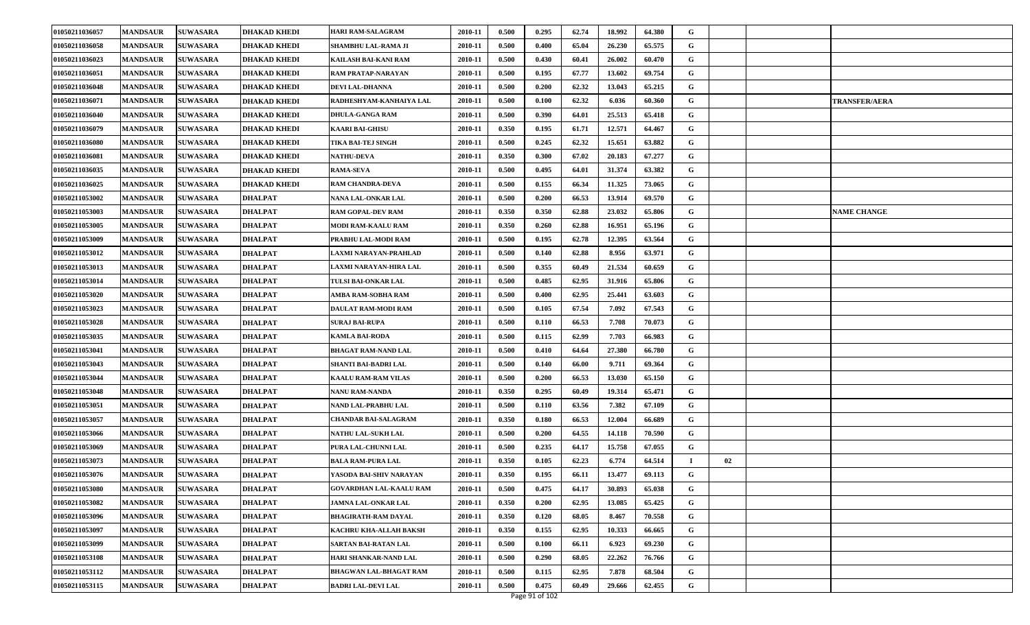| | | | | | | | | | | | | | | |
|---|---|---|---|---|---|---|---|---|---|---|---|---|---|---|
| 01050211036057 | MANDSAUR | SUWASARA | DHAKAD KHEDI | HARI RAM-SALAGRAM | 2010-11 | 0.500 | 0.295 | 62.74 | 18.992 | 64.380 | G | | | |
| 01050211036058 | MANDSAUR | SUWASARA | DHAKAD KHEDI | SHAMBHU LAL-RAMA JI | 2010-11 | 0.500 | 0.400 | 65.04 | 26.230 | 65.575 | G | | | |
| 01050211036023 | MANDSAUR | SUWASARA | DHAKAD KHEDI | KAILASH BAI-KANI RAM | 2010-11 | 0.500 | 0.430 | 60.41 | 26.002 | 60.470 | G | | | |
| 01050211036051 | MANDSAUR | SUWASARA | DHAKAD KHEDI | RAM PRATAP-NARAYAN | 2010-11 | 0.500 | 0.195 | 67.77 | 13.602 | 69.754 | G | | | |
| 01050211036048 | MANDSAUR | SUWASARA | DHAKAD KHEDI | DEVI LAL-DHANNA | 2010-11 | 0.500 | 0.200 | 62.32 | 13.043 | 65.215 | G | | | |
| 01050211036071 | MANDSAUR | SUWASARA | DHAKAD KHEDI | RADHESHYAM-KANHAIYA LAL | 2010-11 | 0.500 | 0.100 | 62.32 | 6.036 | 60.360 | G | | | TRANSFER/AERA |
| 01050211036040 | MANDSAUR | SUWASARA | DHAKAD KHEDI | DHULA-GANGA RAM | 2010-11 | 0.500 | 0.390 | 64.01 | 25.513 | 65.418 | G | | | |
| 01050211036079 | MANDSAUR | SUWASARA | DHAKAD KHEDI | KAARI BAI-GHISU | 2010-11 | 0.350 | 0.195 | 61.71 | 12.571 | 64.467 | G | | | |
| 01050211036080 | MANDSAUR | SUWASARA | DHAKAD KHEDI | TIKA BAI-TEJ SINGH | 2010-11 | 0.500 | 0.245 | 62.32 | 15.651 | 63.882 | G | | | |
| 01050211036081 | MANDSAUR | SUWASARA | DHAKAD KHEDI | NATHU-DEVA | 2010-11 | 0.350 | 0.300 | 67.02 | 20.183 | 67.277 | G | | | |
| 01050211036035 | MANDSAUR | SUWASARA | DHAKAD KHEDI | RAMA-SEVA | 2010-11 | 0.500 | 0.495 | 64.01 | 31.374 | 63.382 | G | | | |
| 01050211036025 | MANDSAUR | SUWASARA | DHAKAD KHEDI | RAM CHANDRA-DEVA | 2010-11 | 0.500 | 0.155 | 66.34 | 11.325 | 73.065 | G | | | |
| 01050211053002 | MANDSAUR | SUWASARA | DHALPAT | NANA LAL-ONKAR LAL | 2010-11 | 0.500 | 0.200 | 66.53 | 13.914 | 69.570 | G | | | |
| 01050211053003 | MANDSAUR | SUWASARA | DHALPAT | RAM GOPAL-DEV RAM | 2010-11 | 0.350 | 0.350 | 62.88 | 23.032 | 65.806 | G | | | NAME CHANGE |
| 01050211053005 | MANDSAUR | SUWASARA | DHALPAT | MODI RAM-KAALU RAM | 2010-11 | 0.350 | 0.260 | 62.88 | 16.951 | 65.196 | G | | | |
| 01050211053009 | MANDSAUR | SUWASARA | DHALPAT | PRABHU LAL-MODI RAM | 2010-11 | 0.500 | 0.195 | 62.78 | 12.395 | 63.564 | G | | | |
| 01050211053012 | MANDSAUR | SUWASARA | DHALPAT | LAXMI NARAYAN-PRAHLAD | 2010-11 | 0.500 | 0.140 | 62.88 | 8.956 | 63.971 | G | | | |
| 01050211053013 | MANDSAUR | SUWASARA | DHALPAT | LAXMI NARAYAN-HIRA LAL | 2010-11 | 0.500 | 0.355 | 60.49 | 21.534 | 60.659 | G | | | |
| 01050211053014 | MANDSAUR | SUWASARA | DHALPAT | TULSI BAI-ONKAR LAL | 2010-11 | 0.500 | 0.485 | 62.95 | 31.916 | 65.806 | G | | | |
| 01050211053020 | MANDSAUR | SUWASARA | DHALPAT | AMBA RAM-SOBHA RAM | 2010-11 | 0.500 | 0.400 | 62.95 | 25.441 | 63.603 | G | | | |
| 01050211053023 | MANDSAUR | SUWASARA | DHALPAT | DAULAT RAM-MODI RAM | 2010-11 | 0.500 | 0.105 | 67.54 | 7.092 | 67.543 | G | | | |
| 01050211053028 | MANDSAUR | SUWASARA | DHALPAT | SURAJ BAI-RUPA | 2010-11 | 0.500 | 0.110 | 66.53 | 7.708 | 70.073 | G | | | |
| 01050211053035 | MANDSAUR | SUWASARA | DHALPAT | KAMLA BAI-RODA | 2010-11 | 0.500 | 0.115 | 62.99 | 7.703 | 66.983 | G | | | |
| 01050211053041 | MANDSAUR | SUWASARA | DHALPAT | BHAGAT RAM-NAND LAL | 2010-11 | 0.500 | 0.410 | 64.64 | 27.380 | 66.780 | G | | | |
| 01050211053043 | MANDSAUR | SUWASARA | DHALPAT | SHANTI BAI-BADRI LAL | 2010-11 | 0.500 | 0.140 | 66.00 | 9.711 | 69.364 | G | | | |
| 01050211053044 | MANDSAUR | SUWASARA | DHALPAT | KAALU RAM-RAM VILAS | 2010-11 | 0.500 | 0.200 | 66.53 | 13.030 | 65.150 | G | | | |
| 01050211053048 | MANDSAUR | SUWASARA | DHALPAT | NANU RAM-NANDA | 2010-11 | 0.350 | 0.295 | 60.49 | 19.314 | 65.471 | G | | | |
| 01050211053051 | MANDSAUR | SUWASARA | DHALPAT | NAND LAL-PRABHU LAL | 2010-11 | 0.500 | 0.110 | 63.56 | 7.382 | 67.109 | G | | | |
| 01050211053057 | MANDSAUR | SUWASARA | DHALPAT | CHANDAR BAI-SALAGRAM | 2010-11 | 0.350 | 0.180 | 66.53 | 12.004 | 66.689 | G | | | |
| 01050211053066 | MANDSAUR | SUWASARA | DHALPAT | NATHU LAL-SUKH LAL | 2010-11 | 0.500 | 0.200 | 64.55 | 14.118 | 70.590 | G | | | |
| 01050211053069 | MANDSAUR | SUWASARA | DHALPAT | PURA LAL-CHUNNI LAL | 2010-11 | 0.500 | 0.235 | 64.17 | 15.758 | 67.055 | G | | | |
| 01050211053073 | MANDSAUR | SUWASARA | DHALPAT | BALA RAM-PURA LAL | 2010-11 | 0.350 | 0.105 | 62.23 | 6.774 | 64.514 | I | 02 | | |
| 01050211053076 | MANDSAUR | SUWASARA | DHALPAT | YASODA BAI-SHIV NARAYAN | 2010-11 | 0.350 | 0.195 | 66.11 | 13.477 | 69.113 | G | | | |
| 01050211053080 | MANDSAUR | SUWASARA | DHALPAT | GOVARDHAN LAL-KAALU RAM | 2010-11 | 0.500 | 0.475 | 64.17 | 30.893 | 65.038 | G | | | |
| 01050211053082 | MANDSAUR | SUWASARA | DHALPAT | JAMNA LAL-ONKAR LAL | 2010-11 | 0.350 | 0.200 | 62.95 | 13.085 | 65.425 | G | | | |
| 01050211053096 | MANDSAUR | SUWASARA | DHALPAT | BHAGIRATH-RAM DAYAL | 2010-11 | 0.350 | 0.120 | 68.05 | 8.467 | 70.558 | G | | | |
| 01050211053097 | MANDSAUR | SUWASARA | DHALPAT | KACHRU KHA-ALLAH BAKSH | 2010-11 | 0.350 | 0.155 | 62.95 | 10.333 | 66.665 | G | | | |
| 01050211053099 | MANDSAUR | SUWASARA | DHALPAT | SARTAN BAI-RATAN LAL | 2010-11 | 0.500 | 0.100 | 66.11 | 6.923 | 69.230 | G | | | |
| 01050211053108 | MANDSAUR | SUWASARA | DHALPAT | HARI SHANKAR-NAND LAL | 2010-11 | 0.500 | 0.290 | 68.05 | 22.262 | 76.766 | G | | | |
| 01050211053112 | MANDSAUR | SUWASARA | DHALPAT | BHAGWAN LAL-BHAGAT RAM | 2010-11 | 0.500 | 0.115 | 62.95 | 7.878 | 68.504 | G | | | |
| 01050211053115 | MANDSAUR | SUWASARA | DHALPAT | BADRI LAL-DEVI LAL | 2010-11 | 0.500 | 0.475 | 60.49 | 29.666 | 62.455 | G | | | |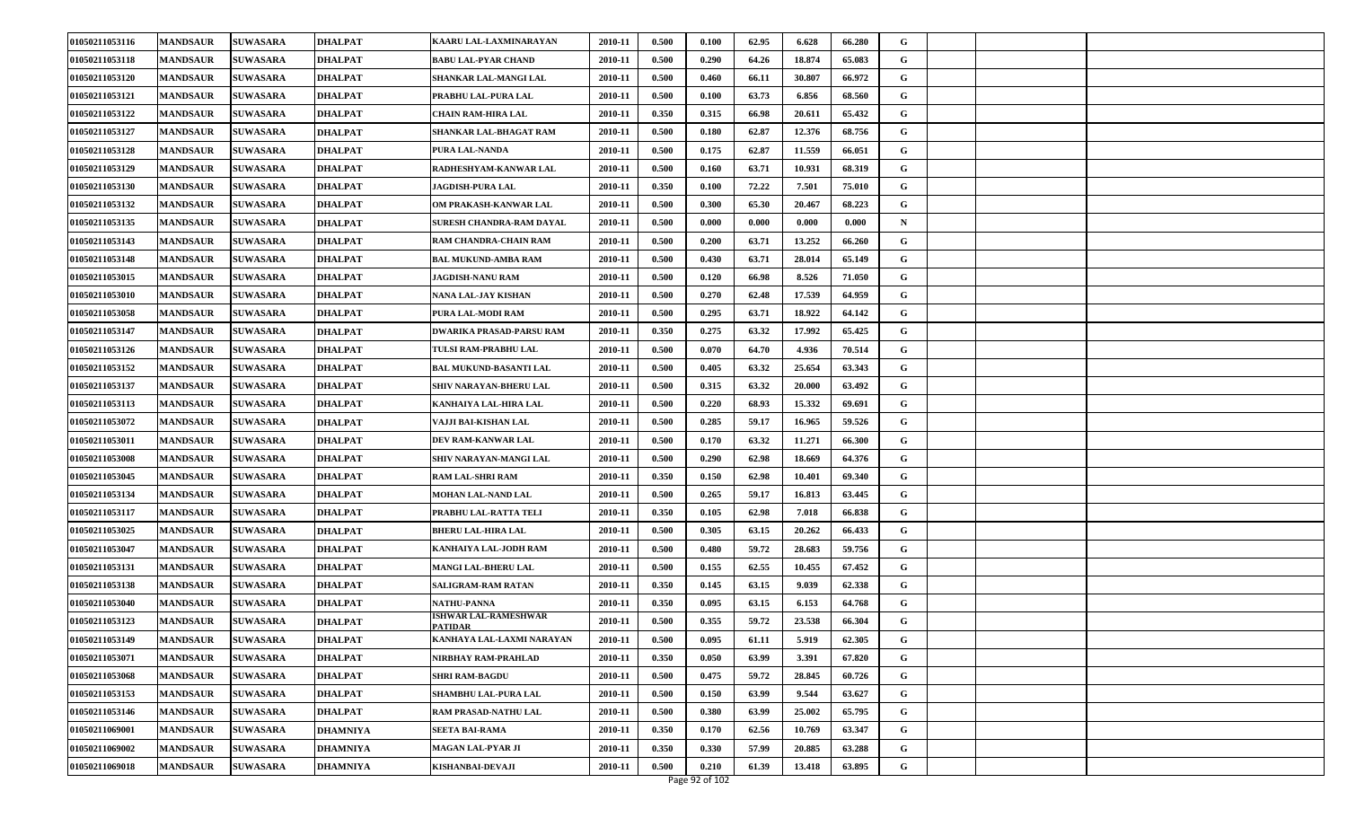| | | | | | | | | | | | | | | |
|---|---|---|---|---|---|---|---|---|---|---|---|---|---|---|
| 01050211053116 | MANDSAUR | SUWASARA | DHALPAT | KAARU LAL-LAXMINARAYAN | 2010-11 | 0.500 | 0.100 | 62.95 | 6.628 | 66.280 | G | | | |
| 01050211053118 | MANDSAUR | SUWASARA | DHALPAT | BABU LAL-PYAR CHAND | 2010-11 | 0.500 | 0.290 | 64.26 | 18.874 | 65.083 | G | | | |
| 01050211053120 | MANDSAUR | SUWASARA | DHALPAT | SHANKAR LAL-MANGI LAL | 2010-11 | 0.500 | 0.460 | 66.11 | 30.807 | 66.972 | G | | | |
| 01050211053121 | MANDSAUR | SUWASARA | DHALPAT | PRABHU LAL-PURA LAL | 2010-11 | 0.500 | 0.100 | 63.73 | 6.856 | 68.560 | G | | | |
| 01050211053122 | MANDSAUR | SUWASARA | DHALPAT | CHAIN RAM-HIRA LAL | 2010-11 | 0.350 | 0.315 | 66.98 | 20.611 | 65.432 | G | | | |
| 01050211053127 | MANDSAUR | SUWASARA | DHALPAT | SHANKAR LAL-BHAGAT RAM | 2010-11 | 0.500 | 0.180 | 62.87 | 12.376 | 68.756 | G | | | |
| 01050211053128 | MANDSAUR | SUWASARA | DHALPAT | PURA LAL-NANDA | 2010-11 | 0.500 | 0.175 | 62.87 | 11.559 | 66.051 | G | | | |
| 01050211053129 | MANDSAUR | SUWASARA | DHALPAT | RADHESHYAM-KANWAR LAL | 2010-11 | 0.500 | 0.160 | 63.71 | 10.931 | 68.319 | G | | | |
| 01050211053130 | MANDSAUR | SUWASARA | DHALPAT | JAGDISH-PURA LAL | 2010-11 | 0.350 | 0.100 | 72.22 | 7.501 | 75.010 | G | | | |
| 01050211053132 | MANDSAUR | SUWASARA | DHALPAT | OM PRAKASH-KANWAR LAL | 2010-11 | 0.500 | 0.300 | 65.30 | 20.467 | 68.223 | G | | | |
| 01050211053135 | MANDSAUR | SUWASARA | DHALPAT | SURESH CHANDRA-RAM DAYAL | 2010-11 | 0.500 | 0.000 | 0.000 | 0.000 | 0.000 | N | | | |
| 01050211053143 | MANDSAUR | SUWASARA | DHALPAT | RAM CHANDRA-CHAIN RAM | 2010-11 | 0.500 | 0.200 | 63.71 | 13.252 | 66.260 | G | | | |
| 01050211053148 | MANDSAUR | SUWASARA | DHALPAT | BAL MUKUND-AMBA RAM | 2010-11 | 0.500 | 0.430 | 63.71 | 28.014 | 65.149 | G | | | |
| 01050211053015 | MANDSAUR | SUWASARA | DHALPAT | JAGDISH-NANU RAM | 2010-11 | 0.500 | 0.120 | 66.98 | 8.526 | 71.050 | G | | | |
| 01050211053010 | MANDSAUR | SUWASARA | DHALPAT | NANA LAL-JAY KISHAN | 2010-11 | 0.500 | 0.270 | 62.48 | 17.539 | 64.959 | G | | | |
| 01050211053058 | MANDSAUR | SUWASARA | DHALPAT | PURA LAL-MODI RAM | 2010-11 | 0.500 | 0.295 | 63.71 | 18.922 | 64.142 | G | | | |
| 01050211053147 | MANDSAUR | SUWASARA | DHALPAT | DWARIKA PRASAD-PARSU RAM | 2010-11 | 0.350 | 0.275 | 63.32 | 17.992 | 65.425 | G | | | |
| 01050211053126 | MANDSAUR | SUWASARA | DHALPAT | TULSI RAM-PRABHU LAL | 2010-11 | 0.500 | 0.070 | 64.70 | 4.936 | 70.514 | G | | | |
| 01050211053152 | MANDSAUR | SUWASARA | DHALPAT | BAL MUKUND-BASANTI LAL | 2010-11 | 0.500 | 0.405 | 63.32 | 25.654 | 63.343 | G | | | |
| 01050211053137 | MANDSAUR | SUWASARA | DHALPAT | SHIV NARAYAN-BHERU LAL | 2010-11 | 0.500 | 0.315 | 63.32 | 20.000 | 63.492 | G | | | |
| 01050211053113 | MANDSAUR | SUWASARA | DHALPAT | KANHAIYA LAL-HIRA LAL | 2010-11 | 0.500 | 0.220 | 68.93 | 15.332 | 69.691 | G | | | |
| 01050211053072 | MANDSAUR | SUWASARA | DHALPAT | VAJJI BAI-KISHAN LAL | 2010-11 | 0.500 | 0.285 | 59.17 | 16.965 | 59.526 | G | | | |
| 01050211053011 | MANDSAUR | SUWASARA | DHALPAT | DEV RAM-KANWAR LAL | 2010-11 | 0.500 | 0.170 | 63.32 | 11.271 | 66.300 | G | | | |
| 01050211053008 | MANDSAUR | SUWASARA | DHALPAT | SHIV NARAYAN-MANGI LAL | 2010-11 | 0.500 | 0.290 | 62.98 | 18.669 | 64.376 | G | | | |
| 01050211053045 | MANDSAUR | SUWASARA | DHALPAT | RAM LAL-SHRI RAM | 2010-11 | 0.350 | 0.150 | 62.98 | 10.401 | 69.340 | G | | | |
| 01050211053134 | MANDSAUR | SUWASARA | DHALPAT | MOHAN LAL-NAND LAL | 2010-11 | 0.500 | 0.265 | 59.17 | 16.813 | 63.445 | G | | | |
| 01050211053117 | MANDSAUR | SUWASARA | DHALPAT | PRABHU LAL-RATTA TELI | 2010-11 | 0.350 | 0.105 | 62.98 | 7.018 | 66.838 | G | | | |
| 01050211053025 | MANDSAUR | SUWASARA | DHALPAT | BHERU LAL-HIRA LAL | 2010-11 | 0.500 | 0.305 | 63.15 | 20.262 | 66.433 | G | | | |
| 01050211053047 | MANDSAUR | SUWASARA | DHALPAT | KANHAIYA LAL-JODH RAM | 2010-11 | 0.500 | 0.480 | 59.72 | 28.683 | 59.756 | G | | | |
| 01050211053131 | MANDSAUR | SUWASARA | DHALPAT | MANGI LAL-BHERU LAL | 2010-11 | 0.500 | 0.155 | 62.55 | 10.455 | 67.452 | G | | | |
| 01050211053138 | MANDSAUR | SUWASARA | DHALPAT | SALIGRAM-RAM RATAN | 2010-11 | 0.350 | 0.145 | 63.15 | 9.039 | 62.338 | G | | | |
| 01050211053040 | MANDSAUR | SUWASARA | DHALPAT | NATHU-PANNA | 2010-11 | 0.350 | 0.095 | 63.15 | 6.153 | 64.768 | G | | | |
| 01050211053123 | MANDSAUR | SUWASARA | DHALPAT | ISHWAR LAL-RAMESHWAR PATIDAR | 2010-11 | 0.500 | 0.355 | 59.72 | 23.538 | 66.304 | G | | | |
| 01050211053149 | MANDSAUR | SUWASARA | DHALPAT | KANHAYA LAL-LAXMI NARAYAN | 2010-11 | 0.500 | 0.095 | 61.11 | 5.919 | 62.305 | G | | | |
| 01050211053071 | MANDSAUR | SUWASARA | DHALPAT | NIRBHAY RAM-PRAHLAD | 2010-11 | 0.350 | 0.050 | 63.99 | 3.391 | 67.820 | G | | | |
| 01050211053068 | MANDSAUR | SUWASARA | DHALPAT | SHRI RAM-BAGDU | 2010-11 | 0.500 | 0.475 | 59.72 | 28.845 | 60.726 | G | | | |
| 01050211053153 | MANDSAUR | SUWASARA | DHALPAT | SHAMBHU LAL-PURA LAL | 2010-11 | 0.500 | 0.150 | 63.99 | 9.544 | 63.627 | G | | | |
| 01050211053146 | MANDSAUR | SUWASARA | DHALPAT | RAM PRASAD-NATHU LAL | 2010-11 | 0.500 | 0.380 | 63.99 | 25.002 | 65.795 | G | | | |
| 01050211069001 | MANDSAUR | SUWASARA | DHAMNIYA | SEETA BAI-RAMA | 2010-11 | 0.350 | 0.170 | 62.56 | 10.769 | 63.347 | G | | | |
| 01050211069002 | MANDSAUR | SUWASARA | DHAMNIYA | MAGAN LAL-PYAR JI | 2010-11 | 0.350 | 0.330 | 57.99 | 20.885 | 63.288 | G | | | |
| 01050211069018 | MANDSAUR | SUWASARA | DHAMNIYA | KISHANBAI-DEVAJI | 2010-11 | 0.500 | 0.210 | 61.39 | 13.418 | 63.895 | G | | | |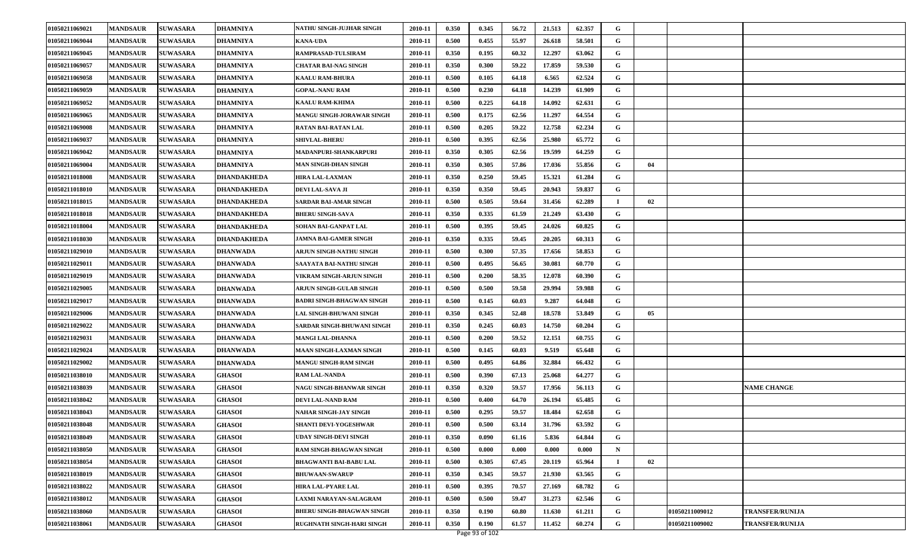| | | | | | | | | | | | | | | |
|---|---|---|---|---|---|---|---|---|---|---|---|---|---|---|
| 01050211069021 | MANDSAUR | SUWASARA | DHAMNIYA | NATHU SINGH-JUJHAR SINGH | 2010-11 | 0.350 | 0.345 | 56.72 | 21.513 | 62.357 | G | | | |
| 01050211069044 | MANDSAUR | SUWASARA | DHAMNIYA | KANA-UDA | 2010-11 | 0.500 | 0.455 | 55.97 | 26.618 | 58.501 | G | | | |
| 01050211069045 | MANDSAUR | SUWASARA | DHAMNIYA | RAMPRASAD-TULSIRAM | 2010-11 | 0.350 | 0.195 | 60.32 | 12.297 | 63.062 | G | | | |
| 01050211069057 | MANDSAUR | SUWASARA | DHAMNIYA | CHATAR BAI-NAG SINGH | 2010-11 | 0.350 | 0.300 | 59.22 | 17.859 | 59.530 | G | | | |
| 01050211069058 | MANDSAUR | SUWASARA | DHAMNIYA | KAALU RAM-BHURA | 2010-11 | 0.500 | 0.105 | 64.18 | 6.565 | 62.524 | G | | | |
| 01050211069059 | MANDSAUR | SUWASARA | DHAMNIYA | GOPAL-NANU RAM | 2010-11 | 0.500 | 0.230 | 64.18 | 14.239 | 61.909 | G | | | |
| 01050211069052 | MANDSAUR | SUWASARA | DHAMNIYA | KAALU RAM-KHIMA | 2010-11 | 0.500 | 0.225 | 64.18 | 14.092 | 62.631 | G | | | |
| 01050211069065 | MANDSAUR | SUWASARA | DHAMNIYA | MANGU SINGH-JORAWAR SINGH | 2010-11 | 0.500 | 0.175 | 62.56 | 11.297 | 64.554 | G | | | |
| 01050211069008 | MANDSAUR | SUWASARA | DHAMNIYA | RATAN BAI-RATAN LAL | 2010-11 | 0.500 | 0.205 | 59.22 | 12.758 | 62.234 | G | | | |
| 01050211069037 | MANDSAUR | SUWASARA | DHAMNIYA | SHIVLAL-BHERU | 2010-11 | 0.500 | 0.395 | 62.56 | 25.980 | 65.772 | G | | | |
| 01050211069042 | MANDSAUR | SUWASARA | DHAMNIYA | MADANPURI-SHANKARPURI | 2010-11 | 0.350 | 0.305 | 62.56 | 19.599 | 64.259 | G | | | |
| 01050211069004 | MANDSAUR | SUWASARA | DHAMNIYA | MAN SINGH-DHAN SINGH | 2010-11 | 0.350 | 0.305 | 57.86 | 17.036 | 55.856 | G | 04 | | |
| 01050211018008 | MANDSAUR | SUWASARA | DHANDAKHEDA | HIRA LAL-LAXMAN | 2010-11 | 0.350 | 0.250 | 59.45 | 15.321 | 61.284 | G | | | |
| 01050211018010 | MANDSAUR | SUWASARA | DHANDAKHEDA | DEVI LAL-SAVA JI | 2010-11 | 0.350 | 0.350 | 59.45 | 20.943 | 59.837 | G | | | |
| 01050211018015 | MANDSAUR | SUWASARA | DHANDAKHEDA | SARDAR BAI-AMAR SINGH | 2010-11 | 0.500 | 0.505 | 59.64 | 31.456 | 62.289 | I | 02 | | |
| 01050211018018 | MANDSAUR | SUWASARA | DHANDAKHEDA | BHERU SINGH-SAVA | 2010-11 | 0.350 | 0.335 | 61.59 | 21.249 | 63.430 | G | | | |
| 01050211018004 | MANDSAUR | SUWASARA | DHANDAKHEDA | SOHAN BAI-GANPAT LAL | 2010-11 | 0.500 | 0.395 | 59.45 | 24.026 | 60.825 | G | | | |
| 01050211018030 | MANDSAUR | SUWASARA | DHANDAKHEDA | JAMNA BAI-GAMER SINGH | 2010-11 | 0.350 | 0.335 | 59.45 | 20.205 | 60.313 | G | | | |
| 01050211029010 | MANDSAUR | SUWASARA | DHANWADA | ARJUN SINGH-NATHU SINGH | 2010-11 | 0.500 | 0.300 | 57.35 | 17.656 | 58.853 | G | | | |
| 01050211029011 | MANDSAUR | SUWASARA | DHANWADA | SAAYATA BAI-NATHU SINGH | 2010-11 | 0.500 | 0.495 | 56.65 | 30.081 | 60.770 | G | | | |
| 01050211029019 | MANDSAUR | SUWASARA | DHANWADA | VIKRAM SINGH-ARJUN SINGH | 2010-11 | 0.500 | 0.200 | 58.35 | 12.078 | 60.390 | G | | | |
| 01050211029005 | MANDSAUR | SUWASARA | DHANWADA | ARJUN SINGH-GULAB SINGH | 2010-11 | 0.500 | 0.500 | 59.58 | 29.994 | 59.988 | G | | | |
| 01050211029017 | MANDSAUR | SUWASARA | DHANWADA | BADRI SINGH-BHAGWAN SINGH | 2010-11 | 0.500 | 0.145 | 60.03 | 9.287 | 64.048 | G | | | |
| 01050211029006 | MANDSAUR | SUWASARA | DHANWADA | LAL SINGH-BHUWANI SINGH | 2010-11 | 0.350 | 0.345 | 52.48 | 18.578 | 53.849 | G | 05 | | |
| 01050211029022 | MANDSAUR | SUWASARA | DHANWADA | SARDAR SINGH-BHUWANI SINGH | 2010-11 | 0.350 | 0.245 | 60.03 | 14.750 | 60.204 | G | | | |
| 01050211029031 | MANDSAUR | SUWASARA | DHANWADA | MANGI LAL-DHANNA | 2010-11 | 0.500 | 0.200 | 59.52 | 12.151 | 60.755 | G | | | |
| 01050211029024 | MANDSAUR | SUWASARA | DHANWADA | MAAN SINGH-LAXMAN SINGH | 2010-11 | 0.500 | 0.145 | 60.03 | 9.519 | 65.648 | G | | | |
| 01050211029002 | MANDSAUR | SUWASARA | DHANWADA | MANGU SINGH-RAM SINGH | 2010-11 | 0.500 | 0.495 | 64.86 | 32.884 | 66.432 | G | | | |
| 01050211038010 | MANDSAUR | SUWASARA | GHASOI | RAM LAL-NANDA | 2010-11 | 0.500 | 0.390 | 67.13 | 25.068 | 64.277 | G | | | |
| 01050211038039 | MANDSAUR | SUWASARA | GHASOI | NAGU SINGH-BHANWAR SINGH | 2010-11 | 0.350 | 0.320 | 59.57 | 17.956 | 56.113 | G | | | NAME CHANGE |
| 01050211038042 | MANDSAUR | SUWASARA | GHASOI | DEVI LAL-NAND RAM | 2010-11 | 0.500 | 0.400 | 64.70 | 26.194 | 65.485 | G | | | |
| 01050211038043 | MANDSAUR | SUWASARA | GHASOI | NAHAR SINGH-JAY SINGH | 2010-11 | 0.500 | 0.295 | 59.57 | 18.484 | 62.658 | G | | | |
| 01050211038048 | MANDSAUR | SUWASARA | GHASOI | SHANTI DEVI-YOGESHWAR | 2010-11 | 0.500 | 0.500 | 63.14 | 31.796 | 63.592 | G | | | |
| 01050211038049 | MANDSAUR | SUWASARA | GHASOI | UDAY SINGH-DEVI SINGH | 2010-11 | 0.350 | 0.090 | 61.16 | 5.836 | 64.844 | G | | | |
| 01050211038050 | MANDSAUR | SUWASARA | GHASOI | RAM SINGH-BHAGWAN SINGH | 2010-11 | 0.500 | 0.000 | 0.000 | 0.000 | 0.000 | N | | | |
| 01050211038054 | MANDSAUR | SUWASARA | GHASOI | BHAGWANTI BAI-BABU LAL | 2010-11 | 0.500 | 0.305 | 67.45 | 20.119 | 65.964 | I | 02 | | |
| 01050211038019 | MANDSAUR | SUWASARA | GHASOI | BHUWAAN-SWARUP | 2010-11 | 0.350 | 0.345 | 59.57 | 21.930 | 63.565 | G | | | |
| 01050211038022 | MANDSAUR | SUWASARA | GHASOI | HIRA LAL-PYARE LAL | 2010-11 | 0.500 | 0.395 | 70.57 | 27.169 | 68.782 | G | | | |
| 01050211038012 | MANDSAUR | SUWASARA | GHASOI | LAXMI NARAYAN-SALAGRAM | 2010-11 | 0.500 | 0.500 | 59.47 | 31.273 | 62.546 | G | | | |
| 01050211038060 | MANDSAUR | SUWASARA | GHASOI | BHERU SINGH-BHAGWAN SINGH | 2010-11 | 0.350 | 0.190 | 60.80 | 11.630 | 61.211 | G | | 01050211009012 | TRANSFER/RUNIJA |
| 01050211038061 | MANDSAUR | SUWASARA | GHASOI | RUGHNATH SINGH-HARI SINGH | 2010-11 | 0.350 | 0.190 | 61.57 | 11.452 | 60.274 | G | | 01050211009002 | TRANSFER/RUNIJA |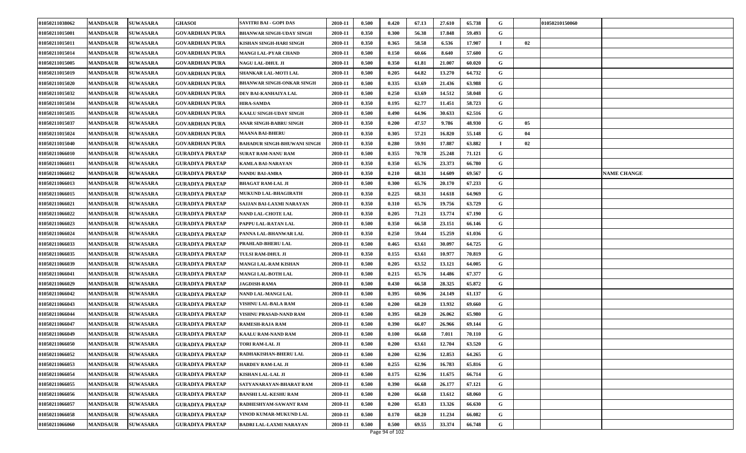| 01050211038062 | MANDSAUR | SUWASARA | GHASOI | SAVITRI BAI - GOPI DAS | 2010-11 | 0.500 | 0.420 | 67.13 | 27.610 | 65.738 | G | | 01050210150060 | |
|---|---|---|---|---|---|---|---|---|---|---|---|---|---|---|
| 01050211015001 | MANDSAUR | SUWASARA | GOVARDHAN PURA | BHANWAR SINGH-UDAY SINGH | 2010-11 | 0.350 | 0.300 | 56.38 | 17.848 | 59.493 | G | | | |
| 01050211015011 | MANDSAUR | SUWASARA | GOVARDHAN PURA | KISHAN SINGH-HARI SINGH | 2010-11 | 0.350 | 0.365 | 58.58 | 6.536 | 17.907 | I | 02 | | |
| 01050211015014 | MANDSAUR | SUWASARA | GOVARDHAN PURA | MANGI LAL-PYAR CHAND | 2010-11 | 0.500 | 0.150 | 60.66 | 8.640 | 57.600 | G | | | |
| 01050211015005 | MANDSAUR | SUWASARA | GOVARDHAN PURA | NAGU LAL-DHUL JI | 2010-11 | 0.500 | 0.350 | 61.81 | 21.007 | 60.020 | G | | | |
| 01050211015019 | MANDSAUR | SUWASARA | GOVARDHAN PURA | SHANKAR LAL-MOTI LAL | 2010-11 | 0.500 | 0.205 | 64.82 | 13.270 | 64.732 | G | | | |
| 01050211015020 | MANDSAUR | SUWASARA | GOVARDHAN PURA | BHANWAR SINGH-ONKAR SINGH | 2010-11 | 0.500 | 0.335 | 63.69 | 21.436 | 63.988 | G | | | |
| 01050211015032 | MANDSAUR | SUWASARA | GOVARDHAN PURA | DEV BAI-KANHAIYA LAL | 2010-11 | 0.500 | 0.250 | 63.69 | 14.512 | 58.048 | G | | | |
| 01050211015034 | MANDSAUR | SUWASARA | GOVARDHAN PURA | HIRA-SAMDA | 2010-11 | 0.350 | 0.195 | 62.77 | 11.451 | 58.723 | G | | | |
| 01050211015035 | MANDSAUR | SUWASARA | GOVARDHAN PURA | KAALU SINGH-UDAY SINGH | 2010-11 | 0.500 | 0.490 | 64.96 | 30.633 | 62.516 | G | | | |
| 01050211015037 | MANDSAUR | SUWASARA | GOVARDHAN PURA | ANAR SINGH-BABRU SINGH | 2010-11 | 0.350 | 0.200 | 47.57 | 9.786 | 48.930 | G | 05 | | |
| 01050211015024 | MANDSAUR | SUWASARA | GOVARDHAN PURA | MAANA BAI-BHERU | 2010-11 | 0.350 | 0.305 | 57.21 | 16.820 | 55.148 | G | 04 | | |
| 01050211015040 | MANDSAUR | SUWASARA | GOVARDHAN PURA | BAHADUR SINGH-BHUWANI SINGH | 2010-11 | 0.350 | 0.280 | 59.91 | 17.887 | 63.882 | I | 02 | | |
| 01050211066010 | MANDSAUR | SUWASARA | GURADIYA PRATAP | SURAT RAM-NANU RAM | 2010-11 | 0.500 | 0.355 | 70.78 | 25.248 | 71.121 | G | | | |
| 01050211066011 | MANDSAUR | SUWASARA | GURADIYA PRATAP | KAMLA BAI-NARAYAN | 2010-11 | 0.350 | 0.350 | 65.76 | 23.373 | 66.780 | G | | | |
| 01050211066012 | MANDSAUR | SUWASARA | GURADIYA PRATAP | NANDU BAI-AMRA | 2010-11 | 0.350 | 0.210 | 68.31 | 14.609 | 69.567 | G | | | NAME CHANGE |
| 01050211066013 | MANDSAUR | SUWASARA | GURADIYA PRATAP | BHAGAT RAM-LAL JI | 2010-11 | 0.500 | 0.300 | 65.76 | 20.170 | 67.233 | G | | | |
| 01050211066015 | MANDSAUR | SUWASARA | GURADIYA PRATAP | MUKUND LAL-BHAGIRATH | 2010-11 | 0.350 | 0.225 | 68.31 | 14.618 | 64.969 | G | | | |
| 01050211066021 | MANDSAUR | SUWASARA | GURADIYA PRATAP | SAJJAN BAI-LAXMI NARAYAN | 2010-11 | 0.350 | 0.310 | 65.76 | 19.756 | 63.729 | G | | | |
| 01050211066022 | MANDSAUR | SUWASARA | GURADIYA PRATAP | NAND LAL-CHOTE LAL | 2010-11 | 0.350 | 0.205 | 71.21 | 13.774 | 67.190 | G | | | |
| 01050211066023 | MANDSAUR | SUWASARA | GURADIYA PRATAP | PAPPU LAL-RATAN LAL | 2010-11 | 0.500 | 0.350 | 66.58 | 23.151 | 66.146 | G | | | |
| 01050211066024 | MANDSAUR | SUWASARA | GURADIYA PRATAP | PANNA LAL-BHANWAR LAL | 2010-11 | 0.350 | 0.250 | 59.44 | 15.259 | 61.036 | G | | | |
| 01050211066033 | MANDSAUR | SUWASARA | GURADIYA PRATAP | PRAHLAD-BHERU LAL | 2010-11 | 0.500 | 0.465 | 63.61 | 30.097 | 64.725 | G | | | |
| 01050211066035 | MANDSAUR | SUWASARA | GURADIYA PRATAP | TULSI RAM-DHUL JI | 2010-11 | 0.350 | 0.155 | 63.61 | 10.977 | 70.819 | G | | | |
| 01050211066039 | MANDSAUR | SUWASARA | GURADIYA PRATAP | MANGI LAL-RAM KISHAN | 2010-11 | 0.500 | 0.205 | 63.52 | 13.121 | 64.005 | G | | | |
| 01050211066041 | MANDSAUR | SUWASARA | GURADIYA PRATAP | MANGI LAL-BOTH LAL | 2010-11 | 0.500 | 0.215 | 65.76 | 14.486 | 67.377 | G | | | |
| 01050211066029 | MANDSAUR | SUWASARA | GURADIYA PRATAP | JAGDISH-RAMA | 2010-11 | 0.500 | 0.430 | 66.58 | 28.325 | 65.872 | G | | | |
| 01050211066042 | MANDSAUR | SUWASARA | GURADIYA PRATAP | NAND LAL-MANGI LAL | 2010-11 | 0.500 | 0.395 | 60.96 | 24.149 | 61.137 | G | | | |
| 01050211066043 | MANDSAUR | SUWASARA | GURADIYA PRATAP | VISHNU LAL-BALA RAM | 2010-11 | 0.500 | 0.200 | 68.20 | 13.932 | 69.660 | G | | | |
| 01050211066044 | MANDSAUR | SUWASARA | GURADIYA PRATAP | VISHNU PRASAD-NAND RAM | 2010-11 | 0.500 | 0.395 | 68.20 | 26.062 | 65.980 | G | | | |
| 01050211066047 | MANDSAUR | SUWASARA | GURADIYA PRATAP | RAMESH-RAJA RAM | 2010-11 | 0.500 | 0.390 | 66.07 | 26.966 | 69.144 | G | | | |
| 01050211066049 | MANDSAUR | SUWASARA | GURADIYA PRATAP | KAALU RAM-NAND RAM | 2010-11 | 0.500 | 0.100 | 66.68 | 7.011 | 70.110 | G | | | |
| 01050211066050 | MANDSAUR | SUWASARA | GURADIYA PRATAP | TORI RAM-LAL JI | 2010-11 | 0.500 | 0.200 | 63.61 | 12.704 | 63.520 | G | | | |
| 01050211066052 | MANDSAUR | SUWASARA | GURADIYA PRATAP | RADHAKISHAN-BHERU LAL | 2010-11 | 0.500 | 0.200 | 62.96 | 12.853 | 64.265 | G | | | |
| 01050211066053 | MANDSAUR | SUWASARA | GURADIYA PRATAP | HARDEV RAM-LAL JI | 2010-11 | 0.500 | 0.255 | 62.96 | 16.783 | 65.816 | G | | | |
| 01050211066054 | MANDSAUR | SUWASARA | GURADIYA PRATAP | KISHAN LAL-LAL JI | 2010-11 | 0.500 | 0.175 | 62.96 | 11.675 | 66.714 | G | | | |
| 01050211066055 | MANDSAUR | SUWASARA | GURADIYA PRATAP | SATYANARAYAN-BHARAT RAM | 2010-11 | 0.500 | 0.390 | 66.68 | 26.177 | 67.121 | G | | | |
| 01050211066056 | MANDSAUR | SUWASARA | GURADIYA PRATAP | BANSHI LAL-KESHU RAM | 2010-11 | 0.500 | 0.200 | 66.68 | 13.612 | 68.060 | G | | | |
| 01050211066057 | MANDSAUR | SUWASARA | GURADIYA PRATAP | RADHESHYAM-SAWANT RAM | 2010-11 | 0.500 | 0.200 | 65.83 | 13.326 | 66.630 | G | | | |
| 01050211066058 | MANDSAUR | SUWASARA | GURADIYA PRATAP | VINOD KUMAR-MUKUND LAL | 2010-11 | 0.500 | 0.170 | 68.20 | 11.234 | 66.082 | G | | | |
| 01050211066060 | MANDSAUR | SUWASARA | GURADIYA PRATAP | BADRI LAL-LAXMI NARAYAN | 2010-11 | 0.500 | 0.500 | 69.55 | 33.374 | 66.748 | G | | | |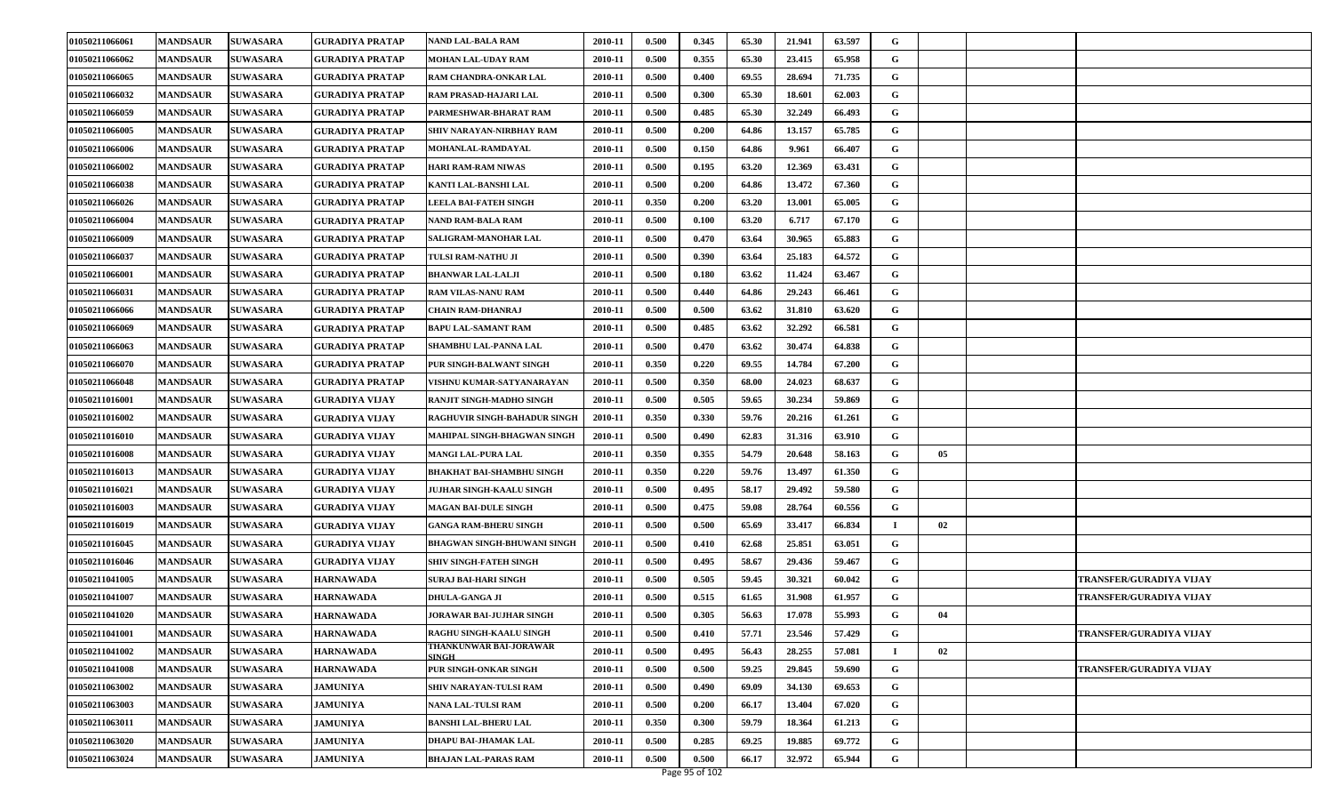| | | | | | | | | | | | | | | |
|---|---|---|---|---|---|---|---|---|---|---|---|---|---|---|
| 01050211066061 | MANDSAUR | SUWASARA | GURADIYA PRATAP | NAND LAL-BALA RAM | 2010-11 | 0.500 | 0.345 | 65.30 | 21.941 | 63.597 | G | | | |
| 01050211066062 | MANDSAUR | SUWASARA | GURADIYA PRATAP | MOHAN LAL-UDAY RAM | 2010-11 | 0.500 | 0.355 | 65.30 | 23.415 | 65.958 | G | | | |
| 01050211066065 | MANDSAUR | SUWASARA | GURADIYA PRATAP | RAM CHANDRA-ONKAR LAL | 2010-11 | 0.500 | 0.400 | 69.55 | 28.694 | 71.735 | G | | | |
| 01050211066032 | MANDSAUR | SUWASARA | GURADIYA PRATAP | RAM PRASAD-HAJARI LAL | 2010-11 | 0.500 | 0.300 | 65.30 | 18.601 | 62.003 | G | | | |
| 01050211066059 | MANDSAUR | SUWASARA | GURADIYA PRATAP | PARMESHWAR-BHARAT RAM | 2010-11 | 0.500 | 0.485 | 65.30 | 32.249 | 66.493 | G | | | |
| 01050211066005 | MANDSAUR | SUWASARA | GURADIYA PRATAP | SHIV NARAYAN-NIRBHAY RAM | 2010-11 | 0.500 | 0.200 | 64.86 | 13.157 | 65.785 | G | | | |
| 01050211066006 | MANDSAUR | SUWASARA | GURADIYA PRATAP | MOHANLAL-RAMDAYAL | 2010-11 | 0.500 | 0.150 | 64.86 | 9.961 | 66.407 | G | | | |
| 01050211066002 | MANDSAUR | SUWASARA | GURADIYA PRATAP | HARI RAM-RAM NIWAS | 2010-11 | 0.500 | 0.195 | 63.20 | 12.369 | 63.431 | G | | | |
| 01050211066038 | MANDSAUR | SUWASARA | GURADIYA PRATAP | KANTI LAL-BANSHI LAL | 2010-11 | 0.500 | 0.200 | 64.86 | 13.472 | 67.360 | G | | | |
| 01050211066026 | MANDSAUR | SUWASARA | GURADIYA PRATAP | LEELA BAI-FATEH SINGH | 2010-11 | 0.350 | 0.200 | 63.20 | 13.001 | 65.005 | G | | | |
| 01050211066004 | MANDSAUR | SUWASARA | GURADIYA PRATAP | NAND RAM-BALA RAM | 2010-11 | 0.500 | 0.100 | 63.20 | 6.717 | 67.170 | G | | | |
| 01050211066009 | MANDSAUR | SUWASARA | GURADIYA PRATAP | SALIGRAM-MANOHAR LAL | 2010-11 | 0.500 | 0.470 | 63.64 | 30.965 | 65.883 | G | | | |
| 01050211066037 | MANDSAUR | SUWASARA | GURADIYA PRATAP | TULSI RAM-NATHU JI | 2010-11 | 0.500 | 0.390 | 63.64 | 25.183 | 64.572 | G | | | |
| 01050211066001 | MANDSAUR | SUWASARA | GURADIYA PRATAP | BHANWAR LAL-LALJI | 2010-11 | 0.500 | 0.180 | 63.62 | 11.424 | 63.467 | G | | | |
| 01050211066031 | MANDSAUR | SUWASARA | GURADIYA PRATAP | RAM VILAS-NANU RAM | 2010-11 | 0.500 | 0.440 | 64.86 | 29.243 | 66.461 | G | | | |
| 01050211066066 | MANDSAUR | SUWASARA | GURADIYA PRATAP | CHAIN RAM-DHANRAJ | 2010-11 | 0.500 | 0.500 | 63.62 | 31.810 | 63.620 | G | | | |
| 01050211066069 | MANDSAUR | SUWASARA | GURADIYA PRATAP | BAPU LAL-SAMANT RAM | 2010-11 | 0.500 | 0.485 | 63.62 | 32.292 | 66.581 | G | | | |
| 01050211066063 | MANDSAUR | SUWASARA | GURADIYA PRATAP | SHAMBHU LAL-PANNA LAL | 2010-11 | 0.500 | 0.470 | 63.62 | 30.474 | 64.838 | G | | | |
| 01050211066070 | MANDSAUR | SUWASARA | GURADIYA PRATAP | PUR SINGH-BALWANT SINGH | 2010-11 | 0.350 | 0.220 | 69.55 | 14.784 | 67.200 | G | | | |
| 01050211066048 | MANDSAUR | SUWASARA | GURADIYA PRATAP | VISHNU KUMAR-SATYANARAYAN | 2010-11 | 0.500 | 0.350 | 68.00 | 24.023 | 68.637 | G | | | |
| 01050211016001 | MANDSAUR | SUWASARA | GURADIYA VIJAY | RANJIT SINGH-MADHO SINGH | 2010-11 | 0.500 | 0.505 | 59.65 | 30.234 | 59.869 | G | | | |
| 01050211016002 | MANDSAUR | SUWASARA | GURADIYA VIJAY | RAGHUVIR SINGH-BAHADUR SINGH | 2010-11 | 0.350 | 0.330 | 59.76 | 20.216 | 61.261 | G | | | |
| 01050211016010 | MANDSAUR | SUWASARA | GURADIYA VIJAY | MAHIPAL SINGH-BHAGWAN SINGH | 2010-11 | 0.500 | 0.490 | 62.83 | 31.316 | 63.910 | G | | | |
| 01050211016008 | MANDSAUR | SUWASARA | GURADIYA VIJAY | MANGI LAL-PURA LAL | 2010-11 | 0.350 | 0.355 | 54.79 | 20.648 | 58.163 | G | 05 | | |
| 01050211016013 | MANDSAUR | SUWASARA | GURADIYA VIJAY | BHAKHAT BAI-SHAMBHU SINGH | 2010-11 | 0.350 | 0.220 | 59.76 | 13.497 | 61.350 | G | | | |
| 01050211016021 | MANDSAUR | SUWASARA | GURADIYA VIJAY | JUJHAR SINGH-KAALU SINGH | 2010-11 | 0.500 | 0.495 | 58.17 | 29.492 | 59.580 | G | | | |
| 01050211016003 | MANDSAUR | SUWASARA | GURADIYA VIJAY | MAGAN BAI-DULE SINGH | 2010-11 | 0.500 | 0.475 | 59.08 | 28.764 | 60.556 | G | | | |
| 01050211016019 | MANDSAUR | SUWASARA | GURADIYA VIJAY | GANGA RAM-BHERU SINGH | 2010-11 | 0.500 | 0.500 | 65.69 | 33.417 | 66.834 | I | 02 | | |
| 01050211016045 | MANDSAUR | SUWASARA | GURADIYA VIJAY | BHAGWAN SINGH-BHUWANI SINGH | 2010-11 | 0.500 | 0.410 | 62.68 | 25.851 | 63.051 | G | | | |
| 01050211016046 | MANDSAUR | SUWASARA | GURADIYA VIJAY | SHIV SINGH-FATEH SINGH | 2010-11 | 0.500 | 0.495 | 58.67 | 29.436 | 59.467 | G | | | |
| 01050211041005 | MANDSAUR | SUWASARA | HARNAWADA | SURAJ BAI-HARI SINGH | 2010-11 | 0.500 | 0.505 | 59.45 | 30.321 | 60.042 | G | | | TRANSFER/GURADIYA VIJAY |
| 01050211041007 | MANDSAUR | SUWASARA | HARNAWADA | DHULA-GANGA JI | 2010-11 | 0.500 | 0.515 | 61.65 | 31.908 | 61.957 | G | | | TRANSFER/GURADIYA VIJAY |
| 01050211041020 | MANDSAUR | SUWASARA | HARNAWADA | JORAWAR BAI-JUJHAR SINGH | 2010-11 | 0.500 | 0.305 | 56.63 | 17.078 | 55.993 | G | 04 | | |
| 01050211041001 | MANDSAUR | SUWASARA | HARNAWADA | RAGHU SINGH-KAALU SINGH | 2010-11 | 0.500 | 0.410 | 57.71 | 23.546 | 57.429 | G | | | TRANSFER/GURADIYA VIJAY |
| 01050211041002 | MANDSAUR | SUWASARA | HARNAWADA | THANKUNWAR BAI-JORAWAR SINGH | 2010-11 | 0.500 | 0.495 | 56.43 | 28.255 | 57.081 | I | 02 | | |
| 01050211041008 | MANDSAUR | SUWASARA | HARNAWADA | PUR SINGH-ONKAR SINGH | 2010-11 | 0.500 | 0.500 | 59.25 | 29.845 | 59.690 | G | | | TRANSFER/GURADIYA VIJAY |
| 01050211063002 | MANDSAUR | SUWASARA | JAMUNIYA | SHIV NARAYAN-TULSI RAM | 2010-11 | 0.500 | 0.490 | 69.09 | 34.130 | 69.653 | G | | | |
| 01050211063003 | MANDSAUR | SUWASARA | JAMUNIYA | NANA LAL-TULSI RAM | 2010-11 | 0.500 | 0.200 | 66.17 | 13.404 | 67.020 | G | | | |
| 01050211063011 | MANDSAUR | SUWASARA | JAMUNIYA | BANSHI LAL-BHERU LAL | 2010-11 | 0.350 | 0.300 | 59.79 | 18.364 | 61.213 | G | | | |
| 01050211063020 | MANDSAUR | SUWASARA | JAMUNIYA | DHAPU BAI-JHAMAK LAL | 2010-11 | 0.500 | 0.285 | 69.25 | 19.885 | 69.772 | G | | | |
| 01050211063024 | MANDSAUR | SUWASARA | JAMUNIYA | BHAJAN LAL-PARAS RAM | 2010-11 | 0.500 | 0.500 | 66.17 | 32.972 | 65.944 | G | | | |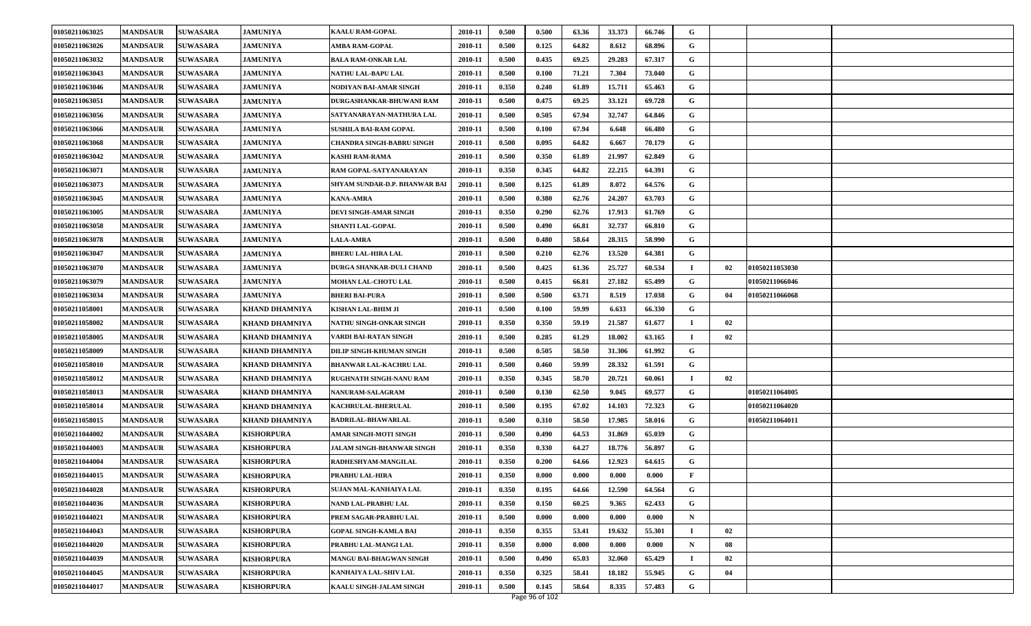| | | | | | | | | | | | | | | |
|---|---|---|---|---|---|---|---|---|---|---|---|---|---|---|
| 01050211063025 | MANDSAUR | SUWASARA | JAMUNIYA | KAALU RAM-GOPAL | 2010-11 | 0.500 | 0.500 | 63.36 | 33.373 | 66.746 | G | | | |
| 01050211063026 | MANDSAUR | SUWASARA | JAMUNIYA | AMBA RAM-GOPAL | 2010-11 | 0.500 | 0.125 | 64.82 | 8.612 | 68.896 | G | | | |
| 01050211063032 | MANDSAUR | SUWASARA | JAMUNIYA | BALA RAM-ONKAR LAL | 2010-11 | 0.500 | 0.435 | 69.25 | 29.283 | 67.317 | G | | | |
| 01050211063043 | MANDSAUR | SUWASARA | JAMUNIYA | NATHU LAL-BAPU LAL | 2010-11 | 0.500 | 0.100 | 71.21 | 7.304 | 73.040 | G | | | |
| 01050211063046 | MANDSAUR | SUWASARA | JAMUNIYA | NODIYAN BAI-AMAR SINGH | 2010-11 | 0.350 | 0.240 | 61.89 | 15.711 | 65.463 | G | | | |
| 01050211063051 | MANDSAUR | SUWASARA | JAMUNIYA | DURGASHANKAR-BHUWANI RAM | 2010-11 | 0.500 | 0.475 | 69.25 | 33.121 | 69.728 | G | | | |
| 01050211063056 | MANDSAUR | SUWASARA | JAMUNIYA | SATYANARAYAN-MATHURA LAL | 2010-11 | 0.500 | 0.505 | 67.94 | 32.747 | 64.846 | G | | | |
| 01050211063066 | MANDSAUR | SUWASARA | JAMUNIYA | SUSHILA BAI-RAM GOPAL | 2010-11 | 0.500 | 0.100 | 67.94 | 6.648 | 66.480 | G | | | |
| 01050211063068 | MANDSAUR | SUWASARA | JAMUNIYA | CHANDRA SINGH-BABRU SINGH | 2010-11 | 0.500 | 0.095 | 64.82 | 6.667 | 70.179 | G | | | |
| 01050211063042 | MANDSAUR | SUWASARA | JAMUNIYA | KASHI RAM-RAMA | 2010-11 | 0.500 | 0.350 | 61.89 | 21.997 | 62.849 | G | | | |
| 01050211063071 | MANDSAUR | SUWASARA | JAMUNIYA | RAM GOPAL-SATYANARAYAN | 2010-11 | 0.350 | 0.345 | 64.82 | 22.215 | 64.391 | G | | | |
| 01050211063073 | MANDSAUR | SUWASARA | JAMUNIYA | SHYAM SUNDAR-D.P. BHANWAR BAI | 2010-11 | 0.500 | 0.125 | 61.89 | 8.072 | 64.576 | G | | | |
| 01050211063045 | MANDSAUR | SUWASARA | JAMUNIYA | KANA-AMRA | 2010-11 | 0.500 | 0.380 | 62.76 | 24.207 | 63.703 | G | | | |
| 01050211063005 | MANDSAUR | SUWASARA | JAMUNIYA | DEVI SINGH-AMAR SINGH | 2010-11 | 0.350 | 0.290 | 62.76 | 17.913 | 61.769 | G | | | |
| 01050211063058 | MANDSAUR | SUWASARA | JAMUNIYA | SHANTI LAL-GOPAL | 2010-11 | 0.500 | 0.490 | 66.81 | 32.737 | 66.810 | G | | | |
| 01050211063078 | MANDSAUR | SUWASARA | JAMUNIYA | LALA-AMRA | 2010-11 | 0.500 | 0.480 | 58.64 | 28.315 | 58.990 | G | | | |
| 01050211063047 | MANDSAUR | SUWASARA | JAMUNIYA | BHERU LAL-HIRA LAL | 2010-11 | 0.500 | 0.210 | 62.76 | 13.520 | 64.381 | G | | | |
| 01050211063070 | MANDSAUR | SUWASARA | JAMUNIYA | DURGA SHANKAR-DULI CHAND | 2010-11 | 0.500 | 0.425 | 61.36 | 25.727 | 60.534 | I | 02 | 01050211053030 | |
| 01050211063079 | MANDSAUR | SUWASARA | JAMUNIYA | MOHAN LAL-CHOTU LAL | 2010-11 | 0.500 | 0.415 | 66.81 | 27.182 | 65.499 | G | | 01050211066046 | |
| 01050211063034 | MANDSAUR | SUWASARA | JAMUNIYA | BHERI BAI-PURA | 2010-11 | 0.500 | 0.500 | 63.71 | 8.519 | 17.038 | G | 04 | 01050211066068 | |
| 01050211058001 | MANDSAUR | SUWASARA | KHAND DHAMNIYA | KISHAN LAL-BHIM JI | 2010-11 | 0.500 | 0.100 | 59.99 | 6.633 | 66.330 | G | | | |
| 01050211058002 | MANDSAUR | SUWASARA | KHAND DHAMNIYA | NATHU SINGH-ONKAR SINGH | 2010-11 | 0.350 | 0.350 | 59.19 | 21.587 | 61.677 | I | 02 | | |
| 01050211058005 | MANDSAUR | SUWASARA | KHAND DHAMNIYA | VARDI BAI-RATAN SINGH | 2010-11 | 0.500 | 0.285 | 61.29 | 18.002 | 63.165 | I | 02 | | |
| 01050211058009 | MANDSAUR | SUWASARA | KHAND DHAMNIYA | DILIP SINGH-KHUMAN SINGH | 2010-11 | 0.500 | 0.505 | 58.50 | 31.306 | 61.992 | G | | | |
| 01050211058010 | MANDSAUR | SUWASARA | KHAND DHAMNIYA | BHANWAR LAL-KACHRU LAL | 2010-11 | 0.500 | 0.460 | 59.99 | 28.332 | 61.591 | G | | | |
| 01050211058012 | MANDSAUR | SUWASARA | KHAND DHAMNIYA | RUGHNATH SINGH-NANU RAM | 2010-11 | 0.350 | 0.345 | 58.70 | 20.721 | 60.061 | I | 02 | | |
| 01050211058013 | MANDSAUR | SUWASARA | KHAND DHAMNIYA | NANURAM-SALAGRAM | 2010-11 | 0.500 | 0.130 | 62.50 | 9.045 | 69.577 | G | | 01050211064005 | |
| 01050211058014 | MANDSAUR | SUWASARA | KHAND DHAMNIYA | KACHRULAL-BHERULAL | 2010-11 | 0.500 | 0.195 | 67.02 | 14.103 | 72.323 | G | | 01050211064020 | |
| 01050211058015 | MANDSAUR | SUWASARA | KHAND DHAMNIYA | BADRILAL-BHAWARLAL | 2010-11 | 0.500 | 0.310 | 58.50 | 17.985 | 58.016 | G | | 01050211064011 | |
| 01050211044002 | MANDSAUR | SUWASARA | KISHORPURA | AMAR SINGH-MOTI SINGH | 2010-11 | 0.500 | 0.490 | 64.53 | 31.869 | 65.039 | G | | | |
| 01050211044003 | MANDSAUR | SUWASARA | KISHORPURA | JALAM SINGH-BHANWAR SINGH | 2010-11 | 0.350 | 0.330 | 64.27 | 18.776 | 56.897 | G | | | |
| 01050211044004 | MANDSAUR | SUWASARA | KISHORPURA | RADHESHYAM-MANGILAL | 2010-11 | 0.350 | 0.200 | 64.66 | 12.923 | 64.615 | G | | | |
| 01050211044015 | MANDSAUR | SUWASARA | KISHORPURA | PRABHU LAL-HIRA | 2010-11 | 0.350 | 0.000 | 0.000 | 0.000 | 0.000 | F | | | |
| 01050211044028 | MANDSAUR | SUWASARA | KISHORPURA | SUJAN MAL-KANHAIYA LAL | 2010-11 | 0.350 | 0.195 | 64.66 | 12.590 | 64.564 | G | | | |
| 01050211044036 | MANDSAUR | SUWASARA | KISHORPURA | NAND LAL-PRABHU LAL | 2010-11 | 0.350 | 0.150 | 60.25 | 9.365 | 62.433 | G | | | |
| 01050211044021 | MANDSAUR | SUWASARA | KISHORPURA | PREM SAGAR-PRABHU LAL | 2010-11 | 0.500 | 0.000 | 0.000 | 0.000 | 0.000 | N | | | |
| 01050211044043 | MANDSAUR | SUWASARA | KISHORPURA | GOPAL SINGH-KAMLA BAI | 2010-11 | 0.350 | 0.355 | 53.41 | 19.632 | 55.301 | I | 02 | | |
| 01050211044020 | MANDSAUR | SUWASARA | KISHORPURA | PRABHU LAL-MANGI LAL | 2010-11 | 0.350 | 0.000 | 0.000 | 0.000 | 0.000 | N | 08 | | |
| 01050211044039 | MANDSAUR | SUWASARA | KISHORPURA | MANGU BAI-BHAGWAN SINGH | 2010-11 | 0.500 | 0.490 | 65.03 | 32.060 | 65.429 | I | 02 | | |
| 01050211044045 | MANDSAUR | SUWASARA | KISHORPURA | KANHAIYA LAL-SHIV LAL | 2010-11 | 0.350 | 0.325 | 58.41 | 18.182 | 55.945 | G | 04 | | |
| 01050211044017 | MANDSAUR | SUWASARA | KISHORPURA | KAALU SINGH-JALAM SINGH | 2010-11 | 0.500 | 0.145 | 58.64 | 8.335 | 57.483 | G | | | |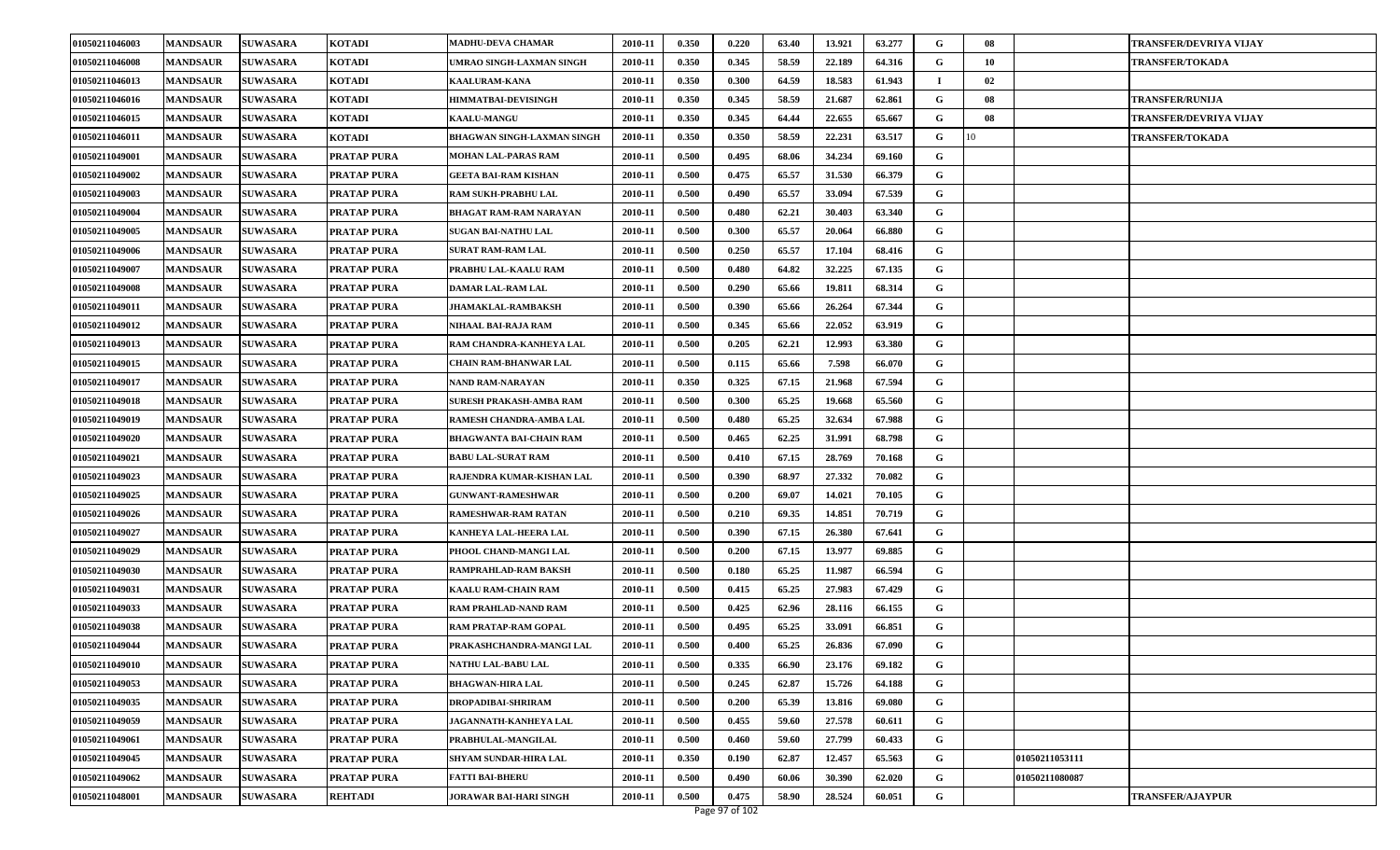| | | | | | | | | | | | | | | |
|---|---|---|---|---|---|---|---|---|---|---|---|---|---|---|
| 01050211046003 | MANDSAUR | SUWASARA | KOTADI | MADHU-DEVA CHAMAR | 2010-11 | 0.350 | 0.220 | 63.40 | 13.921 | 63.277 | G | 08 | | TRANSFER/DEVRIYA VIJAY |
| 01050211046008 | MANDSAUR | SUWASARA | KOTADI | UMRAO SINGH-LAXMAN SINGH | 2010-11 | 0.350 | 0.345 | 58.59 | 22.189 | 64.316 | G | 10 | | TRANSFER/TOKADA |
| 01050211046013 | MANDSAUR | SUWASARA | KOTADI | KAALURAM-KANA | 2010-11 | 0.350 | 0.300 | 64.59 | 18.583 | 61.943 | I | 02 | | |
| 01050211046016 | MANDSAUR | SUWASARA | KOTADI | HIMMATBAI-DEVISINGH | 2010-11 | 0.350 | 0.345 | 58.59 | 21.687 | 62.861 | G | 08 | | TRANSFER/RUNIJA |
| 01050211046015 | MANDSAUR | SUWASARA | KOTADI | KAALU-MANGU | 2010-11 | 0.350 | 0.345 | 64.44 | 22.655 | 65.667 | G | 08 | | TRANSFER/DEVRIYA VIJAY |
| 01050211046011 | MANDSAUR | SUWASARA | KOTADI | BHAGWAN SINGH-LAXMAN SINGH | 2010-11 | 0.350 | 0.350 | 58.59 | 22.231 | 63.517 | G | 10 | | TRANSFER/TOKADA |
| 01050211049001 | MANDSAUR | SUWASARA | PRATAP PURA | MOHAN LAL-PARAS RAM | 2010-11 | 0.500 | 0.495 | 68.06 | 34.234 | 69.160 | G | | | |
| 01050211049002 | MANDSAUR | SUWASARA | PRATAP PURA | GEETA BAI-RAM KISHAN | 2010-11 | 0.500 | 0.475 | 65.57 | 31.530 | 66.379 | G | | | |
| 01050211049003 | MANDSAUR | SUWASARA | PRATAP PURA | RAM SUKH-PRABHU LAL | 2010-11 | 0.500 | 0.490 | 65.57 | 33.094 | 67.539 | G | | | |
| 01050211049004 | MANDSAUR | SUWASARA | PRATAP PURA | BHAGAT RAM-RAM NARAYAN | 2010-11 | 0.500 | 0.480 | 62.21 | 30.403 | 63.340 | G | | | |
| 01050211049005 | MANDSAUR | SUWASARA | PRATAP PURA | SUGAN BAI-NATHU LAL | 2010-11 | 0.500 | 0.300 | 65.57 | 20.064 | 66.880 | G | | | |
| 01050211049006 | MANDSAUR | SUWASARA | PRATAP PURA | SURAT RAM-RAM LAL | 2010-11 | 0.500 | 0.250 | 65.57 | 17.104 | 68.416 | G | | | |
| 01050211049007 | MANDSAUR | SUWASARA | PRATAP PURA | PRABHU LAL-KAALU RAM | 2010-11 | 0.500 | 0.480 | 64.82 | 32.225 | 67.135 | G | | | |
| 01050211049008 | MANDSAUR | SUWASARA | PRATAP PURA | DAMAR LAL-RAM LAL | 2010-11 | 0.500 | 0.290 | 65.66 | 19.811 | 68.314 | G | | | |
| 01050211049011 | MANDSAUR | SUWASARA | PRATAP PURA | JHAMAKLAL-RAMBAKSH | 2010-11 | 0.500 | 0.390 | 65.66 | 26.264 | 67.344 | G | | | |
| 01050211049012 | MANDSAUR | SUWASARA | PRATAP PURA | NIHAAL BAI-RAJA RAM | 2010-11 | 0.500 | 0.345 | 65.66 | 22.052 | 63.919 | G | | | |
| 01050211049013 | MANDSAUR | SUWASARA | PRATAP PURA | RAM CHANDRA-KANHEYA LAL | 2010-11 | 0.500 | 0.205 | 62.21 | 12.993 | 63.380 | G | | | |
| 01050211049015 | MANDSAUR | SUWASARA | PRATAP PURA | CHAIN RAM-BHANWAR LAL | 2010-11 | 0.500 | 0.115 | 65.66 | 7.598 | 66.070 | G | | | |
| 01050211049017 | MANDSAUR | SUWASARA | PRATAP PURA | NAND RAM-NARAYAN | 2010-11 | 0.350 | 0.325 | 67.15 | 21.968 | 67.594 | G | | | |
| 01050211049018 | MANDSAUR | SUWASARA | PRATAP PURA | SURESH PRAKASH-AMBA RAM | 2010-11 | 0.500 | 0.300 | 65.25 | 19.668 | 65.560 | G | | | |
| 01050211049019 | MANDSAUR | SUWASARA | PRATAP PURA | RAMESH CHANDRA-AMBA LAL | 2010-11 | 0.500 | 0.480 | 65.25 | 32.634 | 67.988 | G | | | |
| 01050211049020 | MANDSAUR | SUWASARA | PRATAP PURA | BHAGWANTA BAI-CHAIN RAM | 2010-11 | 0.500 | 0.465 | 62.25 | 31.991 | 68.798 | G | | | |
| 01050211049021 | MANDSAUR | SUWASARA | PRATAP PURA | BABU LAL-SURAT RAM | 2010-11 | 0.500 | 0.410 | 67.15 | 28.769 | 70.168 | G | | | |
| 01050211049023 | MANDSAUR | SUWASARA | PRATAP PURA | RAJENDRA KUMAR-KISHAN LAL | 2010-11 | 0.500 | 0.390 | 68.97 | 27.332 | 70.082 | G | | | |
| 01050211049025 | MANDSAUR | SUWASARA | PRATAP PURA | GUNWANT-RAMESHWAR | 2010-11 | 0.500 | 0.200 | 69.07 | 14.021 | 70.105 | G | | | |
| 01050211049026 | MANDSAUR | SUWASARA | PRATAP PURA | RAMESHWAR-RAM RATAN | 2010-11 | 0.500 | 0.210 | 69.35 | 14.851 | 70.719 | G | | | |
| 01050211049027 | MANDSAUR | SUWASARA | PRATAP PURA | KANHEYA LAL-HEERA LAL | 2010-11 | 0.500 | 0.390 | 67.15 | 26.380 | 67.641 | G | | | |
| 01050211049029 | MANDSAUR | SUWASARA | PRATAP PURA | PHOOL CHAND-MANGI LAL | 2010-11 | 0.500 | 0.200 | 67.15 | 13.977 | 69.885 | G | | | |
| 01050211049030 | MANDSAUR | SUWASARA | PRATAP PURA | RAMPRAHLAD-RAM BAKSH | 2010-11 | 0.500 | 0.180 | 65.25 | 11.987 | 66.594 | G | | | |
| 01050211049031 | MANDSAUR | SUWASARA | PRATAP PURA | KAALU RAM-CHAIN RAM | 2010-11 | 0.500 | 0.415 | 65.25 | 27.983 | 67.429 | G | | | |
| 01050211049033 | MANDSAUR | SUWASARA | PRATAP PURA | RAM PRAHLAD-NAND RAM | 2010-11 | 0.500 | 0.425 | 62.96 | 28.116 | 66.155 | G | | | |
| 01050211049038 | MANDSAUR | SUWASARA | PRATAP PURA | RAM PRATAP-RAM GOPAL | 2010-11 | 0.500 | 0.495 | 65.25 | 33.091 | 66.851 | G | | | |
| 01050211049044 | MANDSAUR | SUWASARA | PRATAP PURA | PRAKASHCHANDRA-MANGI LAL | 2010-11 | 0.500 | 0.400 | 65.25 | 26.836 | 67.090 | G | | | |
| 01050211049010 | MANDSAUR | SUWASARA | PRATAP PURA | NATHU LAL-BABU LAL | 2010-11 | 0.500 | 0.335 | 66.90 | 23.176 | 69.182 | G | | | |
| 01050211049053 | MANDSAUR | SUWASARA | PRATAP PURA | BHAGWAN-HIRA LAL | 2010-11 | 0.500 | 0.245 | 62.87 | 15.726 | 64.188 | G | | | |
| 01050211049035 | MANDSAUR | SUWASARA | PRATAP PURA | DROPADIBAI-SHRIRAM | 2010-11 | 0.500 | 0.200 | 65.39 | 13.816 | 69.080 | G | | | |
| 01050211049059 | MANDSAUR | SUWASARA | PRATAP PURA | JAGANNATH-KANHEYA LAL | 2010-11 | 0.500 | 0.455 | 59.60 | 27.578 | 60.611 | G | | | |
| 01050211049061 | MANDSAUR | SUWASARA | PRATAP PURA | PRABHULAL-MANGILAL | 2010-11 | 0.500 | 0.460 | 59.60 | 27.799 | 60.433 | G | | | |
| 01050211049045 | MANDSAUR | SUWASARA | PRATAP PURA | SHYAM SUNDAR-HIRA LAL | 2010-11 | 0.350 | 0.190 | 62.87 | 12.457 | 65.563 | G | | 01050211053111 | |
| 01050211049062 | MANDSAUR | SUWASARA | PRATAP PURA | FATTI BAI-BHERU | 2010-11 | 0.500 | 0.490 | 60.06 | 30.390 | 62.020 | G | | 01050211080087 | |
| 01050211048001 | MANDSAUR | SUWASARA | REHTADI | JORAWAR BAI-HARI SINGH | 2010-11 | 0.500 | 0.475 | 58.90 | 28.524 | 60.051 | G | | | TRANSFER/AJAYPUR |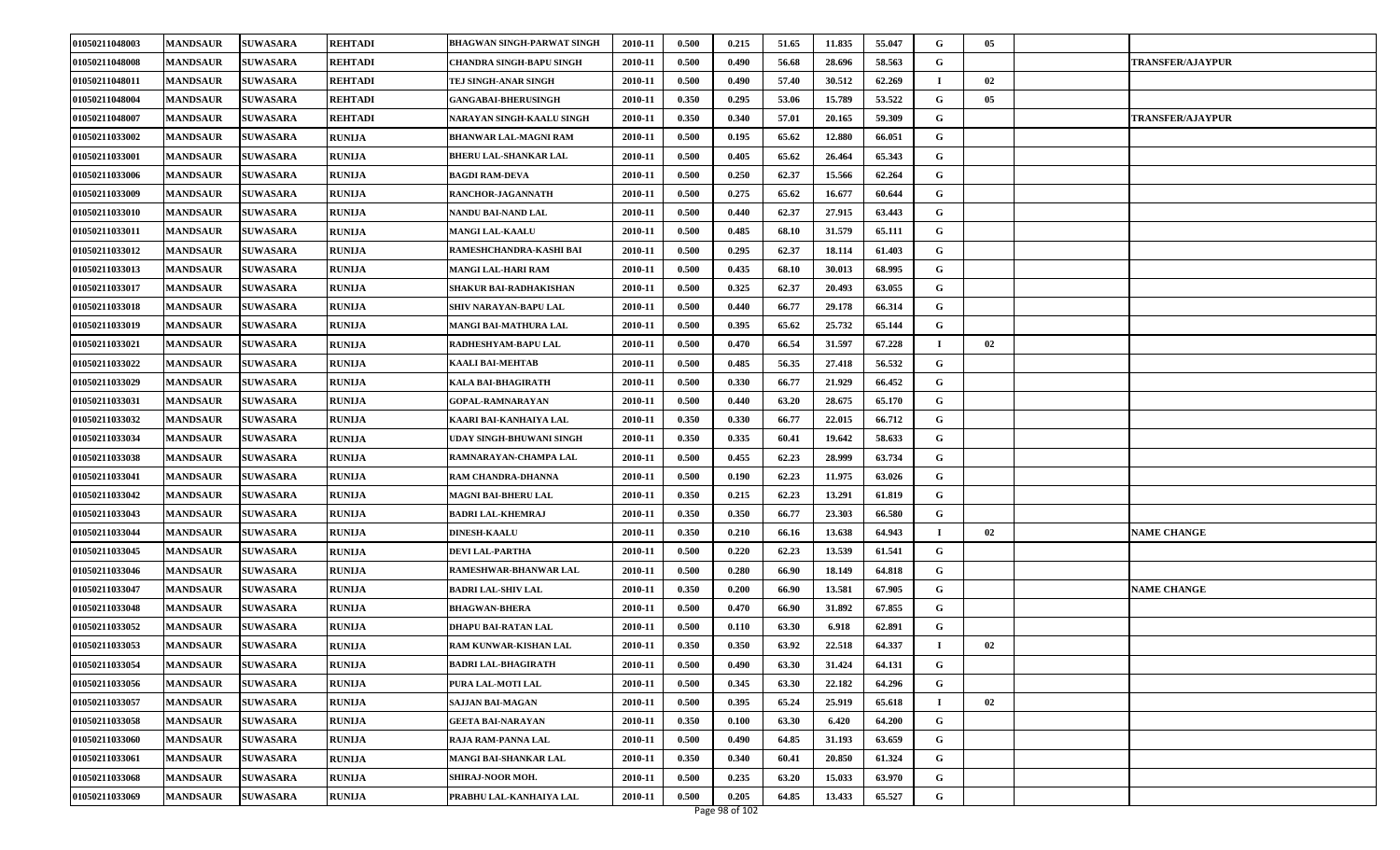| | | | | | | | | | | | | | | |
|---|---|---|---|---|---|---|---|---|---|---|---|---|---|---|
| 01050211048003 | MANDSAUR | SUWASARA | REHTADI | BHAGWAN SINGH-PARWAT SINGH | 2010-11 | 0.500 | 0.215 | 51.65 | 11.835 | 55.047 | G | 05 | | |
| 01050211048008 | MANDSAUR | SUWASARA | REHTADI | CHANDRA SINGH-BAPU SINGH | 2010-11 | 0.500 | 0.490 | 56.68 | 28.696 | 58.563 | G | | | TRANSFER/AJAYPUR |
| 01050211048011 | MANDSAUR | SUWASARA | REHTADI | TEJ SINGH-ANAR SINGH | 2010-11 | 0.500 | 0.490 | 57.40 | 30.512 | 62.269 | I | 02 | | |
| 01050211048004 | MANDSAUR | SUWASARA | REHTADI | GANGABAI-BHERUSINGH | 2010-11 | 0.350 | 0.295 | 53.06 | 15.789 | 53.522 | G | 05 | | |
| 01050211048007 | MANDSAUR | SUWASARA | REHTADI | NARAYAN SINGH-KAALU SINGH | 2010-11 | 0.350 | 0.340 | 57.01 | 20.165 | 59.309 | G | | | TRANSFER/AJAYPUR |
| 01050211033002 | MANDSAUR | SUWASARA | RUNIJA | BHANWAR LAL-MAGNI RAM | 2010-11 | 0.500 | 0.195 | 65.62 | 12.880 | 66.051 | G | | | |
| 01050211033001 | MANDSAUR | SUWASARA | RUNIJA | BHERU LAL-SHANKAR LAL | 2010-11 | 0.500 | 0.405 | 65.62 | 26.464 | 65.343 | G | | | |
| 01050211033006 | MANDSAUR | SUWASARA | RUNIJA | BAGDI RAM-DEVA | 2010-11 | 0.500 | 0.250 | 62.37 | 15.566 | 62.264 | G | | | |
| 01050211033009 | MANDSAUR | SUWASARA | RUNIJA | RANCHOR-JAGANNATH | 2010-11 | 0.500 | 0.275 | 65.62 | 16.677 | 60.644 | G | | | |
| 01050211033010 | MANDSAUR | SUWASARA | RUNIJA | NANDU BAI-NAND LAL | 2010-11 | 0.500 | 0.440 | 62.37 | 27.915 | 63.443 | G | | | |
| 01050211033011 | MANDSAUR | SUWASARA | RUNIJA | MANGI LAL-KAALU | 2010-11 | 0.500 | 0.485 | 68.10 | 31.579 | 65.111 | G | | | |
| 01050211033012 | MANDSAUR | SUWASARA | RUNIJA | RAMESHCHANDRA-KASHI BAI | 2010-11 | 0.500 | 0.295 | 62.37 | 18.114 | 61.403 | G | | | |
| 01050211033013 | MANDSAUR | SUWASARA | RUNIJA | MANGI LAL-HARI RAM | 2010-11 | 0.500 | 0.435 | 68.10 | 30.013 | 68.995 | G | | | |
| 01050211033017 | MANDSAUR | SUWASARA | RUNIJA | SHAKUR BAI-RADHAKISHAN | 2010-11 | 0.500 | 0.325 | 62.37 | 20.493 | 63.055 | G | | | |
| 01050211033018 | MANDSAUR | SUWASARA | RUNIJA | SHIV NARAYAN-BAPU LAL | 2010-11 | 0.500 | 0.440 | 66.77 | 29.178 | 66.314 | G | | | |
| 01050211033019 | MANDSAUR | SUWASARA | RUNIJA | MANGI BAI-MATHURA LAL | 2010-11 | 0.500 | 0.395 | 65.62 | 25.732 | 65.144 | G | | | |
| 01050211033021 | MANDSAUR | SUWASARA | RUNIJA | RADHESHYAM-BAPU LAL | 2010-11 | 0.500 | 0.470 | 66.54 | 31.597 | 67.228 | I | 02 | | |
| 01050211033022 | MANDSAUR | SUWASARA | RUNIJA | KAALI BAI-MEHTAB | 2010-11 | 0.500 | 0.485 | 56.35 | 27.418 | 56.532 | G | | | |
| 01050211033029 | MANDSAUR | SUWASARA | RUNIJA | KALA BAI-BHAGIRATH | 2010-11 | 0.500 | 0.330 | 66.77 | 21.929 | 66.452 | G | | | |
| 01050211033031 | MANDSAUR | SUWASARA | RUNIJA | GOPAL-RAMNARAYAN | 2010-11 | 0.500 | 0.440 | 63.20 | 28.675 | 65.170 | G | | | |
| 01050211033032 | MANDSAUR | SUWASARA | RUNIJA | KAARI BAI-KANHAIYA LAL | 2010-11 | 0.350 | 0.330 | 66.77 | 22.015 | 66.712 | G | | | |
| 01050211033034 | MANDSAUR | SUWASARA | RUNIJA | UDAY SINGH-BHUWANI SINGH | 2010-11 | 0.350 | 0.335 | 60.41 | 19.642 | 58.633 | G | | | |
| 01050211033038 | MANDSAUR | SUWASARA | RUNIJA | RAMNARAYAN-CHAMPA LAL | 2010-11 | 0.500 | 0.455 | 62.23 | 28.999 | 63.734 | G | | | |
| 01050211033041 | MANDSAUR | SUWASARA | RUNIJA | RAM CHANDRA-DHANNA | 2010-11 | 0.500 | 0.190 | 62.23 | 11.975 | 63.026 | G | | | |
| 01050211033042 | MANDSAUR | SUWASARA | RUNIJA | MAGNI BAI-BHERU LAL | 2010-11 | 0.350 | 0.215 | 62.23 | 13.291 | 61.819 | G | | | |
| 01050211033043 | MANDSAUR | SUWASARA | RUNIJA | BADRI LAL-KHEMRAJ | 2010-11 | 0.350 | 0.350 | 66.77 | 23.303 | 66.580 | G | | | |
| 01050211033044 | MANDSAUR | SUWASARA | RUNIJA | DINESH-KAALU | 2010-11 | 0.350 | 0.210 | 66.16 | 13.638 | 64.943 | I | 02 | | NAME CHANGE |
| 01050211033045 | MANDSAUR | SUWASARA | RUNIJA | DEVI LAL-PARTHA | 2010-11 | 0.500 | 0.220 | 62.23 | 13.539 | 61.541 | G | | | |
| 01050211033046 | MANDSAUR | SUWASARA | RUNIJA | RAMESHWAR-BHANWAR LAL | 2010-11 | 0.500 | 0.280 | 66.90 | 18.149 | 64.818 | G | | | |
| 01050211033047 | MANDSAUR | SUWASARA | RUNIJA | BADRI LAL-SHIV LAL | 2010-11 | 0.350 | 0.200 | 66.90 | 13.581 | 67.905 | G | | | NAME CHANGE |
| 01050211033048 | MANDSAUR | SUWASARA | RUNIJA | BHAGWAN-BHERA | 2010-11 | 0.500 | 0.470 | 66.90 | 31.892 | 67.855 | G | | | |
| 01050211033052 | MANDSAUR | SUWASARA | RUNIJA | DHAPU BAI-RATAN LAL | 2010-11 | 0.500 | 0.110 | 63.30 | 6.918 | 62.891 | G | | | |
| 01050211033053 | MANDSAUR | SUWASARA | RUNIJA | RAM KUNWAR-KISHAN LAL | 2010-11 | 0.350 | 0.350 | 63.92 | 22.518 | 64.337 | I | 02 | | |
| 01050211033054 | MANDSAUR | SUWASARA | RUNIJA | BADRI LAL-BHAGIRATH | 2010-11 | 0.500 | 0.490 | 63.30 | 31.424 | 64.131 | G | | | |
| 01050211033056 | MANDSAUR | SUWASARA | RUNIJA | PURA LAL-MOTI LAL | 2010-11 | 0.500 | 0.345 | 63.30 | 22.182 | 64.296 | G | | | |
| 01050211033057 | MANDSAUR | SUWASARA | RUNIJA | SAJJAN BAI-MAGAN | 2010-11 | 0.500 | 0.395 | 65.24 | 25.919 | 65.618 | I | 02 | | |
| 01050211033058 | MANDSAUR | SUWASARA | RUNIJA | GEETA BAI-NARAYAN | 2010-11 | 0.350 | 0.100 | 63.30 | 6.420 | 64.200 | G | | | |
| 01050211033060 | MANDSAUR | SUWASARA | RUNIJA | RAJA RAM-PANNA LAL | 2010-11 | 0.500 | 0.490 | 64.85 | 31.193 | 63.659 | G | | | |
| 01050211033061 | MANDSAUR | SUWASARA | RUNIJA | MANGI BAI-SHANKAR LAL | 2010-11 | 0.350 | 0.340 | 60.41 | 20.850 | 61.324 | G | | | |
| 01050211033068 | MANDSAUR | SUWASARA | RUNIJA | SHIRAJ-NOOR MOH. | 2010-11 | 0.500 | 0.235 | 63.20 | 15.033 | 63.970 | G | | | |
| 01050211033069 | MANDSAUR | SUWASARA | RUNIJA | PRABHU LAL-KANHAIYA LAL | 2010-11 | 0.500 | 0.205 | 64.85 | 13.433 | 65.527 | G | | | |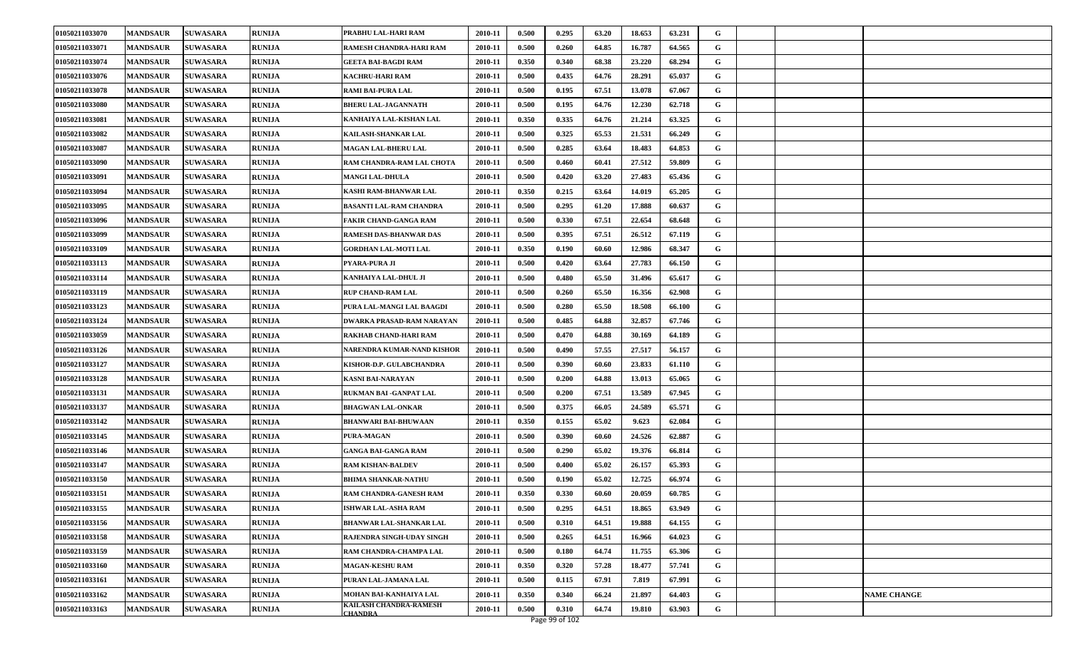| | | | | | | | | | | | | | | |
|---|---|---|---|---|---|---|---|---|---|---|---|---|---|---|
| 01050211033070 | MANDSAUR | SUWASARA | RUNIJA | PRABHU LAL-HARI RAM | 2010-11 | 0.500 | 0.295 | 63.20 | 18.653 | 63.231 | G | | | |
| 01050211033071 | MANDSAUR | SUWASARA | RUNIJA | RAMESH CHANDRA-HARI RAM | 2010-11 | 0.500 | 0.260 | 64.85 | 16.787 | 64.565 | G | | | |
| 01050211033074 | MANDSAUR | SUWASARA | RUNIJA | GEETA BAI-BAGDI RAM | 2010-11 | 0.350 | 0.340 | 68.38 | 23.220 | 68.294 | G | | | |
| 01050211033076 | MANDSAUR | SUWASARA | RUNIJA | KACHRU-HARI RAM | 2010-11 | 0.500 | 0.435 | 64.76 | 28.291 | 65.037 | G | | | |
| 01050211033078 | MANDSAUR | SUWASARA | RUNIJA | RAMI BAI-PURA LAL | 2010-11 | 0.500 | 0.195 | 67.51 | 13.078 | 67.067 | G | | | |
| 01050211033080 | MANDSAUR | SUWASARA | RUNIJA | BHERU LAL-JAGANNATH | 2010-11 | 0.500 | 0.195 | 64.76 | 12.230 | 62.718 | G | | | |
| 01050211033081 | MANDSAUR | SUWASARA | RUNIJA | KANHAIYA LAL-KISHAN LAL | 2010-11 | 0.350 | 0.335 | 64.76 | 21.214 | 63.325 | G | | | |
| 01050211033082 | MANDSAUR | SUWASARA | RUNIJA | KAILASH-SHANKAR LAL | 2010-11 | 0.500 | 0.325 | 65.53 | 21.531 | 66.249 | G | | | |
| 01050211033087 | MANDSAUR | SUWASARA | RUNIJA | MAGAN LAL-BHERU LAL | 2010-11 | 0.500 | 0.285 | 63.64 | 18.483 | 64.853 | G | | | |
| 01050211033090 | MANDSAUR | SUWASARA | RUNIJA | RAM CHANDRA-RAM LAL CHOTA | 2010-11 | 0.500 | 0.460 | 60.41 | 27.512 | 59.809 | G | | | |
| 01050211033091 | MANDSAUR | SUWASARA | RUNIJA | MANGI LAL-DHULA | 2010-11 | 0.500 | 0.420 | 63.20 | 27.483 | 65.436 | G | | | |
| 01050211033094 | MANDSAUR | SUWASARA | RUNIJA | KASHI RAM-BHANWAR LAL | 2010-11 | 0.350 | 0.215 | 63.64 | 14.019 | 65.205 | G | | | |
| 01050211033095 | MANDSAUR | SUWASARA | RUNIJA | BASANTI LAL-RAM CHANDRA | 2010-11 | 0.500 | 0.295 | 61.20 | 17.888 | 60.637 | G | | | |
| 01050211033096 | MANDSAUR | SUWASARA | RUNIJA | FAKIR CHAND-GANGA RAM | 2010-11 | 0.500 | 0.330 | 67.51 | 22.654 | 68.648 | G | | | |
| 01050211033099 | MANDSAUR | SUWASARA | RUNIJA | RAMESH DAS-BHANWAR DAS | 2010-11 | 0.500 | 0.395 | 67.51 | 26.512 | 67.119 | G | | | |
| 01050211033109 | MANDSAUR | SUWASARA | RUNIJA | GORDHAN LAL-MOTI LAL | 2010-11 | 0.350 | 0.190 | 60.60 | 12.986 | 68.347 | G | | | |
| 01050211033113 | MANDSAUR | SUWASARA | RUNIJA | PYARA-PURA JI | 2010-11 | 0.500 | 0.420 | 63.64 | 27.783 | 66.150 | G | | | |
| 01050211033114 | MANDSAUR | SUWASARA | RUNIJA | KANHAIYA LAL-DHUL JI | 2010-11 | 0.500 | 0.480 | 65.50 | 31.496 | 65.617 | G | | | |
| 01050211033119 | MANDSAUR | SUWASARA | RUNIJA | RUP CHAND-RAM LAL | 2010-11 | 0.500 | 0.260 | 65.50 | 16.356 | 62.908 | G | | | |
| 01050211033123 | MANDSAUR | SUWASARA | RUNIJA | PURA LAL-MANGI LAL BAAGDI | 2010-11 | 0.500 | 0.280 | 65.50 | 18.508 | 66.100 | G | | | |
| 01050211033124 | MANDSAUR | SUWASARA | RUNIJA | DWARKA PRASAD-RAM NARAYAN | 2010-11 | 0.500 | 0.485 | 64.88 | 32.857 | 67.746 | G | | | |
| 01050211033059 | MANDSAUR | SUWASARA | RUNIJA | RAKHAB CHAND-HARI RAM | 2010-11 | 0.500 | 0.470 | 64.88 | 30.169 | 64.189 | G | | | |
| 01050211033126 | MANDSAUR | SUWASARA | RUNIJA | NARENDRA KUMAR-NAND KISHOR | 2010-11 | 0.500 | 0.490 | 57.55 | 27.517 | 56.157 | G | | | |
| 01050211033127 | MANDSAUR | SUWASARA | RUNIJA | KISHOR-D.P. GULABCHANDRA | 2010-11 | 0.500 | 0.390 | 60.60 | 23.833 | 61.110 | G | | | |
| 01050211033128 | MANDSAUR | SUWASARA | RUNIJA | KASNI BAI-NARAYAN | 2010-11 | 0.500 | 0.200 | 64.88 | 13.013 | 65.065 | G | | | |
| 01050211033131 | MANDSAUR | SUWASARA | RUNIJA | RUKMAN BAI -GANPAT LAL | 2010-11 | 0.500 | 0.200 | 67.51 | 13.589 | 67.945 | G | | | |
| 01050211033137 | MANDSAUR | SUWASARA | RUNIJA | BHAGWAN LAL-ONKAR | 2010-11 | 0.500 | 0.375 | 66.05 | 24.589 | 65.571 | G | | | |
| 01050211033142 | MANDSAUR | SUWASARA | RUNIJA | BHANWARI BAI-BHUWAAN | 2010-11 | 0.350 | 0.155 | 65.02 | 9.623 | 62.084 | G | | | |
| 01050211033145 | MANDSAUR | SUWASARA | RUNIJA | PURA-MAGAN | 2010-11 | 0.500 | 0.390 | 60.60 | 24.526 | 62.887 | G | | | |
| 01050211033146 | MANDSAUR | SUWASARA | RUNIJA | GANGA BAI-GANGA RAM | 2010-11 | 0.500 | 0.290 | 65.02 | 19.376 | 66.814 | G | | | |
| 01050211033147 | MANDSAUR | SUWASARA | RUNIJA | RAM KISHAN-BALDEV | 2010-11 | 0.500 | 0.400 | 65.02 | 26.157 | 65.393 | G | | | |
| 01050211033150 | MANDSAUR | SUWASARA | RUNIJA | BHIMA SHANKAR-NATHU | 2010-11 | 0.500 | 0.190 | 65.02 | 12.725 | 66.974 | G | | | |
| 01050211033151 | MANDSAUR | SUWASARA | RUNIJA | RAM CHANDRA-GANESH RAM | 2010-11 | 0.350 | 0.330 | 60.60 | 20.059 | 60.785 | G | | | |
| 01050211033155 | MANDSAUR | SUWASARA | RUNIJA | ISHWAR LAL-ASHA RAM | 2010-11 | 0.500 | 0.295 | 64.51 | 18.865 | 63.949 | G | | | |
| 01050211033156 | MANDSAUR | SUWASARA | RUNIJA | BHANWAR LAL-SHANKAR LAL | 2010-11 | 0.500 | 0.310 | 64.51 | 19.888 | 64.155 | G | | | |
| 01050211033158 | MANDSAUR | SUWASARA | RUNIJA | RAJENDRA SINGH-UDAY SINGH | 2010-11 | 0.500 | 0.265 | 64.51 | 16.966 | 64.023 | G | | | |
| 01050211033159 | MANDSAUR | SUWASARA | RUNIJA | RAM CHANDRA-CHAMPA LAL | 2010-11 | 0.500 | 0.180 | 64.74 | 11.755 | 65.306 | G | | | |
| 01050211033160 | MANDSAUR | SUWASARA | RUNIJA | MAGAN-KESHU RAM | 2010-11 | 0.350 | 0.320 | 57.28 | 18.477 | 57.741 | G | | | |
| 01050211033161 | MANDSAUR | SUWASARA | RUNIJA | PURAN LAL-JAMANA LAL | 2010-11 | 0.500 | 0.115 | 67.91 | 7.819 | 67.991 | G | | | |
| 01050211033162 | MANDSAUR | SUWASARA | RUNIJA | MOHAN BAI-KANHAIYA LAL | 2010-11 | 0.350 | 0.340 | 66.24 | 21.897 | 64.403 | G | | | NAME CHANGE |
| 01050211033163 | MANDSAUR | SUWASARA | RUNIJA | KAILASH CHANDRA-RAMESH CHANDRA | 2010-11 | 0.500 | 0.310 | 64.74 | 19.810 | 63.903 | G | | | |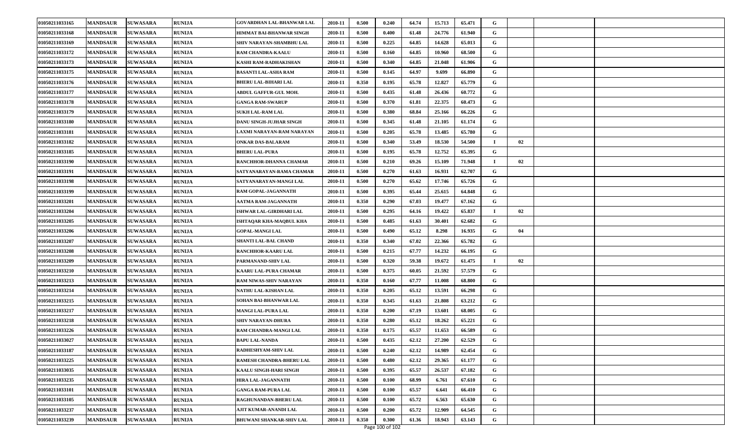| | | | | | | | | | | | | | | |
|---|---|---|---|---|---|---|---|---|---|---|---|---|---|---|
| 01050211033165 | MANDSAUR | SUWASARA | RUNIJA | GOVARDHAN LAL-BHANWAR LAL | 2010-11 | 0.500 | 0.240 | 64.74 | 15.713 | 65.471 | G | | | |
| 01050211033168 | MANDSAUR | SUWASARA | RUNIJA | HIMMAT BAI-BHANWAR SINGH | 2010-11 | 0.500 | 0.400 | 61.48 | 24.776 | 61.940 | G | | | |
| 01050211033169 | MANDSAUR | SUWASARA | RUNIJA | SHIV NARAYAN-SHAMBHU LAL | 2010-11 | 0.500 | 0.225 | 64.85 | 14.628 | 65.013 | G | | | |
| 01050211033172 | MANDSAUR | SUWASARA | RUNIJA | RAM CHANDRA-KAALU | 2010-11 | 0.500 | 0.160 | 64.85 | 10.960 | 68.500 | G | | | |
| 01050211033173 | MANDSAUR | SUWASARA | RUNIJA | KASHI RAM-RADHAKISHAN | 2010-11 | 0.500 | 0.340 | 64.85 | 21.048 | 61.906 | G | | | |
| 01050211033175 | MANDSAUR | SUWASARA | RUNIJA | BASANTI LAL-ASHA RAM | 2010-11 | 0.500 | 0.145 | 64.97 | 9.699 | 66.890 | G | | | |
| 01050211033176 | MANDSAUR | SUWASARA | RUNIJA | BHERU LAL-BIHARI LAL | 2010-11 | 0.350 | 0.195 | 65.78 | 12.827 | 65.779 | G | | | |
| 01050211033177 | MANDSAUR | SUWASARA | RUNIJA | ABDUL GAFFUR-GUL MOH. | 2010-11 | 0.500 | 0.435 | 61.48 | 26.436 | 60.772 | G | | | |
| 01050211033178 | MANDSAUR | SUWASARA | RUNIJA | GANGA RAM-SWARUP | 2010-11 | 0.500 | 0.370 | 61.81 | 22.375 | 60.473 | G | | | |
| 01050211033179 | MANDSAUR | SUWASARA | RUNIJA | SUKH LAL-RAM LAL | 2010-11 | 0.500 | 0.380 | 68.84 | 25.166 | 66.226 | G | | | |
| 01050211033180 | MANDSAUR | SUWASARA | RUNIJA | DANU SINGH-JUJHAR SINGH | 2010-11 | 0.500 | 0.345 | 61.48 | 21.105 | 61.174 | G | | | |
| 01050211033181 | MANDSAUR | SUWASARA | RUNIJA | LAXMI NARAYAN-RAM NARAYAN | 2010-11 | 0.500 | 0.205 | 65.78 | 13.485 | 65.780 | G | | | |
| 01050211033182 | MANDSAUR | SUWASARA | RUNIJA | ONKAR DAS-BALARAM | 2010-11 | 0.500 | 0.340 | 53.49 | 18.530 | 54.500 | I | 02 | | |
| 01050211033185 | MANDSAUR | SUWASARA | RUNIJA | BHERU LAL-PURA | 2010-11 | 0.500 | 0.195 | 65.78 | 12.752 | 65.395 | G | | | |
| 01050211033190 | MANDSAUR | SUWASARA | RUNIJA | RANCHHOR-DHANNA CHAMAR | 2010-11 | 0.500 | 0.210 | 69.26 | 15.109 | 71.948 | I | 02 | | |
| 01050211033191 | MANDSAUR | SUWASARA | RUNIJA | SATYANARAYAN-RAMA CHAMAR | 2010-11 | 0.500 | 0.270 | 61.63 | 16.931 | 62.707 | G | | | |
| 01050211033198 | MANDSAUR | SUWASARA | RUNIJA | SATYANARAYAN-MANGI LAL | 2010-11 | 0.500 | 0.270 | 65.62 | 17.746 | 65.726 | G | | | |
| 01050211033199 | MANDSAUR | SUWASARA | RUNIJA | RAM GOPAL-JAGANNATH | 2010-11 | 0.500 | 0.395 | 65.44 | 25.615 | 64.848 | G | | | |
| 01050211033201 | MANDSAUR | SUWASARA | RUNIJA | AATMA RAM-JAGANNATH | 2010-11 | 0.350 | 0.290 | 67.03 | 19.477 | 67.162 | G | | | |
| 01050211033204 | MANDSAUR | SUWASARA | RUNIJA | ISHWAR LAL-GIRDHARI LAL | 2010-11 | 0.500 | 0.295 | 64.16 | 19.422 | 65.837 | I | 02 | | |
| 01050211033205 | MANDSAUR | SUWASARA | RUNIJA | ISHTAQAR KHA-MAQBUL KHA | 2010-11 | 0.500 | 0.485 | 61.63 | 30.401 | 62.682 | G | | | |
| 01050211033206 | MANDSAUR | SUWASARA | RUNIJA | GOPAL-MANGI LAL | 2010-11 | 0.500 | 0.490 | 65.12 | 8.298 | 16.935 | G | 04 | | |
| 01050211033207 | MANDSAUR | SUWASARA | RUNIJA | SHANTI LAL-BAL CHAND | 2010-11 | 0.350 | 0.340 | 67.02 | 22.366 | 65.782 | G | | | |
| 01050211033208 | MANDSAUR | SUWASARA | RUNIJA | RANCHHOR-KAARU LAL | 2010-11 | 0.500 | 0.215 | 67.77 | 14.232 | 66.195 | G | | | |
| 01050211033209 | MANDSAUR | SUWASARA | RUNIJA | PARMANAND-SHIV LAL | 2010-11 | 0.500 | 0.320 | 59.38 | 19.672 | 61.475 | I | 02 | | |
| 01050211033210 | MANDSAUR | SUWASARA | RUNIJA | KAARU LAL-PURA CHAMAR | 2010-11 | 0.500 | 0.375 | 60.05 | 21.592 | 57.579 | G | | | |
| 01050211033213 | MANDSAUR | SUWASARA | RUNIJA | RAM NIWAS-SHIV NARAYAN | 2010-11 | 0.350 | 0.160 | 67.77 | 11.008 | 68.800 | G | | | |
| 01050211033214 | MANDSAUR | SUWASARA | RUNIJA | NATHU LAL-KISHAN LAL | 2010-11 | 0.350 | 0.205 | 65.12 | 13.591 | 66.298 | G | | | |
| 01050211033215 | MANDSAUR | SUWASARA | RUNIJA | SOHAN BAI-BHANWAR LAL | 2010-11 | 0.350 | 0.345 | 61.63 | 21.808 | 63.212 | G | | | |
| 01050211033217 | MANDSAUR | SUWASARA | RUNIJA | MANGI LAL-PURA LAL | 2010-11 | 0.350 | 0.200 | 67.19 | 13.601 | 68.005 | G | | | |
| 01050211033218 | MANDSAUR | SUWASARA | RUNIJA | SHIV NARAYAN-DHURA | 2010-11 | 0.350 | 0.280 | 65.12 | 18.262 | 65.221 | G | | | |
| 01050211033226 | MANDSAUR | SUWASARA | RUNIJA | RAM CHANDRA-MANGI LAL | 2010-11 | 0.350 | 0.175 | 65.57 | 11.653 | 66.589 | G | | | |
| 01050211033027 | MANDSAUR | SUWASARA | RUNIJA | BAPU LAL-NANDA | 2010-11 | 0.500 | 0.435 | 62.12 | 27.200 | 62.529 | G | | | |
| 01050211033187 | MANDSAUR | SUWASARA | RUNIJA | RADHESHYAM-SHIV LAL | 2010-11 | 0.500 | 0.240 | 62.12 | 14.989 | 62.454 | G | | | |
| 01050211033225 | MANDSAUR | SUWASARA | RUNIJA | RAMESH CHANDRA-BHERU LAL | 2010-11 | 0.500 | 0.480 | 62.12 | 29.365 | 61.177 | G | | | |
| 01050211033035 | MANDSAUR | SUWASARA | RUNIJA | KAALU SINGH-HARI SINGH | 2010-11 | 0.500 | 0.395 | 65.57 | 26.537 | 67.182 | G | | | |
| 01050211033235 | MANDSAUR | SUWASARA | RUNIJA | HIRA LAL-JAGANNATH | 2010-11 | 0.500 | 0.100 | 68.99 | 6.761 | 67.610 | G | | | |
| 01050211033101 | MANDSAUR | SUWASARA | RUNIJA | GANGA RAM-PURA LAL | 2010-11 | 0.500 | 0.100 | 65.57 | 6.641 | 66.410 | G | | | |
| 01050211033105 | MANDSAUR | SUWASARA | RUNIJA | RAGHUNANDAN-BHERU LAL | 2010-11 | 0.500 | 0.100 | 65.72 | 6.563 | 65.630 | G | | | |
| 01050211033237 | MANDSAUR | SUWASARA | RUNIJA | AJIT KUMAR-ANANDI LAL | 2010-11 | 0.500 | 0.200 | 65.72 | 12.909 | 64.545 | G | | | |
| 01050211033239 | MANDSAUR | SUWASARA | RUNIJA | BHUWANI SHANKAR-SHIV LAL | 2010-11 | 0.350 | 0.300 | 61.36 | 18.943 | 63.143 | G | | | |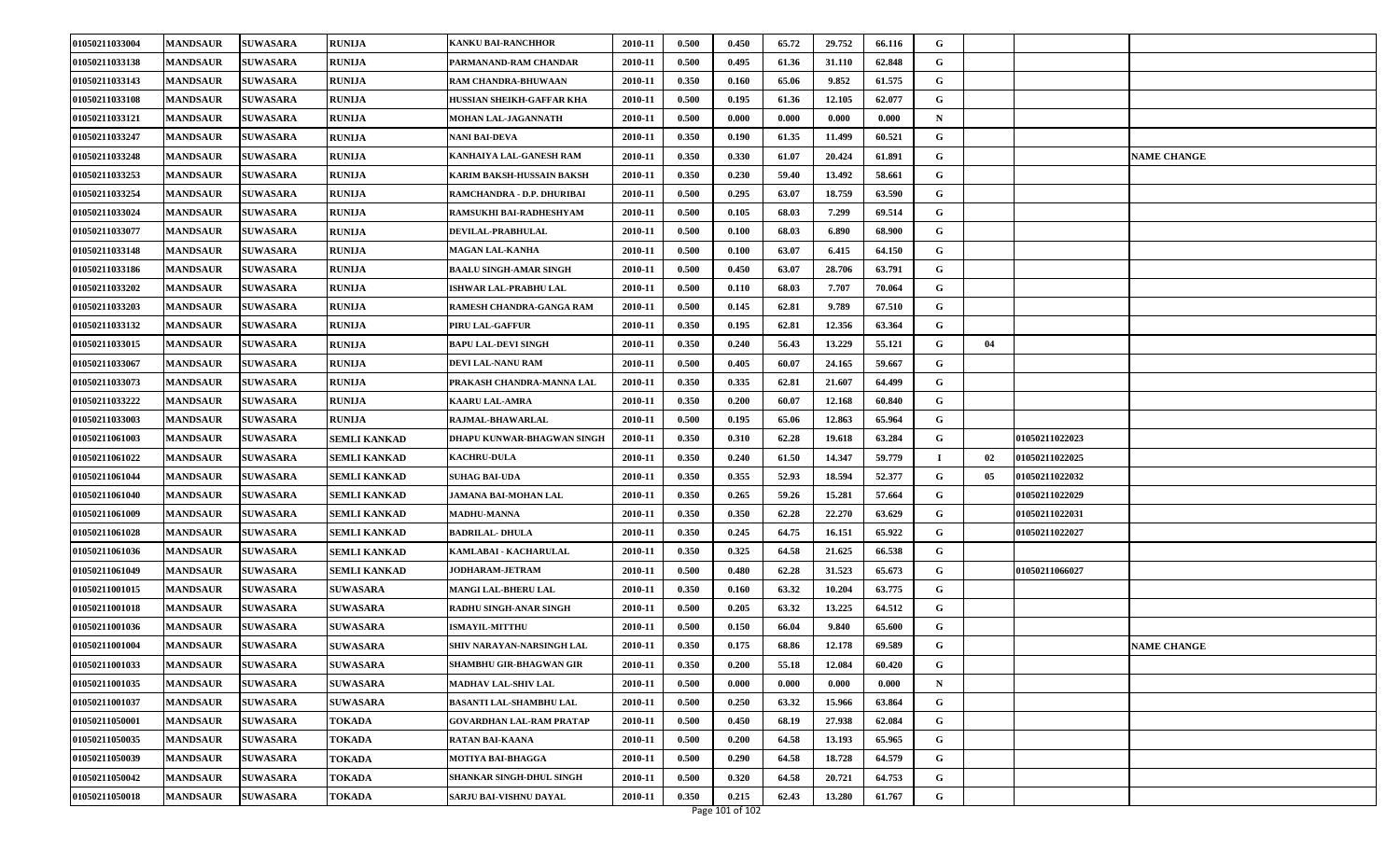| | | | | | | | | | | | | | | | |
|---|---|---|---|---|---|---|---|---|---|---|---|---|---|---|---|
| 01050211033004 | MANDSAUR | SUWASARA | RUNIJA | KANKU BAI-RANCHHOR | 2010-11 | 0.500 | 0.450 | 65.72 | 29.752 | 66.116 | G | | | |
| 01050211033138 | MANDSAUR | SUWASARA | RUNIJA | PARMANAND-RAM CHANDAR | 2010-11 | 0.500 | 0.495 | 61.36 | 31.110 | 62.848 | G | | | |
| 01050211033143 | MANDSAUR | SUWASARA | RUNIJA | RAM CHANDRA-BHUWAAN | 2010-11 | 0.350 | 0.160 | 65.06 | 9.852 | 61.575 | G | | | |
| 01050211033108 | MANDSAUR | SUWASARA | RUNIJA | HUSSIAN SHEIKH-GAFFAR KHA | 2010-11 | 0.500 | 0.195 | 61.36 | 12.105 | 62.077 | G | | | |
| 01050211033121 | MANDSAUR | SUWASARA | RUNIJA | MOHAN LAL-JAGANNATH | 2010-11 | 0.500 | 0.000 | 0.000 | 0.000 | 0.000 | N | | | |
| 01050211033247 | MANDSAUR | SUWASARA | RUNIJA | NANI BAI-DEVA | 2010-11 | 0.350 | 0.190 | 61.35 | 11.499 | 60.521 | G | | | |
| 01050211033248 | MANDSAUR | SUWASARA | RUNIJA | KANHAIYA LAL-GANESH RAM | 2010-11 | 0.350 | 0.330 | 61.07 | 20.424 | 61.891 | G | | | NAME CHANGE |
| 01050211033253 | MANDSAUR | SUWASARA | RUNIJA | KARIM BAKSH-HUSSAIN BAKSH | 2010-11 | 0.350 | 0.230 | 59.40 | 13.492 | 58.661 | G | | | |
| 01050211033254 | MANDSAUR | SUWASARA | RUNIJA | RAMCHANDRA - D.P. DHURIBAI | 2010-11 | 0.500 | 0.295 | 63.07 | 18.759 | 63.590 | G | | | |
| 01050211033024 | MANDSAUR | SUWASARA | RUNIJA | RAMSUKHI BAI-RADHESHYAM | 2010-11 | 0.500 | 0.105 | 68.03 | 7.299 | 69.514 | G | | | |
| 01050211033077 | MANDSAUR | SUWASARA | RUNIJA | DEVILAL-PRABHULAL | 2010-11 | 0.500 | 0.100 | 68.03 | 6.890 | 68.900 | G | | | |
| 01050211033148 | MANDSAUR | SUWASARA | RUNIJA | MAGAN LAL-KANHA | 2010-11 | 0.500 | 0.100 | 63.07 | 6.415 | 64.150 | G | | | |
| 01050211033186 | MANDSAUR | SUWASARA | RUNIJA | BAALU SINGH-AMAR SINGH | 2010-11 | 0.500 | 0.450 | 63.07 | 28.706 | 63.791 | G | | | |
| 01050211033202 | MANDSAUR | SUWASARA | RUNIJA | ISHWAR LAL-PRABHU LAL | 2010-11 | 0.500 | 0.110 | 68.03 | 7.707 | 70.064 | G | | | |
| 01050211033203 | MANDSAUR | SUWASARA | RUNIJA | RAMESH CHANDRA-GANGA RAM | 2010-11 | 0.500 | 0.145 | 62.81 | 9.789 | 67.510 | G | | | |
| 01050211033132 | MANDSAUR | SUWASARA | RUNIJA | PIRU LAL-GAFFUR | 2010-11 | 0.350 | 0.195 | 62.81 | 12.356 | 63.364 | G | | | |
| 01050211033015 | MANDSAUR | SUWASARA | RUNIJA | BAPU LAL-DEVI SINGH | 2010-11 | 0.350 | 0.240 | 56.43 | 13.229 | 55.121 | G | 04 | | |
| 01050211033067 | MANDSAUR | SUWASARA | RUNIJA | DEVI LAL-NANU RAM | 2010-11 | 0.500 | 0.405 | 60.07 | 24.165 | 59.667 | G | | | |
| 01050211033073 | MANDSAUR | SUWASARA | RUNIJA | PRAKASH CHANDRA-MANNA LAL | 2010-11 | 0.350 | 0.335 | 62.81 | 21.607 | 64.499 | G | | | |
| 01050211033222 | MANDSAUR | SUWASARA | RUNIJA | KAARU LAL-AMRA | 2010-11 | 0.350 | 0.200 | 60.07 | 12.168 | 60.840 | G | | | |
| 01050211033003 | MANDSAUR | SUWASARA | RUNIJA | RAJMAL-BHAWARLAL | 2010-11 | 0.500 | 0.195 | 65.06 | 12.863 | 65.964 | G | | | |
| 01050211061003 | MANDSAUR | SUWASARA | SEMLI KANKAD | DHAPU KUNWAR-BHAGWAN SINGH | 2010-11 | 0.350 | 0.310 | 62.28 | 19.618 | 63.284 | G | | 01050211022023 | |
| 01050211061022 | MANDSAUR | SUWASARA | SEMLI KANKAD | KACHRU-DULA | 2010-11 | 0.350 | 0.240 | 61.50 | 14.347 | 59.779 | I | 02 | 01050211022025 | |
| 01050211061044 | MANDSAUR | SUWASARA | SEMLI KANKAD | SUHAG BAI-UDA | 2010-11 | 0.350 | 0.355 | 52.93 | 18.594 | 52.377 | G | 05 | 01050211022032 | |
| 01050211061040 | MANDSAUR | SUWASARA | SEMLI KANKAD | JAMANA BAI-MOHAN LAL | 2010-11 | 0.350 | 0.265 | 59.26 | 15.281 | 57.664 | G | | 01050211022029 | |
| 01050211061009 | MANDSAUR | SUWASARA | SEMLI KANKAD | MADHU-MANNA | 2010-11 | 0.350 | 0.350 | 62.28 | 22.270 | 63.629 | G | | 01050211022031 | |
| 01050211061028 | MANDSAUR | SUWASARA | SEMLI KANKAD | BADRILAL- DHULA | 2010-11 | 0.350 | 0.245 | 64.75 | 16.151 | 65.922 | G | | 01050211022027 | |
| 01050211061036 | MANDSAUR | SUWASARA | SEMLI KANKAD | KAMLABAI - KACHARULAL | 2010-11 | 0.350 | 0.325 | 64.58 | 21.625 | 66.538 | G | | | |
| 01050211061049 | MANDSAUR | SUWASARA | SEMLI KANKAD | JODHARAM-JETRAM | 2010-11 | 0.500 | 0.480 | 62.28 | 31.523 | 65.673 | G | | 01050211066027 | |
| 01050211001015 | MANDSAUR | SUWASARA | SUWASARA | MANGI LAL-BHERU LAL | 2010-11 | 0.350 | 0.160 | 63.32 | 10.204 | 63.775 | G | | | |
| 01050211001018 | MANDSAUR | SUWASARA | SUWASARA | RADHU SINGH-ANAR SINGH | 2010-11 | 0.500 | 0.205 | 63.32 | 13.225 | 64.512 | G | | | |
| 01050211001036 | MANDSAUR | SUWASARA | SUWASARA | ISMAYIL-MITTHU | 2010-11 | 0.500 | 0.150 | 66.04 | 9.840 | 65.600 | G | | | |
| 01050211001004 | MANDSAUR | SUWASARA | SUWASARA | SHIV NARAYAN-NARSINGH LAL | 2010-11 | 0.350 | 0.175 | 68.86 | 12.178 | 69.589 | G | | | NAME CHANGE |
| 01050211001033 | MANDSAUR | SUWASARA | SUWASARA | SHAMBHU GIR-BHAGWAN GIR | 2010-11 | 0.350 | 0.200 | 55.18 | 12.084 | 60.420 | G | | | |
| 01050211001035 | MANDSAUR | SUWASARA | SUWASARA | MADHAV LAL-SHIV LAL | 2010-11 | 0.500 | 0.000 | 0.000 | 0.000 | 0.000 | N | | | |
| 01050211001037 | MANDSAUR | SUWASARA | SUWASARA | BASANTI LAL-SHAMBHU LAL | 2010-11 | 0.500 | 0.250 | 63.32 | 15.966 | 63.864 | G | | | |
| 01050211050001 | MANDSAUR | SUWASARA | TOKADA | GOVARDHAN LAL-RAM PRATAP | 2010-11 | 0.500 | 0.450 | 68.19 | 27.938 | 62.084 | G | | | |
| 01050211050035 | MANDSAUR | SUWASARA | TOKADA | RATAN BAI-KAANA | 2010-11 | 0.500 | 0.200 | 64.58 | 13.193 | 65.965 | G | | | |
| 01050211050039 | MANDSAUR | SUWASARA | TOKADA | MOTIYA BAI-BHAGGA | 2010-11 | 0.500 | 0.290 | 64.58 | 18.728 | 64.579 | G | | | |
| 01050211050042 | MANDSAUR | SUWASARA | TOKADA | SHANKAR SINGH-DHUL SINGH | 2010-11 | 0.500 | 0.320 | 64.58 | 20.721 | 64.753 | G | | | |
| 01050211050018 | MANDSAUR | SUWASARA | TOKADA | SARJU BAI-VISHNU DAYAL | 2010-11 | 0.350 | 0.215 | 62.43 | 13.280 | 61.767 | G | | | |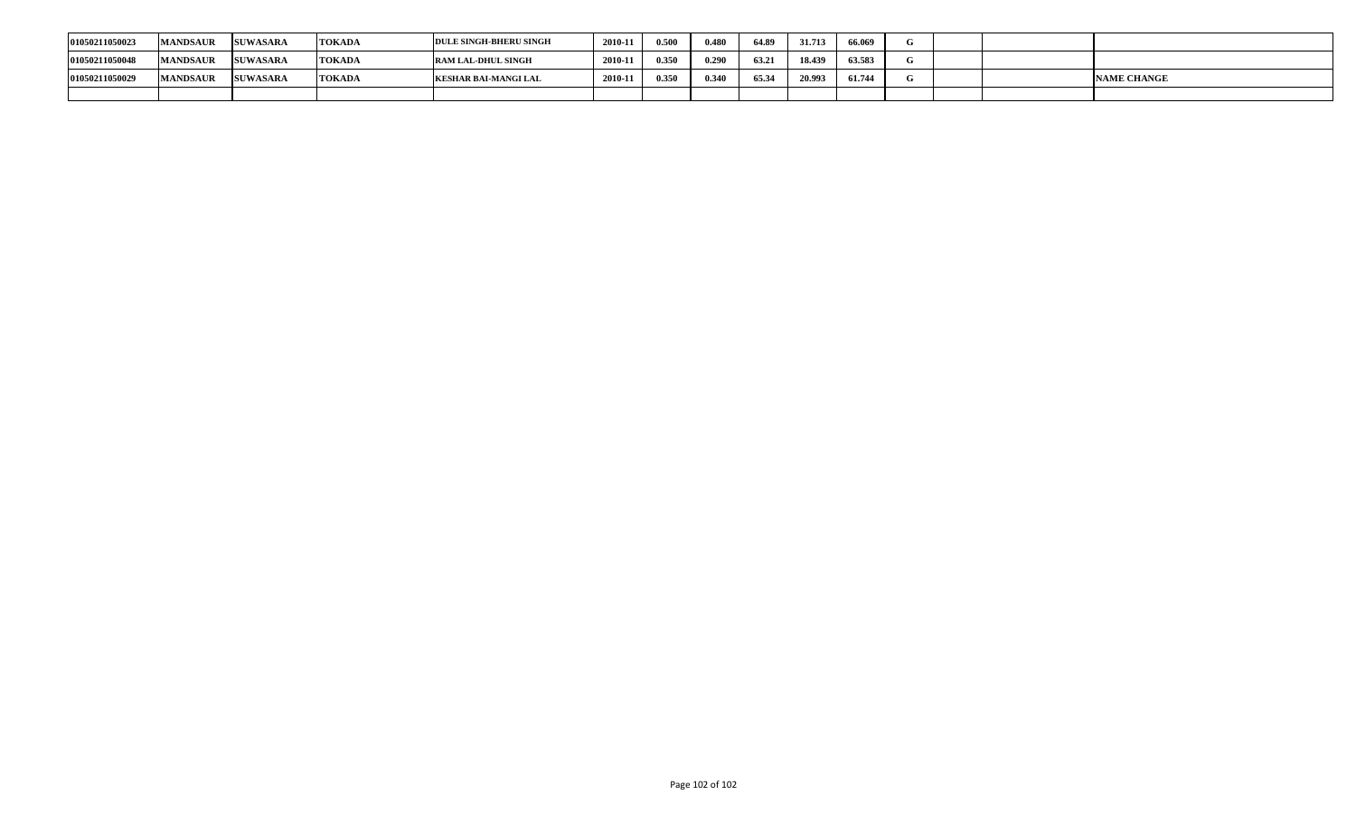| | | | | | | | | | | | | | | |
|---|---|---|---|---|---|---|---|---|---|---|---|---|---|---|
| 01050211050023 | MANDSAUR | SUWASARA | TOKADA | DULE SINGH-BHERU SINGH | 2010-11 | 0.500 | 0.480 | 64.89 | 31.713 | 66.069 | G | | | |
| 01050211050048 | MANDSAUR | SUWASARA | TOKADA | RAM LAL-DHUL SINGH | 2010-11 | 0.350 | 0.290 | 63.21 | 18.439 | 63.583 | G | | | |
| 01050211050029 | MANDSAUR | SUWASARA | TOKADA | KESHAR BAI-MANGI LAL | 2010-11 | 0.350 | 0.340 | 65.34 | 20.993 | 61.744 | G | | | NAME CHANGE |
| | | | | | | | | | | | | | | |